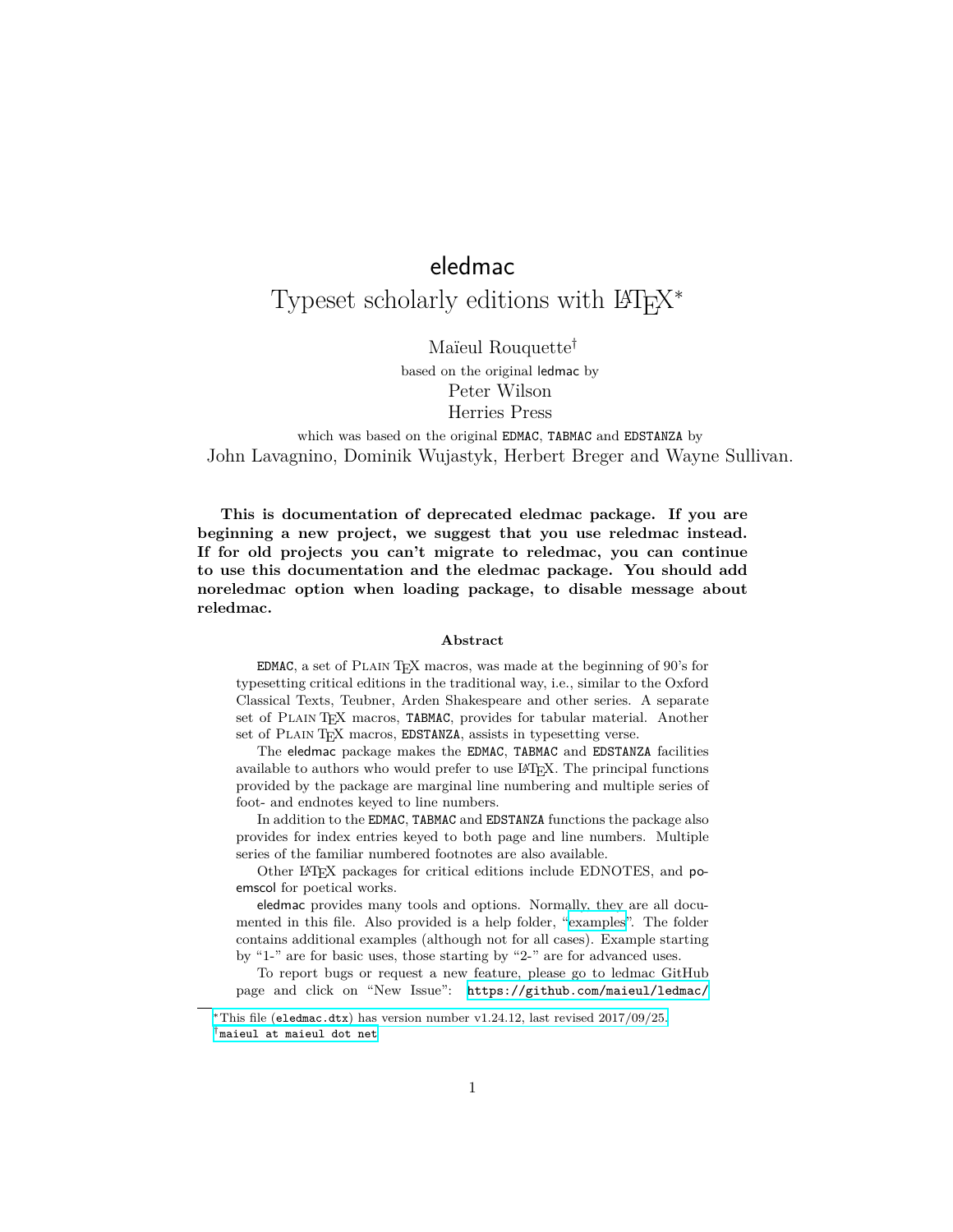# eledmac

## Typeset scholarly editions with LaTeX[*]

Maïeul Rouquette[†]

based on the original ledmac by

Peter Wilson

Herries Press

which was based on the original EDMAC, TABMAC and EDSTANZA by

John Lavagnino, Dominik Wujastyk, Herbert Breger and Wayne Sullivan.

**This is documentation of deprecated eledmac package. If you are beginning a new project, we suggest that you use reledmac instead. If for old projects you can't migrate to reledmac, you can continue to use this documentation and the eledmac package. You should add noreledmac option when loading package, to disable message about reledmac.**

**Abstract**

EDMAC, a set of PLAIN TeX macros, was made at the beginning of 90's for typesetting critical editions in the traditional way, i.e., similar to the Oxford Classical Texts, Teubner, Arden Shakespeare and other series. A separate set of PLAIN TeX macros, TABMAC, provides for tabular material. Another set of PLAIN TeX macros, EDSTANZA, assists in typesetting verse.

The eledmac package makes the EDMAC, TABMAC and EDSTANZA facilities available to authors who would prefer to use LaTeX. The principal functions provided by the package are marginal line numbering and multiple series of foot- and endnotes keyed to line numbers.

In addition to the EDMAC, TABMAC and EDSTANZA functions the package also provides for index entries keyed to both page and line numbers. Multiple series of the familiar numbered footnotes are also available.

Other LaTeX packages for critical editions include EDNOTES, and poemscol for poetical works.

eledmac provides many tools and options. Normally, they are all documented in this file. Also provided is a help folder, "examples". The folder contains additional examples (although not for all cases). Example starting by "1-" are for basic uses, those starting by "2-" are for advanced uses.

To report bugs or request a new feature, please go to ledmac GitHub page and click on "New Issue": `https://github.com/maieul/ledmac/`

---

[*] This file (`eledmac.dtx`) has version number v1.24.12, last revised 2017/09/25.

[†] `maieul at maieul dot net`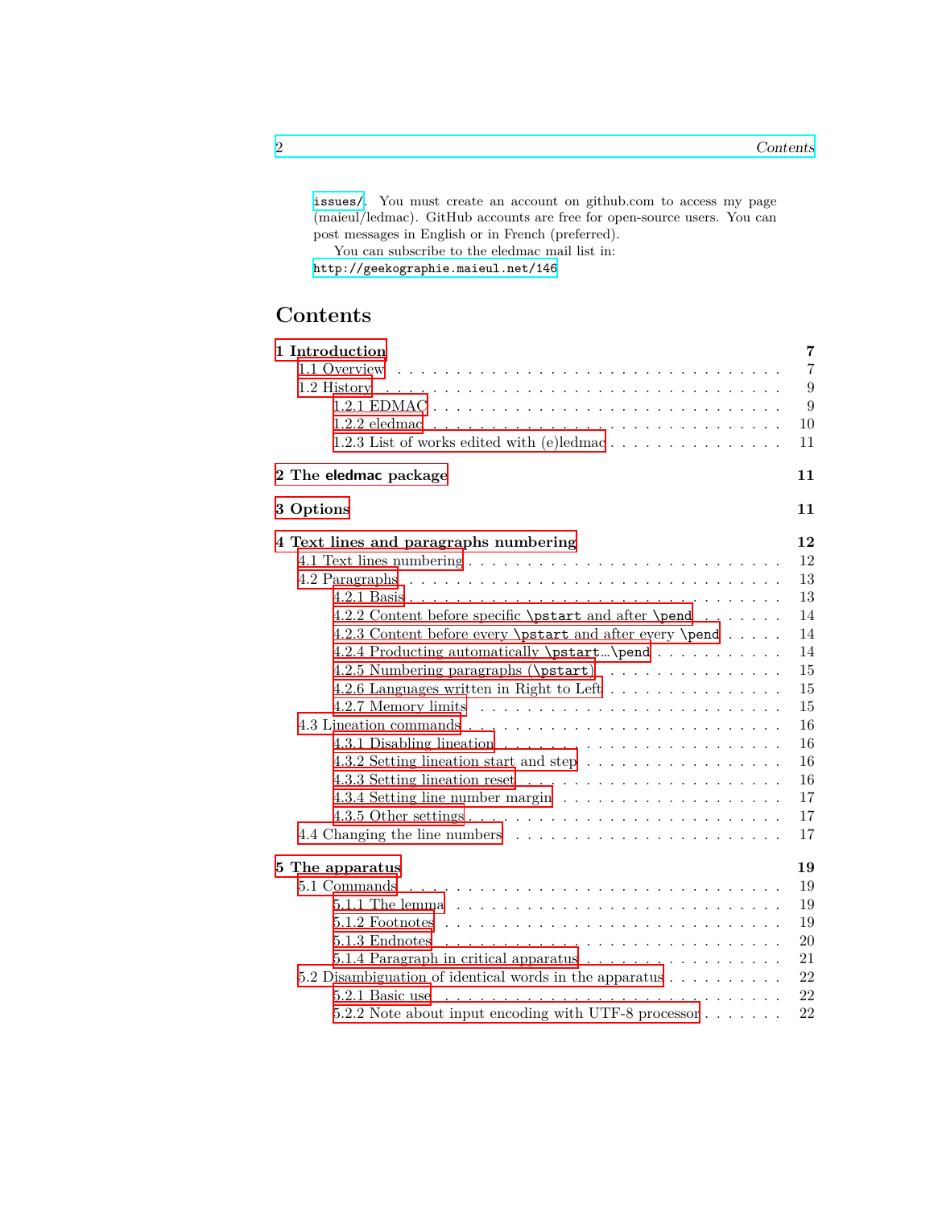issues/. You must create an account on github.com to access my page (maieul/ledmac). GitHub accounts are free for open-source users. You can post messages in English or in French (preferred).

You can subscribe to the eledmac mail list in:
http://geekographie.maieul.net/146

# Contents

**1 Introduction** **7**
- 1.1 Overview . . . 7
- 1.2 History . . . 9
  - 1.2.1 EDMAC . . . 9
  - 1.2.2 eledmac . . . 10
  - 1.2.3 List of works edited with (e)ledmac . . . 11

**2 The eledmac package** **11**

**3 Options** **11**

**4 Text lines and paragraphs numbering** **12**
- 4.1 Text lines numbering . . . 12
- 4.2 Paragraphs . . . 13
  - 4.2.1 Basis . . . 13
  - 4.2.2 Content before specific `\pstart` and after `\pend` . . . 14
  - 4.2.3 Content before every `\pstart` and after every `\pend` . . . 14
  - 4.2.4 Producting automatically `\pstart`…`\pend` . . . 14
  - 4.2.5 Numbering paragraphs (`\pstart`) . . . 15
  - 4.2.6 Languages written in Right to Left . . . 15
  - 4.2.7 Memory limits . . . 15
- 4.3 Lineation commands . . . 16
  - 4.3.1 Disabling lineation . . . 16
  - 4.3.2 Setting lineation start and step . . . 16
  - 4.3.3 Setting lineation reset . . . 16
  - 4.3.4 Setting line number margin . . . 17
  - 4.3.5 Other settings . . . 17
- 4.4 Changing the line numbers . . . 17

**5 The apparatus** **19**
- 5.1 Commands . . . 19
  - 5.1.1 The lemma . . . 19
  - 5.1.2 Footnotes . . . 19
  - 5.1.3 Endnotes . . . 20
  - 5.1.4 Paragraph in critical apparatus . . . 21
- 5.2 Disambiguation of identical words in the apparatus . . . 22
  - 5.2.1 Basic use . . . 22
  - 5.2.2 Note about input encoding with UTF-8 processor . . . 22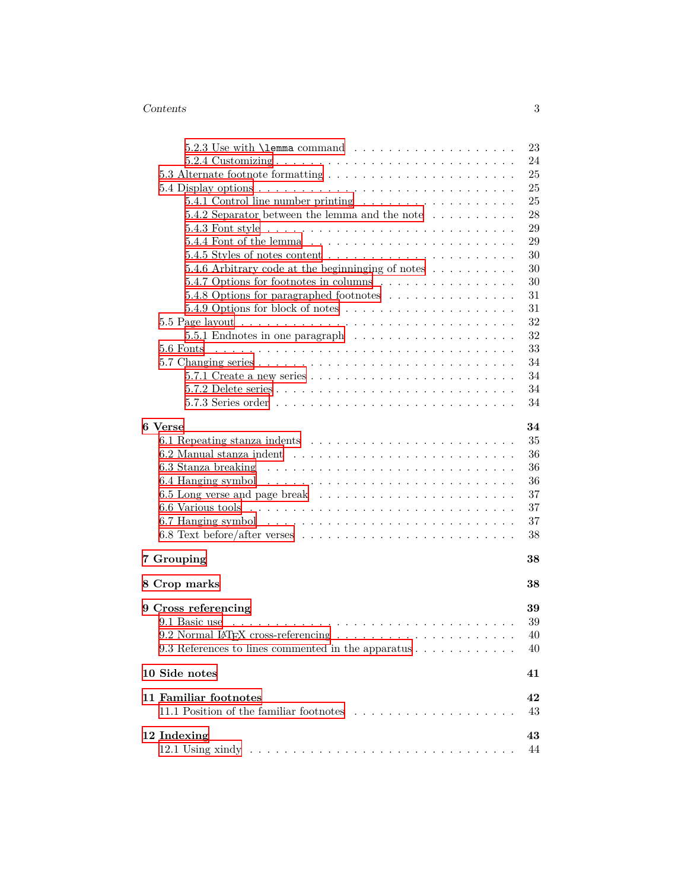- 5.2.3 Use with `\lemma` command . . . . . 23
- 5.2.4 Customizing . . . . . 24
- 5.3 Alternate footnote formatting . . . . . 25
- 5.4 Display options . . . . . 25
  - 5.4.1 Control line number printing . . . . . 25
  - 5.4.2 Separator between the lemma and the note . . . . . 28
  - 5.4.3 Font style . . . . . 29
  - 5.4.4 Font of the lemma . . . . . 29
  - 5.4.5 Styles of notes content . . . . . 30
  - 5.4.6 Arbitrary code at the beginninging of notes . . . . . 30
  - 5.4.7 Options for footnotes in columns . . . . . 30
  - 5.4.8 Options for paragraphed footnotes . . . . . 31
  - 5.4.9 Options for block of notes . . . . . 31
- 5.5 Page layout . . . . . 32
  - 5.5.1 Endnotes in one paragraph . . . . . 32
- 5.6 Fonts . . . . . 33
- 5.7 Changing series . . . . . 34
  - 5.7.1 Create a new series . . . . . 34
  - 5.7.2 Delete series . . . . . 34
  - 5.7.3 Series order . . . . . 34

**6 Verse** **34**
- 6.1 Repeating stanza indents . . . . . 35
- 6.2 Manual stanza indent . . . . . 36
- 6.3 Stanza breaking . . . . . 36
- 6.4 Hanging symbol . . . . . 36
- 6.5 Long verse and page break . . . . . 37
- 6.6 Various tools . . . . . 37
- 6.7 Hanging symbol . . . . . 37
- 6.8 Text before/after verses . . . . . 38

**7 Grouping** **38**

**8 Crop marks** **38**

**9 Cross referencing** **39**
- 9.1 Basic use . . . . . 39
- 9.2 Normal LaTeX cross-referencing . . . . . 40
- 9.3 References to lines commented in the apparatus . . . . . 40

**10 Side notes** **41**

**11 Familiar footnotes** **42**
- 11.1 Position of the familiar footnotes . . . . . 43

**12 Indexing** **43**
- 12.1 Using xindy . . . . . 44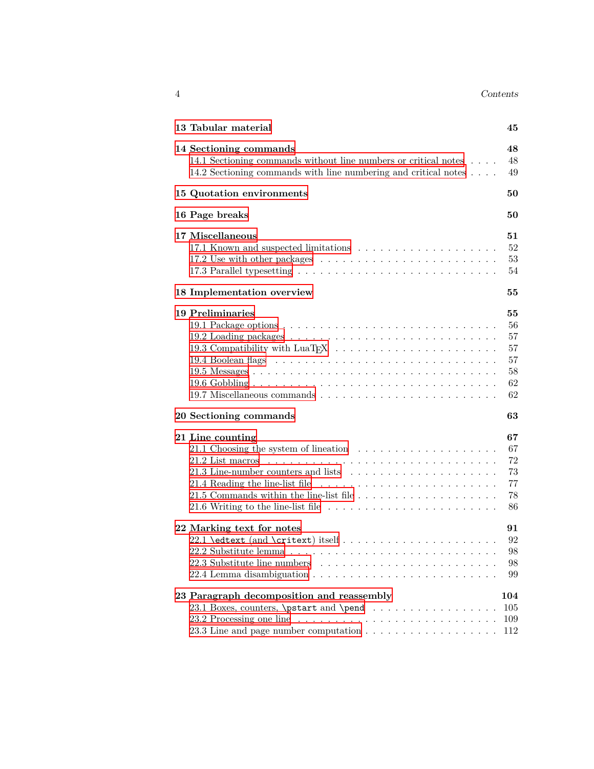**13 Tabular material** 45

**14 Sectioning commands** 48

- 14.1 Sectioning commands without line numbers or critical notes . . . . 48
- 14.2 Sectioning commands with line numbering and critical notes . . . . 49

**15 Quotation environments** 50

**16 Page breaks** 50

**17 Miscellaneous** 51

- 17.1 Known and suspected limitations . . . . . . . . . . . . . . . . . . . 52
- 17.2 Use with other packages . . . . . . . . . . . . . . . . . . . . . . . 53
- 17.3 Parallel typesetting . . . . . . . . . . . . . . . . . . . . . . . . . 54

**18 Implementation overview** 55

**19 Preliminaries** 55

- 19.1 Package options . . . . . . . . . . . . . . . . . . . . . . . . . . . 56
- 19.2 Loading packages . . . . . . . . . . . . . . . . . . . . . . . . . . 57
- 19.3 Compatibility with LuaTeX . . . . . . . . . . . . . . . . . . . . . 57
- 19.4 Boolean flags . . . . . . . . . . . . . . . . . . . . . . . . . . . . 57
- 19.5 Messages . . . . . . . . . . . . . . . . . . . . . . . . . . . . . . 58
- 19.6 Gobbling . . . . . . . . . . . . . . . . . . . . . . . . . . . . . . 62
- 19.7 Miscellaneous commands . . . . . . . . . . . . . . . . . . . . . . 62

**20 Sectioning commands** 63

**21 Line counting** 67

- 21.1 Choosing the system of lineation . . . . . . . . . . . . . . . . . . 67
- 21.2 List macros . . . . . . . . . . . . . . . . . . . . . . . . . . . . . 72
- 21.3 Line-number counters and lists . . . . . . . . . . . . . . . . . . . 73
- 21.4 Reading the line-list file . . . . . . . . . . . . . . . . . . . . . . 77
- 21.5 Commands within the line-list file . . . . . . . . . . . . . . . . . 78
- 21.6 Writing to the line-list file . . . . . . . . . . . . . . . . . . . . . 86

**22 Marking text for notes** 91

- 22.1 `\edtext` (and `\critext`) itself . . . . . . . . . . . . . . . . . . . 92
- 22.2 Substitute lemma . . . . . . . . . . . . . . . . . . . . . . . . . . 98
- 22.3 Substitute line numbers . . . . . . . . . . . . . . . . . . . . . . . 98
- 22.4 Lemma disambiguation . . . . . . . . . . . . . . . . . . . . . . . 99

**23 Paragraph decomposition and reassembly** 104

- 23.1 Boxes, counters, `\pstart` and `\pend` . . . . . . . . . . . . . . . . 105
- 23.2 Processing one line . . . . . . . . . . . . . . . . . . . . . . . . . 109
- 23.3 Line and page number computation . . . . . . . . . . . . . . . . . 112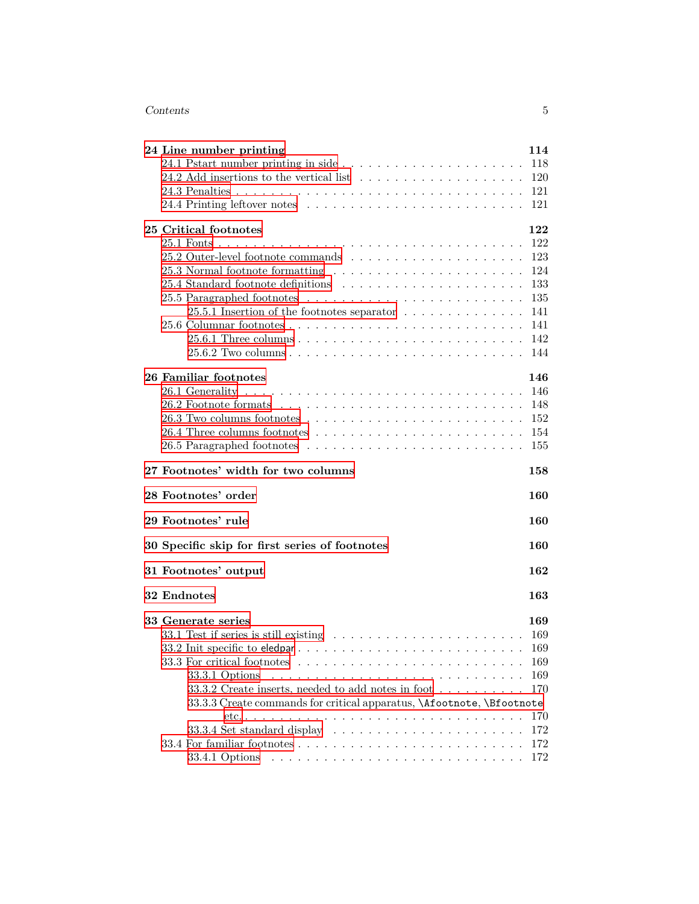**24 Line number printing** **114**

- 24.1 Pstart number printing in side . . . 118
- 24.2 Add insertions to the vertical list . . . 120
- 24.3 Penalties . . . 121
- 24.4 Printing leftover notes . . . 121

**25 Critical footnotes** **122**

- 25.1 Fonts . . . 122
- 25.2 Outer-level footnote commands . . . 123
- 25.3 Normal footnote formatting . . . 124
- 25.4 Standard footnote definitions . . . 133
- 25.5 Paragraphed footnotes . . . 135
  - 25.5.1 Insertion of the footnotes separator . . . 141
- 25.6 Columnar footnotes . . . 141
  - 25.6.1 Three columns . . . 142
  - 25.6.2 Two columns . . . 144

**26 Familiar footnotes** **146**

- 26.1 Generality . . . 146
- 26.2 Footnote formats . . . 148
- 26.3 Two columns footnotes . . . 152
- 26.4 Three columns footnotes . . . 154
- 26.5 Paragraphed footnotes . . . 155

**27 Footnotes' width for two columns** **158**

**28 Footnotes' order** **160**

**29 Footnotes' rule** **160**

**30 Specific skip for first series of footnotes** **160**

**31 Footnotes' output** **162**

**32 Endnotes** **163**

**33 Generate series** **169**

- 33.1 Test if series is still existing . . . 169
- 33.2 Init specific to `eledpar` . . . 169
- 33.3 For critical footnotes . . . 169
  - 33.3.1 Options . . . 169
  - 33.3.2 Create inserts, needed to add notes in foot . . . 170
  - 33.3.3 Create commands for critical apparatus, `\Afootnote`, `\Bfootnote` etc. . . . 170
  - 33.3.4 Set standard display . . . 172
- 33.4 For familiar footnotes . . . 172
  - 33.4.1 Options . . . 172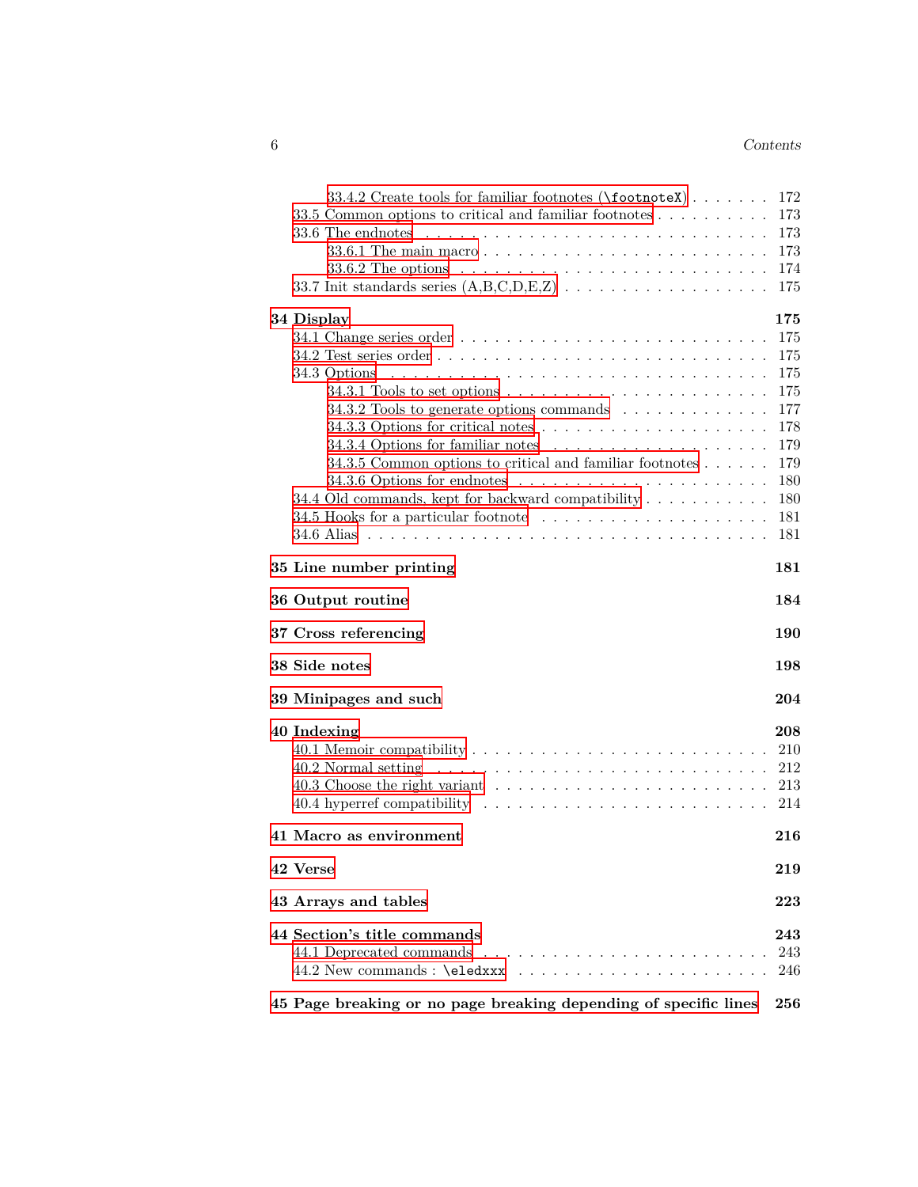- 33.4.2 Create tools for familiar footnotes (`\footnoteX`) . . . . . . . 172
- 33.5 Common options to critical and familiar footnotes . . . . . . . . . . 173
- 33.6 The endnotes . . . . . . . . . . . . . . . . . . . . . . . . . . . 173
  - 33.6.1 The main macro . . . . . . . . . . . . . . . . . . . . . . . 173
  - 33.6.2 The options . . . . . . . . . . . . . . . . . . . . . . . . . 174
- 33.7 Init standards series (A,B,C,D,E,Z) . . . . . . . . . . . . . . . . . 175

**34 Display** **175**

- 34.1 Change series order . . . . . . . . . . . . . . . . . . . . . . . . 175
- 34.2 Test series order . . . . . . . . . . . . . . . . . . . . . . . . . 175
- 34.3 Options . . . . . . . . . . . . . . . . . . . . . . . . . . . . . . 175
  - 34.3.1 Tools to set options . . . . . . . . . . . . . . . . . . . . . 175
  - 34.3.2 Tools to generate options commands . . . . . . . . . . . . . 177
  - 34.3.3 Options for critical notes . . . . . . . . . . . . . . . . . . 178
  - 34.3.4 Options for familiar notes . . . . . . . . . . . . . . . . . . 179
  - 34.3.5 Common options to critical and familiar footnotes . . . . . . 179
  - 34.3.6 Options for endnotes . . . . . . . . . . . . . . . . . . . . . 180
- 34.4 Old commands, kept for backward compatibility . . . . . . . . . . . 180
- 34.5 Hooks for a particular footnote . . . . . . . . . . . . . . . . . . . 181
- 34.6 Alias . . . . . . . . . . . . . . . . . . . . . . . . . . . . . . . . 181

**35 Line number printing** **181**

**36 Output routine** **184**

**37 Cross referencing** **190**

**38 Side notes** **198**

**39 Minipages and such** **204**

**40 Indexing** **208**

- 40.1 Memoir compatibility . . . . . . . . . . . . . . . . . . . . . . . . 210
- 40.2 Normal setting . . . . . . . . . . . . . . . . . . . . . . . . . . . 212
- 40.3 Choose the right variant . . . . . . . . . . . . . . . . . . . . . . 213
- 40.4 hyperref compatibility . . . . . . . . . . . . . . . . . . . . . . . 214

**41 Macro as environment** **216**

**42 Verse** **219**

**43 Arrays and tables** **223**

**44 Section's title commands** **243**

- 44.1 Deprecated commands . . . . . . . . . . . . . . . . . . . . . . . 243
- 44.2 New commands : `\eledxxx` . . . . . . . . . . . . . . . . . . . . . 246

**45 Page breaking or no page breaking depending of specific lines** **256**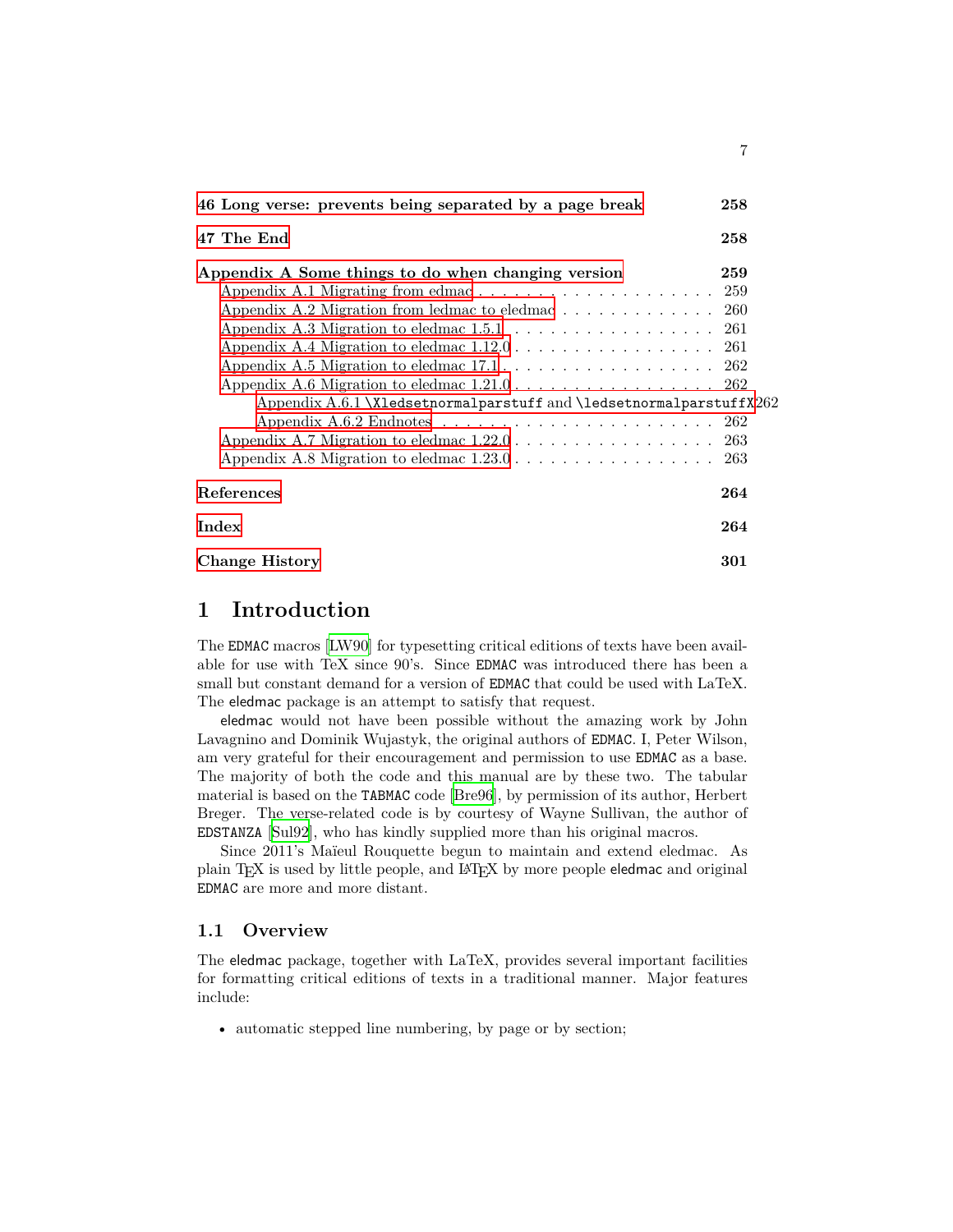**46 Long verse: prevents being separated by a page break** **258**

**47 The End** **258**

**Appendix A Some things to do when changing version** **259**

- Appendix A.1 Migrating from edmac . . . . . . . . . . . . . . . . . . . . . 259
- Appendix A.2 Migration from ledmac to eledmac . . . . . . . . . . . . . 260
- Appendix A.3 Migration to eledmac 1.5.1 . . . . . . . . . . . . . . . . . . 261
- Appendix A.4 Migration to eledmac 1.12.0 . . . . . . . . . . . . . . . . . 261
- Appendix A.5 Migration to eledmac 17.1 . . . . . . . . . . . . . . . . . . 262
- Appendix A.6 Migration to eledmac 1.21.0 . . . . . . . . . . . . . . . . . 262
  - Appendix A.6.1 `\Xledsetnormalparstuff` and `\ledsetnormalparstuffX` 262
  - Appendix A.6.2 Endnotes . . . . . . . . . . . . . . . . . . . . . . . 262
- Appendix A.7 Migration to eledmac 1.22.0 . . . . . . . . . . . . . . . . . 263
- Appendix A.8 Migration to eledmac 1.23.0 . . . . . . . . . . . . . . . . . 263

**References** **264**

**Index** **264**

**Change History** **301**

# 1 Introduction

The EDMAC macros [LW90] for typesetting critical editions of texts have been available for use with TeX since 90's. Since EDMAC was introduced there has been a small but constant demand for a version of EDMAC that could be used with LaTeX. The eledmac package is an attempt to satisfy that request.

eledmac would not have been possible without the amazing work by John Lavagnino and Dominik Wujastyk, the original authors of EDMAC. I, Peter Wilson, am very grateful for their encouragement and permission to use EDMAC as a base. The majority of both the code and this manual are by these two. The tabular material is based on the TABMAC code [Bre96], by permission of its author, Herbert Breger. The verse-related code is by courtesy of Wayne Sullivan, the author of EDSTANZA [Sul92], who has kindly supplied more than his original macros.

Since 2011's Maïeul Rouquette begun to maintain and extend eledmac. As plain TEX is used by little people, and LATEX by more people eledmac and original EDMAC are more and more distant.

## 1.1 Overview

The eledmac package, together with LaTeX, provides several important facilities for formatting critical editions of texts in a traditional manner. Major features include:

- automatic stepped line numbering, by page or by section;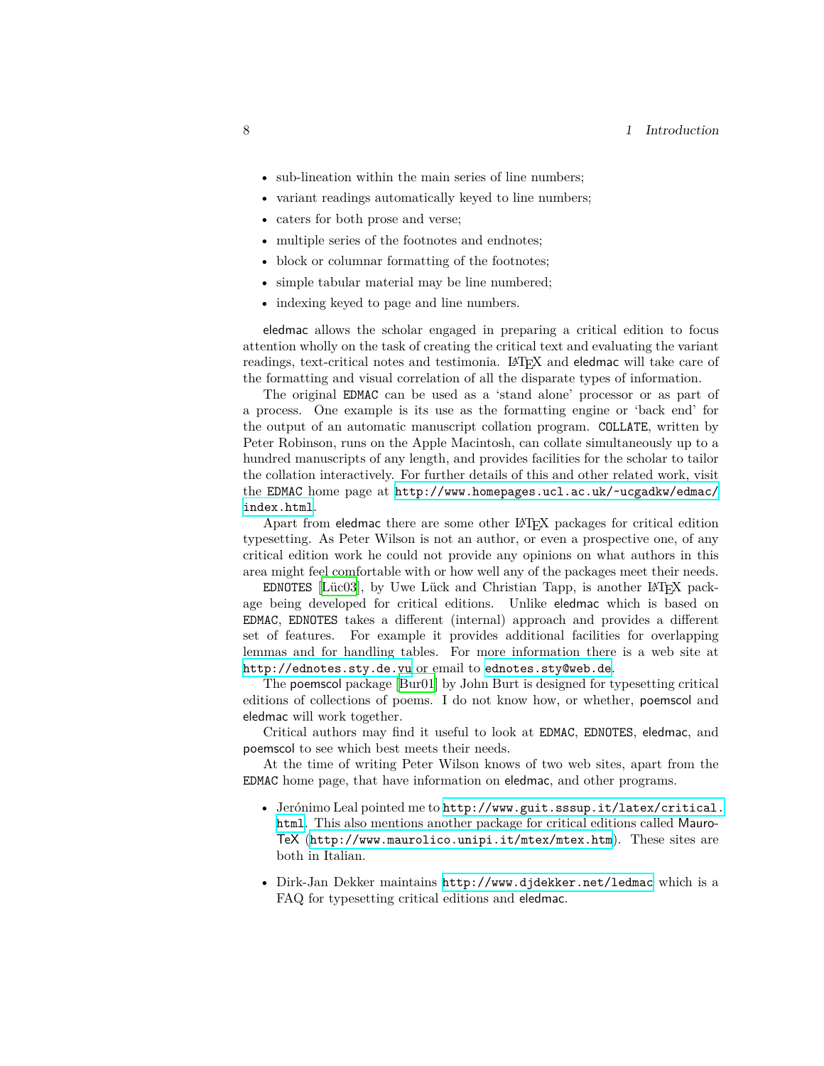- sub-lineation within the main series of line numbers;
- variant readings automatically keyed to line numbers;
- caters for both prose and verse;
- multiple series of the footnotes and endnotes;
- block or columnar formatting of the footnotes;
- simple tabular material may be line numbered;
- indexing keyed to page and line numbers.

eledmac allows the scholar engaged in preparing a critical edition to focus attention wholly on the task of creating the critical text and evaluating the variant readings, text-critical notes and testimonia. LaTeX and eledmac will take care of the formatting and visual correlation of all the disparate types of information.

The original EDMAC can be used as a 'stand alone' processor or as part of a process. One example is its use as the formatting engine or 'back end' for the output of an automatic manuscript collation program. COLLATE, written by Peter Robinson, runs on the Apple Macintosh, can collate simultaneously up to a hundred manuscripts of any length, and provides facilities for the scholar to tailor the collation interactively. For further details of this and other related work, visit the EDMAC home page at http://www.homepages.ucl.ac.uk/~ucgadkw/edmac/index.html.

Apart from eledmac there are some other LaTeX packages for critical edition typesetting. As Peter Wilson is not an author, or even a prospective one, of any critical edition work he could not provide any opinions on what authors in this area might feel comfortable with or how well any of the packages meet their needs.

EDNOTES [Lüc03], by Uwe Lück and Christian Tapp, is another LaTeX package being developed for critical editions. Unlike eledmac which is based on EDMAC, EDNOTES takes a different (internal) approach and provides a different set of features. For example it provides additional facilities for overlapping lemmas and for handling tables. For more information there is a web site at http://ednotes.sty.de.vu or email to ednotes.sty@web.de.

The poemscol package [Bur01] by John Burt is designed for typesetting critical editions of collections of poems. I do not know how, or whether, poemscol and eledmac will work together.

Critical authors may find it useful to look at EDMAC, EDNOTES, eledmac, and poemscol to see which best meets their needs.

At the time of writing Peter Wilson knows of two web sites, apart from the EDMAC home page, that have information on eledmac, and other programs.

- Jerónimo Leal pointed me to http://www.guit.sssup.it/latex/critical.html. This also mentions another package for critical editions called MauroTeX (http://www.maurolico.unipi.it/mtex/mtex.htm). These sites are both in Italian.
- Dirk-Jan Dekker maintains http://www.djdekker.net/ledmac which is a FAQ for typesetting critical editions and eledmac.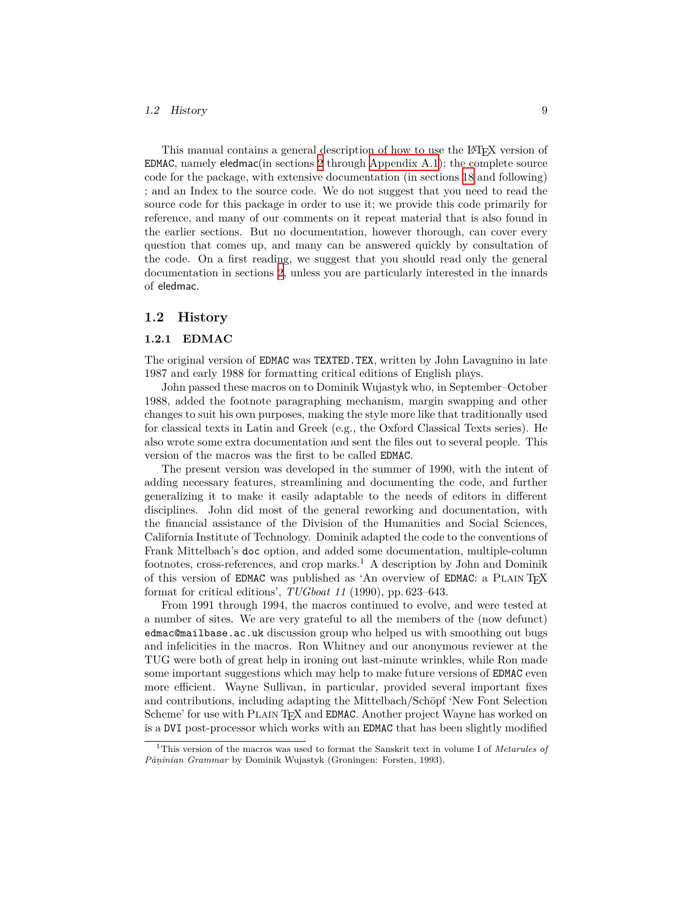This manual contains a general description of how to use the LaTeX version of EDMAC, namely eledmac(in sections 2 through Appendix A.1); the complete source code for the package, with extensive documentation (in sections 18 and following) ; and an Index to the source code. We do not suggest that you need to read the source code for this package in order to use it; we provide this code primarily for reference, and many of our comments on it repeat material that is also found in the earlier sections. But no documentation, however thorough, can cover every question that comes up, and many can be answered quickly by consultation of the code. On a first reading, we suggest that you should read only the general documentation in sections 2, unless you are particularly interested in the innards of eledmac.

## 1.2 History

### 1.2.1 EDMAC

The original version of EDMAC was TEXTED.TEX, written by John Lavagnino in late 1987 and early 1988 for formatting critical editions of English plays.

John passed these macros on to Dominik Wujastyk who, in September–October 1988, added the footnote paragraphing mechanism, margin swapping and other changes to suit his own purposes, making the style more like that traditionally used for classical texts in Latin and Greek (e.g., the Oxford Classical Texts series). He also wrote some extra documentation and sent the files out to several people. This version of the macros was the first to be called EDMAC.

The present version was developed in the summer of 1990, with the intent of adding necessary features, streamlining and documenting the code, and further generalizing it to make it easily adaptable to the needs of editors in different disciplines. John did most of the general reworking and documentation, with the financial assistance of the Division of the Humanities and Social Sciences, California Institute of Technology. Dominik adapted the code to the conventions of Frank Mittelbach's doc option, and added some documentation, multiple-column footnotes, cross-references, and crop marks.[1] A description by John and Dominik of this version of EDMAC was published as 'An overview of EDMAC: a Plain TeX format for critical editions', *TUGboat 11* (1990), pp. 623–643.

From 1991 through 1994, the macros continued to evolve, and were tested at a number of sites. We are very grateful to all the members of the (now defunct) edmac@mailbase.ac.uk discussion group who helped us with smoothing out bugs and infelicities in the macros. Ron Whitney and our anonymous reviewer at the TUG were both of great help in ironing out last-minute wrinkles, while Ron made some important suggestions which may help to make future versions of EDMAC even more efficient. Wayne Sullivan, in particular, provided several important fixes and contributions, including adapting the Mittelbach/Schöpf 'New Font Selection Scheme' for use with Plain TeX and EDMAC. Another project Wayne has worked on is a DVI post-processor which works with an EDMAC that has been slightly modified

[1] This version of the macros was used to format the Sanskrit text in volume I of *Metarules of Pāṇinian Grammar* by Dominik Wujastyk (Groningen: Forsten, 1993).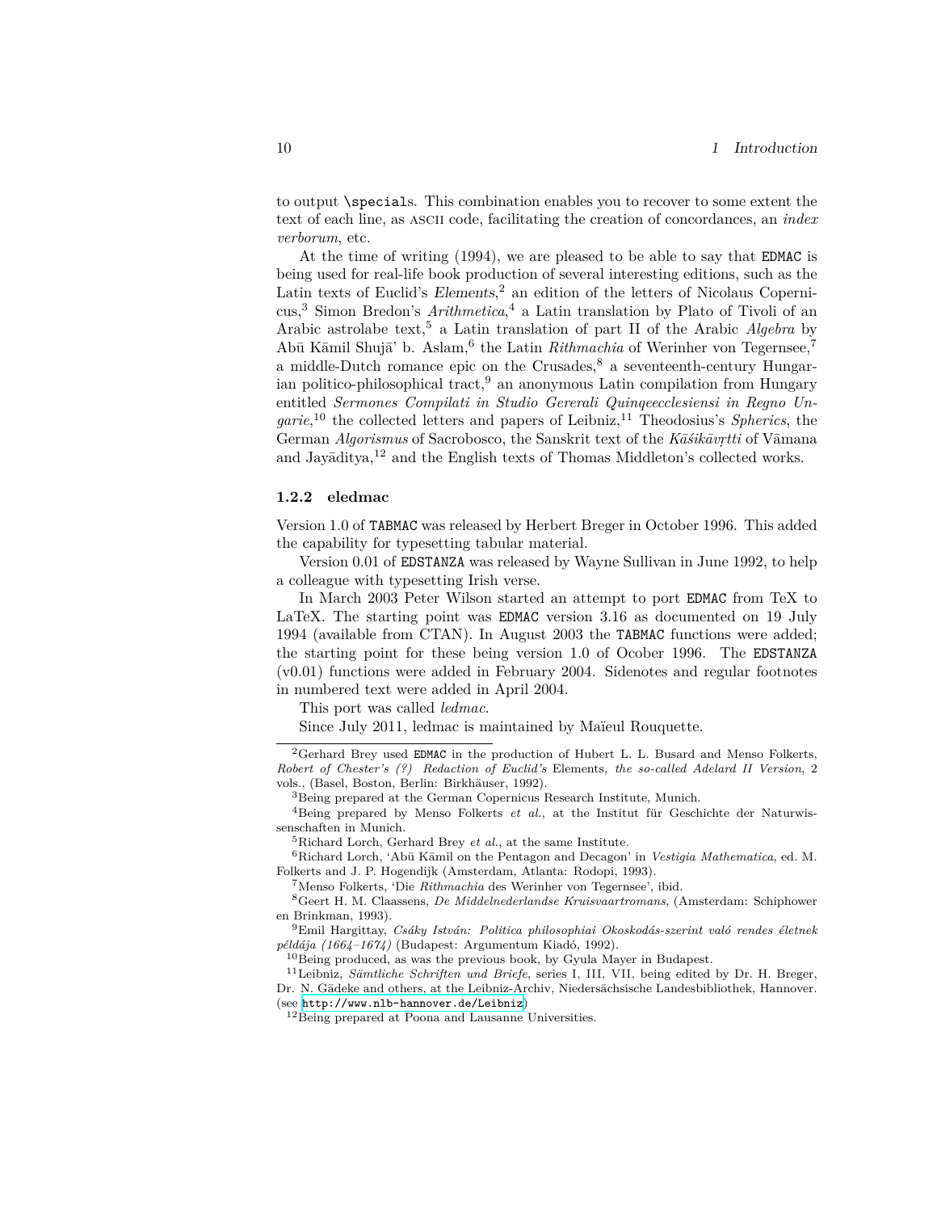to output `\special`s. This combination enables you to recover to some extent the text of each line, as ASCII code, facilitating the creation of concordances, an *index verborum*, etc.

At the time of writing (1994), we are pleased to be able to say that EDMAC is being used for real-life book production of several interesting editions, such as the Latin texts of Euclid's *Elements*,[2] an edition of the letters of Nicolaus Copernicus,[3] Simon Bredon's *Arithmetica*,[4] a Latin translation by Plato of Tivoli of an Arabic astrolabe text,[5] a Latin translation of part II of the Arabic *Algebra* by Abū Kāmil Shujā' b. Aslam,[6] the Latin *Rithmachia* of Werinher von Tegernsee,[7] a middle-Dutch romance epic on the Crusades,[8] a seventeenth-century Hungarian politico-philosophical tract,[9] an anonymous Latin compilation from Hungary entitled *Sermones Compilati in Studio Gererali Quinqeecclesiensi in Regno Ungarie*,[10] the collected letters and papers of Leibniz,[11] Theodosius's *Spherics*, the German *Algorismus* of Sacrobosco, the Sanskrit text of the *Kāśikāvṛtti* of Vāmana and Jayāditya,[12] and the English texts of Thomas Middleton's collected works.

### 1.2.2 eledmac

Version 1.0 of TABMAC was released by Herbert Breger in October 1996. This added the capability for typesetting tabular material.

Version 0.01 of EDSTANZA was released by Wayne Sullivan in June 1992, to help a colleague with typesetting Irish verse.

In March 2003 Peter Wilson started an attempt to port EDMAC from TeX to LaTeX. The starting point was EDMAC version 3.16 as documented on 19 July 1994 (available from CTAN). In August 2003 the TABMAC functions were added; the starting point for these being version 1.0 of Ocober 1996. The EDSTANZA (v0.01) functions were added in February 2004. Sidenotes and regular footnotes in numbered text were added in April 2004.

This port was called *ledmac*.

Since July 2011, ledmac is maintained by Maïeul Rouquette.

---

[2] Gerhard Brey used EDMAC in the production of Hubert L. L. Busard and Menso Folkerts, *Robert of Chester's (?) Redaction of Euclid's* Elements*, the so-called Adelard II Version*, 2 vols., (Basel, Boston, Berlin: Birkhäuser, 1992).

[3] Being prepared at the German Copernicus Research Institute, Munich.

[4] Being prepared by Menso Folkerts *et al.*, at the Institut für Geschichte der Naturwissenschaften in Munich.

[5] Richard Lorch, Gerhard Brey *et al.*, at the same Institute.

[6] Richard Lorch, 'Abū Kāmil on the Pentagon and Decagon' in *Vestigia Mathematica*, ed. M. Folkerts and J. P. Hogendijk (Amsterdam, Atlanta: Rodopi, 1993).

[7] Menso Folkerts, 'Die *Rithmachia* des Werinher von Tegernsee', ibid.

[8] Geert H. M. Claassens, *De Middelnederlandse Kruisvaartromans*, (Amsterdam: Schiphower en Brinkman, 1993).

[9] Emil Hargittay, *Csáky István: Politica philosophiai Okoskodás-szerint való rendes életnek példája (1664–1674)* (Budapest: Argumentum Kiadó, 1992).

[10] Being produced, as was the previous book, by Gyula Mayer in Budapest.

[11] Leibniz, *Sämtliche Schriften und Briefe*, series I, III, VII, being edited by Dr. H. Breger, Dr. N. Gädeke and others, at the Leibniz-Archiv, Niedersächsische Landesbibliothek, Hannover. (see http://www.nlb-hannover.de/Leibniz)

[12] Being prepared at Poona and Lausanne Universities.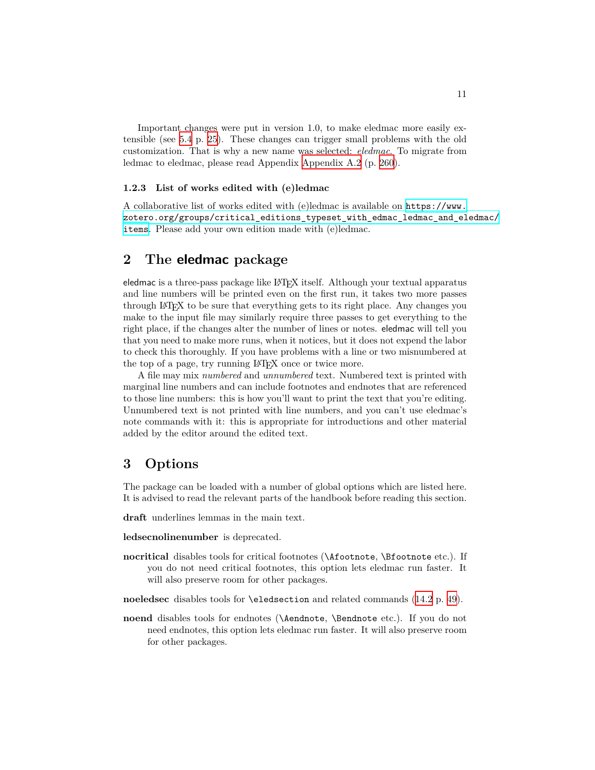Important changes were put in version 1.0, to make eledmac more easily extensible (see 5.4 p. 25). These changes can trigger small problems with the old customization. That is why a new name was selected: *eledmac*. To migrate from ledmac to eledmac, please read Appendix Appendix A.2 (p. 260).

### 1.2.3 List of works edited with (e)ledmac

A collaborative list of works edited with (e)ledmac is available on `https://www.zotero.org/groups/critical_editions_typeset_with_edmac_ledmac_and_eledmac/items`. Please add your own edition made with (e)ledmac.

## 2 The eledmac package

eledmac is a three-pass package like LaTeX itself. Although your textual apparatus and line numbers will be printed even on the first run, it takes two more passes through LaTeX to be sure that everything gets to its right place. Any changes you make to the input file may similarly require three passes to get everything to the right place, if the changes alter the number of lines or notes. eledmac will tell you that you need to make more runs, when it notices, but it does not expend the labor to check this thoroughly. If you have problems with a line or two misnumbered at the top of a page, try running LaTeX once or twice more.

A file may mix *numbered* and *unnumbered* text. Numbered text is printed with marginal line numbers and can include footnotes and endnotes that are referenced to those line numbers: this is how you'll want to print the text that you're editing. Unnumbered text is not printed with line numbers, and you can't use eledmac's note commands with it: this is appropriate for introductions and other material added by the editor around the edited text.

## 3 Options

The package can be loaded with a number of global options which are listed here. It is advised to read the relevant parts of the handbook before reading this section.

**draft** underlines lemmas in the main text.

**ledsecnolinenumber** is deprecated.

**nocritical** disables tools for critical footnotes (`\Afootnote`, `\Bfootnote` etc.). If you do not need critical footnotes, this option lets eledmac run faster. It will also preserve room for other packages.

**noeledsec** disables tools for `\eledsection` and related commands (14.2 p. 49).

**noend** disables tools for endnotes (`\Aendnote`, `\Bendnote` etc.). If you do not need endnotes, this option lets eledmac run faster. It will also preserve room for other packages.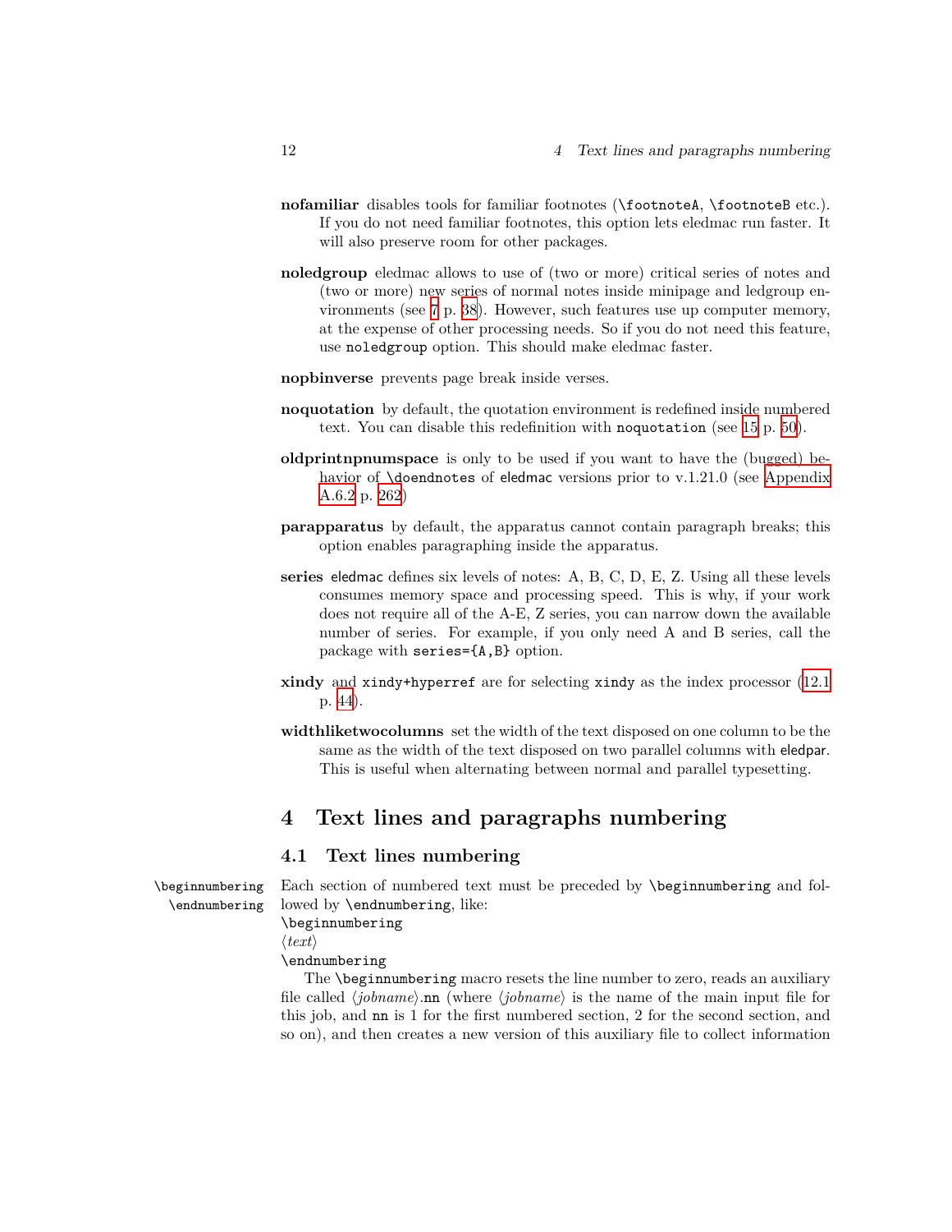**nofamiliar** disables tools for familiar footnotes (`\footnoteA`, `\footnoteB` etc.). If you do not need familiar footnotes, this option lets eledmac run faster. It will also preserve room for other packages.

**noledgroup** eledmac allows to use of (two or more) critical series of notes and (two or more) new series of normal notes inside minipage and ledgroup environments (see 7 p. 38). However, such features use up computer memory, at the expense of other processing needs. So if you do not need this feature, use `noledgroup` option. This should make eledmac faster.

**nopbinverse** prevents page break inside verses.

**noquotation** by default, the quotation environment is redefined inside numbered text. You can disable this redefinition with `noquotation` (see 15 p. 50).

**oldprintnpnumspace** is only to be used if you want to have the (bugged) behavior of `\doendnotes` of eledmac versions prior to v.1.21.0 (see Appendix A.6.2 p. 262)

**parapparatus** by default, the apparatus cannot contain paragraph breaks; this option enables paragraphing inside the apparatus.

**series** eledmac defines six levels of notes: A, B, C, D, E, Z. Using all these levels consumes memory space and processing speed. This is why, if your work does not require all of the A-E, Z series, you can narrow down the available number of series. For example, if you only need A and B series, call the package with `series={A,B}` option.

**xindy** and `xindy+hyperref` are for selecting `xindy` as the index processor (12.1 p. 44).

**widthliketwocolumns** set the width of the text disposed on one column to be the same as the width of the text disposed on two parallel columns with eledpar. This is useful when alternating between normal and parallel typesetting.

# 4 Text lines and paragraphs numbering

## 4.1 Text lines numbering

`\beginnumbering`
`\endnumbering`

Each section of numbered text must be preceded by `\beginnumbering` and followed by `\endnumbering`, like:

```
\beginnumbering
⟨text⟩
\endnumbering
```

The `\beginnumbering` macro resets the line number to zero, reads an auxiliary file called ⟨*jobname*⟩`.nn` (where ⟨*jobname*⟩ is the name of the main input file for this job, and `nn` is 1 for the first numbered section, 2 for the second section, and so on), and then creates a new version of this auxiliary file to collect information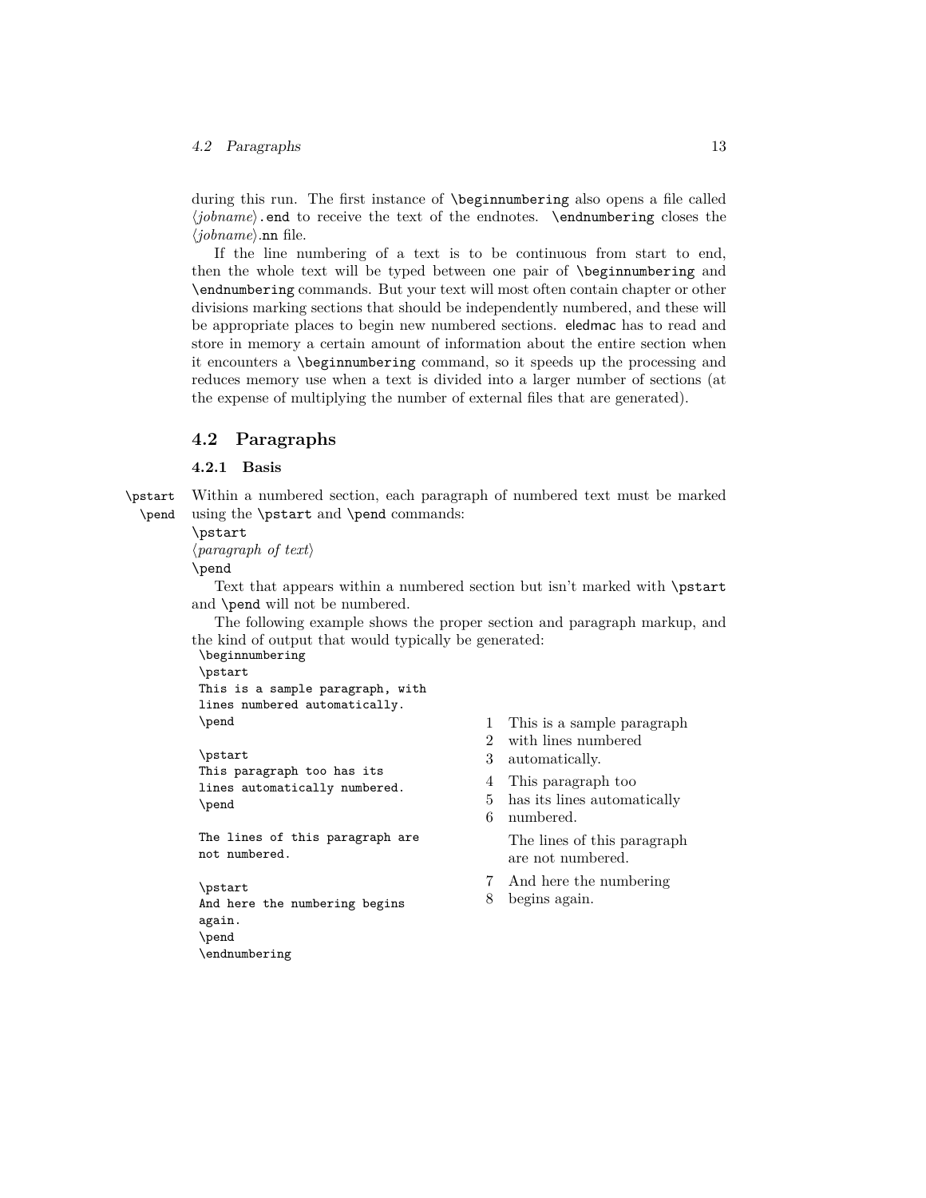during this run. The first instance of `\beginnumbering` also opens a file called ⟨*jobname*⟩`.end` to receive the text of the endnotes. `\endnumbering` closes the ⟨*jobname*⟩`.nn` file.

If the line numbering of a text is to be continuous from start to end, then the whole text will be typed between one pair of `\beginnumbering` and `\endnumbering` commands. But your text will most often contain chapter or other divisions marking sections that should be independently numbered, and these will be appropriate places to begin new numbered sections. eledmac has to read and store in memory a certain amount of information about the entire section when it encounters a `\beginnumbering` command, so it speeds up the processing and reduces memory use when a text is divided into a larger number of sections (at the expense of multiplying the number of external files that are generated).

## 4.2 Paragraphs

### 4.2.1 Basis

`\pstart` `\pend`

Within a numbered section, each paragraph of numbered text must be marked using the `\pstart` and `\pend` commands:

```
\pstart
⟨paragraph of text⟩
\pend
```

Text that appears within a numbered section but isn't marked with `\pstart` and `\pend` will not be numbered.

The following example shows the proper section and paragraph markup, and the kind of output that would typically be generated:

```
\beginnumbering
\pstart
This is a sample paragraph, with
lines numbered automatically.
\pend

\pstart
This paragraph too has its
lines automatically numbered.
\pend

The lines of this paragraph are
not numbered.

\pstart
And here the numbering begins
again.
\pend
\endnumbering
```

```
1  This is a sample paragraph
2  with lines numbered
3  automatically.
4  This paragraph too
5  has its lines automatically
6  numbered.
   The lines of this paragraph
   are not numbered.
7  And here the numbering
8  begins again.
```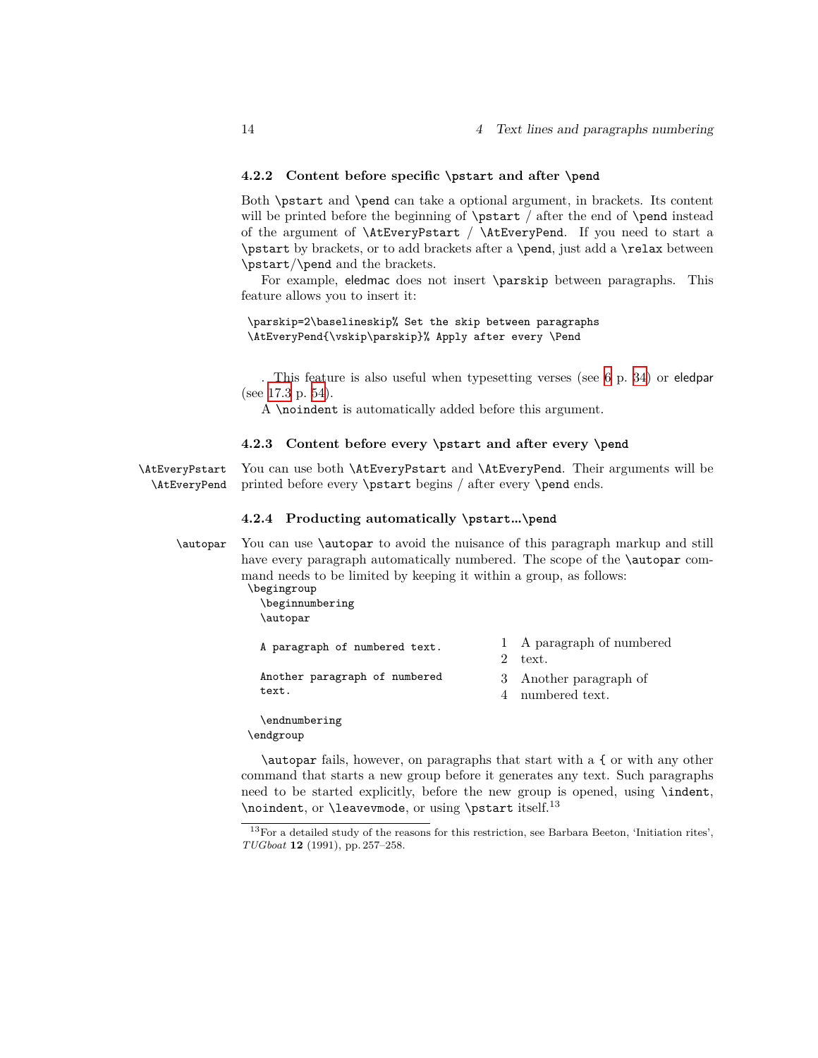### 4.2.2 Content before specific \pstart and after \pend

Both \pstart and \pend can take a optional argument, in brackets. Its content will be printed before the beginning of \pstart / after the end of \pend instead of the argument of \AtEveryPstart / \AtEveryPend. If you need to start a \pstart by brackets, or to add brackets after a \pend, just add a \relax between \pstart/\pend and the brackets.

For example, eledmac does not insert \parskip between paragraphs. This feature allows you to insert it:

```
\parskip=2\baselineskip% Set the skip between paragraphs
\AtEveryPend{\vskip\parskip}% Apply after every \Pend
```

. This feature is also useful when typesetting verses (see 6 p. 34) or eledpar (see 17.3 p. 54).

A \noindent is automatically added before this argument.

### 4.2.3 Content before every \pstart and after every \pend

\AtEveryPstart
\AtEveryPend

You can use both \AtEveryPstart and \AtEveryPend. Their arguments will be printed before every \pstart begins / after every \pend ends.

### 4.2.4 Producting automatically \pstart...\pend

\autopar

You can use \autopar to avoid the nuisance of this paragraph markup and still have every paragraph automatically numbered. The scope of the \autopar command needs to be limited by keeping it within a group, as follows:

```
\begingroup
  \beginnumbering
  \autopar

  A paragraph of numbered text.

  Another paragraph of numbered
  text.

  \endnumbering
\endgroup
```

1 A paragraph of numbered
2 text.
3 Another paragraph of
4 numbered text.

\autopar fails, however, on paragraphs that start with a { or with any other command that starts a new group before it generates any text. Such paragraphs need to be started explicitly, before the new group is opened, using \indent, \noindent, or \leavevmode, or using \pstart itself.[13]

[13] For a detailed study of the reasons for this restriction, see Barbara Beeton, 'Initiation rites', *TUGboat* **12** (1991), pp. 257–258.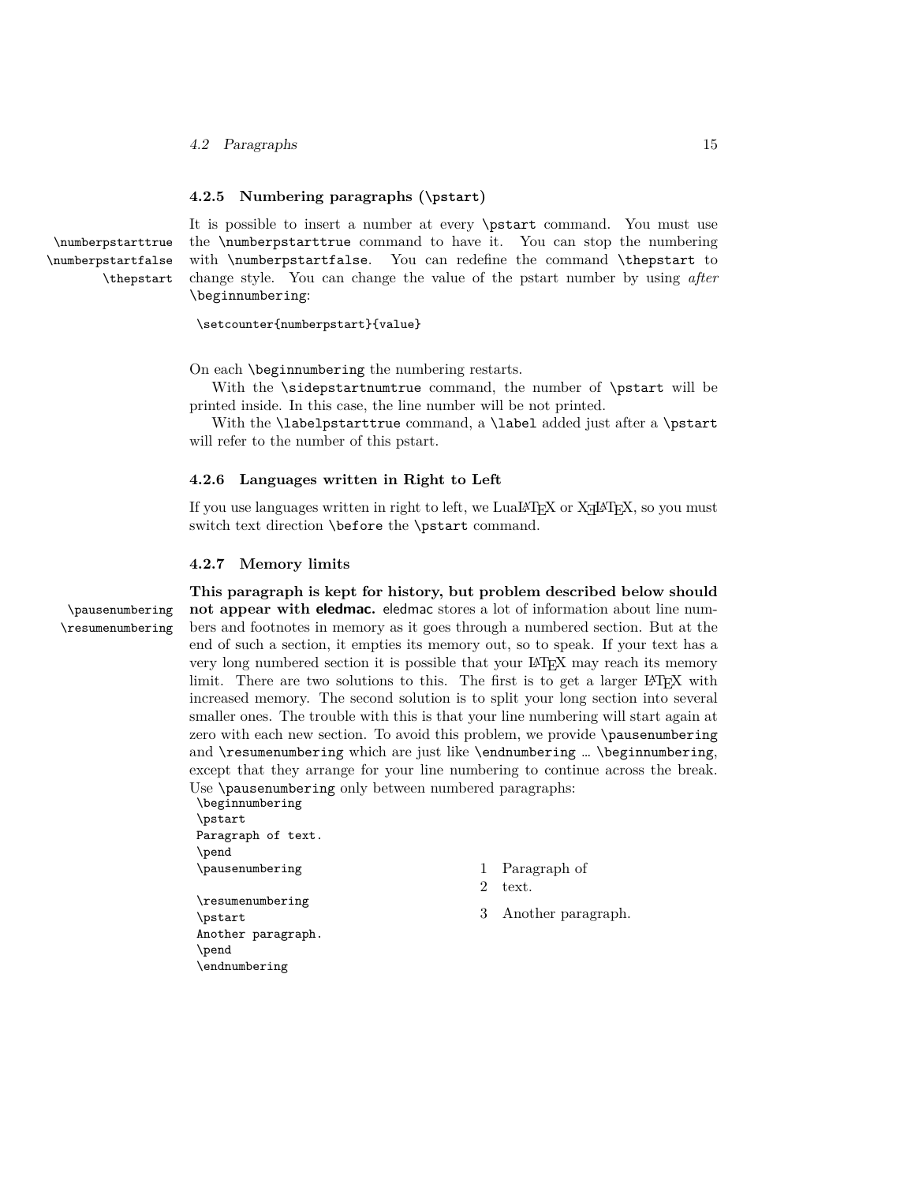### 4.2.5 Numbering paragraphs (\pstart)

\numberpstarttrue
\numberpstartfalse
\thepstart

It is possible to insert a number at every `\pstart` command. You must use the `\numberpstarttrue` command to have it. You can stop the numbering with `\numberpstartfalse`. You can redefine the command `\thepstart` to change style. You can change the value of the pstart number by using *after* `\beginnumbering`:

```
\setcounter{numberpstart}{value}
```

On each `\beginnumbering` the numbering restarts.

With the `\sidepstartnumtrue` command, the number of `\pstart` will be printed inside. In this case, the line number will be not printed.

With the `\labelpstarttrue` command, a `\label` added just after a `\pstart` will refer to the number of this pstart.

### 4.2.6 Languages written in Right to Left

If you use languages written in right to left, we LuaLaTeX or XeLaTeX, so you must switch text direction `\before` the `\pstart` command.

### 4.2.7 Memory limits

\pausenumbering
\resumenumbering

**This paragraph is kept for history, but problem described below should not appear with eledmac.** eledmac stores a lot of information about line numbers and footnotes in memory as it goes through a numbered section. But at the end of such a section, it empties its memory out, so to speak. If your text has a very long numbered section it is possible that your LaTeX may reach its memory limit. There are two solutions to this. The first is to get a larger LaTeX with increased memory. The second solution is to split your long section into several smaller ones. The trouble with this is that your line numbering will start again at zero with each new section. To avoid this problem, we provide `\pausenumbering` and `\resumenumbering` which are just like `\endnumbering … \beginnumbering`, except that they arrange for your line numbering to continue across the break. Use `\pausenumbering` only between numbered paragraphs:

```
\beginnumbering
\pstart
Paragraph of text.
\pend
\pausenumbering

\resumenumbering
\pstart
Another paragraph.
\pend
\endnumbering
```

1 Paragraph of
2 text.

3 Another paragraph.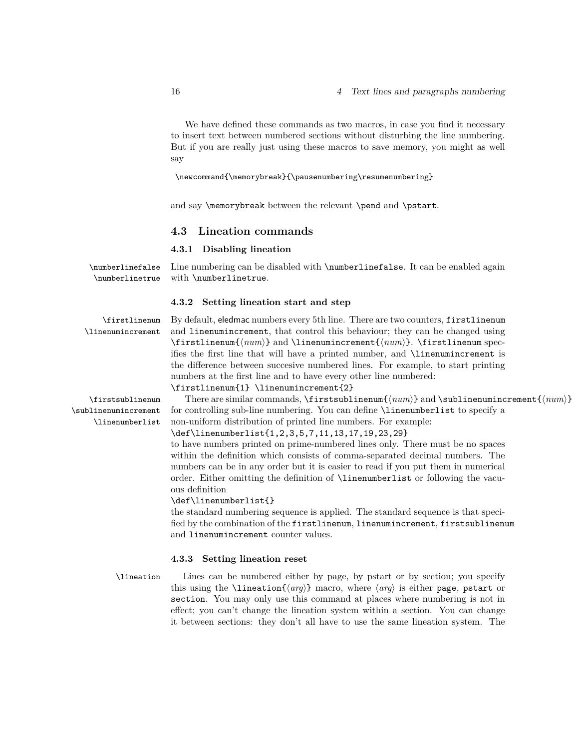We have defined these commands as two macros, in case you find it necessary to insert text between numbered sections without disturbing the line numbering. But if you are really just using these macros to save memory, you might as well say

```
\newcommand{\memorybreak}{\pausenumbering\resumenumbering}
```

and say `\memorybreak` between the relevant `\pend` and `\pstart`.

## 4.3 Lineation commands

### 4.3.1 Disabling lineation

`\numberlinefalse` `\numberlinetrue`

Line numbering can be disabled with `\numberlinefalse`. It can be enabled again with `\numberlinetrue`.

### 4.3.2 Setting lineation start and step

`\firstlinenum` `\linenumincrement`

By default, eledmac numbers every 5th line. There are two counters, `firstlinenum` and `linenumincrement`, that control this behaviour; they can be changed using `\firstlinenum{⟨num⟩}` and `\linenumincrement{⟨num⟩}`. `\firstlinenum` specifies the first line that will have a printed number, and `\linenumincrement` is the difference between succesive numbered lines. For example, to start printing numbers at the first line and to have every other line numbered:
`\firstlinenum{1} \linenumincrement{2}`

`\firstsublinenum` `\sublinenumincrement` `\linenumberlist`

There are similar commands, `\firstsublinenum{⟨num⟩}` and `\sublinenumincrement{⟨num⟩}` for controlling sub-line numbering. You can define `\linenumberlist` to specify a non-uniform distribution of printed line numbers. For example:
`\def\linenumberlist{1,2,3,5,7,11,13,17,19,23,29}`
to have numbers printed on prime-numbered lines only. There must be no spaces within the definition which consists of comma-separated decimal numbers. The numbers can be in any order but it is easier to read if you put them in numerical order. Either omitting the definition of `\linenumberlist` or following the vacuous definition
`\def\linenumberlist{}`
the standard numbering sequence is applied. The standard sequence is that specified by the combination of the `firstlinenum`, `linenumincrement`, `firstsublinenum` and `linenumincrement` counter values.

### 4.3.3 Setting lineation reset

`\lineation`

Lines can be numbered either by page, by pstart or by section; you specify this using the `\lineation{⟨arg⟩}` macro, where ⟨arg⟩ is either `page`, `pstart` or `section`. You may only use this command at places where numbering is not in effect; you can't change the lineation system within a section. You can change it between sections: they don't all have to use the same lineation system. The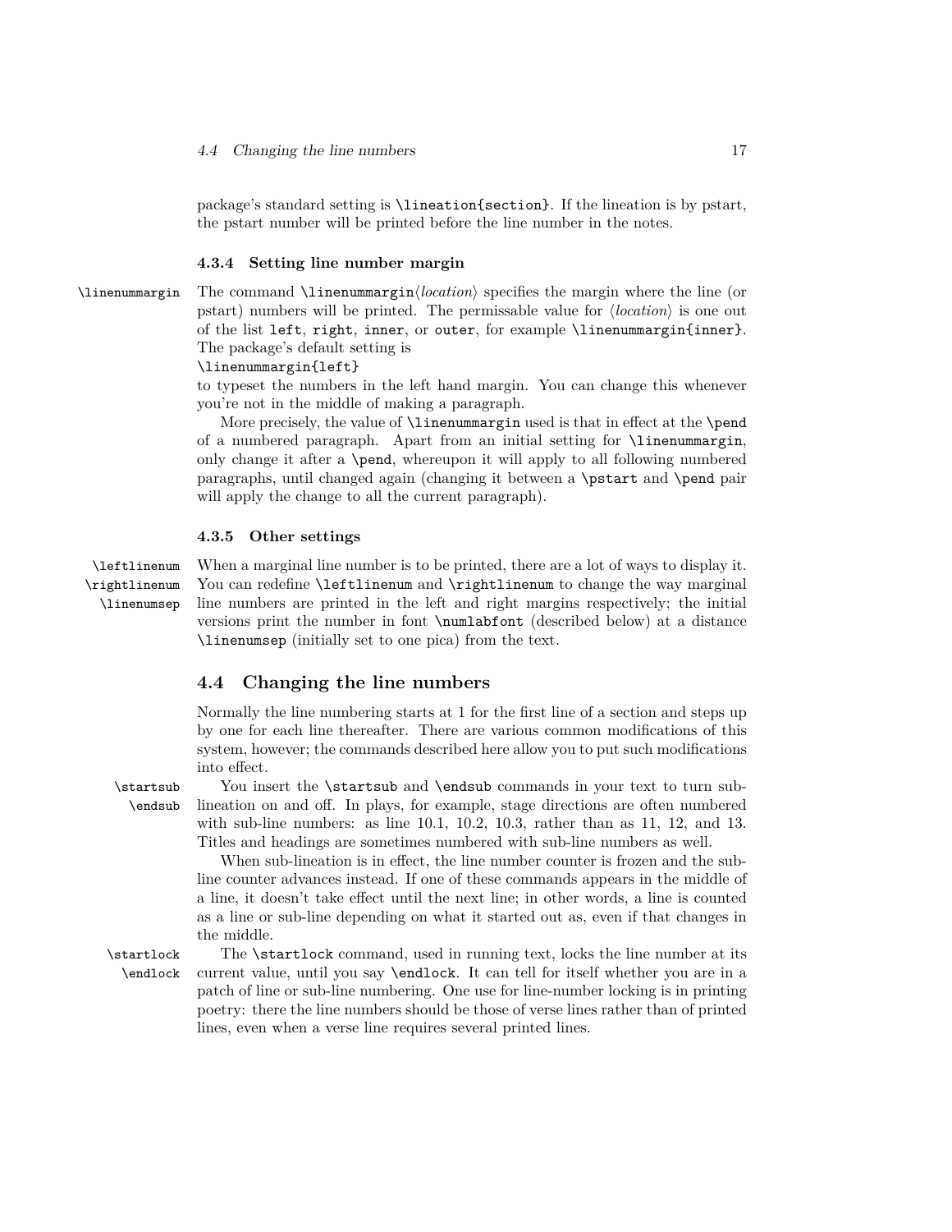package's standard setting is `\lineation{section}`. If the lineation is by pstart, the pstart number will be printed before the line number in the notes.

#### 4.3.4 Setting line number margin

`\linenummargin` The command `\linenummargin`⟨*location*⟩ specifies the margin where the line (or pstart) numbers will be printed. The permissable value for ⟨*location*⟩ is one out of the list `left`, `right`, `inner`, or `outer`, for example `\linenummargin{inner}`. The package's default setting is

`\linenummargin{left}`

to typeset the numbers in the left hand margin. You can change this whenever you're not in the middle of making a paragraph.

More precisely, the value of `\linenummargin` used is that in effect at the `\pend` of a numbered paragraph. Apart from an initial setting for `\linenummargin`, only change it after a `\pend`, whereupon it will apply to all following numbered paragraphs, until changed again (changing it between a `\pstart` and `\pend` pair will apply the change to all the current paragraph).

#### 4.3.5 Other settings

`\leftlinenum` `\rightlinenum` `\linenumsep` When a marginal line number is to be printed, there are a lot of ways to display it. You can redefine `\leftlinenum` and `\rightlinenum` to change the way marginal line numbers are printed in the left and right margins respectively; the initial versions print the number in font `\numlabfont` (described below) at a distance `\linenumsep` (initially set to one pica) from the text.

### 4.4 Changing the line numbers

Normally the line numbering starts at 1 for the first line of a section and steps up by one for each line thereafter. There are various common modifications of this system, however; the commands described here allow you to put such modifications into effect.

`\startsub` `\endsub` You insert the `\startsub` and `\endsub` commands in your text to turn sub-lineation on and off. In plays, for example, stage directions are often numbered with sub-line numbers: as line 10.1, 10.2, 10.3, rather than as 11, 12, and 13. Titles and headings are sometimes numbered with sub-line numbers as well.

When sub-lineation is in effect, the line number counter is frozen and the sub-line counter advances instead. If one of these commands appears in the middle of a line, it doesn't take effect until the next line; in other words, a line is counted as a line or sub-line depending on what it started out as, even if that changes in the middle.

`\startlock` `\endlock` The `\startlock` command, used in running text, locks the line number at its current value, until you say `\endlock`. It can tell for itself whether you are in a patch of line or sub-line numbering. One use for line-number locking is in printing poetry: there the line numbers should be those of verse lines rather than of printed lines, even when a verse line requires several printed lines.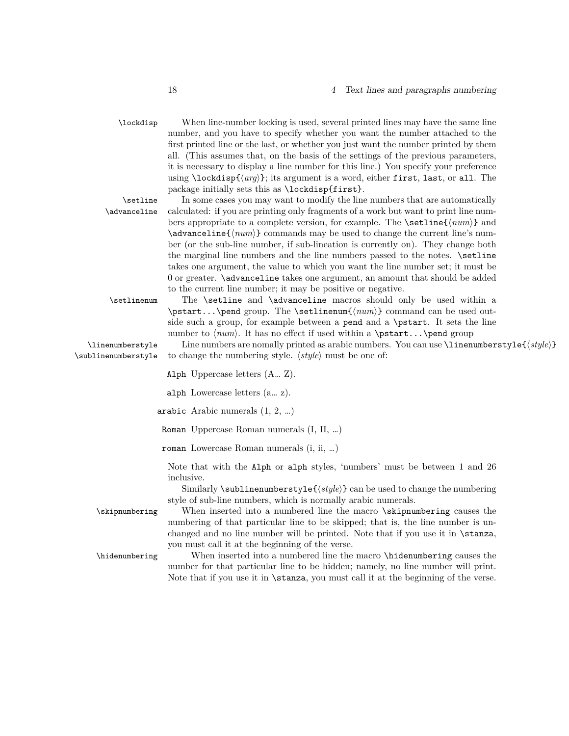`\lockdisp` When line-number locking is used, several printed lines may have the same line number, and you have to specify whether you want the number attached to the first printed line or the last, or whether you just want the number printed by them all. (This assumes that, on the basis of the settings of the previous parameters, it is necessary to display a line number for this line.) You specify your preference using `\lockdisp{⟨arg⟩}`; its argument is a word, either `first`, `last`, or `all`. The package initially sets this as `\lockdisp{first}`.

`\setline` `\advanceline` In some cases you may want to modify the line numbers that are automatically calculated: if you are printing only fragments of a work but want to print line numbers appropriate to a complete version, for example. The `\setline{⟨num⟩}` and `\advanceline{⟨num⟩}` commands may be used to change the current line's number (or the sub-line number, if sub-lineation is currently on). They change both the marginal line numbers and the line numbers passed to the notes. `\setline` takes one argument, the value to which you want the line number set; it must be 0 or greater. `\advanceline` takes one argument, an amount that should be added to the current line number; it may be positive or negative.

`\setlinenum` The `\setline` and `\advanceline` macros should only be used within a `\pstart...\pend` group. The `\setlinenum{⟨num⟩}` command can be used outside such a group, for example between a `pend` and a `\pstart`. It sets the line number to ⟨*num*⟩. It has no effect if used within a `\pstart...\pend` group

`\linenumberstyle` `\sublinenumberstyle` Line numbers are nomally printed as arabic numbers. You can use `\linenumberstyle{⟨style⟩}` to change the numbering style. ⟨*style*⟩ must be one of:

- `Alph` Uppercase letters (A… Z).
- `alph` Lowercase letters (a… z).
- `arabic` Arabic numerals (1, 2, …)
- `Roman` Uppercase Roman numerals (I, II, …)
- `roman` Lowercase Roman numerals (i, ii, …)

Note that with the `Alph` or `alph` styles, 'numbers' must be between 1 and 26 inclusive.

Similarly `\sublinenumberstyle{⟨style⟩}` can be used to change the numbering style of sub-line numbers, which is normally arabic numerals.

`\skipnumbering` When inserted into a numbered line the macro `\skipnumbering` causes the numbering of that particular line to be skipped; that is, the line number is unchanged and no line number will be printed. Note that if you use it in `\stanza`, you must call it at the beginning of the verse.

`\hidenumbering` When inserted into a numbered line the macro `\hidenumbering` causes the number for that particular line to be hidden; namely, no line number will print. Note that if you use it in `\stanza`, you must call it at the beginning of the verse.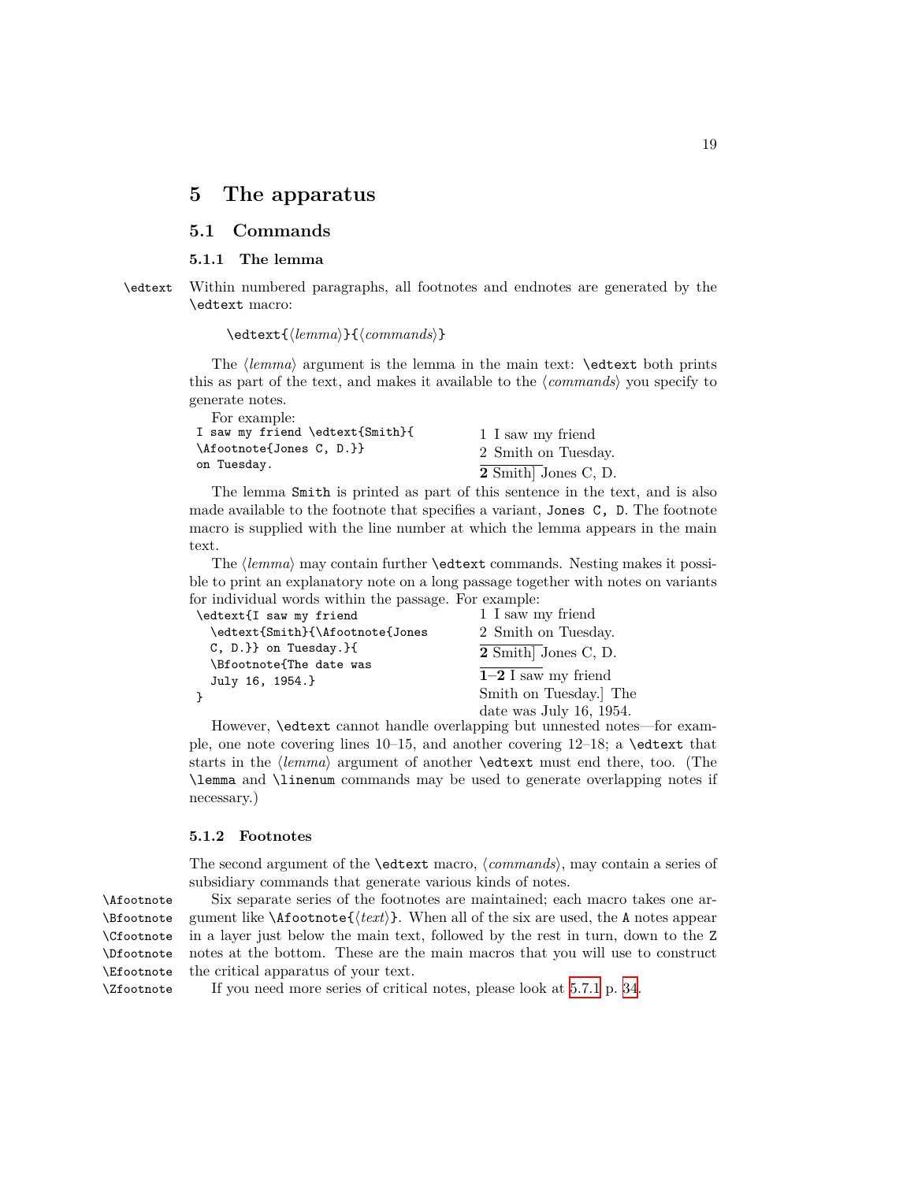# 5 The apparatus

## 5.1 Commands

### 5.1.1 The lemma

\edtext Within numbered paragraphs, all footnotes and endnotes are generated by the `\edtext` macro:

`\edtext{⟨lemma⟩}{⟨commands⟩}`

The ⟨*lemma*⟩ argument is the lemma in the main text: `\edtext` both prints this as part of the text, and makes it available to the ⟨*commands*⟩ you specify to generate notes.

For example:

```
I saw my friend \edtext{Smith}{
\Afootnote{Jones C, D.}}
on Tuesday.
```

1 I saw my friend
2 Smith on Tuesday.

**2** Smith] Jones C, D.

The lemma `Smith` is printed as part of this sentence in the text, and is also made available to the footnote that specifies a variant, `Jones C, D.` The footnote macro is supplied with the line number at which the lemma appears in the main text.

The ⟨*lemma*⟩ may contain further `\edtext` commands. Nesting makes it possible to print an explanatory note on a long passage together with notes on variants for individual words within the passage. For example:

```
\edtext{I saw my friend
  \edtext{Smith}{\Afootnote{Jones
  C, D.}} on Tuesday.}{
  \Bfootnote{The date was
  July 16, 1954.}
}
```

1 I saw my friend
2 Smith on Tuesday.

**2** Smith] Jones C, D.

**1–2** I saw my friend Smith on Tuesday.] The date was July 16, 1954.

However, `\edtext` cannot handle overlapping but unnested notes—for example, one note covering lines 10–15, and another covering 12–18; a `\edtext` that starts in the ⟨*lemma*⟩ argument of another `\edtext` must end there, too. (The `\lemma` and `\linenum` commands may be used to generate overlapping notes if necessary.)

### 5.1.2 Footnotes

The second argument of the `\edtext` macro, ⟨*commands*⟩, may contain a series of subsidiary commands that generate various kinds of notes.

\Afootnote \Bfootnote \Cfootnote \Dfootnote \Efootnote \Zfootnote

Six separate series of the footnotes are maintained; each macro takes one argument like `\Afootnote{⟨text⟩}`. When all of the six are used, the `A` notes appear in a layer just below the main text, followed by the rest in turn, down to the `Z` notes at the bottom. These are the main macros that you will use to construct the critical apparatus of your text.

If you need more series of critical notes, please look at 5.7.1 p. 34.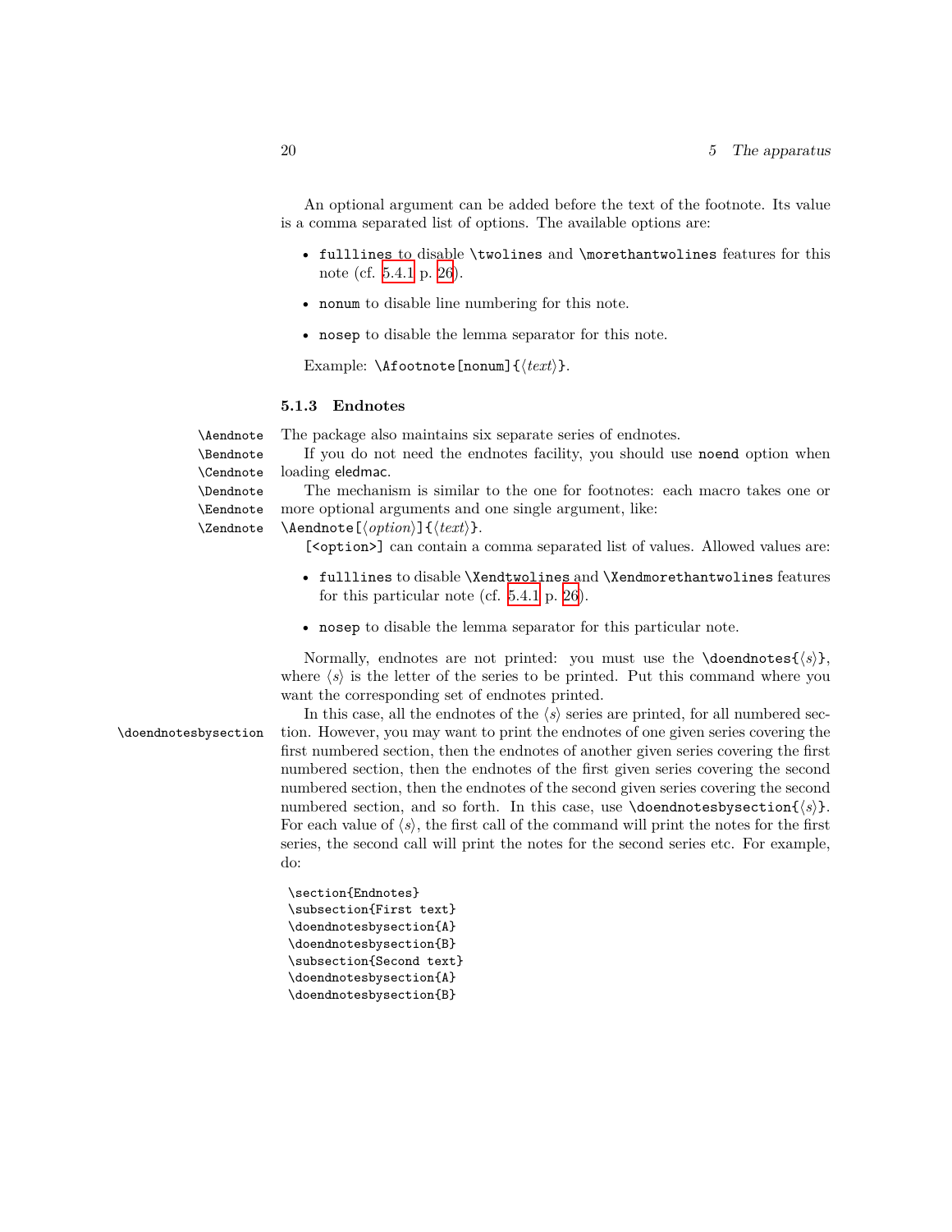An optional argument can be added before the text of the footnote. Its value is a comma separated list of options. The available options are:

- `fulllines` to disable `\twolines` and `\morethantwolines` features for this note (cf. 5.4.1 p. 26).
- `nonum` to disable line numbering for this note.
- `nosep` to disable the lemma separator for this note.

Example: `\Afootnote[nonum]{⟨text⟩}`.

### 5.1.3 Endnotes

`\Aendnote` `\Bendnote` `\Cendnote` `\Dendnote` `\Eendnote` `\Zendnote`

The package also maintains six separate series of endnotes.

If you do not need the endnotes facility, you should use `noend` option when loading eledmac.

The mechanism is similar to the one for footnotes: each macro takes one or more optional arguments and one single argument, like: `\Aendnote[⟨option⟩]{⟨text⟩}`.

`[<option>]` can contain a comma separated list of values. Allowed values are:

- `fulllines` to disable `\Xendtwolines` and `\Xendmorethantwolines` features for this particular note (cf. 5.4.1 p. 26).
- `nosep` to disable the lemma separator for this particular note.

Normally, endnotes are not printed: you must use the `\doendnotes{⟨s⟩}`, where ⟨s⟩ is the letter of the series to be printed. Put this command where you want the corresponding set of endnotes printed.

`\doendnotesbysection`

In this case, all the endnotes of the ⟨s⟩ series are printed, for all numbered section. However, you may want to print the endnotes of one given series covering the first numbered section, then the endnotes of another given series covering the first numbered section, then the endnotes of the first given series covering the second numbered section, then the endnotes of the second given series covering the second numbered section, and so forth. In this case, use `\doendnotesbysection{⟨s⟩}`. For each value of ⟨s⟩, the first call of the command will print the notes for the first series, the second call will print the notes for the second series etc. For example, do:

```
\section{Endnotes}
\subsection{First text}
\doendnotesbysection{A}
\doendnotesbysection{B}
\subsection{Second text}
\doendnotesbysection{A}
\doendnotesbysection{B}
```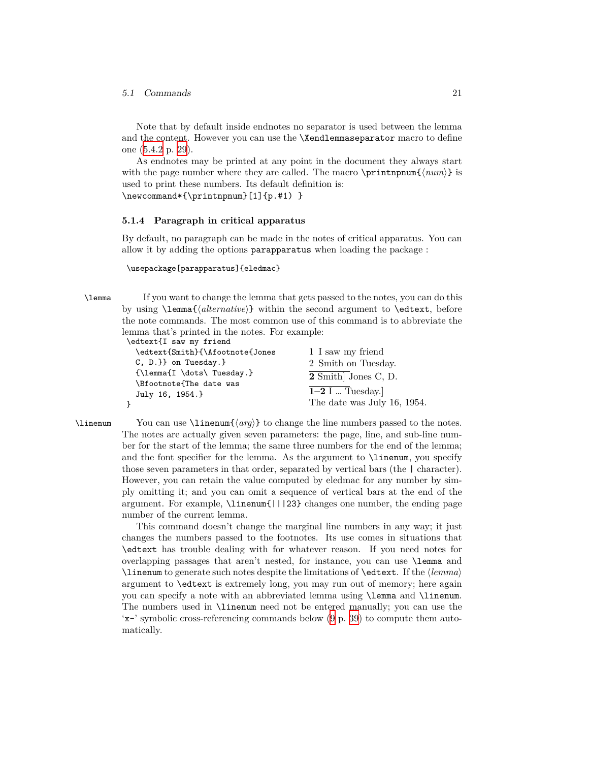Note that by default inside endnotes no separator is used between the lemma and the content. However you can use the `\Xendlemmaseparator` macro to define one (5.4.2 p. 29).

As endnotes may be printed at any point in the document they always start with the page number where they are called. The macro `\printnpnum{⟨num⟩}` is used to print these numbers. Its default definition is:
`\newcommand*{\printnpnum}[1]{p.#1) }`

### 5.1.4 Paragraph in critical apparatus

By default, no paragraph can be made in the notes of critical apparatus. You can allow it by adding the options `parapparatus` when loading the package :

```
\usepackage[parapparatus]{eledmac}
```

`\lemma` If you want to change the lemma that gets passed to the notes, you can do this by using `\lemma{⟨alternative⟩}` within the second argument to `\edtext`, before the note commands. The most common use of this command is to abbreviate the lemma that's printed in the notes. For example:

```
\edtext{I saw my friend
  \edtext{Smith}{\Afootnote{Jones
  C, D.}} on Tuesday.}
  {\lemma{I \dots\ Tuesday.}
  \Bfootnote{The date was
  July 16, 1954.}
}
```

1 I saw my friend
2 Smith on Tuesday.

**2** Smith] Jones C, D.

**1–2** I … Tuesday.]
The date was July 16, 1954.

`\linenum` You can use `\linenum{⟨arg⟩}` to change the line numbers passed to the notes. The notes are actually given seven parameters: the page, line, and sub-line number for the start of the lemma; the same three numbers for the end of the lemma; and the font specifier for the lemma. As the argument to `\linenum`, you specify those seven parameters in that order, separated by vertical bars (the `|` character). However, you can retain the value computed by eledmac for any number by simply omitting it; and you can omit a sequence of vertical bars at the end of the argument. For example, `\linenum{|||23}` changes one number, the ending page number of the current lemma.

This command doesn't change the marginal line numbers in any way; it just changes the numbers passed to the footnotes. Its use comes in situations that `\edtext` has trouble dealing with for whatever reason. If you need notes for overlapping passages that aren't nested, for instance, you can use `\lemma` and `\linenum` to generate such notes despite the limitations of `\edtext`. If the ⟨*lemma*⟩ argument to `\edtext` is extremely long, you may run out of memory; here again you can specify a note with an abbreviated lemma using `\lemma` and `\linenum`. The numbers used in `\linenum` need not be entered manually; you can use the '`x-`' symbolic cross-referencing commands below (9 p. 39) to compute them automatically.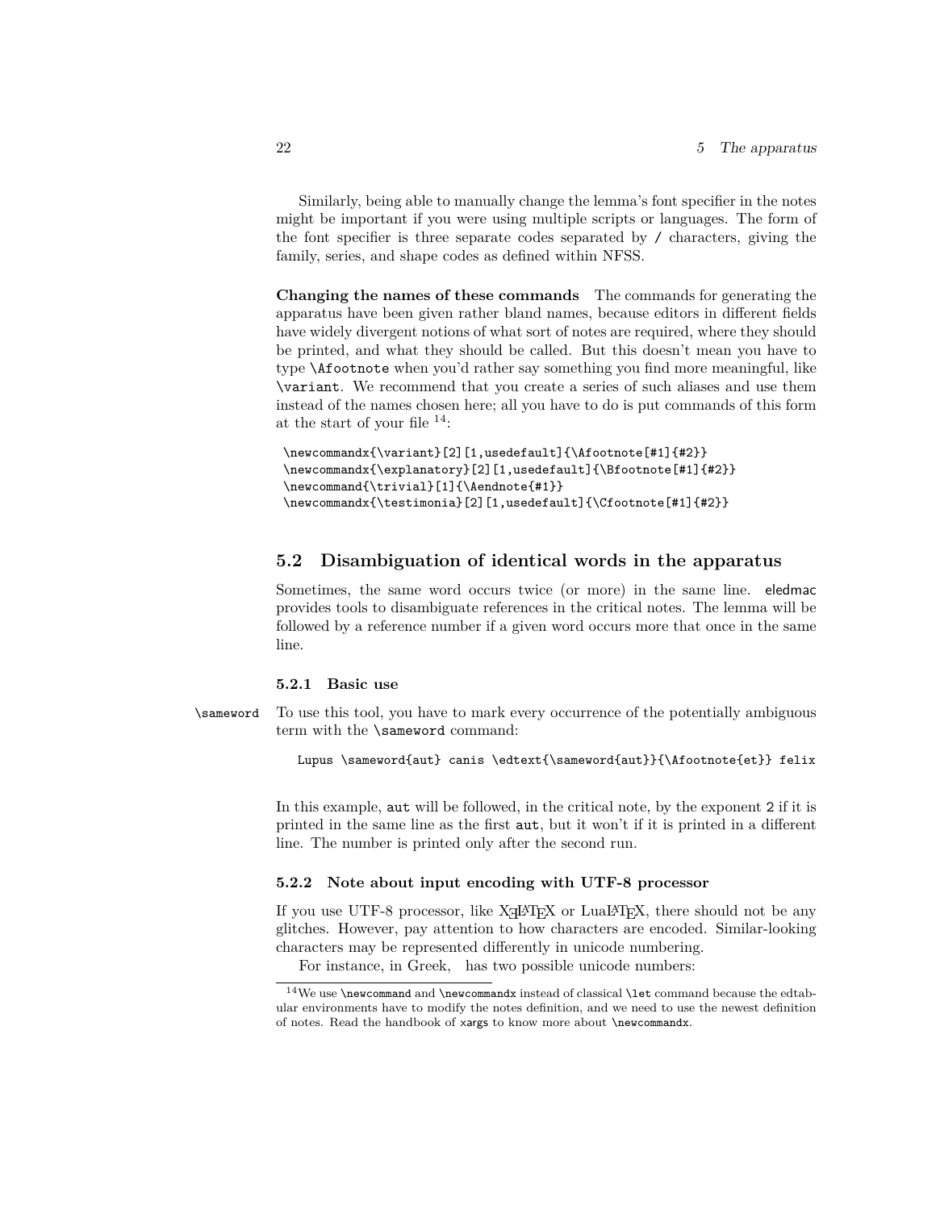Similarly, being able to manually change the lemma's font specifier in the notes might be important if you were using multiple scripts or languages. The form of the font specifier is three separate codes separated by / characters, giving the family, series, and shape codes as defined within NFSS.

**Changing the names of these commands** The commands for generating the apparatus have been given rather bland names, because editors in different fields have widely divergent notions of what sort of notes are required, where they should be printed, and what they should be called. But this doesn't mean you have to type `\Afootnote` when you'd rather say something you find more meaningful, like `\variant`. We recommend that you create a series of such aliases and use them instead of the names chosen here; all you have to do is put commands of this form at the start of your file [14]:

```
\newcommandx{\variant}[2][1,usedefault]{\Afootnote[#1]{#2}}
\newcommandx{\explanatory}[2][1,usedefault]{\Bfootnote[#1]{#2}}
\newcommand{\trivial}[1]{\Aendnote{#1}}
\newcommandx{\testimonia}[2][1,usedefault]{\Cfootnote[#1]{#2}}
```

## 5.2 Disambiguation of identical words in the apparatus

Sometimes, the same word occurs twice (or more) in the same line. eledmac provides tools to disambiguate references in the critical notes. The lemma will be followed by a reference number if a given word occurs more that once in the same line.

### 5.2.1 Basic use

`\sameword` To use this tool, you have to mark every occurrence of the potentially ambiguous term with the `\sameword` command:

```
Lupus \sameword{aut} canis \edtext{\sameword{aut}}{\Afootnote{et}} felix
```

In this example, `aut` will be followed, in the critical note, by the exponent 2 if it is printed in the same line as the first `aut`, but it won't if it is printed in a different line. The number is printed only after the second run.

### 5.2.2 Note about input encoding with UTF-8 processor

If you use UTF-8 processor, like XƎLaTeX or LuaLaTeX, there should not be any glitches. However, pay attention to how characters are encoded. Similar-looking characters may be represented differently in unicode numbering.

For instance, in Greek, has two possible unicode numbers:

[14] We use `\newcommand` and `\newcommandx` instead of classical `\let` command because the edtabular environments have to modify the notes definition, and we need to use the newest definition of notes. Read the handbook of xargs to know more about `\newcommandx`.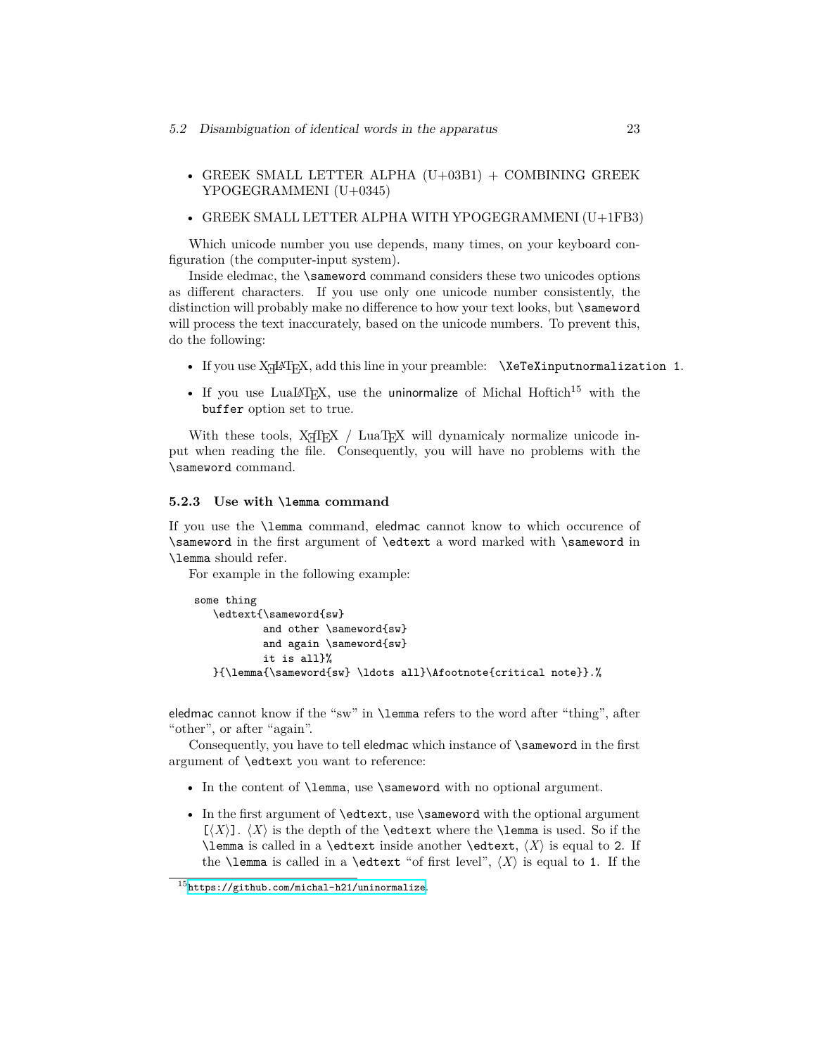- GREEK SMALL LETTER ALPHA (U+03B1) + COMBINING GREEK YPOGEGRAMMENI (U+0345)
- GREEK SMALL LETTER ALPHA WITH YPOGEGRAMMENI (U+1FB3)

Which unicode number you use depends, many times, on your keyboard configuration (the computer-input system).

Inside eledmac, the `\sameword` command considers these two unicodes options as different characters. If you use only one unicode number consistently, the distinction will probably make no difference to how your text looks, but `\sameword` will process the text inaccurately, based on the unicode numbers. To prevent this, do the following:

- If you use XƎLaTeX, add this line in your preamble: `\XeTeXinputnormalization 1`.
- If you use LuaLaTeX, use the uninormalize of Michal Hoftich[15] with the `buffer` option set to true.

With these tools, XƎTeX / LuaTeX will dynamicaly normalize unicode input when reading the file. Consequently, you will have no problems with the `\sameword` command.

### 5.2.3 Use with `\lemma` command

If you use the `\lemma` command, eledmac cannot know to which occurence of `\sameword` in the first argument of `\edtext` a word marked with `\sameword` in `\lemma` should refer.

For example in the following example:

```
some thing
   \edtext{\sameword{sw}
           and other \sameword{sw}
           and again \sameword{sw}
           it is all}%
   }{\lemma{\sameword{sw} \ldots all}\Afootnote{critical note}}.%
```

eledmac cannot know if the "sw" in `\lemma` refers to the word after "thing", after "other", or after "again".

Consequently, you have to tell eledmac which instance of `\sameword` in the first argument of `\edtext` you want to reference:

- In the content of `\lemma`, use `\sameword` with no optional argument.
- In the first argument of `\edtext`, use `\sameword` with the optional argument `[`⟨X⟩`]`. ⟨X⟩ is the depth of the `\edtext` where the `\lemma` is used. So if the `\lemma` is called in a `\edtext` inside another `\edtext`, ⟨X⟩ is equal to `2`. If the `\lemma` is called in a `\edtext` "of first level", ⟨X⟩ is equal to `1`. If the

[15] https://github.com/michal-h21/uninormalize.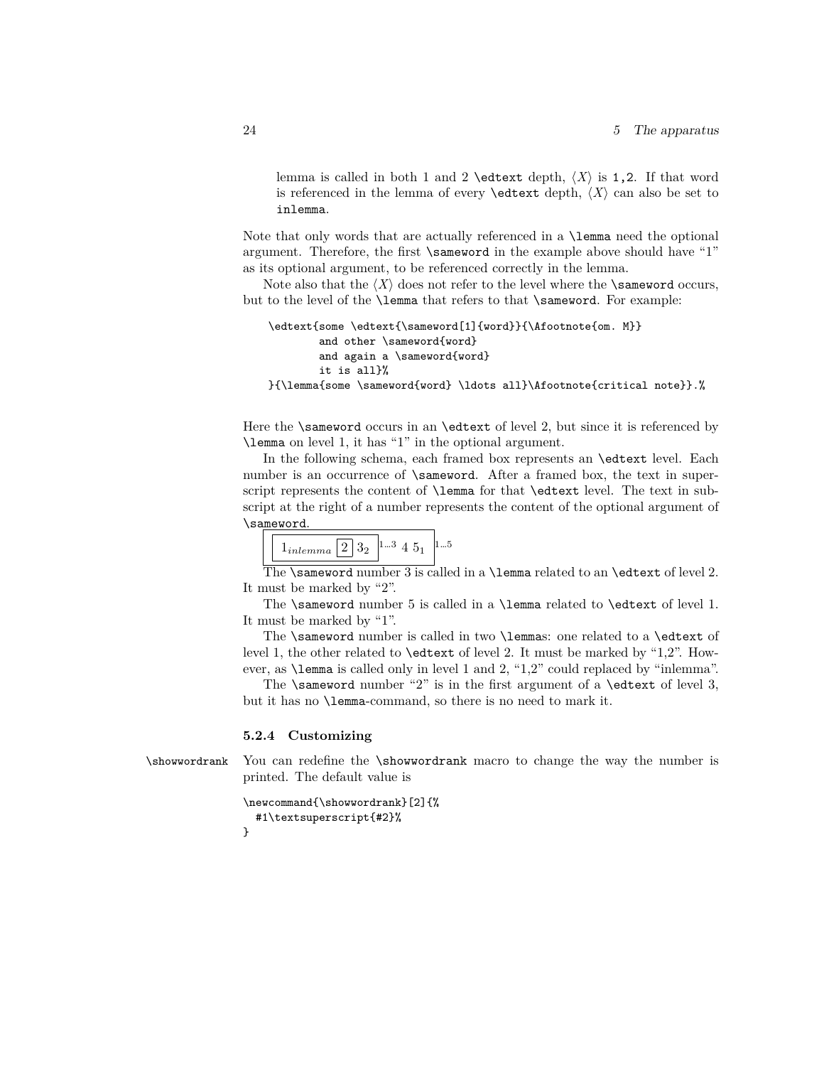lemma is called in both 1 and 2 `\edtext` depth, ⟨*X*⟩ is `1,2`. If that word is referenced in the lemma of every `\edtext` depth, ⟨*X*⟩ can also be set to `inlemma`.

Note that only words that are actually referenced in a `\lemma` need the optional argument. Therefore, the first `\sameword` in the example above should have "1" as its optional argument, to be referenced correctly in the lemma.

Note also that the ⟨*X*⟩ does not refer to the level where the `\sameword` occurs, but to the level of the `\lemma` that refers to that `\sameword`. For example:

```
\edtext{some \edtext{\sameword[1]{word}}{\Afootnote{om. M}}
        and other \sameword{word}
        and again a \sameword{word}
        it is all}%
}{\lemma{some \sameword{word} \ldots all}\Afootnote{critical note}}.%
```

Here the `\sameword` occurs in an `\edtext` of level 2, but since it is referenced by `\lemma` on level 1, it has "1" in the optional argument.

In the following schema, each framed box represents an `\edtext` level. Each number is an occurrence of `\sameword`. After a framed box, the text in superscript represents the content of `\lemma` for that `\edtext` level. The text in subscript at the right of a number represents the content of the optional argument of `\sameword`.

$\boxed{\boxed{1_{inlemma}\ \boxed{2}\ 3_2}^{1...3}\ 4\ 5_1}^{1...5}$

The `\sameword` number 3 is called in a `\lemma` related to an `\edtext` of level 2. It must be marked by "2".

The `\sameword` number 5 is called in a `\lemma` related to `\edtext` of level 1. It must be marked by "1".

The `\sameword` number is called in two `\lemma`s: one related to a `\edtext` of level 1, the other related to `\edtext` of level 2. It must be marked by "1,2". However, as `\lemma` is called only in level 1 and 2, "1,2" could replaced by "inlemma".

The `\sameword` number "2" is in the first argument of a `\edtext` of level 3, but it has no `\lemma`-command, so there is no need to mark it.

### 5.2.4 Customizing

`\showwordrank` You can redefine the `\showwordrank` macro to change the way the number is printed. The default value is

```
\newcommand{\showwordrank}[2]{%
  #1\textsuperscript{#2}%
}
```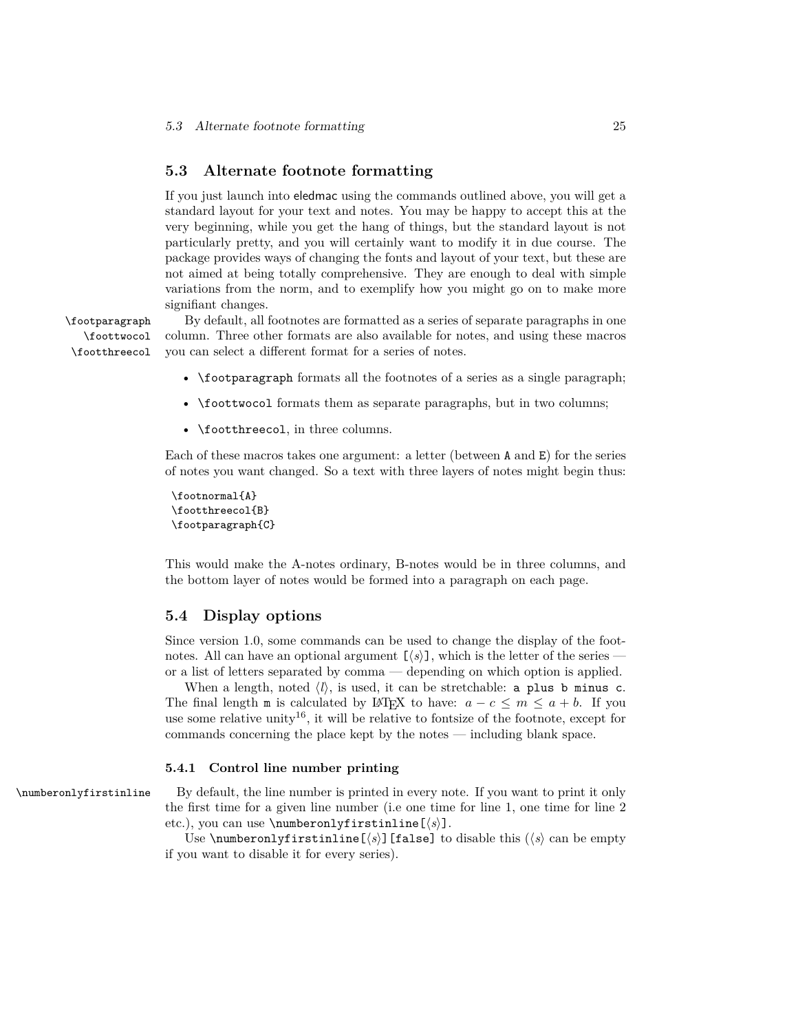## 5.3 Alternate footnote formatting

If you just launch into eledmac using the commands outlined above, you will get a standard layout for your text and notes. You may be happy to accept this at the very beginning, while you get the hang of things, but the standard layout is not particularly pretty, and you will certainly want to modify it in due course. The package provides ways of changing the fonts and layout of your text, but these are not aimed at being totally comprehensive. They are enough to deal with simple variations from the norm, and to exemplify how you might go on to make more signifiant changes.

\footparagraph \foottwocol \footthreecol

By default, all footnotes are formatted as a series of separate paragraphs in one column. Three other formats are also available for notes, and using these macros you can select a different format for a series of notes.

- `\footparagraph` formats all the footnotes of a series as a single paragraph;
- `\foottwocol` formats them as separate paragraphs, but in two columns;
- `\footthreecol`, in three columns.

Each of these macros takes one argument: a letter (between `A` and `E`) for the series of notes you want changed. So a text with three layers of notes might begin thus:

```
\footnormal{A}
\footthreecol{B}
\footparagraph{C}
```

This would make the A-notes ordinary, B-notes would be in three columns, and the bottom layer of notes would be formed into a paragraph on each page.

## 5.4 Display options

Since version 1.0, some commands can be used to change the display of the footnotes. All can have an optional argument `[`⟨*s*⟩`]`, which is the letter of the series — or a list of letters separated by comma — depending on which option is applied.

When a length, noted ⟨*l*⟩, is used, it can be stretchable: `a plus b minus c`. The final length `m` is calculated by LaTeX to have: $a - c \leq m \leq a + b$. If you use some relative unity[16], it will be relative to fontsize of the footnote, except for commands concerning the place kept by the notes — including blank space.

### 5.4.1 Control line number printing

\numberonlyfirstinline

By default, the line number is printed in every note. If you want to print it only the first time for a given line number (i.e one time for line 1, one time for line 2 etc.), you can use `\numberonlyfirstinline[`⟨*s*⟩`]`.

Use `\numberonlyfirstinline[`⟨*s*⟩`][false]` to disable this (⟨*s*⟩ can be empty if you want to disable it for every series).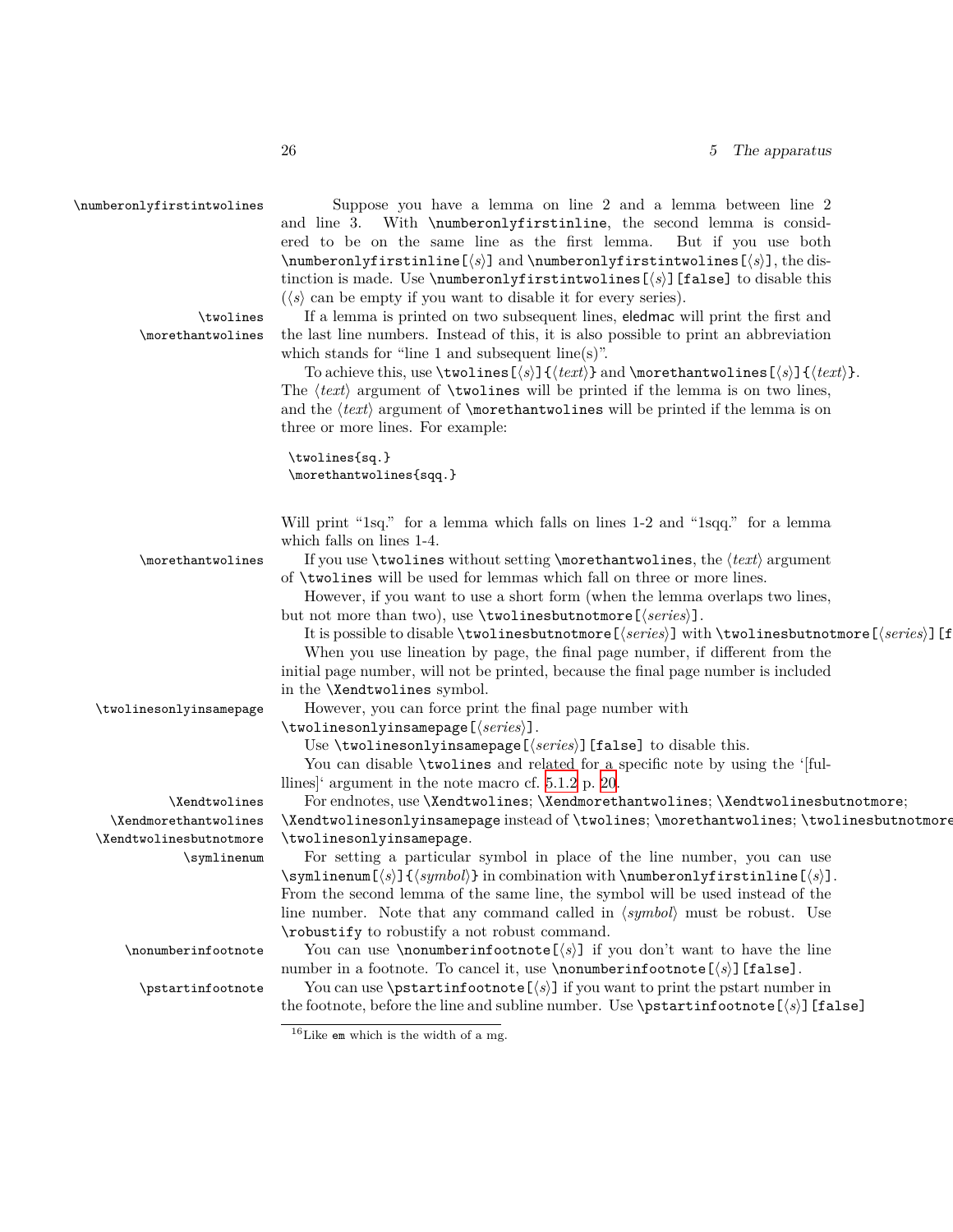`\numberonlyfirstintwolines` Suppose you have a lemma on line 2 and a lemma between line 2 and line 3. With `\numberonlyfirstinline`, the second lemma is considered to be on the same line as the first lemma. But if you use both `\numberonlyfirstinline[⟨s⟩]` and `\numberonlyfirstintwolines[⟨s⟩]`, the distinction is made. Use `\numberonlyfirstintwolines[⟨s⟩][false]` to disable this (⟨*s*⟩ can be empty if you want to disable it for every series).

`\twolines` `\morethantwolines` If a lemma is printed on two subsequent lines, eledmac will print the first and the last line numbers. Instead of this, it is also possible to print an abbreviation which stands for "line 1 and subsequent line(s)".

To achieve this, use `\twolines[⟨s⟩]{⟨text⟩}` and `\morethantwolines[⟨s⟩]{⟨text⟩}`. The ⟨*text*⟩ argument of `\twolines` will be printed if the lemma is on two lines, and the ⟨*text*⟩ argument of `\morethantwolines` will be printed if the lemma is on three or more lines. For example:

```
\twolines{sq.}
\morethantwolines{sqq.}
```

Will print "1sq." for a lemma which falls on lines 1-2 and "1sqq." for a lemma which falls on lines 1-4.

`\morethantwolines` If you use `\twolines` without setting `\morethantwolines`, the ⟨*text*⟩ argument of `\twolines` will be used for lemmas which fall on three or more lines.

However, if you want to use a short form (when the lemma overlaps two lines, but not more than two), use `\twolinesbutnotmore[⟨series⟩]`.

It is possible to disable `\twolinesbutnotmore[⟨series⟩]` with `\twolinesbutnotmore[⟨series⟩][f`

When you use lineation by page, the final page number, if different from the initial page number, will not be printed, because the final page number is included in the `\Xendtwolines` symbol.

`\twolinesonlyinsamepage` However, you can force print the final page number with `\twolinesonlyinsamepage[⟨series⟩]`.

Use `\twolinesonlyinsamepage[⟨series⟩][false]` to disable this.

You can disable `\twolines` and related for a specific note by using the '[fulllines]' argument in the note macro cf. 5.1.2 p. 20.

`\Xendtwolines` `\Xendmorethantwolines` `\Xendtwolinesbutnotmore` For endnotes, use `\Xendtwolines`; `\Xendmorethantwolines`; `\Xendtwolinesbutnotmore`; `\Xendtwolinesonlyinsamepage` instead of `\twolines`; `\morethantwolines`; `\twolinesbutnotmore` `\twolinesonlyinsamepage`.

`\symlinenum` For setting a particular symbol in place of the line number, you can use `\symlinenum[⟨s⟩]{⟨symbol⟩}` in combination with `\numberonlyfirstinline[⟨s⟩]`. From the second lemma of the same line, the symbol will be used instead of the line number. Note that any command called in ⟨*symbol*⟩ must be robust. Use `\robustify` to robustify a not robust command.

`\nonumberinfootnote` You can use `\nonumberinfootnote[⟨s⟩]` if you don't want to have the line number in a footnote. To cancel it, use `\nonumberinfootnote[⟨s⟩][false]`.

`\pstartinfootnote` You can use `\pstartinfootnote[⟨s⟩]` if you want to print the pstart number in the footnote, before the line and subline number. Use `\pstartinfootnote[⟨s⟩][false]`

---

[16]Like `em` which is the width of a mg.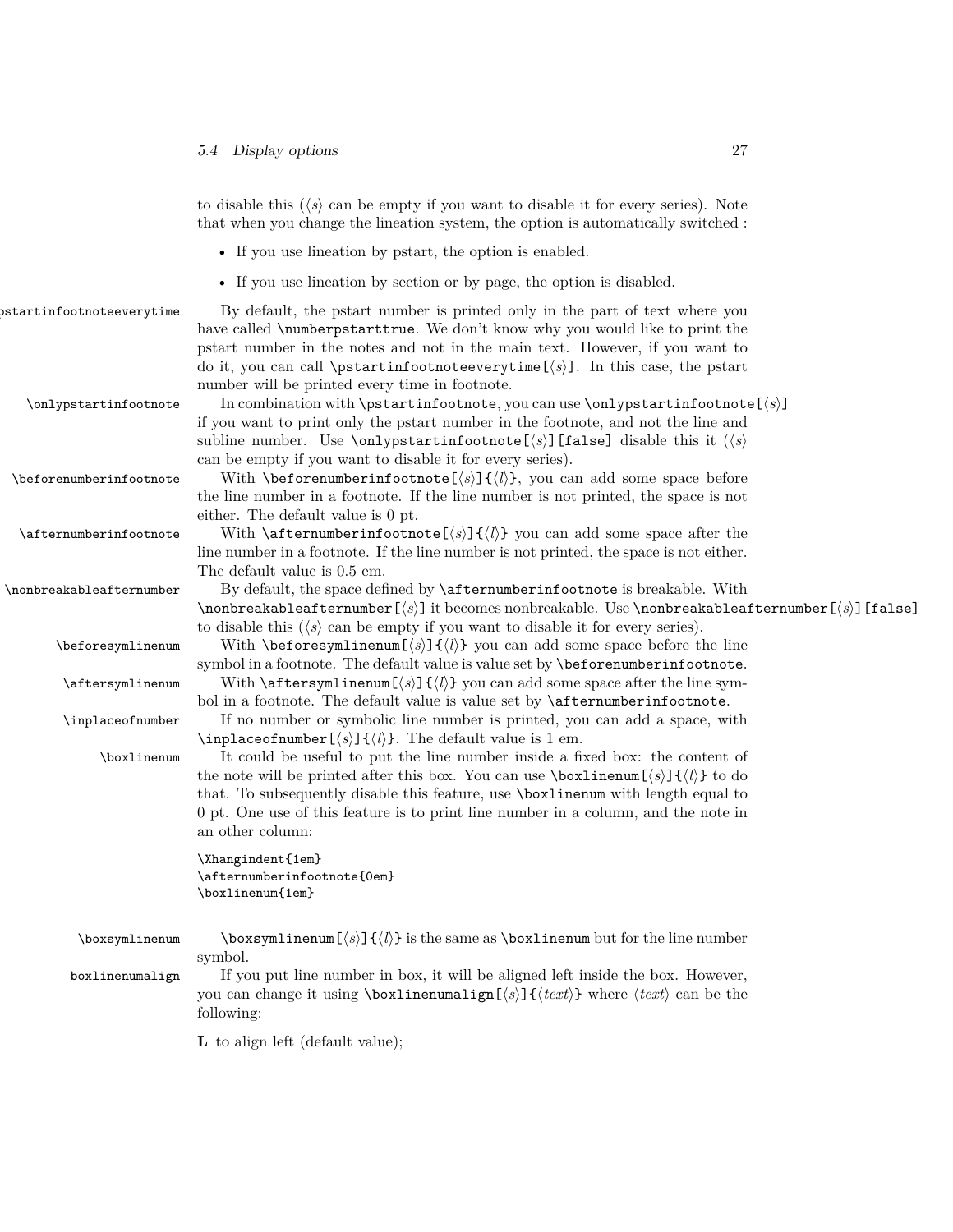to disable this (⟨s⟩ can be empty if you want to disable it for every series). Note that when you change the lineation system, the option is automatically switched :

- If you use lineation by pstart, the option is enabled.
- If you use lineation by section or by page, the option is disabled.

\pstartinfootnoteeverytime By default, the pstart number is printed only in the part of text where you have called `\numberpstarttrue`. We don't know why you would like to print the pstart number in the notes and not in the main text. However, if you want to do it, you can call `\pstartinfootnoteeverytime[⟨s⟩]`. In this case, the pstart number will be printed every time in footnote.

\onlypstartinfootnote In combination with `\pstartinfootnote`, you can use `\onlypstartinfootnote[⟨s⟩]` if you want to print only the pstart number in the footnote, and not the line and subline number. Use `\onlypstartinfootnote[⟨s⟩][false]` disable this it (⟨s⟩ can be empty if you want to disable it for every series).

\beforenumberinfootnote With `\beforenumberinfootnote[⟨s⟩]{⟨l⟩}`, you can add some space before the line number in a footnote. If the line number is not printed, the space is not either. The default value is 0 pt.

\afternumberinfootnote With `\afternumberinfootnote[⟨s⟩]{⟨l⟩}` you can add some space after the line number in a footnote. If the line number is not printed, the space is not either. The default value is 0.5 em.

\nonbreakableafternumber By default, the space defined by `\afternumberinfootnote` is breakable. With `\nonbreakableafternumber[⟨s⟩]` it becomes nonbreakable. Use `\nonbreakableafternumber[⟨s⟩][false]` to disable this (⟨s⟩ can be empty if you want to disable it for every series).

\beforesymlinenum With `\beforesymlinenum[⟨s⟩]{⟨l⟩}` you can add some space before the line symbol in a footnote. The default value is value set by `\beforenumberinfootnote`.

\aftersymlinenum With `\aftersymlinenum[⟨s⟩]{⟨l⟩}` you can add some space after the line symbol in a footnote. The default value is value set by `\afternumberinfootnote`.

\inplaceofnumber If no number or symbolic line number is printed, you can add a space, with `\inplaceofnumber[⟨s⟩]{⟨l⟩}`. The default value is 1 em.

\boxlinenum It could be useful to put the line number inside a fixed box: the content of the note will be printed after this box. You can use `\boxlinenum[⟨s⟩]{⟨l⟩}` to do that. To subsequently disable this feature, use `\boxlinenum` with length equal to 0 pt. One use of this feature is to print line number in a column, and the note in an other column:

```
\Xhangindent{1em}
\afternumberinfootnote{0em}
\boxlinenum{1em}
```

\boxsymlinenum `\boxsymlinenum[⟨s⟩]{⟨l⟩}` is the same as `\boxlinenum` but for the line number symbol.

boxlinenumalign If you put line number in box, it will be aligned left inside the box. However, you can change it using `\boxlinenumalign[⟨s⟩]{⟨text⟩}` where ⟨text⟩ can be the following:

**L** to align left (default value);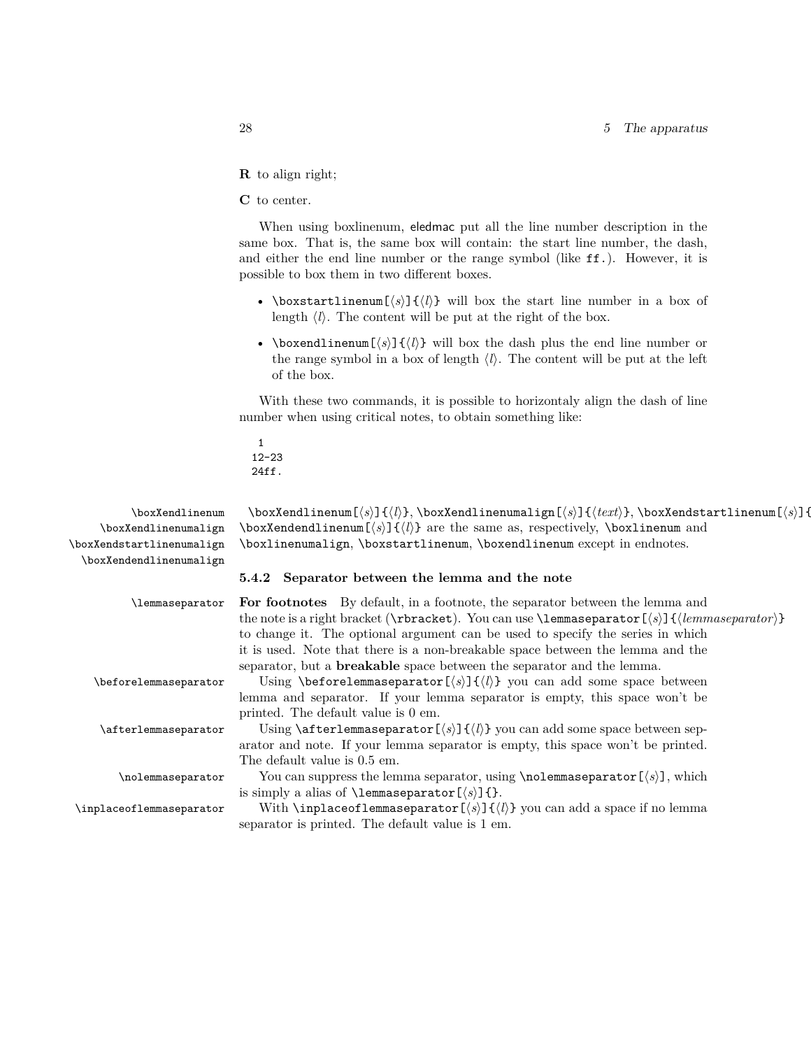**R** to align right;

**C** to center.

When using boxlinenum, eledmac put all the line number description in the same box. That is, the same box will contain: the start line number, the dash, and either the end line number or the range symbol (like `ff.`). However, it is possible to box them in two different boxes.

- `\boxstartlinenum[⟨s⟩]{⟨l⟩}` will box the start line number in a box of length ⟨l⟩. The content will be put at the right of the box.
- `\boxendlinenum[⟨s⟩]{⟨l⟩}` will box the dash plus the end line number or the range symbol in a box of length ⟨l⟩. The content will be put at the left of the box.

With these two commands, it is possible to horizontaly align the dash of line number when using critical notes, to obtain something like:

```
  1
12-23
24ff.
```

\boxXendlinenum \boxXendlinenumalign \boxXendstartlinenumalign \boxXendendlinenumalign

`\boxXendlinenum[⟨s⟩]{⟨l⟩}`, `\boxXendlinenumalign[⟨s⟩]{⟨text⟩}`, `\boxXendstartlinenum[⟨s⟩]{` `\boxXendendlinenum[⟨s⟩]{⟨l⟩}` are the same as, respectively, `\boxlinenum` and `\boxlinenumalign`, `\boxstartlinenum`, `\boxendlinenum` except in endnotes.

### 5.4.2 Separator between the lemma and the note

\lemmaseparator

**For footnotes** By default, in a footnote, the separator between the lemma and the note is a right bracket (`\rbracket`). You can use `\lemmaseparator[⟨s⟩]{⟨lemmaseparator⟩}` to change it. The optional argument can be used to specify the series in which it is used. Note that there is a non-breakable space between the lemma and the separator, but a **breakable** space between the separator and the lemma.

\beforelemmaseparator

Using `\beforelemmaseparator[⟨s⟩]{⟨l⟩}` you can add some space between lemma and separator. If your lemma separator is empty, this space won't be printed. The default value is 0 em.

\afterlemmaseparator

Using `\afterlemmaseparator[⟨s⟩]{⟨l⟩}` you can add some space between separator and note. If your lemma separator is empty, this space won't be printed. The default value is 0.5 em.

\nolemmaseparator

You can suppress the lemma separator, using `\nolemmaseparator[⟨s⟩]`, which is simply a alias of `\lemmaseparator[⟨s⟩]{}`.

\inplaceoflemmaseparator

With `\inplaceoflemmaseparator[⟨s⟩]{⟨l⟩}` you can add a space if no lemma separator is printed. The default value is 1 em.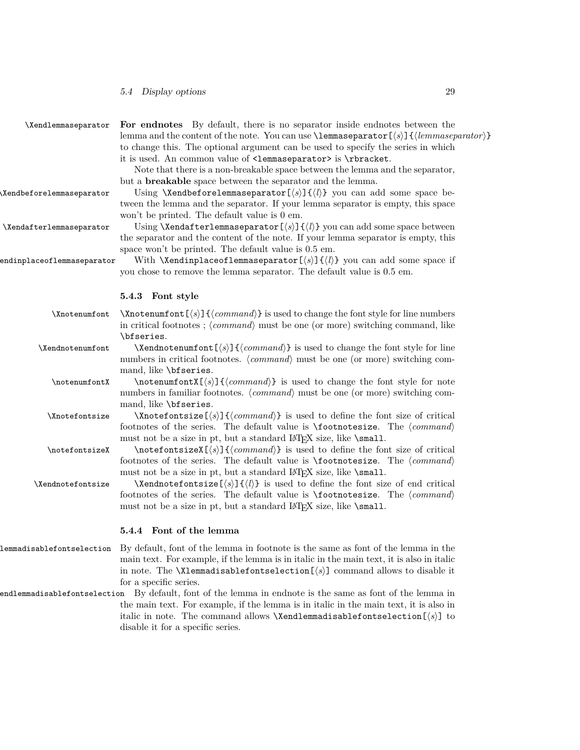`\Xendlemmaseparator` **For endnotes** By default, there is no separator inside endnotes between the lemma and the content of the note. You can use `\lemmaseparator[⟨s⟩]{⟨lemmaseparator⟩}` to change this. The optional argument can be used to specify the series in which it is used. An common value of `<lemmaseparator>` is `\rbracket`.

Note that there is a non-breakable space between the lemma and the separator, but a **breakable** space between the separator and the lemma.

`\Xendbeforelemmaseparator` Using `\Xendbeforelemmaseparator[⟨s⟩]{⟨l⟩}` you can add some space between the lemma and the separator. If your lemma separator is empty, this space won't be printed. The default value is 0 em.

`\Xendafterlemmaseparator` Using `\Xendafterlemmaseparator[⟨s⟩]{⟨l⟩}` you can add some space between the separator and the content of the note. If your lemma separator is empty, this space won't be printed. The default value is 0.5 em.

`\Xendinplaceoflemmaseparator` With `\Xendinplaceoflemmaseparator[⟨s⟩]{⟨l⟩}` you can add some space if you chose to remove the lemma separator. The default value is 0.5 em.

### 5.4.3 Font style

`\Xnotenumfont` `\Xnotenumfont[⟨s⟩]{⟨command⟩}` is used to change the font style for line numbers in critical footnotes ; ⟨*command*⟩ must be one (or more) switching command, like `\bfseries`.

`\Xendnotenumfont` `\Xendnotenumfont[⟨s⟩]{⟨command⟩}` is used to change the font style for line numbers in critical footnotes. ⟨*command*⟩ must be one (or more) switching command, like `\bfseries`.

`\notenumfontX` `\notenumfontX[⟨s⟩]{⟨command⟩}` is used to change the font style for note numbers in familiar footnotes. ⟨*command*⟩ must be one (or more) switching command, like `\bfseries`.

`\Xnotefontsize` `\Xnotefontsize[⟨s⟩]{⟨command⟩}` is used to define the font size of critical footnotes of the series. The default value is `\footnotesize`. The ⟨*command*⟩ must not be a size in pt, but a standard LaTeX size, like `\small`.

`\notefontsizeX` `\notefontsizeX[⟨s⟩]{⟨command⟩}` is used to define the font size of critical footnotes of the series. The default value is `\footnotesize`. The ⟨*command*⟩ must not be a size in pt, but a standard LaTeX size, like `\small`.

`\Xendnotefontsize` `\Xendnotefontsize[⟨s⟩]{⟨l⟩}` is used to define the font size of end critical footnotes of the series. The default value is `\footnotesize`. The ⟨*command*⟩ must not be a size in pt, but a standard LaTeX size, like `\small`.

### 5.4.4 Font of the lemma

`\Xlemmadisablefontselection` By default, font of the lemma in footnote is the same as font of the lemma in the main text. For example, if the lemma is in italic in the main text, it is also in italic in note. The `\Xlemmadisablefontselection[⟨s⟩]` command allows to disable it for a specific series.

`\Xendlemmadisablefontselection` By default, font of the lemma in endnote is the same as font of the lemma in the main text. For example, if the lemma is in italic in the main text, it is also in italic in note. The command allows `\Xendlemmadisablefontselection[⟨s⟩]` to disable it for a specific series.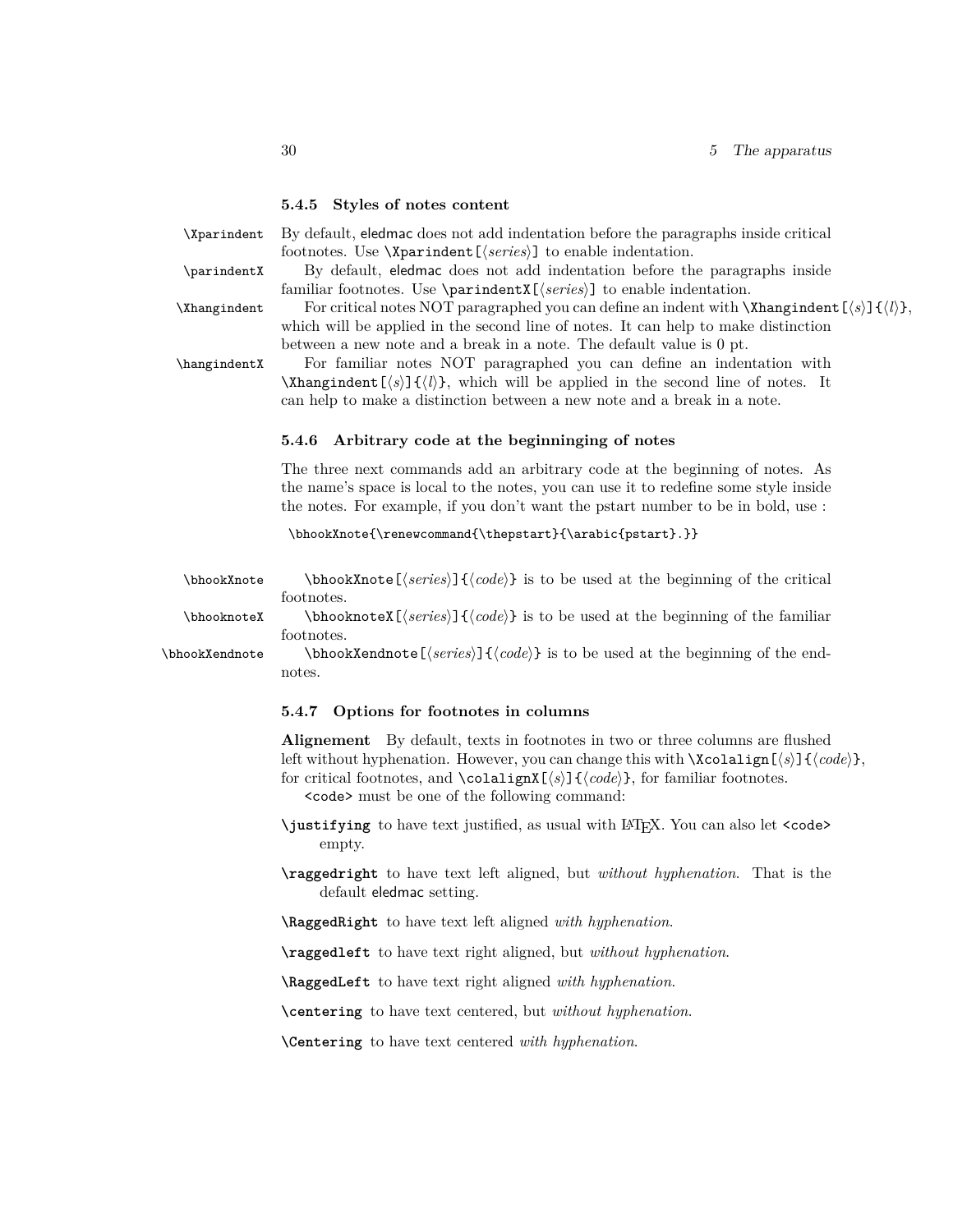### 5.4.5 Styles of notes content

`\Xparindent` By default, eledmac does not add indentation before the paragraphs inside critical footnotes. Use `\Xparindent[⟨series⟩]` to enable indentation.

`\parindentX` By default, eledmac does not add indentation before the paragraphs inside familiar footnotes. Use `\parindentX[⟨series⟩]` to enable indentation.

`\Xhangindent` For critical notes NOT paragraphed you can define an indent with `\Xhangindent[⟨s⟩]{⟨l⟩}`, which will be applied in the second line of notes. It can help to make distinction between a new note and a break in a note. The default value is 0 pt.

`\hangindentX` For familiar notes NOT paragraphed you can define an indentation with `\Xhangindent[⟨s⟩]{⟨l⟩}`, which will be applied in the second line of notes. It can help to make a distinction between a new note and a break in a note.

### 5.4.6 Arbitrary code at the beginninging of notes

The three next commands add an arbitrary code at the beginning of notes. As the name's space is local to the notes, you can use it to redefine some style inside the notes. For example, if you don't want the pstart number to be in bold, use :

```
\bhookXnote{\renewcommand{\thepstart}{\arabic{pstart}.}}
```

`\bhookXnote` `\bhookXnote[⟨series⟩]{⟨code⟩}` is to be used at the beginning of the critical footnotes.

`\bhooknoteX` `\bhooknoteX[⟨series⟩]{⟨code⟩}` is to be used at the beginning of the familiar footnotes.

`\bhookXendnote` `\bhookXendnote[⟨series⟩]{⟨code⟩}` is to be used at the beginning of the endnotes.

### 5.4.7 Options for footnotes in columns

**Alignement** By default, texts in footnotes in two or three columns are flushed left without hyphenation. However, you can change this with `\Xcolalign[⟨s⟩]{⟨code⟩}`, for critical footnotes, and `\colalignX[⟨s⟩]{⟨code⟩}`, for familiar footnotes.

`<code>` must be one of the following command:

- **`\justifying`** to have text justified, as usual with LaTeX. You can also let `<code>` empty.
- **`\raggedright`** to have text left aligned, but *without hyphenation*. That is the default eledmac setting.
- **`\RaggedRight`** to have text left aligned *with hyphenation*.
- **`\raggedleft`** to have text right aligned, but *without hyphenation*.
- **`\RaggedLeft`** to have text right aligned *with hyphenation*.
- **`\centering`** to have text centered, but *without hyphenation*.
- **`\Centering`** to have text centered *with hyphenation*.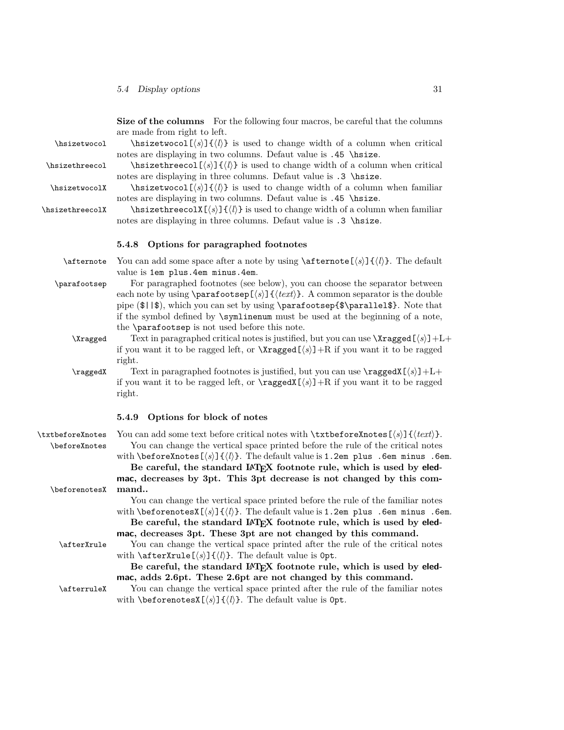**Size of the columns** For the following four macros, be careful that the columns are made from right to left.

`\hsizetwocol` \hsizetwocol[⟨*s*⟩]{⟨*l*⟩} is used to change width of a column when critical notes are displaying in two columns. Defaut value is `.45 \hsize`.

`\hsizethreecol` \hsizethreecol[⟨*s*⟩]{⟨*l*⟩} is used to change width of a column when critical notes are displaying in three columns. Defaut value is `.3 \hsize`.

`\hsizetwocolX` \hsizetwocol[⟨*s*⟩]{⟨*l*⟩} is used to change width of a column when familiar notes are displaying in two columns. Defaut value is `.45 \hsize`.

`\hsizethreecolX` \hsizethreecolX[⟨*s*⟩]{⟨*l*⟩} is used to change width of a column when familiar notes are displaying in three columns. Defaut value is `.3 \hsize`.

### 5.4.8 Options for paragraphed footnotes

`\afternote` You can add some space after a note by using \afternote[⟨*s*⟩]{⟨*l*⟩}. The default value is `1em plus.4em minus.4em`.

`\parafootsep` For paragraphed footnotes (see below), you can choose the separator between each note by using \parafootsep[⟨*s*⟩]{⟨*text*⟩}. A common separator is the double pipe (`$||$`), which you can set by using `\parafootsep{$\parallel$}`. Note that if the symbol defined by `\symlinenum` must be used at the beginning of a note, the `\parafootsep` is not used before this note.

`\Xragged` Text in paragraphed critical notes is justified, but you can use \Xragged[⟨*s*⟩]+L+ if you want it to be ragged left, or \Xragged[⟨*s*⟩]+R if you want it to be ragged right.

`\raggedX` Text in paragraphed footnotes is justified, but you can use \raggedX[⟨*s*⟩]+L+ if you want it to be ragged left, or \raggedX[⟨*s*⟩]+R if you want it to be ragged right.

### 5.4.9 Options for block of notes

`\txtbeforeXnotes` You can add some text before critical notes with \txtbeforeXnotes[⟨*s*⟩]{⟨*text*⟩}.

`\beforeXnotes` You can change the vertical space printed before the rule of the critical notes with \beforeXnotes[⟨*s*⟩]{⟨*l*⟩}. The default value is `1.2em plus .6em minus .6em`.

**Be careful, the standard LaTeX footnote rule, which is used by eledmac, decreases by 3pt. This 3pt decrease is not changed by this command..**

`\beforenotesX` You can change the vertical space printed before the rule of the familiar notes with \beforenotesX[⟨*s*⟩]{⟨*l*⟩}. The default value is `1.2em plus .6em minus .6em`.

**Be careful, the standard LaTeX footnote rule, which is used by eledmac, decreases 3pt. These 3pt are not changed by this command.**

`\afterXrule` You can change the vertical space printed after the rule of the critical notes with \afterXrule[⟨*s*⟩]{⟨*l*⟩}. The default value is `0pt`.

**Be careful, the standard LaTeX footnote rule, which is used by eledmac, adds 2.6pt. These 2.6pt are not changed by this command.**

`\afterruleX` You can change the vertical space printed after the rule of the familiar notes with \beforenotesX[⟨*s*⟩]{⟨*l*⟩}. The default value is `0pt`.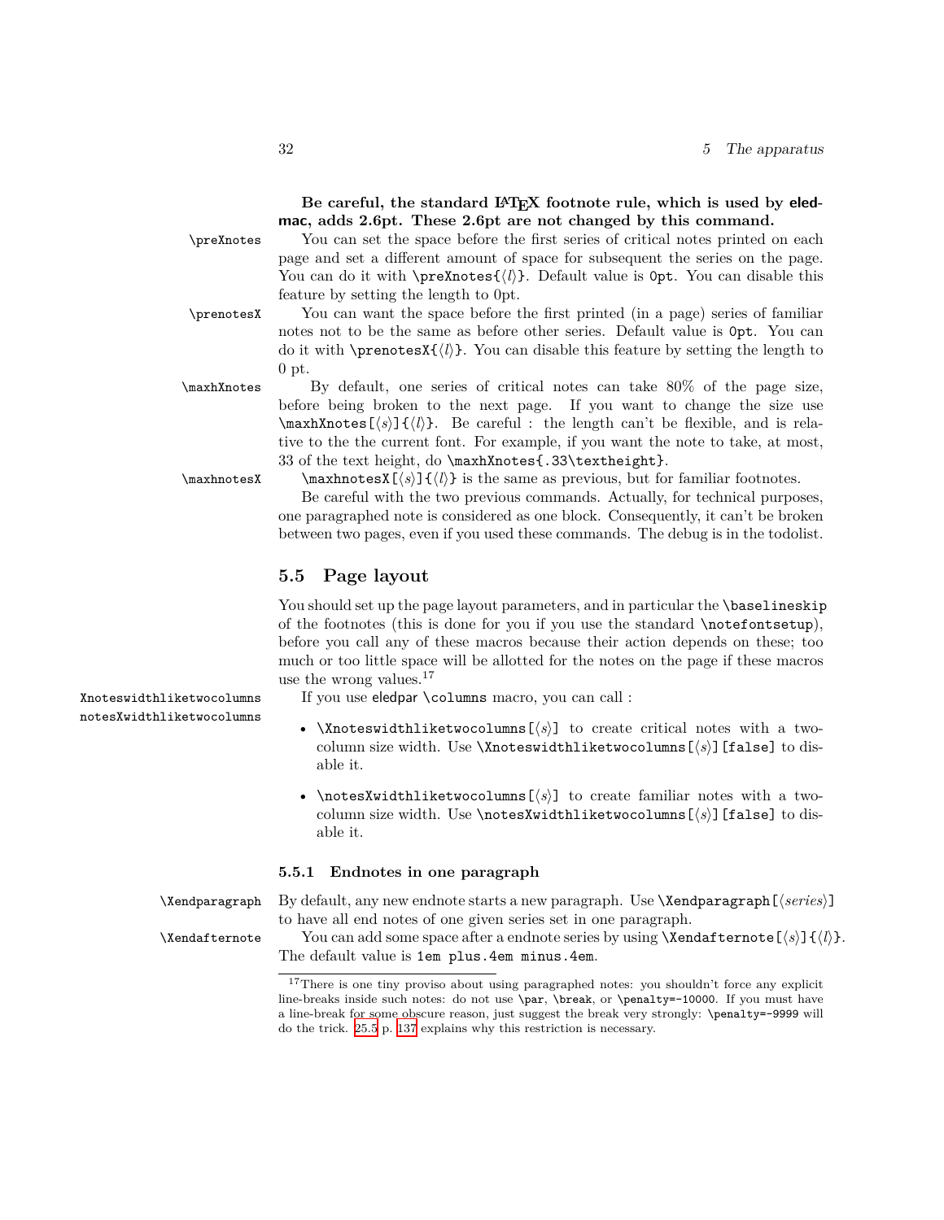**Be careful, the standard LaTeX footnote rule, which is used by eledmac, adds 2.6pt. These 2.6pt are not changed by this command.**

\preXnotes You can set the space before the first series of critical notes printed on each page and set a different amount of space for subsequent the series on the page. You can do it with `\preXnotes{⟨l⟩}`. Default value is `0pt`. You can disable this feature by setting the length to 0pt.

\prenotesX You can want the space before the first printed (in a page) series of familiar notes not to be the same as before other series. Default value is `0pt`. You can do it with `\prenotesX{⟨l⟩}`. You can disable this feature by setting the length to 0 pt.

\maxhXnotes By default, one series of critical notes can take 80% of the page size, before being broken to the next page. If you want to change the size use `\maxhXnotes[⟨s⟩]{⟨l⟩}`. Be careful : the length can't be flexible, and is relative to the the current font. For example, if you want the note to take, at most, 33 of the text height, do `\maxhXnotes{.33\textheight}`.

\maxhnotesX `\maxhnotesX[⟨s⟩]{⟨l⟩}` is the same as previous, but for familiar footnotes.

Be careful with the two previous commands. Actually, for technical purposes, one paragraphed note is considered as one block. Consequently, it can't be broken between two pages, even if you used these commands. The debug is in the todolist.

## 5.5 Page layout

You should set up the page layout parameters, and in particular the `\baselineskip` of the footnotes (this is done for you if you use the standard `\notefontsetup`), before you call any of these macros because their action depends on these; too much or too little space will be allotted for the notes on the page if these macros use the wrong values.[17]

Xnoteswidthliketwocolumns
notesXwidthliketwocolumns

If you use eledpar `\columns` macro, you can call :

- `\Xnoteswidthliketwocolumns[⟨s⟩]` to create critical notes with a two-column size width. Use `\Xnoteswidthliketwocolumns[⟨s⟩][false]` to disable it.
- `\notesXwidthliketwocolumns[⟨s⟩]` to create familiar notes with a two-column size width. Use `\notesXwidthliketwocolumns[⟨s⟩][false]` to disable it.

### 5.5.1 Endnotes in one paragraph

\Xendparagraph By default, any new endnote starts a new paragraph. Use `\Xendparagraph[⟨series⟩]` to have all end notes of one given series set in one paragraph.

\Xendafternote You can add some space after a endnote series by using `\Xendafternote[⟨s⟩]{⟨l⟩}`. The default value is `1em plus.4em minus.4em`.

[17]There is one tiny proviso about using paragraphed notes: you shouldn't force any explicit line-breaks inside such notes: do not use `\par`, `\break`, or `\penalty=-10000`. If you must have a line-break for some obscure reason, just suggest the break very strongly: `\penalty=-9999` will do the trick. 25.5 p. 137 explains why this restriction is necessary.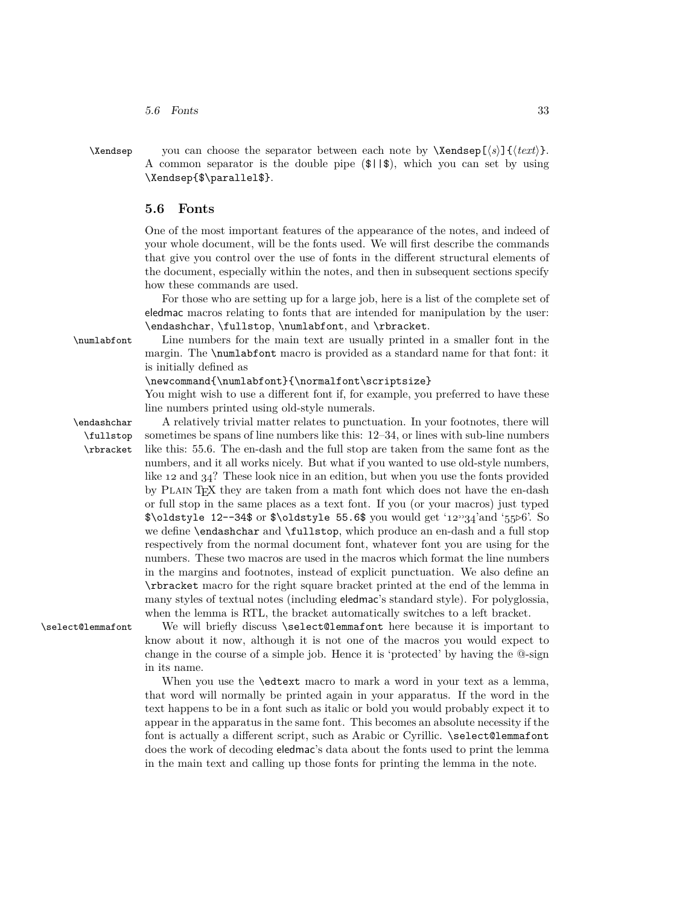`\Xendsep` you can choose the separator between each note by `\Xendsep[⟨s⟩]{⟨text⟩}`. A common separator is the double pipe (`$||$`), which you can set by using `\Xendsep{$\parallel$}`.

## 5.6 Fonts

One of the most important features of the appearance of the notes, and indeed of your whole document, will be the fonts used. We will first describe the commands that give you control over the use of fonts in the different structural elements of the document, especially within the notes, and then in subsequent sections specify how these commands are used.

For those who are setting up for a large job, here is a list of the complete set of eledmac macros relating to fonts that are intended for manipulation by the user: `\endashchar`, `\fullstop`, `\numlabfont`, and `\rbracket`.

`\numlabfont` Line numbers for the main text are usually printed in a smaller font in the margin. The `\numlabfont` macro is provided as a standard name for that font: it is initially defined as

```
\newcommand{\numlabfont}{\normalfont\scriptsize}
```

You might wish to use a different font if, for example, you preferred to have these line numbers printed using old-style numerals.

`\endashchar` `\fullstop` `\rbracket` A relatively trivial matter relates to punctuation. In your footnotes, there will sometimes be spans of line numbers like this: 12–34, or lines with sub-line numbers like this: 55.6. The en-dash and the full stop are taken from the same font as the numbers, and it all works nicely. But what if you wanted to use old-style numbers, like 12 and 34? These look nice in an edition, but when you use the fonts provided by PLAIN TEX they are taken from a math font which does not have the en-dash or full stop in the same places as a text font. If you (or your macros) just typed `$\oldstyle 12--34$` or `$\oldstyle 55.6$` you would get '12‹‹34'and '55▷6'. So we define `\endashchar` and `\fullstop`, which produce an en-dash and a full stop respectively from the normal document font, whatever font you are using for the numbers. These two macros are used in the macros which format the line numbers in the margins and footnotes, instead of explicit punctuation. We also define an `\rbracket` macro for the right square bracket printed at the end of the lemma in many styles of textual notes (including eledmac's standard style). For polyglossia, when the lemma is RTL, the bracket automatically switches to a left bracket.

`\select@lemmafont` We will briefly discuss `\select@lemmafont` here because it is important to know about it now, although it is not one of the macros you would expect to change in the course of a simple job. Hence it is 'protected' by having the @-sign in its name.

When you use the `\edtext` macro to mark a word in your text as a lemma, that word will normally be printed again in your apparatus. If the word in the text happens to be in a font such as italic or bold you would probably expect it to appear in the apparatus in the same font. This becomes an absolute necessity if the font is actually a different script, such as Arabic or Cyrillic. `\select@lemmafont` does the work of decoding eledmac's data about the fonts used to print the lemma in the main text and calling up those fonts for printing the lemma in the note.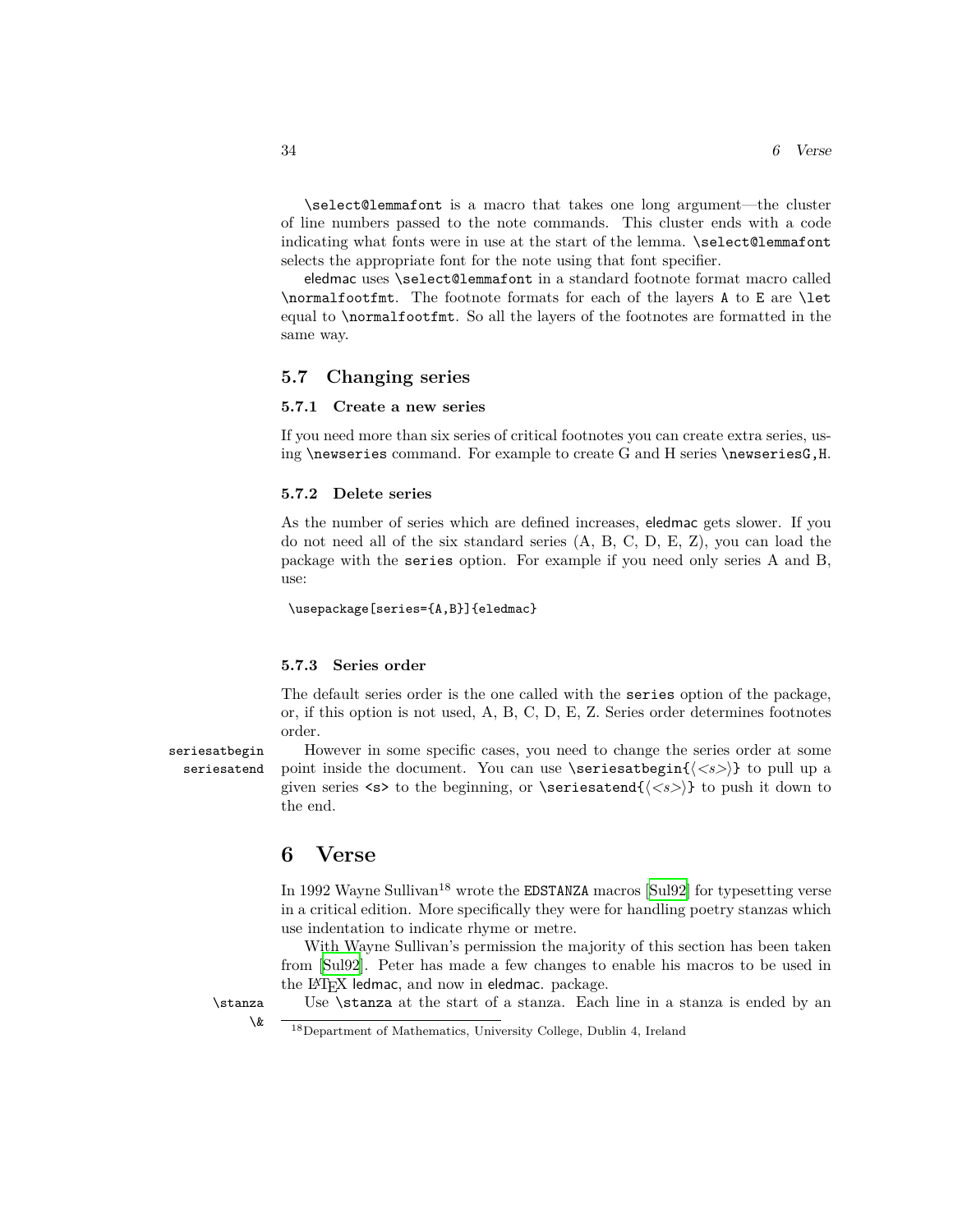\select@lemmafont is a macro that takes one long argument—the cluster of line numbers passed to the note commands. This cluster ends with a code indicating what fonts were in use at the start of the lemma. \select@lemmafont selects the appropriate font for the note using that font specifier.

eledmac uses \select@lemmafont in a standard footnote format macro called \normalfootfmt. The footnote formats for each of the layers A to E are \let equal to \normalfootfmt. So all the layers of the footnotes are formatted in the same way.

### 5.7 Changing series

#### 5.7.1 Create a new series

If you need more than six series of critical footnotes you can create extra series, using \newseries command. For example to create G and H series \newseriesG,H.

#### 5.7.2 Delete series

As the number of series which are defined increases, eledmac gets slower. If you do not need all of the six standard series (A, B, C, D, E, Z), you can load the package with the series option. For example if you need only series A and B, use:

```
\usepackage[series={A,B}]{eledmac}
```

#### 5.7.3 Series order

The default series order is the one called with the series option of the package, or, if this option is not used, A, B, C, D, E, Z. Series order determines footnotes order.

seriesatbegin
seriesatend

However in some specific cases, you need to change the series order at some point inside the document. You can use \seriesatbegin{⟨<s>⟩} to pull up a given series <s> to the beginning, or \seriesatend{⟨<s>⟩} to push it down to the end.

## 6 Verse

In 1992 Wayne Sullivan[18] wrote the EDSTANZA macros [Sul92] for typesetting verse in a critical edition. More specifically they were for handling poetry stanzas which use indentation to indicate rhyme or metre.

With Wayne Sullivan's permission the majority of this section has been taken from [Sul92]. Peter has made a few changes to enable his macros to be used in the LaTeX ledmac, and now in eledmac. package.

\stanza
\&

Use \stanza at the start of a stanza. Each line in a stanza is ended by an

[18] Department of Mathematics, University College, Dublin 4, Ireland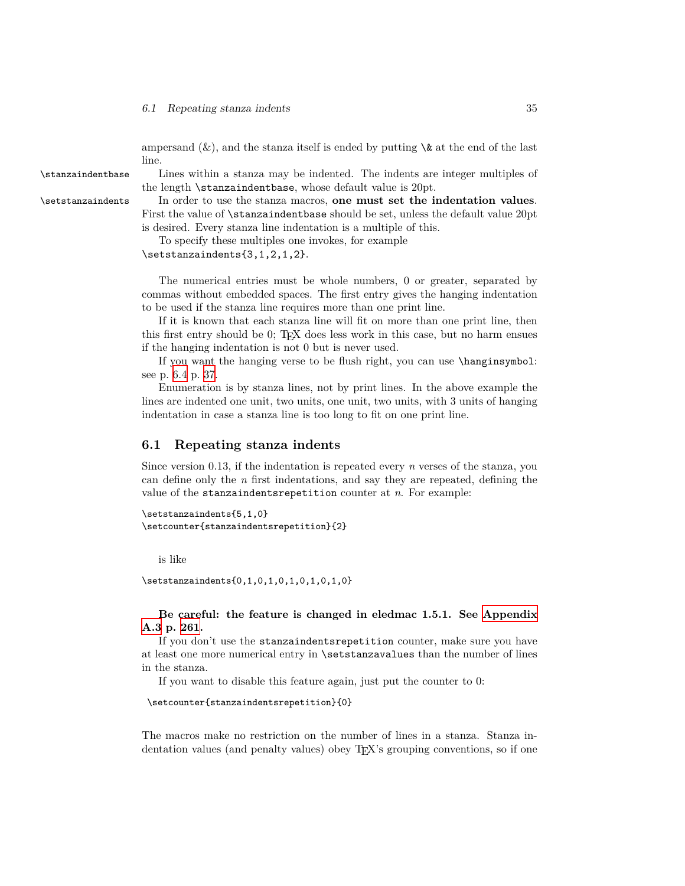ampersand (&), and the stanza itself is ended by putting `\&` at the end of the last line.

`\stanzaindentbase` Lines within a stanza may be indented. The indents are integer multiples of the length `\stanzaindentbase`, whose default value is 20pt.

`\setstanzaindents` In order to use the stanza macros, **one must set the indentation values**. First the value of `\stanzaindentbase` should be set, unless the default value 20pt is desired. Every stanza line indentation is a multiple of this.

To specify these multiples one invokes, for example
`\setstanzaindents{3,1,2,1,2}`.

The numerical entries must be whole numbers, 0 or greater, separated by commas without embedded spaces. The first entry gives the hanging indentation to be used if the stanza line requires more than one print line.

If it is known that each stanza line will fit on more than one print line, then this first entry should be 0; TEX does less work in this case, but no harm ensues if the hanging indentation is not 0 but is never used.

If you want the hanging verse to be flush right, you can use `\hanginsymbol`: see p. 6.4 p. 37.

Enumeration is by stanza lines, not by print lines. In the above example the lines are indented one unit, two units, one unit, two units, with 3 units of hanging indentation in case a stanza line is too long to fit on one print line.

## 6.1 Repeating stanza indents

Since version 0.13, if the indentation is repeated every *n* verses of the stanza, you can define only the *n* first indentations, and say they are repeated, defining the value of the `stanzaindentsrepetition` counter at *n*. For example:

```
\setstanzaindents{5,1,0}
\setcounter{stanzaindentsrepetition}{2}
```

is like

```
\setstanzaindents{0,1,0,1,0,1,0,1,0,1,0}
```

**Be careful: the feature is changed in eledmac 1.5.1. See Appendix A.3 p. 261.**

If you don't use the `stanzaindentsrepetition` counter, make sure you have at least one more numerical entry in `\setstanzavalues` than the number of lines in the stanza.

If you want to disable this feature again, just put the counter to 0:

```
\setcounter{stanzaindentsrepetition}{0}
```

The macros make no restriction on the number of lines in a stanza. Stanza indentation values (and penalty values) obey TEX's grouping conventions, so if one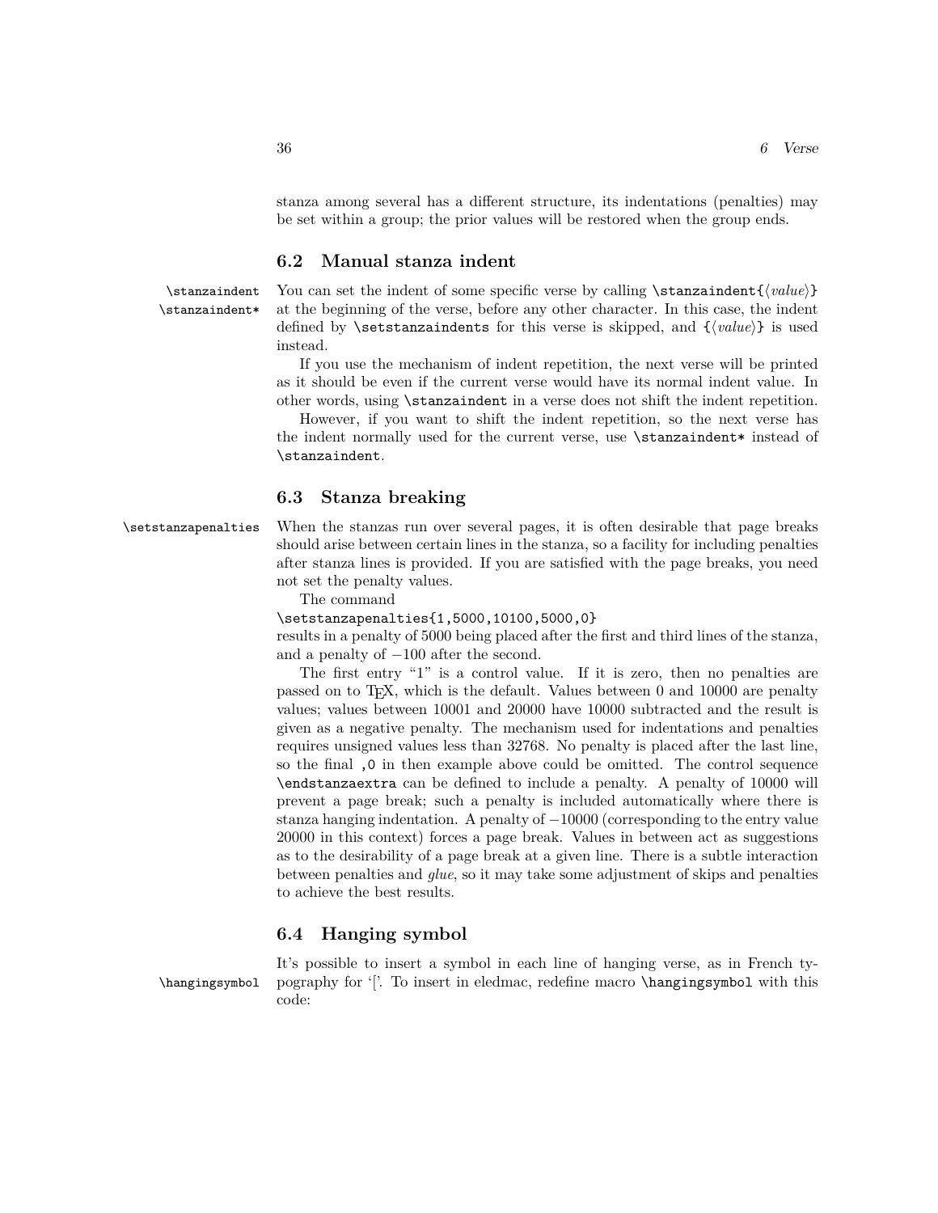stanza among several has a different structure, its indentations (penalties) may be set within a group; the prior values will be restored when the group ends.

## 6.2 Manual stanza indent

`\stanzaindent` `\stanzaindent*`

You can set the indent of some specific verse by calling `\stanzaindent{`⟨*value*⟩`}` at the beginning of the verse, before any other character. In this case, the indent defined by `\setstanzaindents` for this verse is skipped, and `{`⟨*value*⟩`}` is used instead.

If you use the mechanism of indent repetition, the next verse will be printed as it should be even if the current verse would have its normal indent value. In other words, using `\stanzaindent` in a verse does not shift the indent repetition.

However, if you want to shift the indent repetition, so the next verse has the indent normally used for the current verse, use `\stanzaindent*` instead of `\stanzaindent`.

## 6.3 Stanza breaking

`\setstanzapenalties`

When the stanzas run over several pages, it is often desirable that page breaks should arise between certain lines in the stanza, so a facility for including penalties after stanza lines is provided. If you are satisfied with the page breaks, you need not set the penalty values.

The command

```
\setstanzapenalties{1,5000,10100,5000,0}
```

results in a penalty of 5000 being placed after the first and third lines of the stanza, and a penalty of −100 after the second.

The first entry "1" is a control value. If it is zero, then no penalties are passed on to TeX, which is the default. Values between 0 and 10000 are penalty values; values between 10001 and 20000 have 10000 subtracted and the result is given as a negative penalty. The mechanism used for indentations and penalties requires unsigned values less than 32768. No penalty is placed after the last line, so the final `,0` in then example above could be omitted. The control sequence `\endstanzaextra` can be defined to include a penalty. A penalty of 10000 will prevent a page break; such a penalty is included automatically where there is stanza hanging indentation. A penalty of −10000 (corresponding to the entry value 20000 in this context) forces a page break. Values in between act as suggestions as to the desirability of a page break at a given line. There is a subtle interaction between penalties and *glue*, so it may take some adjustment of skips and penalties to achieve the best results.

## 6.4 Hanging symbol

`\hangingsymbol`

It's possible to insert a symbol in each line of hanging verse, as in French typography for '['. To insert in eledmac, redefine macro `\hangingsymbol` with this code: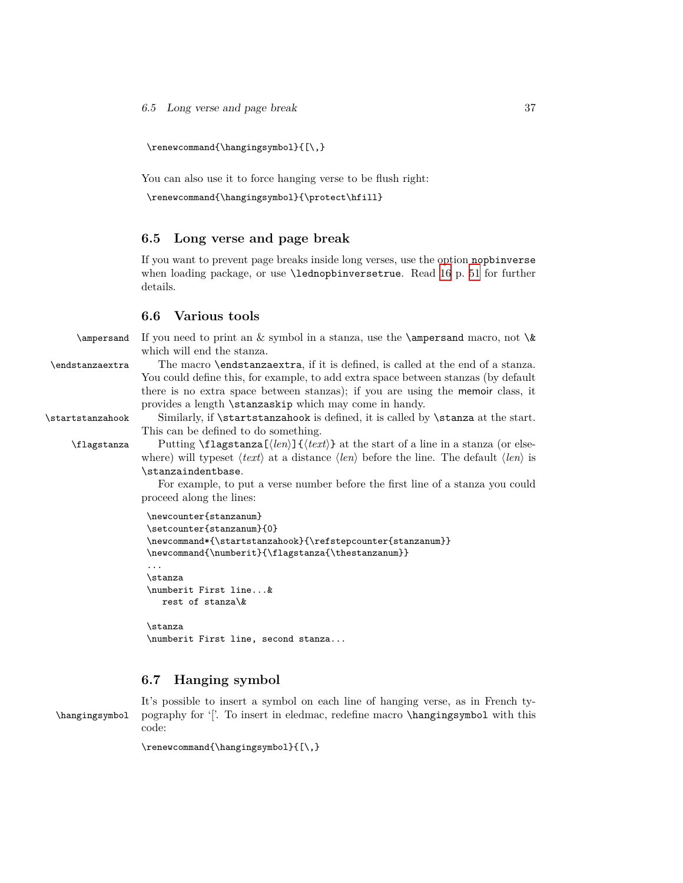```
\renewcommand{\hangingsymbol}{[\,}
```

You can also use it to force hanging verse to be flush right:

```
\renewcommand{\hangingsymbol}{\protect\hfill}
```

## 6.5 Long verse and page break

If you want to prevent page breaks inside long verses, use the option `nopbinverse` when loading package, or use `\lednopbinversetrue`. Read 16 p. 51 for further details.

## 6.6 Various tools

`\ampersand` If you need to print an & symbol in a stanza, use the `\ampersand` macro, not `\&` which will end the stanza.

`\endstanzaextra` The macro `\endstanzaextra`, if it is defined, is called at the end of a stanza. You could define this, for example, to add extra space between stanzas (by default there is no extra space between stanzas); if you are using the memoir class, it provides a length `\stanzaskip` which may come in handy.

`\startstanzahook` Similarly, if `\startstanzahook` is defined, it is called by `\stanza` at the start. This can be defined to do something.

`\flagstanza` Putting `\flagstanza[`⟨*len*⟩`]{`⟨*text*⟩`}` at the start of a line in a stanza (or elsewhere) will typeset ⟨*text*⟩ at a distance ⟨*len*⟩ before the line. The default ⟨*len*⟩ is `\stanzaindentbase`.

For example, to put a verse number before the first line of a stanza you could proceed along the lines:

```
\newcounter{stanzanum}
\setcounter{stanzanum}{0}
\newcommand*{\startstanzahook}{\refstepcounter{stanzanum}}
\newcommand{\numberit}{\flagstanza{\thestanzanum}}
...
\stanza
\numberit First line...&
   rest of stanza\&

\stanza
\numberit First line, second stanza...
```

## 6.7 Hanging symbol

`\hangingsymbol` It's possible to insert a symbol on each line of hanging verse, as in French typography for '['. To insert in eledmac, redefine macro `\hangingsymbol` with this code:

```
\renewcommand{\hangingsymbol}{[\,}
```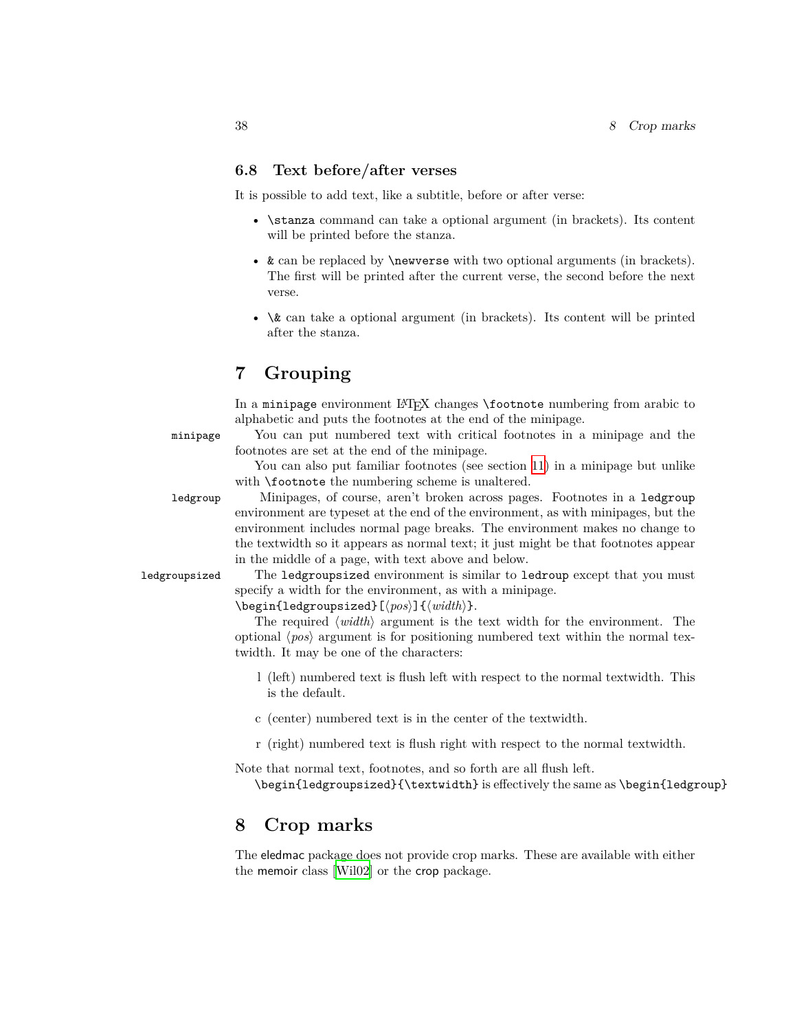### 6.8 Text before/after verses

It is possible to add text, like a subtitle, before or after verse:

- `\stanza` command can take a optional argument (in brackets). Its content will be printed before the stanza.
- `&` can be replaced by `\newverse` with two optional arguments (in brackets). The first will be printed after the current verse, the second before the next verse.
- `\&` can take a optional argument (in brackets). Its content will be printed after the stanza.

## 7 Grouping

In a `minipage` environment LaTeX changes `\footnote` numbering from arabic to alphabetic and puts the footnotes at the end of the minipage.

`minipage` You can put numbered text with critical footnotes in a minipage and the footnotes are set at the end of the minipage.

You can also put familiar footnotes (see section 11) in a minipage but unlike with `\footnote` the numbering scheme is unaltered.

`ledgroup` Minipages, of course, aren't broken across pages. Footnotes in a `ledgroup` environment are typeset at the end of the environment, as with minipages, but the environment includes normal page breaks. The environment makes no change to the textwidth so it appears as normal text; it just might be that footnotes appear in the middle of a page, with text above and below.

`ledgroupsized` The `ledgroupsized` environment is similar to `ledroup` except that you must specify a width for the environment, as with a minipage.
`\begin{ledgroupsized}[⟨pos⟩]{⟨width⟩}`.

The required ⟨*width*⟩ argument is the text width for the environment. The optional ⟨*pos*⟩ argument is for positioning numbered text within the normal textwidth. It may be one of the characters:

l (left) numbered text is flush left with respect to the normal textwidth. This is the default.

c (center) numbered text is in the center of the textwidth.

r (right) numbered text is flush right with respect to the normal textwidth.

Note that normal text, footnotes, and so forth are all flush left.

`\begin{ledgroupsized}{\textwidth}` is effectively the same as `\begin{ledgroup}`

## 8 Crop marks

The eledmac package does not provide crop marks. These are available with either the memoir class [Wil02] or the crop package.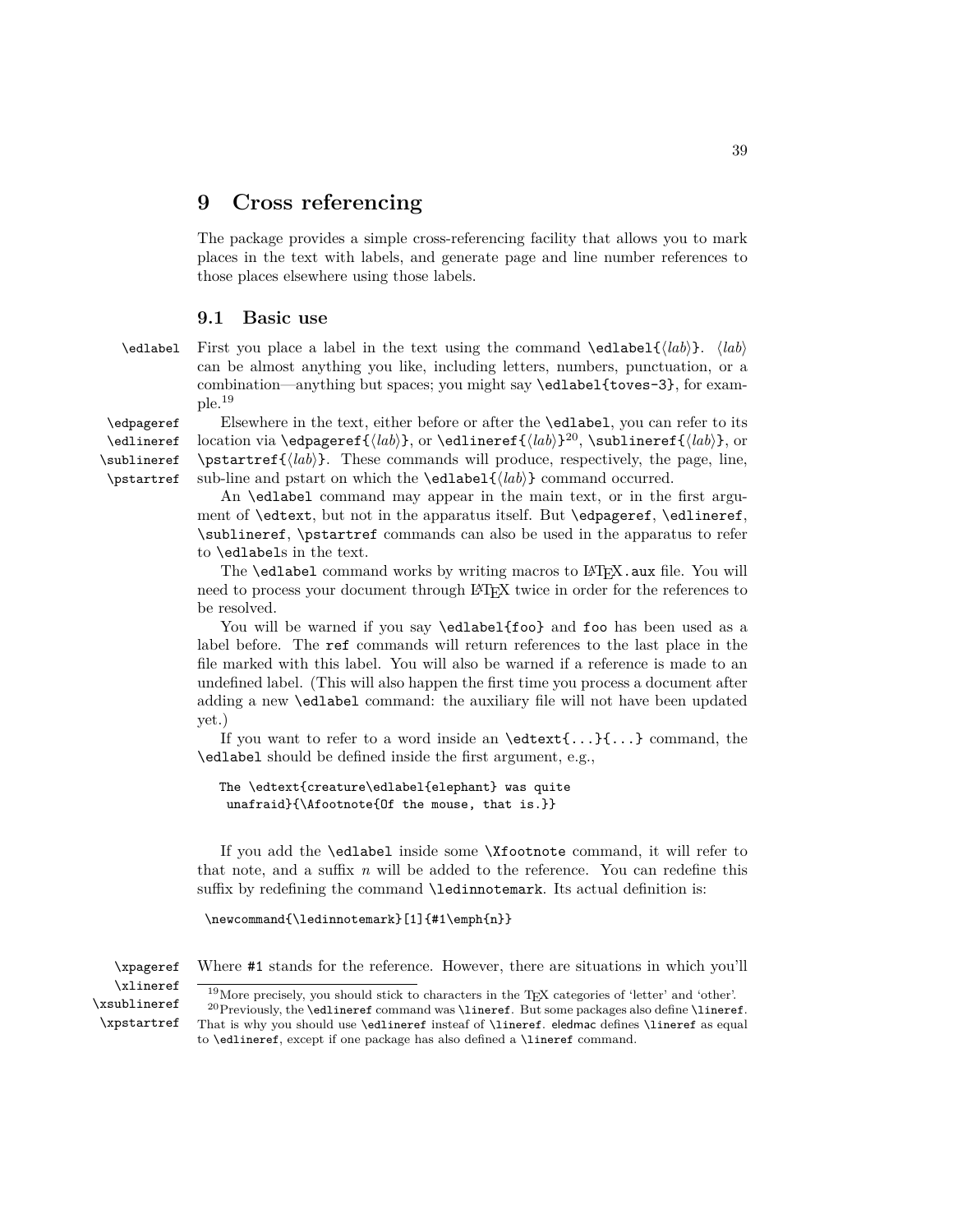# 9 Cross referencing

The package provides a simple cross-referencing facility that allows you to mark places in the text with labels, and generate page and line number references to those places elsewhere using those labels.

## 9.1 Basic use

\edlabel First you place a label in the text using the command `\edlabel{⟨lab⟩}`. ⟨*lab*⟩ can be almost anything you like, including letters, numbers, punctuation, or a combination—anything but spaces; you might say `\edlabel{toves-3}`, for example.[19]

\edpageref \edlineref \sublineref \pstartref Elsewhere in the text, either before or after the `\edlabel`, you can refer to its location via `\edpageref{⟨lab⟩}`, or `\edlineref{⟨lab⟩}`[20], `\sublineref{⟨lab⟩}`, or `\pstartref{⟨lab⟩}`. These commands will produce, respectively, the page, line, sub-line and pstart on which the `\edlabel{⟨lab⟩}` command occurred.

An `\edlabel` command may appear in the main text, or in the first argument of `\edtext`, but not in the apparatus itself. But `\edpageref`, `\edlineref`, `\sublineref`, `\pstartref` commands can also be used in the apparatus to refer to `\edlabel`s in the text.

The `\edlabel` command works by writing macros to LaTeX`.aux` file. You will need to process your document through LaTeX twice in order for the references to be resolved.

You will be warned if you say `\edlabel{foo}` and `foo` has been used as a label before. The `ref` commands will return references to the last place in the file marked with this label. You will also be warned if a reference is made to an undefined label. (This will also happen the first time you process a document after adding a new `\edlabel` command: the auxiliary file will not have been updated yet.)

If you want to refer to a word inside an `\edtext{...}{...}` command, the `\edlabel` should be defined inside the first argument, e.g.,

```
The \edtext{creature\edlabel{elephant} was quite
 unafraid}{\Afootnote{Of the mouse, that is.}}
```

If you add the `\edlabel` inside some `\Xfootnote` command, it will refer to that note, and a suffix *n* will be added to the reference. You can redefine this suffix by redefining the command `\ledinnotemark`. Its actual definition is:

```
\newcommand{\ledinnotemark}[1]{#1\emph{n}}
```

\xpageref \xlineref \xsublineref \xpstartref Where `#1` stands for the reference. However, there are situations in which you'll

[19] More precisely, you should stick to characters in the TeX categories of 'letter' and 'other'.

[20] Previously, the `\edlineref` command was `\lineref`. But some packages also define `\lineref`. That is why you should use `\edlineref` instead of `\lineref`. eledmac defines `\lineref` as equal to `\edlineref`, except if one package has also defined a `\lineref` command.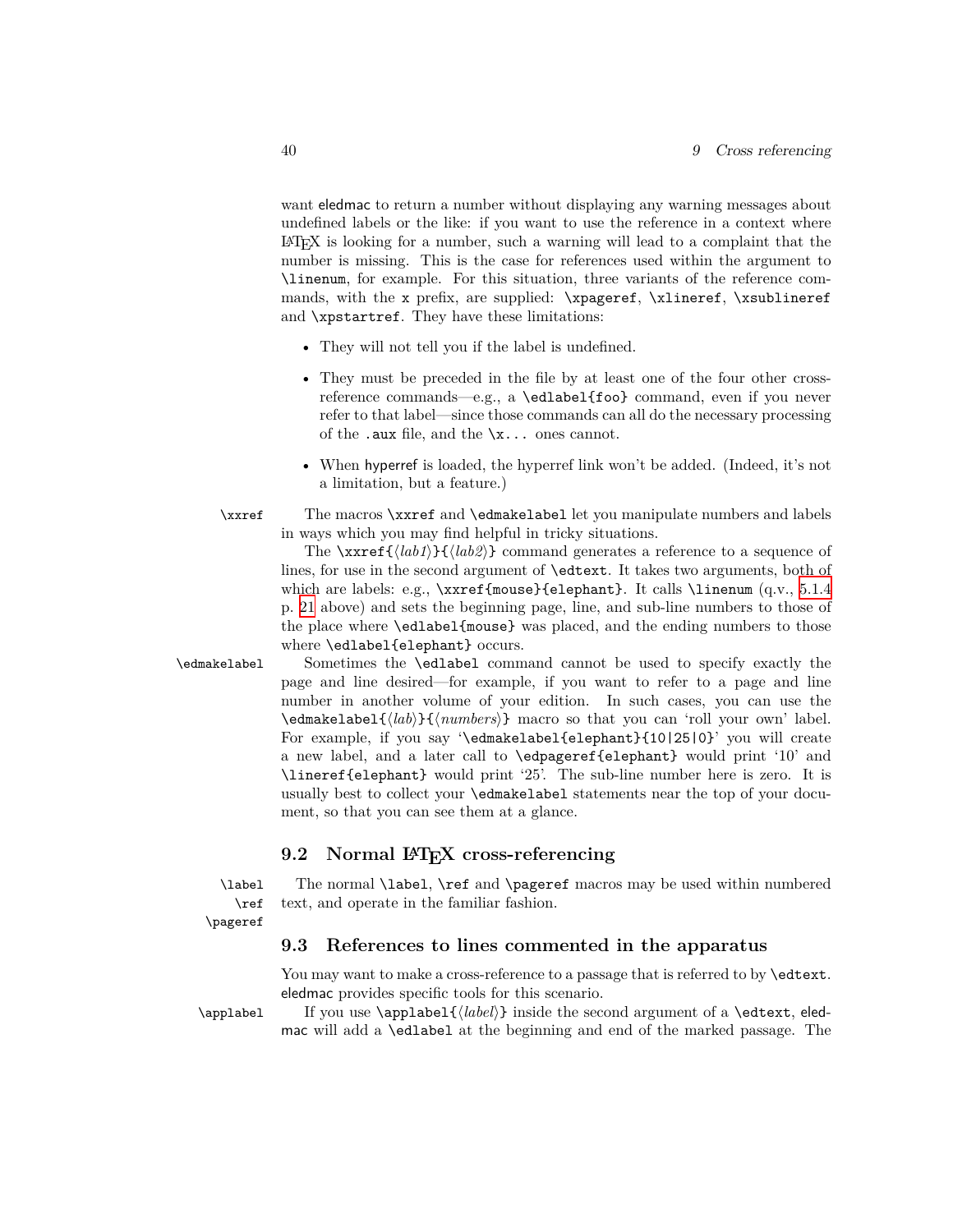want eledmac to return a number without displaying any warning messages about undefined labels or the like: if you want to use the reference in a context where LaTeX is looking for a number, such a warning will lead to a complaint that the number is missing. This is the case for references used within the argument to `\linenum`, for example. For this situation, three variants of the reference commands, with the `x` prefix, are supplied: `\xpageref`, `\xlineref`, `\xsublineref` and `\xpstartref`. They have these limitations:

- They will not tell you if the label is undefined.
- They must be preceded in the file by at least one of the four other cross-reference commands—e.g., a `\edlabel{foo}` command, even if you never refer to that label—since those commands can all do the necessary processing of the `.aux` file, and the `\x...` ones cannot.
- When hyperref is loaded, the hyperref link won't be added. (Indeed, it's not a limitation, but a feature.)

`\xxref` The macros `\xxref` and `\edmakelabel` let you manipulate numbers and labels in ways which you may find helpful in tricky situations.

The `\xxref{⟨lab1⟩}{⟨lab2⟩}` command generates a reference to a sequence of lines, for use in the second argument of `\edtext`. It takes two arguments, both of which are labels: e.g., `\xxref{mouse}{elephant}`. It calls `\linenum` (q.v., 5.1.4 p. 21 above) and sets the beginning page, line, and sub-line numbers to those of the place where `\edlabel{mouse}` was placed, and the ending numbers to those where `\edlabel{elephant}` occurs.

`\edmakelabel` Sometimes the `\edlabel` command cannot be used to specify exactly the page and line desired—for example, if you want to refer to a page and line number in another volume of your edition. In such cases, you can use the `\edmakelabel{⟨lab⟩}{⟨numbers⟩}` macro so that you can 'roll your own' label. For example, if you say '`\edmakelabel{elephant}{10|25|0}`' you will create a new label, and a later call to `\edpageref{elephant}` would print '10' and `\lineref{elephant}` would print '25'. The sub-line number here is zero. It is usually best to collect your `\edmakelabel` statements near the top of your document, so that you can see them at a glance.

## 9.2 Normal LaTeX cross-referencing

`\label` `\ref` `\pageref` The normal `\label`, `\ref` and `\pageref` macros may be used within numbered text, and operate in the familiar fashion.

## 9.3 References to lines commented in the apparatus

You may want to make a cross-reference to a passage that is referred to by `\edtext`. eledmac provides specific tools for this scenario.

`\applabel` If you use `\applabel{⟨label⟩}` inside the second argument of a `\edtext`, eledmac will add a `\edlabel` at the beginning and end of the marked passage. The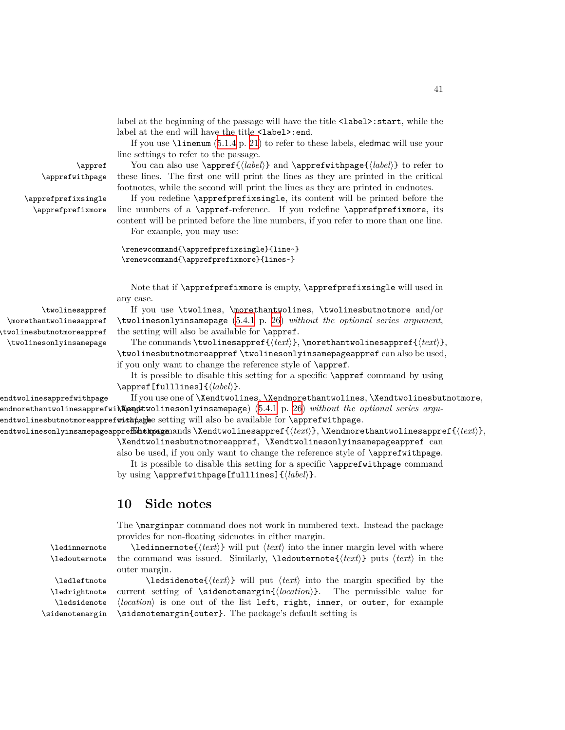label at the beginning of the passage will have the title `<label>:start`, while the label at the end will have the title `<label>:end`.

If you use `\linenum` (5.1.4 p. 21) to refer to these labels, eledmac will use your line settings to refer to the passage.

`\appref` `\apprefwithpage` You can also use `\appref{⟨label⟩}` and `\apprefwithpage{⟨label⟩}` to refer to these lines. The first one will print the lines as they are printed in the critical footnotes, while the second will print the lines as they are printed in endnotes.

`\apprefprefixsingle` `\apprefprefixmore` If you redefine `\apprefprefixsingle`, its content will be printed before the line numbers of a `\appref`-reference. If you redefine `\apprefprefixmore`, its content will be printed before the line numbers, if you refer to more than one line.

For example, you may use:

```
\renewcommand{\apprefprefixsingle}{line~}
\renewcommand{\apprefprefixmore}{lines~}
```

Note that if `\apprefprefixmore` is empty, `\apprefprefixsingle` will used in any case.

`\twolinesappref` `\morethantwolinesappref` `\twolinesbutnotmoreappref` `\twolinesonlyinsamepage` If you use `\twolines`, `\morethantwolines`, `\twolinesbutnotmore` and/or `\twolinesonlyinsamepage` (5.4.1 p. 26) *without the optional series argument*, the setting will also be available for `\appref`.

The commands `\twolinesappref{⟨text⟩}`, `\morethantwolinesappref{⟨text⟩}`, `\twolinesbutnotmoreappref` `\twolinesonlyinsamepageappref` can also be used, if you only want to change the reference style of `\appref`.

It is possible to disable this setting for a specific `\appref` command by using `\appref[fulllines]{⟨label⟩}`.

`\Xendtwolinesapprefwithpage` `\Xendmorethantwolinesapprefwithpage` `\Xendtwolinesbutnotmoreapprefwithpage` `\Xendtwolinesonlyinsamepageapprefwithpage` If you use one of `\Xendtwolines`, `\Xendmorethantwolines`, `\Xendtwolinesbutnotmore`, `\Xendtwolinesonlyinsamepage`) (5.4.1 p. 26) *without the optional series argument*, the setting will also be available for `\apprefwithpage`.

The commands `\Xendtwolinesappref{⟨text⟩}`, `\Xendmorethantwolinesappref{⟨text⟩}`, `\Xendtwolinesbutnotmoreappref`, `\Xendtwolinesonlyinsamepageappref` can also be used, if you only want to change the reference style of `\apprefwithpage`.

It is possible to disable this setting for a specific `\apprefwithpage` command by using `\apprefwithpage[fulllines]{⟨label⟩}`.

## 10 Side notes

The `\marginpar` command does not work in numbered text. Instead the package provides for non-floating sidenotes in either margin.

`\ledinnernote` `\ledouternote` `\ledinnernote{⟨text⟩}` will put ⟨text⟩ into the inner margin level with where the command was issued. Similarly, `\ledouternote{⟨text⟩}` puts ⟨text⟩ in the outer margin.

`\ledleftnote` `\ledrightnote` `\ledsidenote` `\sidenotemargin` `\ledsidenote{⟨text⟩}` will put ⟨text⟩ into the margin specified by the current setting of `\sidenotemargin{⟨location⟩}`. The permissible value for ⟨location⟩ is one out of the list `left`, `right`, `inner`, or `outer`, for example `\sidenotemargin{outer}`. The package's default setting is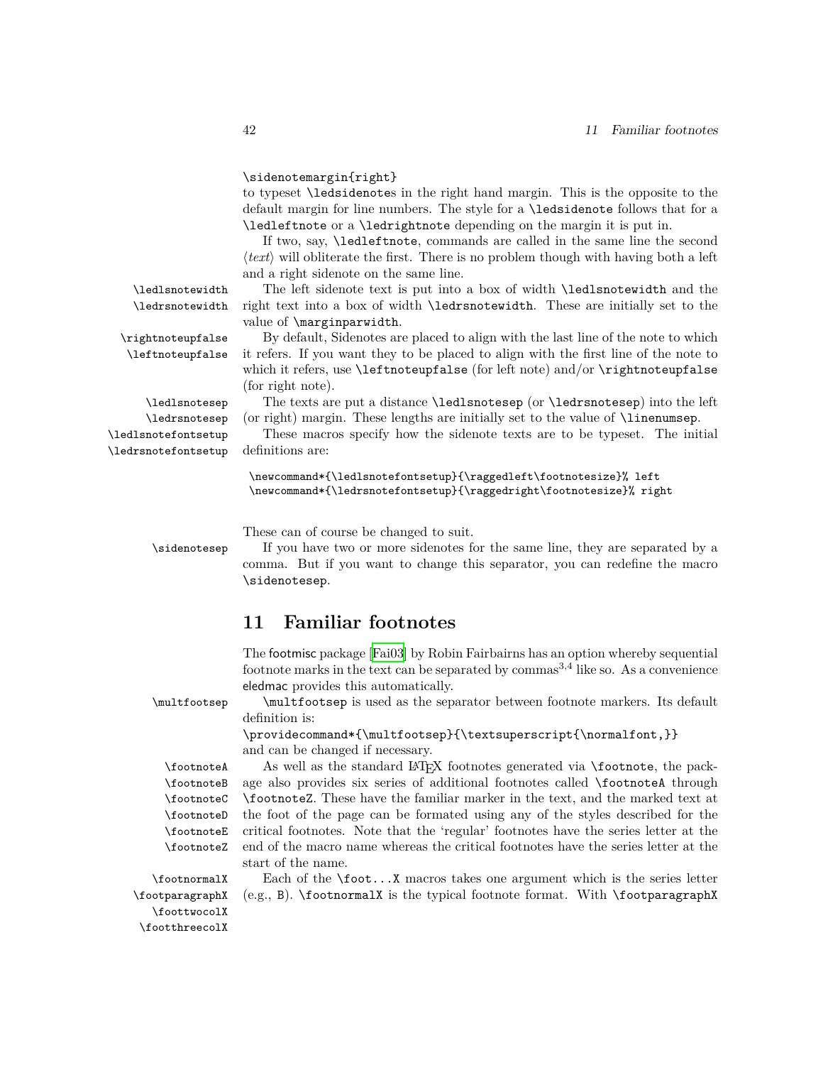```
\sidenotemargin{right}
```

to typeset `\ledsidenote`s in the right hand margin. This is the opposite to the default margin for line numbers. The style for a `\ledsidenote` follows that for a `\ledleftnote` or a `\ledrightnote` depending on the margin it is put in.

If two, say, `\ledleftnote`, commands are called in the same line the second ⟨*text*⟩ will obliterate the first. There is no problem though with having both a left and a right sidenote on the same line.

`\ledlsnotewidth` `\ledrsnotewidth` The left sidenote text is put into a box of width `\ledlsnotewidth` and the right text into a box of width `\ledrsnotewidth`. These are initially set to the value of `\marginparwidth`.

`\rightnoteupfalse` `\leftnoteupfalse` By default, Sidenotes are placed to align with the last line of the note to which it refers. If you want they to be placed to align with the first line of the note to which it refers, use `\leftnoteupfalse` (for left note) and/or `\rightnoteupfalse` (for right note).

`\ledlsnotesep` `\ledrsnotesep` The texts are put a distance `\ledlsnotesep` (or `\ledrsnotesep`) into the left (or right) margin. These lengths are initially set to the value of `\linenumsep`.

`\ledlsnotefontsetup` `\ledrsnotefontsetup` These macros specify how the sidenote texts are to be typeset. The initial definitions are:

```
\newcommand*{\ledlsnotefontsetup}{\raggedleft\footnotesize}% left
\newcommand*{\ledrsnotefontsetup}{\raggedright\footnotesize}% right
```

These can of course be changed to suit.

`\sidenotesep` If you have two or more sidenotes for the same line, they are separated by a comma. But if you want to change this separator, you can redefine the macro `\sidenotesep`.

## 11 Familiar footnotes

The footmisc package [Fai03] by Robin Fairbairns has an option whereby sequential footnote marks in the text can be separated by commas[3,4] like so. As a convenience eledmac provides this automatically.

`\multfootsep` `\multfootsep` is used as the separator between footnote markers. Its default definition is:

```
\providecommand*{\multfootsep}{\textsuperscript{\normalfont,}}
```

and can be changed if necessary.

`\footnoteA` `\footnoteB` `\footnoteC` `\footnoteD` `\footnoteE` `\footnoteZ` As well as the standard LaTeX footnotes generated via `\footnote`, the package also provides six series of additional footnotes called `\footnoteA` through `\footnoteZ`. These have the familiar marker in the text, and the marked text at the foot of the page can be formated using any of the styles described for the critical footnotes. Note that the 'regular' footnotes have the series letter at the end of the macro name whereas the critical footnotes have the series letter at the start of the name.

`\footnormalX` `\footparagraphX` `\foottwocolX` `\footthreecolX` Each of the `\foot...X` macros takes one argument which is the series letter (e.g., `B`). `\footnormalX` is the typical footnote format. With `\footparagraphX`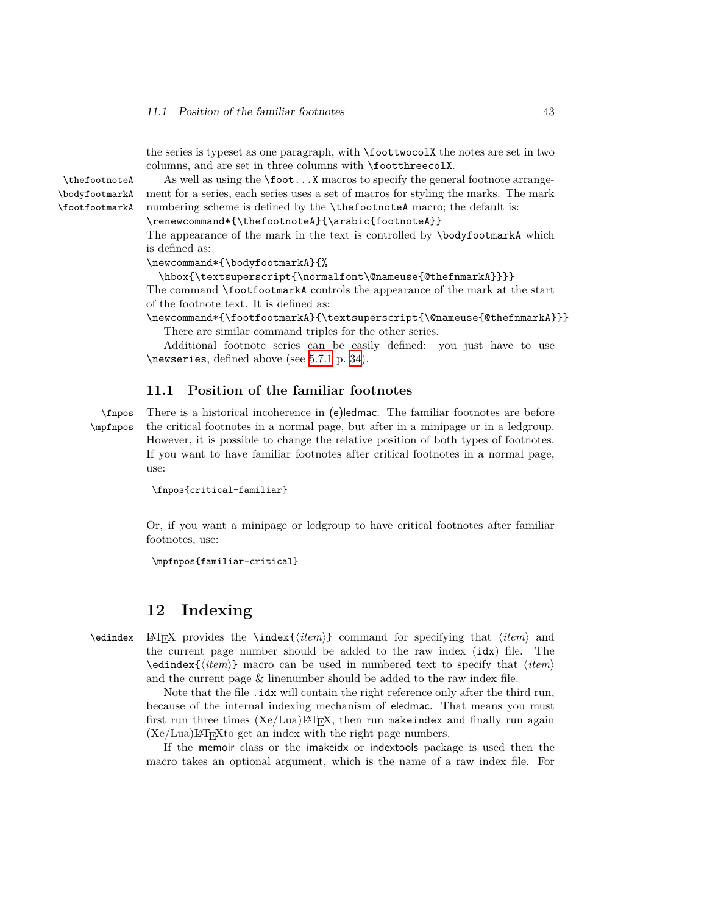the series is typeset as one paragraph, with `\foottwocolX` the notes are set in two columns, and are set in three columns with `\footthreecolX`.

`\thefootnoteA` `\bodyfootmarkA` `\footfootmarkA`

As well as using the `\foot...X` macros to specify the general footnote arrangement for a series, each series uses a set of macros for styling the marks. The mark numbering scheme is defined by the `\thefootnoteA` macro; the default is:

```
\renewcommand*{\thefootnoteA}{\arabic{footnoteA}}
```

The appearance of the mark in the text is controlled by `\bodyfootmarkA` which is defined as:

```
\newcommand*{\bodyfootmarkA}{%
  \hbox{\textsuperscript{\normalfont\@nameuse{@thefnmarkA}}}}
```

The command `\footfootmarkA` controls the appearance of the mark at the start of the footnote text. It is defined as:

```
\newcommand*{\footfootmarkA}{\textsuperscript{\@nameuse{@thefnmarkA}}}
```

There are similar command triples for the other series.

Additional footnote series can be easily defined: you just have to use `\newseries`, defined above (see 5.7.1 p. 34).

## 11.1 Position of the familiar footnotes

`\fnpos` `\mpfnpos`

There is a historical incoherence in (e)ledmac. The familiar footnotes are before the critical footnotes in a normal page, but after in a minipage or in a ledgroup. However, it is possible to change the relative position of both types of footnotes. If you want to have familiar footnotes after critical footnotes in a normal page, use:

```
\fnpos{critical-familiar}
```

Or, if you want a minipage or ledgroup to have critical footnotes after familiar footnotes, use:

```
\mpfnpos{familiar-critical}
```

# 12 Indexing

`\edindex`

LaTeX provides the `\index{⟨item⟩}` command for specifying that ⟨*item*⟩ and the current page number should be added to the raw index (`idx`) file. The `\edindex{⟨item⟩}` macro can be used in numbered text to specify that ⟨*item*⟩ and the current page & linenumber should be added to the raw index file.

Note that the file `.idx` will contain the right reference only after the third run, because of the internal indexing mechanism of eledmac. That means you must first run three times (Xe/Lua)LaTeX, then run `makeindex` and finally run again (Xe/Lua)LaTeXto get an index with the right page numbers.

If the memoir class or the imakeidx or indextools package is used then the macro takes an optional argument, which is the name of a raw index file. For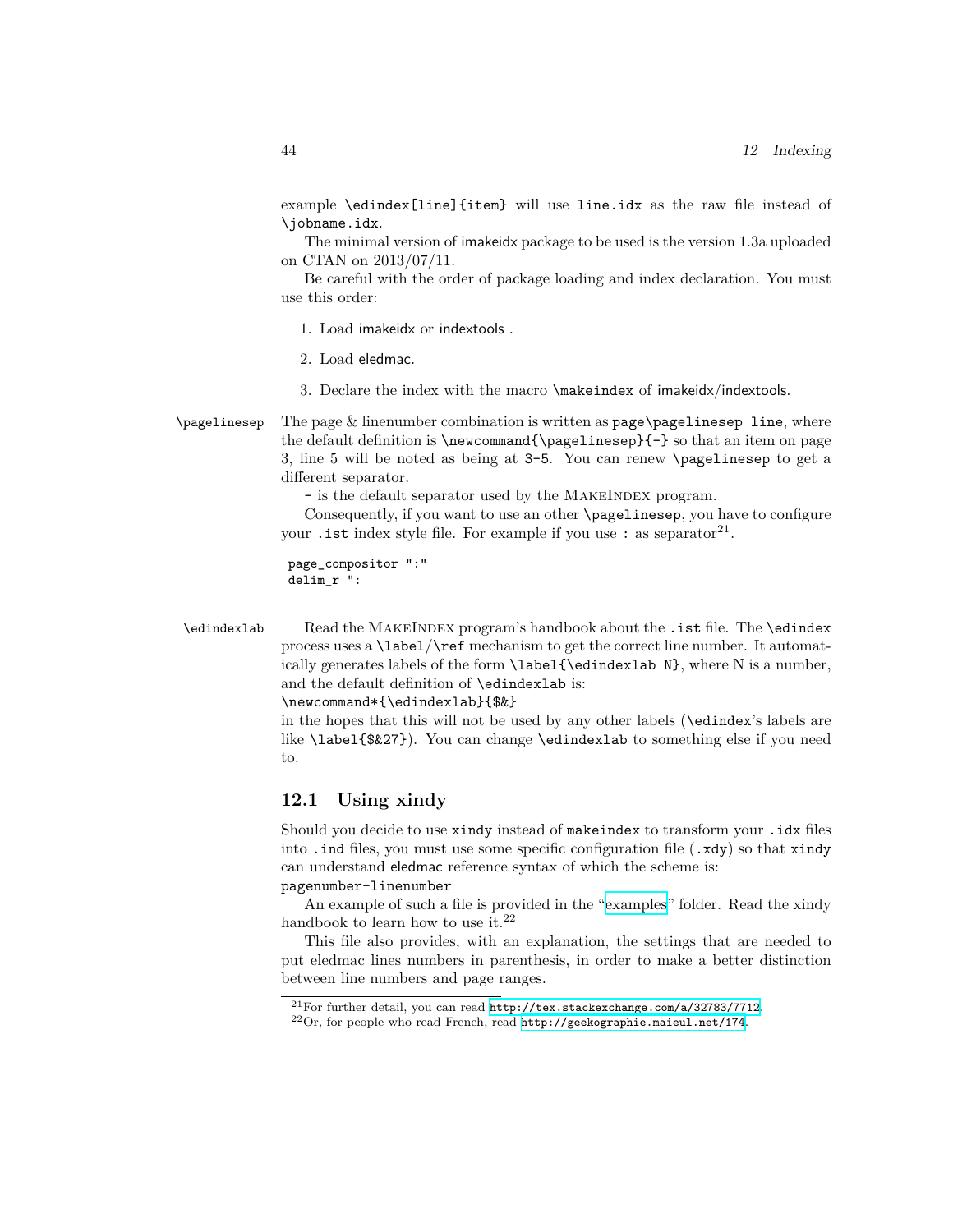example `\edindex[line]{item}` will use `line.idx` as the raw file instead of `\jobname.idx`.

The minimal version of imakeidx package to be used is the version 1.3a uploaded on CTAN on 2013/07/11.

Be careful with the order of package loading and index declaration. You must use this order:

1. Load imakeidx or indextools .
2. Load eledmac.
3. Declare the index with the macro `\makeindex` of imakeidx/indextools.

`\pagelinesep` The page & linenumber combination is written as `page\pagelinesep line`, where the default definition is `\newcommand{\pagelinesep}{-}` so that an item on page 3, line 5 will be noted as being at `3-5`. You can renew `\pagelinesep` to get a different separator.

`-` is the default separator used by the MakeIndex program.

Consequently, if you want to use an other `\pagelinesep`, you have to configure your `.ist` index style file. For example if you use `:` as separator[21].

```
page_compositor ":"
delim_r ":
```

`\edindexlab` Read the MakeIndex program's handbook about the `.ist` file. The `\edindex` process uses a `\label`/`\ref` mechanism to get the correct line number. It automatically generates labels of the form `\label{\edindexlab N}`, where N is a number, and the default definition of `\edindexlab` is:
`\newcommand*{\edindexlab}{$&}`
in the hopes that this will not be used by any other labels (`\edindex`'s labels are like `\label{$&27}`). You can change `\edindexlab` to something else if you need to.

## 12.1 Using xindy

Should you decide to use `xindy` instead of `makeindex` to transform your `.idx` files into `.ind` files, you must use some specific configuration file (`.xdy`) so that `xindy` can understand eledmac reference syntax of which the scheme is:
`pagenumber-linenumber`

An example of such a file is provided in the "examples" folder. Read the xindy handbook to learn how to use it.[22]

This file also provides, with an explanation, the settings that are needed to put eledmac lines numbers in parenthesis, in order to make a better distinction between line numbers and page ranges.

---

[21] For further detail, you can read http://tex.stackexchange.com/a/32783/7712.

[22] Or, for people who read French, read http://geekographie.maieul.net/174.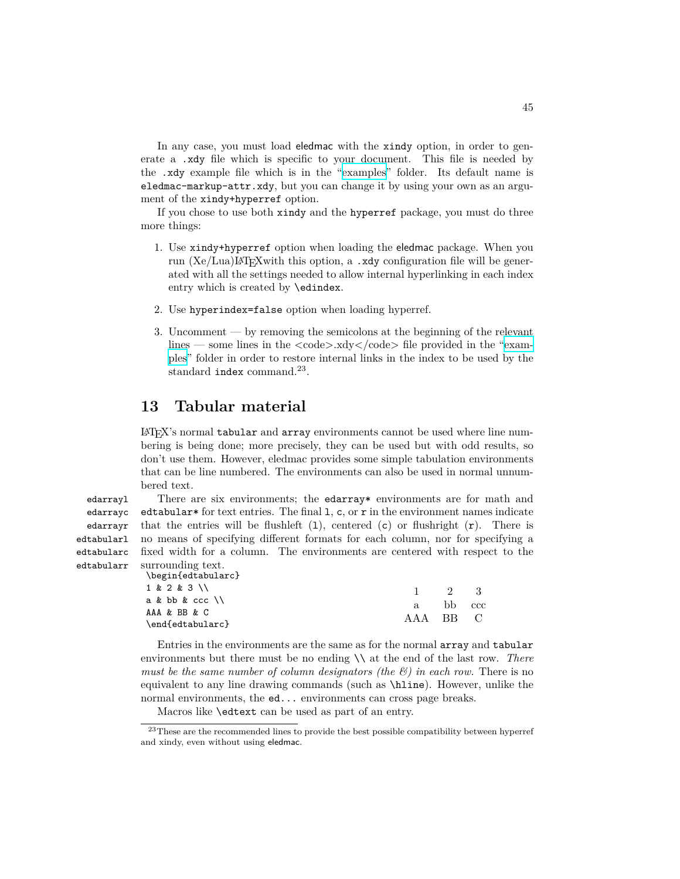In any case, you must load eledmac with the xindy option, in order to generate a .xdy file which is specific to your document. This file is needed by the .xdy example file which is in the "examples" folder. Its default name is eledmac-markup-attr.xdy, but you can change it by using your own as an argument of the xindy+hyperref option.

If you chose to use both xindy and the hyperref package, you must do three more things:

1. Use xindy+hyperref option when loading the eledmac package. When you run (Xe/Lua)LaTeXwith this option, a .xdy configuration file will be generated with all the settings needed to allow internal hyperlinking in each index entry which is created by \edindex.
2. Use hyperindex=false option when loading hyperref.
3. Uncomment — by removing the semicolons at the beginning of the relevant lines — some lines in the <code>.xdy</code> file provided in the "examples" folder in order to restore internal links in the index to be used by the standard index command.[23].

## 13 Tabular material

LaTeX's normal tabular and array environments cannot be used where line numbering is being done; more precisely, they can be used but with odd results, so don't use them. However, eledmac provides some simple tabulation environments that can be line numbered. The environments can also be used in normal unnumbered text.

edarrayl
edarrayc
edarrayr
edtabularl
edtabularc
edtabularr

There are six environments; the edarray* environments are for math and edtabular* for text entries. The final l, c, or r in the environment names indicate that the entries will be flushleft (l), centered (c) or flushright (r). There is no means of specifying different formats for each column, nor for specifying a fixed width for a column. The environments are centered with respect to the surrounding text.

```
\begin{edtabularc}
1 & 2 & 3 \\
a & bb & ccc \\
AAA & BB & C
\end{edtabularc}
```

| 1 | 2 | 3 |
|---|---|---|
| a | bb | ccc |
| AAA | BB | C |

Entries in the environments are the same as for the normal array and tabular environments but there must be no ending \\ at the end of the last row. *There must be the same number of column designators (the &) in each row.* There is no equivalent to any line drawing commands (such as \hline). However, unlike the normal environments, the ed... environments can cross page breaks.

Macros like \edtext can be used as part of an entry.

[23]These are the recommended lines to provide the best possible compatibility between hyperref and xindy, even without using eledmac.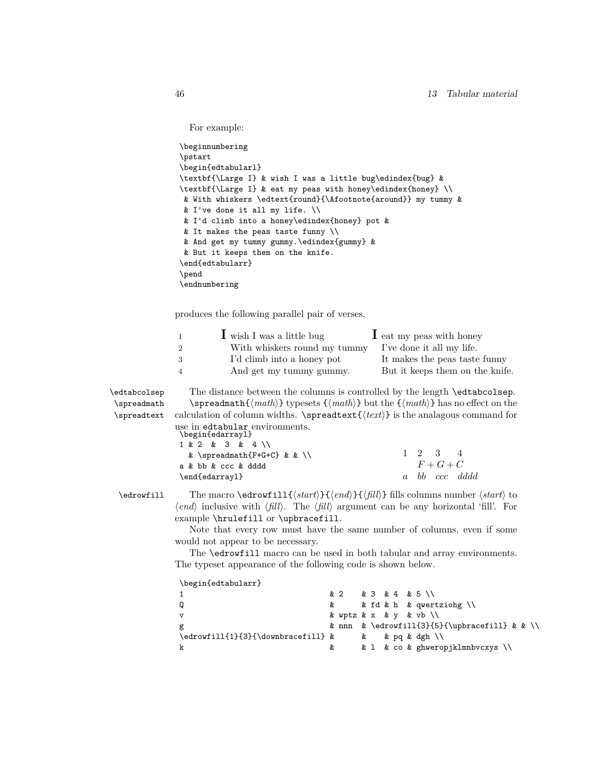For example:

```
\beginnumbering
\pstart
\begin{edtabularl}
\textbf{\Large I} & wish I was a little bug\edindex{bug} &
\textbf{\Large I} & eat my peas with honey\edindex{honey} \\
 & With whiskers \edtext{round}{\Afootnote{around}} my tummy &
 & I've done it all my life. \\
 & I'd climb into a honey\edindex{honey} pot &
 & It makes the peas taste funny \\
 & And get my tummy gummy.\edindex{gummy} &
 & But it keeps them on the knife.
\end{edtabularr}
\pend
\endnumbering
```

produces the following parallel pair of verses.

| | | | | |
|---|---|---|---|---|
| 1 | **I** | wish I was a little bug | **I** | eat my peas with honey |
| 2 | | With whiskers round my tummy | | I've done it all my life. |
| 3 | | I'd climb into a honey pot | | It makes the peas taste funny |
| 4 | | And get my tummy gummy. | | But it keeps them on the knife. |

`\edtabcolsep` The distance between the columns is controlled by the length `\edtabcolsep`.

`\spreadmath` `\spreadtext` `\spreadmath{`⟨*math*⟩`}` typesets `{`⟨*math*⟩`}` but the `{`⟨*math*⟩`}` has no effect on the calculation of column widths. `\spreadtext{`⟨*text*⟩`}` is the analagous command for use in `edtabular` environments.

```
\begin{edarrayl}
1 & 2  &  3  &  4 \\
  & \spreadmath{F+G+C} & & \\
a & bb & ccc & dddd
\end{edarrayl}
```

| | | | |
|---|---|---|---|
| 1 | 2 | 3 | 4 |
| | $F+G+C$ | | |
| $a$ | $bb$ | $ccc$ | $dddd$ |

`\edrowfill` The macro `\edrowfill{`⟨*start*⟩`}{`⟨*end*⟩`}{`⟨*fill*⟩`}` fills columns number ⟨*start*⟩ to ⟨*end*⟩ inclusive with ⟨*fill*⟩. The ⟨*fill*⟩ argument can be any horizontal 'fill'. For example `\hrulefill` or `\upbracefill`.

Note that every row must have the same number of columns, even if some would not appear to be necessary.

The `\edrowfill` macro can be used in both tabular and array environments. The typeset appearance of the following code is shown below.

```
\begin{edtabularr}
1                              & 2    & 3  & 4  & 5 \\
Q                              &      & fd & h  & qwertziohg \\
v                              & wptz & x  & y  & vb \\
g                              & nnn  & \edrowfill{3}{5}{\upbracefill} & & \\
\edrowfill{1}{3}{\downbracefill} &    &    & pq & dgh \\
k                              &      & l  & co & ghweropjklmnbvcxys \\
```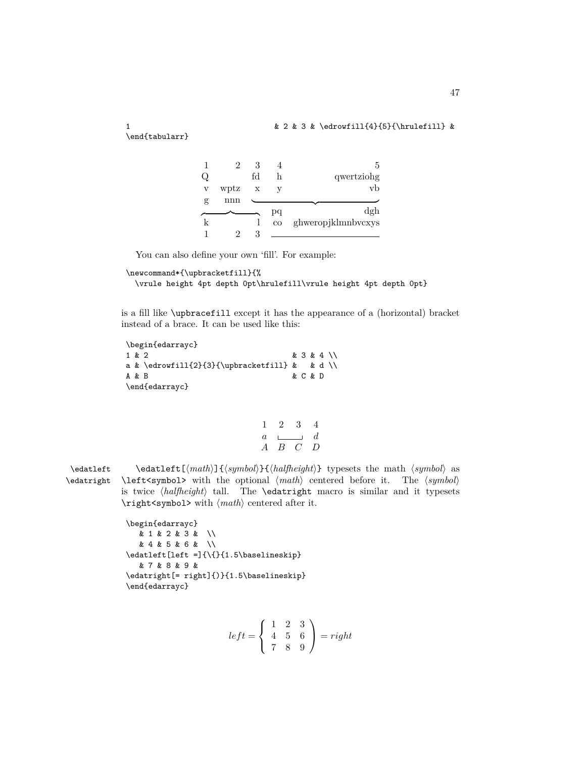```
1                              & 2 & 3 & \edrowfill{4}{5}{\hrulefill} &
\end{tabularr}
```

| 1 | 2 | 3 | 4 | 5 |
|---|---|---|---|---|
| Q | | fd | h | qwertziohg |
| v | wptz | x | y | vb |
| g | nnn | | | |
| | | | pq | dgh |
| k | | l | co | ghweropjklmnbvcxys |
| 1 | 2 | 3 | | |

You can also define your own 'fill'. For example:

```
\newcommand*{\upbracketfill}{%
  \vrule height 4pt depth 0pt\hrulefill\vrule height 4pt depth 0pt}
```

is a fill like \upbracefill except it has the appearance of a (horizontal) bracket instead of a brace. It can be used like this:

```
\begin{edarrayc}
1 & 2                              & 3 & 4 \\
a & \edrowfill{2}{3}{\upbracketfill} &   & d \\
A & B                              & C & D
\end{edarrayc}
```

$$\begin{array}{cccc} 1 & 2 & 3 & 4 \\ a & \multicolumn{2}{c}{\llcorner\!\_\_\_\!\lrcorner} & d \\ A & B & C & D \end{array}$$

\edatleft
\edatright

\edatleft[⟨*math*⟩]{⟨*symbol*⟩}{⟨*halfheight*⟩} typesets the math ⟨*symbol*⟩ as `\left<symbol>` with the optional ⟨*math*⟩ centered before it. The ⟨*symbol*⟩ is twice ⟨*halfheight*⟩ tall. The \edatright macro is similar and it typesets `\right<symbol>` with ⟨*math*⟩ centered after it.

```
\begin{edarrayc}
   & 1 & 2 & 3 &  \\
   & 4 & 5 & 6 &  \\
\edatleft[left =]{\{}{1.5\baselineskip}
   & 7 & 8 & 9 &
\edatright[= right]{)}{1.5\baselineskip}
\end{edarrayc}
```

$$left = \left\{ \begin{array}{ccc} 1 & 2 & 3 \\ 4 & 5 & 6 \\ 7 & 8 & 9 \end{array} \right) = right$$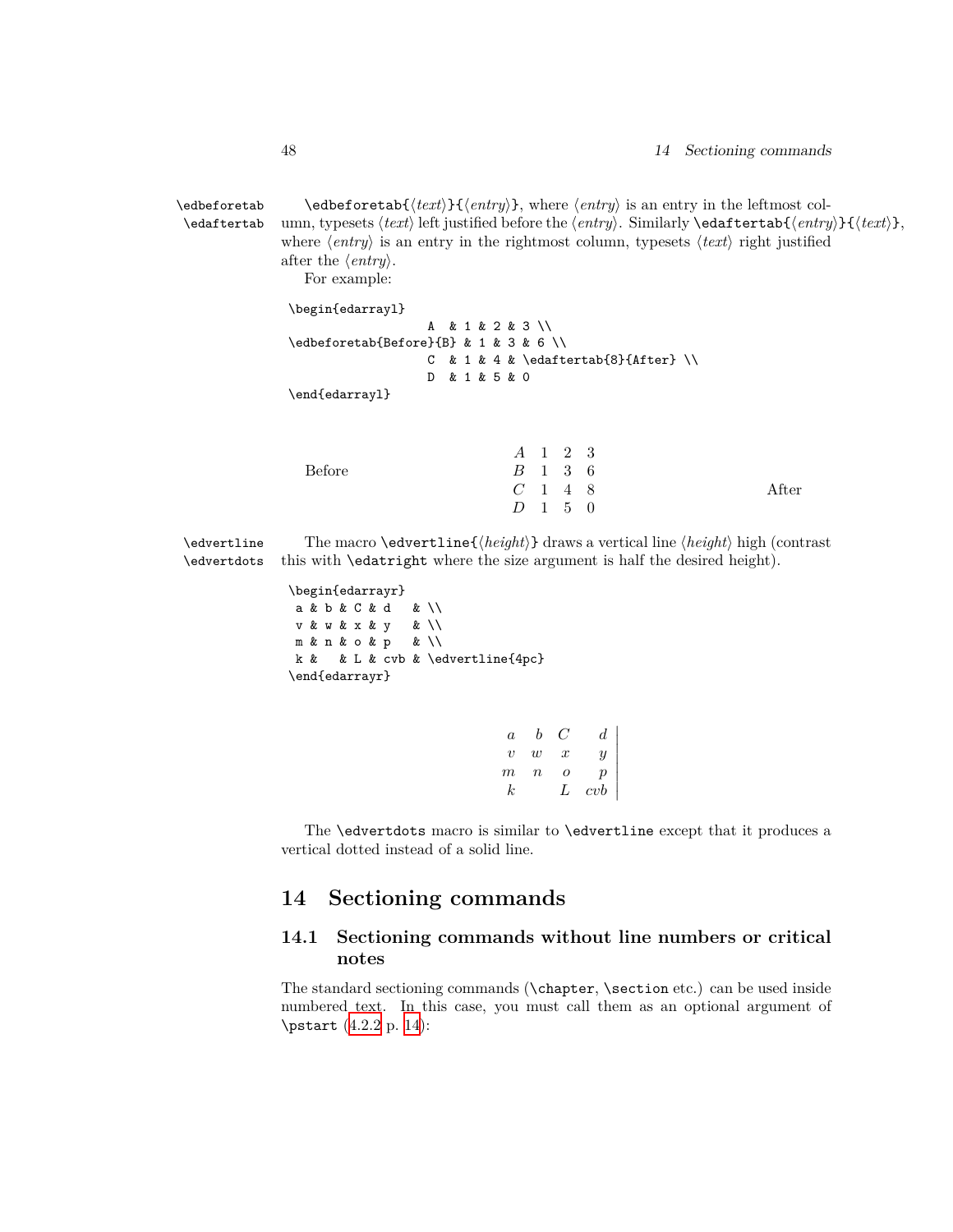\edbeforetab \edaftertab

\edbeforetab{⟨text⟩}{⟨entry⟩}, where ⟨entry⟩ is an entry in the leftmost column, typesets ⟨text⟩ left justified before the ⟨entry⟩. Similarly \edaftertab{⟨entry⟩}{⟨text⟩}, where ⟨entry⟩ is an entry in the rightmost column, typesets ⟨text⟩ right justified after the ⟨entry⟩.

For example:

```
\begin{edarrayl}
                   A  & 1 & 2 & 3 \\
\edbeforetab{Before}{B} & 1 & 3 & 6 \\
                   C  & 1 & 4 & \edaftertab{8}{After} \\
                   D  & 1 & 5 & 0
\end{edarrayl}
```

| | | | | | |
|---|---|---|---|---|---|
| | $A$ | 1 | 2 | 3 | |
| Before | $B$ | 1 | 3 | 6 | |
| | $C$ | 1 | 4 | 8 | After |
| | $D$ | 1 | 5 | 0 | |

\edvertline \edvertdots

The macro \edvertline{⟨height⟩} draws a vertical line ⟨height⟩ high (contrast this with \edatright where the size argument is half the desired height).

```
\begin{edarrayr}
 a & b & C & d   & \\
 v & w & x & y   & \\
 m & n & o & p   & \\
 k &   & L & cvb & \edvertline{4pc}
\end{edarrayr}
```

$$\left.\begin{array}{cccr} a & b & C & d \\ v & w & x & y \\ m & n & o & p \\ k & & L & cvb \end{array}\right|$$

The \edvertdots macro is similar to \edvertline except that it produces a vertical dotted instead of a solid line.

# 14 Sectioning commands

## 14.1 Sectioning commands without line numbers or critical notes

The standard sectioning commands (\chapter, \section etc.) can be used inside numbered text. In this case, you must call them as an optional argument of \pstart (4.2.2 p. 14):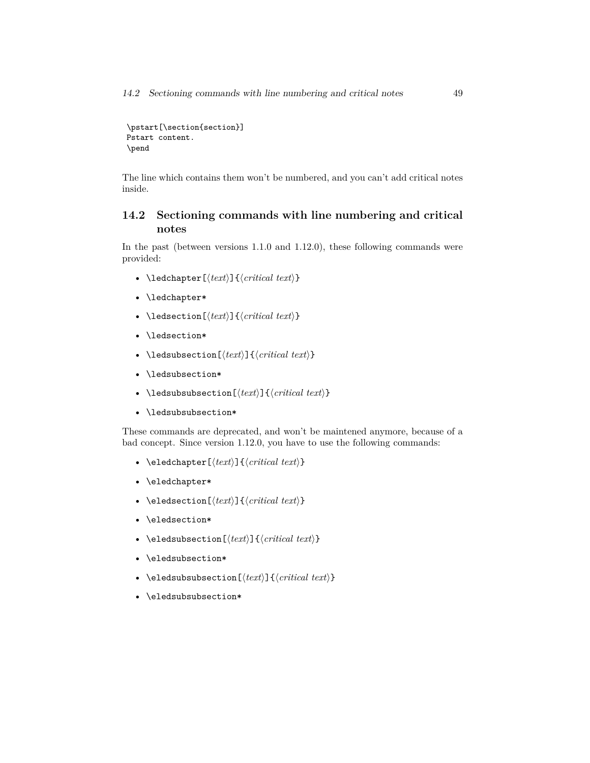```
\pstart[\section{section}]
Pstart content.
\pend
```

The line which contains them won't be numbered, and you can't add critical notes inside.

## 14.2 Sectioning commands with line numbering and critical notes

In the past (between versions 1.1.0 and 1.12.0), these following commands were provided:

- `\ledchapter[`⟨*text*⟩`]{`⟨*critical text*⟩`}`
- `\ledchapter*`
- `\ledsection[`⟨*text*⟩`]{`⟨*critical text*⟩`}`
- `\ledsection*`
- `\ledsubsection[`⟨*text*⟩`]{`⟨*critical text*⟩`}`
- `\ledsubsection*`
- `\ledsubsubsection[`⟨*text*⟩`]{`⟨*critical text*⟩`}`
- `\ledsubsubsection*`

These commands are deprecated, and won't be maintened anymore, because of a bad concept. Since version 1.12.0, you have to use the following commands:

- `\eledchapter[`⟨*text*⟩`]{`⟨*critical text*⟩`}`
- `\eledchapter*`
- `\eledsection[`⟨*text*⟩`]{`⟨*critical text*⟩`}`
- `\eledsection*`
- `\eledsubsection[`⟨*text*⟩`]{`⟨*critical text*⟩`}`
- `\eledsubsection*`
- `\eledsubsubsection[`⟨*text*⟩`]{`⟨*critical text*⟩`}`
- `\eledsubsubsection*`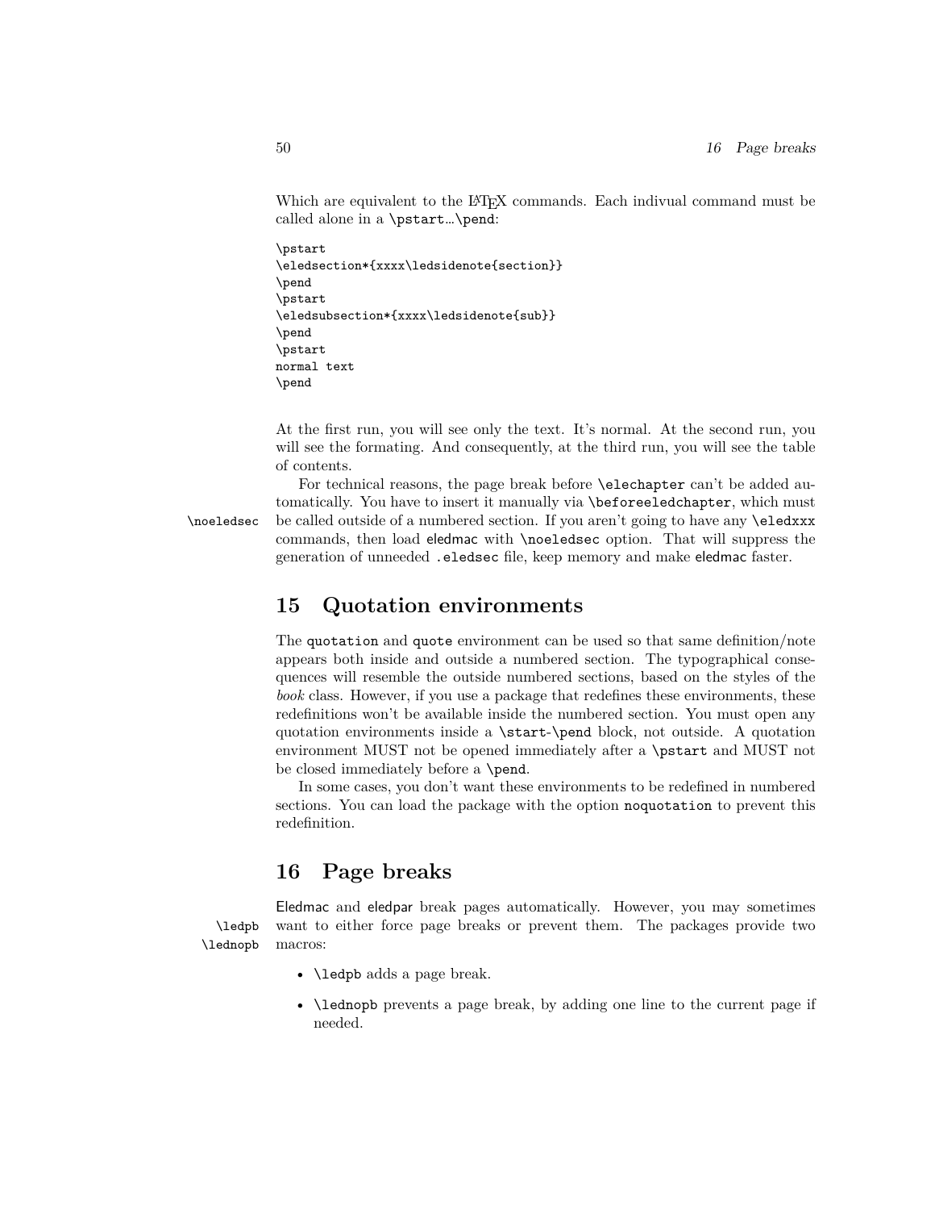Which are equivalent to the LaTeX commands. Each indivual command must be called alone in a \pstart…\pend:

```
\pstart
\eledsection*{xxxx\ledsidenote{section}}
\pend
\pstart
\eledsubsection*{xxxx\ledsidenote{sub}}
\pend
\pstart
normal text
\pend
```

At the first run, you will see only the text. It's normal. At the second run, you will see the formating. And consequently, at the third run, you will see the table of contents.

For technical reasons, the page break before \elechapter can't be added automatically. You have to insert it manually via \beforeeledchapter, which must be called outside of a numbered section. If you aren't going to have any \eledxxx commands, then load eledmac with \noeledsec option. That will suppress the generation of unneeded .eledsec file, keep memory and make eledmac faster.

## 15 Quotation environments

The quotation and quote environment can be used so that same definition/note appears both inside and outside a numbered section. The typographical consequences will resemble the outside numbered sections, based on the styles of the *book* class. However, if you use a package that redefines these environments, these redefinitions won't be available inside the numbered section. You must open any quotation environments inside a \start-\pend block, not outside. A quotation environment MUST not be opened immediately after a \pstart and MUST not be closed immediately before a \pend.

In some cases, you don't want these environments to be redefined in numbered sections. You can load the package with the option noquotation to prevent this redefinition.

## 16 Page breaks

Eledmac and eledpar break pages automatically. However, you may sometimes want to either force page breaks or prevent them. The packages provide two macros:

- \ledpb adds a page break.
- \lednopb prevents a page break, by adding one line to the current page if needed.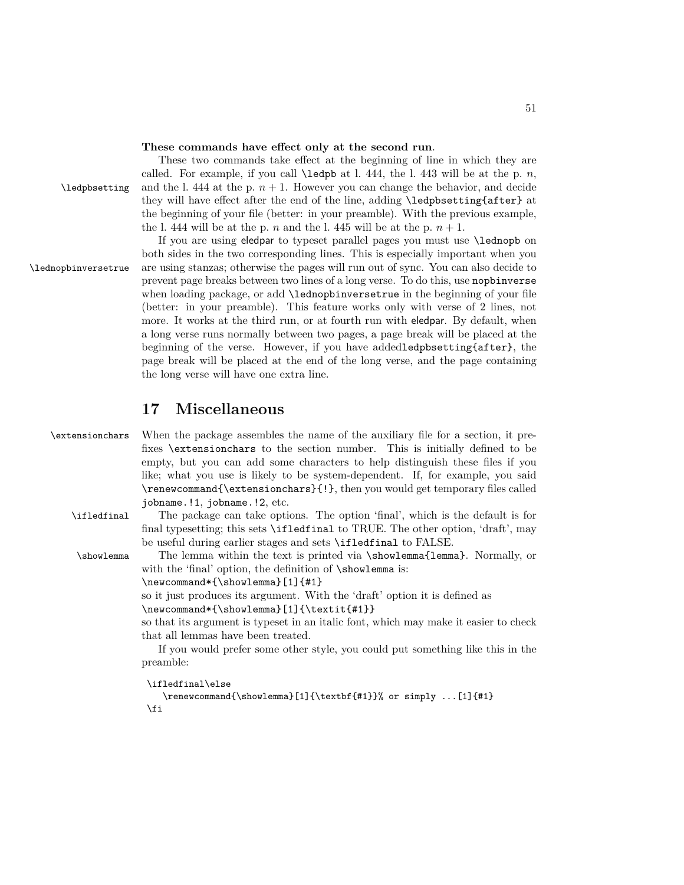**These commands have effect only at the second run**.

These two commands take effect at the beginning of line in which they are called. For example, if you call `\ledpb` at l. 444, the l. 443 will be at the p. $n$, and the l. 444 at the p. $n+1$. However you can change the behavior, and decide they will have effect after the end of the line, adding `\ledpbsetting{after}` at the beginning of your file (better: in your preamble). With the previous example, the l. 444 will be at the p. $n$ and the l. 445 will be at the p. $n+1$.

`\ledpbsetting`

If you are using eledpar to typeset parallel pages you must use `\lednopb` on both sides in the two corresponding lines. This is especially important when you are using stanzas; otherwise the pages will run out of sync. You can also decide to prevent page breaks between two lines of a long verse. To do this, use `nopbinverse` when loading package, or add `\lednopbinversetrue` in the beginning of your file (better: in your preamble). This feature works only with verse of 2 lines, not more. It works at the third run, or at fourth run with eledpar. By default, when a long verse runs normally between two pages, a page break will be placed at the beginning of the verse. However, if you have addedledpbsetting{after}, the page break will be placed at the end of the long verse, and the page containing the long verse will have one extra line.

`\lednopbinversetrue`

## 17 Miscellaneous

`\extensionchars`

When the package assembles the name of the auxiliary file for a section, it prefixes `\extensionchars` to the section number. This is initially defined to be empty, but you can add some characters to help distinguish these files if you like; what you use is likely to be system-dependent. If, for example, you said `\renewcommand{\extensionchars}{!}`, then you would get temporary files called `jobname.!1`, `jobname.!2`, etc.

`\ifledfinal`

The package can take options. The option 'final', which is the default is for final typesetting; this sets `\ifledfinal` to TRUE. The other option, 'draft', may be useful during earlier stages and sets `\ifledfinal` to FALSE.

`\showlemma`

The lemma within the text is printed via `\showlemma{lemma}`. Normally, or with the 'final' option, the definition of `\showlemma` is:
`\newcommand*{\showlemma}[1]{#1}`
so it just produces its argument. With the 'draft' option it is defined as
`\newcommand*{\showlemma}[1]{\textit{#1}}`
so that its argument is typeset in an italic font, which may make it easier to check that all lemmas have been treated.

If you would prefer some other style, you could put something like this in the preamble:

```
\ifledfinal\else
   \renewcommand{\showlemma}[1]{\textbf{#1}}% or simply ...[1]{#1}
\fi
```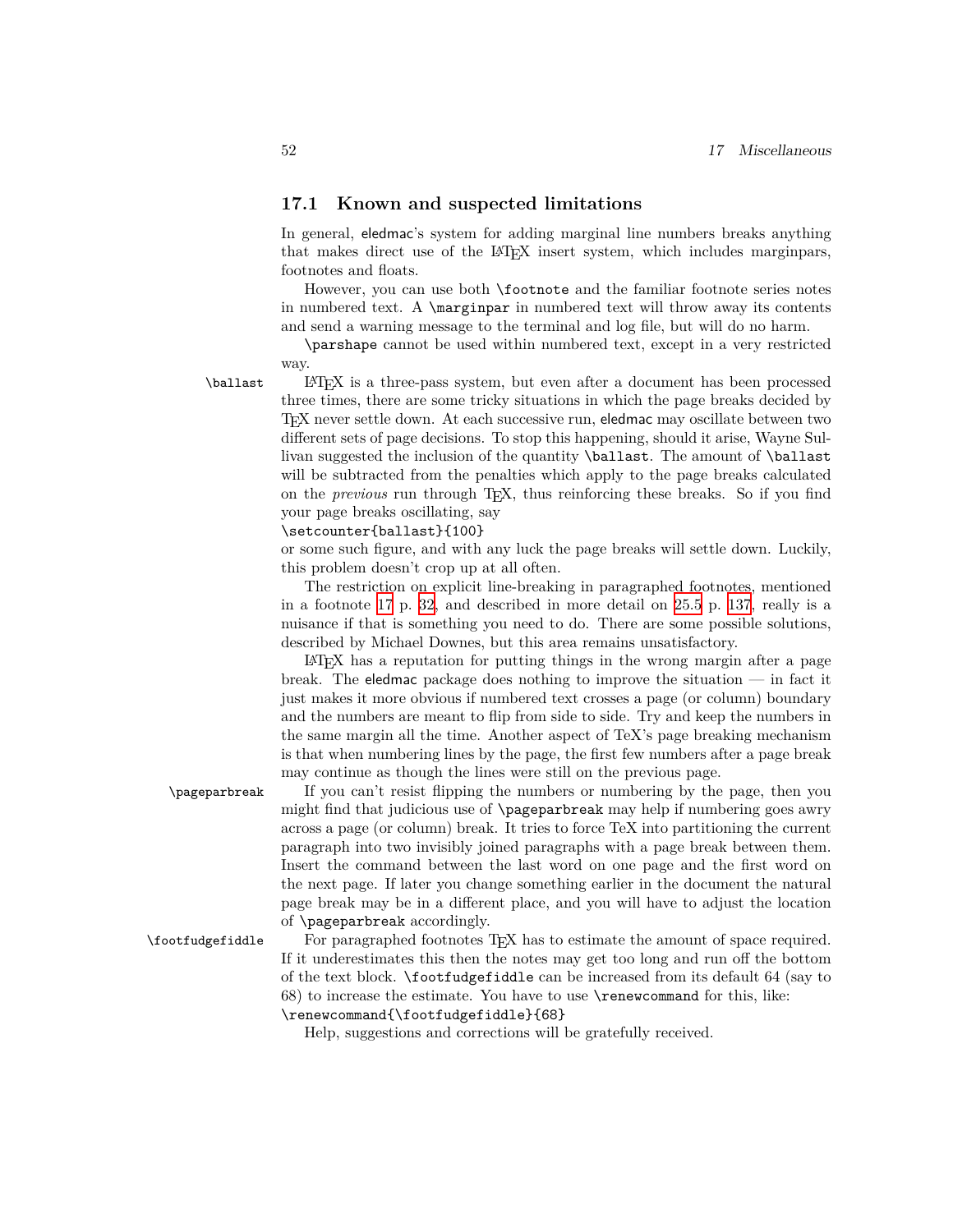## 17.1 Known and suspected limitations

In general, eledmac's system for adding marginal line numbers breaks anything that makes direct use of the LaTeX insert system, which includes marginpars, footnotes and floats.

However, you can use both `\footnote` and the familiar footnote series notes in numbered text. A `\marginpar` in numbered text will throw away its contents and send a warning message to the terminal and log file, but will do no harm.

`\parshape` cannot be used within numbered text, except in a very restricted way.

`\ballast` LaTeX is a three-pass system, but even after a document has been processed three times, there are some tricky situations in which the page breaks decided by TeX never settle down. At each successive run, eledmac may oscillate between two different sets of page decisions. To stop this happening, should it arise, Wayne Sullivan suggested the inclusion of the quantity `\ballast`. The amount of `\ballast` will be subtracted from the penalties which apply to the page breaks calculated on the *previous* run through TeX, thus reinforcing these breaks. So if you find your page breaks oscillating, say

```
\setcounter{ballast}{100}
```

or some such figure, and with any luck the page breaks will settle down. Luckily, this problem doesn't crop up at all often.

The restriction on explicit line-breaking in paragraphed footnotes, mentioned in a footnote 17 p. 32, and described in more detail on 25.5 p. 137, really is a nuisance if that is something you need to do. There are some possible solutions, described by Michael Downes, but this area remains unsatisfactory.

LaTeX has a reputation for putting things in the wrong margin after a page break. The eledmac package does nothing to improve the situation — in fact it just makes it more obvious if numbered text crosses a page (or column) boundary and the numbers are meant to flip from side to side. Try and keep the numbers in the same margin all the time. Another aspect of TeX's page breaking mechanism is that when numbering lines by the page, the first few numbers after a page break may continue as though the lines were still on the previous page.

`\pageparbreak` If you can't resist flipping the numbers or numbering by the page, then you might find that judicious use of `\pageparbreak` may help if numbering goes awry across a page (or column) break. It tries to force TeX into partitioning the current paragraph into two invisibly joined paragraphs with a page break between them. Insert the command between the last word on one page and the first word on the next page. If later you change something earlier in the document the natural page break may be in a different place, and you will have to adjust the location of `\pageparbreak` accordingly.

`\footfudgefiddle` For paragraphed footnotes TeX has to estimate the amount of space required. If it underestimates this then the notes may get too long and run off the bottom of the text block. `\footfudgefiddle` can be increased from its default 64 (say to 68) to increase the estimate. You have to use `\renewcommand` for this, like:

```
\renewcommand{\footfudgefiddle}{68}
```

Help, suggestions and corrections will be gratefully received.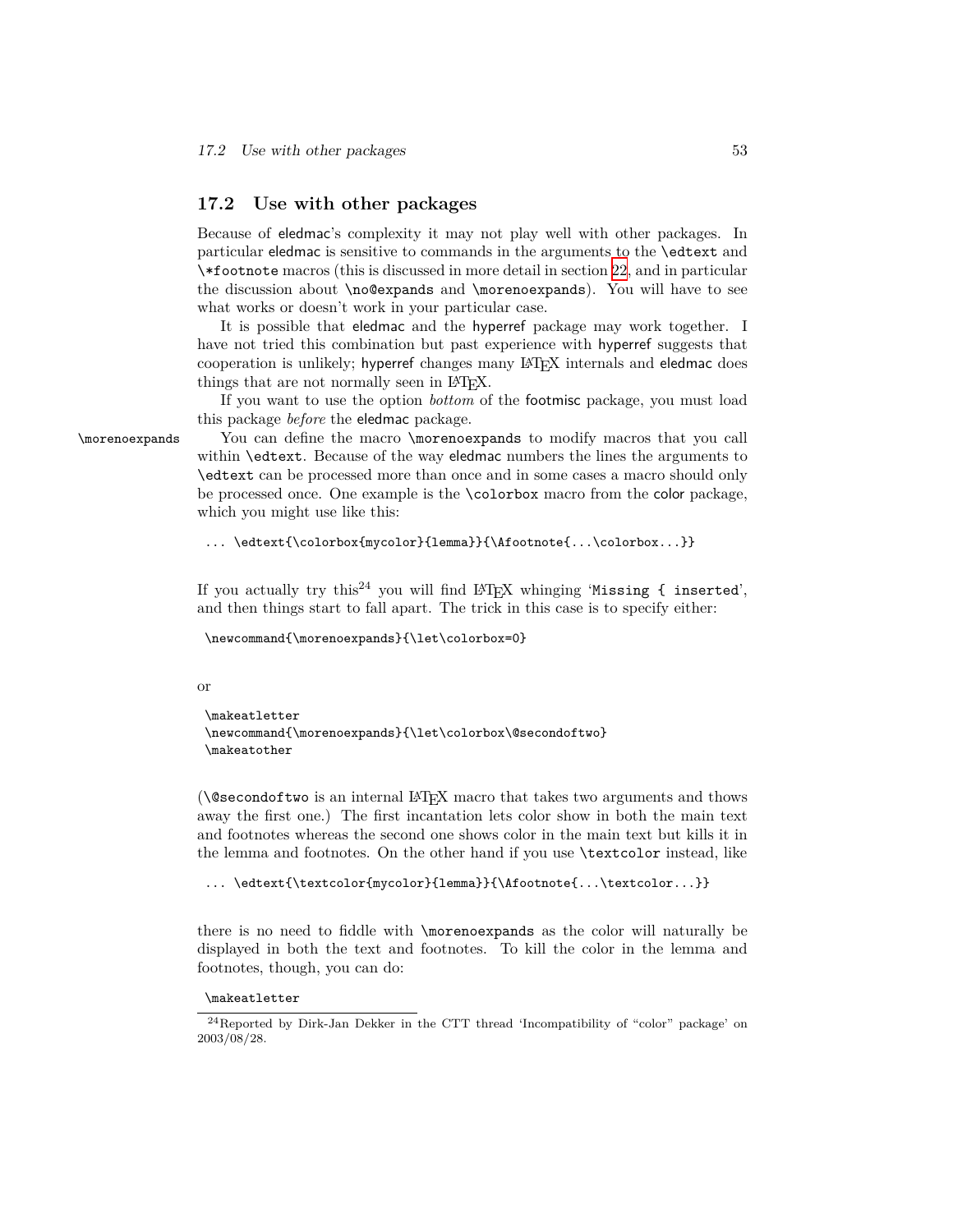## 17.2 Use with other packages

Because of eledmac's complexity it may not play well with other packages. In particular eledmac is sensitive to commands in the arguments to the `\edtext` and `\*footnote` macros (this is discussed in more detail in section 22, and in particular the discussion about `\no@expands` and `\morenoexpands`). You will have to see what works or doesn't work in your particular case.

It is possible that eledmac and the hyperref package may work together. I have not tried this combination but past experience with hyperref suggests that cooperation is unlikely; hyperref changes many LaTeX internals and eledmac does things that are not normally seen in LaTeX.

If you want to use the option *bottom* of the footmisc package, you must load this package *before* the eledmac package.

`\morenoexpands` You can define the macro `\morenoexpands` to modify macros that you call within `\edtext`. Because of the way eledmac numbers the lines the arguments to `\edtext` can be processed more than once and in some cases a macro should only be processed once. One example is the `\colorbox` macro from the color package, which you might use like this:

```
... \edtext{\colorbox{mycolor}{lemma}}{\Afootnote{...\colorbox...}}
```

If you actually try this[24] you will find LaTeX whinging '`Missing { inserted`', and then things start to fall apart. The trick in this case is to specify either:

```
\newcommand{\morenoexpands}{\let\colorbox=0}
```

or

```
\makeatletter
\newcommand{\morenoexpands}{\let\colorbox\@secondoftwo}
\makeatother
```

(`\@secondoftwo` is an internal LaTeX macro that takes two arguments and thows away the first one.) The first incantation lets color show in both the main text and footnotes whereas the second one shows color in the main text but kills it in the lemma and footnotes. On the other hand if you use `\textcolor` instead, like

```
... \edtext{\textcolor{mycolor}{lemma}}{\Afootnote{...\textcolor...}}
```

there is no need to fiddle with `\morenoexpands` as the color will naturally be displayed in both the text and footnotes. To kill the color in the lemma and footnotes, though, you can do:

```
\makeatletter
```

[24] Reported by Dirk-Jan Dekker in the CTT thread 'Incompatibility of "color" package' on 2003/08/28.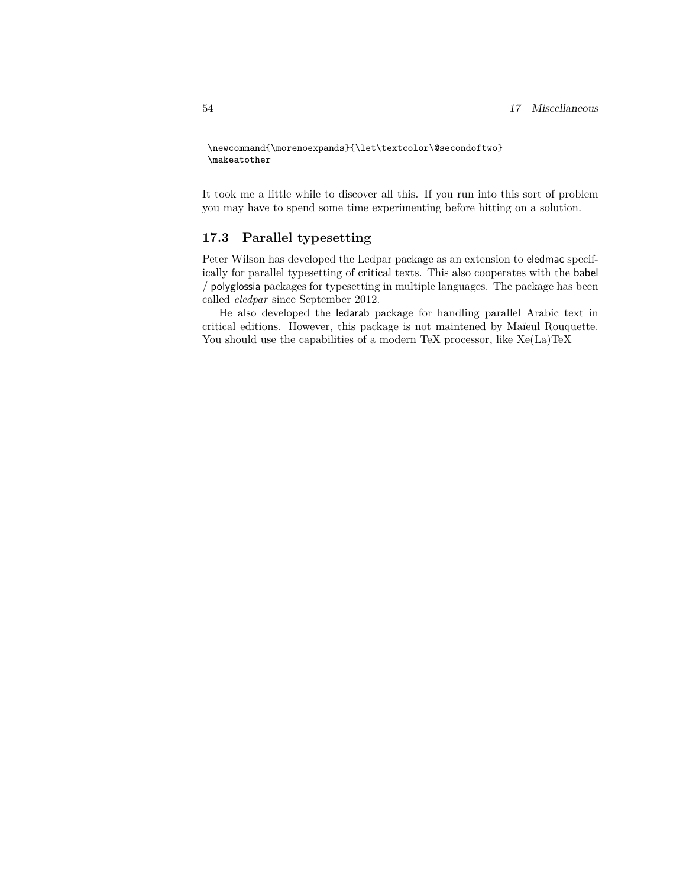```
\newcommand{\morenoexpands}{\let\textcolor\@secondoftwo}
\makeatother
```

It took me a little while to discover all this. If you run into this sort of problem you may have to spend some time experimenting before hitting on a solution.

## 17.3 Parallel typesetting

Peter Wilson has developed the Ledpar package as an extension to eledmac specifically for parallel typesetting of critical texts. This also cooperates with the babel / polyglossia packages for typesetting in multiple languages. The package has been called *eledpar* since September 2012.

He also developed the ledarab package for handling parallel Arabic text in critical editions. However, this package is not maintened by Maïeul Rouquette. You should use the capabilities of a modern TeX processor, like Xe(La)TeX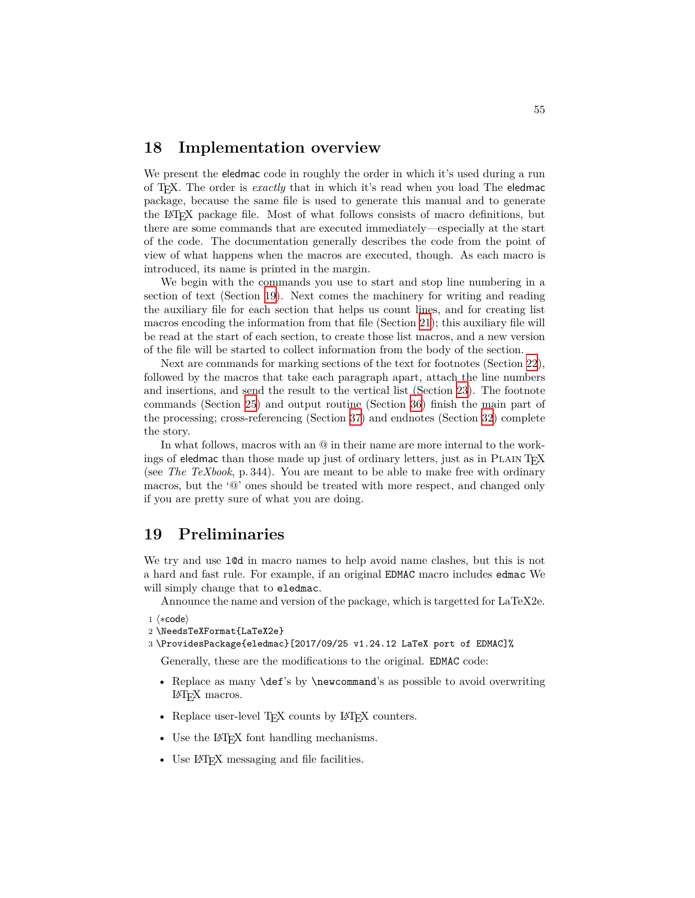# 18 Implementation overview

We present the eledmac code in roughly the order in which it's used during a run of TeX. The order is *exactly* that in which it's read when you load The eledmac package, because the same file is used to generate this manual and to generate the LaTeX package file. Most of what follows consists of macro definitions, but there are some commands that are executed immediately—especially at the start of the code. The documentation generally describes the code from the point of view of what happens when the macros are executed, though. As each macro is introduced, its name is printed in the margin.

We begin with the commands you use to start and stop line numbering in a section of text (Section 19). Next comes the machinery for writing and reading the auxiliary file for each section that helps us count lines, and for creating list macros encoding the information from that file (Section 21); this auxiliary file will be read at the start of each section, to create those list macros, and a new version of the file will be started to collect information from the body of the section.

Next are commands for marking sections of the text for footnotes (Section 22), followed by the macros that take each paragraph apart, attach the line numbers and insertions, and send the result to the vertical list (Section 23). The footnote commands (Section 25) and output routine (Section 36) finish the main part of the processing; cross-referencing (Section 37) and endnotes (Section 32) complete the story.

In what follows, macros with an @ in their name are more internal to the workings of eledmac than those made up just of ordinary letters, just as in Plain TeX (see *The TeXbook*, p. 344). You are meant to be able to make free with ordinary macros, but the '@' ones should be treated with more respect, and changed only if you are pretty sure of what you are doing.

# 19 Preliminaries

We try and use `l@d` in macro names to help avoid name clashes, but this is not a hard and fast rule. For example, if an original `EDMAC` macro includes `edmac` We will simply change that to `eledmac`.

Announce the name and version of the package, which is targetted for LaTeX2e.

```
1 ⟨*code⟩
2 \NeedsTeXFormat{LaTeX2e}
3 \ProvidesPackage{eledmac}[2017/09/25 v1.24.12 LaTeX port of EDMAC]%
```

Generally, these are the modifications to the original. `EDMAC` code:

- Replace as many `\def`'s by `\newcommand`'s as possible to avoid overwriting LaTeX macros.
- Replace user-level TeX counts by LaTeX counters.
- Use the LaTeX font handling mechanisms.
- Use LaTeX messaging and file facilities.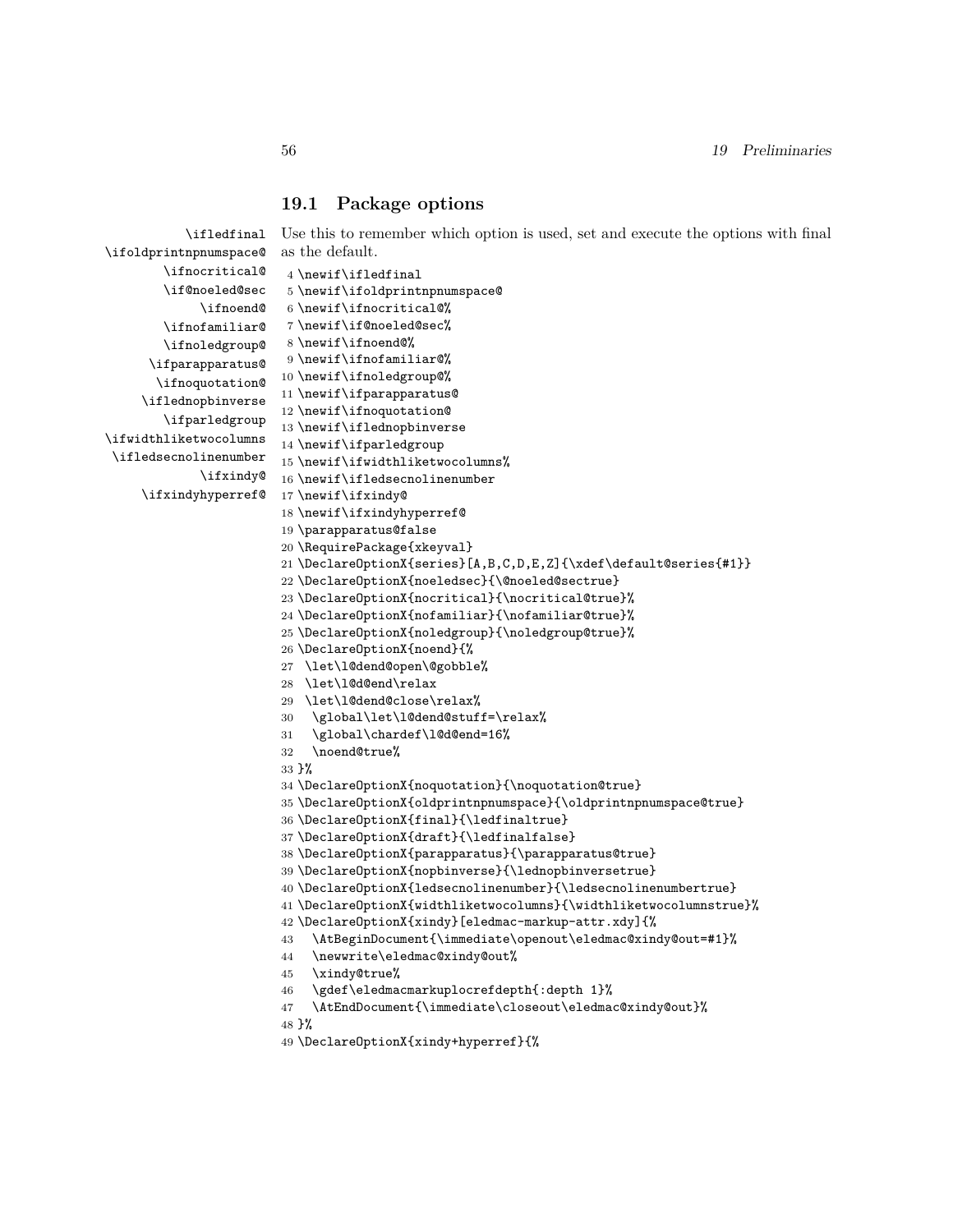## 19.1 Package options

\ifledfinal
\ifoldprintnpnumspace@
\ifnocritical@
\if@noeled@sec
\ifnoend@
\ifnofamiliar@
\ifnoledgroup@
\ifparapparatus@
\ifnoquotation@
\iflednopbinverse
\ifparledgroup
\ifwidthliketwocolumns
\ifledsecnolinenumber
\ifxindy@
\ifxindyhyperref@

Use this to remember which option is used, set and execute the options with final as the default.

```
4 \newif\ifledfinal
5 \newif\ifoldprintnpnumspace@
6 \newif\ifnocritical@%
7 \newif\if@noeled@sec%
8 \newif\ifnoend@%
9 \newif\ifnofamiliar@%
10 \newif\ifnoledgroup@%
11 \newif\ifparapparatus@
12 \newif\ifnoquotation@
13 \newif\iflednopbinverse
14 \newif\ifparledgroup
15 \newif\ifwidthliketwocolumns%
16 \newif\ifledsecnolinenumber
17 \newif\ifxindy@
18 \newif\ifxindyhyperref@
19 \parapparatus@false
20 \RequirePackage{xkeyval}
21 \DeclareOptionX{series}[A,B,C,D,E,Z]{\xdef\default@series{#1}}
22 \DeclareOptionX{noeledsec}{\@noeled@sectrue}
23 \DeclareOptionX{nocritical}{\nocritical@true}%
24 \DeclareOptionX{nofamiliar}{\nofamiliar@true}%
25 \DeclareOptionX{noledgroup}{\noledgroup@true}%
26 \DeclareOptionX{noend}{%
27  \let\l@dend@open\@gobble%
28  \let\l@d@end\relax
29  \let\l@dend@close\relax%
30   \global\let\l@dend@stuff=\relax%
31   \global\chardef\l@d@end=16%
32   \noend@true%
33 }%
34 \DeclareOptionX{noquotation}{\noquotation@true}
35 \DeclareOptionX{oldprintnpnumspace}{\oldprintnpnumspace@true}
36 \DeclareOptionX{final}{\ledfinaltrue}
37 \DeclareOptionX{draft}{\ledfinalfalse}
38 \DeclareOptionX{parapparatus}{\parapparatus@true}
39 \DeclareOptionX{nopbinverse}{\lednopbinversetrue}
40 \DeclareOptionX{ledsecnolinenumber}{\ledsecnolinenumbertrue}
41 \DeclareOptionX{widthliketwocolumns}{\widthliketwocolumnstrue}%
42 \DeclareOptionX{xindy}[eledmac-markup-attr.xdy]{%
43   \AtBeginDocument{\immediate\openout\eledmac@xindy@out=#1}%
44   \newwrite\eledmac@xindy@out%
45   \xindy@true%
46   \gdef\eledmacmarkuplocrefdepth{:depth 1}%
47   \AtEndDocument{\immediate\closeout\eledmac@xindy@out}%
48 }%
49 \DeclareOptionX{xindy+hyperref}{%
```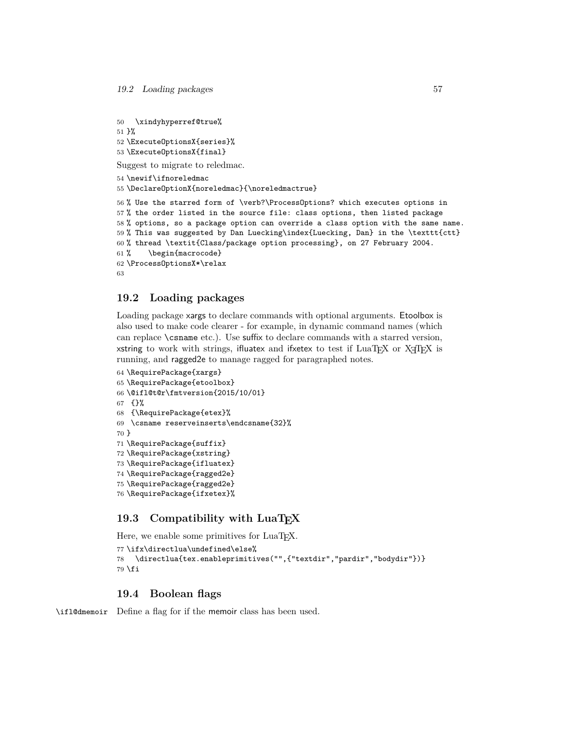```
50   \xindyhyperref@true%
51 }%
52 \ExecuteOptionsX{series}%
53 \ExecuteOptionsX{final}
```

Suggest to migrate to reledmac.

```
54 \newif\ifnoreledmac
55 \DeclareOptionX{noreledmac}{\noreledmactrue}
```

```
56 % Use the starred form of \verb?\ProcessOptions? which executes options in
57 % the order listed in the source file: class options, then listed package
58 % options, so a package option can override a class option with the same name.
59 % This was suggested by Dan Luecking\index{Luecking, Dan} in the \texttt{ctt}
60 % thread \textit{Class/package option processing}, on 27 February 2004.
61 %    \begin{macrocode}
62 \ProcessOptionsX*\relax
63
```

## 19.2 Loading packages

Loading package xargs to declare commands with optional arguments. Etoolbox is also used to make code clearer - for example, in dynamic command names (which can replace `\csname` etc.). Use suffix to declare commands with a starred version, xstring to work with strings, ifluatex and ifxetex to test if LuaTEX or XƎTEX is running, and ragged2e to manage ragged for paragraphed notes.

```
64 \RequirePackage{xargs}
65 \RequirePackage{etoolbox}
66 \@ifl@t@r\fmtversion{2015/10/01}
67  {}%
68  {\RequirePackage{etex}%
69  \csname reserveinserts\endcsname{32}%
70 }
71 \RequirePackage{suffix}
72 \RequirePackage{xstring}
73 \RequirePackage{ifluatex}
74 \RequirePackage{ragged2e}
75 \RequirePackage{ragged2e}
76 \RequirePackage{ifxetex}%
```

## 19.3 Compatibility with LuaTEX

Here, we enable some primitives for LuaTEX.

```
77 \ifx\directlua\undefined\else%
78   \directlua{tex.enableprimitives("",{"textdir","pardir","bodydir"})}
79 \fi
```

## 19.4 Boolean flags

`\ifl@dmemoir` Define a flag for if the memoir class has been used.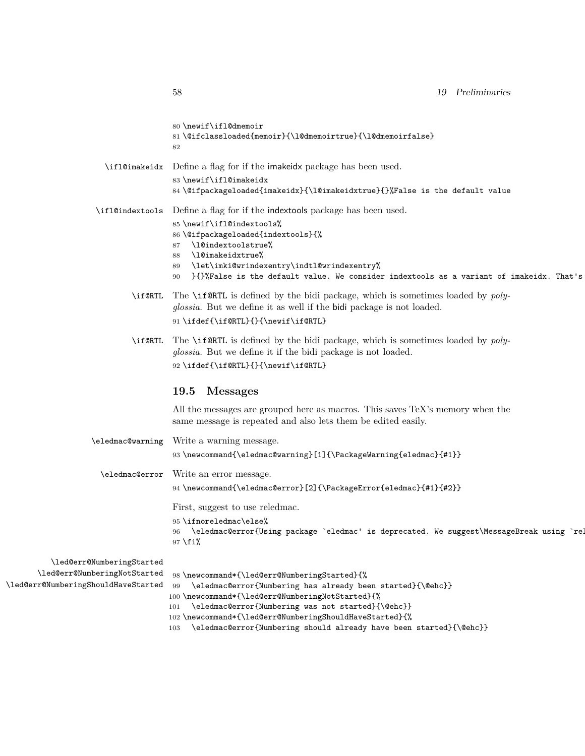```
80 \newif\ifl@dmemoir
81 \@ifclassloaded{memoir}{\l@dmemoirtrue}{\l@dmemoirfalse}
82
```

\ifl@imakeidx Define a flag for if the imakeidx package has been used.

```
83 \newif\ifl@imakeidx
84 \@ifpackageloaded{imakeidx}{\l@imakeidxtrue}{}%False is the default value
```

\ifl@indextools Define a flag for if the indextools package has been used.

```
85 \newif\ifl@indextools%
86 \@ifpackageloaded{indextools}{%
87   \l@indextoolstrue%
88   \l@imakeidxtrue%
89   \let\imki@wrindexentry\indtl@wrindexentry%
90   }{}%False is the default value. We consider indextools as a variant of imakeidx. That's
```

\if@RTL The \if@RTL is defined by the bidi package, which is sometimes loaded by *polyglossia*. But we define it as well if the bidi package is not loaded.

```
91 \ifdef{\if@RTL}{}{\newif\if@RTL}
```

\if@RTL The \if@RTL is defined by the bidi package, which is sometimes loaded by *polyglossia*. But we define it if the bidi package is not loaded.

```
92 \ifdef{\if@RTL}{}{\newif\if@RTL}
```

## 19.5 Messages

All the messages are grouped here as macros. This saves TeX's memory when the same message is repeated and also lets them be edited easily.

\eledmac@warning Write a warning message.

```
93 \newcommand{\eledmac@warning}[1]{\PackageWarning{eledmac}{#1}}
```

\eledmac@error Write an error message.

```
94 \newcommand{\eledmac@error}[2]{\PackageError{eledmac}{#1}{#2}}
```

First, suggest to use reledmac.

```
95 \ifnoreledmac\else%
96   \eledmac@error{Using package `eledmac' is deprecated. We suggest\MessageBreak using `rel
97 \fi%
```

\led@err@NumberingStarted
\led@err@NumberingNotStarted
\led@err@NumberingShouldHaveStarted

```
98 \newcommand*{\led@err@NumberingStarted}{%
99   \eledmac@error{Numbering has already been started}{\@ehc}}
100 \newcommand*{\led@err@NumberingNotStarted}{%
101   \eledmac@error{Numbering was not started}{\@ehc}}
102 \newcommand*{\led@err@NumberingShouldHaveStarted}{%
103   \eledmac@error{Numbering should already have been started}{\@ehc}}
```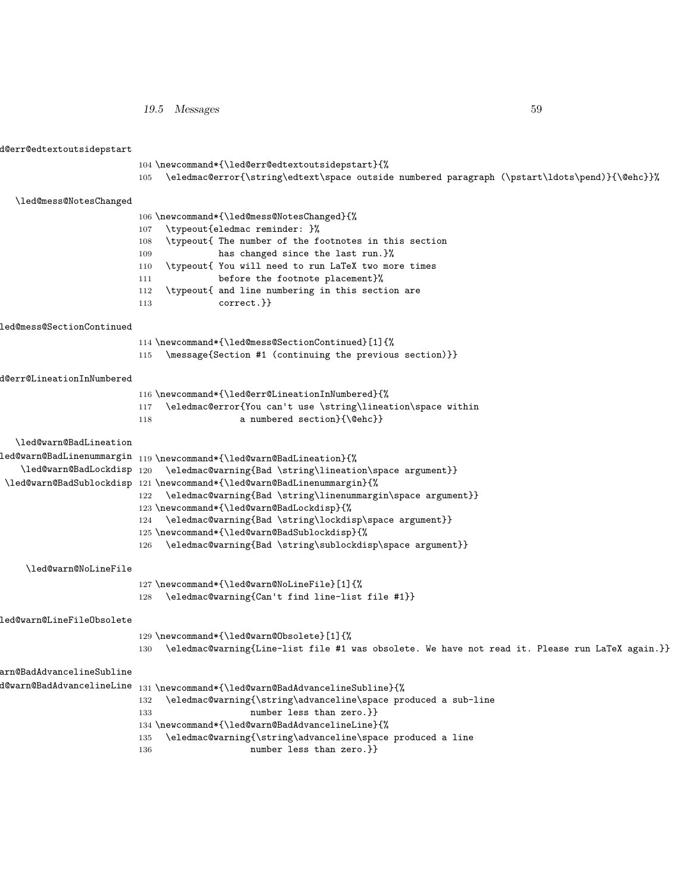\led@err@edtextoutsidepstart

```
104 \newcommand*{\led@err@edtextoutsidepstart}{%
105   \eledmac@error{\string\edtext\space outside numbered paragraph (\pstart\ldots\pend)}{\@ehc}}%
```

\led@mess@NotesChanged

```
106 \newcommand*{\led@mess@NotesChanged}{%
107   \typeout{eledmac reminder: }%
108   \typeout{ The number of the footnotes in this section
109             has changed since the last run.}%
110   \typeout{ You will need to run LaTeX two more times
111             before the footnote placement}%
112   \typeout{ and line numbering in this section are
113             correct.}}
```

\led@mess@SectionContinued

```
114 \newcommand*{\led@mess@SectionContinued}[1]{%
115   \message{Section #1 (continuing the previous section)}}
```

\led@err@LineationInNumbered

```
116 \newcommand*{\led@err@LineationInNumbered}{%
117   \eledmac@error{You can't use \string\lineation\space within
118                  a numbered section}{\@ehc}}
```

\led@warn@BadLineation
\led@warn@BadLinenummargin
\led@warn@BadLockdisp
\led@warn@BadSublockdisp

```
119 \newcommand*{\led@warn@BadLineation}{%
120   \eledmac@warning{Bad \string\lineation\space argument}}
121 \newcommand*{\led@warn@BadLinenummargin}{%
122   \eledmac@warning{Bad \string\linenummargin\space argument}}
123 \newcommand*{\led@warn@BadLockdisp}{%
124   \eledmac@warning{Bad \string\lockdisp\space argument}}
125 \newcommand*{\led@warn@BadSublockdisp}{%
126   \eledmac@warning{Bad \string\sublockdisp\space argument}}
```

\led@warn@NoLineFile

```
127 \newcommand*{\led@warn@NoLineFile}[1]{%
128   \eledmac@warning{Can't find line-list file #1}}
```

\led@warn@LineFileObsolete

```
129 \newcommand*{\led@warn@Obsolete}[1]{%
130   \eledmac@warning{Line-list file #1 was obsolete. We have not read it. Please run LaTeX again.}}
```

\led@warn@BadAdvancelineSubline
\led@warn@BadAdvancelineLine

```
131 \newcommand*{\led@warn@BadAdvancelineSubline}{%
132   \eledmac@warning{\string\advanceline\space produced a sub-line
133                    number less than zero.}}
134 \newcommand*{\led@warn@BadAdvancelineLine}{%
135   \eledmac@warning{\string\advanceline\space produced a line
136                    number less than zero.}}
```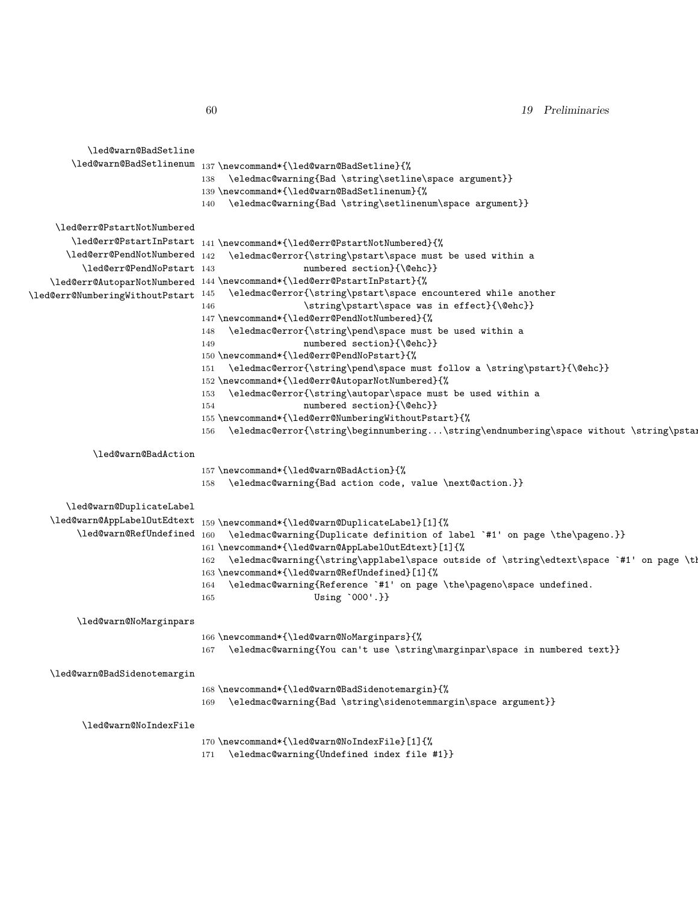\led@warn@BadSetline
\led@warn@BadSetlinenum

```
137 \newcommand*{\led@warn@BadSetline}{%
138   \eledmac@warning{Bad \string\setline\space argument}}
139 \newcommand*{\led@warn@BadSetlinenum}{%
140   \eledmac@warning{Bad \string\setlinenum\space argument}}
```

\led@err@PstartNotNumbered
\led@err@PstartInPstart
\led@err@PendNotNumbered
\led@err@PendNoPstart
\led@err@AutoparNotNumbered
\led@err@NumberingWithoutPstart

```
141 \newcommand*{\led@err@PstartNotNumbered}{%
142   \eledmac@error{\string\pstart\space must be used within a
143                  numbered section}{\@ehc}}
144 \newcommand*{\led@err@PstartInPstart}{%
145   \eledmac@error{\string\pstart\space encountered while another
146                  \string\pstart\space was in effect}{\@ehc}}
147 \newcommand*{\led@err@PendNotNumbered}{%
148   \eledmac@error{\string\pend\space must be used within a
149                  numbered section}{\@ehc}}
150 \newcommand*{\led@err@PendNoPstart}{%
151   \eledmac@error{\string\pend\space must follow a \string\pstart}{\@ehc}}
152 \newcommand*{\led@err@AutoparNotNumbered}{%
153   \eledmac@error{\string\autopar\space must be used within a
154                  numbered section}{\@ehc}}
155 \newcommand*{\led@err@NumberingWithoutPstart}{%
156   \eledmac@error{\string\beginnumbering...\string\endnumbering\space without \string\pstar
```

\led@warn@BadAction

```
157 \newcommand*{\led@warn@BadAction}{%
158   \eledmac@warning{Bad action code, value \next@action.}}
```

\led@warn@DuplicateLabel
\led@warn@AppLabelOutEdtext
\led@warn@RefUndefined

```
159 \newcommand*{\led@warn@DuplicateLabel}[1]{%
160   \eledmac@warning{Duplicate definition of label `#1' on page \the\pageno.}}
161 \newcommand*{\led@warn@AppLabelOutEdtext}[1]{%
162   \eledmac@warning{\string\applabel\space outside of \string\edtext\space `#1' on page \th
163 \newcommand*{\led@warn@RefUndefined}[1]{%
164   \eledmac@warning{Reference `#1' on page \the\pageno\space undefined.
165                    Using `000'.}}
```

\led@warn@NoMarginpars

```
166 \newcommand*{\led@warn@NoMarginpars}{%
167   \eledmac@warning{You can't use \string\marginpar\space in numbered text}}
```

\led@warn@BadSidenotemargin

```
168 \newcommand*{\led@warn@BadSidenotemargin}{%
169   \eledmac@warning{Bad \string\sidenotemmargin\space argument}}
```

\led@warn@NoIndexFile

```
170 \newcommand*{\led@warn@NoIndexFile}[1]{%
171   \eledmac@warning{Undefined index file #1}}
```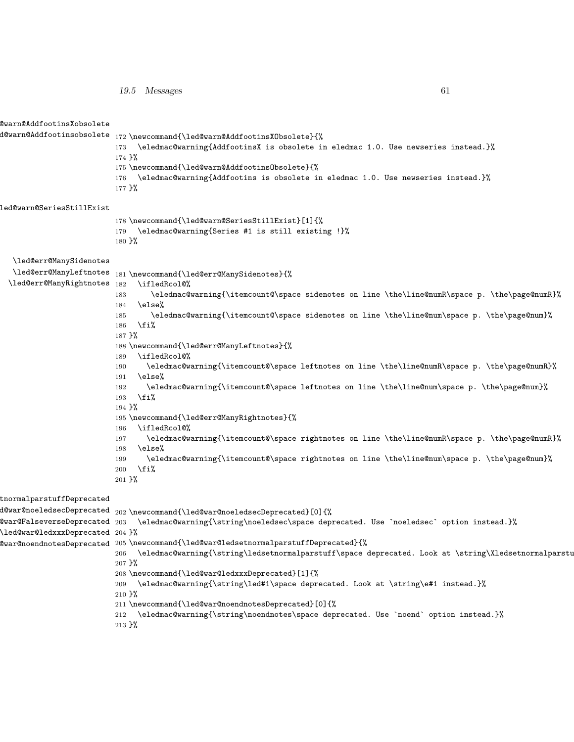\led@warn@AddfootinsXobsolete
\led@warn@Addfootinsobsolete

```
172 \newcommand{\led@warn@AddfootinsXObsolete}{%
173   \eledmac@warning{AddfootinsX is obsolete in eledmac 1.0. Use newseries instead.}%
174 }%
175 \newcommand{\led@warn@AddfootinsObsolete}{%
176   \eledmac@warning{Addfootins is obsolete in eledmac 1.0. Use newseries instead.}%
177 }%
```

\led@warn@SeriesStillExist

```
178 \newcommand{\led@warn@SeriesStillExist}[1]{%
179   \eledmac@warning{Series #1 is still existing !}%
180 }%
```

\led@err@ManySidenotes
\led@err@ManyLeftnotes
\led@err@ManyRightnotes

```
181 \newcommand{\led@err@ManySidenotes}{%
182   \ifledRcol@%
183      \eledmac@warning{\itemcount@\space sidenotes on line \the\line@numR\space p. \the\page@numR}%
184   \else%
185      \eledmac@warning{\itemcount@\space sidenotes on line \the\line@num\space p. \the\page@num}%
186   \fi%
187 }%
188 \newcommand{\led@err@ManyLeftnotes}{%
189   \ifledRcol@%
190     \eledmac@warning{\itemcount@\space leftnotes on line \the\line@numR\space p. \the\page@numR}%
191   \else%
192     \eledmac@warning{\itemcount@\space leftnotes on line \the\line@num\space p. \the\page@num}%
193   \fi%
194 }%
195 \newcommand{\led@err@ManyRightnotes}{%
196   \ifledRcol@%
197     \eledmac@warning{\itemcount@\space rightnotes on line \the\line@numR\space p. \the\page@numR}%
198   \else%
199     \eledmac@warning{\itemcount@\space rightnotes on line \the\line@num\space p. \the\page@num}%
200   \fi%
201 }%
```

\led@war@ledsetnormalparstuffDeprecated
\led@war@noeledsecDeprecated
\led@war@FalseverseDeprecated
\led@war@ledxxxDeprecated
\led@war@noendnotesDeprecated

```
202 \newcommand{\led@war@noeledsecDeprecated}[0]{%
203   \eledmac@warning{\string\noeledsec\space deprecated. Use `noeledsec` option instead.}%
204 }%
205 \newcommand{\led@war@ledsetnormalparstuffDeprecated}{%
206   \eledmac@warning{\string\ledsetnormalparstuff\space deprecated. Look at \string\Xledsetnormalparstu
207 }%
208 \newcommand{\led@war@ledxxxDeprecated}[1]{%
209   \eledmac@warning{\string\led#1\space deprecated. Look at \string\e#1 instead.}%
210 }%
211 \newcommand{\led@war@noendnotesDeprecated}[0]{%
212   \eledmac@warning{\string\noendnotes\space deprecated. Use `noend` option instead.}%
213 }%
```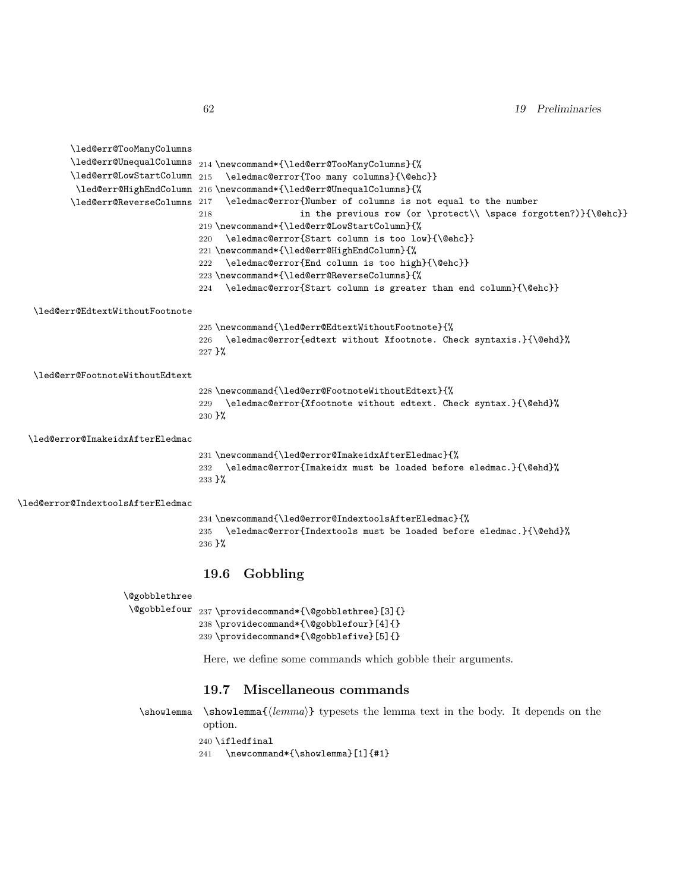\led@err@TooManyColumns
\led@err@UnequalColumns
\led@err@LowStartColumn
\led@err@HighEndColumn
\led@err@ReverseColumns

```
214 \newcommand*{\led@err@TooManyColumns}{%
215   \eledmac@error{Too many columns}{\@ehc}}
216 \newcommand*{\led@err@UnequalColumns}{%
217   \eledmac@error{Number of columns is not equal to the number
218                 in the previous row (or \protect\\ \space forgotten?)}{\@ehc}}
219 \newcommand*{\led@err@LowStartColumn}{%
220   \eledmac@error{Start column is too low}{\@ehc}}
221 \newcommand*{\led@err@HighEndColumn}{%
222   \eledmac@error{End column is too high}{\@ehc}}
223 \newcommand*{\led@err@ReverseColumns}{%
224   \eledmac@error{Start column is greater than end column}{\@ehc}}
```

\led@err@EdtextWithoutFootnote

```
225 \newcommand{\led@err@EdtextWithoutFootnote}{%
226   \eledmac@error{edtext without Xfootnote. Check syntaxis.}{\@ehd}%
227 }%
```

\led@err@FootnoteWithoutEdtext

```
228 \newcommand{\led@err@FootnoteWithoutEdtext}{%
229   \eledmac@error{Xfootnote without edtext. Check syntax.}{\@ehd}%
230 }%
```

\led@error@ImakeidxAfterEledmac

```
231 \newcommand{\led@error@ImakeidxAfterEledmac}{%
232   \eledmac@error{Imakeidx must be loaded before eledmac.}{\@ehd}%
233 }%
```

\led@error@IndextoolsAfterEledmac

```
234 \newcommand{\led@error@IndextoolsAfterEledmac}{%
235   \eledmac@error{Indextools must be loaded before eledmac.}{\@ehd}%
236 }%
```

## 19.6 Gobbling

\@gobblethree
\@gobblefour

```
237 \providecommand*{\@gobblethree}[3]{}
238 \providecommand*{\@gobblefour}[4]{}
239 \providecommand*{\@gobblefive}[5]{}
```

Here, we define some commands which gobble their arguments.

## 19.7 Miscellaneous commands

\showlemma

\showlemma{⟨*lemma*⟩} typesets the lemma text in the body. It depends on the option.

```
240 \ifledfinal
241   \newcommand*{\showlemma}[1]{#1}
```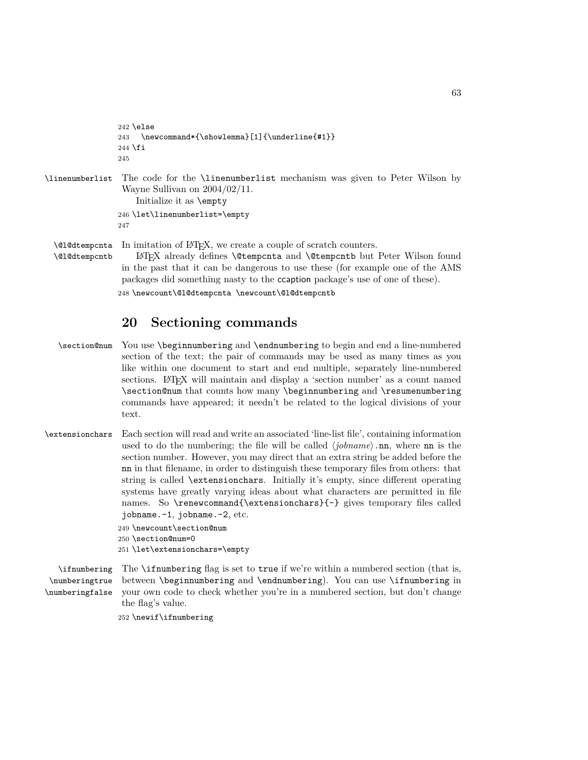```
242 \else
243   \newcommand*{\showlemma}[1]{\underline{#1}}
244 \fi
245
```

\linenumberlist The code for the \linenumberlist mechanism was given to Peter Wilson by Wayne Sullivan on 2004/02/11.

Initialize it as \empty

```
246 \let\linenumberlist=\empty
247
```

\@l@dtempcnta \@l@dtempcntb In imitation of LaTeX, we create a couple of scratch counters.

LaTeX already defines \@tempcnta and \@tempcntb but Peter Wilson found in the past that it can be dangerous to use these (for example one of the AMS packages did something nasty to the ccaption package's use of one of these).

```
248 \newcount\@l@dtempcnta \newcount\@l@dtempcntb
```

## 20 Sectioning commands

\section@num You use \beginnumbering and \endnumbering to begin and end a line-numbered section of the text; the pair of commands may be used as many times as you like within one document to start and end multiple, separately line-numbered sections. LaTeX will maintain and display a 'section number' as a count named \section@num that counts how many \beginnumbering and \resumenumbering commands have appeared; it needn't be related to the logical divisions of your text.

\extensionchars Each section will read and write an associated 'line-list file', containing information used to do the numbering; the file will be called ⟨*jobname*⟩.nn, where nn is the section number. However, you may direct that an extra string be added before the nn in that filename, in order to distinguish these temporary files from others: that string is called \extensionchars. Initially it's empty, since different operating systems have greatly varying ideas about what characters are permitted in file names. So \renewcommand{\extensionchars}{-} gives temporary files called jobname.-1, jobname.-2, etc.

```
249 \newcount\section@num
250 \section@num=0
251 \let\extensionchars=\empty
```

\ifnumbering \numberingtrue \numberingfalse The \ifnumbering flag is set to true if we're within a numbered section (that is, between \beginnumbering and \endnumbering). You can use \ifnumbering in your own code to check whether you're in a numbered section, but don't change the flag's value.

```
252 \newif\ifnumbering
```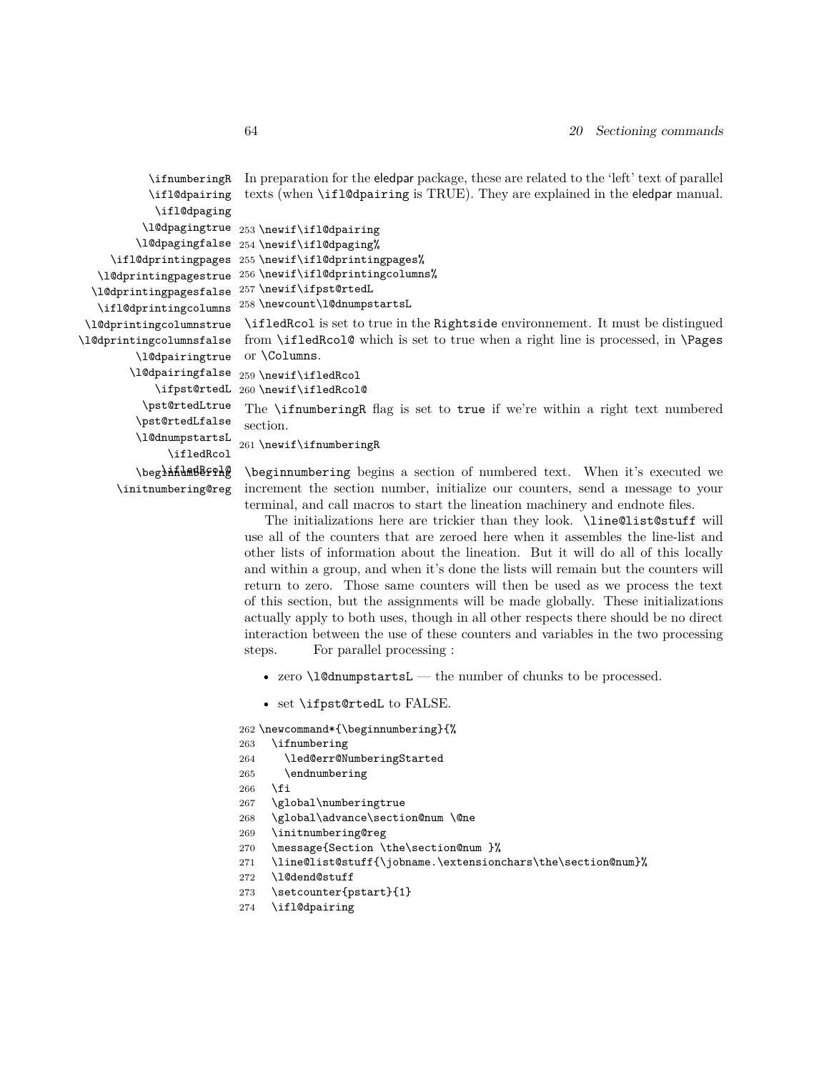\ifnumberingR \ifl@dpairing \ifl@dpaging \l@dpagingtrue \l@dpagingfalse \ifl@dprintingpages \l@dprintingpagestrue \l@dprintingpagesfalse \ifl@dprintingcolumns \l@dprintingcolumnstrue \l@dprintingcolumnsfalse \l@dpairingtrue \l@dpairingfalse \ifpst@rtedL \pst@rtedLtrue \pst@rtedLfalse \l@dnumpstartsL \ifledRcol \ifledRcol@

In preparation for the eledpar package, these are related to the 'left' text of parallel texts (when `\ifl@dpairing` is TRUE). They are explained in the eledpar manual.

```
253 \newif\ifl@dpairing
254 \newif\ifl@dpaging%
255 \newif\ifl@dprintingpages%
256 \newif\ifl@dprintingcolumns%
257 \newif\ifpst@rtedL
258 \newcount\l@dnumpstartsL
```

`\ifledRcol` is set to true in the `Rightside` environnement. It must be distingued from `\ifledRcol@` which is set to true when a right line is processed, in `\Pages` or `\Columns`.

```
259 \newif\ifledRcol
260 \newif\ifledRcol@
```

The `\ifnumberingR` flag is set to `true` if we're within a right text numbered section.

```
261 \newif\ifnumberingR
```

\beginnumbering \initnumbering@reg

`\beginnumbering` begins a section of numbered text. When it's executed we increment the section number, initialize our counters, send a message to your terminal, and call macros to start the lineation machinery and endnote files.

The initializations here are trickier than they look. `\line@list@stuff` will use all of the counters that are zeroed here when it assembles the line-list and other lists of information about the lineation. But it will do all of this locally and within a group, and when it's done the lists will remain but the counters will return to zero. Those same counters will then be used as we process the text of this section, but the assignments will be made globally. These initializations actually apply to both uses, though in all other respects there should be no direct interaction between the use of these counters and variables in the two processing steps. For parallel processing :

- zero `\l@dnumpstartsL` — the number of chunks to be processed.
- set `\ifpst@rtedL` to FALSE.

```
262 \newcommand*{\beginnumbering}{%
263   \ifnumbering
264     \led@err@NumberingStarted
265     \endnumbering
266   \fi
267   \global\numberingtrue
268   \global\advance\section@num \@ne
269   \initnumbering@reg
270   \message{Section \the\section@num }%
271   \line@list@stuff{\jobname.\extensionchars\the\section@num}%
272   \l@dend@stuff
273   \setcounter{pstart}{1}
274   \ifl@dpairing
```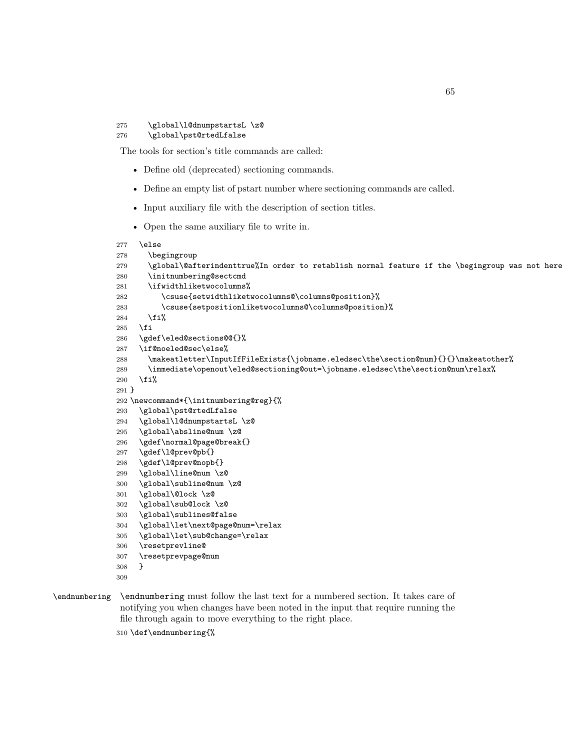```
275     \global\l@dnumpstartsL \z@
276     \global\pst@rtedLfalse
```

The tools for section's title commands are called:

- Define old (deprecated) sectioning commands.
- Define an empty list of pstart number where sectioning commands are called.
- Input auxiliary file with the description of section titles.
- Open the same auxiliary file to write in.

```
277   \else
278     \begingroup
279     \global\@afterindenttrue%In order to retablish normal feature if the \begingroup was not here
280     \initnumbering@sectcmd
281     \ifwidthliketwocolumns%
282        \csuse{setwidthliketwocolumns@\columns@position}%
283        \csuse{setpositionliketwocolumns@\columns@position}%
284     \fi%
285   \fi
286   \gdef\eled@sections@@{}%
287   \if@noeled@sec\else%
288     \makeatletter\InputIfFileExists{\jobname.eledsec\the\section@num}{}{}\makeatother%
289     \immediate\openout\eled@sectioning@out=\jobname.eledsec\the\section@num\relax%
290   \fi%
291 }
292 \newcommand*{\initnumbering@reg}{%
293   \global\pst@rtedLfalse
294   \global\l@dnumpstartsL \z@
295   \global\absline@num \z@
296   \gdef\normal@page@break{}
297   \gdef\l@prev@pb{}
298   \gdef\l@prev@nopb{}
299   \global\line@num \z@
300   \global\subline@num \z@
301   \global\@lock \z@
302   \global\sub@lock \z@
303   \global\sublines@false
304   \global\let\next@page@num=\relax
305   \global\let\sub@change=\relax
306   \resetprevline@
307   \resetprevpage@num
308   }
309
```

\endnumbering — `\endnumbering` must follow the last text for a numbered section. It takes care of notifying you when changes have been noted in the input that require running the file through again to move everything to the right place.

```
310 \def\endnumbering{%
```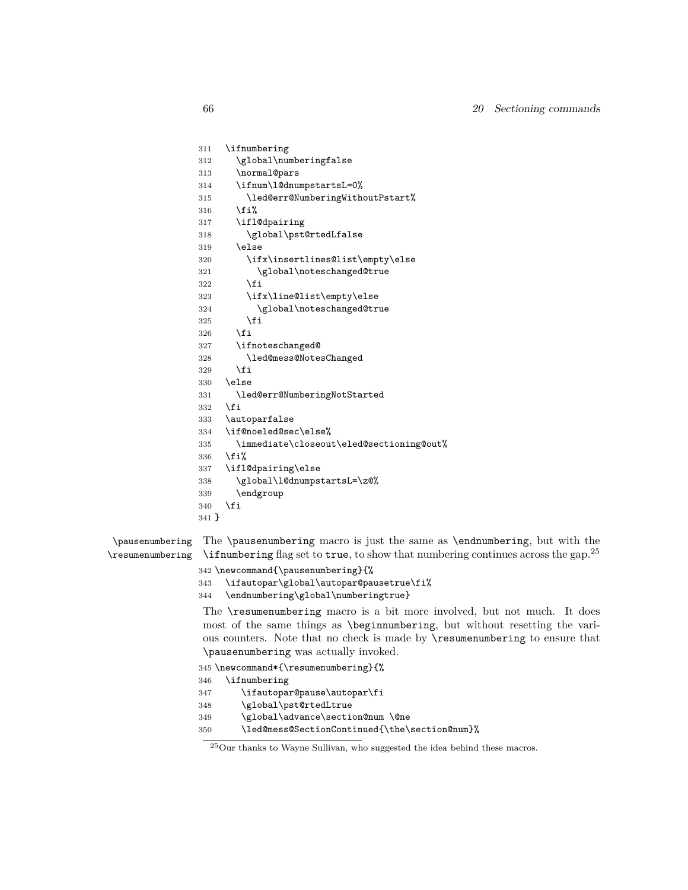```
311   \ifnumbering
312     \global\numberingfalse
313     \normal@pars
314     \ifnum\l@dnumpstartsL=0%
315       \led@err@NumberingWithoutPstart%
316     \fi%
317     \ifl@dpairing
318       \global\pst@rtedLfalse
319     \else
320       \ifx\insertlines@list\empty\else
321         \global\noteschanged@true
322       \fi
323       \ifx\line@list\empty\else
324         \global\noteschanged@true
325       \fi
326     \fi
327     \ifnoteschanged@
328       \led@mess@NotesChanged
329     \fi
330   \else
331     \led@err@NumberingNotStarted
332   \fi
333   \autoparfalse
334   \if@noeled@sec\else%
335     \immediate\closeout\eled@sectioning@out%
336   \fi%
337   \ifl@dpairing\else
338     \global\l@dnumpstartsL=\z@%
339     \endgroup
340   \fi
341 }
```

`\pausenumbering` `\resumenumbering`

The `\pausenumbering` macro is just the same as `\endnumbering`, but with the `\ifnumbering` flag set to `true`, to show that numbering continues across the gap.[25]

```
342 \newcommand{\pausenumbering}{%
343   \ifautopar\global\autopar@pausetrue\fi%
344   \endnumbering\global\numberingtrue}
```

The `\resumenumbering` macro is a bit more involved, but not much. It does most of the same things as `\beginnumbering`, but without resetting the various counters. Note that no check is made by `\resumenumbering` to ensure that `\pausenumbering` was actually invoked.

```
345 \newcommand*{\resumenumbering}{%
346   \ifnumbering
347      \ifautopar@pause\autopar\fi
348      \global\pst@rtedLtrue
349      \global\advance\section@num \@ne
350      \led@mess@SectionContinued{\the\section@num}%
```

[25] Our thanks to Wayne Sullivan, who suggested the idea behind these macros.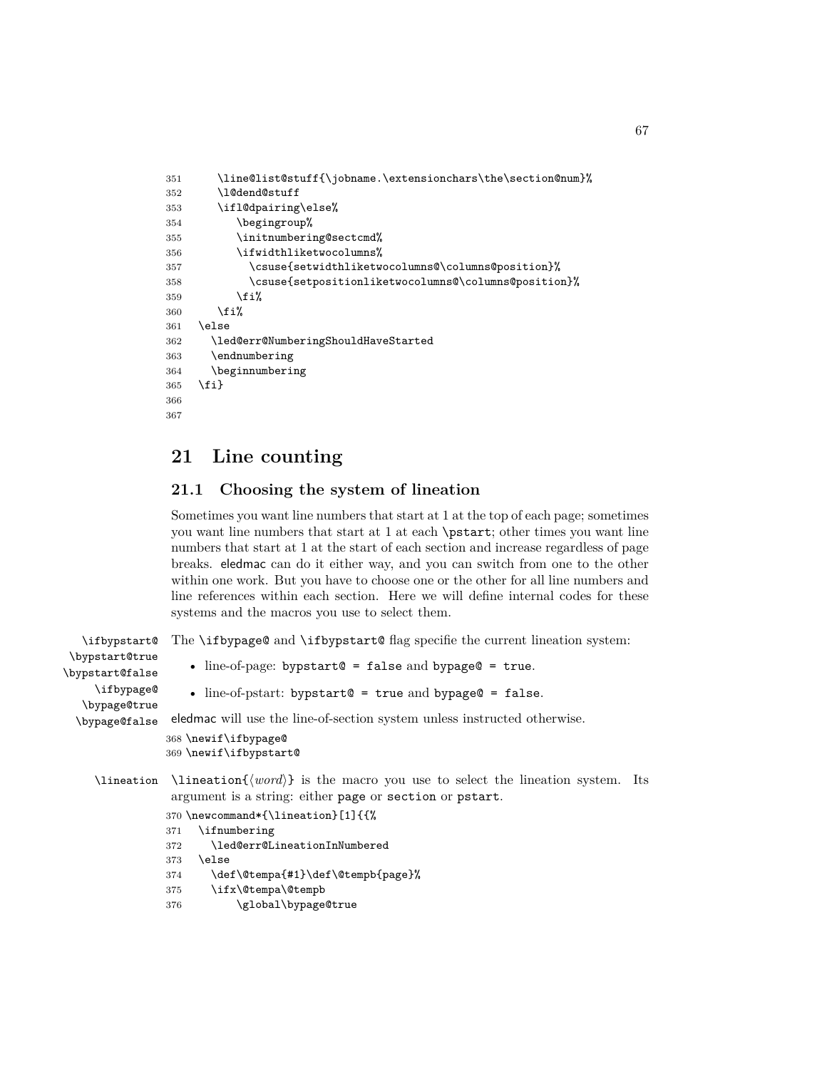```
351     \line@list@stuff{\jobname.\extensionchars\the\section@num}%
352     \l@dend@stuff
353     \ifl@dpairing\else%
354        \begingroup%
355        \initnumbering@sectcmd%
356        \ifwidthliketwocolumns%
357          \csuse{setwidthliketwocolumns@\columns@position}%
358          \csuse{setpositionliketwocolumns@\columns@position}%
359        \fi%
360     \fi%
361   \else
362     \led@err@NumberingShouldHaveStarted
363     \endnumbering
364     \beginnumbering
365   \fi}
366
367
```

# 21 Line counting

## 21.1 Choosing the system of lineation

Sometimes you want line numbers that start at 1 at the top of each page; sometimes you want line numbers that start at 1 at each `\pstart`; other times you want line numbers that start at 1 at the start of each section and increase regardless of page breaks. eledmac can do it either way, and you can switch from one to the other within one work. But you have to choose one or the other for all line numbers and line references within each section. Here we will define internal codes for these systems and the macros you use to select them.

`\ifbypstart@` `\bypstart@true` `\bypstart@false` `\ifbypage@` `\bypage@true` `\bypage@false`

The `\ifbypage@` and `\ifbypstart@` flag specifie the current lineation system:

- line-of-page: `bypstart@ = false` and `bypage@ = true`.
- line-of-pstart: `bypstart@ = true` and `bypage@ = false`.

eledmac will use the line-of-section system unless instructed otherwise.

```
368 \newif\ifbypage@
369 \newif\ifbypstart@
```

`\lineation`

`\lineation{⟨word⟩}` is the macro you use to select the lineation system. Its argument is a string: either `page` or `section` or `pstart`.

```
370 \newcommand*{\lineation}[1]{{%
371   \ifnumbering
372     \led@err@LineationInNumbered
373   \else
374     \def\@tempa{#1}\def\@tempb{page}%
375     \ifx\@tempa\@tempb
376         \global\bypage@true
```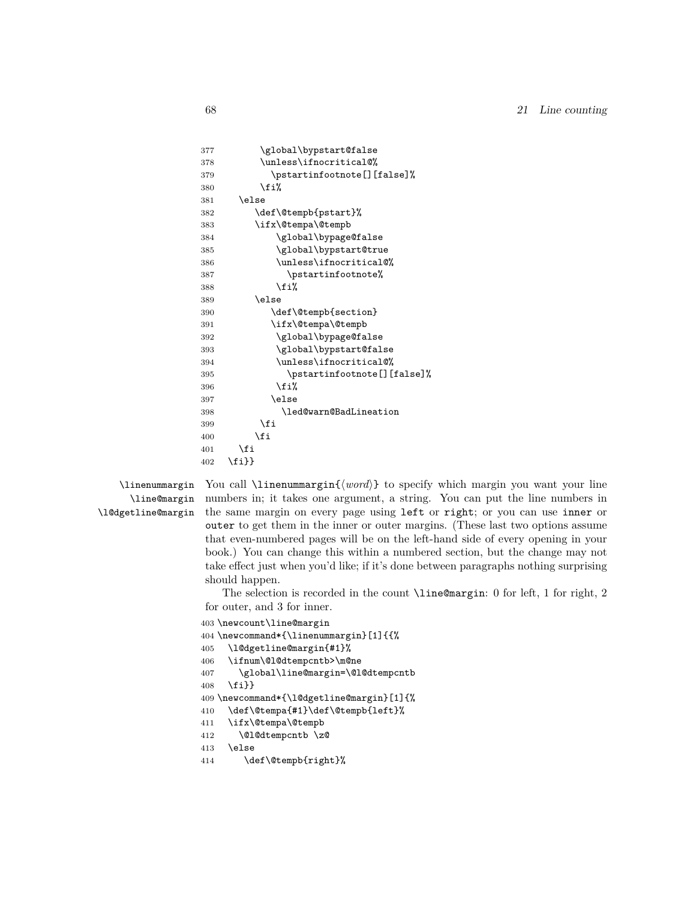```
377        \global\bypstart@false
378        \unless\ifnocritical@%
379          \pstartinfootnote[][false]%
380        \fi%
381    \else
382       \def\@tempb{pstart}%
383       \ifx\@tempa\@tempb
384           \global\bypage@false
385           \global\bypstart@true
386           \unless\ifnocritical@%
387             \pstartinfootnote%
388           \fi%
389       \else
390          \def\@tempb{section}
391          \ifx\@tempa\@tempb
392           \global\bypage@false
393           \global\bypstart@false
394           \unless\ifnocritical@%
395             \pstartinfootnote[][false]%
396           \fi%
397          \else
398            \led@warn@BadLineation
399        \fi
400       \fi
401    \fi
402  \fi}}
```

\linenummargin
\line@margin
\l@dgetline@margin

You call `\linenummargin{⟨word⟩}` to specify which margin you want your line numbers in; it takes one argument, a string. You can put the line numbers in the same margin on every page using `left` or `right`; or you can use `inner` or `outer` to get them in the inner or outer margins. (These last two options assume that even-numbered pages will be on the left-hand side of every opening in your book.) You can change this within a numbered section, but the change may not take effect just when you'd like; if it's done between paragraphs nothing surprising should happen.

The selection is recorded in the count `\line@margin`: 0 for left, 1 for right, 2 for outer, and 3 for inner.

```
403 \newcount\line@margin
404 \newcommand*{\linenummargin}[1]{{%
405   \l@dgetline@margin{#1}%
406   \ifnum\@l@dtempcntb>\m@ne
407     \global\line@margin=\@l@dtempcntb
408   \fi}}
409 \newcommand*{\l@dgetline@margin}[1]{%
410   \def\@tempa{#1}\def\@tempb{left}%
411   \ifx\@tempa\@tempb
412     \@l@dtempcntb \z@
413   \else
414      \def\@tempb{right}%
```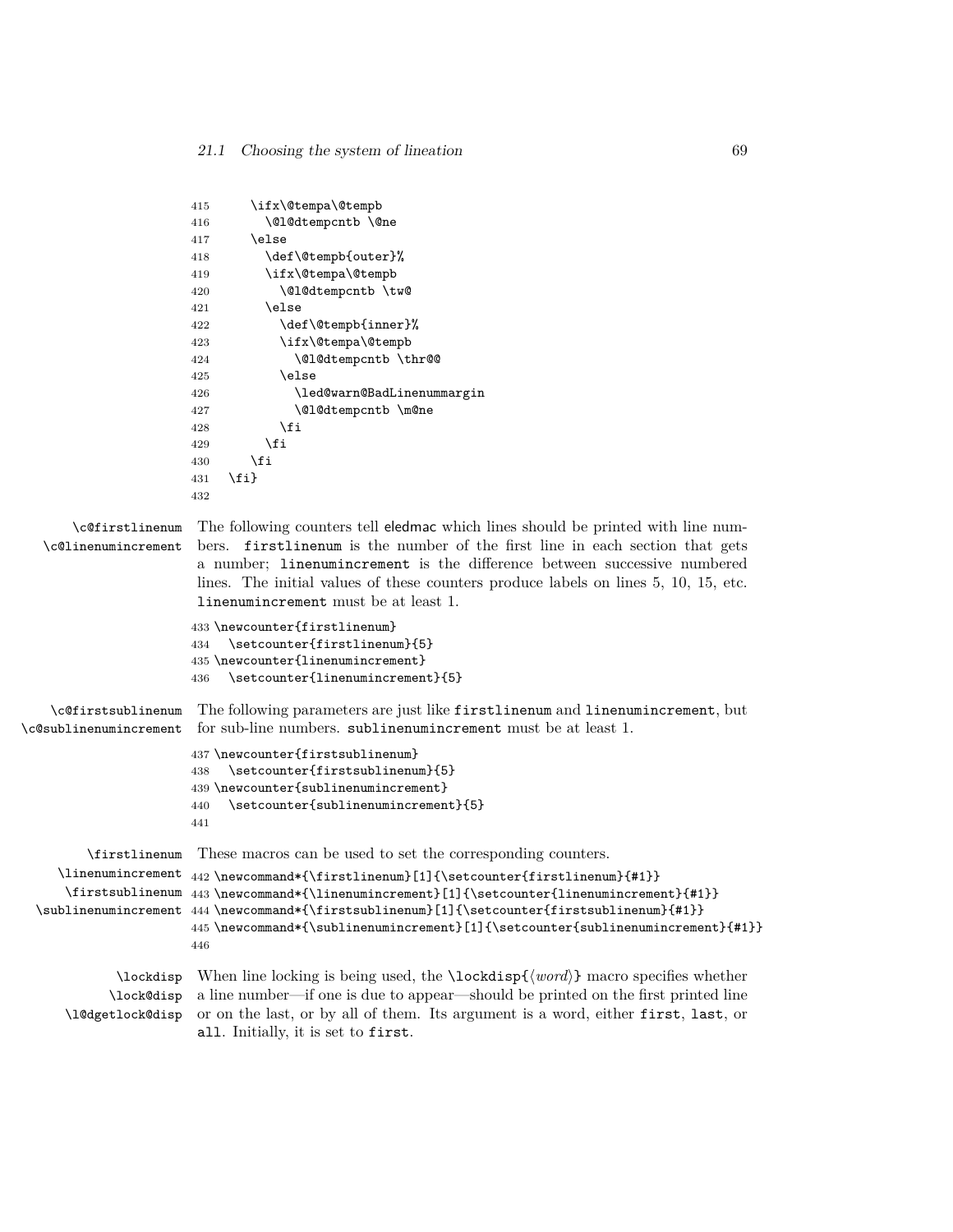```
415     \ifx\@tempa\@tempb
416       \@l@dtempcntb \@ne
417     \else
418       \def\@tempb{outer}%
419       \ifx\@tempa\@tempb
420         \@l@dtempcntb \tw@
421       \else
422         \def\@tempb{inner}%
423         \ifx\@tempa\@tempb
424           \@l@dtempcntb \thr@@
425         \else
426           \led@warn@BadLinenummargin
427           \@l@dtempcntb \m@ne
428         \fi
429       \fi
430     \fi
431   \fi}
432
```

\c@firstlinenum
\c@linenumincrement

The following counters tell eledmac which lines should be printed with line numbers. `firstlinenum` is the number of the first line in each section that gets a number; `linenumincrement` is the difference between successive numbered lines. The initial values of these counters produce labels on lines 5, 10, 15, etc. `linenumincrement` must be at least 1.

```
433 \newcounter{firstlinenum}
434   \setcounter{firstlinenum}{5}
435 \newcounter{linenumincrement}
436   \setcounter{linenumincrement}{5}
```

\c@firstsublinenum
\c@sublinenumincrement

The following parameters are just like `firstlinenum` and `linenumincrement`, but for sub-line numbers. `sublinenumincrement` must be at least 1.

```
437 \newcounter{firstsublinenum}
438   \setcounter{firstsublinenum}{5}
439 \newcounter{sublinenumincrement}
440   \setcounter{sublinenumincrement}{5}
441
```

\firstlinenum
\linenumincrement
\firstsublinenum
\sublinenumincrement

These macros can be used to set the corresponding counters.

```
442 \newcommand*{\firstlinenum}[1]{\setcounter{firstlinenum}{#1}}
443 \newcommand*{\linenumincrement}[1]{\setcounter{linenumincrement}{#1}}
444 \newcommand*{\firstsublinenum}[1]{\setcounter{firstsublinenum}{#1}}
445 \newcommand*{\sublinenumincrement}[1]{\setcounter{sublinenumincrement}{#1}}
446
```

\lockdisp
\lock@disp
\l@dgetlock@disp

When line locking is being used, the `\lockdisp{⟨word⟩}` macro specifies whether a line number—if one is due to appear—should be printed on the first printed line or on the last, or by all of them. Its argument is a word, either `first`, `last`, or `all`. Initially, it is set to `first`.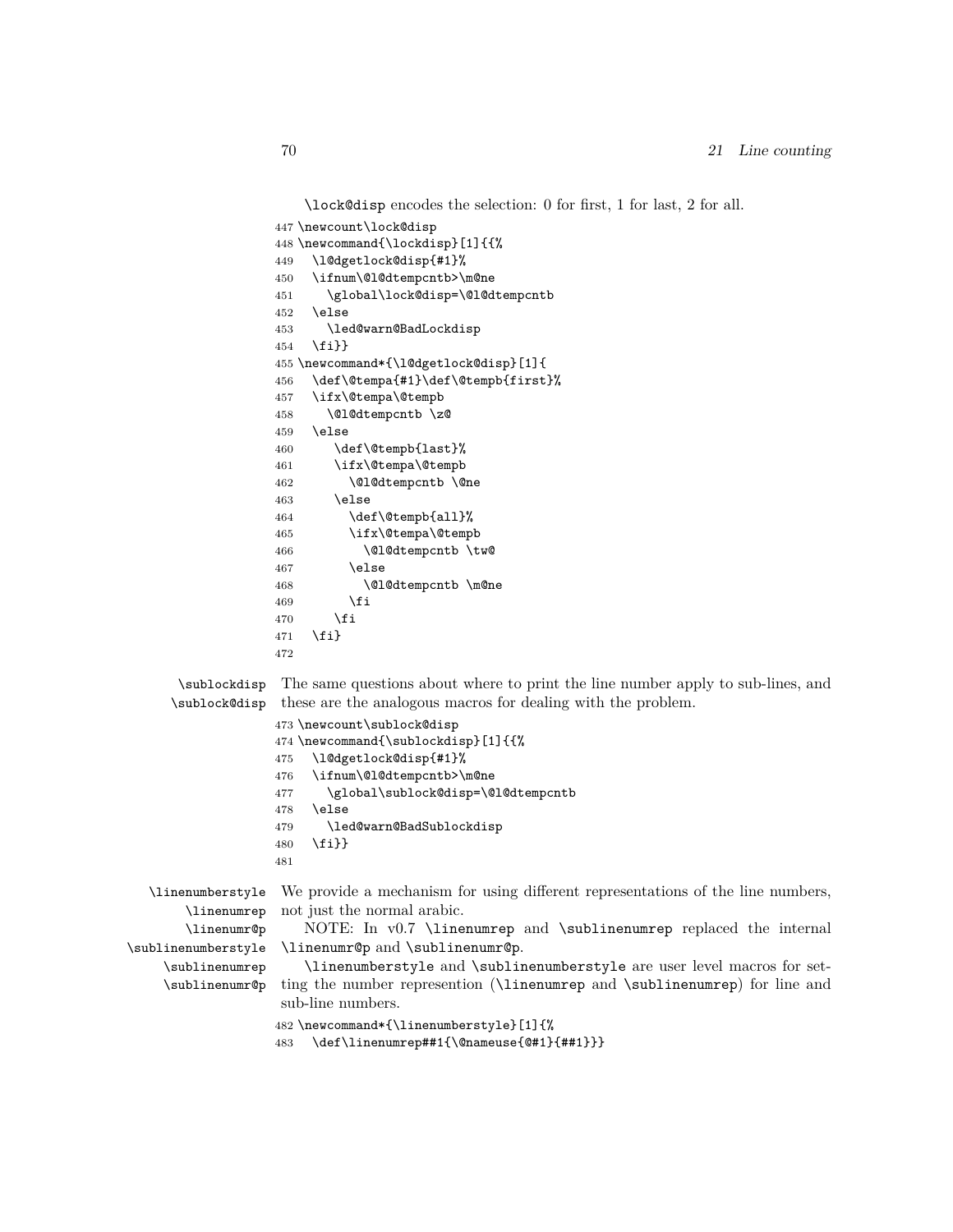`\lock@disp` encodes the selection: 0 for first, 1 for last, 2 for all.

```
447 \newcount\lock@disp
448 \newcommand{\lockdisp}[1]{{%
449   \l@dgetlock@disp{#1}%
450   \ifnum\@l@dtempcntb>\m@ne
451     \global\lock@disp=\@l@dtempcntb
452   \else
453     \led@warn@BadLockdisp
454   \fi}}
455 \newcommand*{\l@dgetlock@disp}[1]{
456   \def\@tempa{#1}\def\@tempb{first}%
457   \ifx\@tempa\@tempb
458     \@l@dtempcntb \z@
459   \else
460      \def\@tempb{last}%
461      \ifx\@tempa\@tempb
462        \@l@dtempcntb \@ne
463      \else
464        \def\@tempb{all}%
465        \ifx\@tempa\@tempb
466          \@l@dtempcntb \tw@
467        \else
468          \@l@dtempcntb \m@ne
469        \fi
470      \fi
471   \fi}
472
```

`\sublockdisp` `\sublock@disp` The same questions about where to print the line number apply to sub-lines, and these are the analogous macros for dealing with the problem.

```
473 \newcount\sublock@disp
474 \newcommand{\sublockdisp}[1]{{%
475   \l@dgetlock@disp{#1}%
476   \ifnum\@l@dtempcntb>\m@ne
477     \global\sublock@disp=\@l@dtempcntb
478   \else
479     \led@warn@BadSublockdisp
480   \fi}}
481
```

`\linenumberstyle` `\linenumrep` `\linenumr@p` `\sublinenumberstyle` `\sublinenumrep` `\sublinenumr@p` We provide a mechanism for using different representations of the line numbers, not just the normal arabic.

NOTE: In v0.7 `\linenumrep` and `\sublinenumrep` replaced the internal `\linenumr@p` and `\sublinenumr@p`.

`\linenumberstyle` and `\sublinenumberstyle` are user level macros for setting the number represention (`\linenumrep` and `\sublinenumrep`) for line and sub-line numbers.

```
482 \newcommand*{\linenumberstyle}[1]{%
483   \def\linenumrep##1{\@nameuse{@#1}{##1}}}
```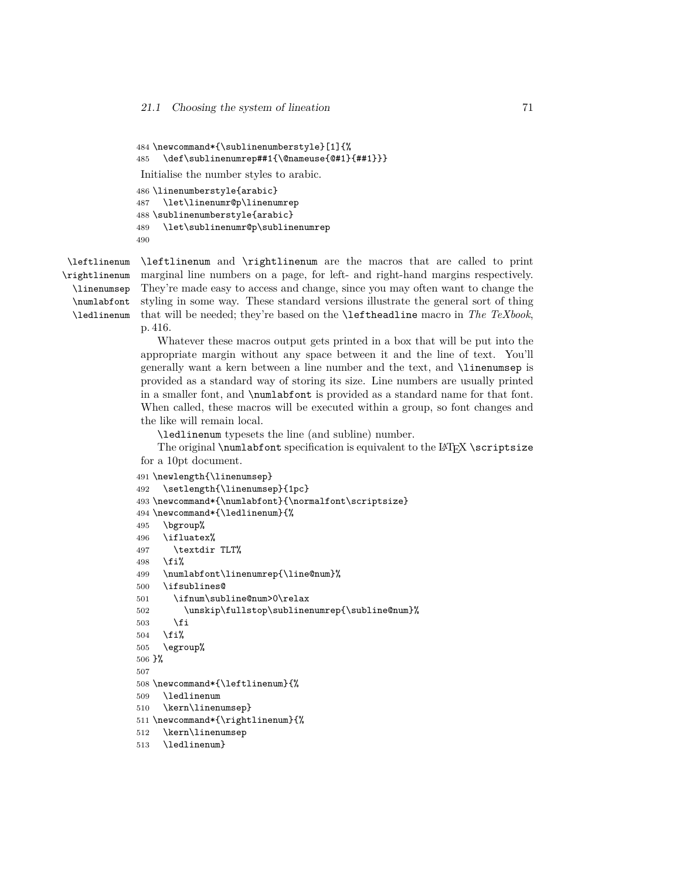```
484 \newcommand*{\sublinenumberstyle}[1]{%
485   \def\sublinenumrep##1{\@nameuse{@#1}{##1}}}
```

Initialise the number styles to arabic.

```
486 \linenumberstyle{arabic}
487   \let\linenumr@p\linenumrep
488 \sublinenumberstyle{arabic}
489   \let\sublinenumr@p\sublinenumrep
490
```

`\leftlinenum` `\rightlinenum` `\linenumsep` `\numlabfont` `\ledlinenum`

`\leftlinenum` and `\rightlinenum` are the macros that are called to print marginal line numbers on a page, for left- and right-hand margins respectively. They're made easy to access and change, since you may often want to change the styling in some way. These standard versions illustrate the general sort of thing that will be needed; they're based on the `\leftheadline` macro in *The TeXbook*, p. 416.

Whatever these macros output gets printed in a box that will be put into the appropriate margin without any space between it and the line of text. You'll generally want a kern between a line number and the text, and `\linenumsep` is provided as a standard way of storing its size. Line numbers are usually printed in a smaller font, and `\numlabfont` is provided as a standard name for that font. When called, these macros will be executed within a group, so font changes and the like will remain local.

`\ledlinenum` typesets the line (and subline) number.

The original `\numlabfont` specification is equivalent to the LaTeX `\scriptsize` for a 10pt document.

```
491 \newlength{\linenumsep}
492   \setlength{\linenumsep}{1pc}
493 \newcommand*{\numlabfont}{\normalfont\scriptsize}
494 \newcommand*{\ledlinenum}{%
495   \bgroup%
496   \ifluatex%
497     \textdir TLT%
498   \fi%
499   \numlabfont\linenumrep{\line@num}%
500   \ifsublines@
501     \ifnum\subline@num>0\relax
502       \unskip\fullstop\sublinenumrep{\subline@num}%
503     \fi
504   \fi%
505   \egroup%
506 }%
507
508 \newcommand*{\leftlinenum}{%
509   \ledlinenum
510   \kern\linenumsep}
511 \newcommand*{\rightlinenum}{%
512   \kern\linenumsep
513   \ledlinenum}
```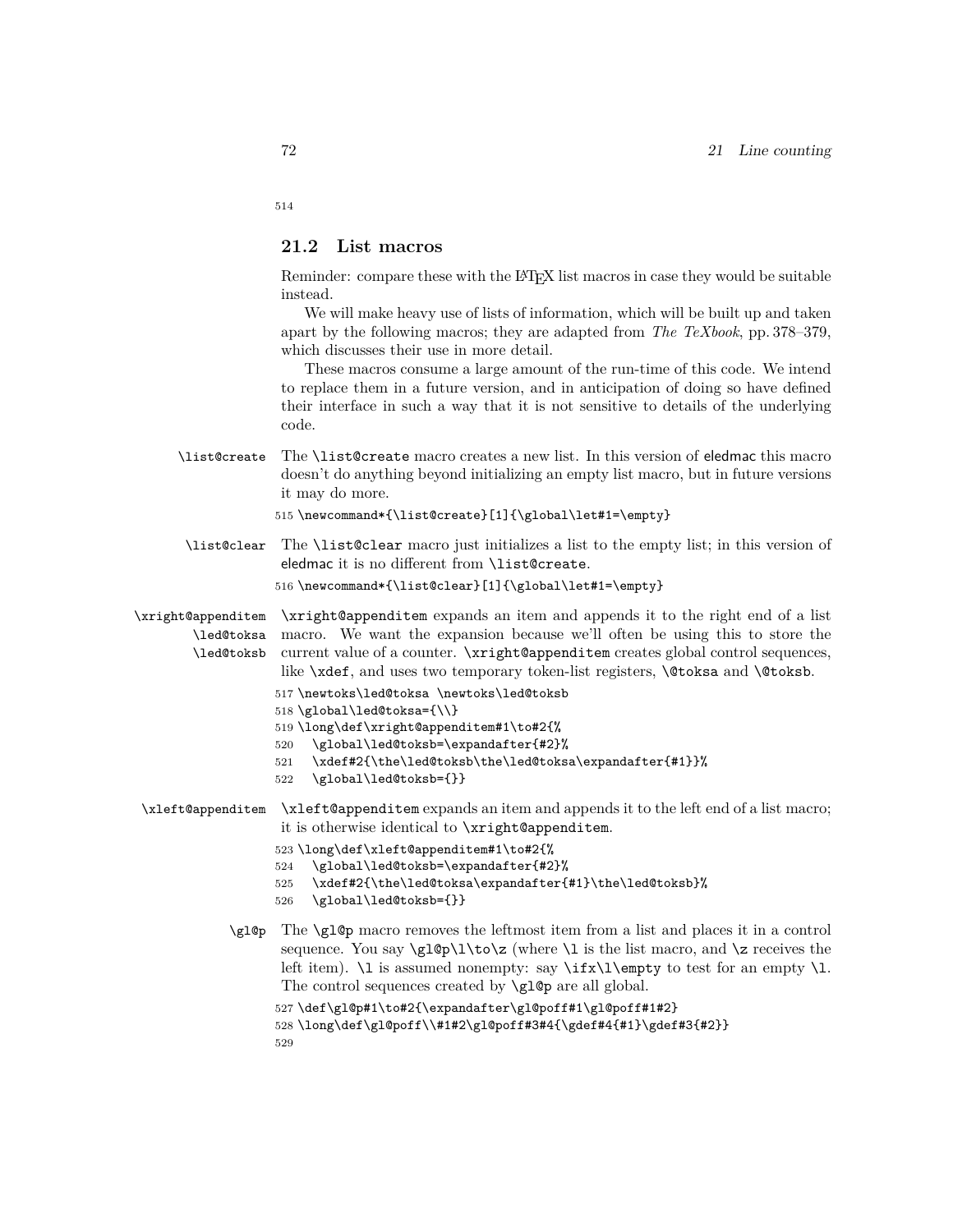514

## 21.2 List macros

Reminder: compare these with the LaTeX list macros in case they would be suitable instead.

We will make heavy use of lists of information, which will be built up and taken apart by the following macros; they are adapted from *The TeXbook*, pp. 378–379, which discusses their use in more detail.

These macros consume a large amount of the run-time of this code. We intend to replace them in a future version, and in anticipation of doing so have defined their interface in such a way that it is not sensitive to details of the underlying code.

`\list@create` The `\list@create` macro creates a new list. In this version of eledmac this macro doesn't do anything beyond initializing an empty list macro, but in future versions it may do more.

```
515 \newcommand*{\list@create}[1]{\global\let#1=\empty}
```

`\list@clear` The `\list@clear` macro just initializes a list to the empty list; in this version of eledmac it is no different from `\list@create`.

```
516 \newcommand*{\list@clear}[1]{\global\let#1=\empty}
```

`\xright@appenditem` `\led@toksa` `\led@toksb` `\xright@appenditem` expands an item and appends it to the right end of a list macro. We want the expansion because we'll often be using this to store the current value of a counter. `\xright@appenditem` creates global control sequences, like `\xdef`, and uses two temporary token-list registers, `\@toksa` and `\@toksb`.

```
517 \newtoks\led@toksa \newtoks\led@toksb
518 \global\led@toksa={\\}
519 \long\def\xright@appenditem#1\to#2{%
520   \global\led@toksb=\expandafter{#2}%
521   \xdef#2{\the\led@toksb\the\led@toksa\expandafter{#1}}%
522   \global\led@toksb={}}
```

`\xleft@appenditem` `\xleft@appenditem` expands an item and appends it to the left end of a list macro; it is otherwise identical to `\xright@appenditem`.

```
523 \long\def\xleft@appenditem#1\to#2{%
524   \global\led@toksb=\expandafter{#2}%
525   \xdef#2{\the\led@toksa\expandafter{#1}\the\led@toksb}%
526   \global\led@toksb={}}
```

`\gl@p` The `\gl@p` macro removes the leftmost item from a list and places it in a control sequence. You say `\gl@p\l\to\z` (where `\l` is the list macro, and `\z` receives the left item). `\l` is assumed nonempty: say `\ifx\l\empty` to test for an empty `\l`. The control sequences created by `\gl@p` are all global.

```
527 \def\gl@p#1\to#2{\expandafter\gl@poff#1\gl@poff#1#2}
528 \long\def\gl@poff\\#1#2\gl@poff#3#4{\gdef#4{#1}\gdef#3{#2}}
529
```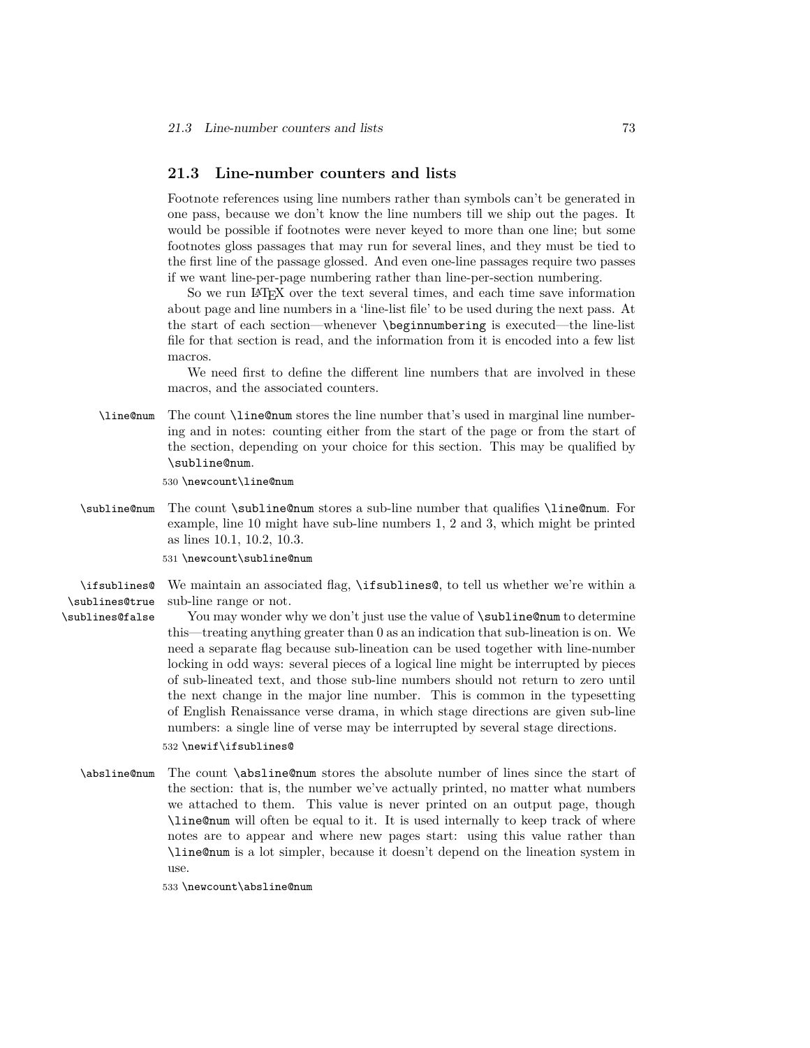## 21.3 Line-number counters and lists

Footnote references using line numbers rather than symbols can't be generated in one pass, because we don't know the line numbers till we ship out the pages. It would be possible if footnotes were never keyed to more than one line; but some footnotes gloss passages that may run for several lines, and they must be tied to the first line of the passage glossed. And even one-line passages require two passes if we want line-per-page numbering rather than line-per-section numbering.

So we run LaTeX over the text several times, and each time save information about page and line numbers in a 'line-list file' to be used during the next pass. At the start of each section—whenever `\beginnumbering` is executed—the line-list file for that section is read, and the information from it is encoded into a few list macros.

We need first to define the different line numbers that are involved in these macros, and the associated counters.

`\line@num` The count `\line@num` stores the line number that's used in marginal line numbering and in notes: counting either from the start of the page or from the start of the section, depending on your choice for this section. This may be qualified by `\subline@num`.

```
530 \newcount\line@num
```

`\subline@num` The count `\subline@num` stores a sub-line number that qualifies `\line@num`. For example, line 10 might have sub-line numbers 1, 2 and 3, which might be printed as lines 10.1, 10.2, 10.3.

```
531 \newcount\subline@num
```

`\ifsublines@` `\sublines@true` `\sublines@false` We maintain an associated flag, `\ifsublines@`, to tell us whether we're within a sub-line range or not.

You may wonder why we don't just use the value of `\subline@num` to determine this—treating anything greater than 0 as an indication that sub-lineation is on. We need a separate flag because sub-lineation can be used together with line-number locking in odd ways: several pieces of a logical line might be interrupted by pieces of sub-lineated text, and those sub-line numbers should not return to zero until the next change in the major line number. This is common in the typesetting of English Renaissance verse drama, in which stage directions are given sub-line numbers: a single line of verse may be interrupted by several stage directions.

```
532 \newif\ifsublines@
```

`\absline@num` The count `\absline@num` stores the absolute number of lines since the start of the section: that is, the number we've actually printed, no matter what numbers we attached to them. This value is never printed on an output page, though `\line@num` will often be equal to it. It is used internally to keep track of where notes are to appear and where new pages start: using this value rather than `\line@num` is a lot simpler, because it doesn't depend on the lineation system in use.

```
533 \newcount\absline@num
```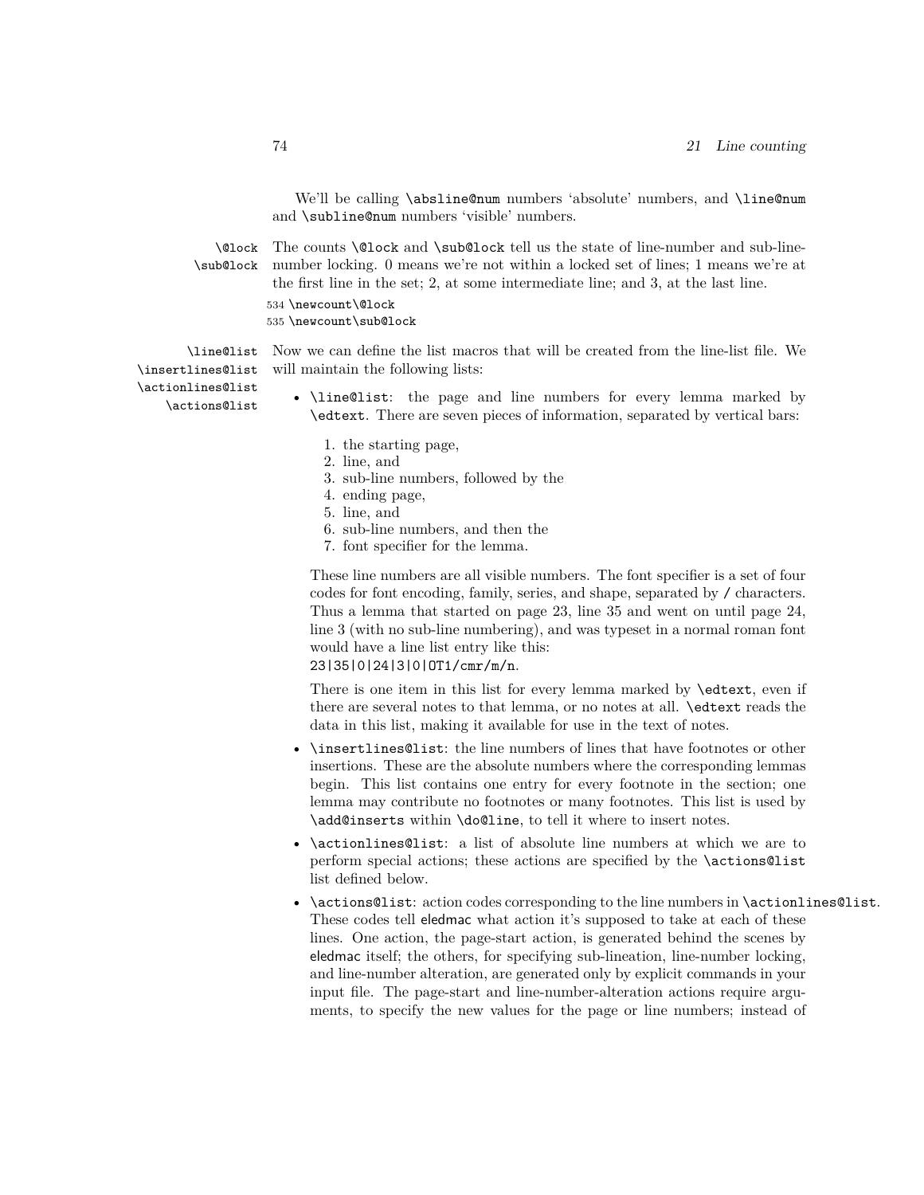We'll be calling `\absline@num` numbers 'absolute' numbers, and `\line@num` and `\subline@num` numbers 'visible' numbers.

`\@lock` `\sub@lock` The counts `\@lock` and `\sub@lock` tell us the state of line-number and sub-line-number locking. 0 means we're not within a locked set of lines; 1 means we're at the first line in the set; 2, at some intermediate line; and 3, at the last line.

```
534 \newcount\@lock
535 \newcount\sub@lock
```

`\line@list` `\insertlines@list` `\actionlines@list` `\actions@list` Now we can define the list macros that will be created from the line-list file. We will maintain the following lists:

- `\line@list`: the page and line numbers for every lemma marked by `\edtext`. There are seven pieces of information, separated by vertical bars:

  1. the starting page,
  2. line, and
  3. sub-line numbers, followed by the
  4. ending page,
  5. line, and
  6. sub-line numbers, and then the
  7. font specifier for the lemma.

  These line numbers are all visible numbers. The font specifier is a set of four codes for font encoding, family, series, and shape, separated by / characters. Thus a lemma that started on page 23, line 35 and went on until page 24, line 3 (with no sub-line numbering), and was typeset in a normal roman font would have a line list entry like this:
  `23|35|0|24|3|0|OT1/cmr/m/n`.

  There is one item in this list for every lemma marked by `\edtext`, even if there are several notes to that lemma, or no notes at all. `\edtext` reads the data in this list, making it available for use in the text of notes.

- `\insertlines@list`: the line numbers of lines that have footnotes or other insertions. These are the absolute numbers where the corresponding lemmas begin. This list contains one entry for every footnote in the section; one lemma may contribute no footnotes or many footnotes. This list is used by `\add@inserts` within `\do@line`, to tell it where to insert notes.

- `\actionlines@list`: a list of absolute line numbers at which we are to perform special actions; these actions are specified by the `\actions@list` list defined below.

- `\actions@list`: action codes corresponding to the line numbers in `\actionlines@list`. These codes tell eledmac what action it's supposed to take at each of these lines. One action, the page-start action, is generated behind the scenes by eledmac itself; the others, for specifying sub-lineation, line-number locking, and line-number alteration, are generated only by explicit commands in your input file. The page-start and line-number-alteration actions require arguments, to specify the new values for the page or line numbers; instead of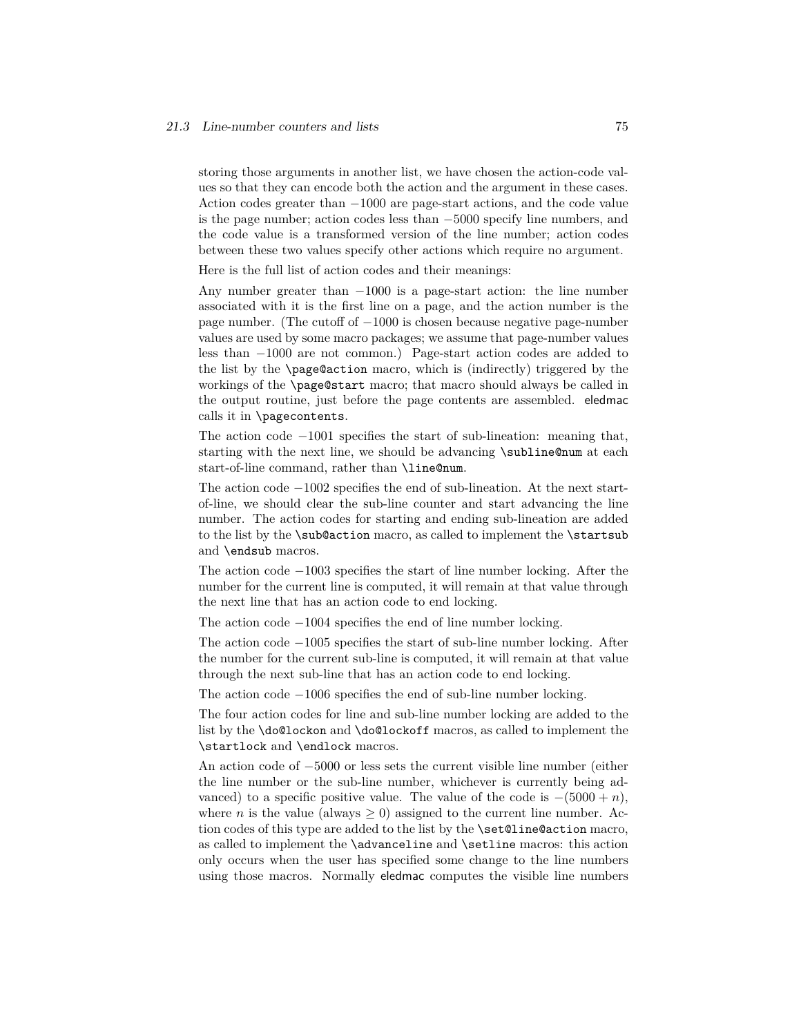storing those arguments in another list, we have chosen the action-code values so that they can encode both the action and the argument in these cases. Action codes greater than $-1000$ are page-start actions, and the code value is the page number; action codes less than $-5000$ specify line numbers, and the code value is a transformed version of the line number; action codes between these two values specify other actions which require no argument.

Here is the full list of action codes and their meanings:

Any number greater than $-1000$ is a page-start action: the line number associated with it is the first line on a page, and the action number is the page number. (The cutoff of $-1000$ is chosen because negative page-number values are used by some macro packages; we assume that page-number values less than $-1000$ are not common.) Page-start action codes are added to the list by the `\page@action` macro, which is (indirectly) triggered by the workings of the `\page@start` macro; that macro should always be called in the output routine, just before the page contents are assembled. eledmac calls it in `\pagecontents`.

The action code $-1001$ specifies the start of sub-lineation: meaning that, starting with the next line, we should be advancing `\subline@num` at each start-of-line command, rather than `\line@num`.

The action code $-1002$ specifies the end of sub-lineation. At the next start-of-line, we should clear the sub-line counter and start advancing the line number. The action codes for starting and ending sub-lineation are added to the list by the `\sub@action` macro, as called to implement the `\startsub` and `\endsub` macros.

The action code $-1003$ specifies the start of line number locking. After the number for the current line is computed, it will remain at that value through the next line that has an action code to end locking.

The action code $-1004$ specifies the end of line number locking.

The action code $-1005$ specifies the start of sub-line number locking. After the number for the current sub-line is computed, it will remain at that value through the next sub-line that has an action code to end locking.

The action code $-1006$ specifies the end of sub-line number locking.

The four action codes for line and sub-line number locking are added to the list by the `\do@lockon` and `\do@lockoff` macros, as called to implement the `\startlock` and `\endlock` macros.

An action code of $-5000$ or less sets the current visible line number (either the line number or the sub-line number, whichever is currently being advanced) to a specific positive value. The value of the code is $-(5000 + n)$, where $n$ is the value (always $\geq 0$) assigned to the current line number. Action codes of this type are added to the list by the `\set@line@action` macro, as called to implement the `\advanceline` and `\setline` macros: this action only occurs when the user has specified some change to the line numbers using those macros. Normally eledmac computes the visible line numbers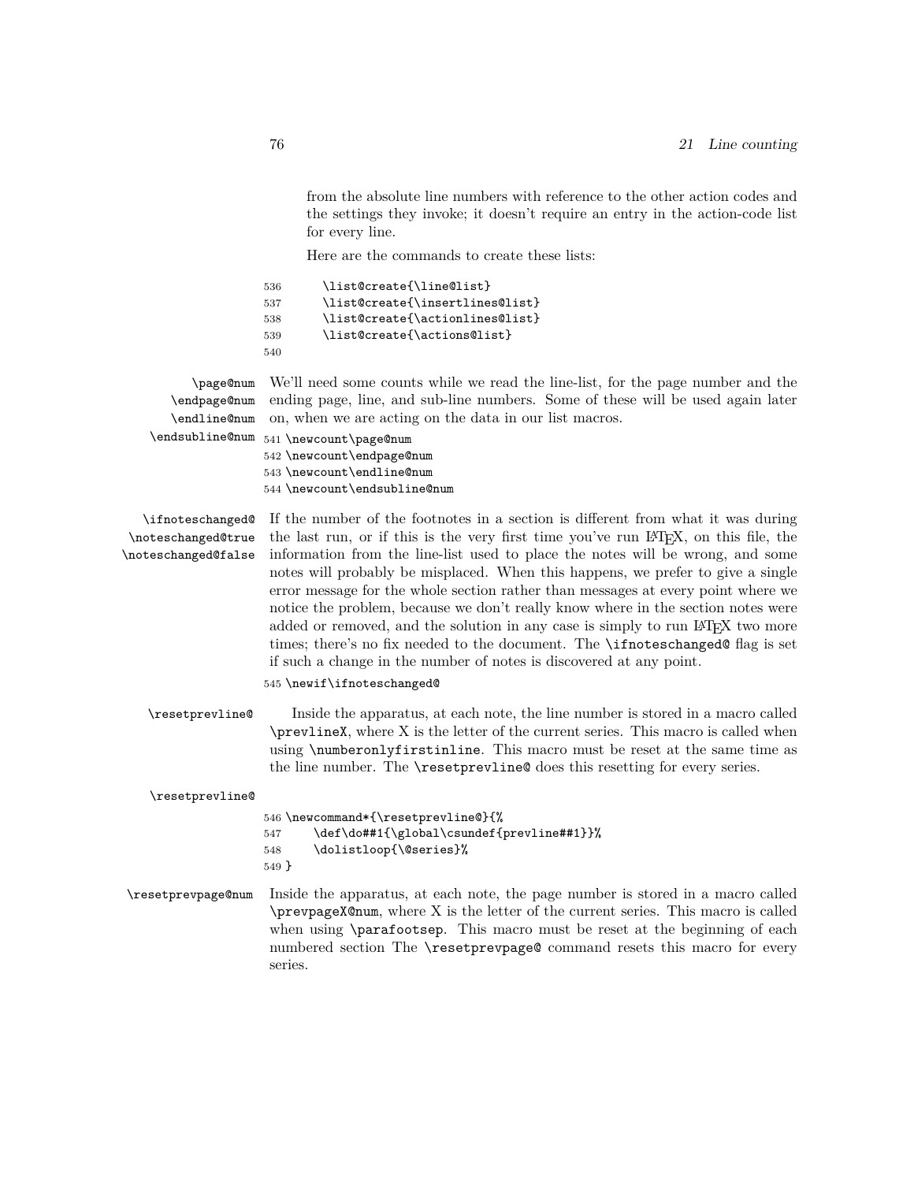from the absolute line numbers with reference to the other action codes and the settings they invoke; it doesn't require an entry in the action-code list for every line.

Here are the commands to create these lists:

```
536     \list@create{\line@list}
537     \list@create{\insertlines@list}
538     \list@create{\actionlines@list}
539     \list@create{\actions@list}
540
```

\page@num \endpage@num \endline@num \endsubline@num

We'll need some counts while we read the line-list, for the page number and the ending page, line, and sub-line numbers. Some of these will be used again later on, when we are acting on the data in our list macros.

```
541 \newcount\page@num
542 \newcount\endpage@num
543 \newcount\endline@num
544 \newcount\endsubline@num
```

\ifnoteschanged@ \noteschanged@true \noteschanged@false

If the number of the footnotes in a section is different from what it was during the last run, or if this is the very first time you've run LaTeX, on this file, the information from the line-list used to place the notes will be wrong, and some notes will probably be misplaced. When this happens, we prefer to give a single error message for the whole section rather than messages at every point where we notice the problem, because we don't really know where in the section notes were added or removed, and the solution in any case is simply to run LaTeX two more times; there's no fix needed to the document. The `\ifnoteschanged@` flag is set if such a change in the number of notes is discovered at any point.

```
545 \newif\ifnoteschanged@
```

\resetprevline@

Inside the apparatus, at each note, the line number is stored in a macro called `\prevlineX`, where X is the letter of the current series. This macro is called when using `\numberonlyfirstinline`. This macro must be reset at the same time as the line number. The `\resetprevline@` does this resetting for every series.

\resetprevline@

```
546 \newcommand*{\resetprevline@}{%
547     \def\do##1{\global\csundef{prevline##1}}%
548     \dolistloop{\@series}%
549 }
```

\resetprevpage@num

Inside the apparatus, at each note, the page number is stored in a macro called `\prevpageX@num`, where X is the letter of the current series. This macro is called when using `\parafootsep`. This macro must be reset at the beginning of each numbered section The `\resetprevpage@` command resets this macro for every series.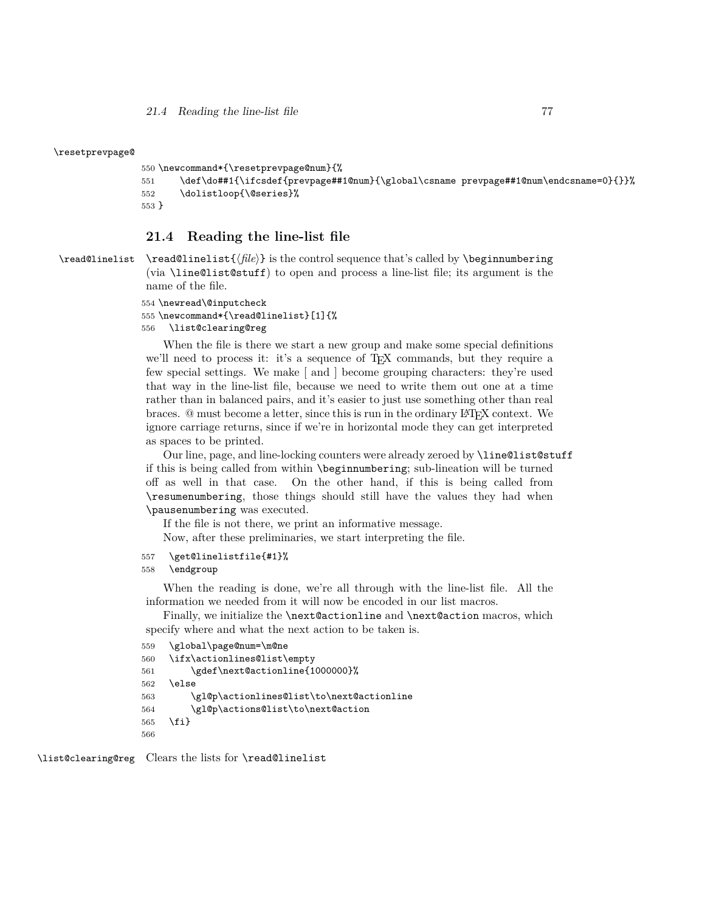\resetprevpage@

```
550 \newcommand*{\resetprevpage@num}{%
551     \def\do##1{\ifcsdef{prevpage##1@num}{\global\csname prevpage##1@num\endcsname=0}{}}%
552     \dolistloop{\@series}%
553 }
```

## 21.4 Reading the line-list file

\read@linelist `\read@linelist{⟨file⟩}` is the control sequence that's called by `\beginnumbering` (via `\line@list@stuff`) to open and process a line-list file; its argument is the name of the file.

```
554 \newread\@inputcheck
555 \newcommand*{\read@linelist}[1]{%
556   \list@clearing@reg
```

When the file is there we start a new group and make some special definitions we'll need to process it: it's a sequence of TEX commands, but they require a few special settings. We make [ and ] become grouping characters: they're used that way in the line-list file, because we need to write them out one at a time rather than in balanced pairs, and it's easier to just use something other than real braces. @ must become a letter, since this is run in the ordinary LATEX context. We ignore carriage returns, since if we're in horizontal mode they can get interpreted as spaces to be printed.

Our line, page, and line-locking counters were already zeroed by `\line@list@stuff` if this is being called from within `\beginnumbering`; sub-lineation will be turned off as well in that case. On the other hand, if this is being called from `\resumenumbering`, those things should still have the values they had when `\pausenumbering` was executed.

If the file is not there, we print an informative message.

Now, after these preliminaries, we start interpreting the file.

```
557   \get@linelistfile{#1}%
558   \endgroup
```

When the reading is done, we're all through with the line-list file. All the information we needed from it will now be encoded in our list macros.

Finally, we initialize the `\next@actionline` and `\next@action` macros, which specify where and what the next action to be taken is.

```
559   \global\page@num=\m@ne
560   \ifx\actionlines@list\empty
561       \gdef\next@actionline{1000000}%
562   \else
563       \gl@p\actionlines@list\to\next@actionline
564       \gl@p\actions@list\to\next@action
565   \fi}
566
```

\list@clearing@reg Clears the lists for `\read@linelist`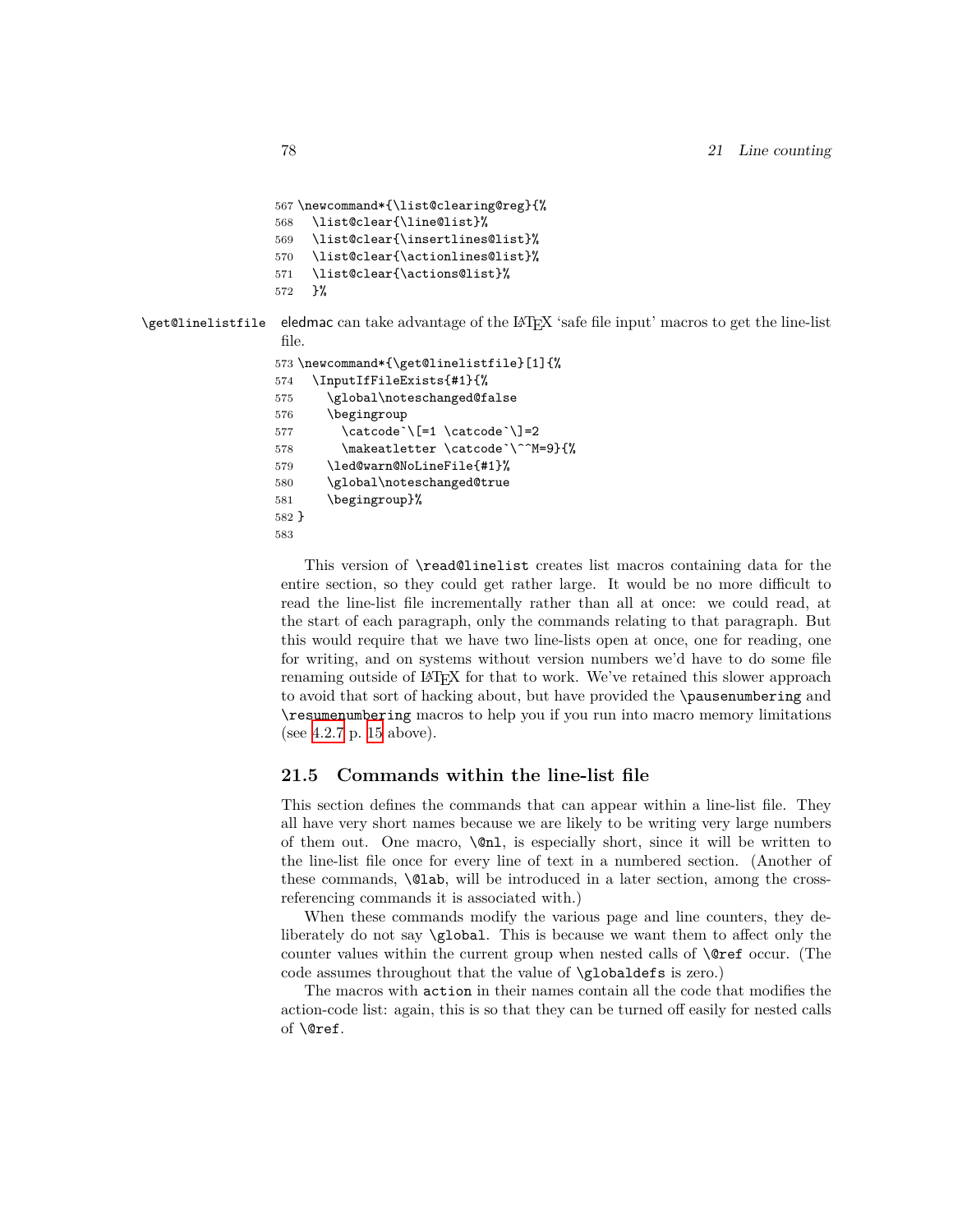```
567 \newcommand*{\list@clearing@reg}{%
568   \list@clear{\line@list}%
569   \list@clear{\insertlines@list}%
570   \list@clear{\actionlines@list}%
571   \list@clear{\actions@list}%
572   }%
```

\get@linelistfile eledmac can take advantage of the LaTeX 'safe file input' macros to get the line-list file.

```
573 \newcommand*{\get@linelistfile}[1]{%
574   \InputIfFileExists{#1}{%
575     \global\noteschanged@false
576     \begingroup
577       \catcode`\[=1 \catcode`\]=2
578       \makeatletter \catcode`\^^M=9}{%
579     \led@warn@NoLineFile{#1}%
580     \global\noteschanged@true
581     \begingroup}%
582 }
583
```

This version of `\read@linelist` creates list macros containing data for the entire section, so they could get rather large. It would be no more difficult to read the line-list file incrementally rather than all at once: we could read, at the start of each paragraph, only the commands relating to that paragraph. But this would require that we have two line-lists open at once, one for reading, one for writing, and on systems without version numbers we'd have to do some file renaming outside of LaTeX for that to work. We've retained this slower approach to avoid that sort of hacking about, but have provided the `\pausenumbering` and `\resumenumbering` macros to help you if you run into macro memory limitations (see 4.2.7 p. 15 above).

## 21.5 Commands within the line-list file

This section defines the commands that can appear within a line-list file. They all have very short names because we are likely to be writing very large numbers of them out. One macro, `\@nl`, is especially short, since it will be written to the line-list file once for every line of text in a numbered section. (Another of these commands, `\@lab`, will be introduced in a later section, among the cross-referencing commands it is associated with.)

When these commands modify the various page and line counters, they deliberately do not say `\global`. This is because we want them to affect only the counter values within the current group when nested calls of `\@ref` occur. (The code assumes throughout that the value of `\globaldefs` is zero.)

The macros with `action` in their names contain all the code that modifies the action-code list: again, this is so that they can be turned off easily for nested calls of `\@ref`.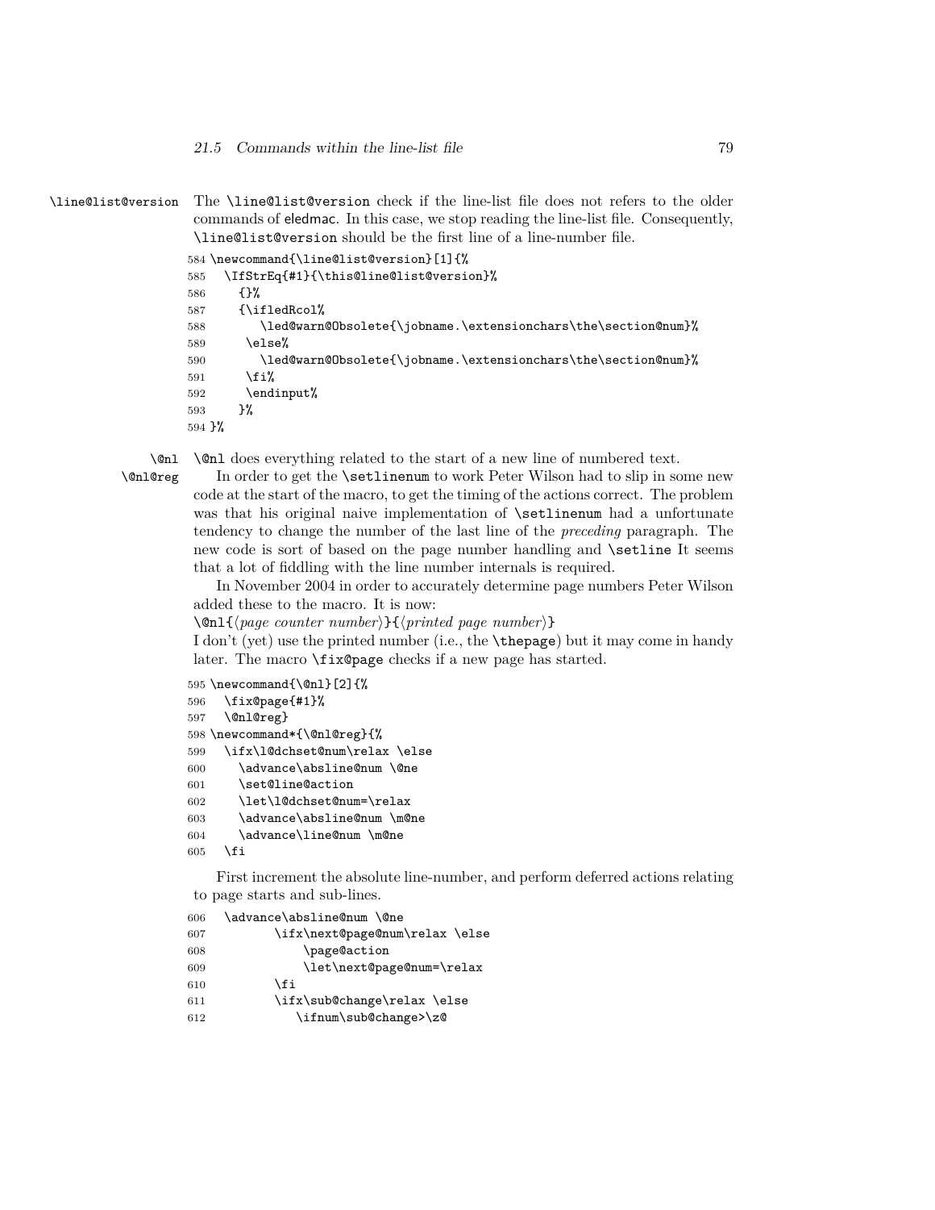\line@list@version The \line@list@version check if the line-list file does not refers to the older commands of eledmac. In this case, we stop reading the line-list file. Consequently, \line@list@version should be the first line of a line-number file.

```
584 \newcommand{\line@list@version}[1]{%
585   \IfStrEq{#1}{\this@line@list@version}%
586     {}%
587     {\ifledRcol%
588        \led@warn@Obsolete{\jobname.\extensionchars\the\section@num}%
589      \else%
590        \led@warn@Obsolete{\jobname.\extensionchars\the\section@num}%
591      \fi%
592      \endinput%
593     }%
594 }%
```

\@nl \@nl@reg \@nl does everything related to the start of a new line of numbered text.

In order to get the \setlinenum to work Peter Wilson had to slip in some new code at the start of the macro, to get the timing of the actions correct. The problem was that his original naive implementation of \setlinenum had a unfortunate tendency to change the number of the last line of the *preceding* paragraph. The new code is sort of based on the page number handling and \setline It seems that a lot of fiddling with the line number internals is required.

In November 2004 in order to accurately determine page numbers Peter Wilson added these to the macro. It is now:

\@nl{⟨*page counter number*⟩}{⟨*printed page number*⟩}

I don't (yet) use the printed number (i.e., the \thepage) but it may come in handy later. The macro \fix@page checks if a new page has started.

```
595 \newcommand{\@nl}[2]{%
596   \fix@page{#1}%
597   \@nl@reg}
598 \newcommand*{\@nl@reg}{%
599   \ifx\l@dchset@num\relax \else
600     \advance\absline@num \@ne
601     \set@line@action
602     \let\l@dchset@num=\relax
603     \advance\absline@num \m@ne
604     \advance\line@num \m@ne
605   \fi
```

First increment the absolute line-number, and perform deferred actions relating to page starts and sub-lines.

```
606   \advance\absline@num \@ne
607         \ifx\next@page@num\relax \else
608             \page@action
609             \let\next@page@num=\relax
610         \fi
611         \ifx\sub@change\relax \else
612            \ifnum\sub@change>\z@
```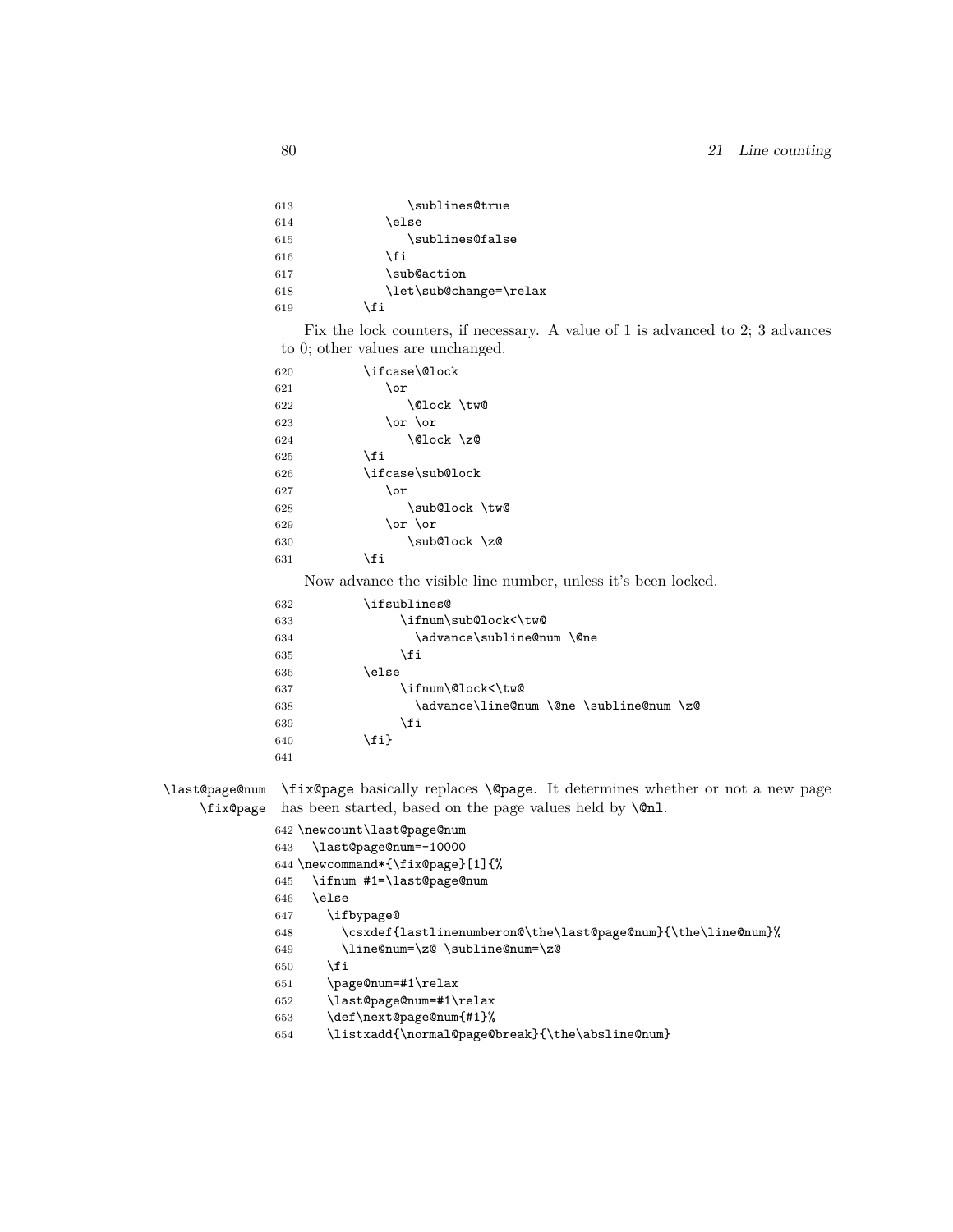```
613             \sublines@true
614           \else
615             \sublines@false
616           \fi
617           \sub@action
618           \let\sub@change=\relax
619         \fi
```

Fix the lock counters, if necessary. A value of 1 is advanced to 2; 3 advances to 0; other values are unchanged.

```
620         \ifcase\@lock
621           \or
622             \@lock \tw@
623           \or \or
624             \@lock \z@
625         \fi
626         \ifcase\sub@lock
627           \or
628             \sub@lock \tw@
629           \or \or
630             \sub@lock \z@
631         \fi
```

Now advance the visible line number, unless it's been locked.

```
632         \ifsublines@
633             \ifnum\sub@lock<\tw@
634               \advance\subline@num \@ne
635             \fi
636         \else
637             \ifnum\@lock<\tw@
638               \advance\line@num \@ne \subline@num \z@
639             \fi
640         \fi}
641
```

\last@page@num \fix@page

`\fix@page` basically replaces `\@page`. It determines whether or not a new page has been started, based on the page values held by `\@nl`.

```
642 \newcount\last@page@num
643   \last@page@num=-10000
644 \newcommand*{\fix@page}[1]{%
645   \ifnum #1=\last@page@num
646   \else
647     \ifbypage@
648       \csxdef{lastlinenumberon@\the\last@page@num}{\the\line@num}%
649       \line@num=\z@ \subline@num=\z@
650     \fi
651     \page@num=#1\relax
652     \last@page@num=#1\relax
653     \def\next@page@num{#1}%
654     \listxadd{\normal@page@break}{\the\absline@num}
```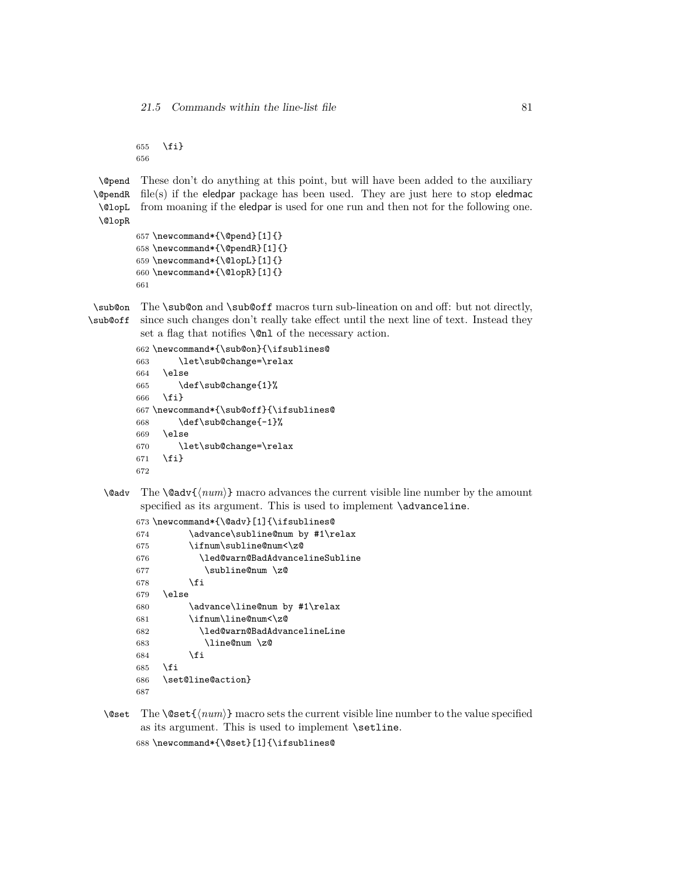```
655   \fi}
656
```

`\@pend` `\@pendR` `\@lopL` `\@lopR` These don't do anything at this point, but will have been added to the auxiliary file(s) if the eledpar package has been used. They are just here to stop eledmac from moaning if the eledpar is used for one run and then not for the following one.

```
657 \newcommand*{\@pend}[1]{}
658 \newcommand*{\@pendR}[1]{}
659 \newcommand*{\@lopL}[1]{}
660 \newcommand*{\@lopR}[1]{}
661
```

`\sub@on` `\sub@off` The `\sub@on` and `\sub@off` macros turn sub-lineation on and off: but not directly, since such changes don't really take effect until the next line of text. Instead they set a flag that notifies `\@nl` of the necessary action.

```
662 \newcommand*{\sub@on}{\ifsublines@
663       \let\sub@change=\relax
664    \else
665       \def\sub@change{1}%
666    \fi}
667 \newcommand*{\sub@off}{\ifsublines@
668       \def\sub@change{-1}%
669    \else
670       \let\sub@change=\relax
671    \fi}
672
```

`\@adv` The `\@adv{⟨num⟩}` macro advances the current visible line number by the amount specified as its argument. This is used to implement `\advanceline`.

```
673 \newcommand*{\@adv}[1]{\ifsublines@
674         \advance\subline@num by #1\relax
675         \ifnum\subline@num<\z@
676           \led@warn@BadAdvancelineSubline
677            \subline@num \z@
678         \fi
679    \else
680         \advance\line@num by #1\relax
681         \ifnum\line@num<\z@
682           \led@warn@BadAdvancelineLine
683            \line@num \z@
684         \fi
685    \fi
686    \set@line@action}
687
```

`\@set` The `\@set{⟨num⟩}` macro sets the current visible line number to the value specified as its argument. This is used to implement `\setline`.

```
688 \newcommand*{\@set}[1]{\ifsublines@
```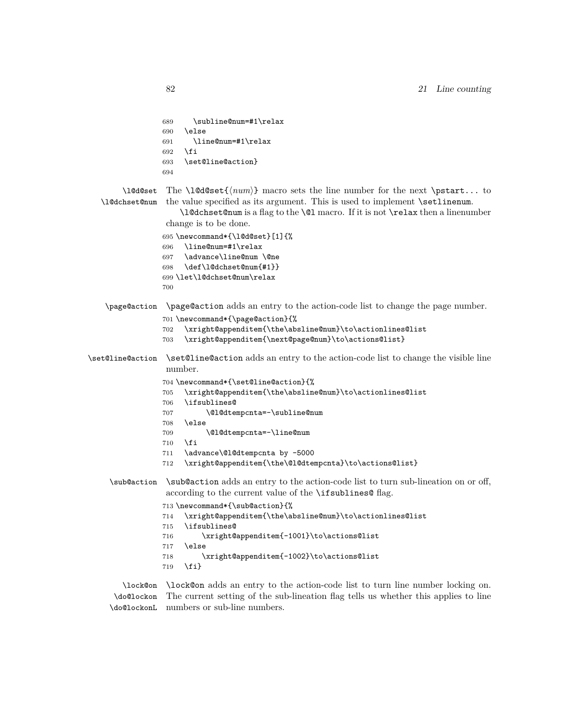```
689     \subline@num=#1\relax
690   \else
691     \line@num=#1\relax
692   \fi
693   \set@line@action}
694
```

\l@d@set \l@dchset@num The `\l@d@set{⟨num⟩}` macro sets the line number for the next `\pstart...` to the value specified as its argument. This is used to implement `\setlinenum`.

`\l@dchset@num` is a flag to the `\@l` macro. If it is not `\relax` then a linenumber change is to be done.

```
695 \newcommand*{\l@d@set}[1]{%
696   \line@num=#1\relax
697   \advance\line@num \@ne
698   \def\l@dchset@num{#1}}
699 \let\l@dchset@num\relax
700
```

\page@action `\page@action` adds an entry to the action-code list to change the page number.

```
701 \newcommand*{\page@action}{%
702   \xright@appenditem{\the\absline@num}\to\actionlines@list
703   \xright@appenditem{\next@page@num}\to\actions@list}
```

\set@line@action `\set@line@action` adds an entry to the action-code list to change the visible line number.

```
704 \newcommand*{\set@line@action}{%
705   \xright@appenditem{\the\absline@num}\to\actionlines@list
706   \ifsublines@
707       \@l@dtempcnta=-\subline@num
708   \else
709       \@l@dtempcnta=-\line@num
710   \fi
711   \advance\@l@dtempcnta by -5000
712   \xright@appenditem{\the\@l@dtempcnta}\to\actions@list}
```

\sub@action `\sub@action` adds an entry to the action-code list to turn sub-lineation on or off, according to the current value of the `\ifsublines@` flag.

```
713 \newcommand*{\sub@action}{%
714   \xright@appenditem{\the\absline@num}\to\actionlines@list
715   \ifsublines@
716       \xright@appenditem{-1001}\to\actions@list
717   \else
718       \xright@appenditem{-1002}\to\actions@list
719   \fi}
```

\lock@on \do@lockon \do@lockonL `\lock@on` adds an entry to the action-code list to turn line number locking on. The current setting of the sub-lineation flag tells us whether this applies to line numbers or sub-line numbers.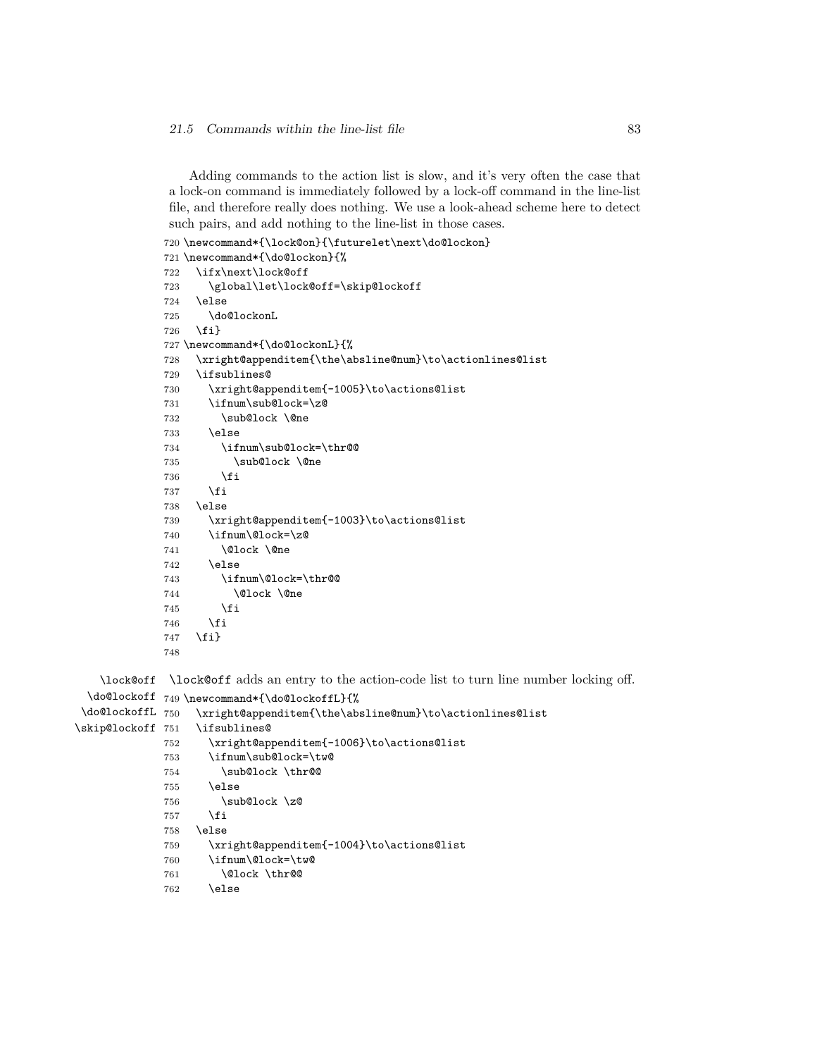Adding commands to the action list is slow, and it's very often the case that a lock-on command is immediately followed by a lock-off command in the line-list file, and therefore really does nothing. We use a look-ahead scheme here to detect such pairs, and add nothing to the line-list in those cases.

```
720 \newcommand*{\lock@on}{\futurelet\next\do@lockon}
721 \newcommand*{\do@lockon}{%
722   \ifx\next\lock@off
723     \global\let\lock@off=\skip@lockoff
724   \else
725     \do@lockonL
726   \fi}
727 \newcommand*{\do@lockonL}{%
728   \xright@appenditem{\the\absline@num}\to\actionlines@list
729   \ifsublines@
730     \xright@appenditem{-1005}\to\actions@list
731     \ifnum\sub@lock=\z@
732       \sub@lock \@ne
733     \else
734       \ifnum\sub@lock=\thr@@
735         \sub@lock \@ne
736       \fi
737     \fi
738   \else
739     \xright@appenditem{-1003}\to\actions@list
740     \ifnum\@lock=\z@
741       \@lock \@ne
742     \else
743       \ifnum\@lock=\thr@@
744         \@lock \@ne
745       \fi
746     \fi
747   \fi}
748
```

\lock@off
\do@lockoff
\do@lockoffL
\skip@lockoff

\lock@off adds an entry to the action-code list to turn line number locking off.

```
749 \newcommand*{\do@lockoffL}{%
750   \xright@appenditem{\the\absline@num}\to\actionlines@list
751   \ifsublines@
752     \xright@appenditem{-1006}\to\actions@list
753     \ifnum\sub@lock=\tw@
754       \sub@lock \thr@@
755     \else
756       \sub@lock \z@
757     \fi
758   \else
759     \xright@appenditem{-1004}\to\actions@list
760     \ifnum\@lock=\tw@
761       \@lock \thr@@
762     \else
```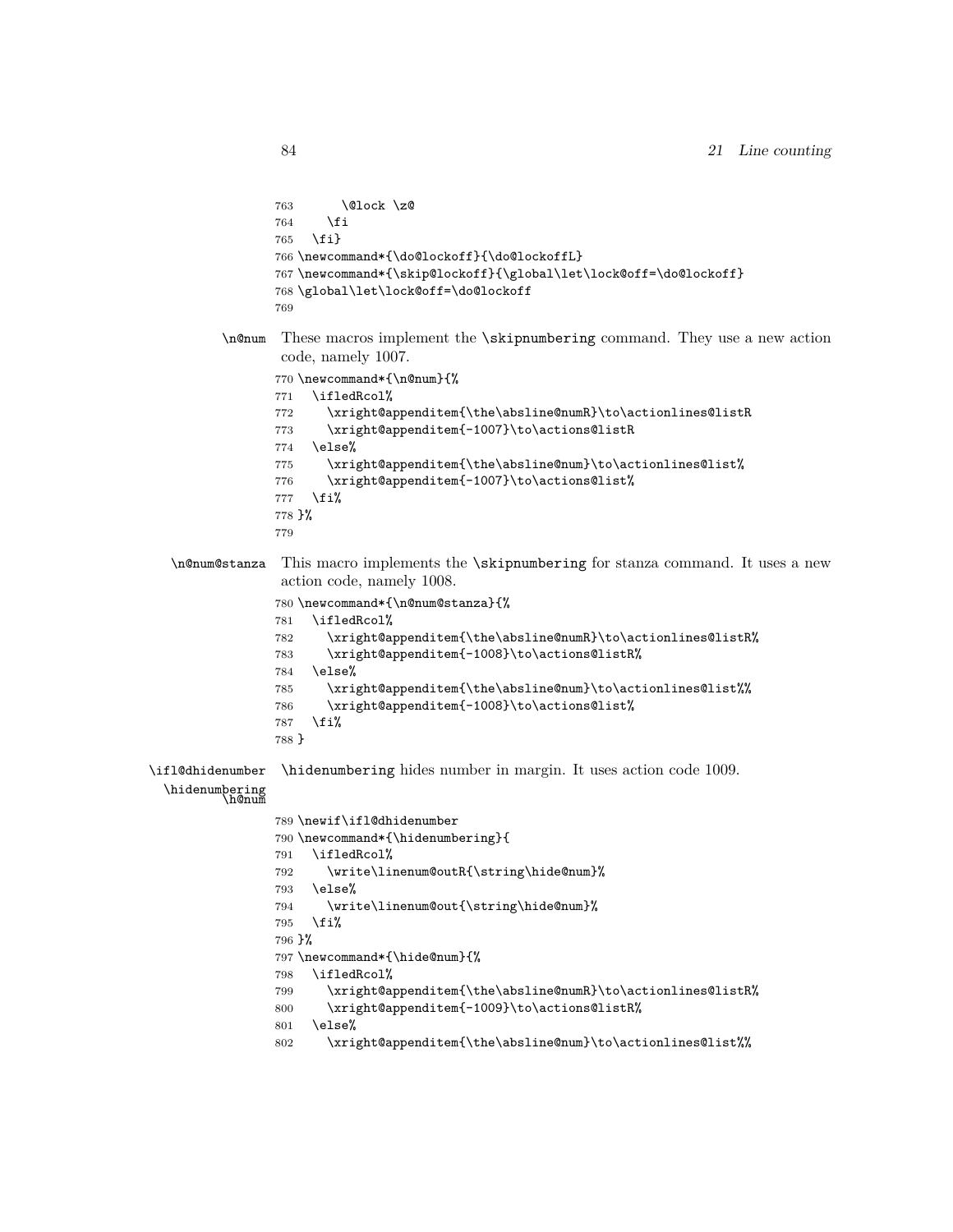```
763       \@lock \z@
764     \fi
765   \fi}
766 \newcommand*{\do@lockoff}{\do@lockoffL}
767 \newcommand*{\skip@lockoff}{\global\let\lock@off=\do@lockoff}
768 \global\let\lock@off=\do@lockoff
769
```

\n@num These macros implement the \skipnumbering command. They use a new action code, namely 1007.

```
770 \newcommand*{\n@num}{%
771   \ifledRcol%
772     \xright@appenditem{\the\absline@numR}\to\actionlines@listR
773     \xright@appenditem{-1007}\to\actions@listR
774   \else%
775     \xright@appenditem{\the\absline@num}\to\actionlines@list%
776     \xright@appenditem{-1007}\to\actions@list%
777   \fi%
778 }%
779
```

\n@num@stanza This macro implements the \skipnumbering for stanza command. It uses a new action code, namely 1008.

```
780 \newcommand*{\n@num@stanza}{%
781   \ifledRcol%
782     \xright@appenditem{\the\absline@numR}\to\actionlines@listR%
783     \xright@appenditem{-1008}\to\actions@listR%
784   \else%
785     \xright@appenditem{\the\absline@num}\to\actionlines@list%%
786     \xright@appenditem{-1008}\to\actions@list%
787   \fi%
788 }
```

\ifl@dhidenumber \hidenumbering \h@num \hidenumbering hides number in margin. It uses action code 1009.

```
789 \newif\ifl@dhidenumber
790 \newcommand*{\hidenumbering}{
791   \ifledRcol%
792     \write\linenum@outR{\string\hide@num}%
793   \else%
794     \write\linenum@out{\string\hide@num}%
795   \fi%
796 }%
797 \newcommand*{\hide@num}{%
798   \ifledRcol%
799     \xright@appenditem{\the\absline@numR}\to\actionlines@listR%
800     \xright@appenditem{-1009}\to\actions@listR%
801   \else%
802     \xright@appenditem{\the\absline@num}\to\actionlines@list%%
```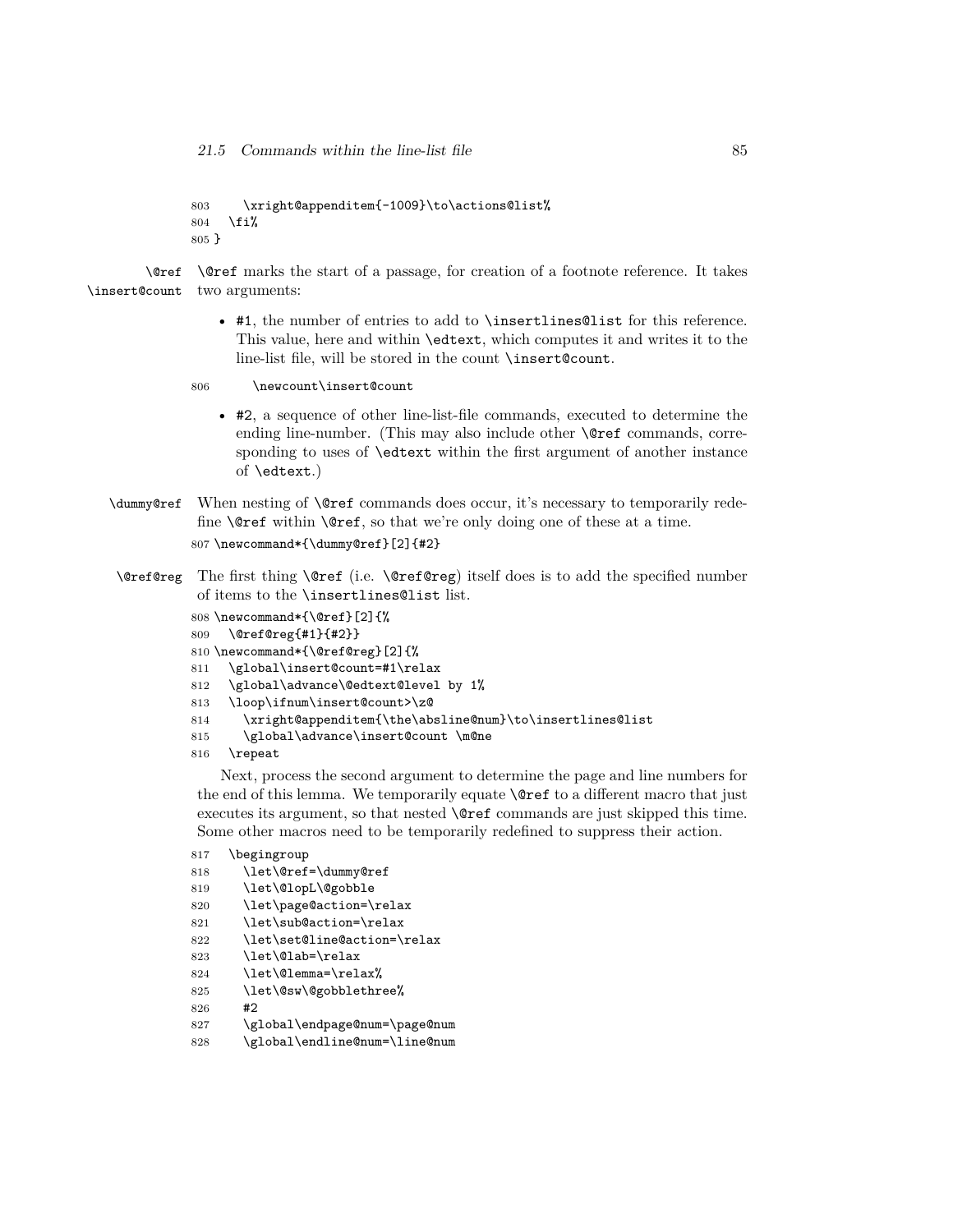```
803     \xright@appenditem{-1009}\to\actions@list%
804   \fi%
805 }
```

\@ref \insert@count

`\@ref` marks the start of a passage, for creation of a footnote reference. It takes two arguments:

- `#1`, the number of entries to add to `\insertlines@list` for this reference. This value, here and within `\edtext`, which computes it and writes it to the line-list file, will be stored in the count `\insert@count`.

```
806       \newcount\insert@count
```

- `#2`, a sequence of other line-list-file commands, executed to determine the ending line-number. (This may also include other `\@ref` commands, corresponding to uses of `\edtext` within the first argument of another instance of `\edtext`.)

\dummy@ref

When nesting of `\@ref` commands does occur, it's necessary to temporarily redefine `\@ref` within `\@ref`, so that we're only doing one of these at a time.

```
807 \newcommand*{\dummy@ref}[2]{#2}
```

\@ref@reg

The first thing `\@ref` (i.e. `\@ref@reg`) itself does is to add the specified number of items to the `\insertlines@list` list.

```
808 \newcommand*{\@ref}[2]{%
809   \@ref@reg{#1}{#2}}
810 \newcommand*{\@ref@reg}[2]{%
811   \global\insert@count=#1\relax
812   \global\advance\@edtext@level by 1%
813   \loop\ifnum\insert@count>\z@
814     \xright@appenditem{\the\absline@num}\to\insertlines@list
815     \global\advance\insert@count \m@ne
816   \repeat
```

Next, process the second argument to determine the page and line numbers for the end of this lemma. We temporarily equate `\@ref` to a different macro that just executes its argument, so that nested `\@ref` commands are just skipped this time. Some other macros need to be temporarily redefined to suppress their action.

```
817   \begingroup
818     \let\@ref=\dummy@ref
819     \let\@lopL\@gobble
820     \let\page@action=\relax
821     \let\sub@action=\relax
822     \let\set@line@action=\relax
823     \let\@lab=\relax
824     \let\@lemma=\relax%
825     \let\@sw\@gobblethree%
826     #2
827     \global\endpage@num=\page@num
828     \global\endline@num=\line@num
```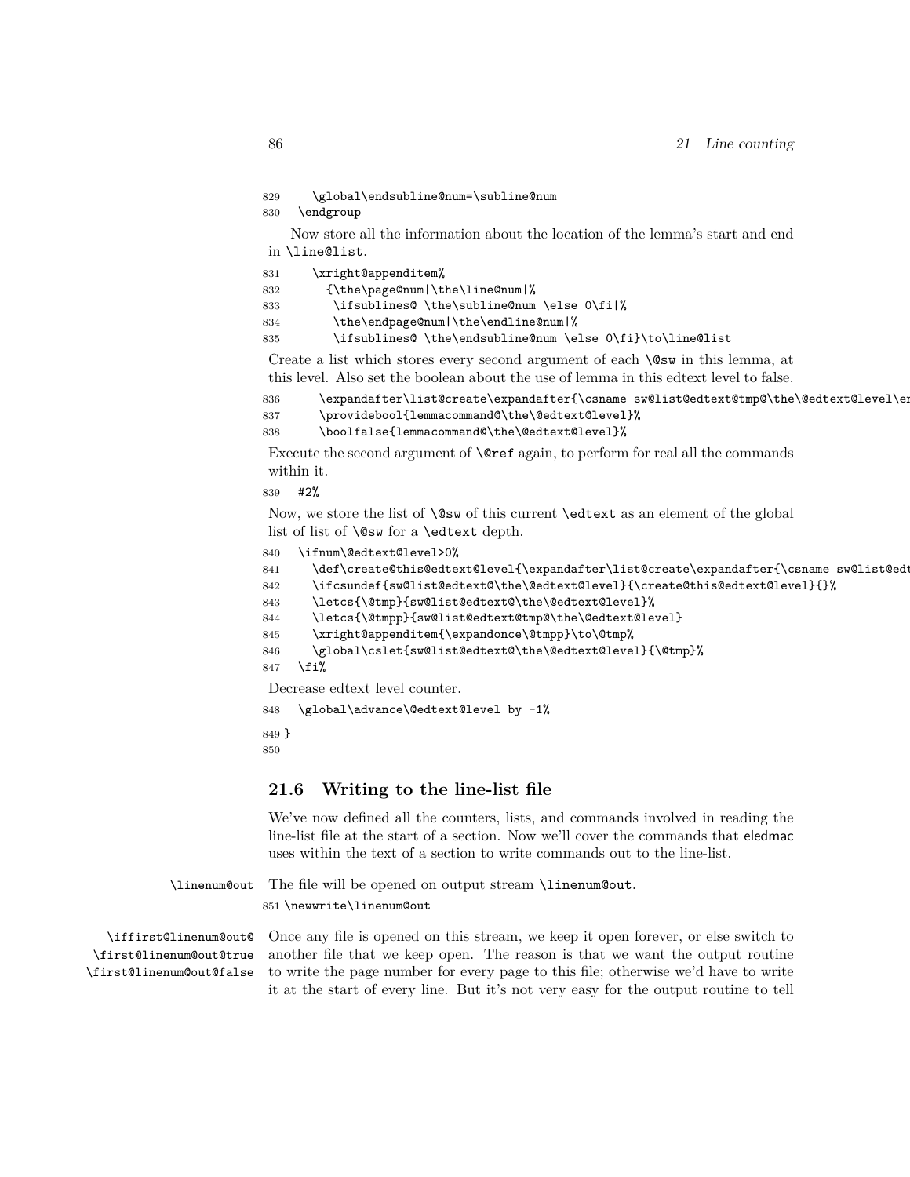```
829     \global\endsubline@num=\subline@num
830   \endgroup
```

Now store all the information about the location of the lemma's start and end in `\line@list`.

```
831     \xright@appenditem%
832       {\the\page@num|\the\line@num|%
833        \ifsublines@ \the\subline@num \else 0\fi|%
834        \the\endpage@num|\the\endline@num|%
835        \ifsublines@ \the\endsubline@num \else 0\fi}\to\line@list
```

Create a list which stores every second argument of each `\@sw` in this lemma, at this level. Also set the boolean about the use of lemma in this edtext level to false.

```
836      \expandafter\list@create\expandafter{\csname sw@list@edtext@tmp@\the\@edtext@level\en
837      \providebool{lemmacommand@\the\@edtext@level}%
838      \boolfalse{lemmacommand@\the\@edtext@level}%
```

Execute the second argument of `\@ref` again, to perform for real all the commands within it.

```
839   #2%
```

Now, we store the list of `\@sw` of this current `\edtext` as an element of the global list of list of `\@sw` for a `\edtext` depth.

```
840   \ifnum\@edtext@level>0%
841     \def\create@this@edtext@level{\expandafter\list@create\expandafter{\csname sw@list@edt
842     \ifcsundef{sw@list@edtext@\the\@edtext@level}{\create@this@edtext@level}{}%
843     \letcs{\@tmp}{sw@list@edtext@\the\@edtext@level}%
844     \letcs{\@tmpp}{sw@list@edtext@tmp@\the\@edtext@level}
845     \xright@appenditem{\expandonce\@tmpp}\to\@tmp%
846     \global\cslet{sw@list@edtext@\the\@edtext@level}{\@tmp}%
847   \fi%
```

Decrease edtext level counter.

```
848   \global\advance\@edtext@level by -1%
849 }
850
```

## 21.6 Writing to the line-list file

We've now defined all the counters, lists, and commands involved in reading the line-list file at the start of a section. Now we'll cover the commands that eledmac uses within the text of a section to write commands out to the line-list.

`\linenum@out` The file will be opened on output stream `\linenum@out`.

```
851 \newwrite\linenum@out
```

`\iffirst@linenum@out@` `\first@linenum@out@true` `\first@linenum@out@false` Once any file is opened on this stream, we keep it open forever, or else switch to another file that we keep open. The reason is that we want the output routine to write the page number for every page to this file; otherwise we'd have to write it at the start of every line. But it's not very easy for the output routine to tell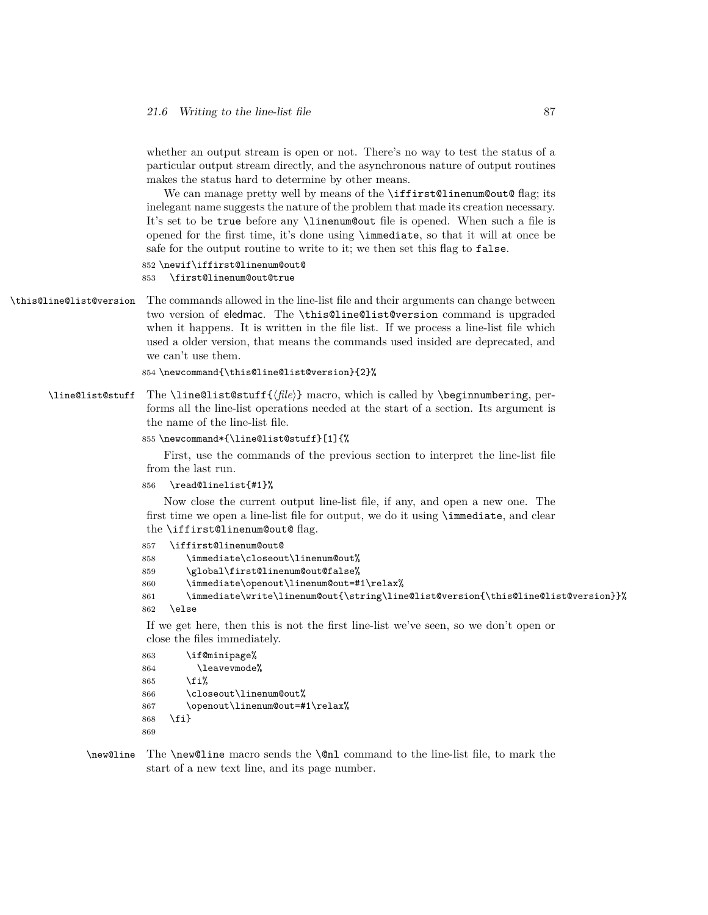whether an output stream is open or not. There's no way to test the status of a particular output stream directly, and the asynchronous nature of output routines makes the status hard to determine by other means.

We can manage pretty well by means of the `\iffirst@linenum@out@` flag; its inelegant name suggests the nature of the problem that made its creation necessary. It's set to be `true` before any `\linenum@out` file is opened. When such a file is opened for the first time, it's done using `\immediate`, so that it will at once be safe for the output routine to write to it; we then set this flag to `false`.

```
852 \newif\iffirst@linenum@out@
853   \first@linenum@out@true
```

`\this@line@list@version` The commands allowed in the line-list file and their arguments can change between two version of eledmac. The `\this@line@list@version` command is upgraded when it happens. It is written in the file list. If we process a line-list file which used a older version, that means the commands used insided are deprecated, and we can't use them.

```
854 \newcommand{\this@line@list@version}{2}%
```

`\line@list@stuff` The `\line@list@stuff{⟨file⟩}` macro, which is called by `\beginnumbering`, performs all the line-list operations needed at the start of a section. Its argument is the name of the line-list file.

```
855 \newcommand*{\line@list@stuff}[1]{%
```

First, use the commands of the previous section to interpret the line-list file from the last run.

```
856   \read@linelist{#1}%
```

Now close the current output line-list file, if any, and open a new one. The first time we open a line-list file for output, we do it using `\immediate`, and clear the `\iffirst@linenum@out@` flag.

```
857   \iffirst@linenum@out@
858      \immediate\closeout\linenum@out%
859      \global\first@linenum@out@false%
860      \immediate\openout\linenum@out=#1\relax%
861      \immediate\write\linenum@out{\string\line@list@version{\this@line@list@version}}%
862   \else
```

If we get here, then this is not the first line-list we've seen, so we don't open or close the files immediately.

```
863      \if@minipage%
864        \leavevmode%
865      \fi%
866      \closeout\linenum@out%
867      \openout\linenum@out=#1\relax%
868   \fi}
869
```

`\new@line` The `\new@line` macro sends the `\@nl` command to the line-list file, to mark the start of a new text line, and its page number.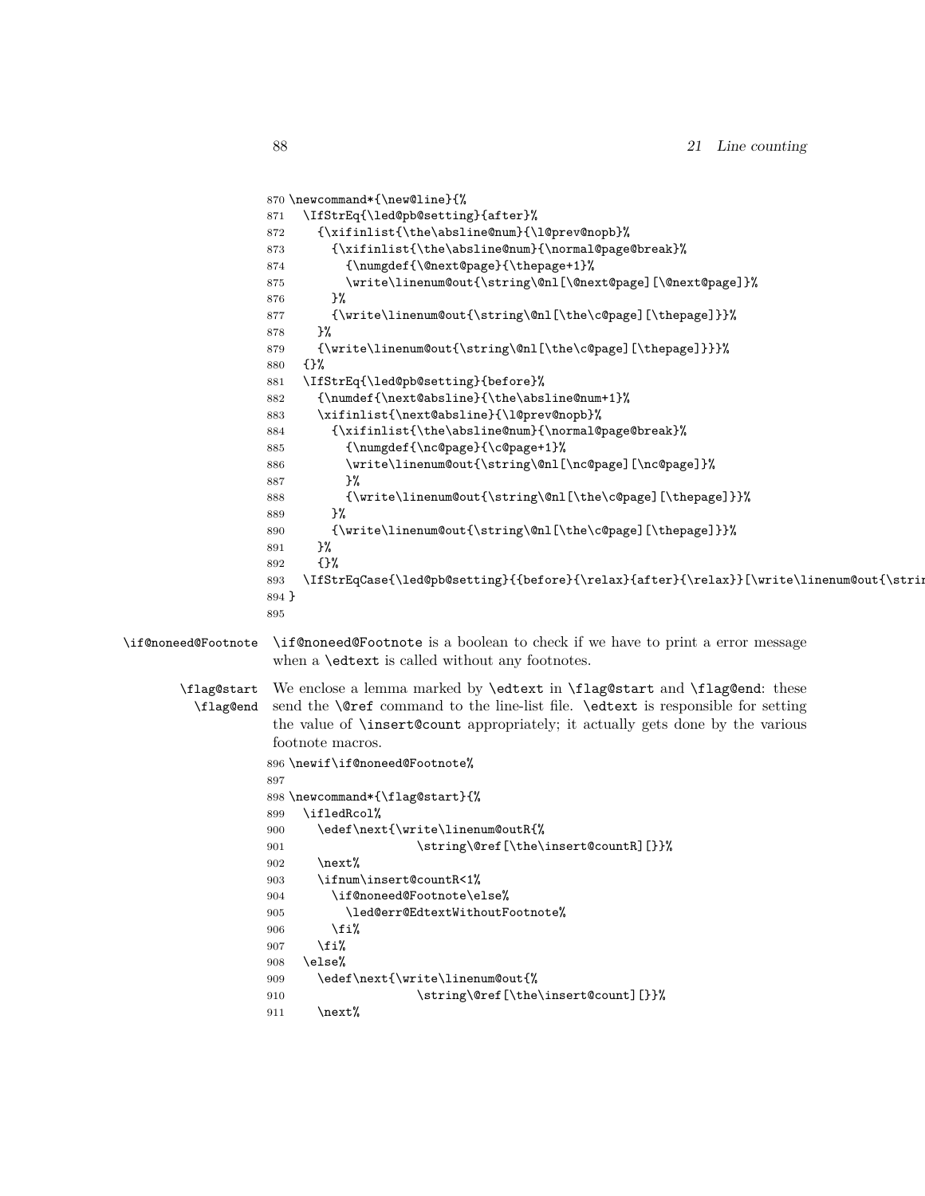```
870 \newcommand*{\new@line}{%
871   \IfStrEq{\led@pb@setting}{after}%
872     {\xifinlist{\the\absline@num}{\l@prev@nopb}%
873       {\xifinlist{\the\absline@num}{\normal@page@break}%
874         {\numgdef{\@next@page}{\thepage+1}%
875         \write\linenum@out{\string\@nl[\@next@page][\@next@page]}%
876       }%
877       {\write\linenum@out{\string\@nl[\the\c@page][\thepage]}}%
878     }%
879     {\write\linenum@out{\string\@nl[\the\c@page][\thepage]}}}%
880   {}%
881   \IfStrEq{\led@pb@setting}{before}%
882     {\numdef{\next@absline}{\the\absline@num+1}%
883     \xifinlist{\next@absline}{\l@prev@nopb}%
884       {\xifinlist{\the\absline@num}{\normal@page@break}%
885         {\numgdef{\nc@page}{\c@page+1}%
886         \write\linenum@out{\string\@nl[\nc@page][\nc@page]}%
887         }%
888         {\write\linenum@out{\string\@nl[\the\c@page][\thepage]}}%
889       }%
890       {\write\linenum@out{\string\@nl[\the\c@page][\thepage]}}%
891     }%
892     {}%
893   \IfStrEqCase{\led@pb@setting}{{before}{\relax}{after}{\relax}}[\write\linenum@out{\strin
894 }
895 
```

\if@noneed@Footnote — `\if@noneed@Footnote` is a boolean to check if we have to print a error message when a `\edtext` is called without any footnotes.

\flag@start, \flag@end — We enclose a lemma marked by `\edtext` in `\flag@start` and `\flag@end`: these send the `\@ref` command to the line-list file. `\edtext` is responsible for setting the value of `\insert@count` appropriately; it actually gets done by the various footnote macros.

```
896 \newif\if@noneed@Footnote%
897 
898 \newcommand*{\flag@start}{%
899   \ifledRcol%
900     \edef\next{\write\linenum@outR{%
901                   \string\@ref[\the\insert@countR][]}}%
902     \next%
903     \ifnum\insert@countR<1%
904       \if@noneed@Footnote\else%
905         \led@err@EdtextWithoutFootnote%
906       \fi%
907     \fi%
908   \else%
909     \edef\next{\write\linenum@out{%
910                   \string\@ref[\the\insert@count][]}}%
911     \next%
```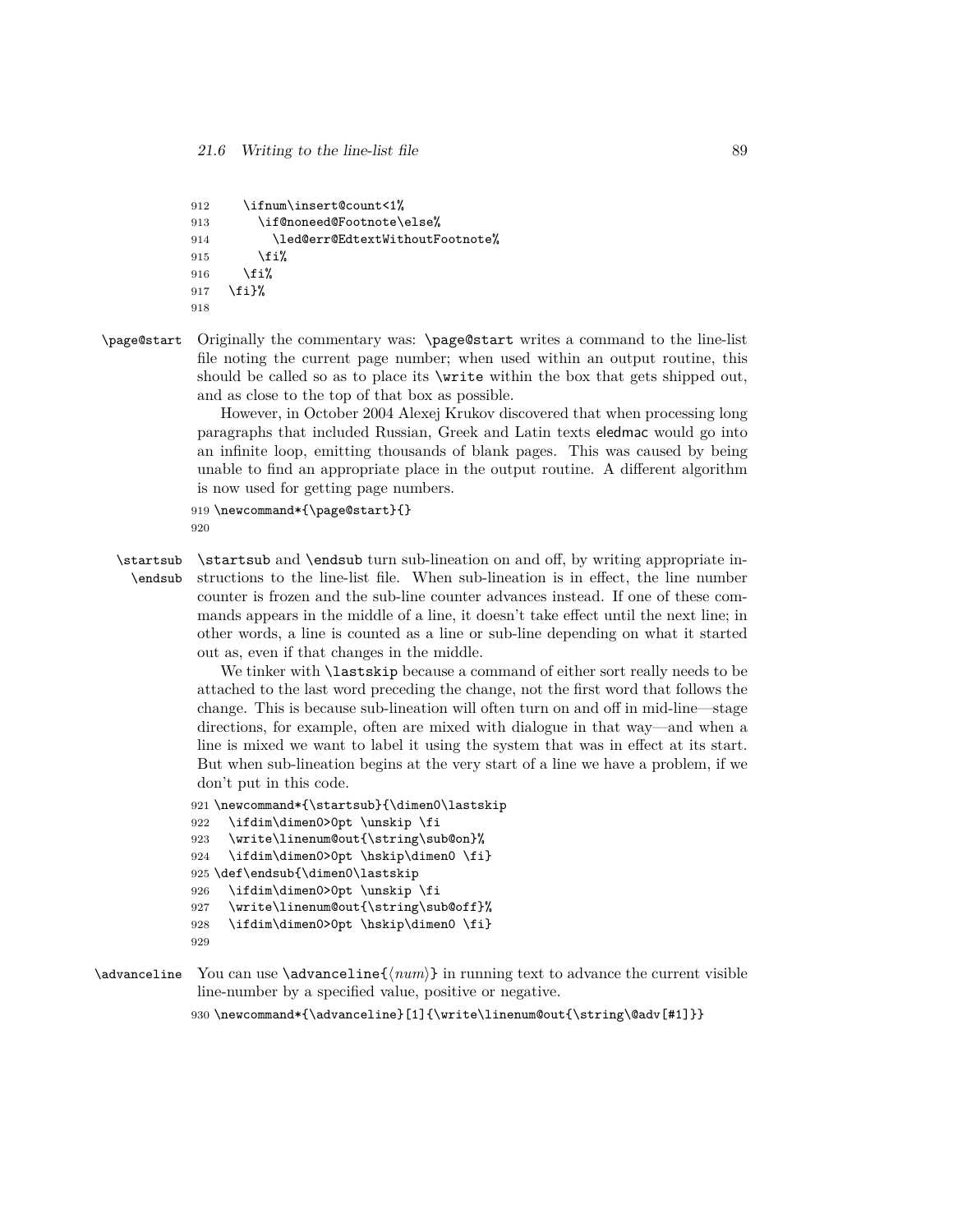```
912     \ifnum\insert@count<1%
913       \if@noneed@Footnote\else%
914         \led@err@EdtextWithoutFootnote%
915       \fi%
916     \fi%
917   \fi}%
918
```

`\page@start` Originally the commentary was: `\page@start` writes a command to the line-list file noting the current page number; when used within an output routine, this should be called so as to place its `\write` within the box that gets shipped out, and as close to the top of that box as possible.

However, in October 2004 Alexej Krukov discovered that when processing long paragraphs that included Russian, Greek and Latin texts eledmac would go into an infinite loop, emitting thousands of blank pages. This was caused by being unable to find an appropriate place in the output routine. A different algorithm is now used for getting page numbers.

```
919 \newcommand*{\page@start}{}
920
```

`\startsub` `\endsub` `\startsub` and `\endsub` turn sub-lineation on and off, by writing appropriate instructions to the line-list file. When sub-lineation is in effect, the line number counter is frozen and the sub-line counter advances instead. If one of these commands appears in the middle of a line, it doesn't take effect until the next line; in other words, a line is counted as a line or sub-line depending on what it started out as, even if that changes in the middle.

We tinker with `\lastskip` because a command of either sort really needs to be attached to the last word preceding the change, not the first word that follows the change. This is because sub-lineation will often turn on and off in mid-line—stage directions, for example, often are mixed with dialogue in that way—and when a line is mixed we want to label it using the system that was in effect at its start. But when sub-lineation begins at the very start of a line we have a problem, if we don't put in this code.

```
921 \newcommand*{\startsub}{\dimen0\lastskip
922   \ifdim\dimen0>0pt \unskip \fi
923   \write\linenum@out{\string\sub@on}%
924   \ifdim\dimen0>0pt \hskip\dimen0 \fi}
925 \def\endsub{\dimen0\lastskip
926   \ifdim\dimen0>0pt \unskip \fi
927   \write\linenum@out{\string\sub@off}%
928   \ifdim\dimen0>0pt \hskip\dimen0 \fi}
929
```

`\advanceline` You can use `\advanceline{⟨num⟩}` in running text to advance the current visible line-number by a specified value, positive or negative.

```
930 \newcommand*{\advanceline}[1]{\write\linenum@out{\string\@adv[#1]}}
```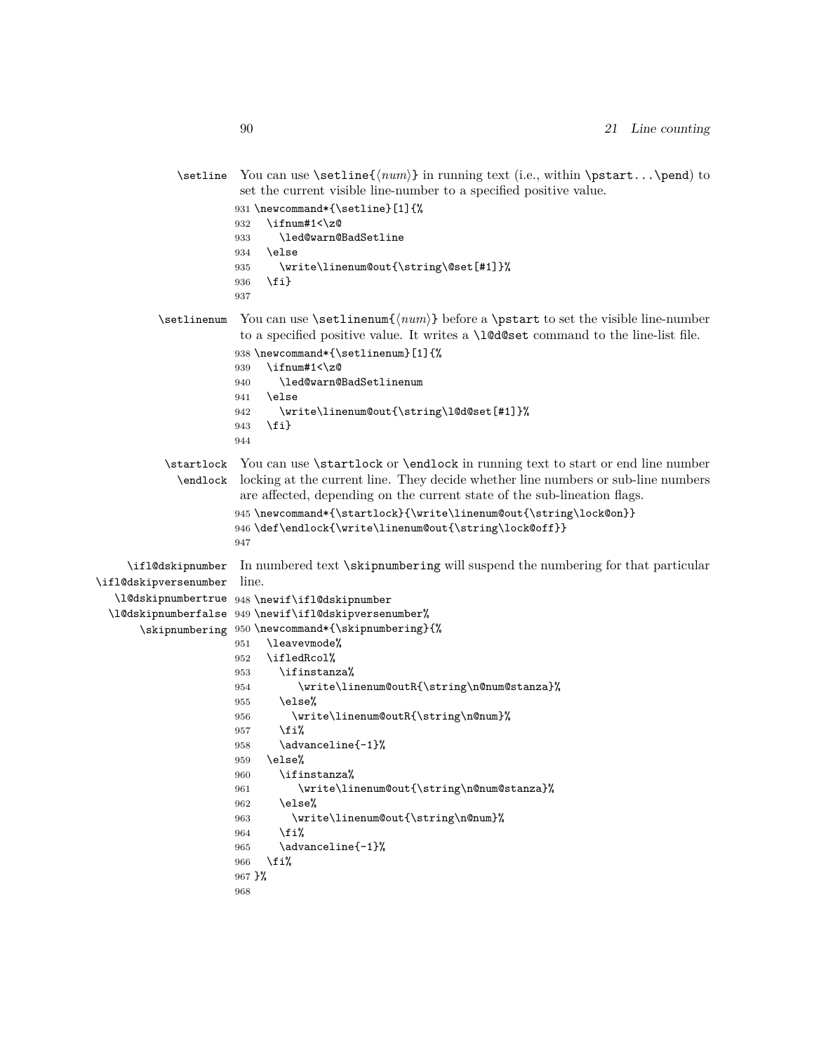`\setline` You can use `\setline{⟨num⟩}` in running text (i.e., within `\pstart...\pend`) to set the current visible line-number to a specified positive value.

```
931 \newcommand*{\setline}[1]{%
932   \ifnum#1<\z@
933     \led@warn@BadSetline
934   \else
935     \write\linenum@out{\string\@set[#1]}%
936   \fi}
937
```

`\setlinenum` You can use `\setlinenum{⟨num⟩}` before a `\pstart` to set the visible line-number to a specified positive value. It writes a `\l@d@set` command to the line-list file.

```
938 \newcommand*{\setlinenum}[1]{%
939   \ifnum#1<\z@
940     \led@warn@BadSetlinenum
941   \else
942     \write\linenum@out{\string\l@d@set[#1]}%
943   \fi}
944
```

`\startlock` `\endlock` You can use `\startlock` or `\endlock` in running text to start or end line number locking at the current line. They decide whether line numbers or sub-line numbers are affected, depending on the current state of the sub-lineation flags.

```
945 \newcommand*{\startlock}{\write\linenum@out{\string\lock@on}}
946 \def\endlock{\write\linenum@out{\string\lock@off}}
947
```

`\ifl@dskipnumber` `\ifl@dskipversenumber` `\l@dskipnumbertrue` `\l@dskipnumberfalse` `\skipnumbering` In numbered text `\skipnumbering` will suspend the numbering for that particular line.

```
948 \newif\ifl@dskipnumber
949 \newif\ifl@dskipversenumber%
950 \newcommand*{\skipnumbering}{%
951   \leavevmode%
952   \ifledRcol%
953     \ifinstanza%
954       \write\linenum@outR{\string\n@num@stanza}%
955     \else%
956       \write\linenum@outR{\string\n@num}%
957     \fi%
958     \advanceline{-1}%
959   \else%
960     \ifinstanza%
961       \write\linenum@out{\string\n@num@stanza}%
962     \else%
963       \write\linenum@out{\string\n@num}%
964     \fi%
965     \advanceline{-1}%
966   \fi%
967 }%
968
```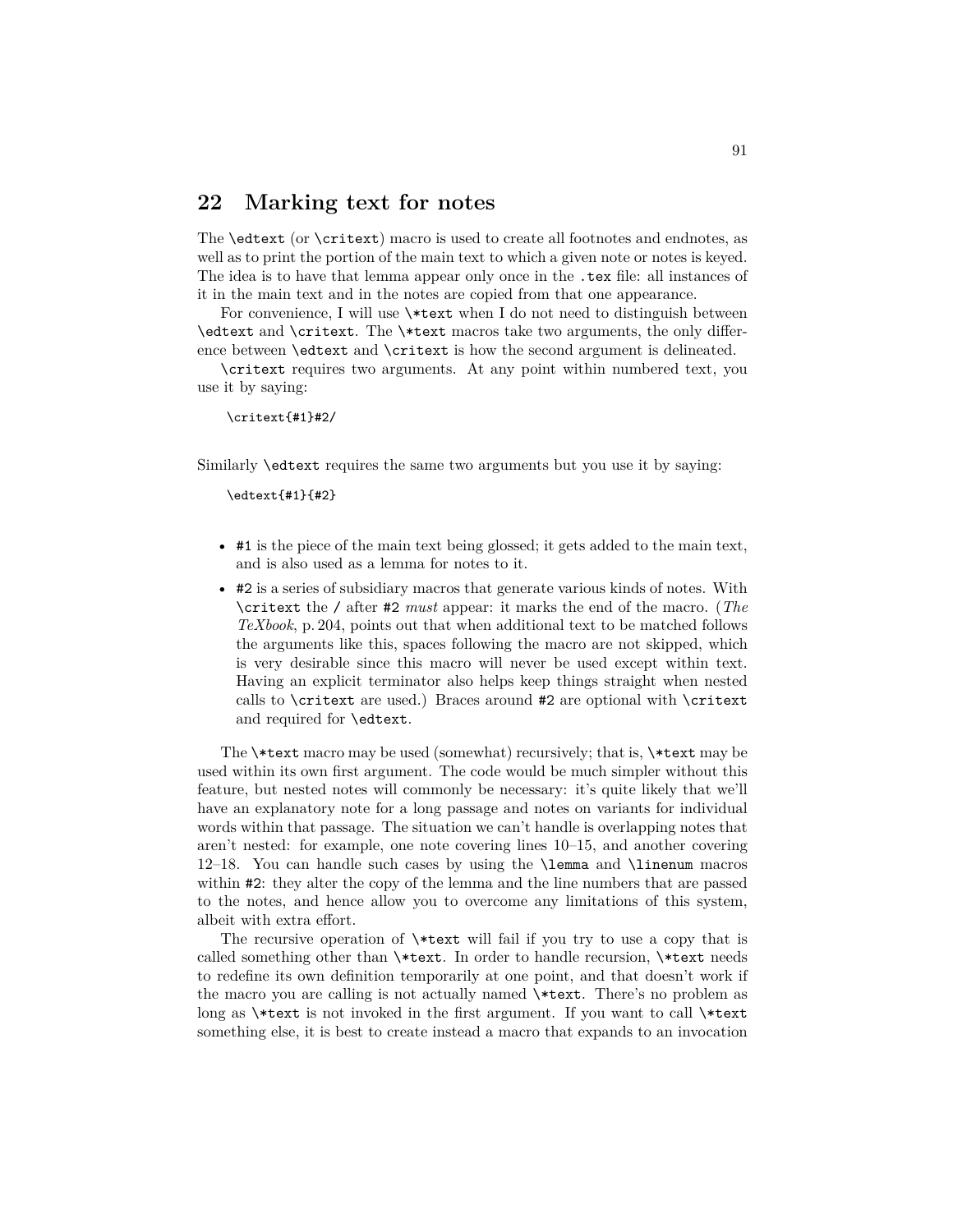## 22 Marking text for notes

The `\edtext` (or `\critext`) macro is used to create all footnotes and endnotes, as well as to print the portion of the main text to which a given note or notes is keyed. The idea is to have that lemma appear only once in the `.tex` file: all instances of it in the main text and in the notes are copied from that one appearance.

For convenience, I will use `\*text` when I do not need to distinguish between `\edtext` and `\critext`. The `\*text` macros take two arguments, the only difference between `\edtext` and `\critext` is how the second argument is delineated.

`\critext` requires two arguments. At any point within numbered text, you use it by saying:

```
\critext{#1}#2/
```

Similarly `\edtext` requires the same two arguments but you use it by saying:

```
\edtext{#1}{#2}
```

- `#1` is the piece of the main text being glossed; it gets added to the main text, and is also used as a lemma for notes to it.
- `#2` is a series of subsidiary macros that generate various kinds of notes. With `\critext` the `/` after `#2` *must* appear: it marks the end of the macro. (*The TeXbook*, p. 204, points out that when additional text to be matched follows the arguments like this, spaces following the macro are not skipped, which is very desirable since this macro will never be used except within text. Having an explicit terminator also helps keep things straight when nested calls to `\critext` are used.) Braces around `#2` are optional with `\critext` and required for `\edtext`.

The `\*text` macro may be used (somewhat) recursively; that is, `\*text` may be used within its own first argument. The code would be much simpler without this feature, but nested notes will commonly be necessary: it's quite likely that we'll have an explanatory note for a long passage and notes on variants for individual words within that passage. The situation we can't handle is overlapping notes that aren't nested: for example, one note covering lines 10–15, and another covering 12–18. You can handle such cases by using the `\lemma` and `\linenum` macros within `#2`: they alter the copy of the lemma and the line numbers that are passed to the notes, and hence allow you to overcome any limitations of this system, albeit with extra effort.

The recursive operation of `\*text` will fail if you try to use a copy that is called something other than `\*text`. In order to handle recursion, `\*text` needs to redefine its own definition temporarily at one point, and that doesn't work if the macro you are calling is not actually named `\*text`. There's no problem as long as `\*text` is not invoked in the first argument. If you want to call `\*text` something else, it is best to create instead a macro that expands to an invocation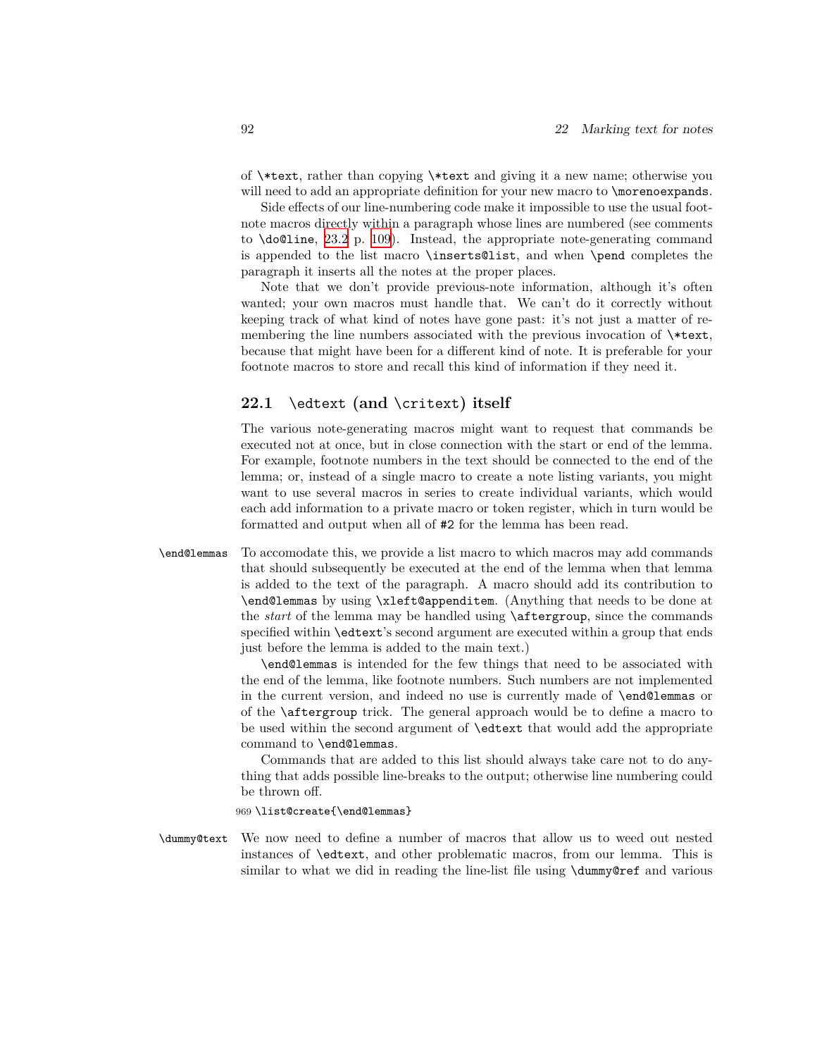of `\*text`, rather than copying `\*text` and giving it a new name; otherwise you will need to add an appropriate definition for your new macro to `\morenoexpands`.

Side effects of our line-numbering code make it impossible to use the usual footnote macros directly within a paragraph whose lines are numbered (see comments to `\do@line`, 23.2 p. 109). Instead, the appropriate note-generating command is appended to the list macro `\inserts@list`, and when `\pend` completes the paragraph it inserts all the notes at the proper places.

Note that we don't provide previous-note information, although it's often wanted; your own macros must handle that. We can't do it correctly without keeping track of what kind of notes have gone past: it's not just a matter of remembering the line numbers associated with the previous invocation of `\*text`, because that might have been for a different kind of note. It is preferable for your footnote macros to store and recall this kind of information if they need it.

### 22.1 `\edtext` (and `\critext`) itself

The various note-generating macros might want to request that commands be executed not at once, but in close connection with the start or end of the lemma. For example, footnote numbers in the text should be connected to the end of the lemma; or, instead of a single macro to create a note listing variants, you might want to use several macros in series to create individual variants, which would each add information to a private macro or token register, which in turn would be formatted and output when all of `#2` for the lemma has been read.

`\end@lemmas` To accomodate this, we provide a list macro to which macros may add commands that should subsequently be executed at the end of the lemma when that lemma is added to the text of the paragraph. A macro should add its contribution to `\end@lemmas` by using `\xleft@appenditem`. (Anything that needs to be done at the *start* of the lemma may be handled using `\aftergroup`, since the commands specified within `\edtext`'s second argument are executed within a group that ends just before the lemma is added to the main text.)

`\end@lemmas` is intended for the few things that need to be associated with the end of the lemma, like footnote numbers. Such numbers are not implemented in the current version, and indeed no use is currently made of `\end@lemmas` or of the `\aftergroup` trick. The general approach would be to define a macro to be used within the second argument of `\edtext` that would add the appropriate command to `\end@lemmas`.

Commands that are added to this list should always take care not to do anything that adds possible line-breaks to the output; otherwise line numbering could be thrown off.

```
969 \list@create{\end@lemmas}
```

`\dummy@text` We now need to define a number of macros that allow us to weed out nested instances of `\edtext`, and other problematic macros, from our lemma. This is similar to what we did in reading the line-list file using `\dummy@ref` and various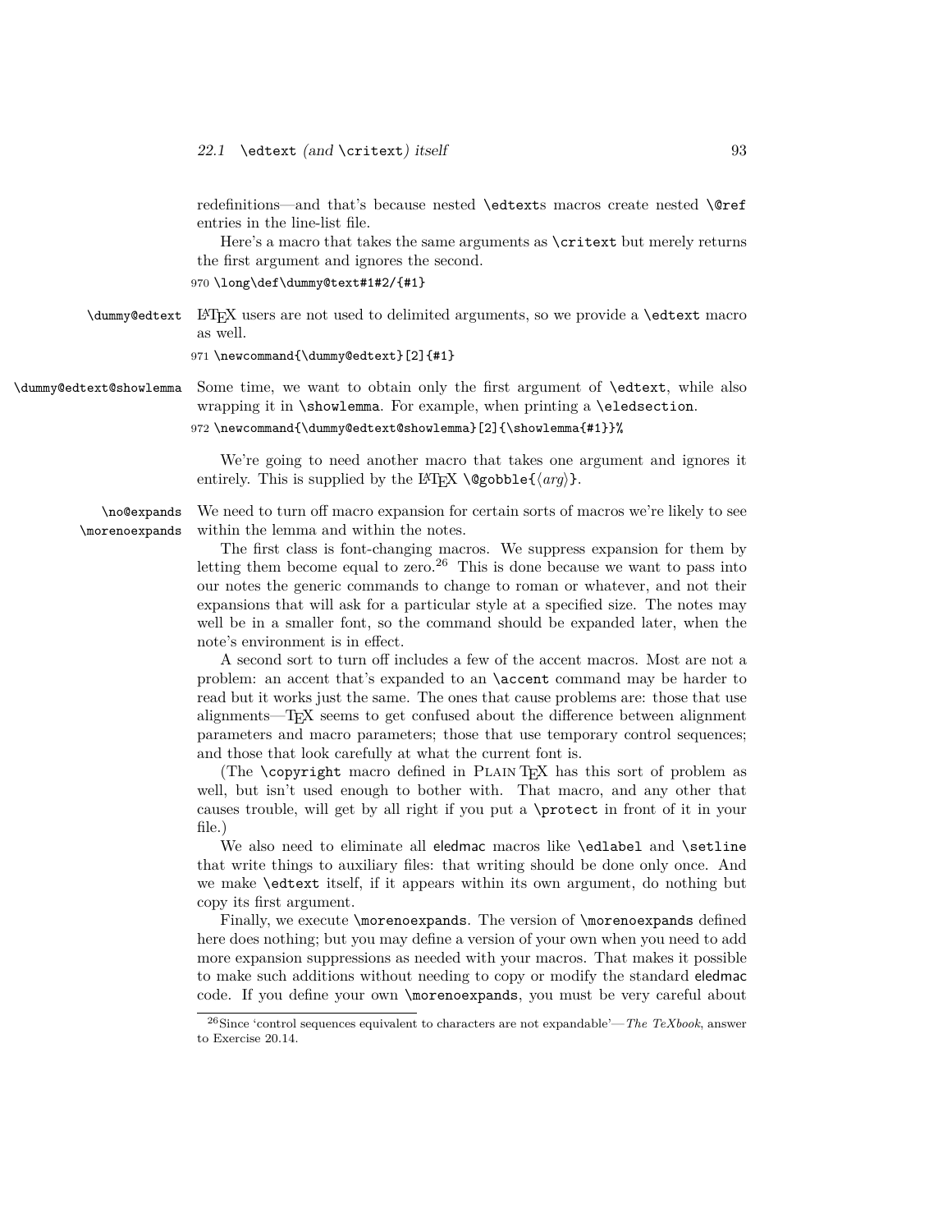redefinitions—and that's because nested `\edtext`s macros create nested `\@ref` entries in the line-list file.

Here's a macro that takes the same arguments as `\critext` but merely returns the first argument and ignores the second.

```
970 \long\def\dummy@text#1#2/{#1}
```

`\dummy@edtext` LaTeX users are not used to delimited arguments, so we provide a `\edtext` macro as well.

```
971 \newcommand{\dummy@edtext}[2]{#1}
```

`\dummy@edtext@showlemma` Some time, we want to obtain only the first argument of `\edtext`, while also wrapping it in `\showlemma`. For example, when printing a `\eledsection`.

```
972 \newcommand{\dummy@edtext@showlemma}[2]{\showlemma{#1}}%
```

We're going to need another macro that takes one argument and ignores it entirely. This is supplied by the LaTeX `\@gobble{⟨arg⟩}`.

`\no@expands` `\morenoexpands` We need to turn off macro expansion for certain sorts of macros we're likely to see within the lemma and within the notes.

The first class is font-changing macros. We suppress expansion for them by letting them become equal to zero.[26] This is done because we want to pass into our notes the generic commands to change to roman or whatever, and not their expansions that will ask for a particular style at a specified size. The notes may well be in a smaller font, so the command should be expanded later, when the note's environment is in effect.

A second sort to turn off includes a few of the accent macros. Most are not a problem: an accent that's expanded to an `\accent` command may be harder to read but it works just the same. The ones that cause problems are: those that use alignments—TeX seems to get confused about the difference between alignment parameters and macro parameters; those that use temporary control sequences; and those that look carefully at what the current font is.

(The `\copyright` macro defined in Plain TeX has this sort of problem as well, but isn't used enough to bother with. That macro, and any other that causes trouble, will get by all right if you put a `\protect` in front of it in your file.)

We also need to eliminate all eledmac macros like `\edlabel` and `\setline` that write things to auxiliary files: that writing should be done only once. And we make `\edtext` itself, if it appears within its own argument, do nothing but copy its first argument.

Finally, we execute `\morenoexpands`. The version of `\morenoexpands` defined here does nothing; but you may define a version of your own when you need to add more expansion suppressions as needed with your macros. That makes it possible to make such additions without needing to copy or modify the standard eledmac code. If you define your own `\morenoexpands`, you must be very careful about

---

[26] Since 'control sequences equivalent to characters are not expandable'—*The TeXbook*, answer to Exercise 20.14.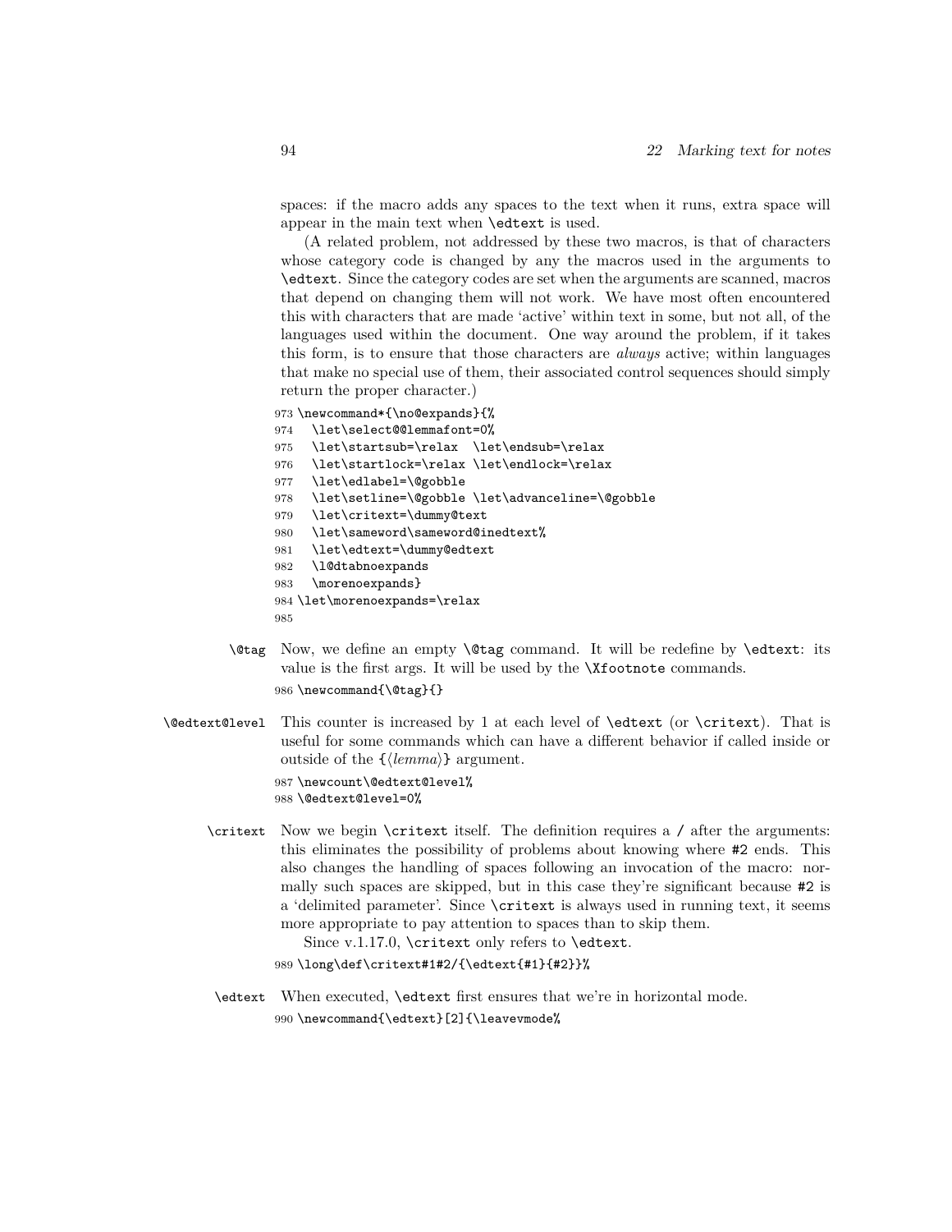spaces: if the macro adds any spaces to the text when it runs, extra space will appear in the main text when \edtext is used.

(A related problem, not addressed by these two macros, is that of characters whose category code is changed by any the macros used in the arguments to \edtext. Since the category codes are set when the arguments are scanned, macros that depend on changing them will not work. We have most often encountered this with characters that are made 'active' within text in some, but not all, of the languages used within the document. One way around the problem, if it takes this form, is to ensure that those characters are *always* active; within languages that make no special use of them, their associated control sequences should simply return the proper character.)

```
973 \newcommand*{\no@expands}{%
974   \let\select@@lemmafont=0%
975   \let\startsub=\relax  \let\endsub=\relax
976   \let\startlock=\relax \let\endlock=\relax
977   \let\edlabel=\@gobble
978   \let\setline=\@gobble \let\advanceline=\@gobble
979   \let\critext=\dummy@text
980   \let\sameword\sameword@inedtext%
981   \let\edtext=\dummy@edtext
982   \l@dtabnoexpands
983   \morenoexpands}
984 \let\morenoexpands=\relax
985
```

\@tag Now, we define an empty \@tag command. It will be redefine by \edtext: its value is the first args. It will be used by the \Xfootnote commands.

```
986 \newcommand{\@tag}{}
```

\@edtext@level This counter is increased by 1 at each level of \edtext (or \critext). That is useful for some commands which can have a different behavior if called inside or outside of the {⟨*lemma*⟩} argument.

```
987 \newcount\@edtext@level%
988 \@edtext@level=0%
```

\critext Now we begin \critext itself. The definition requires a / after the arguments: this eliminates the possibility of problems about knowing where #2 ends. This also changes the handling of spaces following an invocation of the macro: normally such spaces are skipped, but in this case they're significant because #2 is a 'delimited parameter'. Since \critext is always used in running text, it seems more appropriate to pay attention to spaces than to skip them.

Since v.1.17.0, \critext only refers to \edtext.

```
989 \long\def\critext#1#2/{\edtext{#1}{#2}}%
```

\edtext When executed, \edtext first ensures that we're in horizontal mode.

```
990 \newcommand{\edtext}[2]{\leavevmode%
```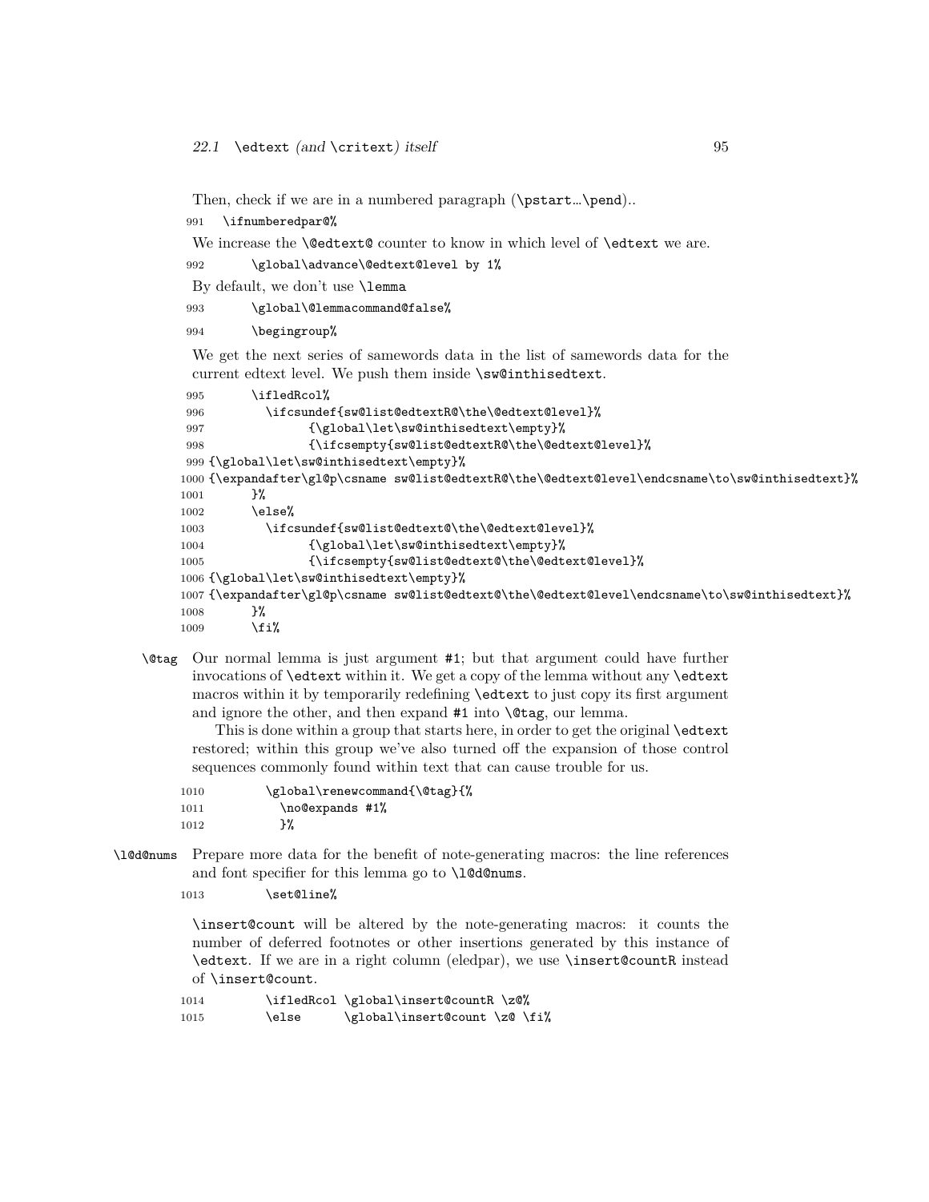Then, check if we are in a numbered paragraph (`\pstart…\pend`)..

```
991   \ifnumberedpar@%
```

We increase the `\@edtext@` counter to know in which level of `\edtext` we are.

```
992       \global\advance\@edtext@level by 1%
```

By default, we don't use `\lemma`

```
993       \global\@lemmacommand@false%
994       \begingroup%
```

We get the next series of samewords data in the list of samewords data for the current edtext level. We push them inside `\sw@inthisedtext`.

```
995       \ifledRcol%
996         \ifcsundef{sw@list@edtextR@\the\@edtext@level}%
997               {\global\let\sw@inthisedtext\empty}%
998               {\ifcsempty{sw@list@edtextR@\the\@edtext@level}%
999 {\global\let\sw@inthisedtext\empty}%
1000 {\expandafter\gl@p\csname sw@list@edtextR@\the\@edtext@level\endcsname\to\sw@inthisedtext}%
1001       }%
1002       \else%
1003         \ifcsundef{sw@list@edtext@\the\@edtext@level}%
1004               {\global\let\sw@inthisedtext\empty}%
1005               {\ifcsempty{sw@list@edtext@\the\@edtext@level}%
1006 {\global\let\sw@inthisedtext\empty}%
1007 {\expandafter\gl@p\csname sw@list@edtext@\the\@edtext@level\endcsname\to\sw@inthisedtext}%
1008       }%
1009       \fi%
```

`\@tag` Our normal lemma is just argument #1; but that argument could have further invocations of `\edtext` within it. We get a copy of the lemma without any `\edtext` macros within it by temporarily redefining `\edtext` to just copy its first argument and ignore the other, and then expand #1 into `\@tag`, our lemma.

This is done within a group that starts here, in order to get the original `\edtext` restored; within this group we've also turned off the expansion of those control sequences commonly found within text that can cause trouble for us.

```
1010         \global\renewcommand{\@tag}{%
1011           \no@expands #1%
1012           }%
```

`\l@d@nums` Prepare more data for the benefit of note-generating macros: the line references and font specifier for this lemma go to `\l@d@nums`.

```
1013         \set@line%
```

`\insert@count` will be altered by the note-generating macros: it counts the number of deferred footnotes or other insertions generated by this instance of `\edtext`. If we are in a right column (eledpar), we use `\insert@countR` instead of `\insert@count`.

```
1014         \ifledRcol \global\insert@countR \z@%
1015         \else      \global\insert@count \z@ \fi%
```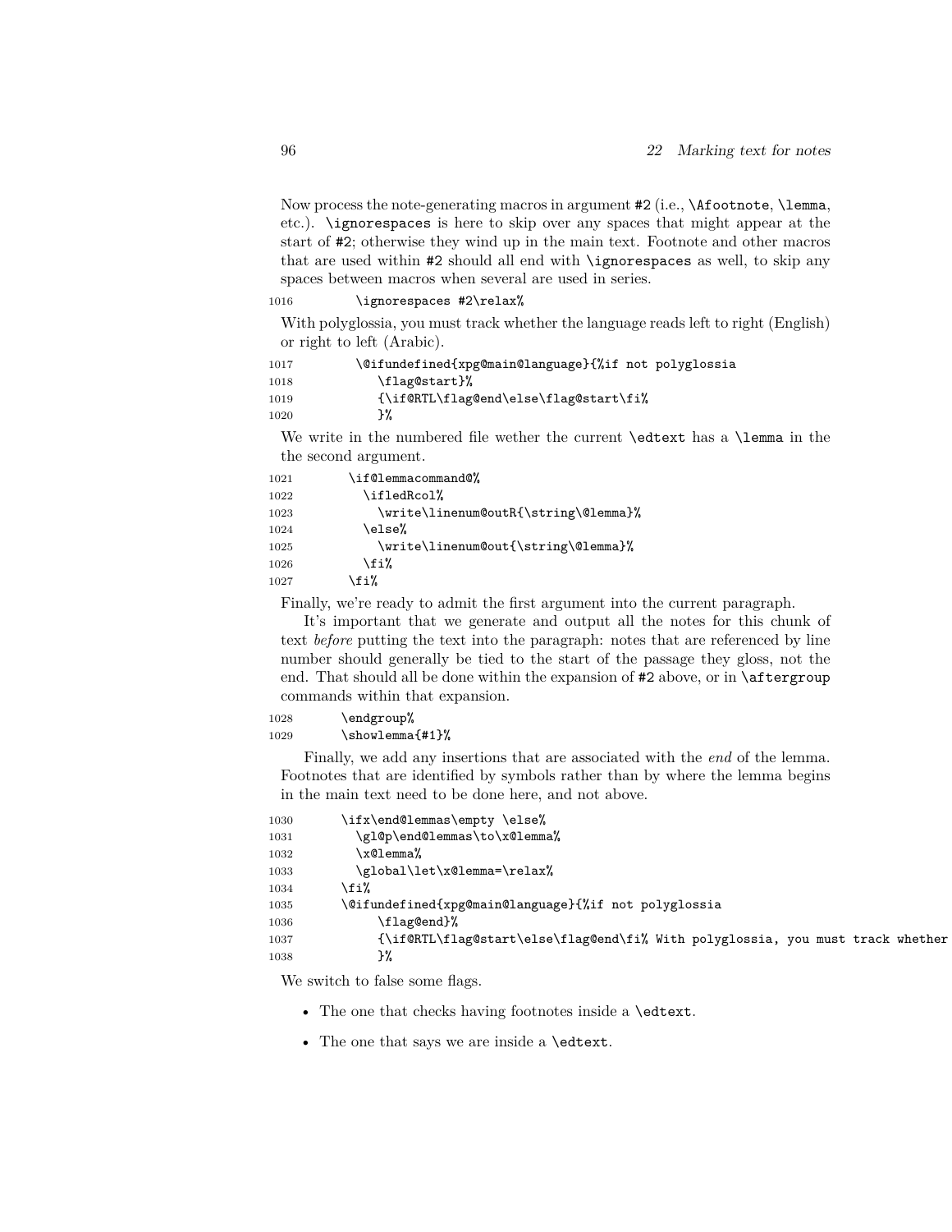Now process the note-generating macros in argument #2 (i.e., `\Afootnote`, `\lemma`, etc.). `\ignorespaces` is here to skip over any spaces that might appear at the start of #2; otherwise they wind up in the main text. Footnote and other macros that are used within #2 should all end with `\ignorespaces` as well, to skip any spaces between macros when several are used in series.

```
1016          \ignorespaces #2\relax%
```

With polyglossia, you must track whether the language reads left to right (English) or right to left (Arabic).

```
1017          \@ifundefined{xpg@main@language}{%if not polyglossia
1018             \flag@start}%
1019             {\if@RTL\flag@end\else\flag@start\fi%
1020             }%
```

We write in the numbered file wether the current `\edtext` has a `\lemma` in the the second argument.

```
1021         \if@lemmacommand@%
1022           \ifledRcol%
1023             \write\linenum@outR{\string\@lemma}%
1024           \else%
1025             \write\linenum@out{\string\@lemma}%
1026           \fi%
1027         \fi%
```

Finally, we're ready to admit the first argument into the current paragraph.

It's important that we generate and output all the notes for this chunk of text *before* putting the text into the paragraph: notes that are referenced by line number should generally be tied to the start of the passage they gloss, not the end. That should all be done within the expansion of #2 above, or in `\aftergroup` commands within that expansion.

```
1028         \endgroup%
1029         \showlemma{#1}%
```

Finally, we add any insertions that are associated with the *end* of the lemma. Footnotes that are identified by symbols rather than by where the lemma begins in the main text need to be done here, and not above.

```
1030         \ifx\end@lemmas\empty \else%
1031           \gl@p\end@lemmas\to\x@lemma%
1032           \x@lemma%
1033           \global\let\x@lemma=\relax%
1034         \fi%
1035         \@ifundefined{xpg@main@language}{%if not polyglossia
1036             \flag@end}%
1037             {\if@RTL\flag@start\else\flag@end\fi% With polyglossia, you must track whether
1038             }%
```

We switch to false some flags.

- The one that checks having footnotes inside a `\edtext`.
- The one that says we are inside a `\edtext`.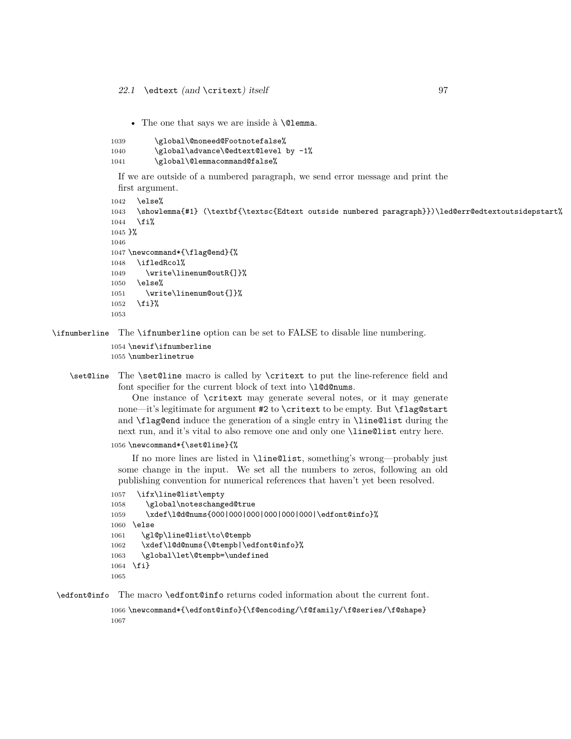- The one that says we are inside à `\@lemma`.

```
1039       \global\@noneed@Footnotefalse%
1040       \global\advance\@edtext@level by -1%
1041       \global\@lemmacommand@false%
```

If we are outside of a numbered paragraph, we send error message and print the first argument.

```
1042   \else%
1043   \showlemma{#1} (\textbf{\textsc{Edtext outside numbered paragraph}})\led@err@edtextoutsidepstart%
1044   \fi%
1045 }%
1046
1047 \newcommand*{\flag@end}{%
1048   \ifledRcol%
1049     \write\linenum@outR{]}%
1050   \else%
1051     \write\linenum@out{]}%
1052   \fi}%
1053
```

`\ifnumberline` The `\ifnumberline` option can be set to FALSE to disable line numbering.

```
1054 \newif\ifnumberline
1055 \numberlinetrue
```

`\set@line` The `\set@line` macro is called by `\critext` to put the line-reference field and font specifier for the current block of text into `\l@d@nums`.

One instance of `\critext` may generate several notes, or it may generate none—it's legitimate for argument #2 to `\critext` to be empty. But `\flag@start` and `\flag@end` induce the generation of a single entry in `\line@list` during the next run, and it's vital to also remove one and only one `\line@list` entry here.

```
1056 \newcommand*{\set@line}{%
```

If no more lines are listed in `\line@list`, something's wrong—probably just some change in the input. We set all the numbers to zeros, following an old publishing convention for numerical references that haven't yet been resolved.

```
1057   \ifx\line@list\empty
1058     \global\noteschanged@true
1059     \xdef\l@d@nums{000|000|000|000|000|000|\edfont@info}%
1060   \else
1061     \gl@p\line@list\to\@tempb
1062     \xdef\l@d@nums{\@tempb|\edfont@info}%
1063     \global\let\@tempb=\undefined
1064   \fi}
1065
```

`\edfont@info` The macro `\edfont@info` returns coded information about the current font.

```
1066 \newcommand*{\edfont@info}{\f@encoding/\f@family/\f@series/\f@shape}
1067
```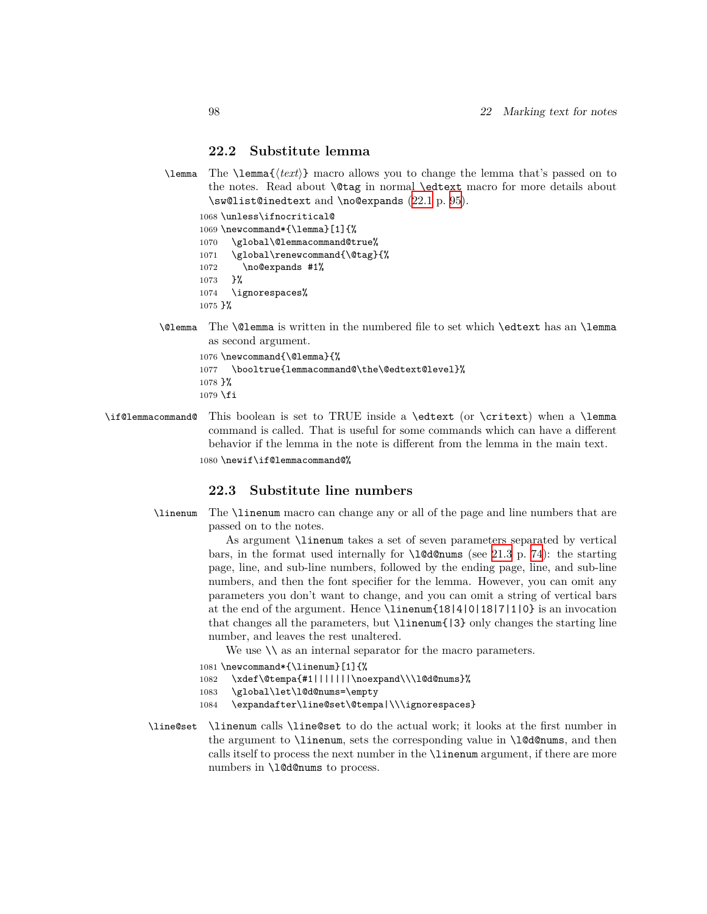## 22.2 Substitute lemma

`\lemma` The `\lemma{⟨text⟩}` macro allows you to change the lemma that's passed on to the notes. Read about `\@tag` in normal `\edtext` macro for more details about `\sw@list@inedtext` and `\no@expands` (22.1 p. 95).

```
1068 \unless\ifnocritical@
1069 \newcommand*{\lemma}[1]{%
1070   \global\@lemmacommand@true%
1071   \global\renewcommand{\@tag}{%
1072     \no@expands #1%
1073   }%
1074   \ignorespaces%
1075 }%
```

`\@lemma` The `\@lemma` is written in the numbered file to set which `\edtext` has an `\lemma` as second argument.

```
1076 \newcommand{\@lemma}{%
1077   \booltrue{lemmacommand@\the\@edtext@level}%
1078 }%
1079 \fi
```

`\if@lemmacommand@` This boolean is set to TRUE inside a `\edtext` (or `\critext`) when a `\lemma` command is called. That is useful for some commands which can have a different behavior if the lemma in the note is different from the lemma in the main text.

```
1080 \newif\if@lemmacommand@%
```

## 22.3 Substitute line numbers

`\linenum` The `\linenum` macro can change any or all of the page and line numbers that are passed on to the notes.

As argument `\linenum` takes a set of seven parameters separated by vertical bars, in the format used internally for `\l@d@nums` (see 21.3 p. 74): the starting page, line, and sub-line numbers, followed by the ending page, line, and sub-line numbers, and then the font specifier for the lemma. However, you can omit any parameters you don't want to change, and you can omit a string of vertical bars at the end of the argument. Hence `\linenum{18|4|0|18|7|1|0}` is an invocation that changes all the parameters, but `\linenum{|3}` only changes the starting line number, and leaves the rest unaltered.

We use `\\` as an internal separator for the macro parameters.

```
1081 \newcommand*{\linenum}[1]{%
1082   \xdef\@tempa{#1|||||||\noexpand\\\l@d@nums}%
1083   \global\let\l@d@nums=\empty
1084   \expandafter\line@set\@tempa|\\\ignorespaces}
```

`\line@set` `\linenum` calls `\line@set` to do the actual work; it looks at the first number in the argument to `\linenum`, sets the corresponding value in `\l@d@nums`, and then calls itself to process the next number in the `\linenum` argument, if there are more numbers in `\l@d@nums` to process.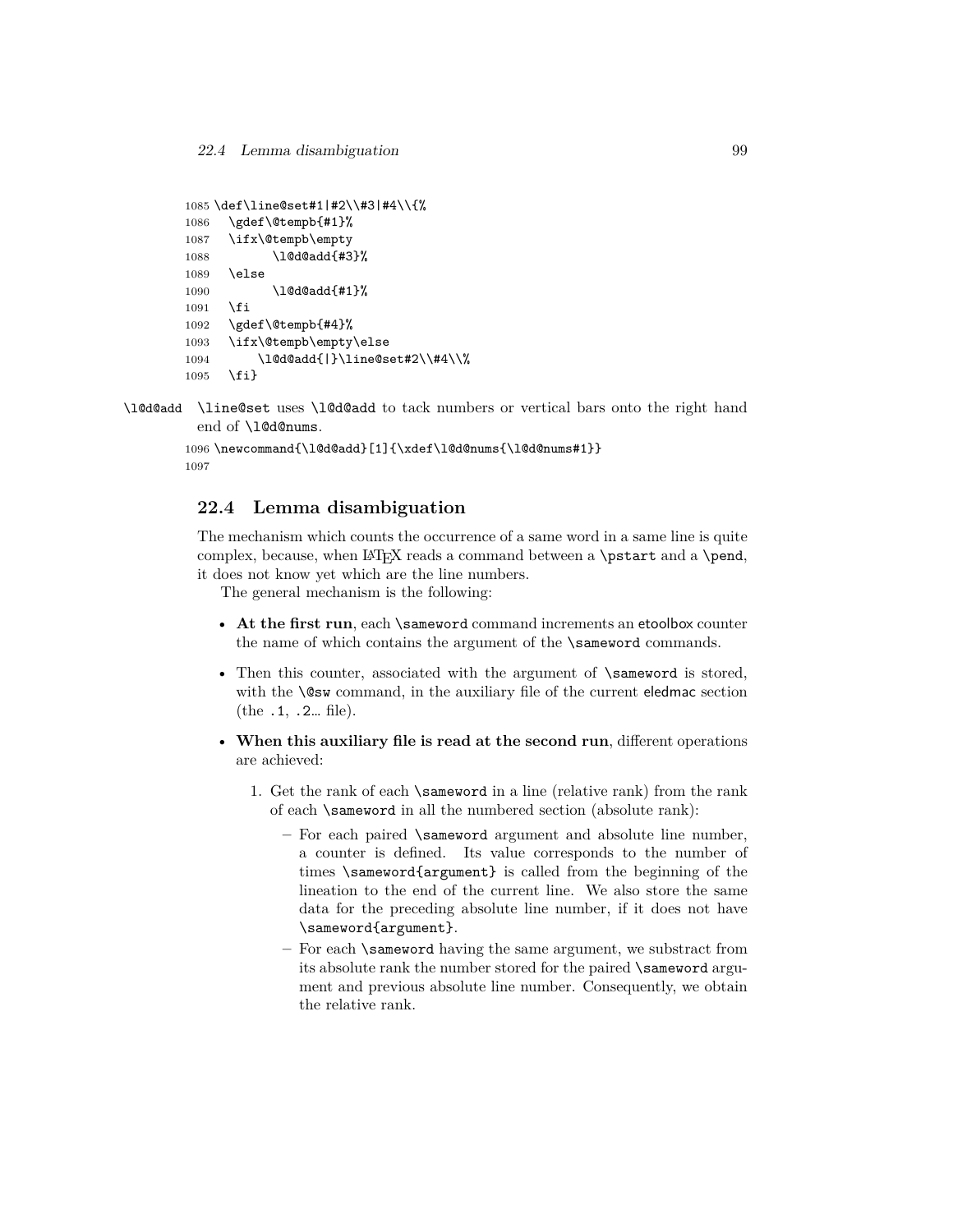```
1085 \def\line@set#1|#2\\#3|#4\\{%
1086   \gdef\@tempb{#1}%
1087   \ifx\@tempb\empty
1088         \l@d@add{#3}%
1089   \else
1090         \l@d@add{#1}%
1091   \fi
1092   \gdef\@tempb{#4}%
1093   \ifx\@tempb\empty\else
1094       \l@d@add{|}\line@set#2\\#4\\%
1095   \fi}
```

\l@d@add `\line@set` uses `\l@d@add` to tack numbers or vertical bars onto the right hand end of `\l@d@nums`.

```
1096 \newcommand{\l@d@add}[1]{\xdef\l@d@nums{\l@d@nums#1}}
1097
```

## 22.4 Lemma disambiguation

The mechanism which counts the occurrence of a same word in a same line is quite complex, because, when LaTeX reads a command between a `\pstart` and a `\pend`, it does not know yet which are the line numbers.

The general mechanism is the following:

- **At the first run**, each `\sameword` command increments an etoolbox counter the name of which contains the argument of the `\sameword` commands.
- Then this counter, associated with the argument of `\sameword` is stored, with the `\@sw` command, in the auxiliary file of the current eledmac section (the `.1`, `.2`… file).
- **When this auxiliary file is read at the second run**, different operations are achieved:
  1. Get the rank of each `\sameword` in a line (relative rank) from the rank of each `\sameword` in all the numbered section (absolute rank):
     - For each paired `\sameword` argument and absolute line number, a counter is defined. Its value corresponds to the number of times `\sameword{argument}` is called from the beginning of the lineation to the end of the current line. We also store the same data for the preceding absolute line number, if it does not have `\sameword{argument}`.
     - For each `\sameword` having the same argument, we substract from its absolute rank the number stored for the paired `\sameword` argument and previous absolute line number. Consequently, we obtain the relative rank.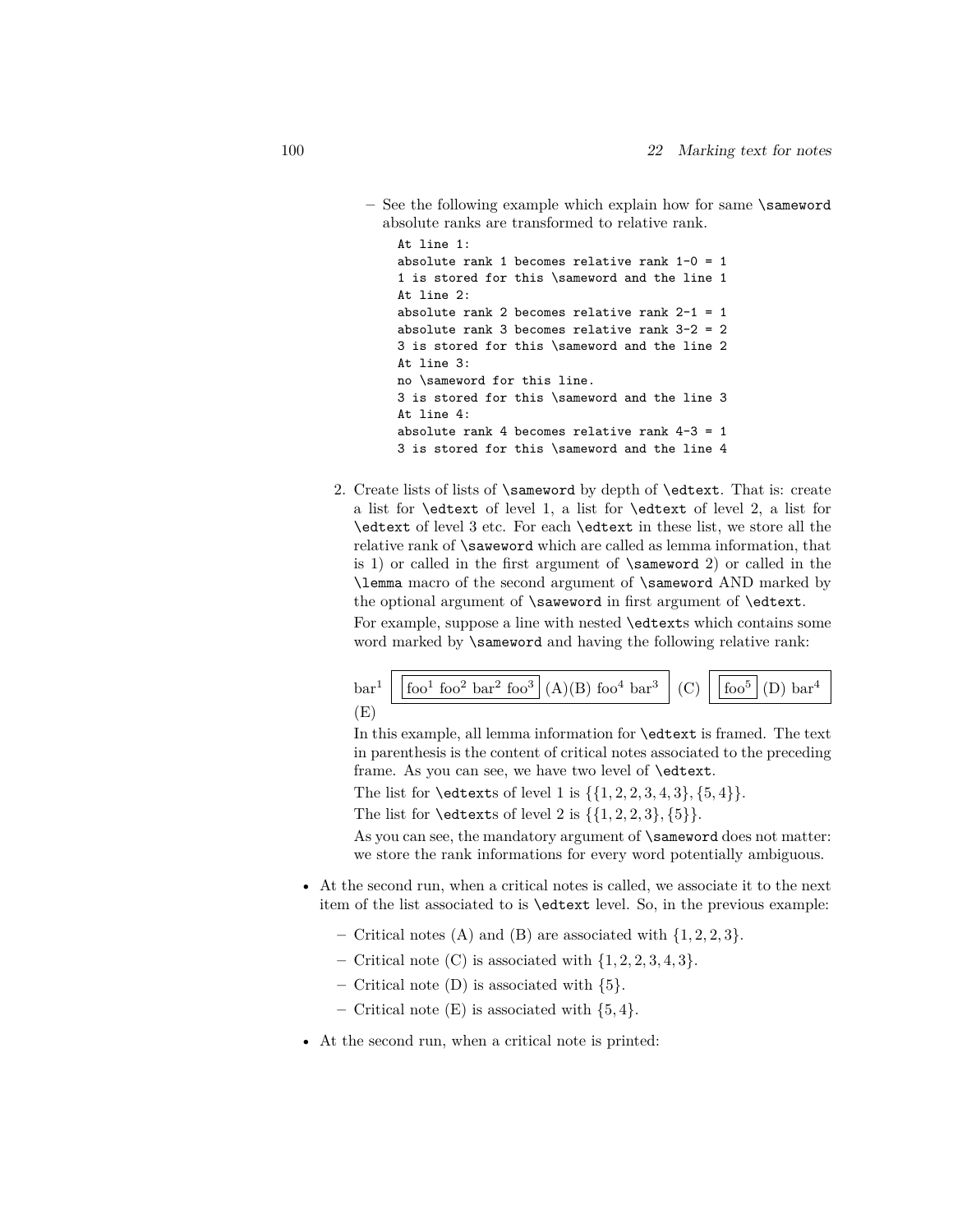- See the following example which explain how for same `\sameword` absolute ranks are transformed to relative rank.

    ```
    At line 1:
    absolute rank 1 becomes relative rank 1-0 = 1
    1 is stored for this \sameword and the line 1
    At line 2:
    absolute rank 2 becomes relative rank 2-1 = 1
    absolute rank 3 becomes relative rank 3-2 = 2
    3 is stored for this \sameword and the line 2
    At line 3:
    no \sameword for this line.
    3 is stored for this \sameword and the line 3
    At line 4:
    absolute rank 4 becomes relative rank 4-3 = 1
    3 is stored for this \sameword and the line 4
    ```

2. Create lists of lists of `\sameword` by depth of `\edtext`. That is: create a list for `\edtext` of level 1, a list for `\edtext` of level 2, a list for `\edtext` of level 3 etc. For each `\edtext` in these list, we store all the relative rank of `\saweword` which are called as lemma information, that is 1) or called in the first argument of `\sameword` 2) or called in the `\lemma` macro of the second argument of `\sameword` AND marked by the optional argument of `\saweword` in first argument of `\edtext`.

   For example, suppose a line with nested `\edtext`s which contains some word marked by `\sameword` and having the following relative rank:

   bar$^{1}$ [ [foo$^{1}$ foo$^{2}$ bar$^{2}$ foo$^{3}$] (A)(B) foo$^{4}$ bar$^{3}$ ] (C) [ [foo$^{5}$] (D) bar$^{4}$ ] (E)

   In this example, all lemma information for `\edtext` is framed. The text in parenthesis is the content of critical notes associated to the preceding frame. As you can see, we have two level of `\edtext`.

   The list for `\edtext`s of level 1 is $\{\{1, 2, 2, 3, 4, 3\}, \{5, 4\}\}$.

   The list for `\edtext`s of level 2 is $\{\{1, 2, 2, 3\}, \{5\}\}$.

   As you can see, the mandatory argument of `\sameword` does not matter: we store the rank informations for every word potentially ambiguous.

- At the second run, when a critical notes is called, we associate it to the next item of the list associated to is `\edtext` level. So, in the previous example:
  - Critical notes (A) and (B) are associated with $\{1, 2, 2, 3\}$.
  - Critical note (C) is associated with $\{1, 2, 2, 3, 4, 3\}$.
  - Critical note (D) is associated with $\{5\}$.
  - Critical note (E) is associated with $\{5, 4\}$.
- At the second run, when a critical note is printed: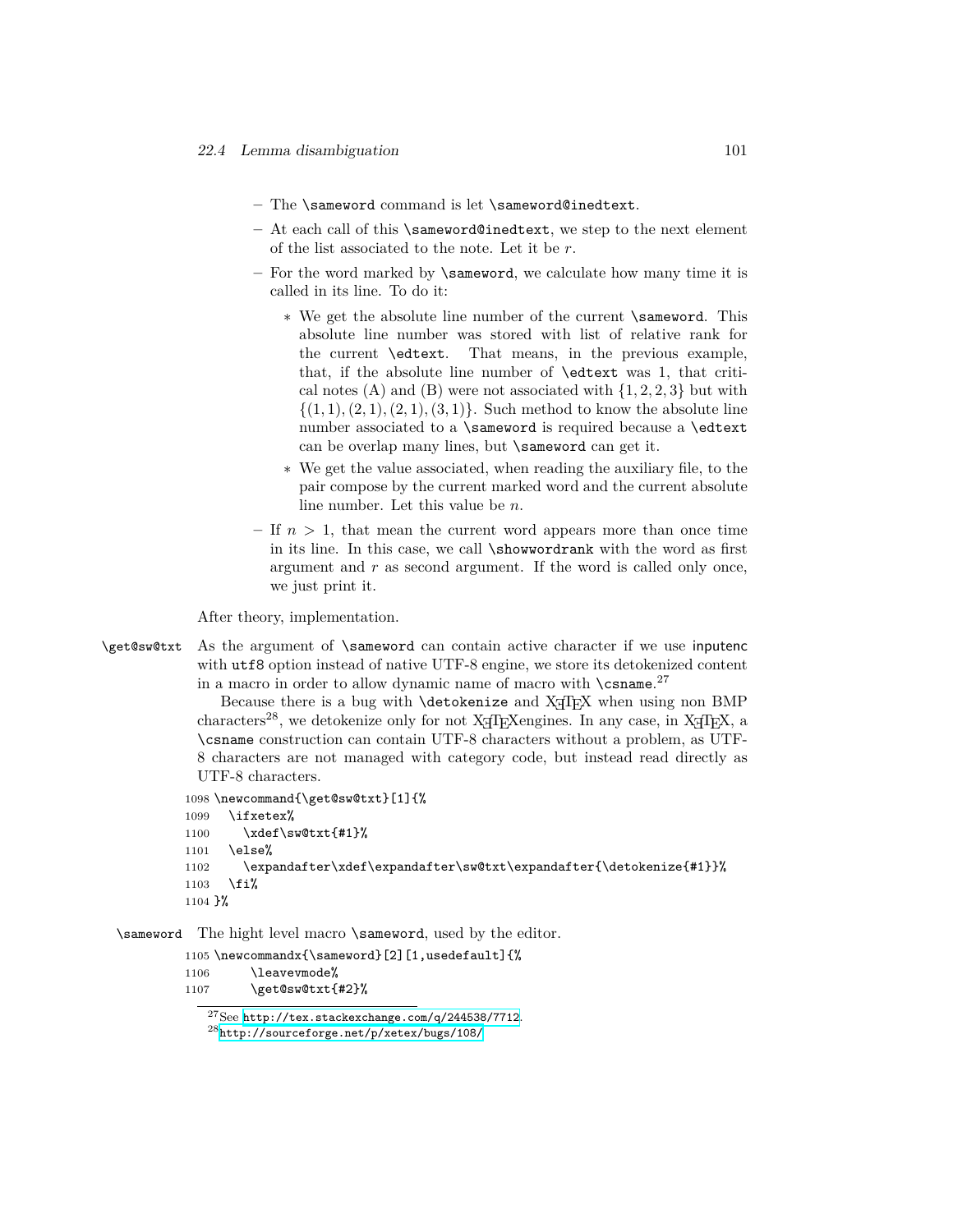- The `\sameword` command is let `\sameword@inedtext`.
- At each call of this `\sameword@inedtext`, we step to the next element of the list associated to the note. Let it be $r$.
- For the word marked by `\sameword`, we calculate how many time it is called in its line. To do it:
  - We get the absolute line number of the current `\sameword`. This absolute line number was stored with list of relative rank for the current `\edtext`. That means, in the previous example, that, if the absolute line number of `\edtext` was 1, that critical notes (A) and (B) were not associated with $\{1, 2, 2, 3\}$ but with $\{(1, 1), (2, 1), (2, 1), (3, 1)\}$. Such method to know the absolute line number associated to a `\sameword` is required because a `\edtext` can be overlap many lines, but `\sameword` can get it.
  - We get the value associated, when reading the auxiliary file, to the pair compose by the current marked word and the current absolute line number. Let this value be $n$.
- If $n > 1$, that mean the current word appears more than once time in its line. In this case, we call `\showwordrank` with the word as first argument and $r$ as second argument. If the word is called only once, we just print it.

After theory, implementation.

`\get@sw@txt` As the argument of `\sameword` can contain active character if we use inputenc with `utf8` option instead of native UTF-8 engine, we store its detokenized content in a macro in order to allow dynamic name of macro with `\csname`.[27]

Because there is a bug with `\detokenize` and XeTeX when using non BMP characters[28], we detokenize only for not XeTeXengines. In any case, in XeTeX, a `\csname` construction can contain UTF-8 characters without a problem, as UTF-8 characters are not managed with category code, but instead read directly as UTF-8 characters.

```
1098 \newcommand{\get@sw@txt}[1]{%
1099   \ifxetex%
1100     \xdef\sw@txt{#1}%
1101   \else%
1102     \expandafter\xdef\expandafter\sw@txt\expandafter{\detokenize{#1}}%
1103   \fi%
1104 }%
```

`\sameword` The hight level macro `\sameword`, used by the editor.

```
1105 \newcommandx{\sameword}[2][1,usedefault]{%
1106     \leavevmode%
1107     \get@sw@txt{#2}%
```

[27] See http://tex.stackexchange.com/q/244538/7712.

[28] http://sourceforge.net/p/xetex/bugs/108/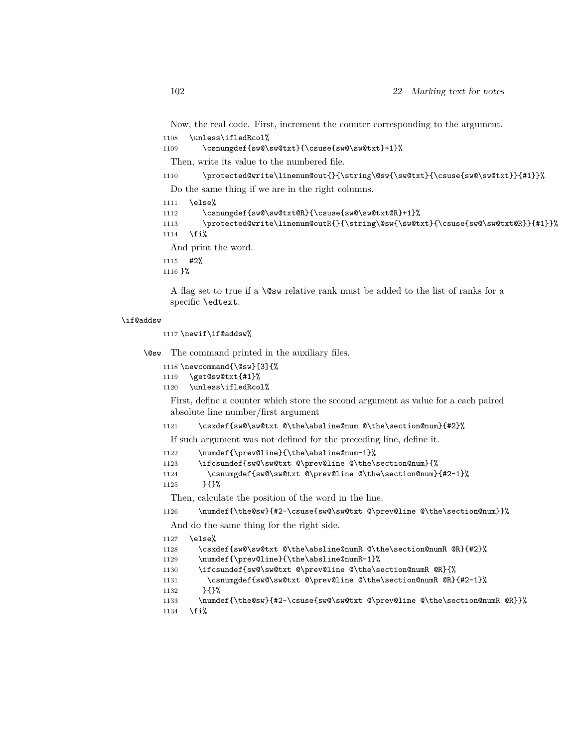Now, the real code. First, increment the counter corresponding to the argument.

```
1108   \unless\ifledRcol%
1109      \csnumgdef{sw@\sw@txt}{\csuse{sw@\sw@txt}+1}%
```

Then, write its value to the numbered file.

```
1110      \protected@write\linenum@out{}{\string\@sw{\sw@txt}{\csuse{sw@\sw@txt}}{#1}}%
```

Do the same thing if we are in the right columns.

```
1111   \else%
1112      \csnumgdef{sw@\sw@txt@R}{\csuse{sw@\sw@txt@R}+1}%
1113      \protected@write\linenum@outR{}{\string\@sw{\sw@txt}{\csuse{sw@\sw@txt@R}}{#1}}%
1114   \fi%
```

And print the word.

```
1115   #2%
1116 }%
```

A flag set to true if a `\@sw` relative rank must be added to the list of ranks for a specific `\edtext`.

`\if@addsw`

```
1117 \newif\if@addsw%
```

`\@sw` The command printed in the auxiliary files.

```
1118 \newcommand{\@sw}[3]{%
1119   \get@sw@txt{#1}%
1120   \unless\ifledRcol%
```

First, define a counter which store the second argument as value for a each paired absolute line number/first argument

```
1121     \csxdef{sw@\sw@txt @\the\absline@num @\the\section@num}{#2}%
```

If such argument was not defined for the preceding line, define it.

```
1122     \numdef{\prev@line}{\the\absline@num-1}%
1123     \ifcsundef{sw@\sw@txt @\prev@line @\the\section@num}{%
1124       \csnumgdef{sw@\sw@txt @\prev@line @\the\section@num}{#2-1}%
1125      }{}%
```

Then, calculate the position of the word in the line.

```
1126     \numdef{\the@sw}{#2-\csuse{sw@\sw@txt @\prev@line @\the\section@num}}%
```

And do the same thing for the right side.

```
1127   \else%
1128     \csxdef{sw@\sw@txt @\the\absline@numR @\the\section@numR @R}{#2}%
1129     \numdef{\prev@line}{\the\absline@numR-1}%
1130     \ifcsundef{sw@\sw@txt @\prev@line @\the\section@numR @R}{%
1131       \csnumgdef{sw@\sw@txt @\prev@line @\the\section@numR @R}{#2-1}%
1132      }{}%
1133     \numdef{\the@sw}{#2-\csuse{sw@\sw@txt @\prev@line @\the\section@numR @R}}%
1134   \fi%
```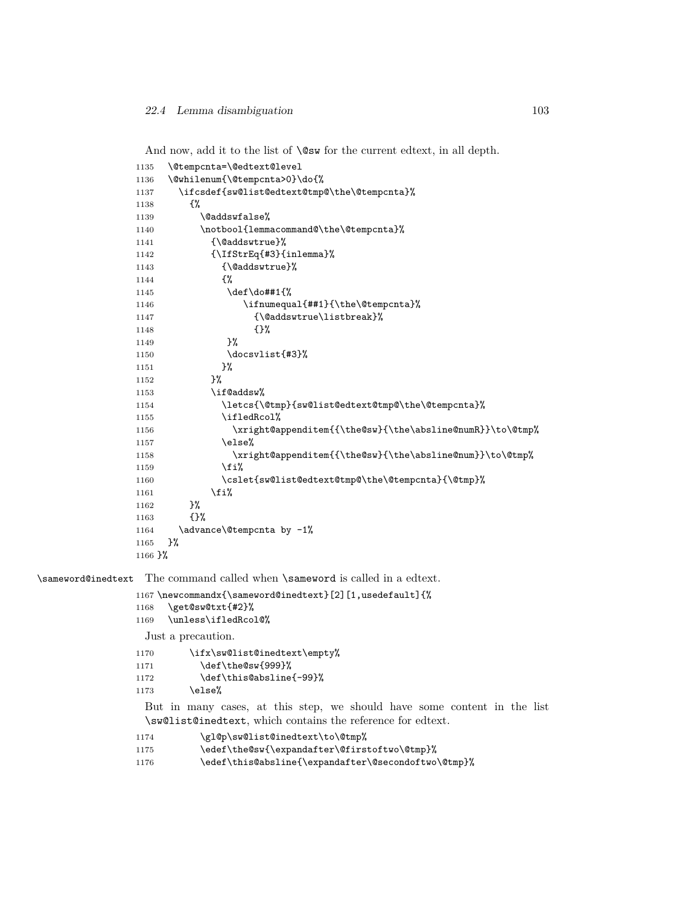And now, add it to the list of \@sw for the current edtext, in all depth.

```
1135   \@tempcnta=\@edtext@level
1136   \@whilenum{\@tempcnta>0}\do{%
1137     \ifcsdef{sw@list@edtext@tmp@\the\@tempcnta}%
1138       {%
1139         \@addswfalse%
1140         \notbool{lemmacommand@\the\@tempcnta}%
1141           {\@addswtrue}%
1142           {\IfStrEq{#3}{inlemma}%
1143             {\@addswtrue}%
1144             {%
1145              \def\do##1{%
1146                 \ifnumequal{##1}{\the\@tempcnta}%
1147                   {\@addswtrue\listbreak}%
1148                   {}%
1149              }%
1150              \docsvlist{#3}%
1151             }%
1152           }%
1153           \if@addsw%
1154             \letcs{\@tmp}{sw@list@edtext@tmp@\the\@tempcnta}%
1155             \ifledRcol%
1156               \xright@appenditem{{\the@sw}{\the\absline@numR}}\to\@tmp%
1157             \else%
1158               \xright@appenditem{{\the@sw}{\the\absline@num}}\to\@tmp%
1159             \fi%
1160             \cslet{sw@list@edtext@tmp@\the\@tempcnta}{\@tmp}%
1161           \fi%
1162       }%
1163       {}%
1164     \advance\@tempcnta by -1%
1165   }%
1166 }%
```

\sameword@inedtext The command called when \sameword is called in a edtext.

```
1167 \newcommandx{\sameword@inedtext}[2][1,usedefault]{%
1168   \get@sw@txt{#2}%
1169   \unless\ifledRcol@%
```

Just a precaution.

```
1170       \ifx\sw@list@inedtext\empty%
1171         \def\the@sw{999}%
1172         \def\this@absline{-99}%
1173       \else%
```

But in many cases, at this step, we should have some content in the list \sw@list@inedtext, which contains the reference for edtext.

```
1174         \gl@p\sw@list@inedtext\to\@tmp%
1175         \edef\the@sw{\expandafter\@firstoftwo\@tmp}%
1176         \edef\this@absline{\expandafter\@secondoftwo\@tmp}%
```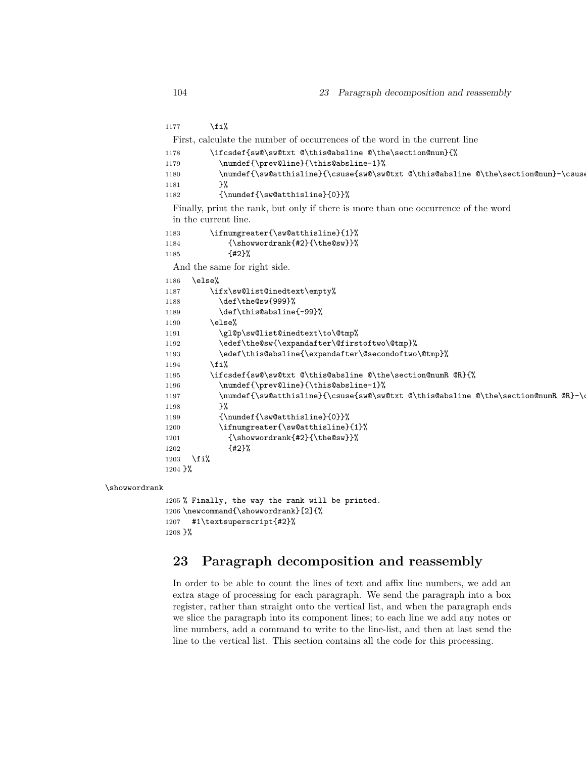```
1177      \fi%
```

First, calculate the number of occurrences of the word in the current line

```
1178      \ifcsdef{sw@\sw@txt @\this@absline @\the\section@num}{%
1179        \numdef{\prev@line}{\this@absline-1}%
1180        \numdef{\sw@atthisline}{\csuse{sw@\sw@txt @\this@absline @\the\section@num}-\csuse
1181        }%
1182        {\numdef{\sw@atthisline}{0}}%
```

Finally, print the rank, but only if there is more than one occurrence of the word in the current line.

```
1183      \ifnumgreater{\sw@atthisline}{1}%
1184          {\showwordrank{#2}{\the@sw}}%
1185          {#2}%
```

And the same for right side.

```
1186   \else%
1187      \ifx\sw@list@inedtext\empty%
1188        \def\the@sw{999}%
1189        \def\this@absline{-99}%
1190      \else%
1191        \gl@p\sw@list@inedtext\to\@tmp%
1192        \edef\the@sw{\expandafter\@firstoftwo\@tmp}%
1193        \edef\this@absline{\expandafter\@secondoftwo\@tmp}%
1194      \fi%
1195      \ifcsdef{sw@\sw@txt @\this@absline @\the\section@numR @R}{%
1196        \numdef{\prev@line}{\this@absline-1}%
1197        \numdef{\sw@atthisline}{\csuse{sw@\sw@txt @\this@absline @\the\section@numR @R}-\c
1198        }%
1199        {\numdef{\sw@atthisline}{0}}%
1200      \ifnumgreater{\sw@atthisline}{1}%
1201        {\showwordrank{#2}{\the@sw}}%
1202        {#2}%
1203   \fi%
1204 }%
```

\showwordrank

```
1205 % Finally, the way the rank will be printed.
1206 \newcommand{\showwordrank}[2]{%
1207   #1\textsuperscript{#2}%
1208 }%
```

## 23 Paragraph decomposition and reassembly

In order to be able to count the lines of text and affix line numbers, we add an extra stage of processing for each paragraph. We send the paragraph into a box register, rather than straight onto the vertical list, and when the paragraph ends we slice the paragraph into its component lines; to each line we add any notes or line numbers, add a command to write to the line-list, and then at last send the line to the vertical list. This section contains all the code for this processing.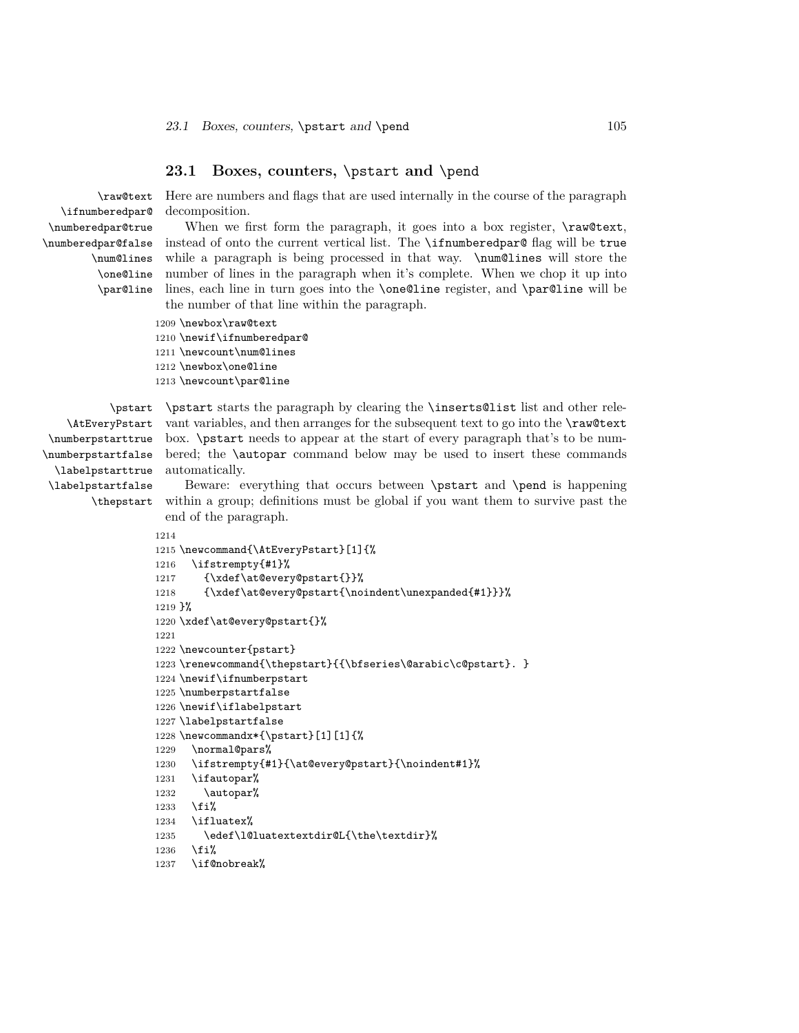## 23.1 Boxes, counters, `\pstart` and `\pend`

`\raw@text` `\ifnumberedpar@` `\numberedpar@true` `\numberedpar@false` `\num@lines` `\one@line` `\par@line`

Here are numbers and flags that are used internally in the course of the paragraph decomposition.

When we first form the paragraph, it goes into a box register, `\raw@text`, instead of onto the current vertical list. The `\ifnumberedpar@` flag will be `true` while a paragraph is being processed in that way. `\num@lines` will store the number of lines in the paragraph when it's complete. When we chop it up into lines, each line in turn goes into the `\one@line` register, and `\par@line` will be the number of that line within the paragraph.

```
1209 \newbox\raw@text
1210 \newif\ifnumberedpar@
1211 \newcount\num@lines
1212 \newbox\one@line
1213 \newcount\par@line
```

`\pstart` `\AtEveryPstart` `\numberpstarttrue` `\numberpstartfalse` `\labelpstarttrue` `\labelpstartfalse` `\thepstart`

`\pstart` starts the paragraph by clearing the `\inserts@list` list and other relevant variables, and then arranges for the subsequent text to go into the `\raw@text` box. `\pstart` needs to appear at the start of every paragraph that's to be numbered; the `\autopar` command below may be used to insert these commands automatically.

Beware: everything that occurs between `\pstart` and `\pend` is happening within a group; definitions must be global if you want them to survive past the end of the paragraph.

```
1214
1215 \newcommand{\AtEveryPstart}[1]{%
1216   \ifstrempty{#1}%
1217     {\xdef\at@every@pstart{}}%
1218     {\xdef\at@every@pstart{\noindent\unexpanded{#1}}}%
1219 }%
1220 \xdef\at@every@pstart{}%
1221
1222 \newcounter{pstart}
1223 \renewcommand{\thepstart}{{\bfseries\@arabic\c@pstart}. }
1224 \newif\ifnumberpstart
1225 \numberpstartfalse
1226 \newif\iflabelpstart
1227 \labelpstartfalse
1228 \newcommandx*{\pstart}[1][1]{%
1229   \normal@pars%
1230   \ifstrempty{#1}{\at@every@pstart}{\noindent#1}%
1231   \ifautopar%
1232     \autopar%
1233   \fi%
1234   \ifluatex%
1235     \edef\l@luatextextdir@L{\the\textdir}%
1236   \fi%
1237   \if@nobreak%
```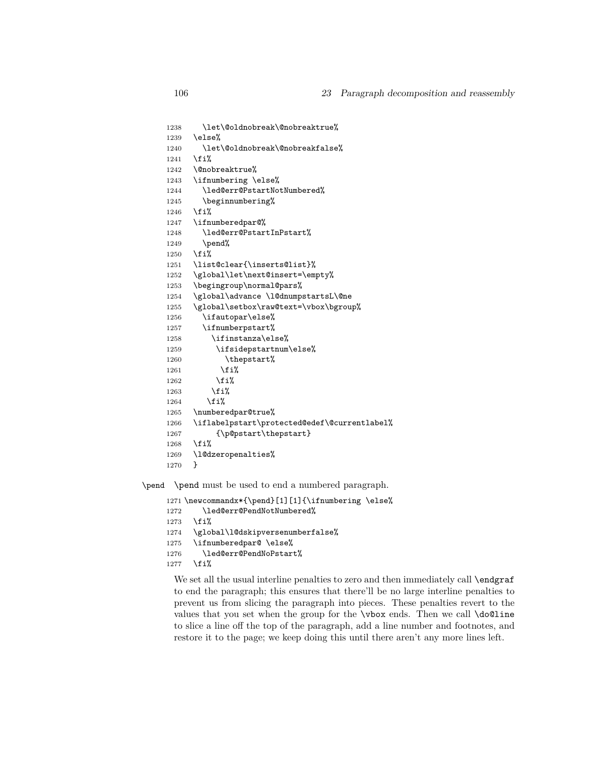```
1238     \let\@oldnobreak\@nobreaktrue%
1239   \else%
1240     \let\@oldnobreak\@nobreakfalse%
1241   \fi%
1242   \@nobreaktrue%
1243   \ifnumbering \else%
1244     \led@err@PstartNotNumbered%
1245     \beginnumbering%
1246   \fi%
1247   \ifnumberedpar@%
1248     \led@err@PstartInPstart%
1249     \pend%
1250   \fi%
1251   \list@clear{\inserts@list}%
1252   \global\let\next@insert=\empty%
1253   \begingroup\normal@pars%
1254   \global\advance \l@dnumpstartsL\@ne
1255   \global\setbox\raw@text=\vbox\bgroup%
1256     \ifautopar\else%
1257     \ifnumberpstart%
1258       \ifinstanza\else%
1259        \ifsidepstartnum\else%
1260          \thepstart%
1261         \fi%
1262        \fi%
1263       \fi%
1264      \fi%
1265   \numberedpar@true%
1266   \iflabelpstart\protected@edef\@currentlabel%
1267        {\p@pstart\thepstart}
1268   \fi%
1269   \l@dzeropenalties%
1270   }
```

\pend  \pend must be used to end a numbered paragraph.

```
1271 \newcommandx*{\pend}[1][1]{\ifnumbering \else%
1272     \led@err@PendNotNumbered%
1273   \fi%
1274   \global\l@dskipversenumberfalse%
1275   \ifnumberedpar@ \else%
1276     \led@err@PendNoPstart%
1277   \fi%
```

We set all the usual interline penalties to zero and then immediately call `\endgraf` to end the paragraph; this ensures that there'll be no large interline penalties to prevent us from slicing the paragraph into pieces. These penalties revert to the values that you set when the group for the `\vbox` ends. Then we call `\do@line` to slice a line off the top of the paragraph, add a line number and footnotes, and restore it to the page; we keep doing this until there aren't any more lines left.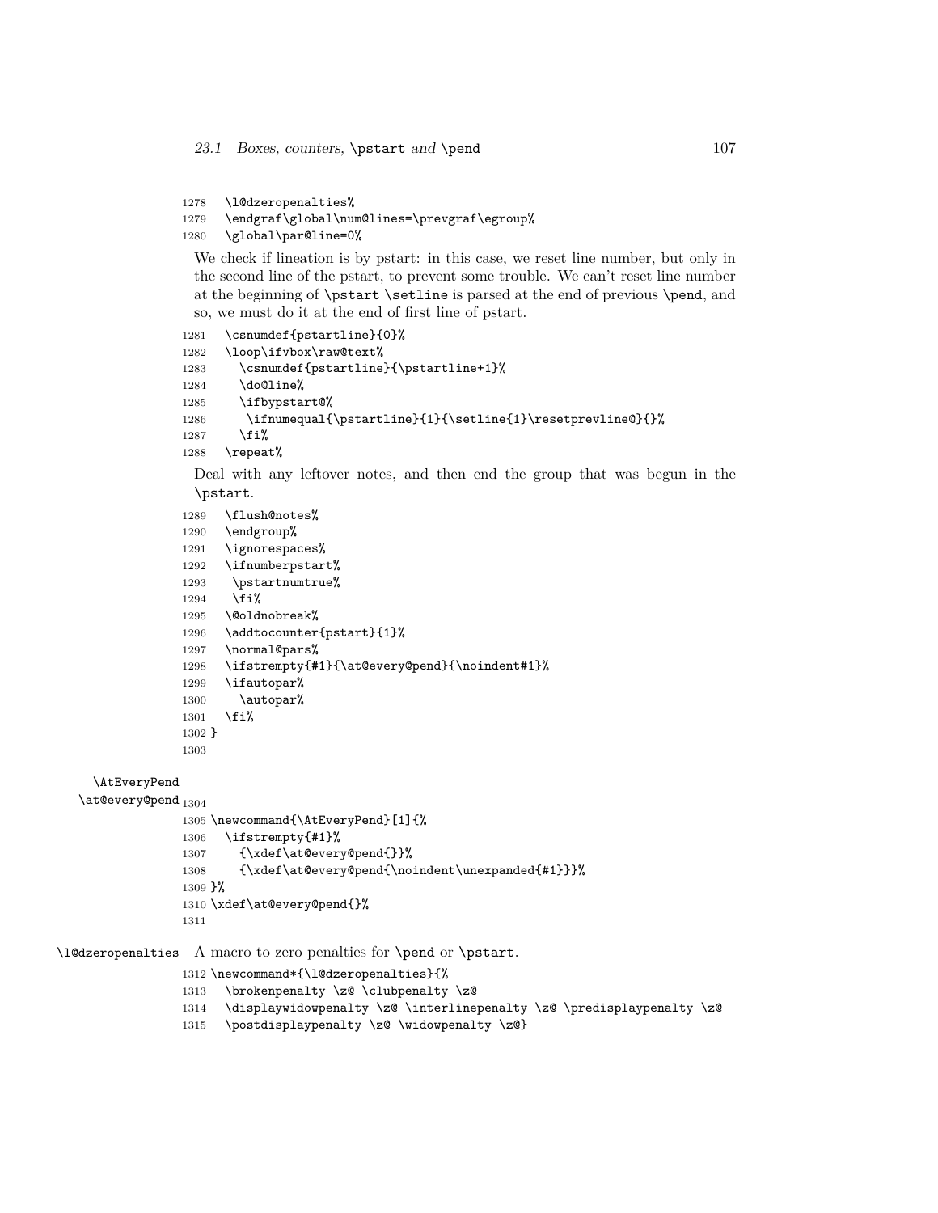```
1278   \l@dzeropenalties%
1279   \endgraf\global\num@lines=\prevgraf\egroup%
1280   \global\par@line=0%
```

We check if lineation is by pstart: in this case, we reset line number, but only in the second line of the pstart, to prevent some trouble. We can't reset line number at the beginning of `\pstart` `\setline` is parsed at the end of previous `\pend`, and so, we must do it at the end of first line of pstart.

```
1281   \csnumdef{pstartline}{0}%
1282   \loop\ifvbox\raw@text%
1283     \csnumdef{pstartline}{\pstartline+1}%
1284     \do@line%
1285     \ifbypstart@%
1286      \ifnumequal{\pstartline}{1}{\setline{1}\resetprevline@}{}%
1287     \fi%
1288   \repeat%
```

Deal with any leftover notes, and then end the group that was begun in the `\pstart`.

```
1289   \flush@notes%
1290   \endgroup%
1291   \ignorespaces%
1292   \ifnumberpstart%
1293    \pstartnumtrue%
1294    \fi%
1295   \@oldnobreak%
1296   \addtocounter{pstart}{1}%
1297   \normal@pars%
1298   \ifstrempty{#1}{\at@every@pend}{\noindent#1}%
1299   \ifautopar%
1300     \autopar%
1301   \fi%
1302 }
1303
```

`\AtEveryPend`
`\at@every@pend`

```
1304
1305 \newcommand{\AtEveryPend}[1]{%
1306   \ifstrempty{#1}%
1307     {\xdef\at@every@pend{}}%
1308     {\xdef\at@every@pend{\noindent\unexpanded{#1}}}%
1309 }%
1310 \xdef\at@every@pend{}%
1311
```

`\l@dzeropenalties` A macro to zero penalties for `\pend` or `\pstart`.

```
1312 \newcommand*{\l@dzeropenalties}{%
1313   \brokenpenalty \z@ \clubpenalty \z@
1314   \displaywidowpenalty \z@ \interlinepenalty \z@ \predisplaypenalty \z@
1315   \postdisplaypenalty \z@ \widowpenalty \z@}
```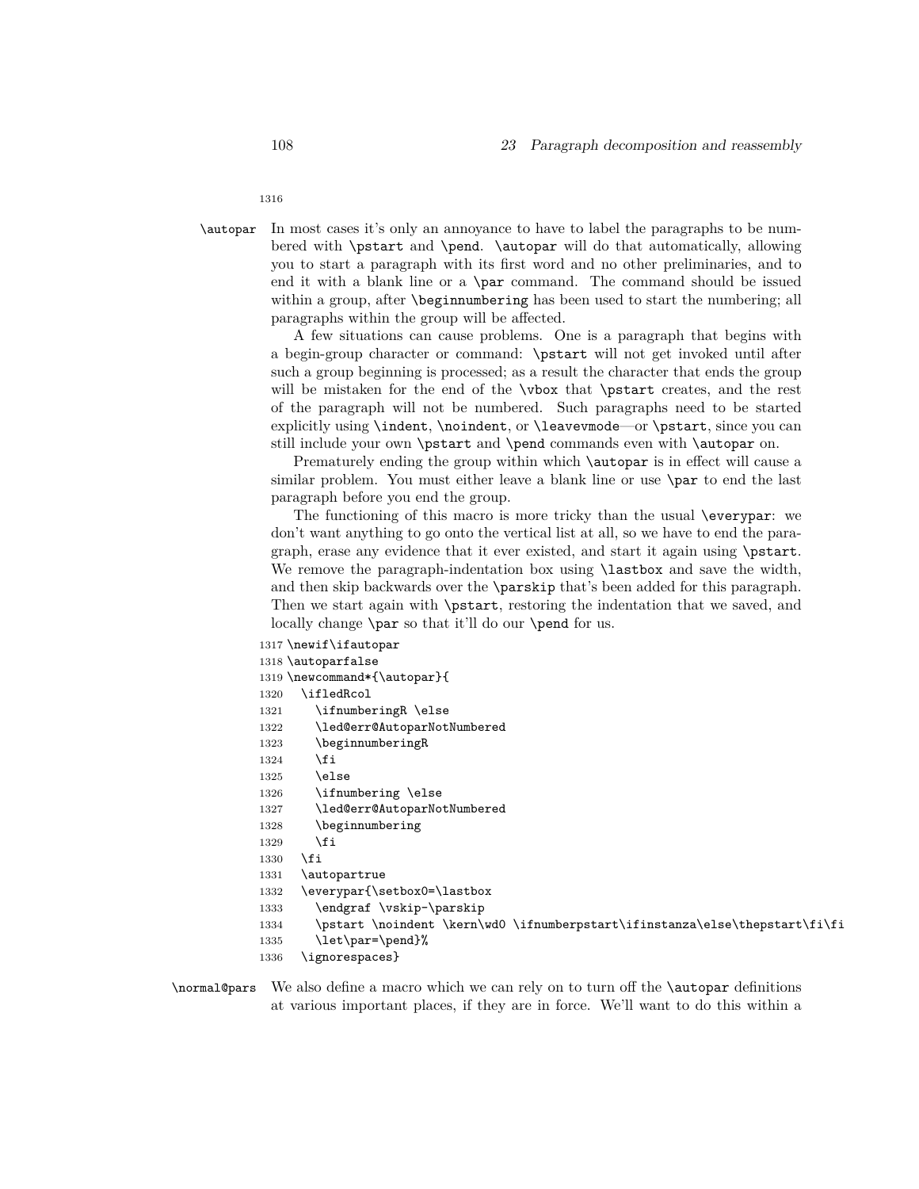1316

`\autopar` In most cases it's only an annoyance to have to label the paragraphs to be numbered with `\pstart` and `\pend`. `\autopar` will do that automatically, allowing you to start a paragraph with its first word and no other preliminaries, and to end it with a blank line or a `\par` command. The command should be issued within a group, after `\beginnumbering` has been used to start the numbering; all paragraphs within the group will be affected.

A few situations can cause problems. One is a paragraph that begins with a begin-group character or command: `\pstart` will not get invoked until after such a group beginning is processed; as a result the character that ends the group will be mistaken for the end of the `\vbox` that `\pstart` creates, and the rest of the paragraph will not be numbered. Such paragraphs need to be started explicitly using `\indent`, `\noindent`, or `\leavevmode`—or `\pstart`, since you can still include your own `\pstart` and `\pend` commands even with `\autopar` on.

Prematurely ending the group within which `\autopar` is in effect will cause a similar problem. You must either leave a blank line or use `\par` to end the last paragraph before you end the group.

The functioning of this macro is more tricky than the usual `\everypar`: we don't want anything to go onto the vertical list at all, so we have to end the paragraph, erase any evidence that it ever existed, and start it again using `\pstart`. We remove the paragraph-indentation box using `\lastbox` and save the width, and then skip backwards over the `\parskip` that's been added for this paragraph. Then we start again with `\pstart`, restoring the indentation that we saved, and locally change `\par` so that it'll do our `\pend` for us.

```
1317 \newif\ifautopar
1318 \autoparfalse
1319 \newcommand*{\autopar}{
1320   \ifledRcol
1321     \ifnumberingR \else
1322     \led@err@AutoparNotNumbered
1323     \beginnumberingR
1324     \fi
1325     \else
1326     \ifnumbering \else
1327     \led@err@AutoparNotNumbered
1328     \beginnumbering
1329     \fi
1330   \fi
1331   \autopartrue
1332   \everypar{\setbox0=\lastbox
1333     \endgraf \vskip-\parskip
1334     \pstart \noindent \kern\wd0 \ifnumberpstart\ifinstanza\else\thepstart\fi\fi
1335     \let\par=\pend}%
1336   \ignorespaces}
```

`\normal@pars` We also define a macro which we can rely on to turn off the `\autopar` definitions at various important places, if they are in force. We'll want to do this within a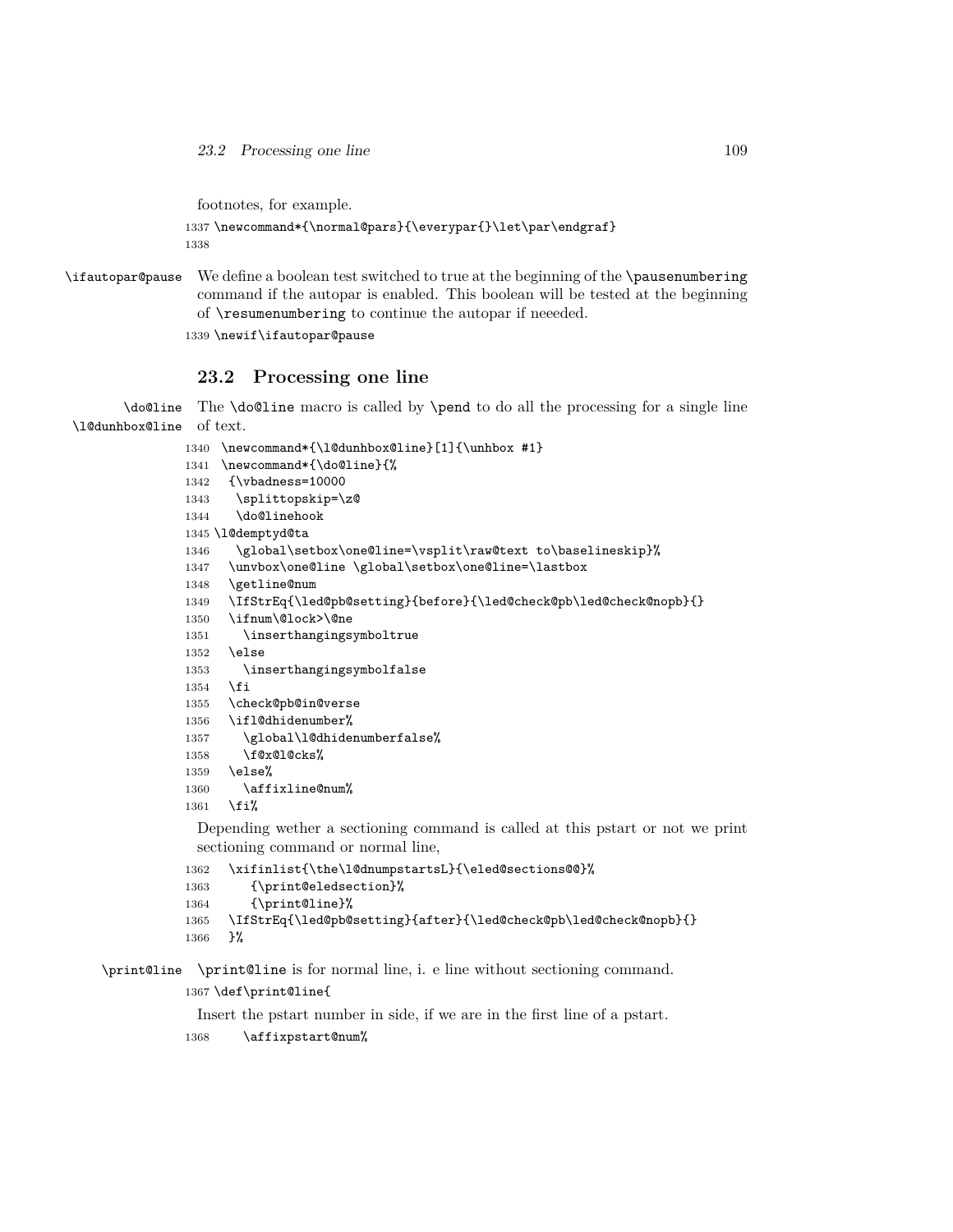footnotes, for example.

```
1337 \newcommand*{\normal@pars}{\everypar{}\let\par\endgraf}
1338
```

\ifautopar@pause We define a boolean test switched to true at the beginning of the `\pausenumbering` command if the autopar is enabled. This boolean will be tested at the beginning of `\resumenumbering` to continue the autopar if neeeded.

```
1339 \newif\ifautopar@pause
```

## 23.2 Processing one line

\do@line \l@dunhbox@line The `\do@line` macro is called by `\pend` to do all the processing for a single line of text.

```
1340  \newcommand*{\l@dunhbox@line}[1]{\unhbox #1}
1341  \newcommand*{\do@line}{%
1342   {\vbadness=10000
1343    \splittopskip=\z@
1344    \do@linehook
1345 \l@demptyd@ta
1346    \global\setbox\one@line=\vsplit\raw@text to\baselineskip}%
1347   \unvbox\one@line \global\setbox\one@line=\lastbox
1348   \getline@num
1349   \IfStrEq{\led@pb@setting}{before}{\led@check@pb\led@check@nopb}{}
1350   \ifnum\@lock>\@ne
1351     \inserthangingsymboltrue
1352   \else
1353     \inserthangingsymbolfalse
1354   \fi
1355   \check@pb@in@verse
1356   \ifl@dhidenumber%
1357     \global\l@dhidenumberfalse%
1358     \f@x@l@cks%
1359   \else%
1360     \affixline@num%
1361   \fi%
```

Depending wether a sectioning command is called at this pstart or not we print sectioning command or normal line,

```
1362   \xifinlist{\the\l@dnumpstartsL}{\eled@sections@@}%
1363      {\print@eledsection}%
1364      {\print@line}%
1365   \IfStrEq{\led@pb@setting}{after}{\led@check@pb\led@check@nopb}{}
1366   }%
```

\print@line `\print@line` is for normal line, i. e line without sectioning command.

```
1367 \def\print@line{
```

Insert the pstart number in side, if we are in the first line of a pstart.

```
1368     \affixpstart@num%
```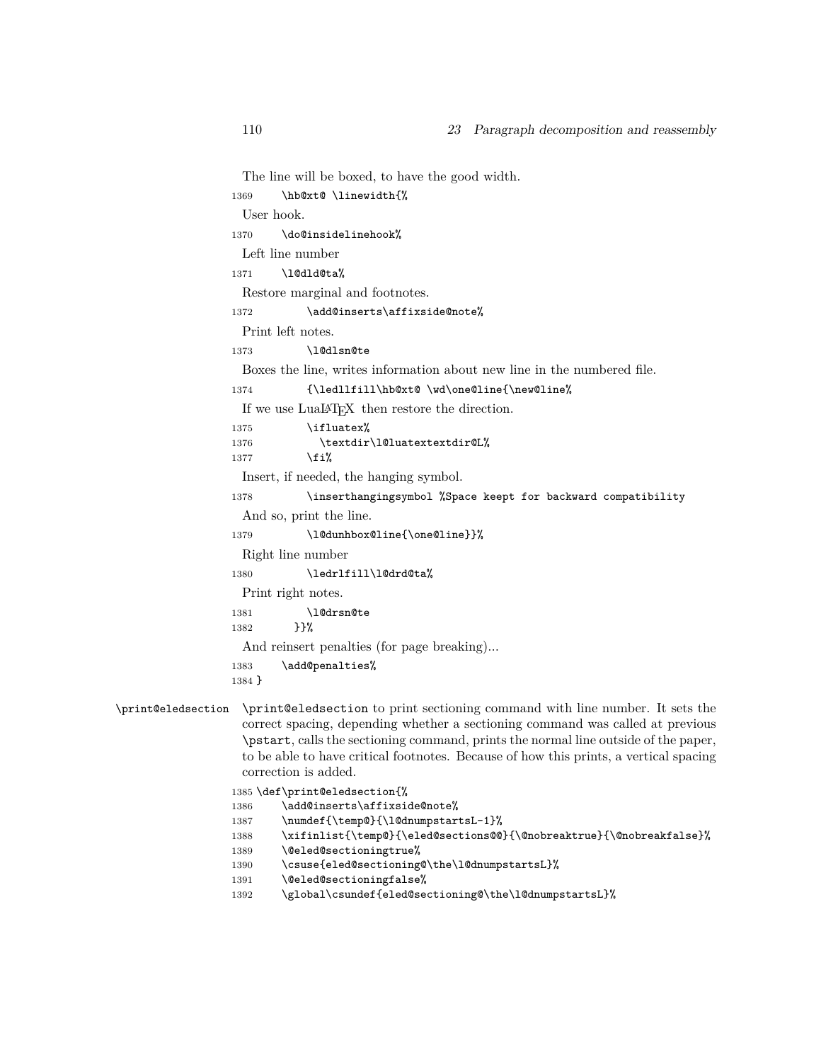The line will be boxed, to have the good width.

```
1369     \hb@xt@ \linewidth{%
```

User hook.

```
1370     \do@insidelinehook%
```

Left line number

```
1371     \l@dld@ta%
```

Restore marginal and footnotes.

```
1372         \add@inserts\affixside@note%
```

Print left notes.

```
1373         \l@dlsn@te
```

Boxes the line, writes information about new line in the numbered file.

```
1374         {\ledllfill\hb@xt@ \wd\one@line{\new@line%
```

If we use LuaLaTeX then restore the direction.

```
1375         \ifluatex%
1376           \textdir\l@luatextextdir@L%
1377         \fi%
```

Insert, if needed, the hanging symbol.

```
1378         \inserthangingsymbol %Space keept for backward compatibility
```

And so, print the line.

```
1379         \l@dunhbox@line{\one@line}}%
```

Right line number

```
1380         \ledrlfill\l@drd@ta%
```

Print right notes.

```
1381         \l@drsn@te
1382       }}%
```

And reinsert penalties (for page breaking)...

```
1383     \add@penalties%
1384 }
```

`\print@eledsection`

`\print@eledsection` to print sectioning command with line number. It sets the correct spacing, depending whether a sectioning command was called at previous `\pstart`, calls the sectioning command, prints the normal line outside of the paper, to be able to have critical footnotes. Because of how this prints, a vertical spacing correction is added.

```
1385 \def\print@eledsection{%
1386     \add@inserts\affixside@note%
1387     \numdef{\temp@}{\l@dnumpstartsL-1}%
1388     \xifinlist{\temp@}{\eled@sections@@}{\@nobreaktrue}{\@nobreakfalse}%
1389     \@eled@sectioningtrue%
1390     \csuse{eled@sectioning@\the\l@dnumpstartsL}%
1391     \@eled@sectioningfalse%
1392     \global\csundef{eled@sectioning@\the\l@dnumpstartsL}%
```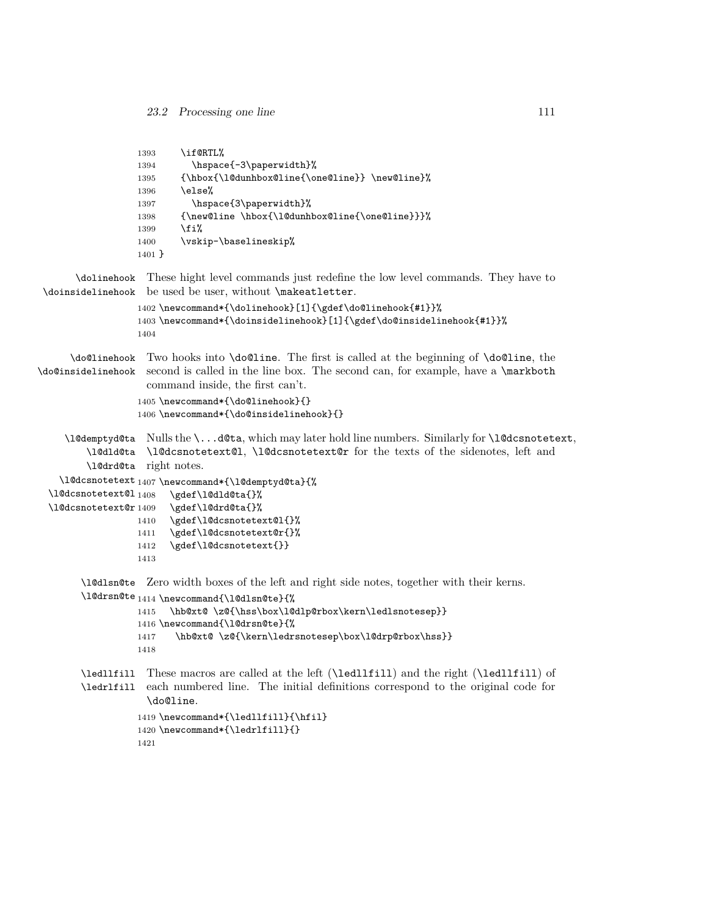```
1393     \if@RTL%
1394       \hspace{-3\paperwidth}%
1395     {\hbox{\l@dunhbox@line{\one@line}} \new@line}%
1396     \else%
1397       \hspace{3\paperwidth}%
1398     {\new@line \hbox{\l@dunhbox@line{\one@line}}}%
1399     \fi%
1400     \vskip-\baselineskip%
1401 }
```

`\dolinehook` `\doinsidelinehook` These hight level commands just redefine the low level commands. They have to be used be user, without `\makeatletter`.

```
1402 \newcommand*{\dolinehook}[1]{\gdef\do@linehook{#1}}%
1403 \newcommand*{\doinsidelinehook}[1]{\gdef\do@insidelinehook{#1}}%
1404
```

`\do@linehook` `\do@insidelinehook` Two hooks into `\do@line`. The first is called at the beginning of `\do@line`, the second is called in the line box. The second can, for example, have a `\markboth` command inside, the first can't.

```
1405 \newcommand*{\do@linehook}{}
1406 \newcommand*{\do@insidelinehook}{}
```

`\l@demptyd@ta` `\l@dld@ta` `\l@drd@ta` `\l@dcsnotetext` `\l@dcsnotetext@l` `\l@dcsnotetext@r` Nulls the `\...d@ta`, which may later hold line numbers. Similarly for `\l@dcsnotetext`, `\l@dcsnotetext@l`, `\l@dcsnotetext@r` for the texts of the sidenotes, left and right notes.

```
1407 \newcommand*{\l@demptyd@ta}{%
1408   \gdef\l@dld@ta{}%
1409   \gdef\l@drd@ta{}%
1410   \gdef\l@dcsnotetext@l{}%
1411   \gdef\l@dcsnotetext@r{}%
1412   \gdef\l@dcsnotetext{}}
1413
```

`\l@dlsn@te` `\l@drsn@te` Zero width boxes of the left and right side notes, together with their kerns.

```
1414 \newcommand{\l@dlsn@te}{%
1415   \hb@xt@ \z@{\hss\box\l@dlp@rbox\kern\ledlsnotesep}}
1416 \newcommand{\l@drsn@te}{%
1417    \hb@xt@ \z@{\kern\ledrsnotesep\box\l@drp@rbox\hss}}
1418
```

`\ledllfill` `\ledrlfill` These macros are called at the left (`\ledllfill`) and the right (`\ledllfill`) of each numbered line. The initial definitions correspond to the original code for `\do@line`.

```
1419 \newcommand*{\ledllfill}{\hfil}
1420 \newcommand*{\ledrlfill}{}
1421
```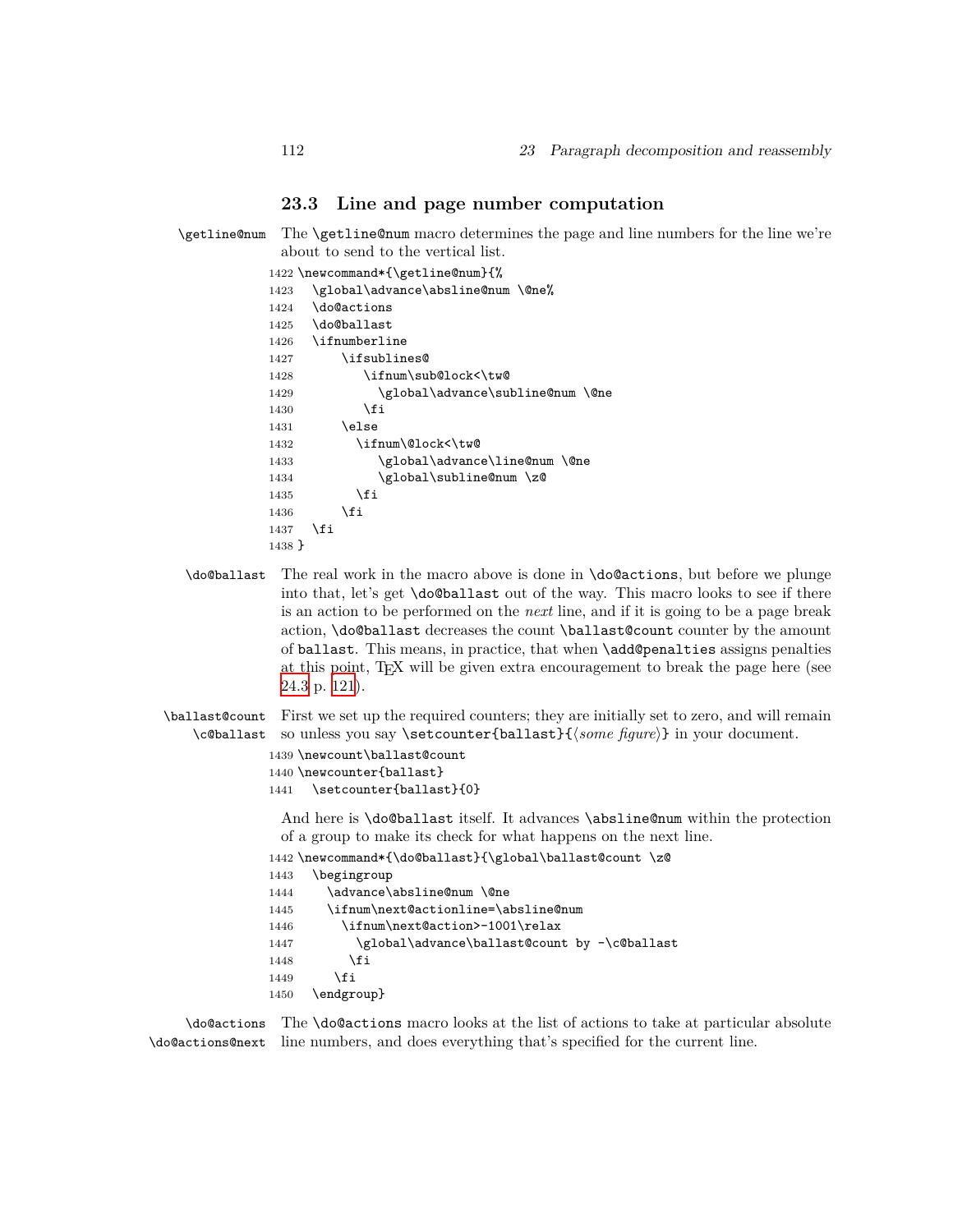### 23.3 Line and page number computation

`\getline@num` The `\getline@num` macro determines the page and line numbers for the line we're about to send to the vertical list.

```
1422 \newcommand*{\getline@num}{%
1423   \global\advance\absline@num \@ne%
1424   \do@actions
1425   \do@ballast
1426   \ifnumberline
1427       \ifsublines@
1428          \ifnum\sub@lock<\tw@
1429            \global\advance\subline@num \@ne
1430          \fi
1431       \else
1432         \ifnum\@lock<\tw@
1433            \global\advance\line@num \@ne
1434            \global\subline@num \z@
1435         \fi
1436       \fi
1437   \fi
1438 }
```

`\do@ballast` The real work in the macro above is done in `\do@actions`, but before we plunge into that, let's get `\do@ballast` out of the way. This macro looks to see if there is an action to be performed on the *next* line, and if it is going to be a page break action, `\do@ballast` decreases the count `\ballast@count` counter by the amount of `ballast`. This means, in practice, that when `\add@penalties` assigns penalties at this point, TEX will be given extra encouragement to break the page here (see 24.3 p. 121).

`\ballast@count` `\c@ballast` First we set up the required counters; they are initially set to zero, and will remain so unless you say `\setcounter{ballast}{`⟨*some figure*⟩`}` in your document.

```
1439 \newcount\ballast@count
1440 \newcounter{ballast}
1441   \setcounter{ballast}{0}
```

And here is `\do@ballast` itself. It advances `\absline@num` within the protection of a group to make its check for what happens on the next line.

```
1442 \newcommand*{\do@ballast}{\global\ballast@count \z@
1443   \begingroup
1444     \advance\absline@num \@ne
1445     \ifnum\next@actionline=\absline@num
1446       \ifnum\next@action>-1001\relax
1447         \global\advance\ballast@count by -\c@ballast
1448        \fi
1449      \fi
1450   \endgroup}
```

`\do@actions` `\do@actions@next` The `\do@actions` macro looks at the list of actions to take at particular absolute line numbers, and does everything that's specified for the current line.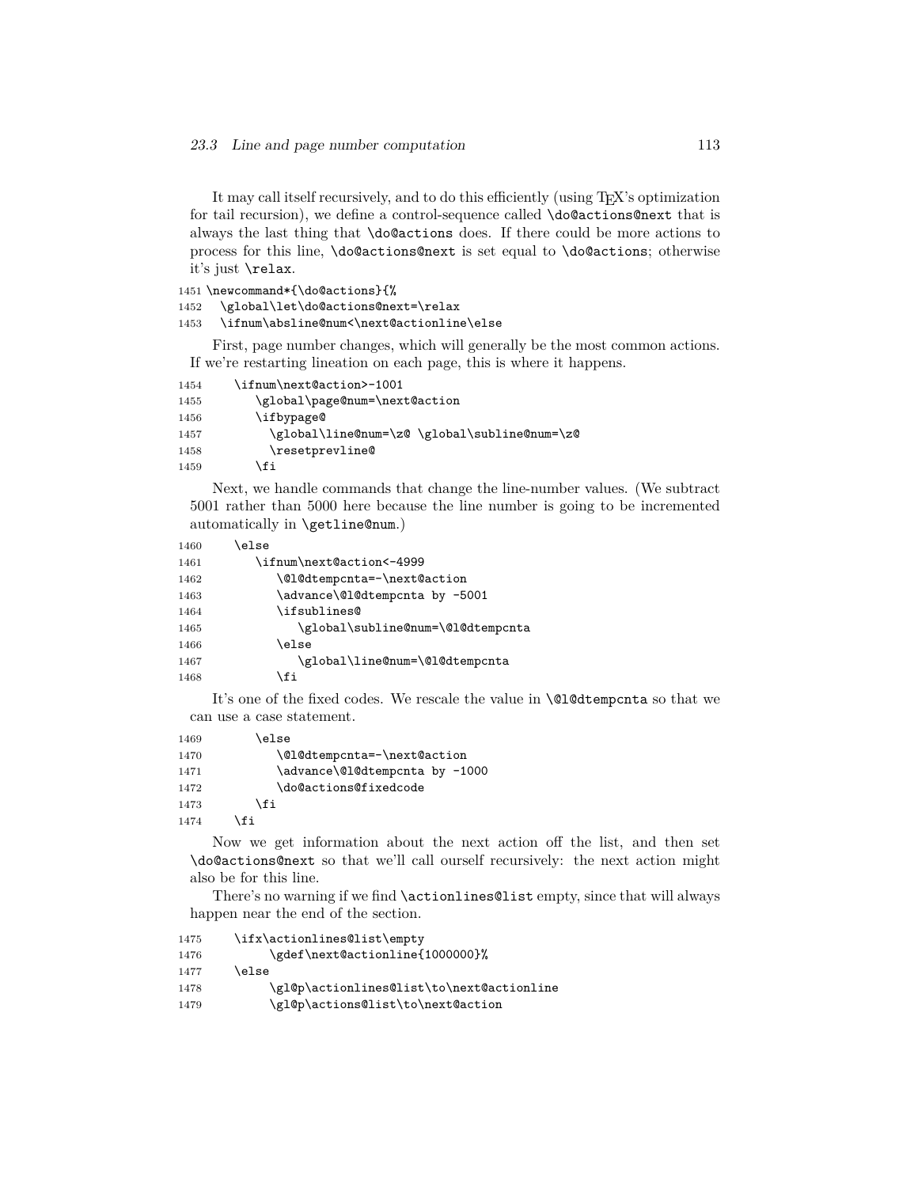It may call itself recursively, and to do this efficiently (using TeX's optimization for tail recursion), we define a control-sequence called `\do@actions@next` that is always the last thing that `\do@actions` does. If there could be more actions to process for this line, `\do@actions@next` is set equal to `\do@actions`; otherwise it's just `\relax`.

```
1451 \newcommand*{\do@actions}{%
1452   \global\let\do@actions@next=\relax
1453   \ifnum\absline@num<\next@actionline\else
```

First, page number changes, which will generally be the most common actions. If we're restarting lineation on each page, this is where it happens.

```
1454     \ifnum\next@action>-1001
1455        \global\page@num=\next@action
1456        \ifbypage@
1457          \global\line@num=\z@ \global\subline@num=\z@
1458          \resetprevline@
1459        \fi
```

Next, we handle commands that change the line-number values. (We subtract 5001 rather than 5000 here because the line number is going to be incremented automatically in `\getline@num`.)

```
1460     \else
1461        \ifnum\next@action<-4999
1462           \@l@dtempcnta=-\next@action
1463           \advance\@l@dtempcnta by -5001
1464           \ifsublines@
1465              \global\subline@num=\@l@dtempcnta
1466           \else
1467              \global\line@num=\@l@dtempcnta
1468           \fi
```

It's one of the fixed codes. We rescale the value in `\@l@dtempcnta` so that we can use a case statement.

```
1469        \else
1470           \@l@dtempcnta=-\next@action
1471           \advance\@l@dtempcnta by -1000
1472           \do@actions@fixedcode
1473        \fi
1474     \fi
```

Now we get information about the next action off the list, and then set `\do@actions@next` so that we'll call ourself recursively: the next action might also be for this line.

There's no warning if we find `\actionlines@list` empty, since that will always happen near the end of the section.

```
1475     \ifx\actionlines@list\empty
1476          \gdef\next@actionline{1000000}%
1477     \else
1478          \gl@p\actionlines@list\to\next@actionline
1479          \gl@p\actions@list\to\next@action
```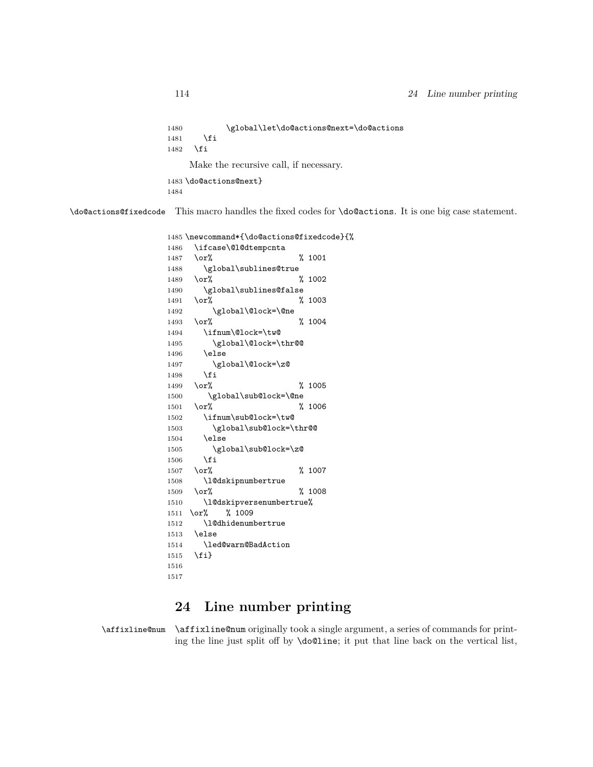```
1480         \global\let\do@actions@next=\do@actions
1481     \fi
1482   \fi
```

Make the recursive call, if necessary.

```
1483 \do@actions@next}
1484
```

`\do@actions@fixedcode` This macro handles the fixed codes for `\do@actions`. It is one big case statement.

```
1485 \newcommand*{\do@actions@fixedcode}{%
1486   \ifcase\@l@dtempcnta
1487   \or%                    % 1001
1488     \global\sublines@true
1489   \or%                    % 1002
1490     \global\sublines@false
1491   \or%                    % 1003
1492       \global\@lock=\@ne
1493   \or%                    % 1004
1494     \ifnum\@lock=\tw@
1495       \global\@lock=\thr@@
1496     \else
1497       \global\@lock=\z@
1498     \fi
1499   \or%                    % 1005
1500       \global\sub@lock=\@ne
1501   \or%                    % 1006
1502     \ifnum\sub@lock=\tw@
1503       \global\sub@lock=\thr@@
1504     \else
1505       \global\sub@lock=\z@
1506     \fi
1507   \or%                    % 1007
1508     \l@dskipnumbertrue
1509   \or%                    % 1008
1510     \l@dskipversenumbertrue%
1511  \or%    % 1009
1512     \l@dhidenumbertrue
1513   \else
1514     \led@warn@BadAction
1515   \fi}
1516
1517
```

## 24 Line number printing

`\affixline@num` `\affixline@num` originally took a single argument, a series of commands for printing the line just split off by `\do@line`; it put that line back on the vertical list,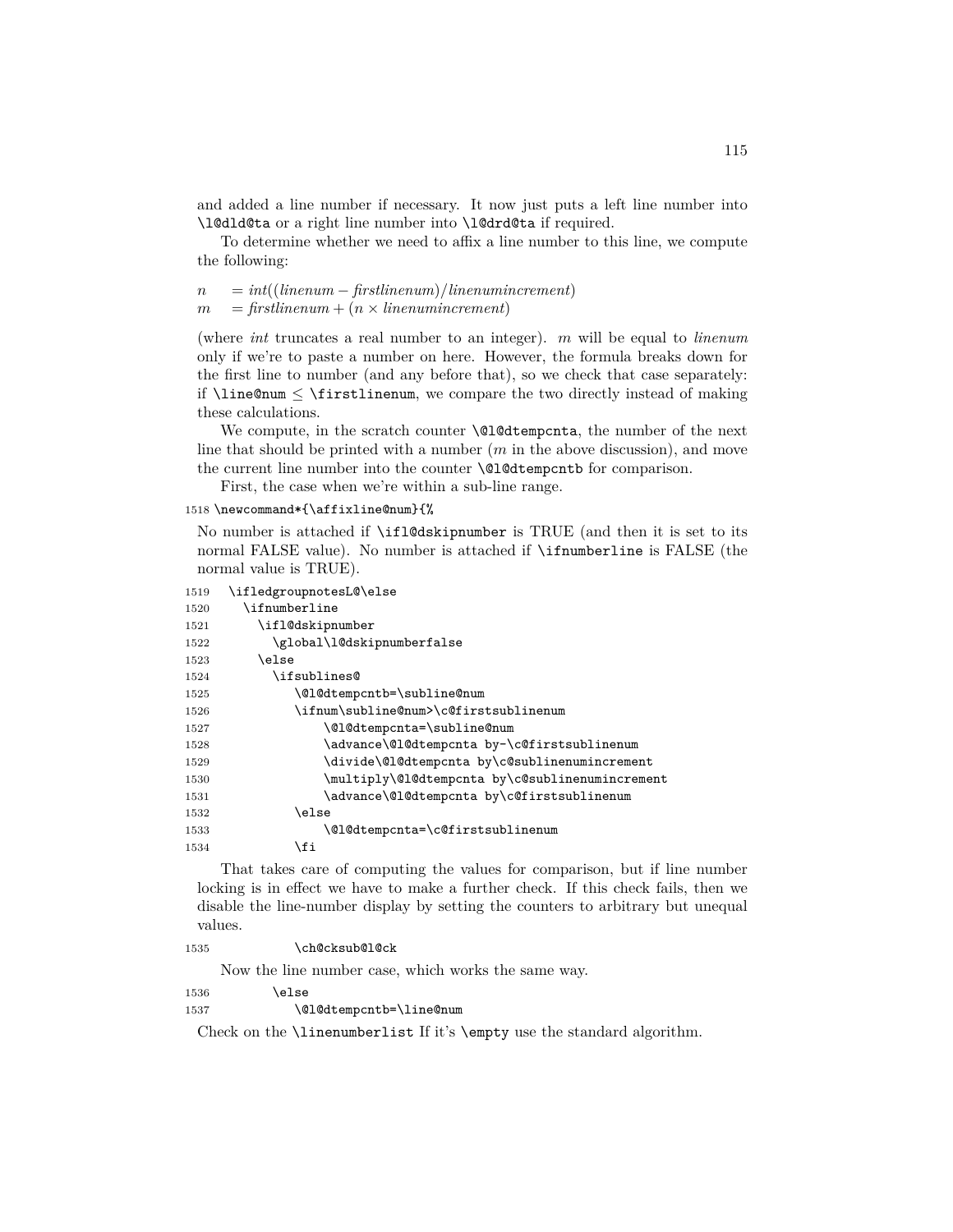and added a line number if necessary. It now just puts a left line number into `\l@dld@ta` or a right line number into `\l@drd@ta` if required.

To determine whether we need to affix a line number to this line, we compute the following:

$$n = int((linenum - firstlinenum)/linenumincrement)$$
$$m = firstlinenum + (n \times linenumincrement)$$

(where *int* truncates a real number to an integer). $m$ will be equal to *linenum* only if we're to paste a number on here. However, the formula breaks down for the first line to number (and any before that), so we check that case separately: if `\line@num` $\leq$ `\firstlinenum`, we compare the two directly instead of making these calculations.

We compute, in the scratch counter `\@l@dtempcnta`, the number of the next line that should be printed with a number ($m$ in the above discussion), and move the current line number into the counter `\@l@dtempcntb` for comparison.

First, the case when we're within a sub-line range.

```
1518 \newcommand*{\affixline@num}{%
```

No number is attached if `\ifl@dskipnumber` is TRUE (and then it is set to its normal FALSE value). No number is attached if `\ifnumberline` is FALSE (the normal value is TRUE).

```
1519   \ifledgroupnotesL@\else
1520     \ifnumberline
1521       \ifl@dskipnumber
1522         \global\l@dskipnumberfalse
1523       \else
1524         \ifsublines@
1525            \@l@dtempcntb=\subline@num
1526            \ifnum\subline@num>\c@firstsublinenum
1527                \@l@dtempcnta=\subline@num
1528                \advance\@l@dtempcnta by-\c@firstsublinenum
1529                \divide\@l@dtempcnta by\c@sublinenumincrement
1530                \multiply\@l@dtempcnta by\c@sublinenumincrement
1531                \advance\@l@dtempcnta by\c@firstsublinenum
1532            \else
1533                \@l@dtempcnta=\c@firstsublinenum
1534            \fi
```

That takes care of computing the values for comparison, but if line number locking is in effect we have to make a further check. If this check fails, then we disable the line-number display by setting the counters to arbitrary but unequal values.

```
1535            \ch@cksub@l@ck
```

Now the line number case, which works the same way.

```
1536         \else
1537            \@l@dtempcntb=\line@num
```

Check on the `\linenumberlist` If it's `\empty` use the standard algorithm.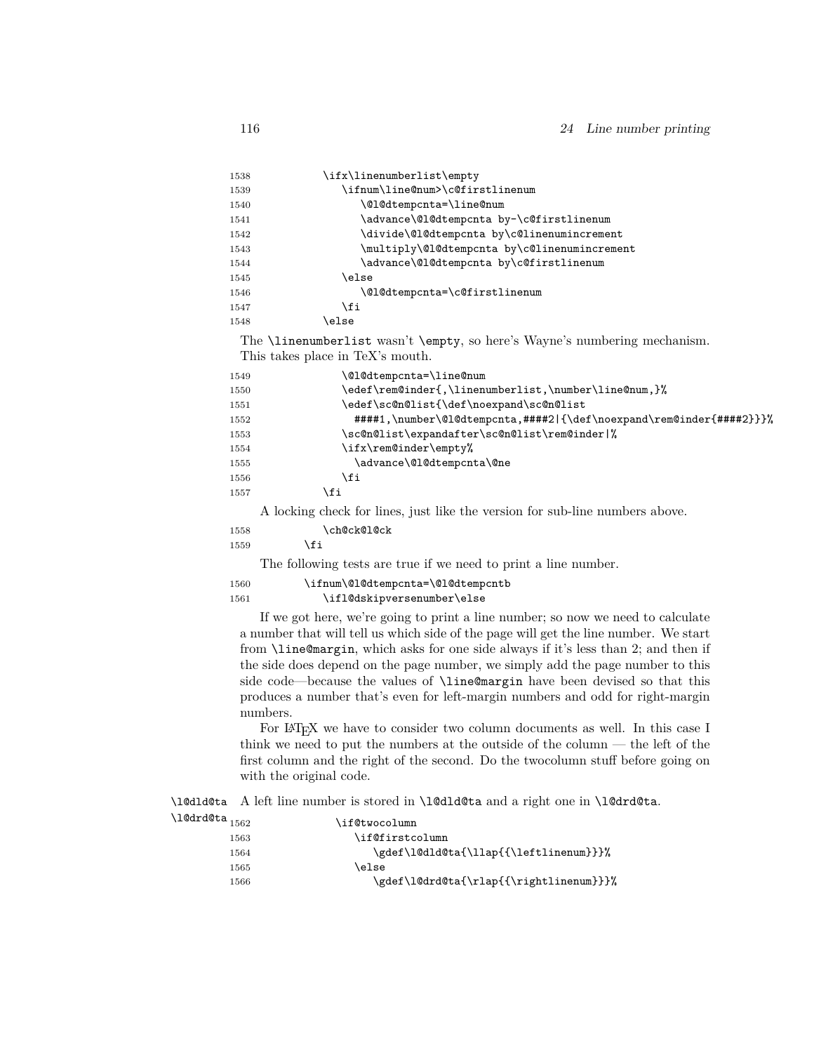```
1538            \ifx\linenumberlist\empty
1539               \ifnum\line@num>\c@firstlinenum
1540                  \@l@dtempcnta=\line@num
1541                  \advance\@l@dtempcnta by-\c@firstlinenum
1542                  \divide\@l@dtempcnta by\c@linenumincrement
1543                  \multiply\@l@dtempcnta by\c@linenumincrement
1544                  \advance\@l@dtempcnta by\c@firstlinenum
1545               \else
1546                  \@l@dtempcnta=\c@firstlinenum
1547               \fi
1548            \else
```

The `\linenumberlist` wasn't `\empty`, so here's Wayne's numbering mechanism. This takes place in TeX's mouth.

```
1549               \@l@dtempcnta=\line@num
1550               \edef\rem@inder{,\linenumberlist,\number\line@num,}%
1551               \edef\sc@n@list{\def\noexpand\sc@n@list
1552                 ####1,\number\@l@dtempcnta,####2|{\def\noexpand\rem@inder{####2}}}%
1553               \sc@n@list\expandafter\sc@n@list\rem@inder|%
1554               \ifx\rem@inder\empty%
1555                 \advance\@l@dtempcnta\@ne
1556               \fi
1557            \fi
```

A locking check for lines, just like the version for sub-line numbers above.

```
1558            \ch@ck@l@ck
1559         \fi
```

The following tests are true if we need to print a line number.

```
1560         \ifnum\@l@dtempcnta=\@l@dtempcntb
1561            \ifl@dskipversenumber\else
```

If we got here, we're going to print a line number; so now we need to calculate a number that will tell us which side of the page will get the line number. We start from `\line@margin`, which asks for one side always if it's less than 2; and then if the side does depend on the page number, we simply add the page number to this side code—because the values of `\line@margin` have been devised so that this produces a number that's even for left-margin numbers and odd for right-margin numbers.

For LaTeX we have to consider two column documents as well. In this case I think we need to put the numbers at the outside of the column — the left of the first column and the right of the second. Do the twocolumn stuff before going on with the original code.

`\l@dld@ta` `\l@drd@ta` A left line number is stored in `\l@dld@ta` and a right one in `\l@drd@ta`.

```
1562               \if@twocolumn
1563                  \if@firstcolumn
1564                     \gdef\l@dld@ta{\llap{{\leftlinenum}}}%
1565                  \else
1566                     \gdef\l@drd@ta{\rlap{{\rightlinenum}}}%
```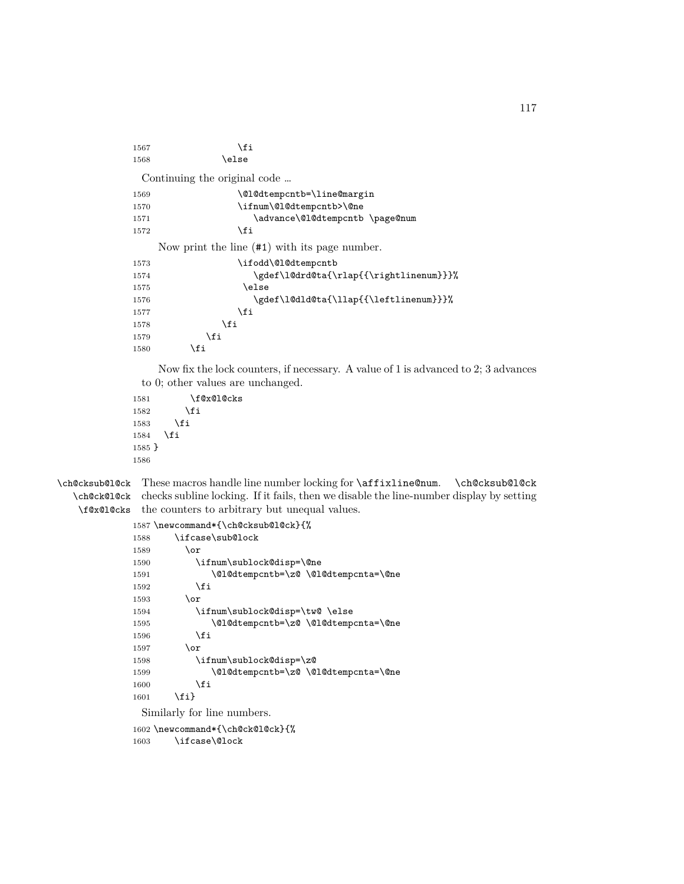```
1567                 \fi
1568             \else
```

Continuing the original code ...

```
1569                 \@l@dtempcntb=\line@margin
1570                 \ifnum\@l@dtempcntb>\@ne
1571                    \advance\@l@dtempcntb \page@num
1572                 \fi
```

Now print the line (#1) with its page number.

```
1573                 \ifodd\@l@dtempcntb
1574                    \gdef\l@drd@ta{\rlap{{\rightlinenum}}}%
1575                  \else
1576                    \gdef\l@dld@ta{\llap{{\leftlinenum}}}%
1577                 \fi
1578             \fi
1579          \fi
1580       \fi
```

Now fix the lock counters, if necessary. A value of 1 is advanced to 2; 3 advances to 0; other values are unchanged.

```
1581       \f@x@l@cks
1582      \fi
1583    \fi
1584  \fi
1585 }
1586
```

\ch@cksub@l@ck \ch@ck@l@ck \f@x@l@cks These macros handle line number locking for `\affixline@num`. `\ch@cksub@l@ck` checks subline locking. If it fails, then we disable the line-number display by setting the counters to arbitrary but unequal values.

```
1587 \newcommand*{\ch@cksub@l@ck}{%
1588     \ifcase\sub@lock
1589       \or
1590         \ifnum\sublock@disp=\@ne
1591            \@l@dtempcntb=\z@ \@l@dtempcnta=\@ne
1592         \fi
1593       \or
1594         \ifnum\sublock@disp=\tw@ \else
1595            \@l@dtempcntb=\z@ \@l@dtempcnta=\@ne
1596         \fi
1597       \or
1598         \ifnum\sublock@disp=\z@
1599            \@l@dtempcntb=\z@ \@l@dtempcnta=\@ne
1600         \fi
1601     \fi}
```

Similarly for line numbers.

```
1602 \newcommand*{\ch@ck@l@ck}{%
1603     \ifcase\@lock
```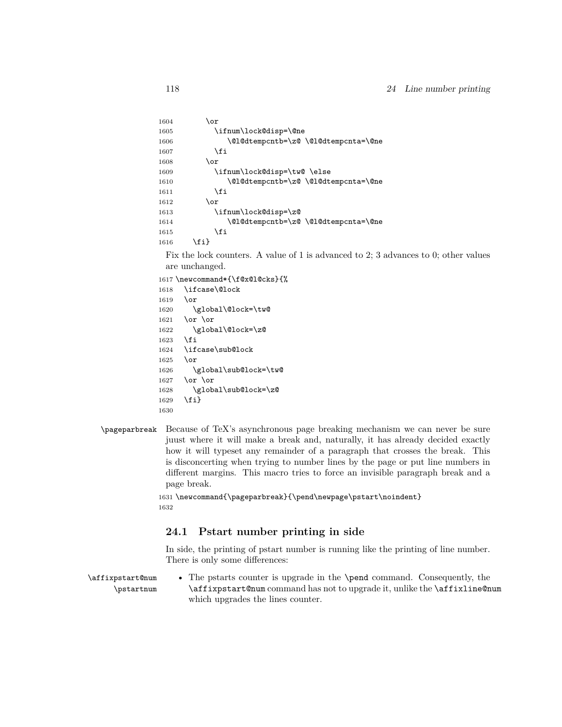```
1604        \or
1605          \ifnum\lock@disp=\@ne
1606             \@l@dtempcntb=\z@ \@l@dtempcnta=\@ne
1607          \fi
1608        \or
1609          \ifnum\lock@disp=\tw@ \else
1610             \@l@dtempcntb=\z@ \@l@dtempcnta=\@ne
1611          \fi
1612        \or
1613          \ifnum\lock@disp=\z@
1614             \@l@dtempcntb=\z@ \@l@dtempcnta=\@ne
1615          \fi
1616     \fi}
```

Fix the lock counters. A value of 1 is advanced to 2; 3 advances to 0; other values are unchanged.

```
1617 \newcommand*{\f@x@l@cks}{%
1618   \ifcase\@lock
1619   \or
1620     \global\@lock=\tw@
1621   \or \or
1622     \global\@lock=\z@
1623   \fi
1624   \ifcase\sub@lock
1625   \or
1626     \global\sub@lock=\tw@
1627   \or \or
1628     \global\sub@lock=\z@
1629   \fi}
1630
```

\pageparbreak Because of TeX's asynchronous page breaking mechanism we can never be sure juust where it will make a break and, naturally, it has already decided exactly how it will typeset any remainder of a paragraph that crosses the break. This is disconcerting when trying to number lines by the page or put line numbers in different margins. This macro tries to force an invisible paragraph break and a page break.

```
1631 \newcommand{\pageparbreak}{\pend\newpage\pstart\noindent}
1632
```

## 24.1 Pstart number printing in side

In side, the printing of pstart number is running like the printing of line number. There is only some differences:

\affixpstart@num \pstartnum

- The pstarts counter is upgrade in the \pend command. Consequently, the \affixpstart@num command has not to upgrade it, unlike the \affixline@num which upgrades the lines counter.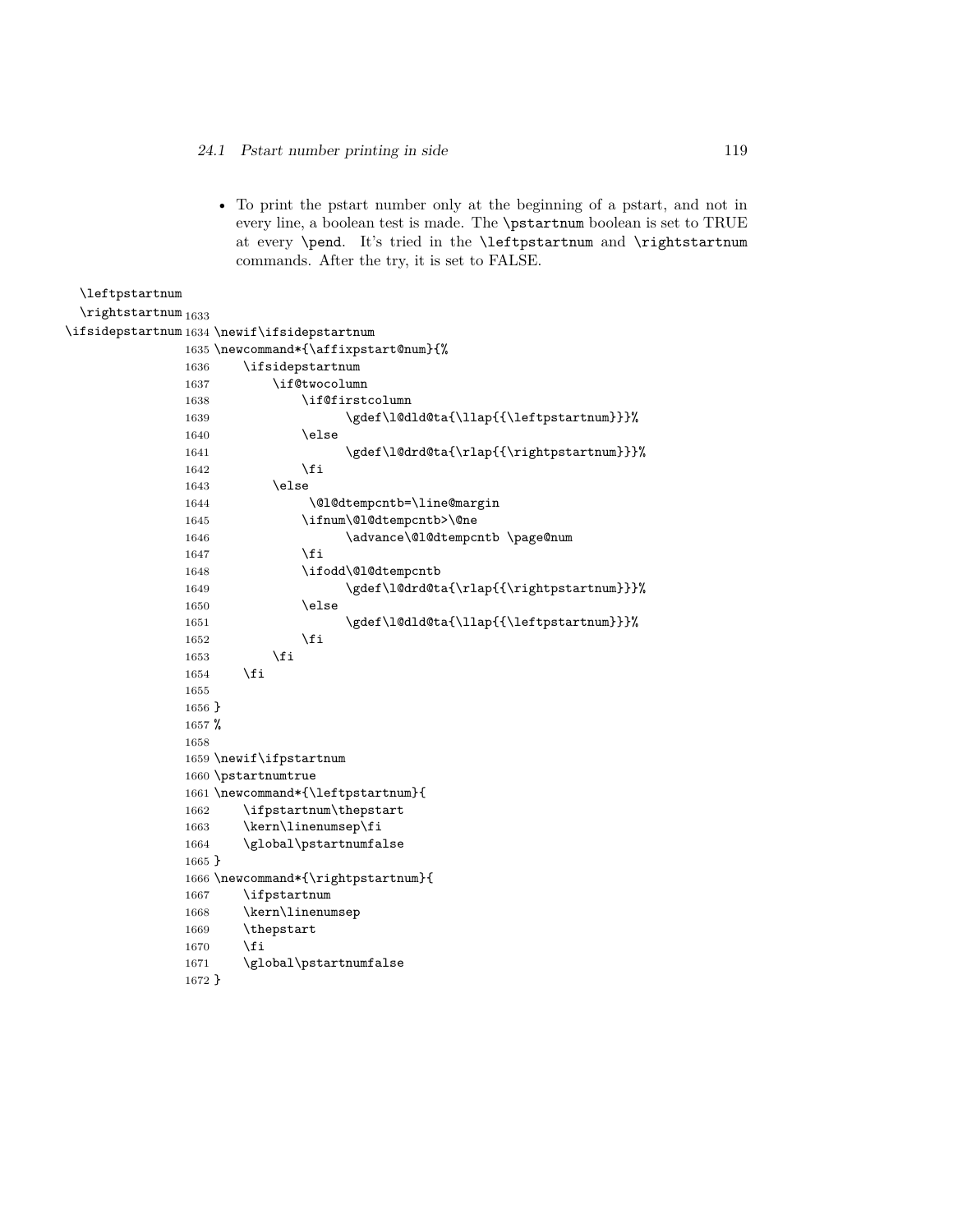- To print the pstart number only at the beginning of a pstart, and not in every line, a boolean test is made. The `\pstartnum` boolean is set to TRUE at every `\pend`. It's tried in the `\leftpstartnum` and `\rightstartnum` commands. After the try, it is set to FALSE.

`\leftpstartnum`
`\rightstartnum`
`\ifsidepstartnum`

```
1633
1634 \newif\ifsidepstartnum
1635 \newcommand*{\affixpstart@num}{%
1636     \ifsidepstartnum
1637         \if@twocolumn
1638             \if@firstcolumn
1639                  \gdef\l@dld@ta{\llap{{\leftpstartnum}}}%
1640             \else
1641                  \gdef\l@drd@ta{\rlap{{\rightpstartnum}}}%
1642             \fi
1643         \else
1644              \@l@dtempcntb=\line@margin
1645             \ifnum\@l@dtempcntb>\@ne
1646                  \advance\@l@dtempcntb \page@num
1647             \fi
1648             \ifodd\@l@dtempcntb
1649                  \gdef\l@drd@ta{\rlap{{\rightpstartnum}}}%
1650             \else
1651                  \gdef\l@dld@ta{\llap{{\leftpstartnum}}}%
1652             \fi
1653         \fi
1654     \fi
1655
1656 }
1657 %
1658
1659 \newif\ifpstartnum
1660 \pstartnumtrue
1661 \newcommand*{\leftpstartnum}{
1662     \ifpstartnum\thepstart
1663     \kern\linenumsep\fi
1664     \global\pstartnumfalse
1665 }
1666 \newcommand*{\rightpstartnum}{
1667     \ifpstartnum
1668     \kern\linenumsep
1669     \thepstart
1670     \fi
1671     \global\pstartnumfalse
1672 }
```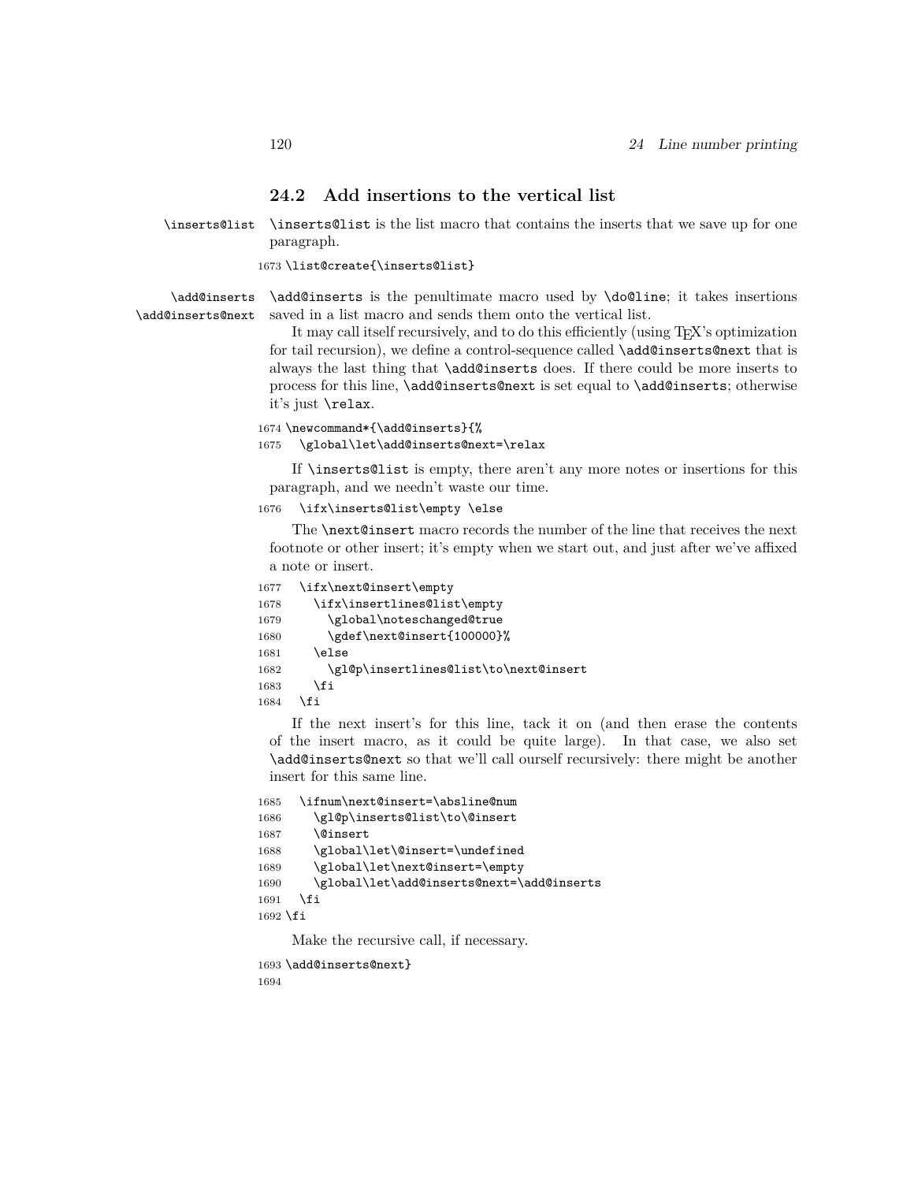## 24.2 Add insertions to the vertical list

\inserts@list — `\inserts@list` is the list macro that contains the inserts that we save up for one paragraph.

```
1673 \list@create{\inserts@list}
```

\add@inserts
\add@inserts@next — `\add@inserts` is the penultimate macro used by `\do@line`; it takes insertions saved in a list macro and sends them onto the vertical list.

It may call itself recursively, and to do this efficiently (using TEX's optimization for tail recursion), we define a control-sequence called `\add@inserts@next` that is always the last thing that `\add@inserts` does. If there could be more inserts to process for this line, `\add@inserts@next` is set equal to `\add@inserts`; otherwise it's just `\relax`.

```
1674 \newcommand*{\add@inserts}{%
1675   \global\let\add@inserts@next=\relax
```

If `\inserts@list` is empty, there aren't any more notes or insertions for this paragraph, and we needn't waste our time.

```
1676   \ifx\inserts@list\empty \else
```

The `\next@insert` macro records the number of the line that receives the next footnote or other insert; it's empty when we start out, and just after we've affixed a note or insert.

```
1677   \ifx\next@insert\empty
1678     \ifx\insertlines@list\empty
1679       \global\noteschanged@true
1680       \gdef\next@insert{100000}%
1681     \else
1682       \gl@p\insertlines@list\to\next@insert
1683     \fi
1684   \fi
```

If the next insert's for this line, tack it on (and then erase the contents of the insert macro, as it could be quite large). In that case, we also set `\add@inserts@next` so that we'll call ourself recursively: there might be another insert for this same line.

```
1685   \ifnum\next@insert=\absline@num
1686     \gl@p\inserts@list\to\@insert
1687     \@insert
1688     \global\let\@insert=\undefined
1689     \global\let\next@insert=\empty
1690     \global\let\add@inserts@next=\add@inserts
1691   \fi
1692 \fi
```

Make the recursive call, if necessary.

```
1693 \add@inserts@next}
1694
```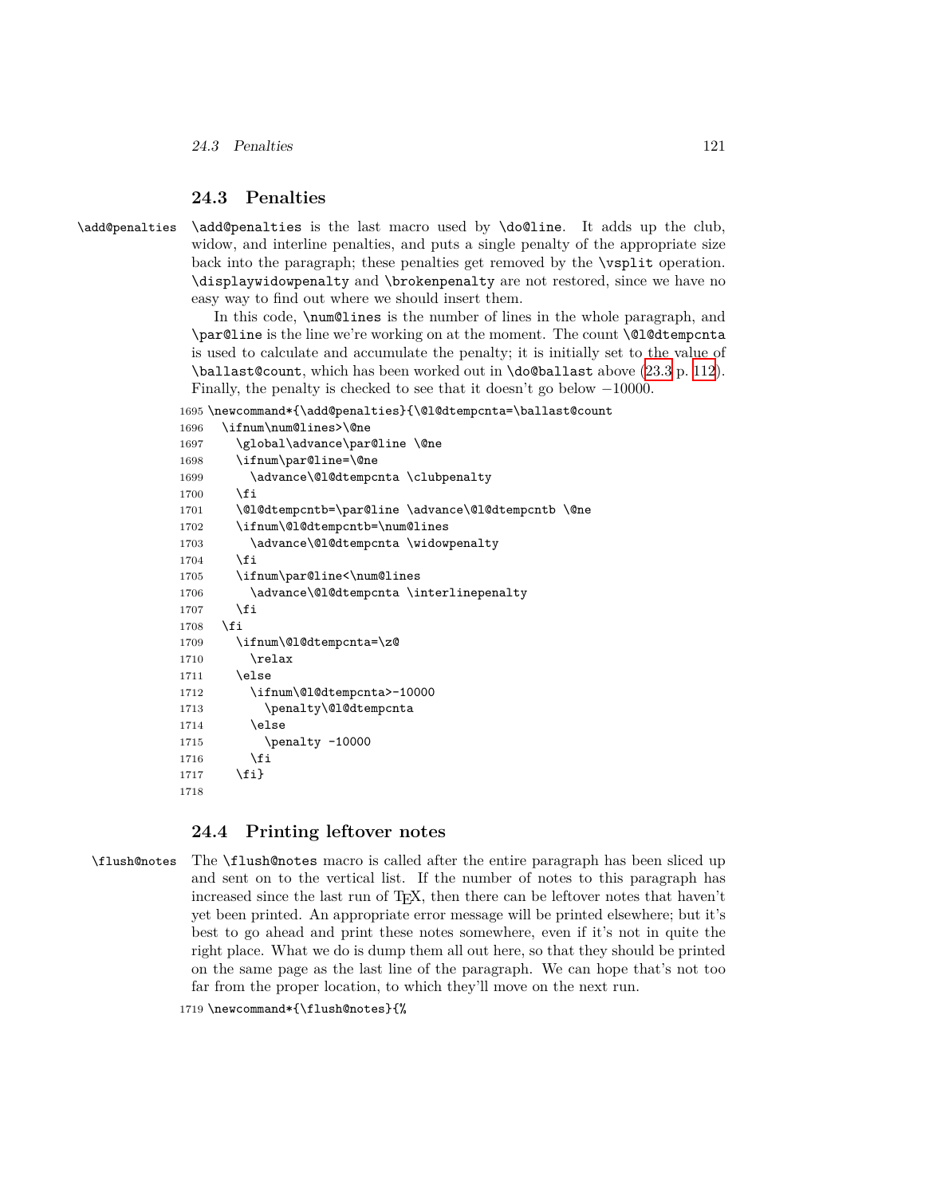### 24.3 Penalties

\add@penalties

`\add@penalties` is the last macro used by `\do@line`. It adds up the club, widow, and interline penalties, and puts a single penalty of the appropriate size back into the paragraph; these penalties get removed by the `\vsplit` operation. `\displaywidowpenalty` and `\brokenpenalty` are not restored, since we have no easy way to find out where we should insert them.

In this code, `\num@lines` is the number of lines in the whole paragraph, and `\par@line` is the line we're working on at the moment. The count `\@l@dtempcnta` is used to calculate and accumulate the penalty; it is initially set to the value of `\ballast@count`, which has been worked out in `\do@ballast` above (23.3 p. 112). Finally, the penalty is checked to see that it doesn't go below −10000.

```
1695 \newcommand*{\add@penalties}{\@l@dtempcnta=\ballast@count
1696   \ifnum\num@lines>\@ne
1697     \global\advance\par@line \@ne
1698     \ifnum\par@line=\@ne
1699       \advance\@l@dtempcnta \clubpenalty
1700     \fi
1701     \@l@dtempcntb=\par@line \advance\@l@dtempcntb \@ne
1702     \ifnum\@l@dtempcntb=\num@lines
1703       \advance\@l@dtempcnta \widowpenalty
1704     \fi
1705     \ifnum\par@line<\num@lines
1706       \advance\@l@dtempcnta \interlinepenalty
1707     \fi
1708   \fi
1709     \ifnum\@l@dtempcnta=\z@
1710       \relax
1711     \else
1712       \ifnum\@l@dtempcnta>-10000
1713         \penalty\@l@dtempcnta
1714       \else
1715         \penalty -10000
1716       \fi
1717     \fi}
1718
```

### 24.4 Printing leftover notes

\flush@notes

The `\flush@notes` macro is called after the entire paragraph has been sliced up and sent on to the vertical list. If the number of notes to this paragraph has increased since the last run of TEX, then there can be leftover notes that haven't yet been printed. An appropriate error message will be printed elsewhere; but it's best to go ahead and print these notes somewhere, even if it's not in quite the right place. What we do is dump them all out here, so that they should be printed on the same page as the last line of the paragraph. We can hope that's not too far from the proper location, to which they'll move on the next run.

```
1719 \newcommand*{\flush@notes}{%
```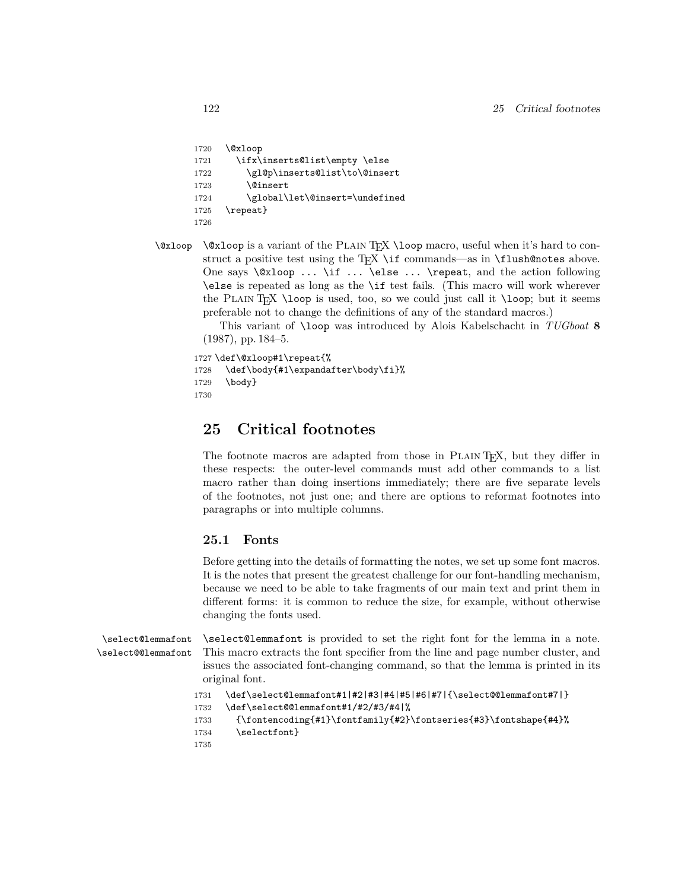```
1720   \@xloop
1721     \ifx\inserts@list\empty \else
1722       \gl@p\inserts@list\to\@insert
1723       \@insert
1724       \global\let\@insert=\undefined
1725   \repeat}
1726
```

\@xloop

`\@xloop` is a variant of the PLAIN TEX `\loop` macro, useful when it's hard to construct a positive test using the TEX `\if` commands—as in `\flush@notes` above. One says `\@xloop ... \if ... \else ... \repeat`, and the action following `\else` is repeated as long as the `\if` test fails. (This macro will work wherever the PLAIN TEX `\loop` is used, too, so we could just call it `\loop`; but it seems preferable not to change the definitions of any of the standard macros.)

This variant of `\loop` was introduced by Alois Kabelschacht in *TUGboat* **8** (1987), pp. 184–5.

```
1727 \def\@xloop#1\repeat{%
1728   \def\body{#1\expandafter\body\fi}%
1729   \body}
1730
```

# 25 Critical footnotes

The footnote macros are adapted from those in PLAIN TEX, but they differ in these respects: the outer-level commands must add other commands to a list macro rather than doing insertions immediately; there are five separate levels of the footnotes, not just one; and there are options to reformat footnotes into paragraphs or into multiple columns.

## 25.1 Fonts

Before getting into the details of formatting the notes, we set up some font macros. It is the notes that present the greatest challenge for our font-handling mechanism, because we need to be able to take fragments of our main text and print them in different forms: it is common to reduce the size, for example, without otherwise changing the fonts used.

\select@lemmafont
\select@@lemmafont

`\select@lemmafont` is provided to set the right font for the lemma in a note. This macro extracts the font specifier from the line and page number cluster, and issues the associated font-changing command, so that the lemma is printed in its original font.

```
1731   \def\select@lemmafont#1|#2|#3|#4|#5|#6|#7|{\select@@lemmafont#7|}
1732   \def\select@@lemmafont#1/#2/#3/#4|%
1733     {\fontencoding{#1}\fontfamily{#2}\fontseries{#3}\fontshape{#4}%
1734     \selectfont}
1735
```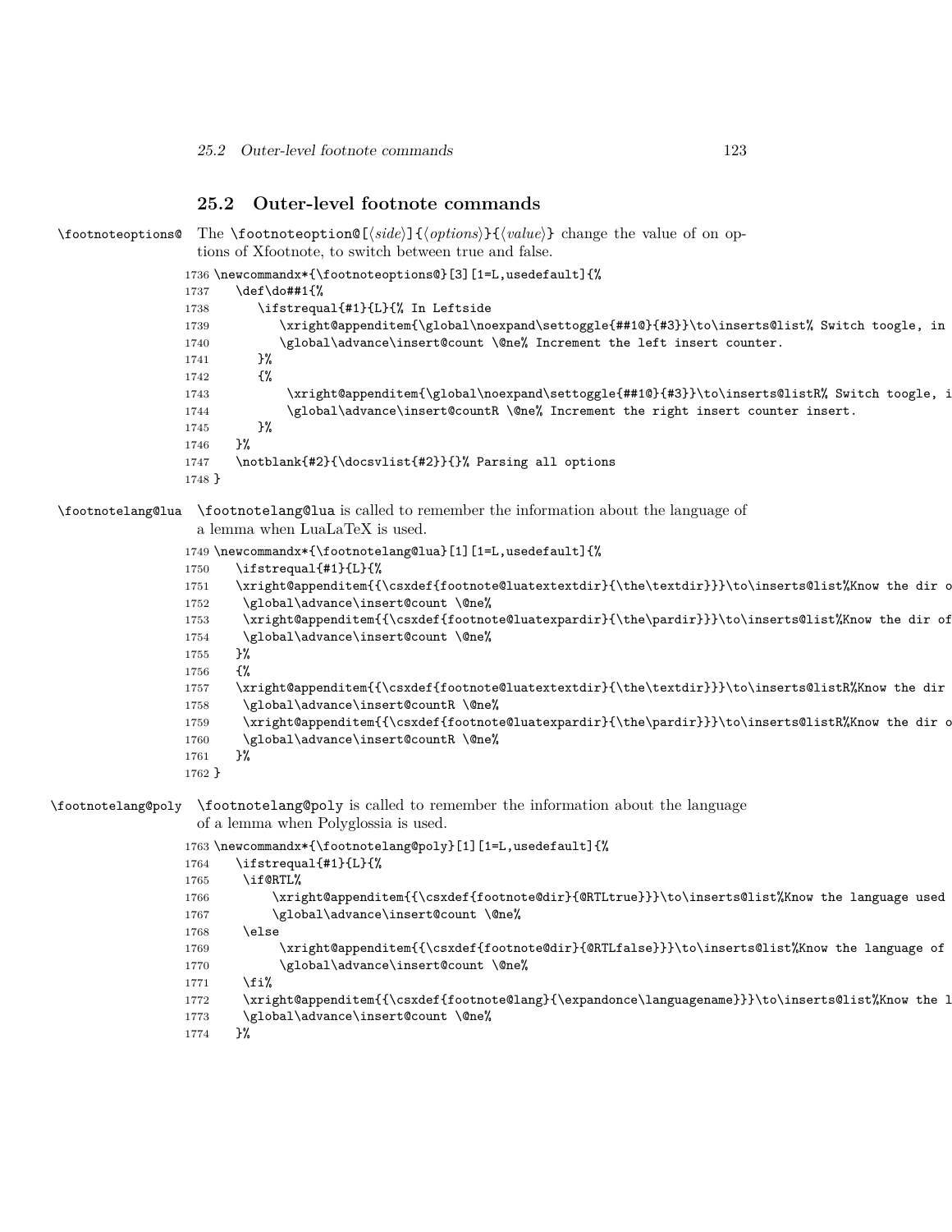## 25.2 Outer-level footnote commands

\footnoteoptions@ The \footnoteoption@[⟨*side*⟩]{⟨*options*⟩}{⟨*value*⟩} change the value of on options of Xfootnote, to switch between true and false.

```
1736 \newcommandx*{\footnoteoptions@}[3][1=L,usedefault]{%
1737    \def\do##1{%
1738       \ifstrequal{#1}{L}{% In Leftside
1739          \xright@appenditem{\global\noexpand\settoggle{##1@}{#3}}\to\inserts@list% Switch toogle, in
1740          \global\advance\insert@count \@ne% Increment the left insert counter.
1741       }%
1742       {%
1743           \xright@appenditem{\global\noexpand\settoggle{##1@}{#3}}\to\inserts@listR% Switch toogle, i
1744           \global\advance\insert@countR \@ne% Increment the right insert counter insert.
1745       }%
1746    }%
1747    \notblank{#2}{\docsvlist{#2}}{}% Parsing all options
1748 }
```

\footnotelang@lua \footnotelang@lua is called to remember the information about the language of a lemma when LuaLaTeX is used.

```
1749 \newcommandx*{\footnotelang@lua}[1][1=L,usedefault]{%
1750    \ifstrequal{#1}{L}{%
1751    \xright@appenditem{{\csxdef{footnote@luatextextdir}{\the\textdir}}}\to\inserts@list%Know the dir o
1752     \global\advance\insert@count \@ne%
1753     \xright@appenditem{{\csxdef{footnote@luatexpardir}{\the\pardir}}}\to\inserts@list%Know the dir of
1754     \global\advance\insert@count \@ne%
1755    }%
1756    {%
1757    \xright@appenditem{{\csxdef{footnote@luatextextdir}{\the\textdir}}}\to\inserts@listR%Know the dir
1758     \global\advance\insert@countR \@ne%
1759     \xright@appenditem{{\csxdef{footnote@luatexpardir}{\the\pardir}}}\to\inserts@listR%Know the dir o
1760     \global\advance\insert@countR \@ne%
1761    }%
1762 }
```

\footnotelang@poly \footnotelang@poly is called to remember the information about the language of a lemma when Polyglossia is used.

```
1763 \newcommandx*{\footnotelang@poly}[1][1=L,usedefault]{%
1764    \ifstrequal{#1}{L}{%
1765     \if@RTL%
1766         \xright@appenditem{{\csxdef{footnote@dir}{@RTLtrue}}}\to\inserts@list%Know the language used
1767         \global\advance\insert@count \@ne%
1768     \else
1769          \xright@appenditem{{\csxdef{footnote@dir}{@RTLfalse}}}\to\inserts@list%Know the language of
1770          \global\advance\insert@count \@ne%
1771     \fi%
1772     \xright@appenditem{{\csxdef{footnote@lang}{\expandonce\languagename}}}\to\inserts@list%Know the l
1773     \global\advance\insert@count \@ne%
1774    }%
```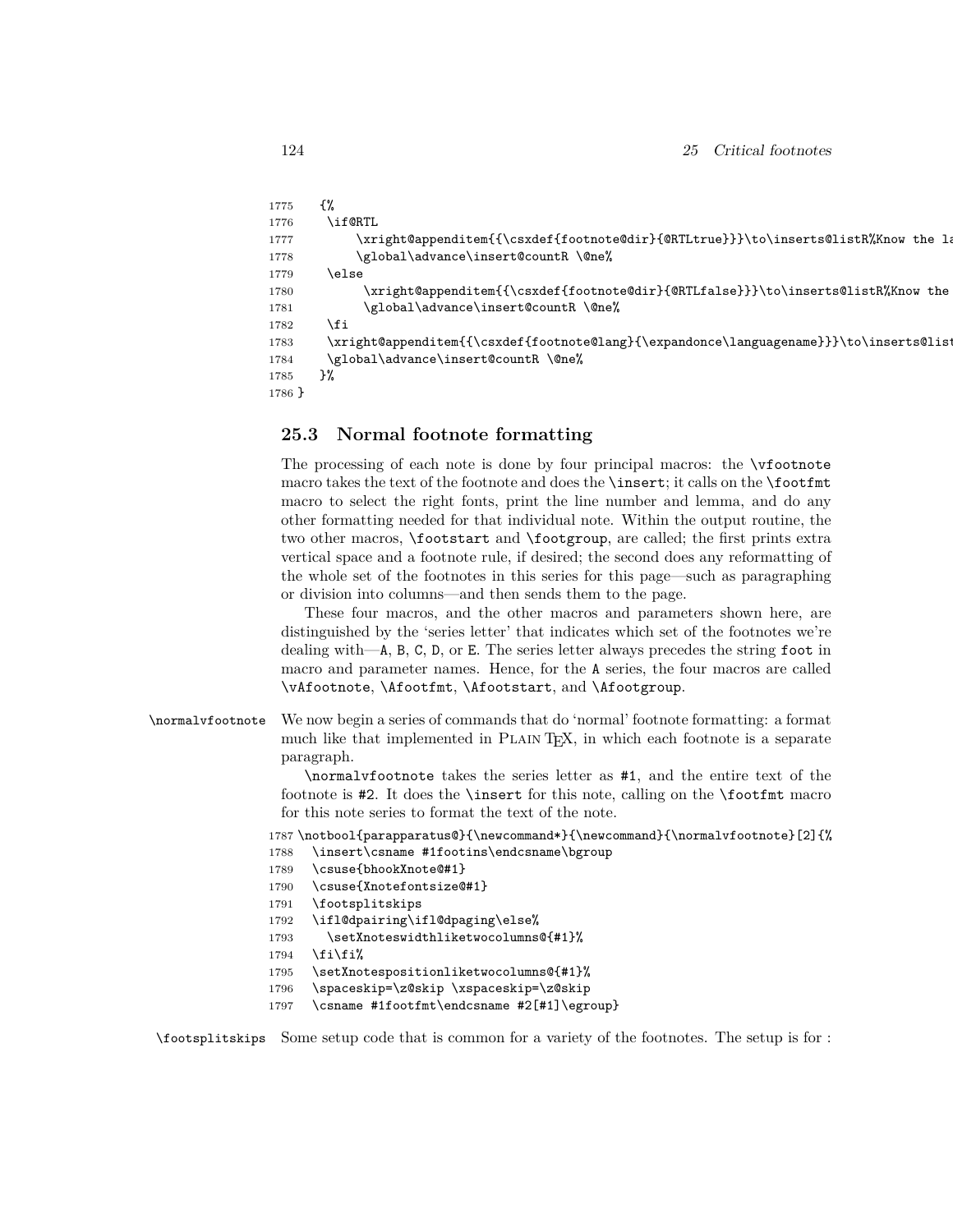```
1775   {%
1776    \if@RTL
1777        \xright@appenditem{{\csxdef{footnote@dir}{@RTLtrue}}}\to\inserts@listR%Know the la
1778        \global\advance\insert@countR \@ne%
1779    \else
1780         \xright@appenditem{{\csxdef{footnote@dir}{@RTLfalse}}}\to\inserts@listR%Know the
1781         \global\advance\insert@countR \@ne%
1782    \fi
1783    \xright@appenditem{{\csxdef{footnote@lang}{\expandonce\languagename}}}\to\inserts@list
1784    \global\advance\insert@countR \@ne%
1785   }%
1786 }
```

## 25.3 Normal footnote formatting

The processing of each note is done by four principal macros: the `\vfootnote` macro takes the text of the footnote and does the `\insert`; it calls on the `\footfmt` macro to select the right fonts, print the line number and lemma, and do any other formatting needed for that individual note. Within the output routine, the two other macros, `\footstart` and `\footgroup`, are called; the first prints extra vertical space and a footnote rule, if desired; the second does any reformatting of the whole set of the footnotes in this series for this page—such as paragraphing or division into columns—and then sends them to the page.

These four macros, and the other macros and parameters shown here, are distinguished by the 'series letter' that indicates which set of the footnotes we're dealing with—`A`, `B`, `C`, `D`, or `E`. The series letter always precedes the string `foot` in macro and parameter names. Hence, for the `A` series, the four macros are called `\vAfootnote`, `\Afootfmt`, `\Afootstart`, and `\Afootgroup`.

`\normalvfootnote` We now begin a series of commands that do 'normal' footnote formatting: a format much like that implemented in PLAIN TeX, in which each footnote is a separate paragraph.

`\normalvfootnote` takes the series letter as `#1`, and the entire text of the footnote is `#2`. It does the `\insert` for this note, calling on the `\footfmt` macro for this note series to format the text of the note.

```
1787 \notbool{parapparatus@}{\newcommand*}{\newcommand}{\normalvfootnote}[2]{%
1788   \insert\csname #1footins\endcsname\bgroup
1789   \csuse{bhookXnote@#1}
1790   \csuse{Xnotefontsize@#1}
1791   \footsplitskips
1792   \ifl@dpairing\ifl@dpaging\else%
1793     \setXnoteswidthliketwocolumns@{#1}%
1794   \fi\fi%
1795   \setXnotespositionliketwocolumns@{#1}%
1796   \spaceskip=\z@skip \xspaceskip=\z@skip
1797   \csname #1footfmt\endcsname #2[#1]\egroup}
```

`\footsplitskips` Some setup code that is common for a variety of the footnotes. The setup is for :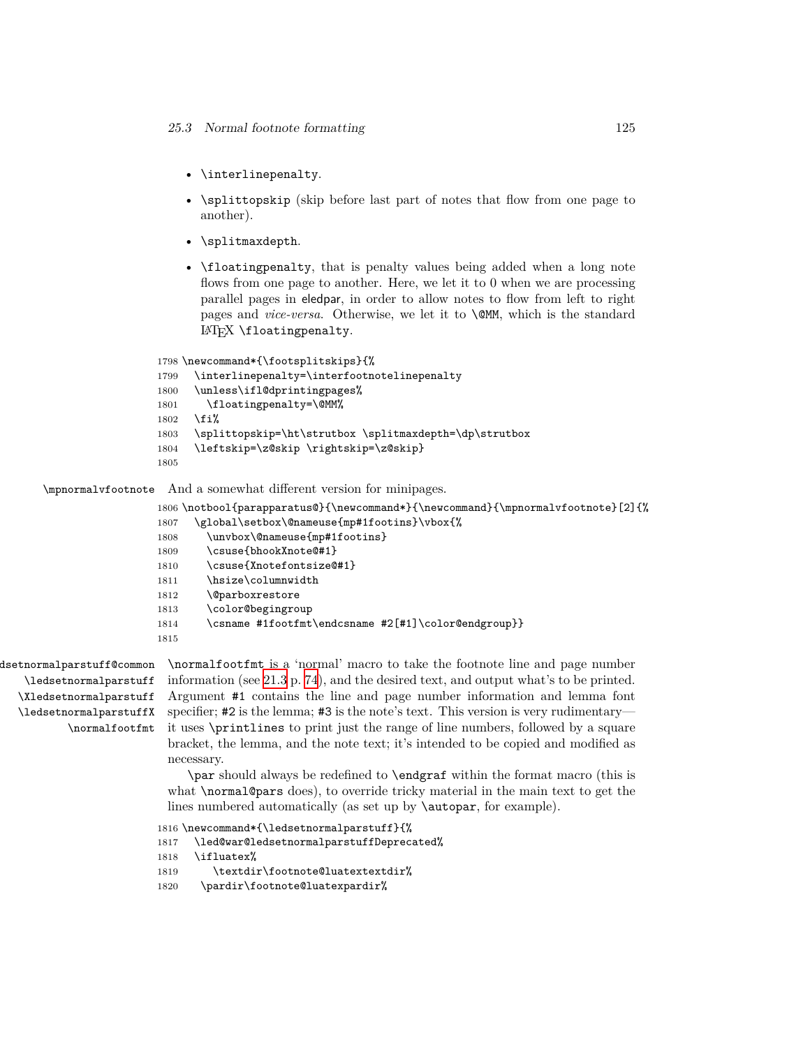- `\interlinepenalty`.
- `\splittopskip` (skip before last part of notes that flow from one page to another).
- `\splitmaxdepth`.
- `\floatingpenalty`, that is penalty values being added when a long note flows from one page to another. Here, we let it to 0 when we are processing parallel pages in eledpar, in order to allow notes to flow from left to right pages and *vice-versa*. Otherwise, we let it to `\@MM`, which is the standard LaTeX `\floatingpenalty`.

```
1798 \newcommand*{\footsplitskips}{%
1799   \interlinepenalty=\interfootnotelinepenalty
1800   \unless\ifl@dprintingpages%
1801     \floatingpenalty=\@MM%
1802   \fi%
1803   \splittopskip=\ht\strutbox \splitmaxdepth=\dp\strutbox
1804   \leftskip=\z@skip \rightskip=\z@skip}
1805 
```

`\mpnormalvfootnote` And a somewhat different version for minipages.

```
1806 \notbool{parapparatus@}{\newcommand*}{\newcommand}{\mpnormalvfootnote}[2]{%
1807   \global\setbox\@nameuse{mp#1footins}\vbox{%
1808     \unvbox\@nameuse{mp#1footins}
1809     \csuse{bhookXnote@#1}
1810     \csuse{Xnotefontsize@#1}
1811     \hsize\columnwidth
1812     \@parboxrestore
1813     \color@begingroup
1814     \csname #1footfmt\endcsname #2[#1]\color@endgroup}}
1815 
```

`\ledsetnormalparstuff@common` `\ledsetnormalparstuff` `\Xledsetnormalparstuff` `\ledsetnormalparstuffX` `\normalfootfmt`

`\normalfootfmt` is a 'normal' macro to take the footnote line and page number information (see 21.3 p. 74), and the desired text, and output what's to be printed. Argument `#1` contains the line and page number information and lemma font specifier; `#2` is the lemma; `#3` is the note's text. This version is very rudimentary—it uses `\printlines` to print just the range of line numbers, followed by a square bracket, the lemma, and the note text; it's intended to be copied and modified as necessary.

`\par` should always be redefined to `\endgraf` within the format macro (this is what `\normal@pars` does), to override tricky material in the main text to get the lines numbered automatically (as set up by `\autopar`, for example).

```
1816 \newcommand*{\ledsetnormalparstuff}{%
1817   \led@war@ledsetnormalparstuffDeprecated%
1818   \ifluatex%
1819      \textdir\footnote@luatextextdir%
1820     \pardir\footnote@luatexpardir%
```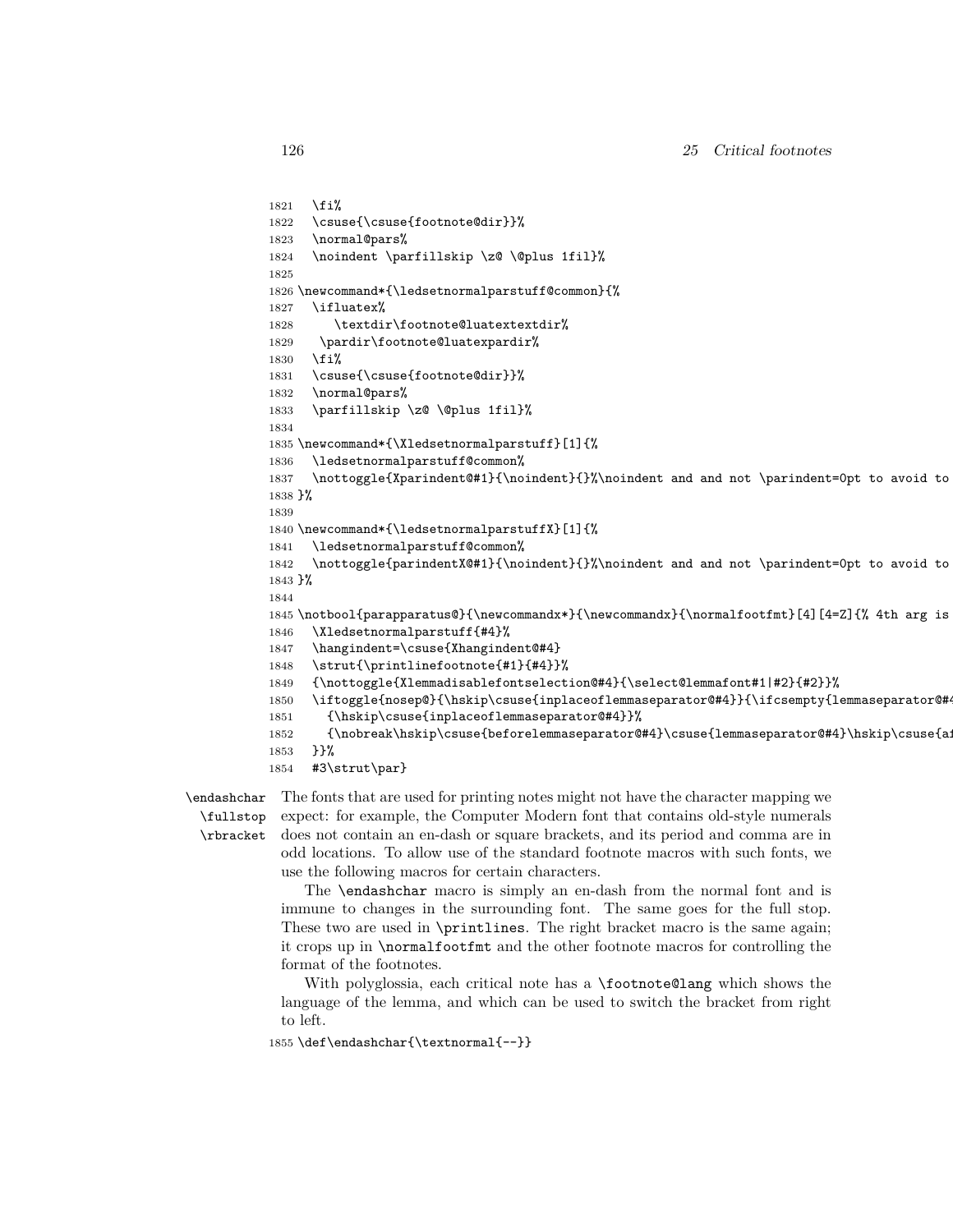```
1821   \fi%
1822   \csuse{\csuse{footnote@dir}}%
1823   \normal@pars%
1824   \noindent \parfillskip \z@ \@plus 1fil}%
1825
1826 \newcommand*{\ledsetnormalparstuff@common}{%
1827   \ifluatex%
1828      \textdir\footnote@luatextextdir%
1829    \pardir\footnote@luatexpardir%
1830   \fi%
1831   \csuse{\csuse{footnote@dir}}%
1832   \normal@pars%
1833   \parfillskip \z@ \@plus 1fil}%
1834
1835 \newcommand*{\Xledsetnormalparstuff}[1]{%
1836   \ledsetnormalparstuff@common%
1837   \nottoggle{Xparindent@#1}{\noindent}{}%\noindent and and not \parindent=0pt to avoid to
1838 }%
1839
1840 \newcommand*{\ledsetnormalparstuffX}[1]{%
1841   \ledsetnormalparstuff@common%
1842   \nottoggle{parindentX@#1}{\noindent}{}%\noindent and and not \parindent=0pt to avoid to
1843 }%
1844
1845 \notbool{parapparatus@}{\newcommandx*}{\newcommandx}{\normalfootfmt}[4][4=Z]{% 4th arg is
1846   \Xledsetnormalparstuff{#4}%
1847   \hangindent=\csuse{Xhangindent@#4}
1848   \strut{\printlinefootnote{#1}{#4}}%
1849   {\nottoggle{Xlemmadisablefontselection@#4}{\select@lemmafont#1|#2}{#2}}%
1850   \iftoggle{nosep@}{\hskip\csuse{inplaceoflemmaseparator@#4}}{\ifcsempty{lemmaseparator@#4
1851     {\hskip\csuse{inplaceoflemmaseparator@#4}}%
1852     {\nobreak\hskip\csuse{beforelemmaseparator@#4}\csuse{lemmaseparator@#4}\hskip\csuse{af
1853   }}%
1854   #3\strut\par}
```

\endashchar \fullstop \rbracket

The fonts that are used for printing notes might not have the character mapping we expect: for example, the Computer Modern font that contains old-style numerals does not contain an en-dash or square brackets, and its period and comma are in odd locations. To allow use of the standard footnote macros with such fonts, we use the following macros for certain characters.

The `\endashchar` macro is simply an en-dash from the normal font and is immune to changes in the surrounding font. The same goes for the full stop. These two are used in `\printlines`. The right bracket macro is the same again; it crops up in `\normalfootfmt` and the other footnote macros for controlling the format of the footnotes.

With polyglossia, each critical note has a `\footnote@lang` which shows the language of the lemma, and which can be used to switch the bracket from right to left.

```
1855 \def\endashchar{\textnormal{--}}
```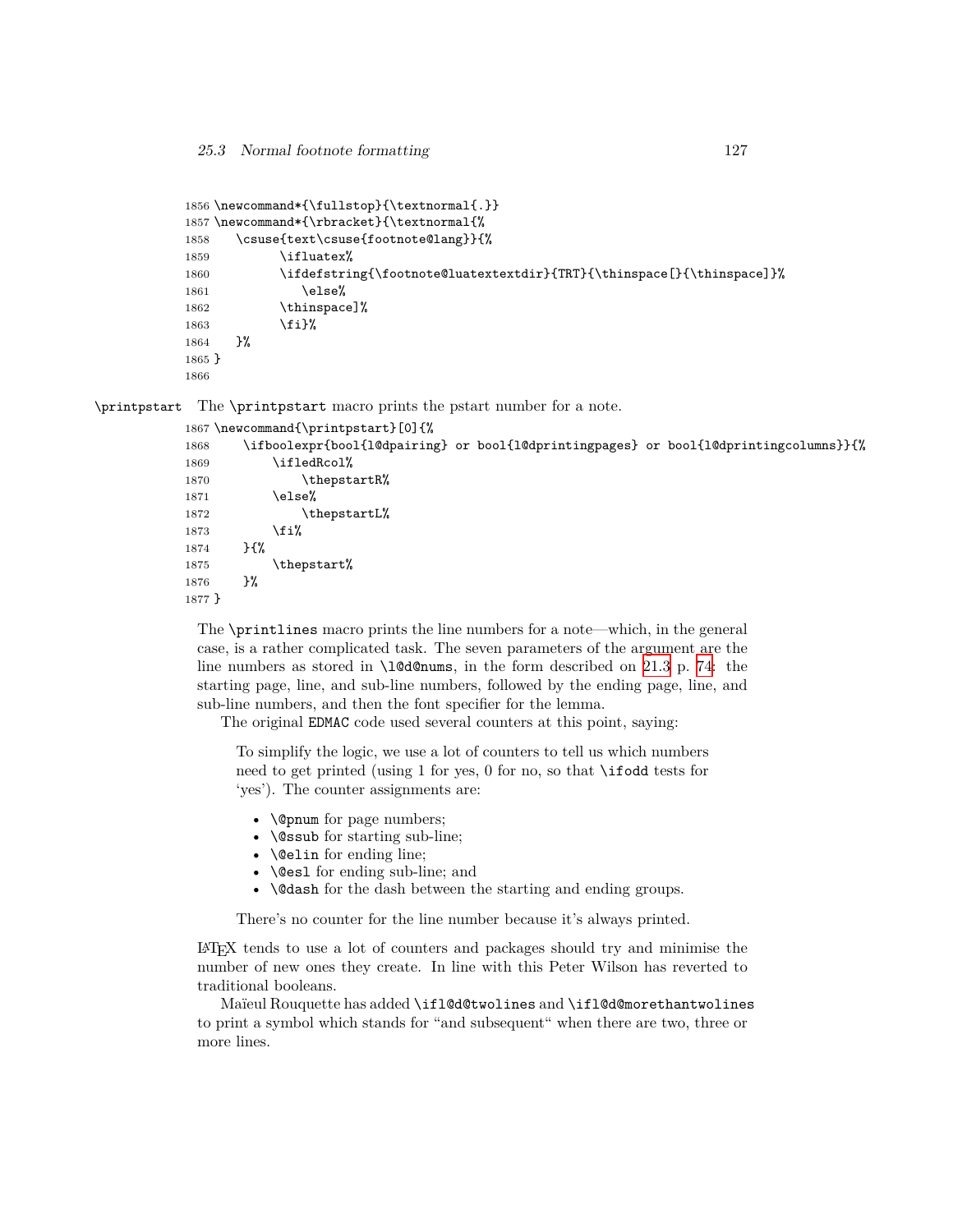```
1856 \newcommand*{\fullstop}{\textnormal{.}}
1857 \newcommand*{\rbracket}{\textnormal{%
1858    \csuse{text\csuse{footnote@lang}}{%
1859        \ifluatex%
1860        \ifdefstring{\footnote@luatextextdir}{TRT}{\thinspace[}{\thinspace]}%
1861           \else%
1862        \thinspace]%
1863        \fi}%
1864    }%
1865 }
1866
```

\printpstart The \printpstart macro prints the pstart number for a note.

```
1867 \newcommand{\printpstart}[0]{%
1868     \ifboolexpr{bool{l@dpairing} or bool{l@dprintingpages} or bool{l@dprintingcolumns}}{%
1869         \ifledRcol%
1870             \thepstartR%
1871         \else%
1872             \thepstartL%
1873         \fi%
1874     }{%
1875         \thepstart%
1876     }%
1877 }
```

The `\printlines` macro prints the line numbers for a note—which, in the general case, is a rather complicated task. The seven parameters of the argument are the line numbers as stored in `\l@d@nums`, in the form described on 21.3 p. 74: the starting page, line, and sub-line numbers, followed by the ending page, line, and sub-line numbers, and then the font specifier for the lemma.

The original EDMAC code used several counters at this point, saying:

> To simplify the logic, we use a lot of counters to tell us which numbers need to get printed (using 1 for yes, 0 for no, so that `\ifodd` tests for 'yes'). The counter assignments are:
>
> - `\@pnum` for page numbers;
> - `\@ssub` for starting sub-line;
> - `\@elin` for ending line;
> - `\@esl` for ending sub-line; and
> - `\@dash` for the dash between the starting and ending groups.
>
> There's no counter for the line number because it's always printed.

LaTeX tends to use a lot of counters and packages should try and minimise the number of new ones they create. In line with this Peter Wilson has reverted to traditional booleans.

Maïeul Rouquette has added `\ifl@d@twolines` and `\ifl@d@morethantwolines` to print a symbol which stands for "and subsequent" when there are two, three or more lines.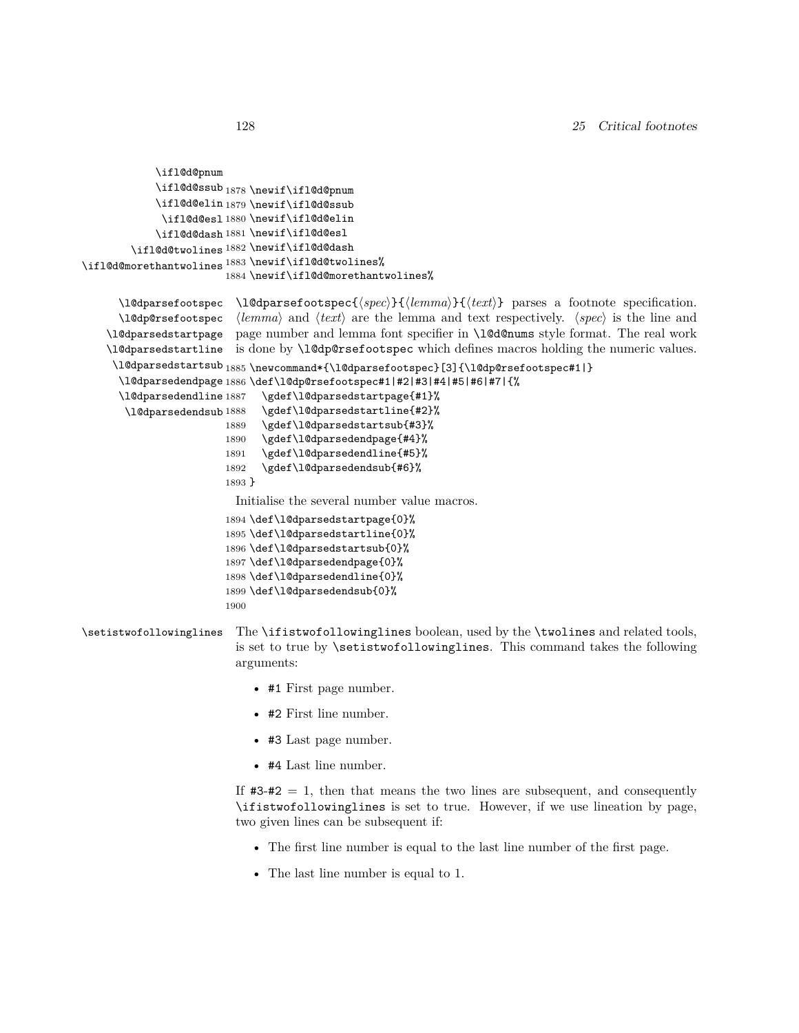\ifl@d@pnum
\ifl@d@ssub
\ifl@d@elin
\ifl@d@esl
\ifl@d@dash
\ifl@d@twolines
\ifl@d@morethantwolines

```
1878 \newif\ifl@d@pnum
1879 \newif\ifl@d@ssub
1880 \newif\ifl@d@elin
1881 \newif\ifl@d@esl
1882 \newif\ifl@d@dash
1883 \newif\ifl@d@twolines%
1884 \newif\ifl@d@morethantwolines%
```

\l@dparsefootspec
\l@dp@rsefootspec
\l@dparsedstartpage
\l@dparsedstartline
\l@dparsedstartsub
\l@dparsedendpage
\l@dparsedendline
\l@dparsedendsub

`\l@dparsefootspec{⟨spec⟩}{⟨lemma⟩}{⟨text⟩}` parses a footnote specification. ⟨*lemma*⟩ and ⟨*text*⟩ are the lemma and text respectively. ⟨*spec*⟩ is the line and page number and lemma font specifier in `\l@d@nums` style format. The real work is done by `\l@dp@rsefootspec` which defines macros holding the numeric values.

```
1885 \newcommand*{\l@dparsefootspec}[3]{\l@dp@rsefootspec#1|}
1886 \def\l@dp@rsefootspec#1|#2|#3|#4|#5|#6|#7|{%
1887   \gdef\l@dparsedstartpage{#1}%
1888   \gdef\l@dparsedstartline{#2}%
1889   \gdef\l@dparsedstartsub{#3}%
1890   \gdef\l@dparsedendpage{#4}%
1891   \gdef\l@dparsedendline{#5}%
1892   \gdef\l@dparsedendsub{#6}%
1893 }
```

Initialise the several number value macros.

```
1894 \def\l@dparsedstartpage{0}%
1895 \def\l@dparsedstartline{0}%
1896 \def\l@dparsedstartsub{0}%
1897 \def\l@dparsedendpage{0}%
1898 \def\l@dparsedendline{0}%
1899 \def\l@dparsedendsub{0}%
1900
```

\setistwofollowinglines

The `\ifistwofollowinglines` boolean, used by the `\twolines` and related tools, is set to true by `\setistwofollowinglines`. This command takes the following arguments:

- `#1` First page number.
- `#2` First line number.
- `#3` Last page number.
- `#4` Last line number.

If `#3`-`#2` = 1, then that means the two lines are subsequent, and consequently `\ifistwofollowinglines` is set to true. However, if we use lineation by page, two given lines can be subsequent if:

- The first line number is equal to the last line number of the first page.
- The last line number is equal to 1.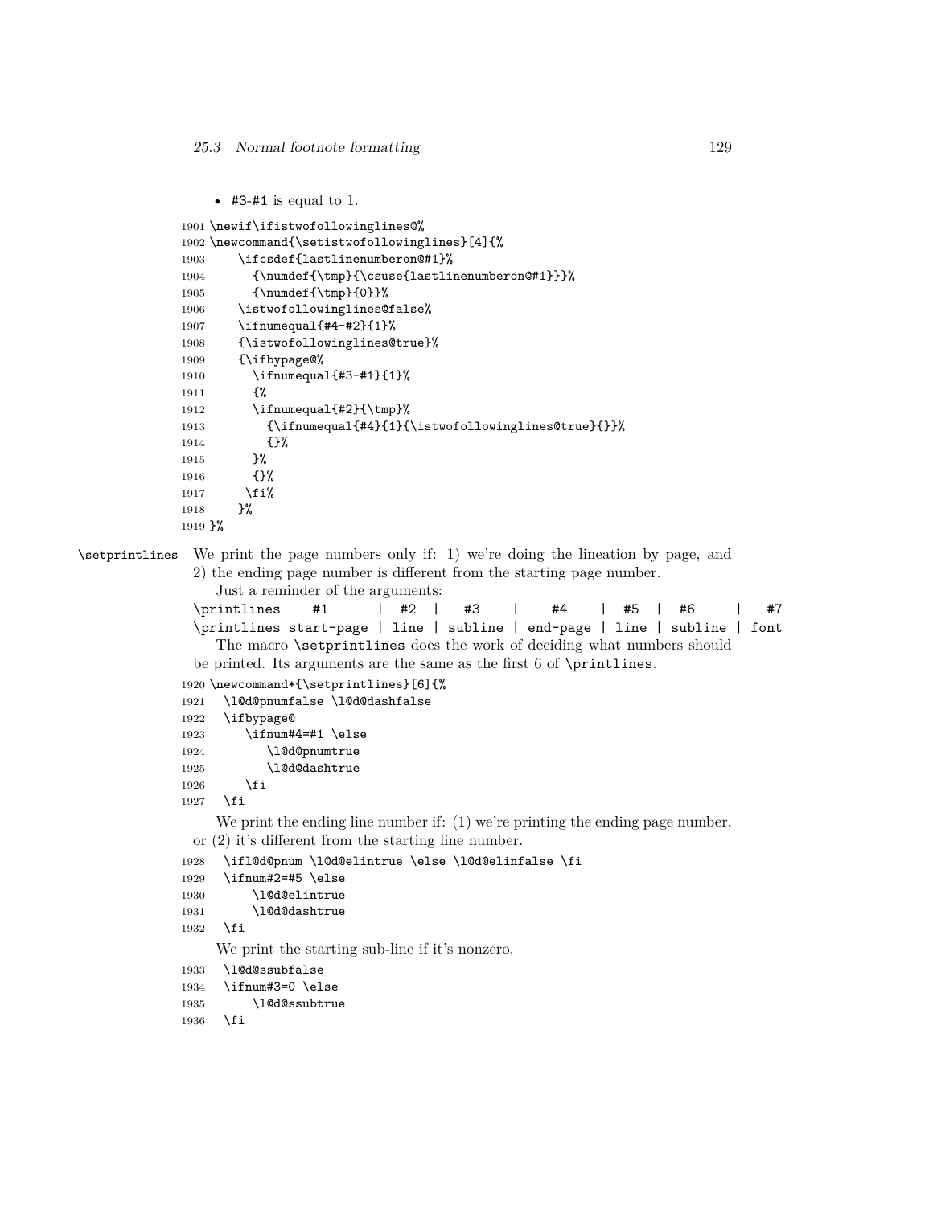- `#3-#1` is equal to 1.

```
1901 \newif\ifistwofollowinglines@%
1902 \newcommand{\setistwofollowinglines}[4]{%
1903     \ifcsdef{lastlinenumberon@#1}%
1904       {\numdef{\tmp}{\csuse{lastlinenumberon@#1}}}%
1905       {\numdef{\tmp}{0}}%
1906     \istwofollowinglines@false%
1907     \ifnumequal{#4-#2}{1}%
1908     {\istwofollowinglines@true}%
1909     {\ifbypage@%
1910       \ifnumequal{#3-#1}{1}%
1911       {%
1912       \ifnumequal{#2}{\tmp}%
1913         {\ifnumequal{#4}{1}{\istwofollowinglines@true}{}}%
1914         {}%
1915       }%
1916       {}%
1917      \fi%
1918     }%
1919 }%
```

`\setprintlines` We print the page numbers only if: 1) we're doing the lineation by page, and 2) the ending page number is different from the starting page number.

Just a reminder of the arguments:

```
\printlines    #1       |  #2  |    #3    |    #4    |  #5  |  #6     |   #7
\printlines start-page | line | subline | end-page | line | subline | font
```

The macro `\setprintlines` does the work of deciding what numbers should be printed. Its arguments are the same as the first 6 of `\printlines`.

```
1920 \newcommand*{\setprintlines}[6]{%
1921   \l@d@pnumfalse \l@d@dashfalse
1922   \ifbypage@
1923      \ifnum#4=#1 \else
1924         \l@d@pnumtrue
1925         \l@d@dashtrue
1926      \fi
1927   \fi
```

We print the ending line number if: (1) we're printing the ending page number, or (2) it's different from the starting line number.

```
1928   \ifl@d@pnum \l@d@elintrue \else \l@d@elinfalse \fi
1929   \ifnum#2=#5 \else
1930       \l@d@elintrue
1931       \l@d@dashtrue
1932   \fi
```

We print the starting sub-line if it's nonzero.

```
1933   \l@d@ssubfalse
1934   \ifnum#3=0 \else
1935       \l@d@ssubtrue
1936   \fi
```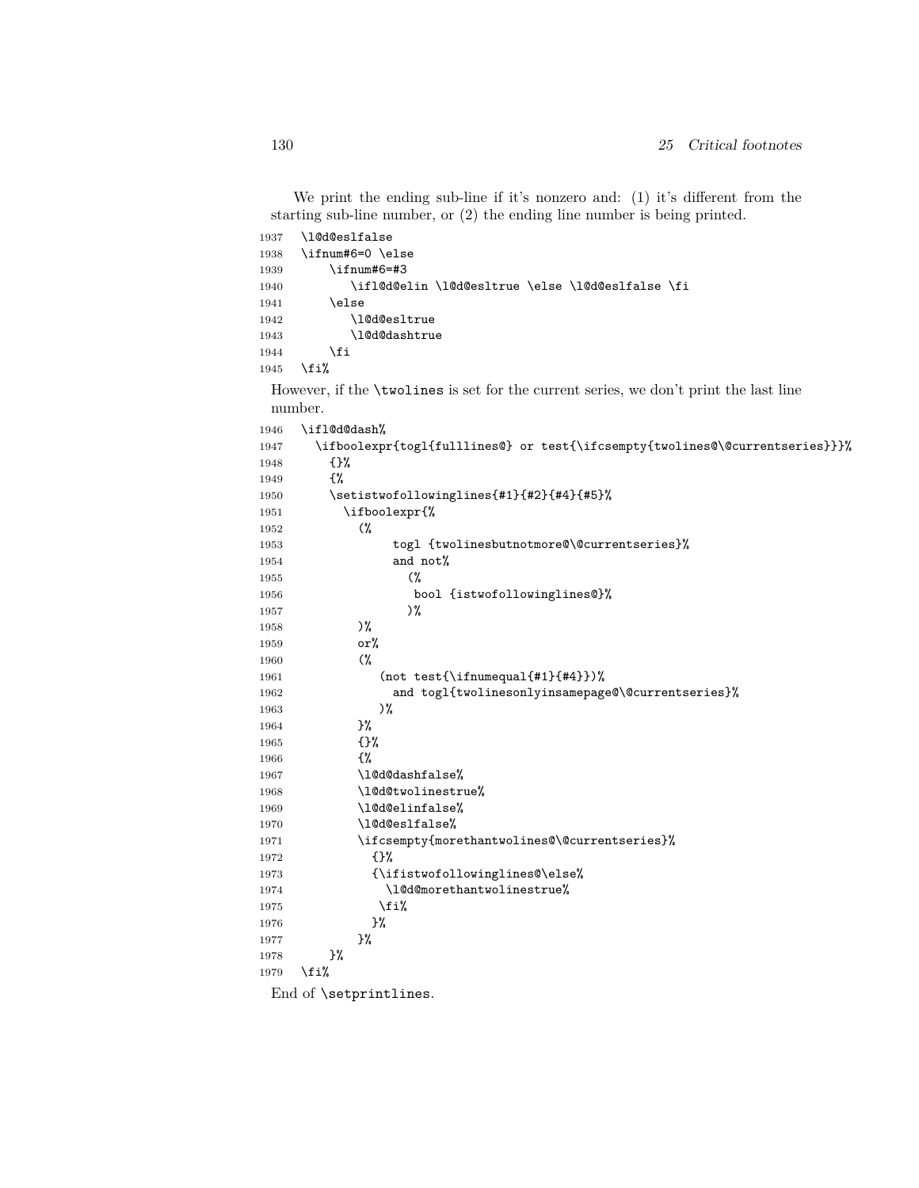We print the ending sub-line if it's nonzero and: (1) it's different from the starting sub-line number, or (2) the ending line number is being printed.

```
1937  \l@d@eslfalse
1938  \ifnum#6=0 \else
1939      \ifnum#6=#3
1940         \ifl@d@elin \l@d@esltrue \else \l@d@eslfalse \fi
1941      \else
1942         \l@d@esltrue
1943         \l@d@dashtrue
1944      \fi
1945  \fi%
```

However, if the `\twolines` is set for the current series, we don't print the last line number.

```
1946  \ifl@d@dash%
1947    \ifboolexpr{togl{fulllines@} or test{\ifcsempty{twolines@\@currentseries}}}%
1948      {}%
1949      {%
1950      \setistwofollowinglines{#1}{#2}{#4}{#5}%
1951        \ifboolexpr{%
1952          (%
1953               togl {twolinesbutnotmore@\@currentseries}%
1954               and not%
1955                 (%
1956                  bool {istwofollowinglines@}%
1957                 )%
1958          )%
1959          or%
1960          (%
1961             (not test{\ifnumequal{#1}{#4}})%
1962               and togl{twolinesonlyinsamepage@\@currentseries}%
1963             )%
1964          }%
1965          {}%
1966          {%
1967          \l@d@dashfalse%
1968          \l@d@twolinestrue%
1969          \l@d@elinfalse%
1970          \l@d@eslfalse%
1971          \ifcsempty{morethantwolines@\@currentseries}%
1972            {}%
1973            {\ifistwofollowinglines@\else%
1974              \l@d@morethantwolinestrue%
1975             \fi%
1976            }%
1977          }%
1978      }%
1979  \fi%
```

End of `\setprintlines`.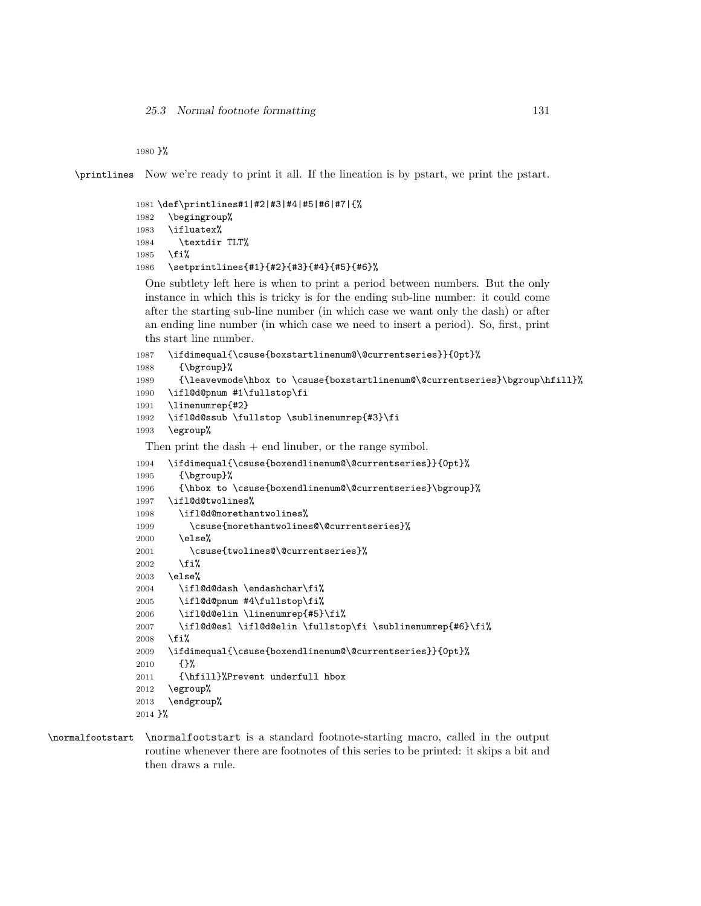```
1980 }%
```

`\printlines` Now we're ready to print it all. If the lineation is by pstart, we print the pstart.

```
1981 \def\printlines#1|#2|#3|#4|#5|#6|#7|{%
1982   \begingroup%
1983   \ifluatex%
1984     \textdir TLT%
1985   \fi%
1986   \setprintlines{#1}{#2}{#3}{#4}{#5}{#6}%
```

One subtlety left here is when to print a period between numbers. But the only instance in which this is tricky is for the ending sub-line number: it could come after the starting sub-line number (in which case we want only the dash) or after an ending line number (in which case we need to insert a period). So, first, print ths start line number.

```
1987   \ifdimequal{\csuse{boxstartlinenum@\@currentseries}}{0pt}%
1988     {\bgroup}%
1989     {\leavevmode\hbox to \csuse{boxstartlinenum@\@currentseries}\bgroup\hfill}%
1990   \ifl@d@pnum #1\fullstop\fi
1991   \linenumrep{#2}
1992   \ifl@d@ssub \fullstop \sublinenumrep{#3}\fi
1993   \egroup%
```

Then print the dash + end linuber, or the range symbol.

```
1994   \ifdimequal{\csuse{boxendlinenum@\@currentseries}}{0pt}%
1995     {\bgroup}%
1996     {\hbox to \csuse{boxendlinenum@\@currentseries}\bgroup}%
1997   \ifl@d@twolines%
1998     \ifl@d@morethantwolines%
1999       \csuse{morethantwolines@\@currentseries}%
2000     \else%
2001       \csuse{twolines@\@currentseries}%
2002     \fi%
2003   \else%
2004     \ifl@d@dash \endashchar\fi%
2005     \ifl@d@pnum #4\fullstop\fi%
2006     \ifl@d@elin \linenumrep{#5}\fi%
2007     \ifl@d@esl \ifl@d@elin \fullstop\fi \sublinenumrep{#6}\fi%
2008   \fi%
2009   \ifdimequal{\csuse{boxendlinenum@\@currentseries}}{0pt}%
2010     {}%
2011     {\hfill}%Prevent underfull hbox
2012   \egroup%
2013   \endgroup%
2014 }%
```

`\normalfootstart` `\normalfootstart` is a standard footnote-starting macro, called in the output routine whenever there are footnotes of this series to be printed: it skips a bit and then draws a rule.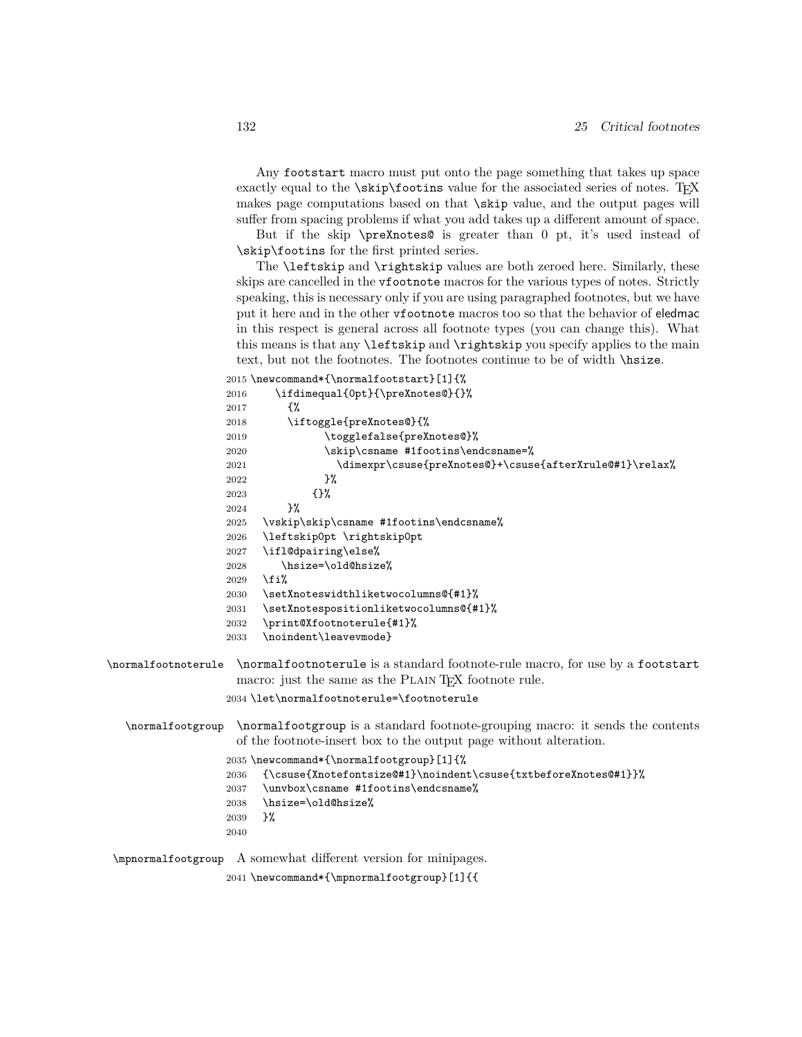Any `footstart` macro must put onto the page something that takes up space exactly equal to the `\skip\footins` value for the associated series of notes. TeX makes page computations based on that `\skip` value, and the output pages will suffer from spacing problems if what you add takes up a different amount of space.

But if the skip `\preXnotes@` is greater than 0 pt, it's used instead of `\skip\footins` for the first printed series.

The `\leftskip` and `\rightskip` values are both zeroed here. Similarly, these skips are cancelled in the `vfootnote` macros for the various types of notes. Strictly speaking, this is necessary only if you are using paragraphed footnotes, but we have put it here and in the other `vfootnote` macros too so that the behavior of eledmac in this respect is general across all footnote types (you can change this). What this means is that any `\leftskip` and `\rightskip` you specify applies to the main text, but not the footnotes. The footnotes continue to be of width `\hsize`.

```
2015 \newcommand*{\normalfootstart}[1]{%
2016     \ifdimequal{0pt}{\preXnotes@}{}%
2017       {%
2018       \iftoggle{preXnotes@}{%
2019             \togglefalse{preXnotes@}%
2020             \skip\csname #1footins\endcsname=%
2021               \dimexpr\csuse{preXnotes@}+\csuse{afterXrule@#1}\relax%
2022             }%
2023           {}%
2024       }%
2025   \vskip\skip\csname #1footins\endcsname%
2026   \leftskip0pt \rightskip0pt
2027   \ifl@dpairing\else%
2028     \hsize=\old@hsize%
2029   \fi%
2030   \setXnoteswidthliketwocolumns@{#1}%
2031   \setXnotespositionliketwocolumns@{#1}%
2032   \print@Xfootnoterule{#1}%
2033   \noindent\leavevmode}
```

`\normalfootnoterule` `\normalfootnoterule` is a standard footnote-rule macro, for use by a `footstart` macro: just the same as the PLAIN TeX footnote rule.

```
2034 \let\normalfootnoterule=\footnoterule
```

`\normalfootgroup` `\normalfootgroup` is a standard footnote-grouping macro: it sends the contents of the footnote-insert box to the output page without alteration.

```
2035 \newcommand*{\normalfootgroup}[1]{%
2036   {\csuse{Xnotefontsize@#1}\noindent\csuse{txtbeforeXnotes@#1}}%
2037   \unvbox\csname #1footins\endcsname%
2038   \hsize=\old@hsize%
2039   }%
2040
```

`\mpnormalfootgroup` A somewhat different version for minipages.

```
2041 \newcommand*{\mpnormalfootgroup}[1]{{
```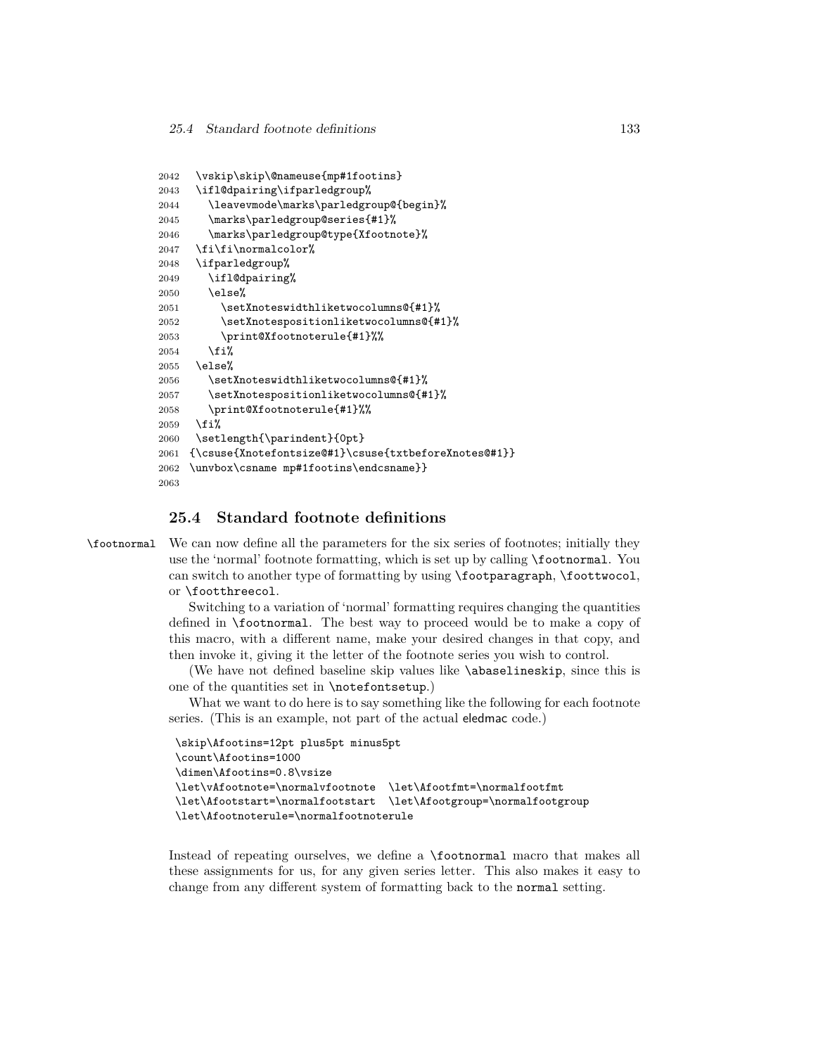```
2042   \vskip\skip\@nameuse{mp#1footins}
2043   \ifl@dpairing\ifparledgroup%
2044     \leavevmode\marks\parledgroup@{begin}%
2045     \marks\parledgroup@series{#1}%
2046     \marks\parledgroup@type{Xfootnote}%
2047   \fi\fi\normalcolor%
2048   \ifparledgroup%
2049     \ifl@dpairing%
2050     \else%
2051       \setXnoteswidthliketwocolumns@{#1}%
2052       \setXnotespositionliketwocolumns@{#1}%
2053       \print@Xfootnoterule{#1}%%
2054     \fi%
2055   \else%
2056     \setXnoteswidthliketwocolumns@{#1}%
2057     \setXnotespositionliketwocolumns@{#1}%
2058     \print@Xfootnoterule{#1}%%
2059   \fi%
2060   \setlength{\parindent}{0pt}
2061  {\csuse{Xnotefontsize@#1}\csuse{txtbeforeXnotes@#1}}
2062  \unvbox\csname mp#1footins\endcsname}}
2063
```

## 25.4 Standard footnote definitions

\footnormal We can now define all the parameters for the six series of footnotes; initially they use the 'normal' footnote formatting, which is set up by calling `\footnormal`. You can switch to another type of formatting by using `\footparagraph`, `\foottwocol`, or `\footthreecol`.

Switching to a variation of 'normal' formatting requires changing the quantities defined in `\footnormal`. The best way to proceed would be to make a copy of this macro, with a different name, make your desired changes in that copy, and then invoke it, giving it the letter of the footnote series you wish to control.

(We have not defined baseline skip values like `\abaselineskip`, since this is one of the quantities set in `\notefontsetup`.)

What we want to do here is to say something like the following for each footnote series. (This is an example, not part of the actual eledmac code.)

```
\skip\Afootins=12pt plus5pt minus5pt
\count\Afootins=1000
\dimen\Afootins=0.8\vsize
\let\vAfootnote=\normalvfootnote  \let\Afootfmt=\normalfootfmt
\let\Afootstart=\normalfootstart  \let\Afootgroup=\normalfootgroup
\let\Afootnoterule=\normalfootnoterule
```

Instead of repeating ourselves, we define a `\footnormal` macro that makes all these assignments for us, for any given series letter. This also makes it easy to change from any different system of formatting back to the `normal` setting.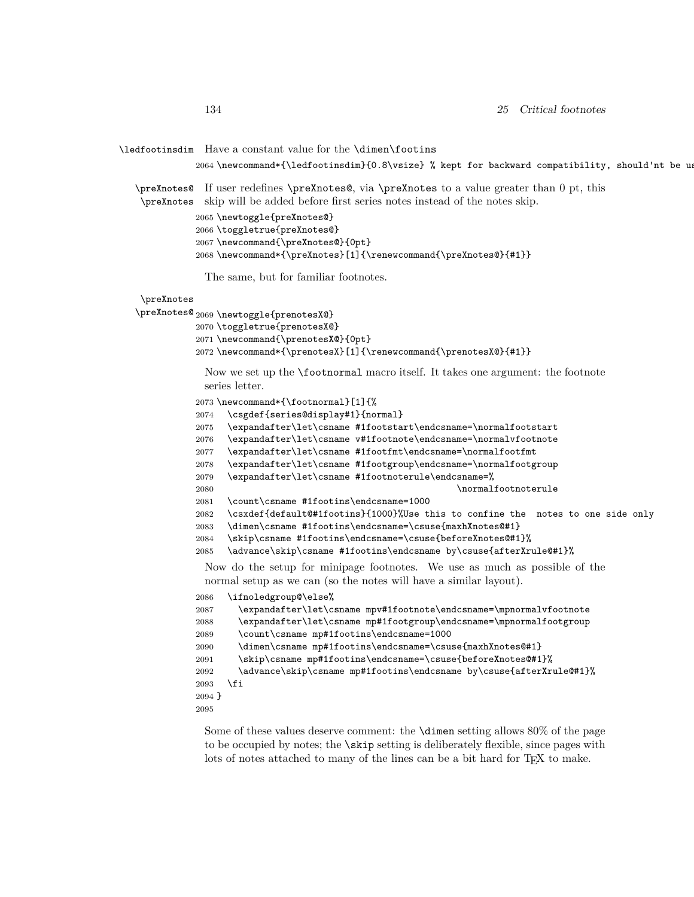\ledfootinsdim Have a constant value for the \dimen\footins

```
2064 \newcommand*{\ledfootinsdim}{0.8\vsize} % kept for backward compatibility, should'nt be us
```

\preXnotes@ \preXnotes If user redefines \preXnotes@, via \preXnotes to a value greater than 0 pt, this skip will be added before first series notes instead of the notes skip.

```
2065 \newtoggle{preXnotes@}
2066 \toggletrue{preXnotes@}
2067 \newcommand{\preXnotes@}{0pt}
2068 \newcommand*{\preXnotes}[1]{\renewcommand{\preXnotes@}{#1}}
```

The same, but for familiar footnotes.

\preXnotes \preXnotes@

```
2069 \newtoggle{prenotesX@}
2070 \toggletrue{prenotesX@}
2071 \newcommand{\prenotesX@}{0pt}
2072 \newcommand*{\prenotesX}[1]{\renewcommand{\prenotesX@}{#1}}
```

Now we set up the \footnormal macro itself. It takes one argument: the footnote series letter.

```
2073 \newcommand*{\footnormal}[1]{%
2074   \csgdef{series@display#1}{normal}
2075   \expandafter\let\csname #1footstart\endcsname=\normalfootstart
2076   \expandafter\let\csname v#1footnote\endcsname=\normalvfootnote
2077   \expandafter\let\csname #1footfmt\endcsname=\normalfootfmt
2078   \expandafter\let\csname #1footgroup\endcsname=\normalfootgroup
2079   \expandafter\let\csname #1footnoterule\endcsname=%
2080                                              \normalfootnoterule
2081   \count\csname #1footins\endcsname=1000
2082   \csxdef{default@#1footins}{1000}%Use this to confine the  notes to one side only
2083   \dimen\csname #1footins\endcsname=\csuse{maxhXnotes@#1}
2084   \skip\csname #1footins\endcsname=\csuse{beforeXnotes@#1}%
2085   \advance\skip\csname #1footins\endcsname by\csuse{afterXrule@#1}%
```

Now do the setup for minipage footnotes. We use as much as possible of the normal setup as we can (so the notes will have a similar layout).

```
2086   \ifnoledgroup@\else%
2087     \expandafter\let\csname mpv#1footnote\endcsname=\mpnormalvfootnote
2088     \expandafter\let\csname mp#1footgroup\endcsname=\mpnormalfootgroup
2089     \count\csname mp#1footins\endcsname=1000
2090     \dimen\csname mp#1footins\endcsname=\csuse{maxhXnotes@#1}
2091     \skip\csname mp#1footins\endcsname=\csuse{beforeXnotes@#1}%
2092     \advance\skip\csname mp#1footins\endcsname by\csuse{afterXrule@#1}%
2093   \fi
2094 }
2095
```

Some of these values deserve comment: the \dimen setting allows 80% of the page to be occupied by notes; the \skip setting is deliberately flexible, since pages with lots of notes attached to many of the lines can be a bit hard for TEX to make.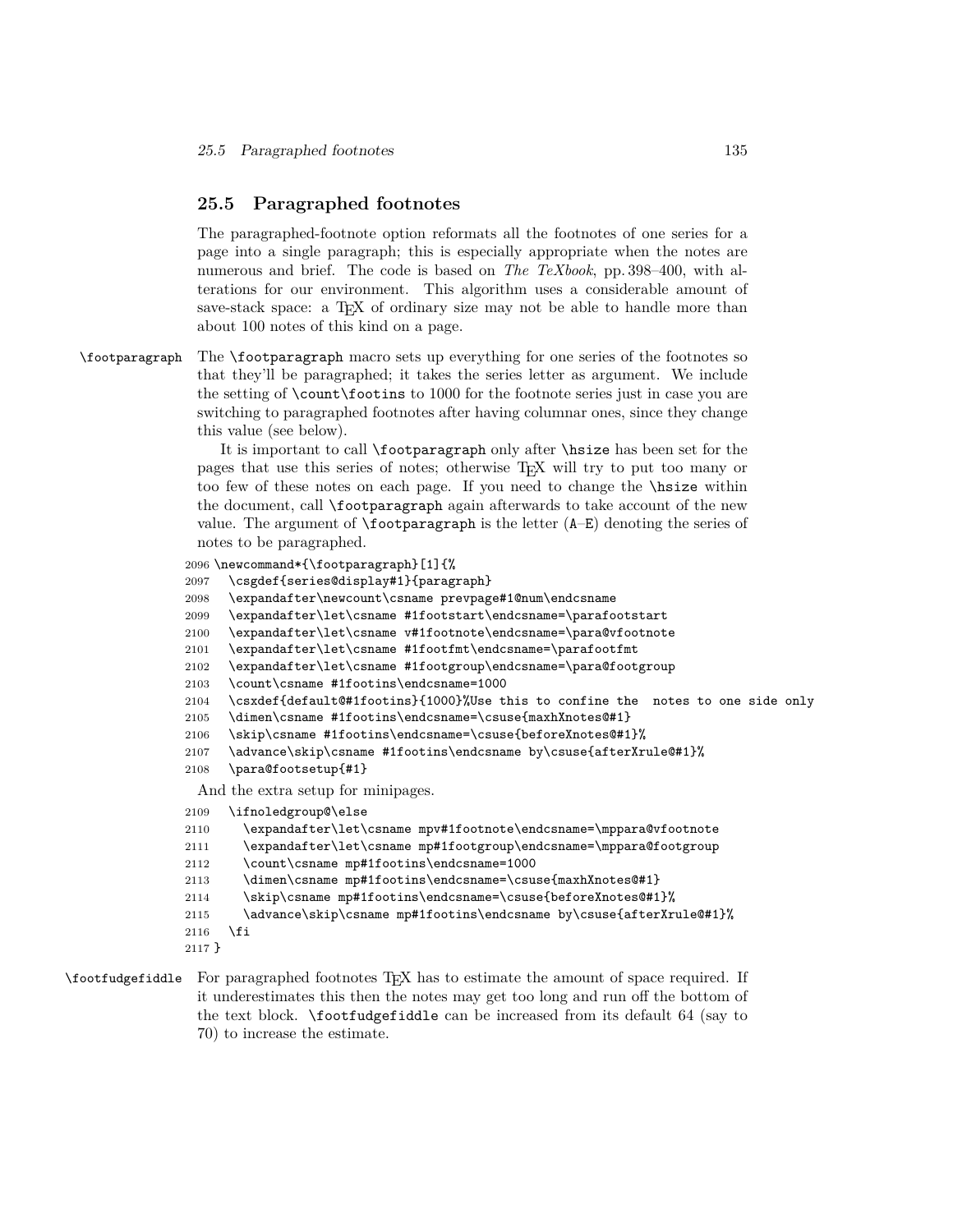## 25.5 Paragraphed footnotes

The paragraphed-footnote option reformats all the footnotes of one series for a page into a single paragraph; this is especially appropriate when the notes are numerous and brief. The code is based on *The TeXbook*, pp. 398–400, with alterations for our environment. This algorithm uses a considerable amount of save-stack space: a TEX of ordinary size may not be able to handle more than about 100 notes of this kind on a page.

`\footparagraph` The `\footparagraph` macro sets up everything for one series of the footnotes so that they'll be paragraphed; it takes the series letter as argument. We include the setting of `\count\footins` to 1000 for the footnote series just in case you are switching to paragraphed footnotes after having columnar ones, since they change this value (see below).

It is important to call `\footparagraph` only after `\hsize` has been set for the pages that use this series of notes; otherwise TEX will try to put too many or too few of these notes on each page. If you need to change the `\hsize` within the document, call `\footparagraph` again afterwards to take account of the new value. The argument of `\footparagraph` is the letter (A–E) denoting the series of notes to be paragraphed.

```
2096 \newcommand*{\footparagraph}[1]{%
2097   \csgdef{series@display#1}{paragraph}
2098   \expandafter\newcount\csname prevpage#1@num\endcsname
2099   \expandafter\let\csname #1footstart\endcsname=\parafootstart
2100   \expandafter\let\csname v#1footnote\endcsname=\para@vfootnote
2101   \expandafter\let\csname #1footfmt\endcsname=\parafootfmt
2102   \expandafter\let\csname #1footgroup\endcsname=\para@footgroup
2103   \count\csname #1footins\endcsname=1000
2104   \csxdef{default@#1footins}{1000}%Use this to confine the  notes to one side only
2105   \dimen\csname #1footins\endcsname=\csuse{maxhXnotes@#1}
2106   \skip\csname #1footins\endcsname=\csuse{beforeXnotes@#1}%
2107   \advance\skip\csname #1footins\endcsname by\csuse{afterXrule@#1}%
2108   \para@footsetup{#1}
```

And the extra setup for minipages.

```
2109   \ifnoledgroup@\else
2110     \expandafter\let\csname mpv#1footnote\endcsname=\mppara@vfootnote
2111     \expandafter\let\csname mp#1footgroup\endcsname=\mppara@footgroup
2112     \count\csname mp#1footins\endcsname=1000
2113     \dimen\csname mp#1footins\endcsname=\csuse{maxhXnotes@#1}
2114     \skip\csname mp#1footins\endcsname=\csuse{beforeXnotes@#1}%
2115     \advance\skip\csname mp#1footins\endcsname by\csuse{afterXrule@#1}%
2116   \fi
2117 }
```

`\footfudgefiddle` For paragraphed footnotes TEX has to estimate the amount of space required. If it underestimates this then the notes may get too long and run off the bottom of the text block. `\footfudgefiddle` can be increased from its default 64 (say to 70) to increase the estimate.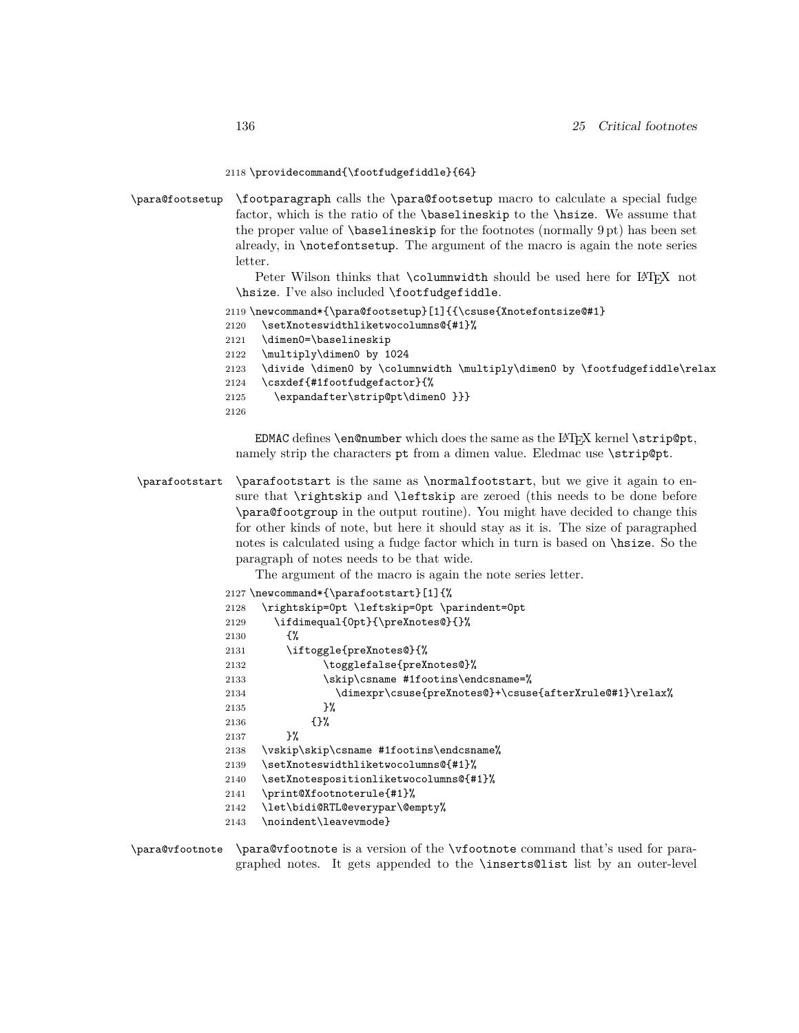```
2118 \providecommand{\footfudgefiddle}{64}
```

`\para@footsetup` `\footparagraph` calls the `\para@footsetup` macro to calculate a special fudge factor, which is the ratio of the `\baselineskip` to the `\hsize`. We assume that the proper value of `\baselineskip` for the footnotes (normally 9 pt) has been set already, in `\notefontsetup`. The argument of the macro is again the note series letter.

Peter Wilson thinks that `\columnwidth` should be used here for LaTeX not `\hsize`. I've also included `\footfudgefiddle`.

```
2119 \newcommand*{\para@footsetup}[1]{{\csuse{Xnotefontsize@#1}
2120   \setXnoteswidthliketwocolumns@{#1}%
2121   \dimen0=\baselineskip
2122   \multiply\dimen0 by 1024
2123   \divide \dimen0 by \columnwidth \multiply\dimen0 by \footfudgefiddle\relax
2124   \csxdef{#1footfudgefactor}{%
2125     \expandafter\strip@pt\dimen0 }}}
2126
```

EDMAC defines `\en@number` which does the same as the LaTeX kernel `\strip@pt`, namely strip the characters `pt` from a dimen value. Eledmac use `\strip@pt`.

`\parafootstart` `\parafootstart` is the same as `\normalfootstart`, but we give it again to ensure that `\rightskip` and `\leftskip` are zeroed (this needs to be done before `\para@footgroup` in the output routine). You might have decided to change this for other kinds of note, but here it should stay as it is. The size of paragraphed notes is calculated using a fudge factor which in turn is based on `\hsize`. So the paragraph of notes needs to be that wide.

The argument of the macro is again the note series letter.

```
2127 \newcommand*{\parafootstart}[1]{%
2128   \rightskip=0pt \leftskip=0pt \parindent=0pt
2129     \ifdimequal{0pt}{\preXnotes@}{}%
2130       {%
2131       \iftoggle{preXnotes@}{%
2132             \togglefalse{preXnotes@}%
2133             \skip\csname #1footins\endcsname=%
2134               \dimexpr\csuse{preXnotes@}+\csuse{afterXrule@#1}\relax%
2135             }%
2136           {}%
2137       }%
2138   \vskip\skip\csname #1footins\endcsname%
2139   \setXnoteswidthliketwocolumns@{#1}%
2140   \setXnotespositionliketwocolumns@{#1}%
2141   \print@Xfootnoterule{#1}%
2142   \let\bidi@RTL@everypar\@empty%
2143   \noindent\leavevmode}
```

`\para@vfootnote` `\para@vfootnote` is a version of the `\vfootnote` command that's used for paragraphed notes. It gets appended to the `\inserts@list` list by an outer-level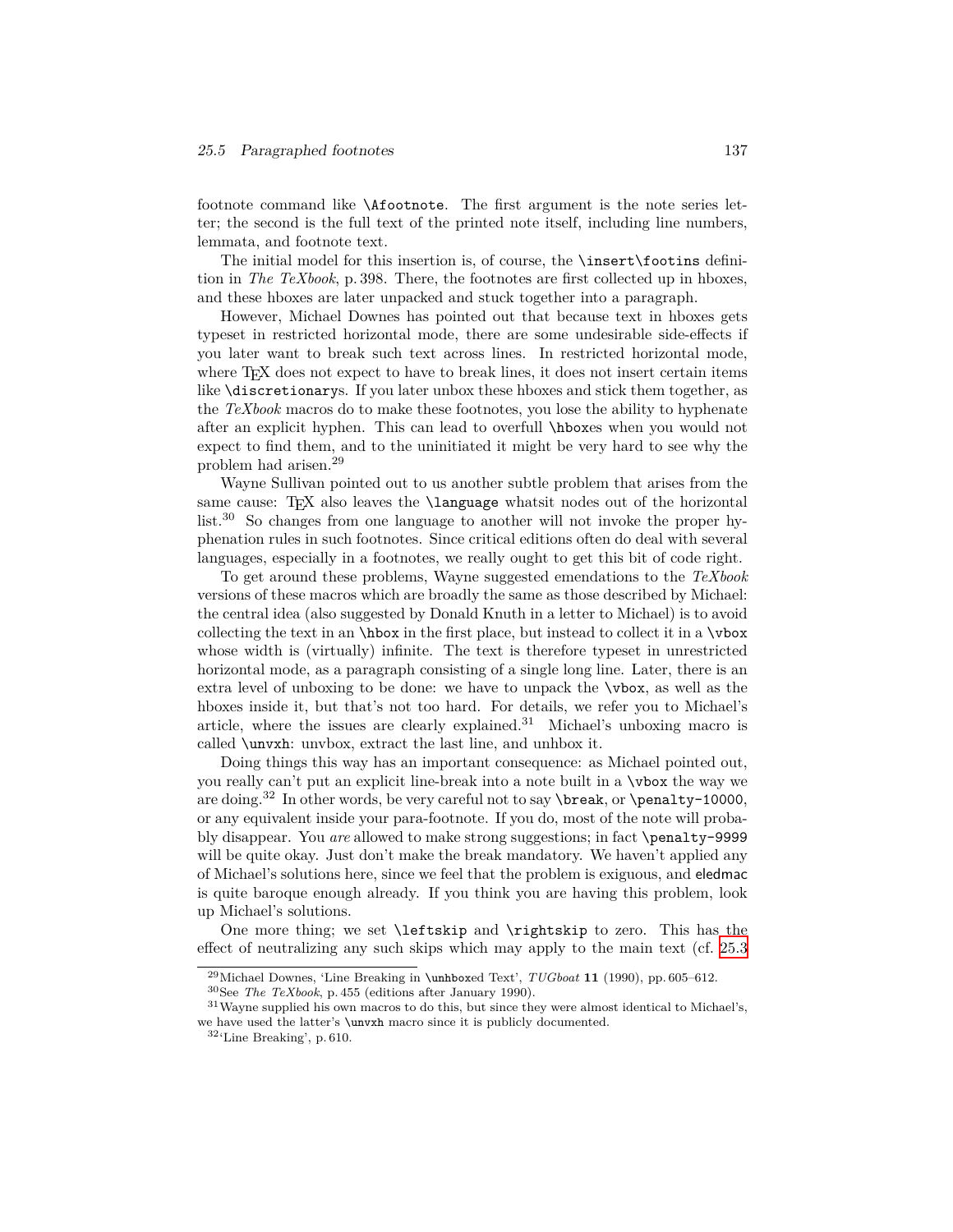footnote command like `\Afootnote`. The first argument is the note series letter; the second is the full text of the printed note itself, including line numbers, lemmata, and footnote text.

The initial model for this insertion is, of course, the `\insert\footins` definition in *The TeXbook*, p. 398. There, the footnotes are first collected up in hboxes, and these hboxes are later unpacked and stuck together into a paragraph.

However, Michael Downes has pointed out that because text in hboxes gets typeset in restricted horizontal mode, there are some undesirable side-effects if you later want to break such text across lines. In restricted horizontal mode, where TeX does not expect to have to break lines, it does not insert certain items like `\discretionary`s. If you later unbox these hboxes and stick them together, as the *TeXbook* macros do to make these footnotes, you lose the ability to hyphenate after an explicit hyphen. This can lead to overfull `\hbox`es when you would not expect to find them, and to the uninitiated it might be very hard to see why the problem had arisen.[29]

Wayne Sullivan pointed out to us another subtle problem that arises from the same cause: TeX also leaves the `\language` whatsit nodes out of the horizontal list.[30] So changes from one language to another will not invoke the proper hyphenation rules in such footnotes. Since critical editions often do deal with several languages, especially in a footnotes, we really ought to get this bit of code right.

To get around these problems, Wayne suggested emendations to the *TeXbook* versions of these macros which are broadly the same as those described by Michael: the central idea (also suggested by Donald Knuth in a letter to Michael) is to avoid collecting the text in an `\hbox` in the first place, but instead to collect it in a `\vbox` whose width is (virtually) infinite. The text is therefore typeset in unrestricted horizontal mode, as a paragraph consisting of a single long line. Later, there is an extra level of unboxing to be done: we have to unpack the `\vbox`, as well as the hboxes inside it, but that's not too hard. For details, we refer you to Michael's article, where the issues are clearly explained.[31] Michael's unboxing macro is called `\unvxh`: unvbox, extract the last line, and unhbox it.

Doing things this way has an important consequence: as Michael pointed out, you really can't put an explicit line-break into a note built in a `\vbox` the way we are doing.[32] In other words, be very careful not to say `\break`, or `\penalty-10000`, or any equivalent inside your para-footnote. If you do, most of the note will probably disappear. You *are* allowed to make strong suggestions; in fact `\penalty-9999` will be quite okay. Just don't make the break mandatory. We haven't applied any of Michael's solutions here, since we feel that the problem is exiguous, and eledmac is quite baroque enough already. If you think you are having this problem, look up Michael's solutions.

One more thing; we set `\leftskip` and `\rightskip` to zero. This has the effect of neutralizing any such skips which may apply to the main text (cf. 25.3

---

[29] Michael Downes, 'Line Breaking in `\unhbox`ed Text', *TUGboat* **11** (1990), pp. 605–612.

[30] See *The TeXbook*, p. 455 (editions after January 1990).

[31] Wayne supplied his own macros to do this, but since they were almost identical to Michael's, we have used the latter's `\unvxh` macro since it is publicly documented.

[32] 'Line Breaking', p. 610.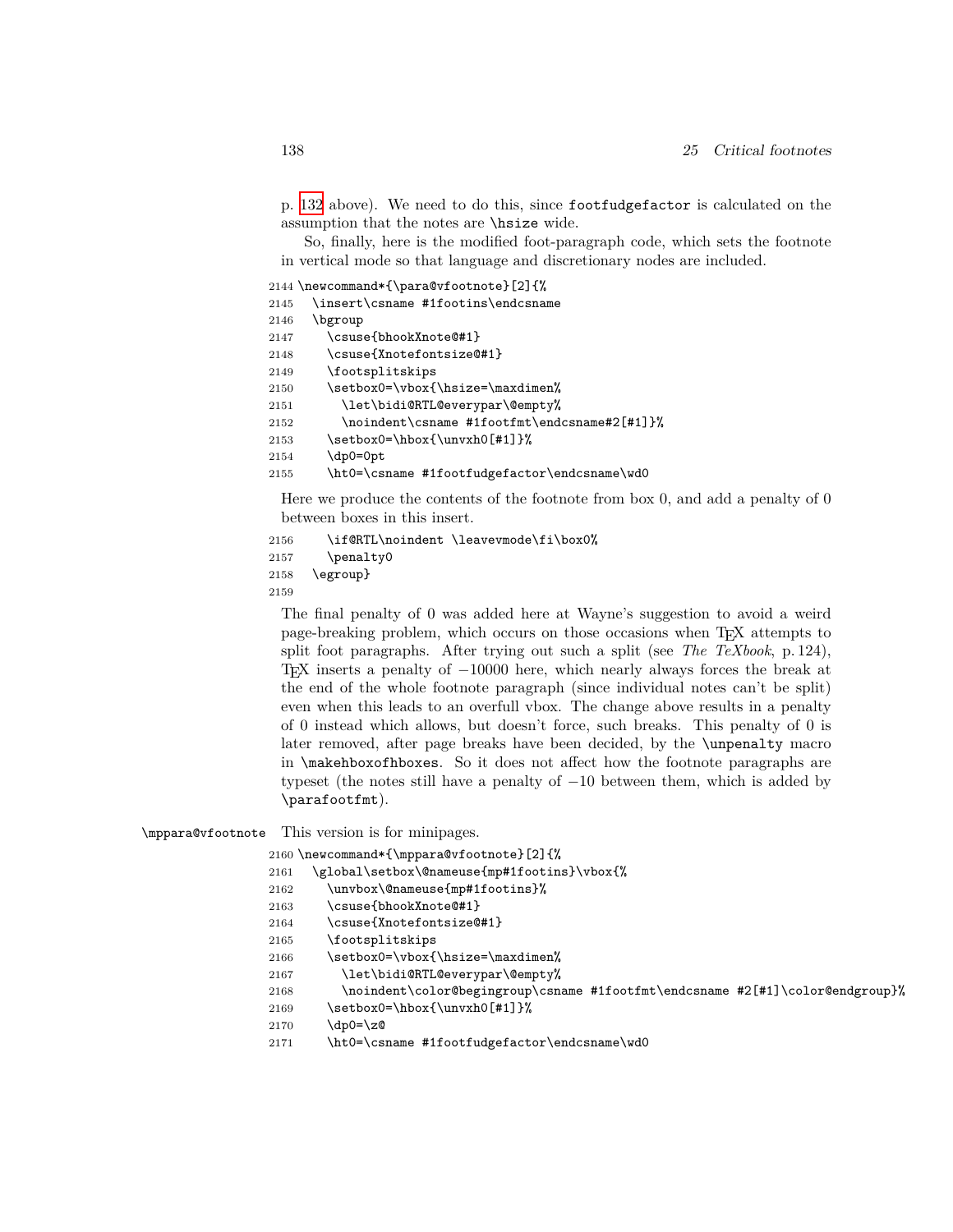p. 132 above). We need to do this, since footfudgefactor is calculated on the assumption that the notes are \hsize wide.

So, finally, here is the modified foot-paragraph code, which sets the footnote in vertical mode so that language and discretionary nodes are included.

```
2144 \newcommand*{\para@vfootnote}[2]{%
2145   \insert\csname #1footins\endcsname
2146   \bgroup
2147     \csuse{bhookXnote@#1}
2148     \csuse{Xnotefontsize@#1}
2149     \footsplitskips
2150     \setbox0=\vbox{\hsize=\maxdimen%
2151       \let\bidi@RTL@everypar\@empty%
2152       \noindent\csname #1footfmt\endcsname#2[#1]}%
2153     \setbox0=\hbox{\unvxh0[#1]}%
2154     \dp0=0pt
2155     \ht0=\csname #1footfudgefactor\endcsname\wd0
```

Here we produce the contents of the footnote from box 0, and add a penalty of 0 between boxes in this insert.

```
2156     \if@RTL\noindent \leavevmode\fi\box0%
2157     \penalty0
2158   \egroup}
2159
```

The final penalty of 0 was added here at Wayne's suggestion to avoid a weird page-breaking problem, which occurs on those occasions when TeX attempts to split foot paragraphs. After trying out such a split (see *The TeXbook*, p. 124), TeX inserts a penalty of −10000 here, which nearly always forces the break at the end of the whole footnote paragraph (since individual notes can't be split) even when this leads to an overfull vbox. The change above results in a penalty of 0 instead which allows, but doesn't force, such breaks. This penalty of 0 is later removed, after page breaks have been decided, by the \unpenalty macro in \makehboxofhboxes. So it does not affect how the footnote paragraphs are typeset (the notes still have a penalty of −10 between them, which is added by \parafootfmt).

\mppara@vfootnote This version is for minipages.

```
2160 \newcommand*{\mppara@vfootnote}[2]{%
2161   \global\setbox\@nameuse{mp#1footins}\vbox{%
2162     \unvbox\@nameuse{mp#1footins}%
2163     \csuse{bhookXnote@#1}
2164     \csuse{Xnotefontsize@#1}
2165     \footsplitskips
2166     \setbox0=\vbox{\hsize=\maxdimen%
2167       \let\bidi@RTL@everypar\@empty%
2168       \noindent\color@begingroup\csname #1footfmt\endcsname #2[#1]\color@endgroup}%
2169     \setbox0=\hbox{\unvxh0[#1]}%
2170     \dp0=\z@
2171     \ht0=\csname #1footfudgefactor\endcsname\wd0
```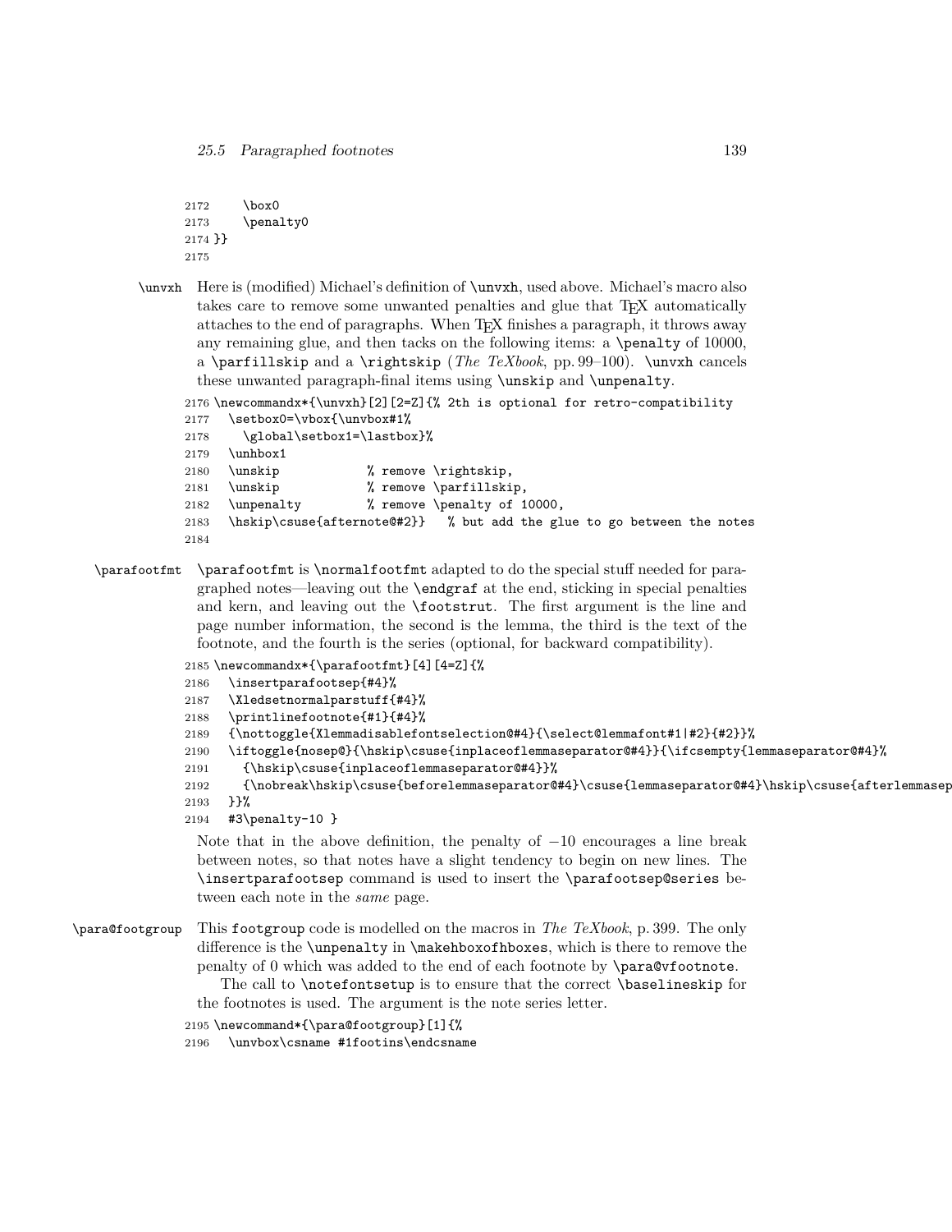```
2172     \box0
2173     \penalty0
2174 }}
2175
```

`\unvxh` Here is (modified) Michael's definition of `\unvxh`, used above. Michael's macro also takes care to remove some unwanted penalties and glue that TeX automatically attaches to the end of paragraphs. When TeX finishes a paragraph, it throws away any remaining glue, and then tacks on the following items: a `\penalty` of 10000, a `\parfillskip` and a `\rightskip` (*The TeXbook*, pp. 99–100). `\unvxh` cancels these unwanted paragraph-final items using `\unskip` and `\unpenalty`.

```
2176 \newcommandx*{\unvxh}[2][2=Z]{% 2th is optional for retro-compatibility
2177   \setbox0=\vbox{\unvbox#1%
2178     \global\setbox1=\lastbox}%
2179   \unhbox1
2180   \unskip            % remove \rightskip,
2181   \unskip            % remove \parfillskip,
2182   \unpenalty         % remove \penalty of 10000,
2183   \hskip\csuse{afternote@#2}}   % but add the glue to go between the notes
2184
```

`\parafootfmt` `\parafootfmt` is `\normalfootfmt` adapted to do the special stuff needed for paragraphed notes—leaving out the `\endgraf` at the end, sticking in special penalties and kern, and leaving out the `\footstrut`. The first argument is the line and page number information, the second is the lemma, the third is the text of the footnote, and the fourth is the series (optional, for backward compatibility).

```
2185 \newcommandx*{\parafootfmt}[4][4=Z]{%
2186   \insertparafootsep{#4}%
2187   \Xledsetnormalparstuff{#4}%
2188   \printlinefootnote{#1}{#4}%
2189   {\nottoggle{Xlemmadisablefontselection@#4}{\select@lemmafont#1|#2}{#2}}%
2190   \iftoggle{nosep@}{\hskip\csuse{inplaceoflemmaseparator@#4}}{\ifcsempty{lemmaseparator@#4}%
2191     {\hskip\csuse{inplaceoflemmaseparator@#4}}%
2192     {\nobreak\hskip\csuse{beforelemmaseparator@#4}\csuse{lemmaseparator@#4}\hskip\csuse{afterlemmasep
2193   }}%
2194   #3\penalty-10 }
```

Note that in the above definition, the penalty of $-10$ encourages a line break between notes, so that notes have a slight tendency to begin on new lines. The `\insertparafootsep` command is used to insert the `\parafootsep@series` between each note in the *same* page.

`\para@footgroup` This `footgroup` code is modelled on the macros in *The TeXbook*, p. 399. The only difference is the `\unpenalty` in `\makehboxofhboxes`, which is there to remove the penalty of 0 which was added to the end of each footnote by `\para@vfootnote`.

The call to `\notefontsetup` is to ensure that the correct `\baselineskip` for the footnotes is used. The argument is the note series letter.

```
2195 \newcommand*{\para@footgroup}[1]{%
2196   \unvbox\csname #1footins\endcsname
```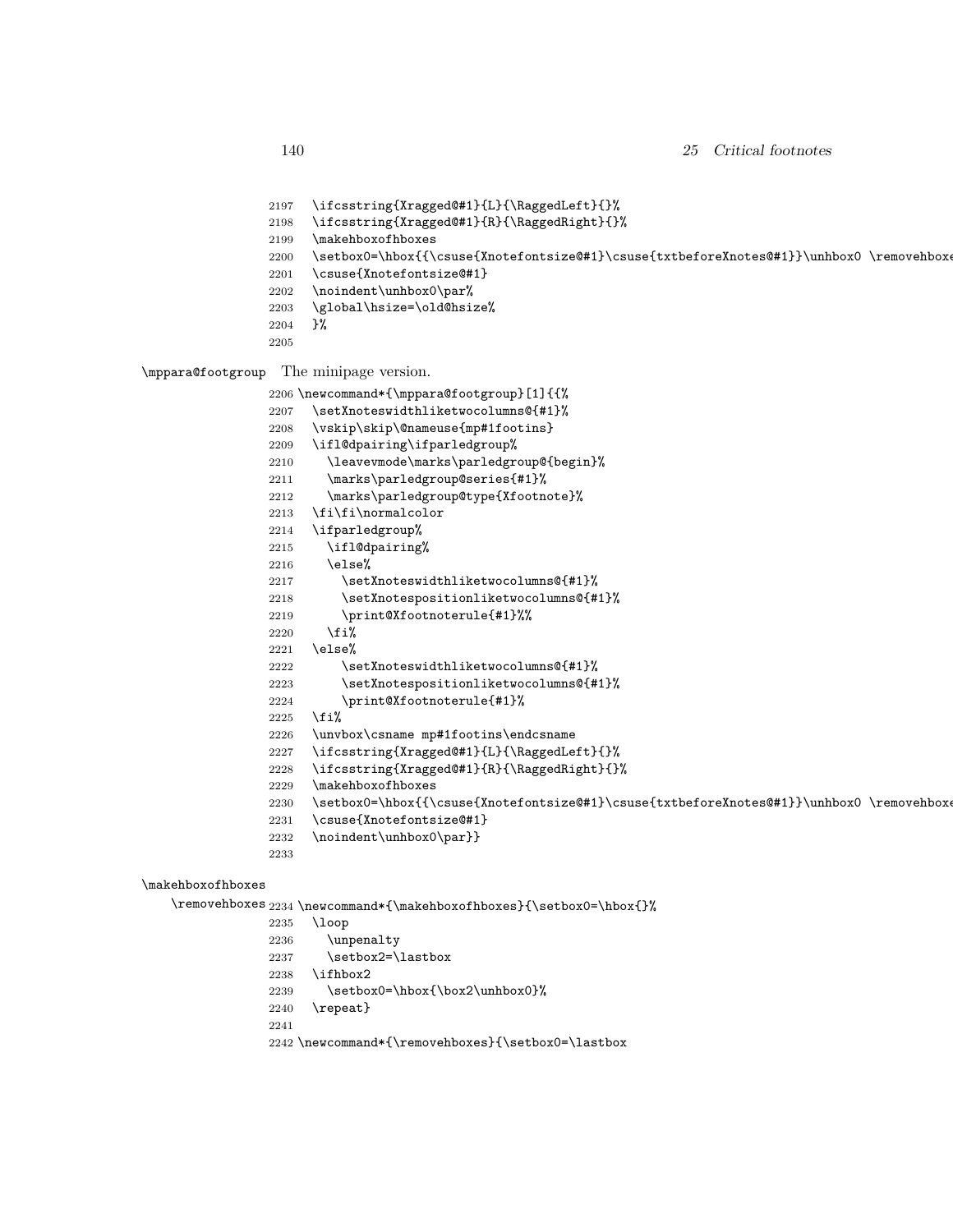```
2197   \ifcsstring{Xragged@#1}{L}{\RaggedLeft}{}%
2198   \ifcsstring{Xragged@#1}{R}{\RaggedRight}{}%
2199   \makehboxofhboxes
2200   \setbox0=\hbox{{\csuse{Xnotefontsize@#1}\csuse{txtbeforeXnotes@#1}}\unhbox0 \removehboxe
2201   \csuse{Xnotefontsize@#1}
2202   \noindent\unhbox0\par%
2203   \global\hsize=\old@hsize%
2204   }%
2205
```

`\mppara@footgroup` The minipage version.

```
2206 \newcommand*{\mppara@footgroup}[1]{{%
2207   \setXnoteswidthliketwocolumns@{#1}%
2208   \vskip\skip\@nameuse{mp#1footins}
2209   \ifl@dpairing\ifparledgroup%
2210     \leavevmode\marks\parledgroup@{begin}%
2211     \marks\parledgroup@series{#1}%
2212     \marks\parledgroup@type{Xfootnote}%
2213   \fi\fi\normalcolor
2214   \ifparledgroup%
2215     \ifl@dpairing%
2216     \else%
2217       \setXnoteswidthliketwocolumns@{#1}%
2218       \setXnotespositionliketwocolumns@{#1}%
2219       \print@Xfootnoterule{#1}%%
2220     \fi%
2221   \else%
2222       \setXnoteswidthliketwocolumns@{#1}%
2223       \setXnotespositionliketwocolumns@{#1}%
2224       \print@Xfootnoterule{#1}%
2225   \fi%
2226   \unvbox\csname mp#1footins\endcsname
2227   \ifcsstring{Xragged@#1}{L}{\RaggedLeft}{}%
2228   \ifcsstring{Xragged@#1}{R}{\RaggedRight}{}%
2229   \makehboxofhboxes
2230   \setbox0=\hbox{{\csuse{Xnotefontsize@#1}\csuse{txtbeforeXnotes@#1}}\unhbox0 \removehboxe
2231   \csuse{Xnotefontsize@#1}
2232   \noindent\unhbox0\par}}
2233
```

`\makehboxofhboxes`
`\removehboxes`

```
2234 \newcommand*{\makehboxofhboxes}{\setbox0=\hbox{}%
2235   \loop
2236     \unpenalty
2237     \setbox2=\lastbox
2238   \ifhbox2
2239     \setbox0=\hbox{\box2\unhbox0}%
2240   \repeat}
2241
2242 \newcommand*{\removehboxes}{\setbox0=\lastbox
```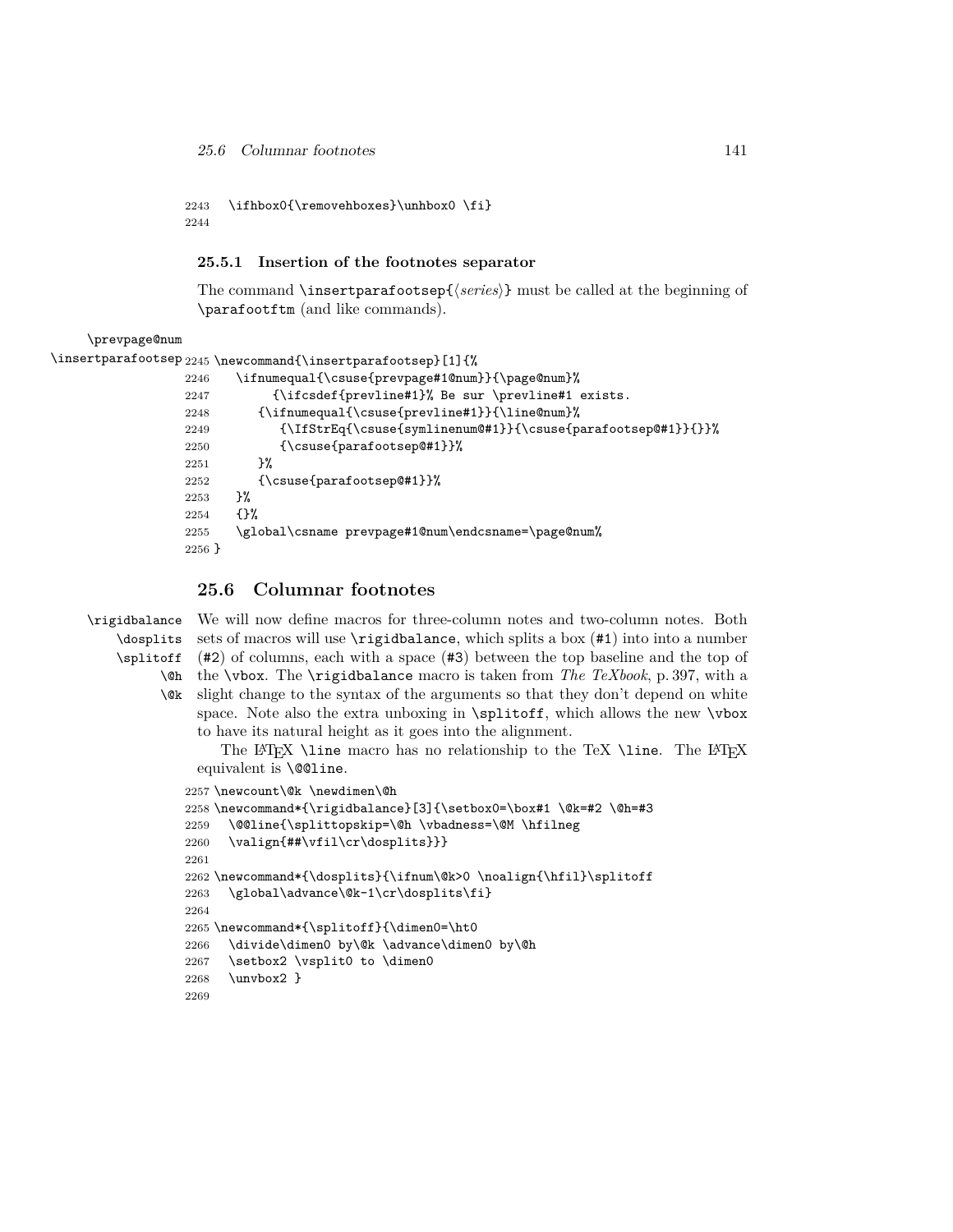```
2243   \ifhbox0{\removehboxes}\unhbox0 \fi}
2244
```

### 25.5.1 Insertion of the footnotes separator

The command `\insertparafootsep{⟨series⟩}` must be called at the beginning of `\parafootftm` (and like commands).

`\prevpage@num` `\insertparafootsep`

```
2245 \newcommand{\insertparafootsep}[1]{%
2246   \ifnumequal{\csuse{prevpage#1@num}}{\page@num}%
2247       {\ifcsdef{prevline#1}% Be sur \prevline#1 exists.
2248     {\ifnumequal{\csuse{prevline#1}}{\line@num}%
2249         {\IfStrEq{\csuse{symlinenum@#1}}{\csuse{parafootsep@#1}}{}}%
2250         {\csuse{parafootsep@#1}}%
2251     }%
2252     {\csuse{parafootsep@#1}}%
2253   }%
2254   {}%
2255   \global\csname prevpage#1@num\endcsname=\page@num%
2256 }
```

## 25.6 Columnar footnotes

`\rigidbalance` `\dosplits` `\splitoff` `\@h` `\@k`

We will now define macros for three-column notes and two-column notes. Both sets of macros will use `\rigidbalance`, which splits a box (`#1`) into into a number (`#2`) of columns, each with a space (`#3`) between the top baseline and the top of the `\vbox`. The `\rigidbalance` macro is taken from *The TeXbook*, p. 397, with a slight change to the syntax of the arguments so that they don't depend on white space. Note also the extra unboxing in `\splitoff`, which allows the new `\vbox` to have its natural height as it goes into the alignment.

The LaTeX `\line` macro has no relationship to the TeX `\line`. The LaTeX equivalent is `\@@line`.

```
2257 \newcount\@k \newdimen\@h
2258 \newcommand*{\rigidbalance}[3]{\setbox0=\box#1 \@k=#2 \@h=#3
2259   \@@line{\splittopskip=\@h \vbadness=\@M \hfilneg
2260   \valign{##\vfil\cr\dosplits}}}
2261
2262 \newcommand*{\dosplits}{\ifnum\@k>0 \noalign{\hfil}\splitoff
2263   \global\advance\@k-1\cr\dosplits\fi}
2264
2265 \newcommand*{\splitoff}{\dimen0=\ht0
2266   \divide\dimen0 by\@k \advance\dimen0 by\@h
2267   \setbox2 \vsplit0 to \dimen0
2268   \unvbox2 }
2269
```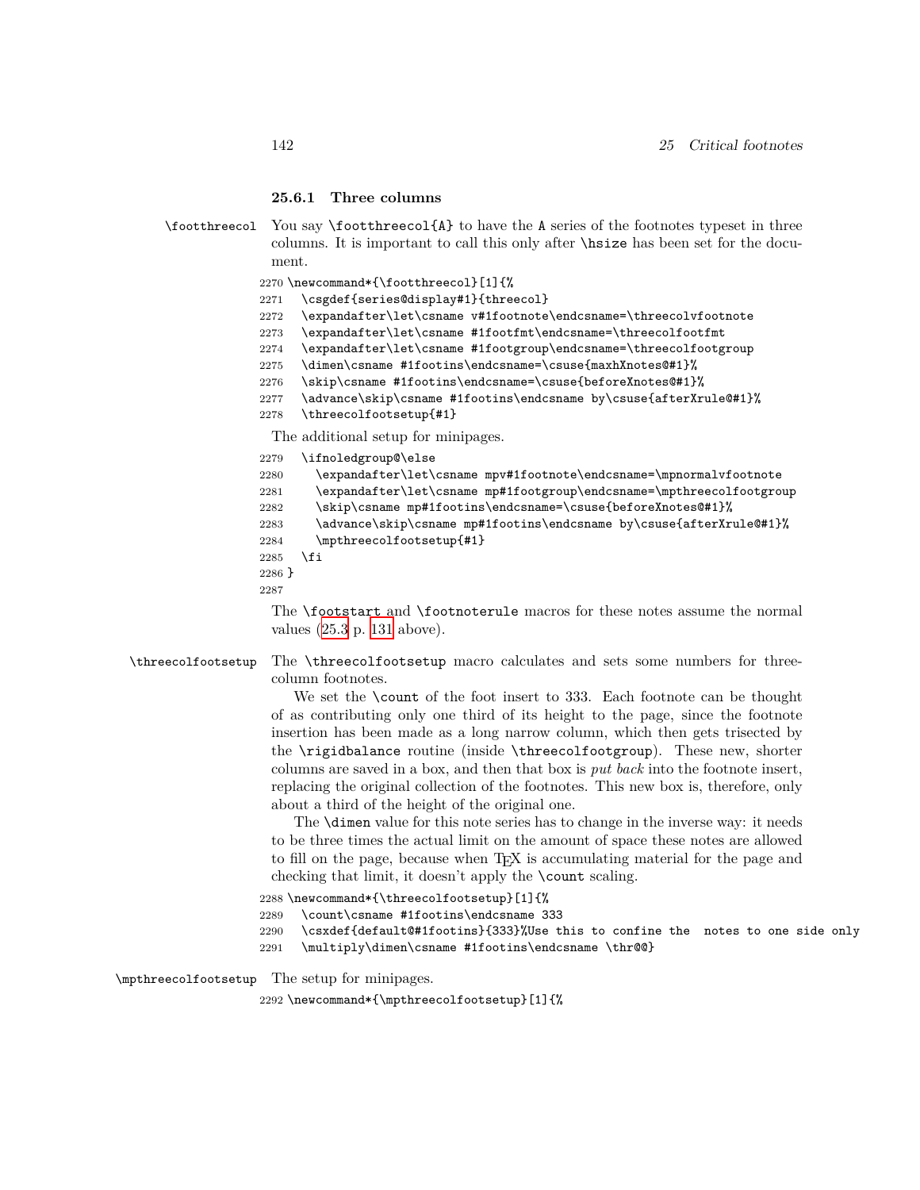### 25.6.1 Three columns

\footthreecol You say \footthreecol{A} to have the A series of the footnotes typeset in three columns. It is important to call this only after \hsize has been set for the document.

```
2270 \newcommand*{\footthreecol}[1]{%
2271   \csgdef{series@display#1}{threecol}
2272   \expandafter\let\csname v#1footnote\endcsname=\threecolvfootnote
2273   \expandafter\let\csname #1footfmt\endcsname=\threecolfootfmt
2274   \expandafter\let\csname #1footgroup\endcsname=\threecolfootgroup
2275   \dimen\csname #1footins\endcsname=\csuse{maxhXnotes@#1}%
2276   \skip\csname #1footins\endcsname=\csuse{beforeXnotes@#1}%
2277   \advance\skip\csname #1footins\endcsname by\csuse{afterXrule@#1}%
2278   \threecolfootsetup{#1}
```

The additional setup for minipages.

```
2279   \ifnoledgroup@\else
2280     \expandafter\let\csname mpv#1footnote\endcsname=\mpnormalvfootnote
2281     \expandafter\let\csname mp#1footgroup\endcsname=\mpthreecolfootgroup
2282     \skip\csname mp#1footins\endcsname=\csuse{beforeXnotes@#1}%
2283     \advance\skip\csname mp#1footins\endcsname by\csuse{afterXrule@#1}%
2284     \mpthreecolfootsetup{#1}
2285   \fi
2286 }
2287
```

The \footstart and \footnoterule macros for these notes assume the normal values (25.3 p. 131 above).

\threecolfootsetup The \threecolfootsetup macro calculates and sets some numbers for three-column footnotes.

We set the \count of the foot insert to 333. Each footnote can be thought of as contributing only one third of its height to the page, since the footnote insertion has been made as a long narrow column, which then gets trisected by the \rigidbalance routine (inside \threecolfootgroup). These new, shorter columns are saved in a box, and then that box is *put back* into the footnote insert, replacing the original collection of the footnotes. This new box is, therefore, only about a third of the height of the original one.

The \dimen value for this note series has to change in the inverse way: it needs to be three times the actual limit on the amount of space these notes are allowed to fill on the page, because when TeX is accumulating material for the page and checking that limit, it doesn't apply the \count scaling.

```
2288 \newcommand*{\threecolfootsetup}[1]{%
2289   \count\csname #1footins\endcsname 333
2290   \csxdef{default@#1footins}{333}%Use this to confine the  notes to one side only
2291   \multiply\dimen\csname #1footins\endcsname \thr@@}
```

\mpthreecolfootsetup The setup for minipages.

```
2292 \newcommand*{\mpthreecolfootsetup}[1]{%
```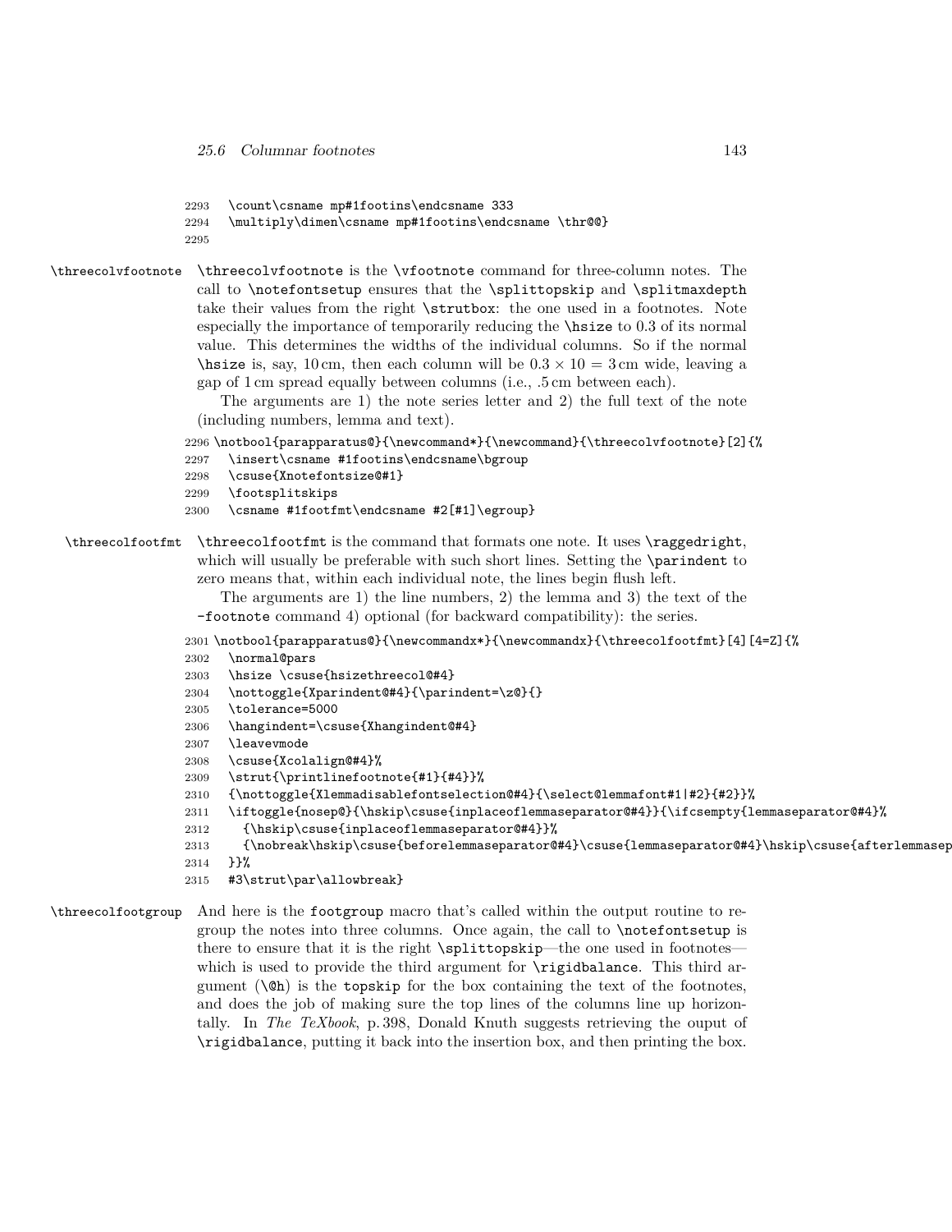```
2293   \count\csname mp#1footins\endcsname 333
2294   \multiply\dimen\csname mp#1footins\endcsname \thr@@}
2295
```

\threecolvfootnote

`\threecolvfootnote` is the `\vfootnote` command for three-column notes. The call to `\notefontsetup` ensures that the `\splittopskip` and `\splitmaxdepth` take their values from the right `\strutbox`: the one used in a footnotes. Note especially the importance of temporarily reducing the `\hsize` to 0.3 of its normal value. This determines the widths of the individual columns. So if the normal `\hsize` is, say, 10 cm, then each column will be $0.3 \times 10 = 3$ cm wide, leaving a gap of 1 cm spread equally between columns (i.e., .5 cm between each).

The arguments are 1) the note series letter and 2) the full text of the note (including numbers, lemma and text).

```
2296 \notbool{parapparatus@}{\newcommand*}{\newcommand}{\threecolvfootnote}[2]{%
2297   \insert\csname #1footins\endcsname\bgroup
2298   \csuse{Xnotefontsize@#1}
2299   \footsplitskips
2300   \csname #1footfmt\endcsname #2[#1]\egroup}
```

\threecolfootfmt

`\threecolfootfmt` is the command that formats one note. It uses `\raggedright`, which will usually be preferable with such short lines. Setting the `\parindent` to zero means that, within each individual note, the lines begin flush left.

The arguments are 1) the line numbers, 2) the lemma and 3) the text of the `-footnote` command 4) optional (for backward compatibility): the series.

```
2301 \notbool{parapparatus@}{\newcommandx*}{\newcommandx}{\threecolfootfmt}[4][4=Z]{%
2302   \normal@pars
2303   \hsize \csuse{hsizethreecol@#4}
2304   \nottoggle{Xparindent@#4}{\parindent=\z@}{}
2305   \tolerance=5000
2306   \hangindent=\csuse{Xhangindent@#4}
2307   \leavevmode
2308   \csuse{Xcolalign@#4}%
2309   \strut{\printlinefootnote{#1}{#4}}%
2310   {\nottoggle{Xlemmadisablefontselection@#4}{\select@lemmafont#1|#2}{#2}}%
2311   \iftoggle{nosep@}{\hskip\csuse{inplaceoflemmaseparator@#4}}{\ifcsempty{lemmaseparator@#4}%
2312     {\hskip\csuse{inplaceoflemmaseparator@#4}}%
2313     {\nobreak\hskip\csuse{beforelemmaseparator@#4}\csuse{lemmaseparator@#4}\hskip\csuse{afterlemmasep
2314   }}%
2315   #3\strut\par\allowbreak}
```

\threecolfootgroup

And here is the `footgroup` macro that's called within the output routine to regroup the notes into three columns. Once again, the call to `\notefontsetup` is there to ensure that it is the right `\splittopskip`—the one used in footnotes—which is used to provide the third argument for `\rigidbalance`. This third argument (`\@h`) is the `topskip` for the box containing the text of the footnotes, and does the job of making sure the top lines of the columns line up horizontally. In *The TeXbook*, p. 398, Donald Knuth suggests retrieving the ouput of `\rigidbalance`, putting it back into the insertion box, and then printing the box.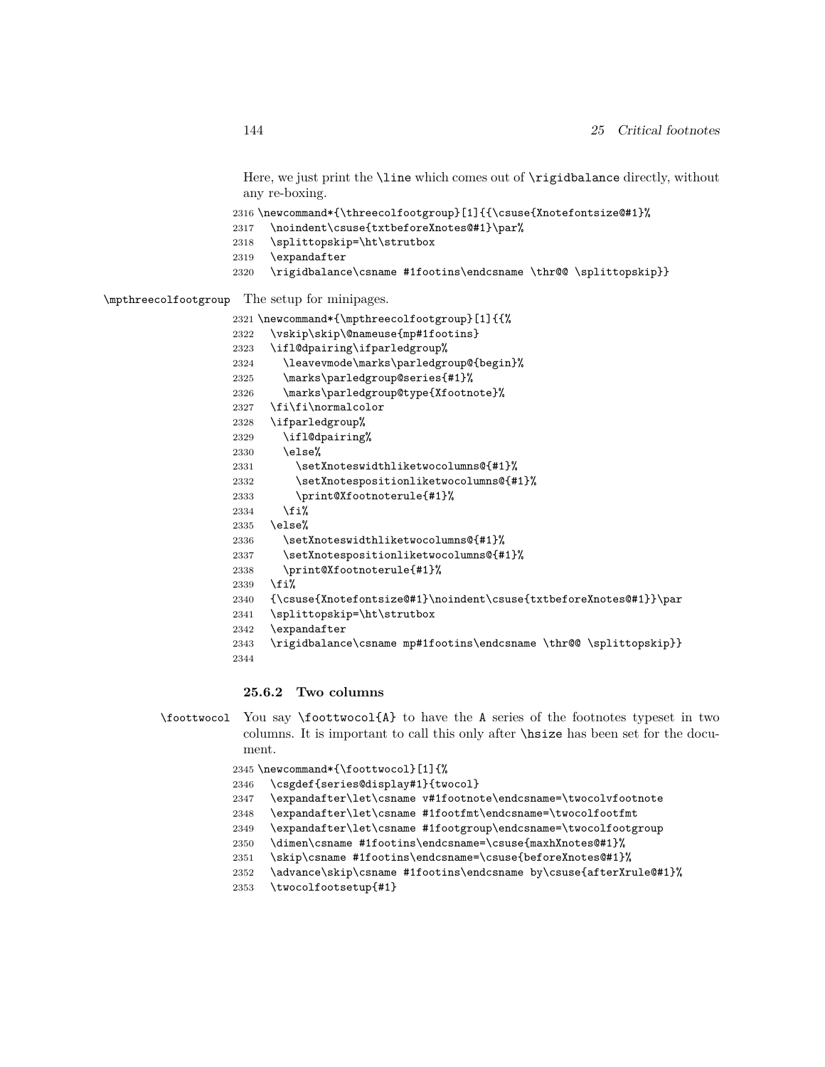Here, we just print the `\line` which comes out of `\rigidbalance` directly, without any re-boxing.

```
2316 \newcommand*{\threecolfootgroup}[1]{{\csuse{Xnotefontsize@#1}%
2317   \noindent\csuse{txtbeforeXnotes@#1}\par%
2318   \splittopskip=\ht\strutbox
2319   \expandafter
2320   \rigidbalance\csname #1footins\endcsname \thr@@ \splittopskip}}
```

`\mpthreecolfootgroup` The setup for minipages.

```
2321 \newcommand*{\mpthreecolfootgroup}[1]{{%
2322   \vskip\skip\@nameuse{mp#1footins}
2323   \ifl@dpairing\ifparledgroup%
2324     \leavevmode\marks\parledgroup@{begin}%
2325     \marks\parledgroup@series{#1}%
2326     \marks\parledgroup@type{Xfootnote}%
2327   \fi\fi\normalcolor
2328   \ifparledgroup%
2329     \ifl@dpairing%
2330     \else%
2331       \setXnoteswidthliketwocolumns@{#1}%
2332       \setXnotespositionliketwocolumns@{#1}%
2333       \print@Xfootnoterule{#1}%
2334     \fi%
2335   \else%
2336     \setXnoteswidthliketwocolumns@{#1}%
2337     \setXnotespositionliketwocolumns@{#1}%
2338     \print@Xfootnoterule{#1}%
2339   \fi%
2340   {\csuse{Xnotefontsize@#1}\noindent\csuse{txtbeforeXnotes@#1}}\par
2341   \splittopskip=\ht\strutbox
2342   \expandafter
2343   \rigidbalance\csname mp#1footins\endcsname \thr@@ \splittopskip}}
2344
```

### 25.6.2 Two columns

`\foottwocol` You say `\foottwocol{A}` to have the A series of the footnotes typeset in two columns. It is important to call this only after `\hsize` has been set for the document.

```
2345 \newcommand*{\foottwocol}[1]{%
2346   \csgdef{series@display#1}{twocol}
2347   \expandafter\let\csname v#1footnote\endcsname=\twocolvfootnote
2348   \expandafter\let\csname #1footfmt\endcsname=\twocolfootfmt
2349   \expandafter\let\csname #1footgroup\endcsname=\twocolfootgroup
2350   \dimen\csname #1footins\endcsname=\csuse{maxhXnotes@#1}%
2351   \skip\csname #1footins\endcsname=\csuse{beforeXnotes@#1}%
2352   \advance\skip\csname #1footins\endcsname by\csuse{afterXrule@#1}%
2353   \twocolfootsetup{#1}
```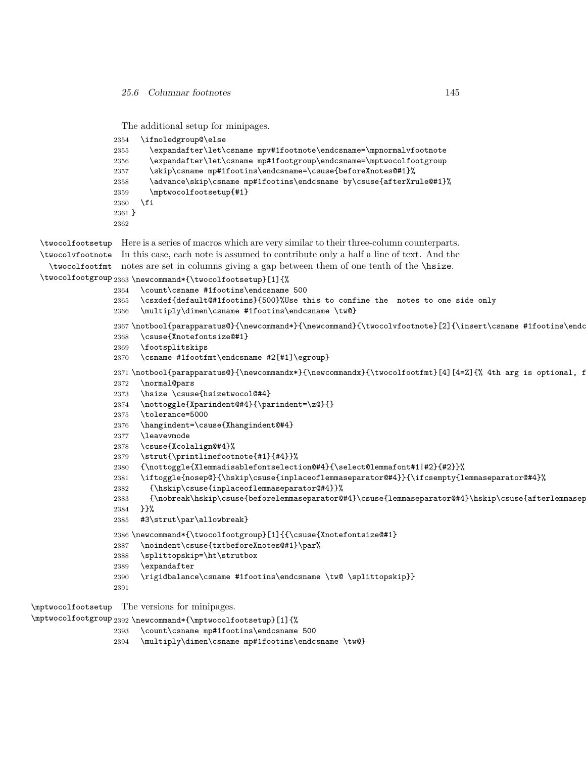The additional setup for minipages.

```
2354   \ifnoledgroup@\else
2355     \expandafter\let\csname mpv#1footnote\endcsname=\mpnormalvfootnote
2356     \expandafter\let\csname mp#1footgroup\endcsname=\mptwocolfootgroup
2357     \skip\csname mp#1footins\endcsname=\csuse{beforeXnotes@#1}%
2358     \advance\skip\csname mp#1footins\endcsname by\csuse{afterXrule@#1}%
2359     \mptwocolfootsetup{#1}
2360   \fi
2361 }
2362
```

\twocolfootsetup \twocolvfootnote \twocolfootfmt \twocolfootgroup Here is a series of macros which are very similar to their three-column counterparts. In this case, each note is assumed to contribute only a half a line of text. And the notes are set in columns giving a gap between them of one tenth of the \hsize.

```
2363 \newcommand*{\twocolfootsetup}[1]{%
2364   \count\csname #1footins\endcsname 500
2365   \csxdef{default@#1footins}{500}%Use this to confine the  notes to one side only
2366   \multiply\dimen\csname #1footins\endcsname \tw@}
2367 \notbool{parapparatus@}{\newcommand*}{\newcommand}{\twocolvfootnote}[2]{\insert\csname #1footins\endc
2368   \csuse{Xnotefontsize@#1}
2369   \footsplitskips
2370   \csname #1footfmt\endcsname #2[#1]\egroup}
2371 \notbool{parapparatus@}{\newcommandx*}{\newcommandx}{\twocolfootfmt}[4][4=Z]{% 4th arg is optional, f
2372   \normal@pars
2373   \hsize \csuse{hsizetwocol@#4}
2374   \nottoggle{Xparindent@#4}{\parindent=\z@}{}
2375   \tolerance=5000
2376   \hangindent=\csuse{Xhangindent@#4}
2377   \leavevmode
2378   \csuse{Xcolalign@#4}%
2379   \strut{\printlinefootnote{#1}{#4}}%
2380   {\nottoggle{Xlemmadisablefontselection@#4}{\select@lemmafont#1|#2}{#2}}%
2381   \iftoggle{nosep@}{\hskip\csuse{inplaceoflemmaseparator@#4}}{\ifcsempty{lemmaseparator@#4}%
2382     {\hskip\csuse{inplaceoflemmaseparator@#4}}%
2383     {\nobreak\hskip\csuse{beforelemmaseparator@#4}\csuse{lemmaseparator@#4}\hskip\csuse{afterlemmasep
2384   }}%
2385   #3\strut\par\allowbreak}
2386 \newcommand*{\twocolfootgroup}[1]{{\csuse{Xnotefontsize@#1}
2387   \noindent\csuse{txtbeforeXnotes@#1}\par%
2388   \splittopskip=\ht\strutbox
2389   \expandafter
2390   \rigidbalance\csname #1footins\endcsname \tw@ \splittopskip}}
2391
```

\mptwocolfootsetup \mptwocolfootgroup The versions for minipages.

```
2392 \newcommand*{\mptwocolfootsetup}[1]{%
2393   \count\csname mp#1footins\endcsname 500
2394   \multiply\dimen\csname mp#1footins\endcsname \tw@}
```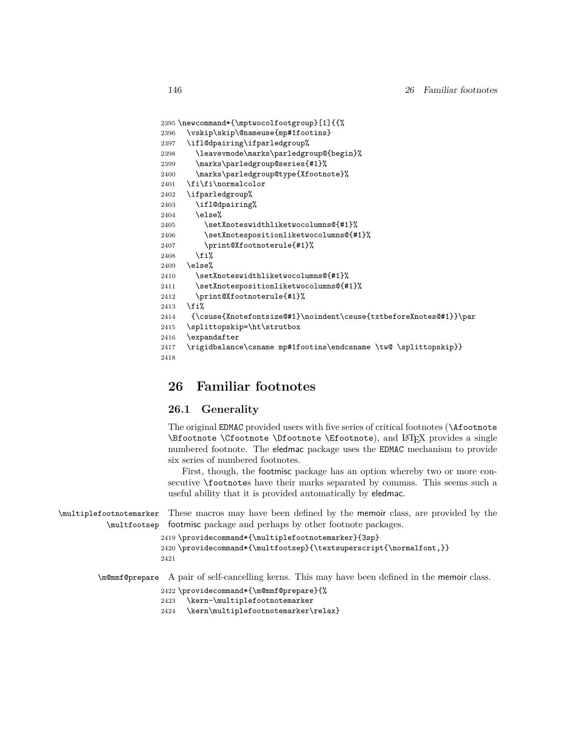```
2395 \newcommand*{\mptwocolfootgroup}[1]{{%
2396   \vskip\skip\@nameuse{mp#1footins}
2397   \ifl@dpairing\ifparledgroup%
2398     \leavevmode\marks\parledgroup@{begin}%
2399     \marks\parledgroup@series{#1}%
2400     \marks\parledgroup@type{Xfootnote}%
2401   \fi\fi\normalcolor
2402   \ifparledgroup%
2403     \ifl@dpairing%
2404     \else%
2405       \setXnoteswidthliketwocolumns@{#1}%
2406       \setXnotespositionliketwocolumns@{#1}%
2407       \print@Xfootnoterule{#1}%
2408     \fi%
2409   \else%
2410     \setXnoteswidthliketwocolumns@{#1}%
2411     \setXnotespositionliketwocolumns@{#1}%
2412     \print@Xfootnoterule{#1}%
2413   \fi%
2414    {\csuse{Xnotefontsize@#1}\noindent\csuse{txtbeforeXnotes@#1}}\par
2415   \splittopskip=\ht\strutbox
2416   \expandafter
2417   \rigidbalance\csname mp#1footins\endcsname \tw@ \splittopskip}}
2418 
```

# 26 Familiar footnotes

## 26.1 Generality

The original EDMAC provided users with five series of critical footnotes (`\Afootnote \Bfootnote \Cfootnote \Dfootnote \Efootnote`), and LaTeX provides a single numbered footnote. The eledmac package uses the EDMAC mechanism to provide six series of numbered footnotes.

First, though, the footmisc package has an option whereby two or more consecutive `\footnote`s have their marks separated by commas. This seems such a useful ability that it is provided automatically by eledmac.

`\multiplefootnotemarker` `\multfootsep` These macros may have been defined by the memoir class, are provided by the footmisc package and perhaps by other footnote packages.

```
2419 \providecommand*{\multiplefootnotemarker}{3sp}
2420 \providecommand*{\multfootsep}{\textsuperscript{\normalfont,}}
2421 
```

`\m@mmf@prepare` A pair of self-cancelling kerns. This may have been defined in the memoir class.

```
2422 \providecommand*{\m@mmf@prepare}{%
2423   \kern-\multiplefootnotemarker
2424   \kern\multiplefootnotemarker\relax}
```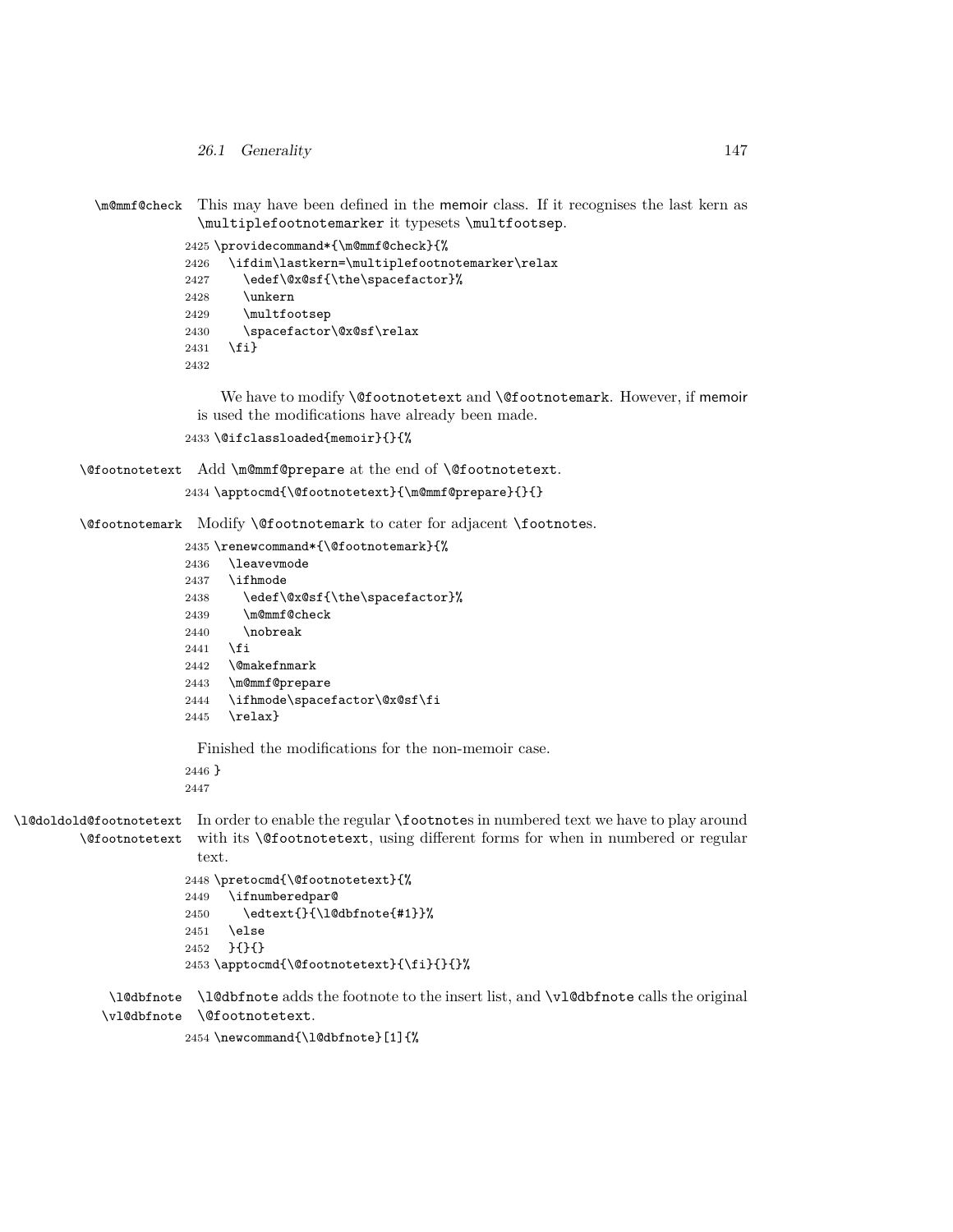\m@mmf@check This may have been defined in the memoir class. If it recognises the last kern as \multiplefootnotemarker it typesets \multfootsep.

```
2425 \providecommand*{\m@mmf@check}{%
2426   \ifdim\lastkern=\multiplefootnotemarker\relax
2427     \edef\@x@sf{\the\spacefactor}%
2428     \unkern
2429     \multfootsep
2430     \spacefactor\@x@sf\relax
2431   \fi}
2432
```

We have to modify \@footnotetext and \@footnotemark. However, if memoir is used the modifications have already been made.

```
2433 \@ifclassloaded{memoir}{}{%
```

\@footnotetext Add \m@mmf@prepare at the end of \@footnotetext.

```
2434 \apptocmd{\@footnotetext}{\m@mmf@prepare}{}{}
```

\@footnotemark Modify \@footnotemark to cater for adjacent \footnotes.

```
2435 \renewcommand*{\@footnotemark}{%
2436   \leavevmode
2437   \ifhmode
2438     \edef\@x@sf{\the\spacefactor}%
2439     \m@mmf@check
2440     \nobreak
2441   \fi
2442   \@makefnmark
2443   \m@mmf@prepare
2444   \ifhmode\spacefactor\@x@sf\fi
2445   \relax}
```

Finished the modifications for the non-memoir case.

```
2446 }
2447
```

\l@doldold@footnotetext \@footnotetext In order to enable the regular \footnotes in numbered text we have to play around with its \@footnotetext, using different forms for when in numbered or regular text.

```
2448 \pretocmd{\@footnotetext}{%
2449   \ifnumberedpar@
2450     \edtext{}{\l@dbfnote{#1}}%
2451   \else
2452   }{}{}
2453 \apptocmd{\@footnotetext}{\fi}{}{}%
```

\l@dbfnote \vl@dbfnote \l@dbfnote adds the footnote to the insert list, and \vl@dbfnote calls the original \@footnotetext.

```
2454 \newcommand{\l@dbfnote}[1]{%
```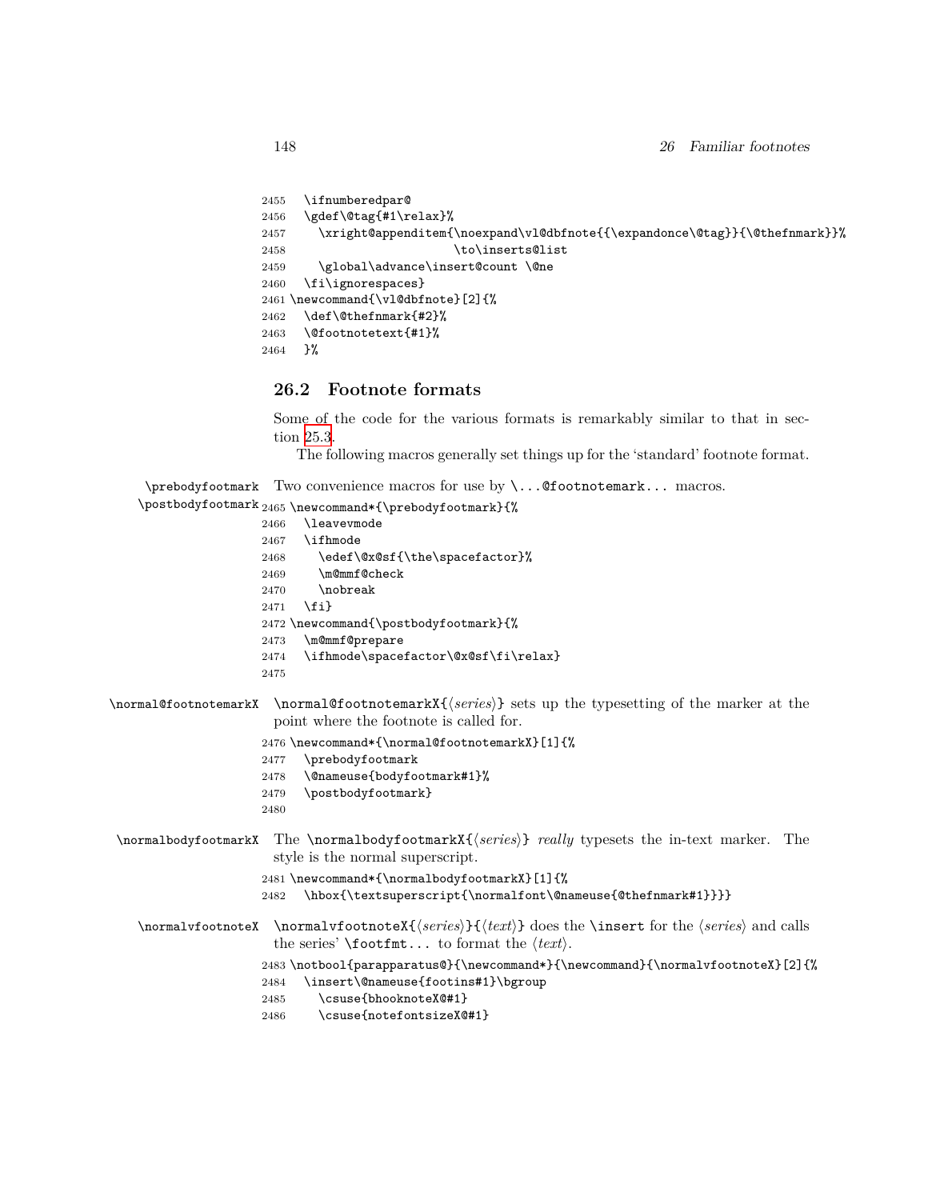```
2455   \ifnumberedpar@
2456   \gdef\@tag{#1\relax}%
2457     \xright@appenditem{\noexpand\vl@dbfnote{{\expandonce\@tag}}{\@thefnmark}}%
2458                        \to\inserts@list
2459     \global\advance\insert@count \@ne
2460   \fi\ignorespaces}
2461 \newcommand{\vl@dbfnote}[2]{%
2462   \def\@thefnmark{#2}%
2463   \@footnotetext{#1}%
2464   }%
```

## 26.2 Footnote formats

Some of the code for the various formats is remarkably similar to that in section 25.3.

The following macros generally set things up for the 'standard' footnote format.

\prebodyfootmark \postbodyfootmark Two convenience macros for use by `\...@footnotemark...` macros.

```
2465 \newcommand*{\prebodyfootmark}{%
2466   \leavevmode
2467   \ifhmode
2468     \edef\@x@sf{\the\spacefactor}%
2469     \m@mmf@check
2470     \nobreak
2471   \fi}
2472 \newcommand{\postbodyfootmark}{%
2473   \m@mmf@prepare
2474   \ifhmode\spacefactor\@x@sf\fi\relax}
2475
```

\normal@footnotemarkX `\normal@footnotemarkX{`⟨*series*⟩`}` sets up the typesetting of the marker at the point where the footnote is called for.

```
2476 \newcommand*{\normal@footnotemarkX}[1]{%
2477   \prebodyfootmark
2478   \@nameuse{bodyfootmark#1}%
2479   \postbodyfootmark}
2480
```

\normalbodyfootmarkX The `\normalbodyfootmarkX{`⟨*series*⟩`}` *really* typesets the in-text marker. The style is the normal superscript.

```
2481 \newcommand*{\normalbodyfootmarkX}[1]{%
2482   \hbox{\textsuperscript{\normalfont\@nameuse{@thefnmark#1}}}}
```

\normalvfootnoteX `\normalvfootnoteX{`⟨*series*⟩`}{`⟨*text*⟩`}` does the `\insert` for the ⟨*series*⟩ and calls the series' `\footfmt...` to format the ⟨*text*⟩.

```
2483 \notbool{parapparatus@}{\newcommand*}{\newcommand}{\normalvfootnoteX}[2]{%
2484   \insert\@nameuse{footins#1}\bgroup
2485     \csuse{bhooknoteX@#1}
2486     \csuse{notefontsizeX@#1}
```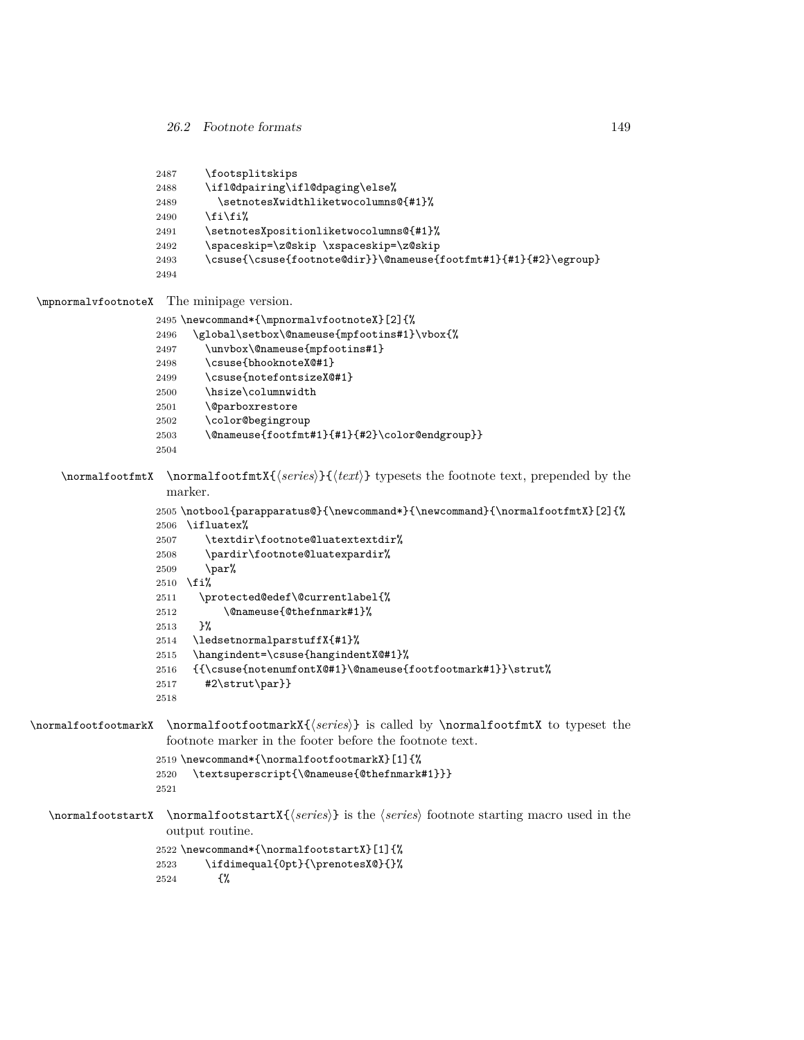```
2487     \footsplitskips
2488     \ifl@dpairing\ifl@dpaging\else%
2489       \setnotesXwidthliketwocolumns@{#1}%
2490     \fi\fi%
2491     \setnotesXpositionliketwocolumns@{#1}%
2492     \spaceskip=\z@skip \xspaceskip=\z@skip
2493     \csuse{\csuse{footnote@dir}}\@nameuse{footfmt#1}{#1}{#2}\egroup}
2494
```

\mpnormalvfootnoteX The minipage version.

```
2495 \newcommand*{\mpnormalvfootnoteX}[2]{%
2496   \global\setbox\@nameuse{mpfootins#1}\vbox{%
2497     \unvbox\@nameuse{mpfootins#1}
2498     \csuse{bhooknoteX@#1}
2499     \csuse{notefontsizeX@#1}
2500     \hsize\columnwidth
2501     \@parboxrestore
2502     \color@begingroup
2503     \@nameuse{footfmt#1}{#1}{#2}\color@endgroup}}
2504
```

\normalfootfmtX `\normalfootfmtX{`⟨*series*⟩`}{`⟨*text*⟩`}` typesets the footnote text, prepended by the marker.

```
2505 \notbool{parapparatus@}{\newcommand*}{\newcommand}{\normalfootfmtX}[2]{%
2506  \ifluatex%
2507     \textdir\footnote@luatextextdir%
2508     \pardir\footnote@luatexpardir%
2509     \par%
2510  \fi%
2511    \protected@edef\@currentlabel{%
2512        \@nameuse{@thefnmark#1}%
2513    }%
2514   \ledsetnormalparstuffX{#1}%
2515   \hangindent=\csuse{hangindentX@#1}%
2516   {{\csuse{notenumfontX@#1}\@nameuse{footfootmark#1}}\strut%
2517     #2\strut\par}}
2518
```

\normalfootfootmarkX `\normalfootfootmarkX{`⟨*series*⟩`}` is called by `\normalfootfmtX` to typeset the footnote marker in the footer before the footnote text.

```
2519 \newcommand*{\normalfootfootmarkX}[1]{%
2520   \textsuperscript{\@nameuse{@thefnmark#1}}}
2521
```

\normalfootstartX `\normalfootstartX{`⟨*series*⟩`}` is the ⟨*series*⟩ footnote starting macro used in the output routine.

```
2522 \newcommand*{\normalfootstartX}[1]{%
2523     \ifdimequal{0pt}{\prenotesX@}{}%
2524       {%
```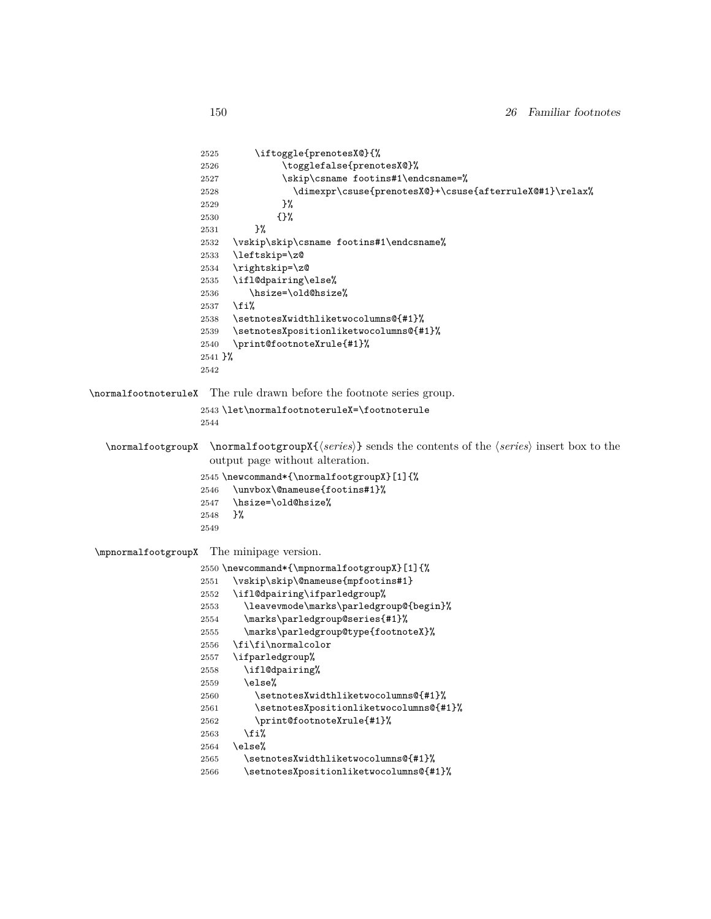```
2525      \iftoggle{prenotesX@}{%
2526          \togglefalse{prenotesX@}%
2527          \skip\csname footins#1\endcsname=%
2528            \dimexpr\csuse{prenotesX@}+\csuse{afterruleX@#1}\relax%
2529          }%
2530         {}%
2531      }%
2532   \vskip\skip\csname footins#1\endcsname%
2533   \leftskip=\z@
2534   \rightskip=\z@
2535   \ifl@dpairing\else%
2536     \hsize=\old@hsize%
2537   \fi%
2538   \setnotesXwidthliketwocolumns@{#1}%
2539   \setnotesXpositionliketwocolumns@{#1}%
2540   \print@footnoteXrule{#1}%
2541 }%
2542
```

`\normalfootnoteruleX` The rule drawn before the footnote series group.

```
2543 \let\normalfootnoteruleX=\footnoterule
2544
```

`\normalfootgroupX` `\normalfootgroupX{`⟨*series*⟩`}` sends the contents of the ⟨*series*⟩ insert box to the output page without alteration.

```
2545 \newcommand*{\normalfootgroupX}[1]{%
2546   \unvbox\@nameuse{footins#1}%
2547   \hsize=\old@hsize%
2548   }%
2549
```

`\mpnormalfootgroupX` The minipage version.

```
2550 \newcommand*{\mpnormalfootgroupX}[1]{%
2551   \vskip\skip\@nameuse{mpfootins#1}
2552   \ifl@dpairing\ifparledgroup%
2553     \leavevmode\marks\parledgroup@{begin}%
2554     \marks\parledgroup@series{#1}%
2555     \marks\parledgroup@type{footnoteX}%
2556   \fi\fi\normalcolor
2557   \ifparledgroup%
2558     \ifl@dpairing%
2559     \else%
2560       \setnotesXwidthliketwocolumns@{#1}%
2561       \setnotesXpositionliketwocolumns@{#1}%
2562       \print@footnoteXrule{#1}%
2563     \fi%
2564   \else%
2565     \setnotesXwidthliketwocolumns@{#1}%
2566     \setnotesXpositionliketwocolumns@{#1}%
```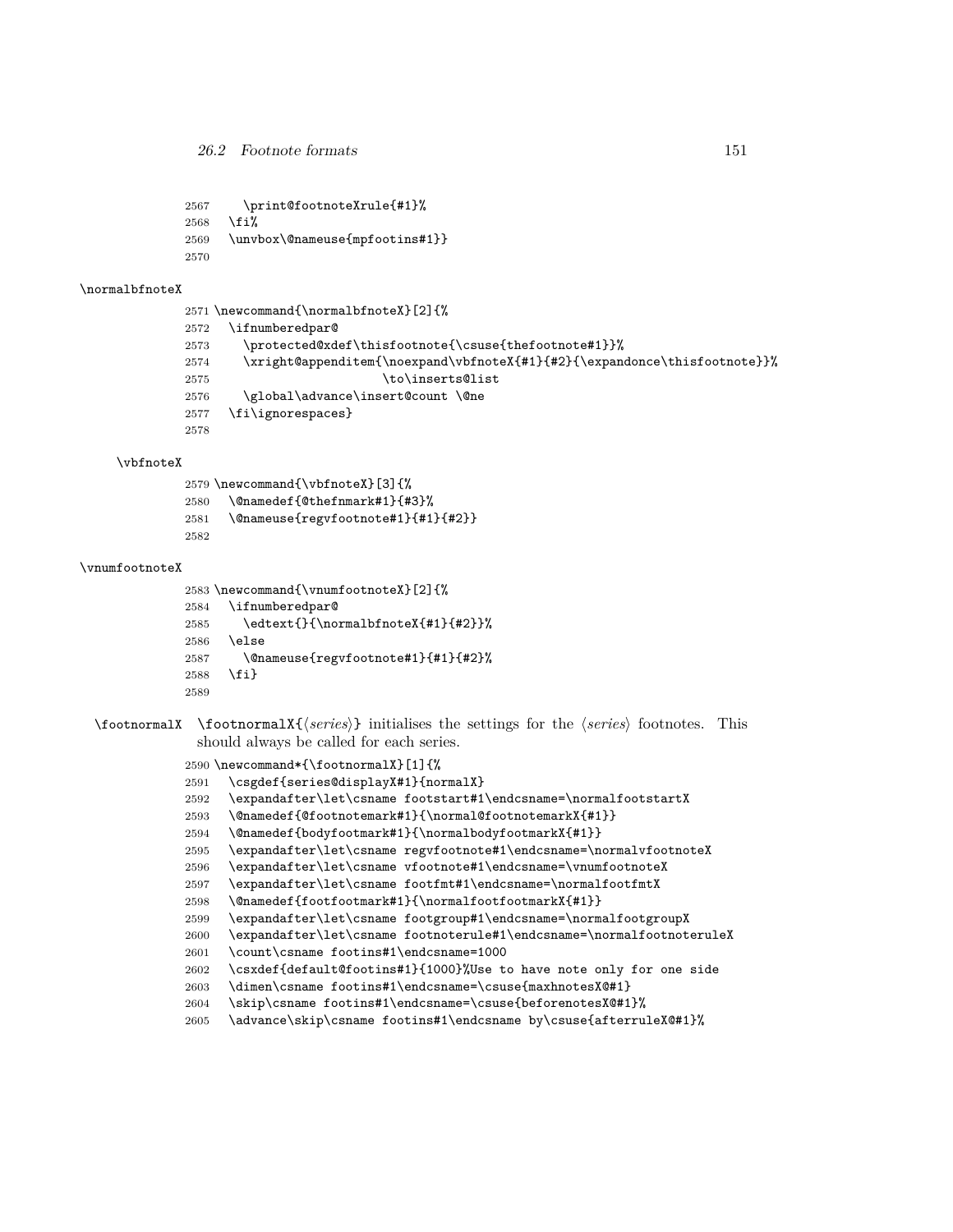```
2567     \print@footnoteXrule{#1}%
2568   \fi%
2569   \unvbox\@nameuse{mpfootins#1}}
2570
```

\normalbfnoteX

```
2571 \newcommand{\normalbfnoteX}[2]{%
2572   \ifnumberedpar@
2573     \protected@xdef\thisfootnote{\csuse{thefootnote#1}}%
2574     \xright@appenditem{\noexpand\vbfnoteX{#1}{#2}{\expandonce\thisfootnote}}%
2575                         \to\inserts@list
2576     \global\advance\insert@count \@ne
2577   \fi\ignorespaces}
2578
```

\vbfnoteX

```
2579 \newcommand{\vbfnoteX}[3]{%
2580   \@namedef{@thefnmark#1}{#3}%
2581   \@nameuse{regvfootnote#1}{#1}{#2}}
2582
```

\vnumfootnoteX

```
2583 \newcommand{\vnumfootnoteX}[2]{%
2584   \ifnumberedpar@
2585     \edtext{}{\normalbfnoteX{#1}{#2}}%
2586   \else
2587     \@nameuse{regvfootnote#1}{#1}{#2}%
2588   \fi}
2589
```

\footnormalX

\footnormalX{⟨*series*⟩} initialises the settings for the ⟨*series*⟩ footnotes. This should always be called for each series.

```
2590 \newcommand*{\footnormalX}[1]{%
2591   \csgdef{series@displayX#1}{normalX}
2592   \expandafter\let\csname footstart#1\endcsname=\normalfootstartX
2593   \@namedef{@footnotemark#1}{\normal@footnotemarkX{#1}}
2594   \@namedef{bodyfootmark#1}{\normalbodyfootmarkX{#1}}
2595   \expandafter\let\csname regvfootnote#1\endcsname=\normalvfootnoteX
2596   \expandafter\let\csname vfootnote#1\endcsname=\vnumfootnoteX
2597   \expandafter\let\csname footfmt#1\endcsname=\normalfootfmtX
2598   \@namedef{footfootmark#1}{\normalfootfootmarkX{#1}}
2599   \expandafter\let\csname footgroup#1\endcsname=\normalfootgroupX
2600   \expandafter\let\csname footnoterule#1\endcsname=\normalfootnoteruleX
2601   \count\csname footins#1\endcsname=1000
2602   \csxdef{default@footins#1}{1000}%Use to have note only for one side
2603   \dimen\csname footins#1\endcsname=\csuse{maxhnotesX@#1}
2604   \skip\csname footins#1\endcsname=\csuse{beforenotesX@#1}%
2605   \advance\skip\csname footins#1\endcsname by\csuse{afterruleX@#1}%
```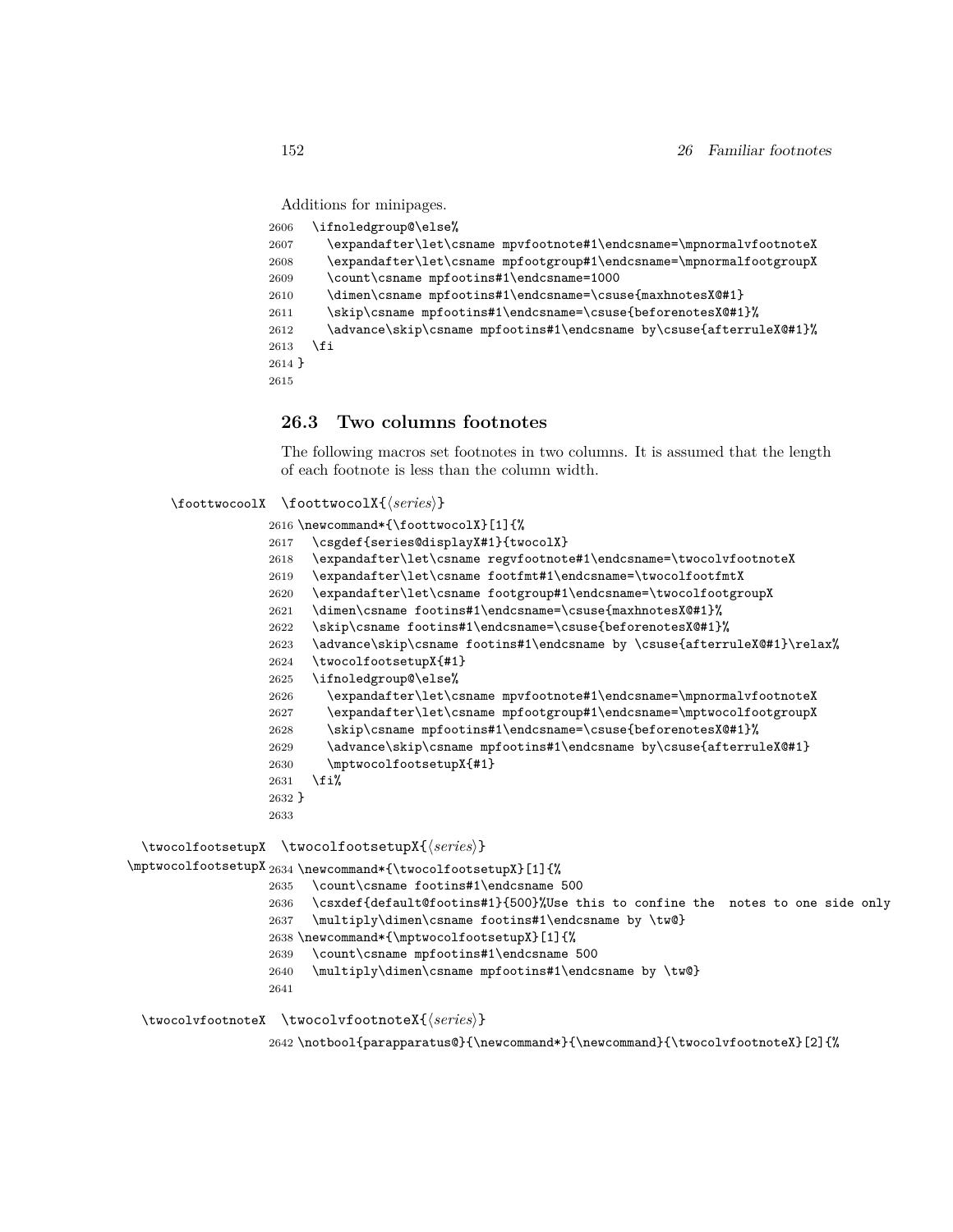Additions for minipages.

```
2606   \ifnoledgroup@\else%
2607     \expandafter\let\csname mpvfootnote#1\endcsname=\mpnormalvfootnoteX
2608     \expandafter\let\csname mpfootgroup#1\endcsname=\mpnormalfootgroupX
2609     \count\csname mpfootins#1\endcsname=1000
2610     \dimen\csname mpfootins#1\endcsname=\csuse{maxhnotesX@#1}
2611     \skip\csname mpfootins#1\endcsname=\csuse{beforenotesX@#1}%
2612     \advance\skip\csname mpfootins#1\endcsname by\csuse{afterruleX@#1}%
2613   \fi
2614 }
2615
```

## 26.3 Two columns footnotes

The following macros set footnotes in two columns. It is assumed that the length of each footnote is less than the column width.

\foottwocoolX `\foottwocolX{⟨series⟩}`

```
2616 \newcommand*{\foottwocolX}[1]{%
2617   \csgdef{series@displayX#1}{twocolX}
2618   \expandafter\let\csname regvfootnote#1\endcsname=\twocolvfootnoteX
2619   \expandafter\let\csname footfmt#1\endcsname=\twocolfootfmtX
2620   \expandafter\let\csname footgroup#1\endcsname=\twocolfootgroupX
2621   \dimen\csname footins#1\endcsname=\csuse{maxhnotesX@#1}%
2622   \skip\csname footins#1\endcsname=\csuse{beforenotesX@#1}%
2623   \advance\skip\csname footins#1\endcsname by \csuse{afterruleX@#1}\relax%
2624   \twocolfootsetupX{#1}
2625   \ifnoledgroup@\else%
2626     \expandafter\let\csname mpvfootnote#1\endcsname=\mpnormalvfootnoteX
2627     \expandafter\let\csname mpfootgroup#1\endcsname=\mptwocolfootgroupX
2628     \skip\csname mpfootins#1\endcsname=\csuse{beforenotesX@#1}%
2629     \advance\skip\csname mpfootins#1\endcsname by\csuse{afterruleX@#1}
2630     \mptwocolfootsetupX{#1}
2631   \fi%
2632 }
2633
```

\twocolfootsetupX \mptwocolfootsetupX `\twocolfootsetupX{⟨series⟩}`

```
2634 \newcommand*{\twocolfootsetupX}[1]{%
2635   \count\csname footins#1\endcsname 500
2636   \csxdef{default@footins#1}{500}%Use this to confine the  notes to one side only
2637   \multiply\dimen\csname footins#1\endcsname by \tw@}
2638 \newcommand*{\mptwocolfootsetupX}[1]{%
2639   \count\csname mpfootins#1\endcsname 500
2640   \multiply\dimen\csname mpfootins#1\endcsname by \tw@}
2641
```

\twocolvfootnoteX `\twocolvfootnoteX{⟨series⟩}`

```
2642 \notbool{parapparatus@}{\newcommand*}{\newcommand}{\twocolvfootnoteX}[2]{%
```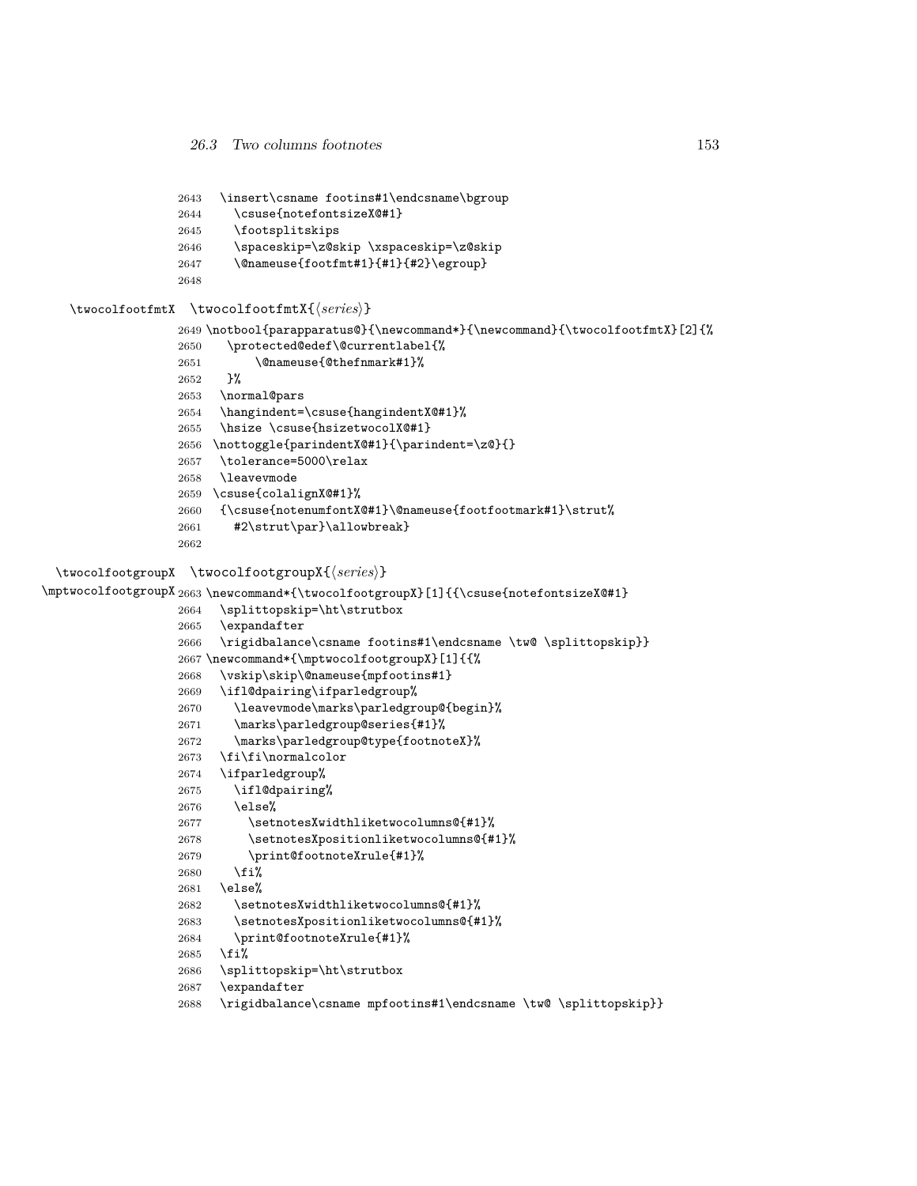```
2643   \insert\csname footins#1\endcsname\bgroup
2644     \csuse{notefontsizeX@#1}
2645     \footsplitskips
2646     \spaceskip=\z@skip \xspaceskip=\z@skip
2647     \@nameuse{footfmt#1}{#1}{#2}\egroup}
2648
```

\twocolfootfmtX \twocolfootfmtX{⟨*series*⟩}

```
2649 \notbool{parapparatus@}{\newcommand*}{\newcommand}{\twocolfootfmtX}[2]{%
2650     \protected@edef\@currentlabel{%
2651         \@nameuse{@thefnmark#1}%
2652     }%
2653   \normal@pars
2654   \hangindent=\csuse{hangindentX@#1}%
2655   \hsize \csuse{hsizetwocolX@#1}
2656  \nottoggle{parindentX@#1}{\parindent=\z@}{}
2657   \tolerance=5000\relax
2658   \leavevmode
2659  \csuse{colalignX@#1}%
2660   {\csuse{notenumfontX@#1}\@nameuse{footfootmark#1}\strut%
2661     #2\strut\par}\allowbreak}
2662
```

\twocolfootgroupX \twocolfootgroupX{⟨*series*⟩}

\mptwocolfootgroupX

```
2663 \newcommand*{\twocolfootgroupX}[1]{{\csuse{notefontsizeX@#1}
2664   \splittopskip=\ht\strutbox
2665   \expandafter
2666   \rigidbalance\csname footins#1\endcsname \tw@ \splittopskip}}
2667 \newcommand*{\mptwocolfootgroupX}[1]{{%
2668   \vskip\skip\@nameuse{mpfootins#1}
2669   \ifl@dpairing\ifparledgroup%
2670     \leavevmode\marks\parledgroup@{begin}%
2671     \marks\parledgroup@series{#1}%
2672     \marks\parledgroup@type{footnoteX}%
2673   \fi\fi\normalcolor
2674   \ifparledgroup%
2675     \ifl@dpairing%
2676     \else%
2677       \setnotesXwidthliketwocolumns@{#1}%
2678       \setnotesXpositionliketwocolumns@{#1}%
2679       \print@footnoteXrule{#1}%
2680     \fi%
2681   \else%
2682     \setnotesXwidthliketwocolumns@{#1}%
2683     \setnotesXpositionliketwocolumns@{#1}%
2684     \print@footnoteXrule{#1}%
2685   \fi%
2686   \splittopskip=\ht\strutbox
2687   \expandafter
2688   \rigidbalance\csname mpfootins#1\endcsname \tw@ \splittopskip}}
```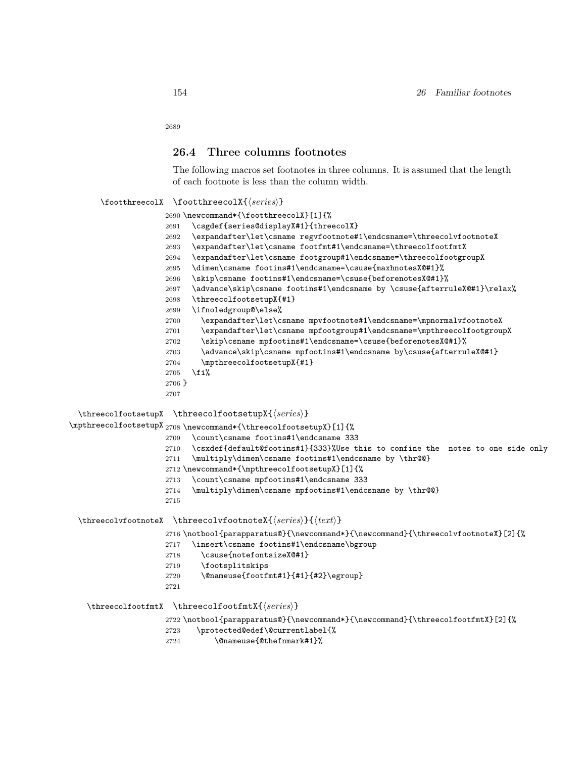2689

## 26.4 Three columns footnotes

The following macros set footnotes in three columns. It is assumed that the length of each footnote is less than the column width.

\footthreecolX  \footthreecolX{⟨series⟩}

```
2690 \newcommand*{\footthreecolX}[1]{%
2691   \csgdef{series@displayX#1}{threecolX}
2692   \expandafter\let\csname regvfootnote#1\endcsname=\threecolvfootnoteX
2693   \expandafter\let\csname footfmt#1\endcsname=\threecolfootfmtX
2694   \expandafter\let\csname footgroup#1\endcsname=\threecolfootgroupX
2695   \dimen\csname footins#1\endcsname=\csuse{maxhnotesX@#1}%
2696   \skip\csname footins#1\endcsname=\csuse{beforenotesX@#1}%
2697   \advance\skip\csname footins#1\endcsname by \csuse{afterruleX@#1}\relax%
2698   \threecolfootsetupX{#1}
2699   \ifnoledgroup@\else%
2700     \expandafter\let\csname mpvfootnote#1\endcsname=\mpnormalvfootnoteX
2701     \expandafter\let\csname mpfootgroup#1\endcsname=\mpthreecolfootgroupX
2702     \skip\csname mpfootins#1\endcsname=\csuse{beforenotesX@#1}%
2703     \advance\skip\csname mpfootins#1\endcsname by\csuse{afterruleX@#1}
2704     \mpthreecolfootsetupX{#1}
2705   \fi%
2706 }
2707
```

\threecolfootsetupX \mpthreecolfootsetupX  \threecolfootsetupX{⟨series⟩}

```
2708 \newcommand*{\threecolfootsetupX}[1]{%
2709   \count\csname footins#1\endcsname 333
2710   \csxdef{default@footins#1}{333}%Use this to confine the  notes to one side only
2711   \multiply\dimen\csname footins#1\endcsname by \thr@@}
2712 \newcommand*{\mpthreecolfootsetupX}[1]{%
2713   \count\csname mpfootins#1\endcsname 333
2714   \multiply\dimen\csname mpfootins#1\endcsname by \thr@@}
2715
```

\threecolvfootnoteX  \threecolvfootnoteX{⟨series⟩}{⟨text⟩}

```
2716 \notbool{parapparatus@}{\newcommand*}{\newcommand}{\threecolvfootnoteX}[2]{%
2717   \insert\csname footins#1\endcsname\bgroup
2718     \csuse{notefontsizeX@#1}
2719     \footsplitskips
2720     \@nameuse{footfmt#1}{#1}{#2}\egroup}
2721
```

\threecolfootfmtX  \threecolfootfmtX{⟨series⟩}

```
2722 \notbool{parapparatus@}{\newcommand*}{\newcommand}{\threecolfootfmtX}[2]{%
2723    \protected@edef\@currentlabel{%
2724        \@nameuse{@thefnmark#1}%
```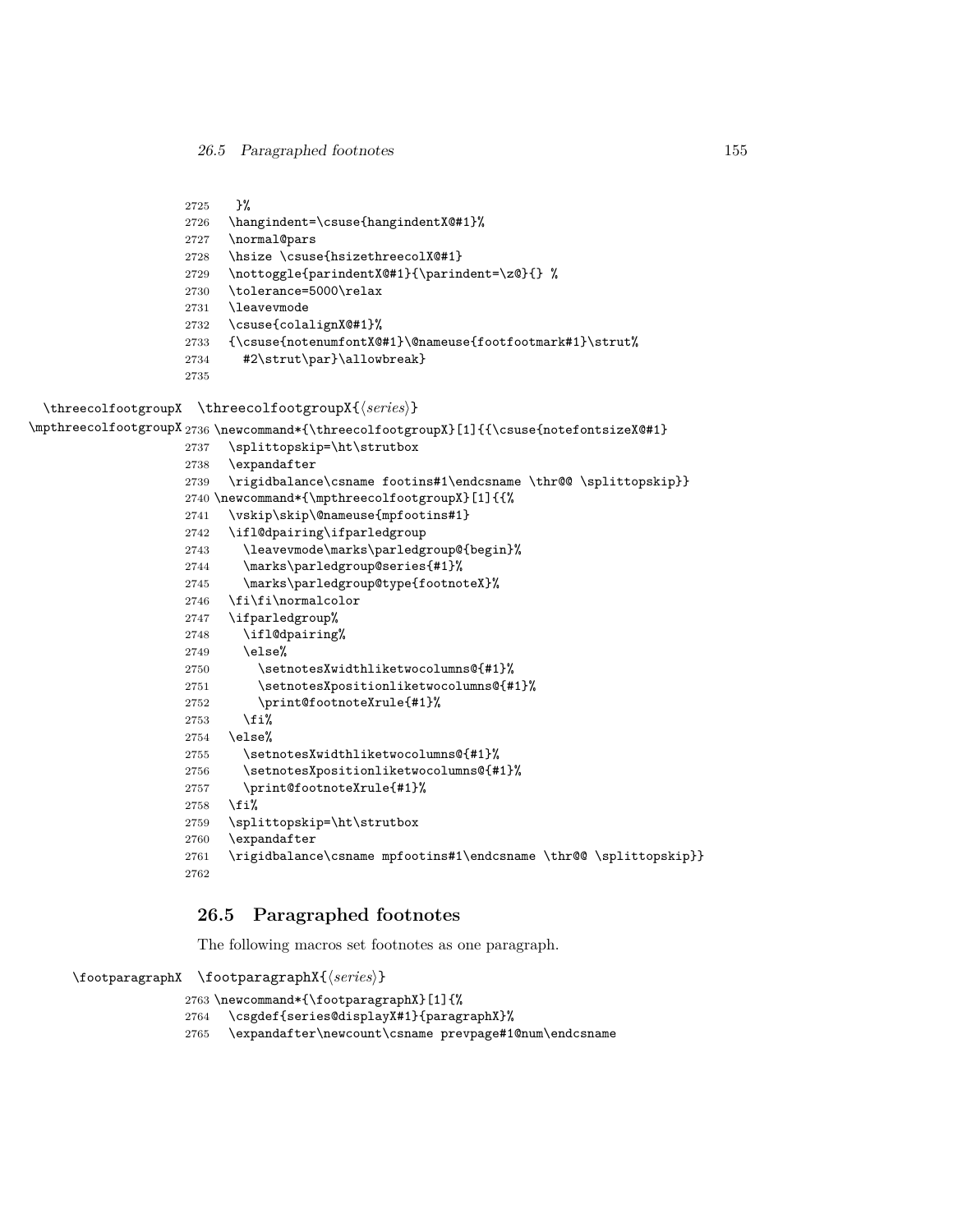```
2725   }%
2726   \hangindent=\csuse{hangindentX@#1}%
2727   \normal@pars
2728   \hsize \csuse{hsizethreecolX@#1}
2729   \nottoggle{parindentX@#1}{\parindent=\z@}{} %
2730   \tolerance=5000\relax
2731   \leavevmode
2732   \csuse{colalignX@#1}%
2733   {\csuse{notenumfontX@#1}\@nameuse{footfootmark#1}\strut%
2734     #2\strut\par}\allowbreak}
2735
```

\threecolfootgroupX \mpthreecolfootgroupX

\threecolfootgroupX{⟨*series*⟩}

```
2736 \newcommand*{\threecolfootgroupX}[1]{{\csuse{notefontsizeX@#1}
2737   \splittopskip=\ht\strutbox
2738   \expandafter
2739   \rigidbalance\csname footins#1\endcsname \thr@@ \splittopskip}}
2740 \newcommand*{\mpthreecolfootgroupX}[1]{{%
2741   \vskip\skip\@nameuse{mpfootins#1}
2742   \ifl@dpairing\ifparledgroup
2743     \leavevmode\marks\parledgroup@{begin}%
2744     \marks\parledgroup@series{#1}%
2745     \marks\parledgroup@type{footnoteX}%
2746   \fi\fi\normalcolor
2747   \ifparledgroup%
2748     \ifl@dpairing%
2749     \else%
2750       \setnotesXwidthliketwocolumns@{#1}%
2751       \setnotesXpositionliketwocolumns@{#1}%
2752       \print@footnoteXrule{#1}%
2753     \fi%
2754   \else%
2755     \setnotesXwidthliketwocolumns@{#1}%
2756     \setnotesXpositionliketwocolumns@{#1}%
2757     \print@footnoteXrule{#1}%
2758   \fi%
2759   \splittopskip=\ht\strutbox
2760   \expandafter
2761   \rigidbalance\csname mpfootins#1\endcsname \thr@@ \splittopskip}}
2762
```

## 26.5 Paragraphed footnotes

The following macros set footnotes as one paragraph.

\footparagraphX

\footparagraphX{⟨*series*⟩}

```
2763 \newcommand*{\footparagraphX}[1]{%
2764   \csgdef{series@displayX#1}{paragraphX}%
2765   \expandafter\newcount\csname prevpage#1@num\endcsname
```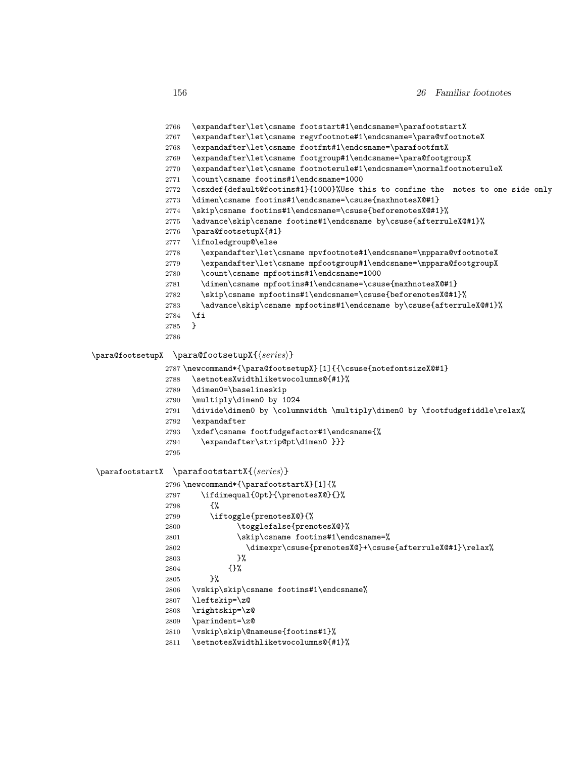```
2766   \expandafter\let\csname footstart#1\endcsname=\parafootstartX
2767   \expandafter\let\csname regvfootnote#1\endcsname=\para@vfootnoteX
2768   \expandafter\let\csname footfmt#1\endcsname=\parafootfmtX
2769   \expandafter\let\csname footgroup#1\endcsname=\para@footgroupX
2770   \expandafter\let\csname footnoterule#1\endcsname=\normalfootnoteruleX
2771   \count\csname footins#1\endcsname=1000
2772   \csxdef{default@footins#1}{1000}%Use this to confine the  notes to one side only
2773   \dimen\csname footins#1\endcsname=\csuse{maxhnotesX@#1}
2774   \skip\csname footins#1\endcsname=\csuse{beforenotesX@#1}%
2775   \advance\skip\csname footins#1\endcsname by\csuse{afterruleX@#1}%
2776   \para@footsetupX{#1}
2777   \ifnoledgroup@\else
2778     \expandafter\let\csname mpvfootnote#1\endcsname=\mppara@vfootnoteX
2779     \expandafter\let\csname mpfootgroup#1\endcsname=\mppara@footgroupX
2780     \count\csname mpfootins#1\endcsname=1000
2781     \dimen\csname mpfootins#1\endcsname=\csuse{maxhnotesX@#1}
2782     \skip\csname mpfootins#1\endcsname=\csuse{beforenotesX@#1}%
2783     \advance\skip\csname mpfootins#1\endcsname by\csuse{afterruleX@#1}%
2784   \fi
2785   }
2786
```

\para@footsetupX  \para@footsetupX{⟨*series*⟩}

```
2787 \newcommand*{\para@footsetupX}[1]{{\csuse{notefontsizeX@#1}
2788   \setnotesXwidthliketwocolumns@{#1}%
2789   \dimen0=\baselineskip
2790   \multiply\dimen0 by 1024
2791   \divide\dimen0 by \columnwidth \multiply\dimen0 by \footfudgefiddle\relax%
2792   \expandafter
2793   \xdef\csname footfudgefactor#1\endcsname{%
2794     \expandafter\strip@pt\dimen0 }}}
2795
```

\parafootstartX  \parafootstartX{⟨*series*⟩}

```
2796 \newcommand*{\parafootstartX}[1]{%
2797     \ifdimequal{0pt}{\prenotesX@}{}%
2798       {%
2799       \iftoggle{prenotesX@}{%
2800             \togglefalse{prenotesX@}%
2801             \skip\csname footins#1\endcsname=%
2802               \dimexpr\csuse{prenotesX@}+\csuse{afterruleX@#1}\relax%
2803             }%
2804           {}%
2805       }%
2806   \vskip\skip\csname footins#1\endcsname%
2807   \leftskip=\z@
2808   \rightskip=\z@
2809   \parindent=\z@
2810   \vskip\skip\@nameuse{footins#1}%
2811   \setnotesXwidthliketwocolumns@{#1}%
```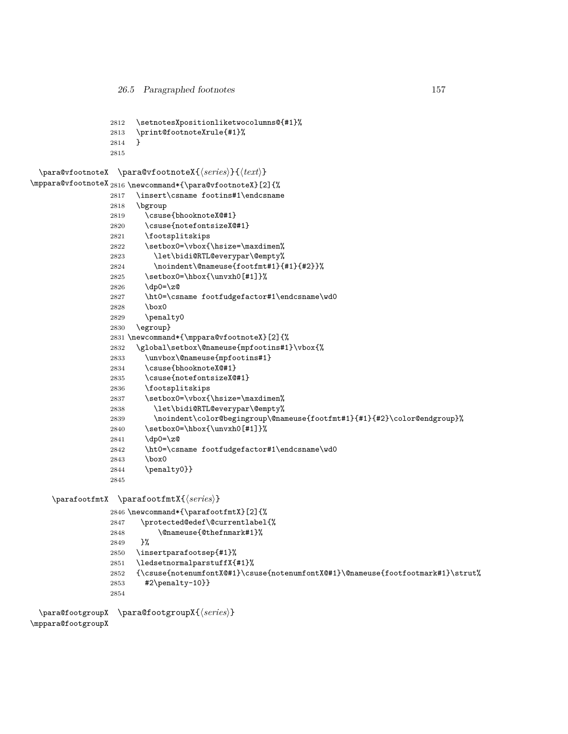```
2812   \setnotesXpositionliketwocolumns@{#1}%
2813   \print@footnoteXrule{#1}%
2814   }
2815
```

\para@vfootnoteX \mppara@vfootnoteX `\para@vfootnoteX{⟨series⟩}{⟨text⟩}`

```
2816 \newcommand*{\para@vfootnoteX}[2]{%
2817   \insert\csname footins#1\endcsname
2818   \bgroup
2819     \csuse{bhooknoteX@#1}
2820     \csuse{notefontsizeX@#1}
2821     \footsplitskips
2822     \setbox0=\vbox{\hsize=\maxdimen%
2823       \let\bidi@RTL@everypar\@empty%
2824       \noindent\@nameuse{footfmt#1}{#1}{#2}}%
2825     \setbox0=\hbox{\unvxh0[#1]}%
2826     \dp0=\z@
2827     \ht0=\csname footfudgefactor#1\endcsname\wd0
2828     \box0
2829     \penalty0
2830   \egroup}
2831 \newcommand*{\mppara@vfootnoteX}[2]{%
2832   \global\setbox\@nameuse{mpfootins#1}\vbox{%
2833     \unvbox\@nameuse{mpfootins#1}
2834     \csuse{bhooknoteX@#1}
2835     \csuse{notefontsizeX@#1}
2836     \footsplitskips
2837     \setbox0=\vbox{\hsize=\maxdimen%
2838       \let\bidi@RTL@everypar\@empty%
2839       \noindent\color@begingroup\@nameuse{footfmt#1}{#1}{#2}\color@endgroup}%
2840     \setbox0=\hbox{\unvxh0[#1]}%
2841     \dp0=\z@
2842     \ht0=\csname footfudgefactor#1\endcsname\wd0
2843     \box0
2844     \penalty0}}
2845
```

\parafootfmtX `\parafootfmtX{⟨series⟩}`

```
2846 \newcommand*{\parafootfmtX}[2]{%
2847    \protected@edef\@currentlabel{%
2848        \@nameuse{@thefnmark#1}%
2849    }%
2850   \insertparafootsep{#1}%
2851   \ledsetnormalparstuffX{#1}%
2852   {\csuse{notenumfontX@#1}\csuse{notenumfontX@#1}\@nameuse{footfootmark#1}\strut%
2853     #2\penalty-10}}
2854
```

\para@footgroupX \mppara@footgroupX `\para@footgroupX{⟨series⟩}`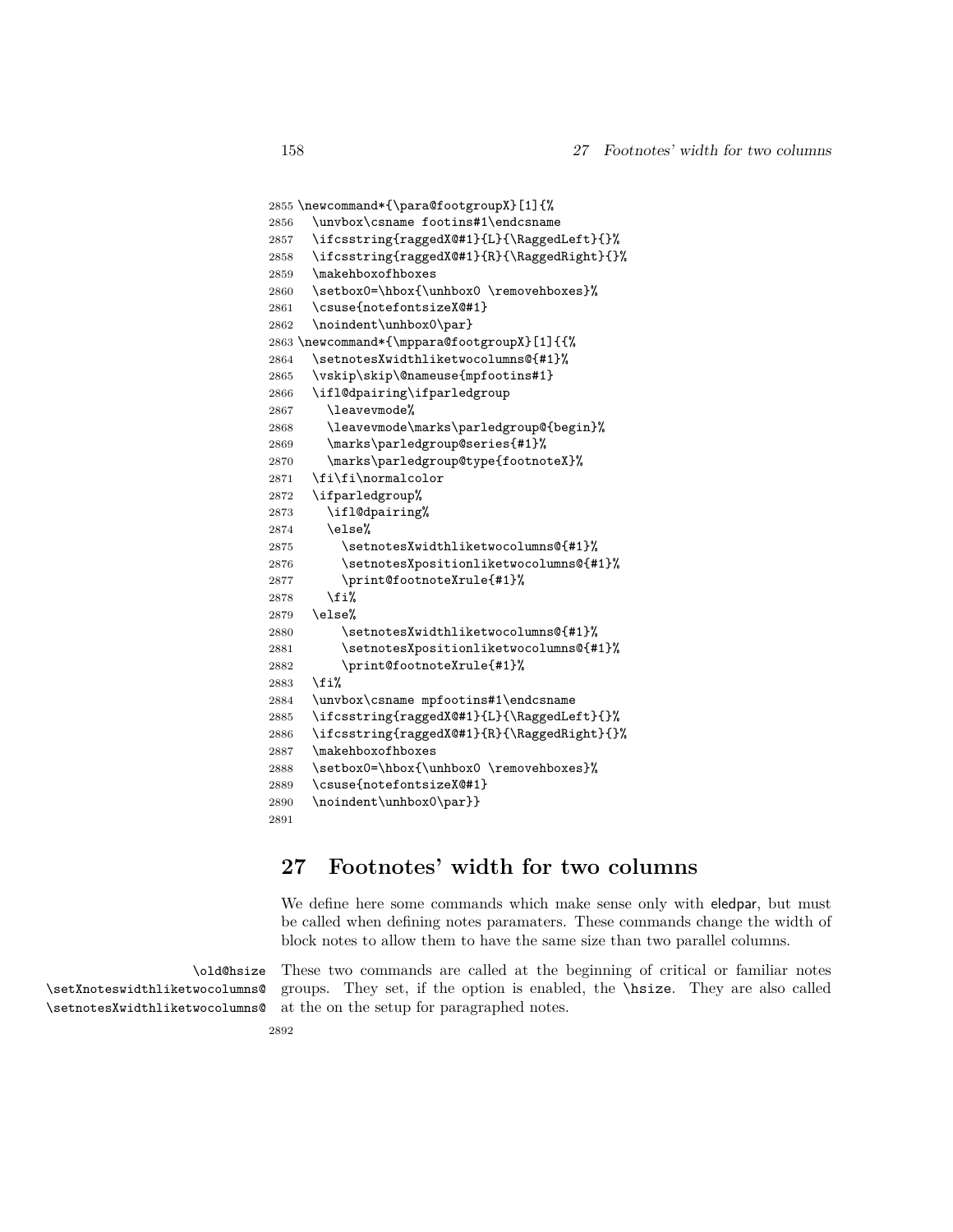```
2855 \newcommand*{\para@footgroupX}[1]{%
2856   \unvbox\csname footins#1\endcsname
2857   \ifcsstring{raggedX@#1}{L}{\RaggedLeft}{}%
2858   \ifcsstring{raggedX@#1}{R}{\RaggedRight}{}%
2859   \makehboxofhboxes
2860   \setbox0=\hbox{\unhbox0 \removehboxes}%
2861   \csuse{notefontsizeX@#1}
2862   \noindent\unhbox0\par}
2863 \newcommand*{\mppara@footgroupX}[1]{{%
2864   \setnotesXwidthliketwocolumns@{#1}%
2865   \vskip\skip\@nameuse{mpfootins#1}
2866   \ifl@dpairing\ifparledgroup
2867     \leavevmode%
2868     \leavevmode\marks\parledgroup@{begin}%
2869     \marks\parledgroup@series{#1}%
2870     \marks\parledgroup@type{footnoteX}%
2871   \fi\fi\normalcolor
2872   \ifparledgroup%
2873     \ifl@dpairing%
2874     \else%
2875       \setnotesXwidthliketwocolumns@{#1}%
2876       \setnotesXpositionliketwocolumns@{#1}%
2877       \print@footnoteXrule{#1}%
2878     \fi%
2879   \else%
2880       \setnotesXwidthliketwocolumns@{#1}%
2881       \setnotesXpositionliketwocolumns@{#1}%
2882       \print@footnoteXrule{#1}%
2883   \fi%
2884   \unvbox\csname mpfootins#1\endcsname
2885   \ifcsstring{raggedX@#1}{L}{\RaggedLeft}{}%
2886   \ifcsstring{raggedX@#1}{R}{\RaggedRight}{}%
2887   \makehboxofhboxes
2888   \setbox0=\hbox{\unhbox0 \removehboxes}%
2889   \csuse{notefontsizeX@#1}
2890   \noindent\unhbox0\par}}
2891
```

## 27 Footnotes' width for two columns

We define here some commands which make sense only with eledpar, but must be called when defining notes paramaters. These commands change the width of block notes to allow them to have the same size than two parallel columns.

\old@hsize
\setXnoteswidthliketwocolumns@
\setnotesXwidthliketwocolumns@

These two commands are called at the beginning of critical or familiar notes groups. They set, if the option is enabled, the \hsize. They are also called at the on the setup for paragraphed notes.

```
2892
```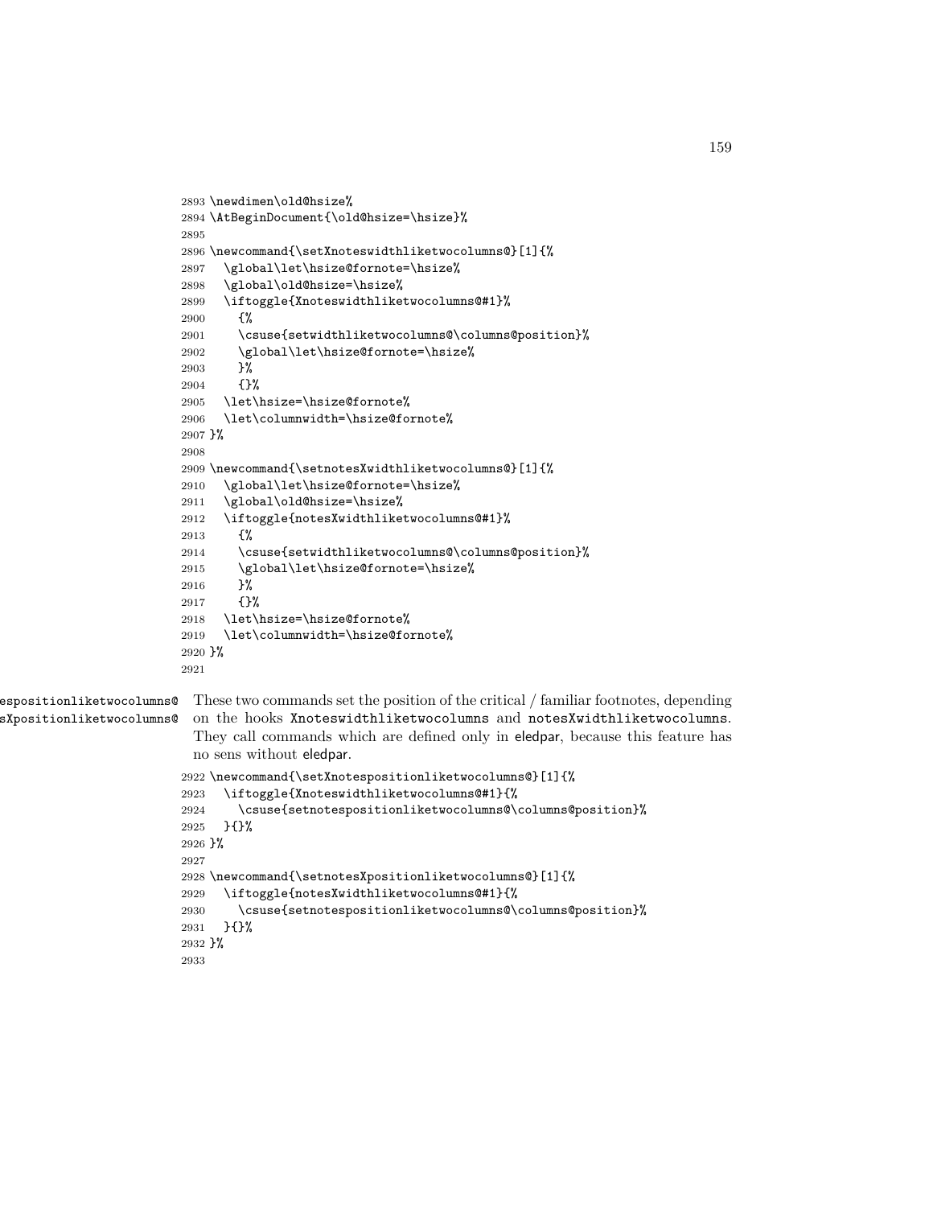```
2893 \newdimen\old@hsize%
2894 \AtBeginDocument{\old@hsize=\hsize}%
2895
2896 \newcommand{\setXnoteswidthliketwocolumns@}[1]{%
2897   \global\let\hsize@fornote=\hsize%
2898   \global\old@hsize=\hsize%
2899   \iftoggle{Xnoteswidthliketwocolumns@#1}%
2900     {%
2901     \csuse{setwidthliketwocolumns@\columns@position}%
2902     \global\let\hsize@fornote=\hsize%
2903     }%
2904     {}%
2905   \let\hsize=\hsize@fornote%
2906   \let\columnwidth=\hsize@fornote%
2907 }%
2908
2909 \newcommand{\setnotesXwidthliketwocolumns@}[1]{%
2910   \global\let\hsize@fornote=\hsize%
2911   \global\old@hsize=\hsize%
2912   \iftoggle{notesXwidthliketwocolumns@#1}%
2913     {%
2914     \csuse{setwidthliketwocolumns@\columns@position}%
2915     \global\let\hsize@fornote=\hsize%
2916     }%
2917     {}%
2918   \let\hsize=\hsize@fornote%
2919   \let\columnwidth=\hsize@fornote%
2920 }%
2921
```

esetpositionliketwocolumns@
sXpositionliketwocolumns@

These two commands set the position of the critical / familiar footnotes, depending on the hooks `Xnoteswidthliketwocolumns` and `notesXwidthliketwocolumns`. They call commands which are defined only in eledpar, because this feature has no sens without eledpar.

```
2922 \newcommand{\setXnotespositionliketwocolumns@}[1]{%
2923   \iftoggle{Xnoteswidthliketwocolumns@#1}{%
2924     \csuse{setnotespositionliketwocolumns@\columns@position}%
2925   }{}%
2926 }%
2927
2928 \newcommand{\setnotesXpositionliketwocolumns@}[1]{%
2929   \iftoggle{notesXwidthliketwocolumns@#1}{%
2930     \csuse{setnotespositionliketwocolumns@\columns@position}%
2931   }{}%
2932 }%
2933
```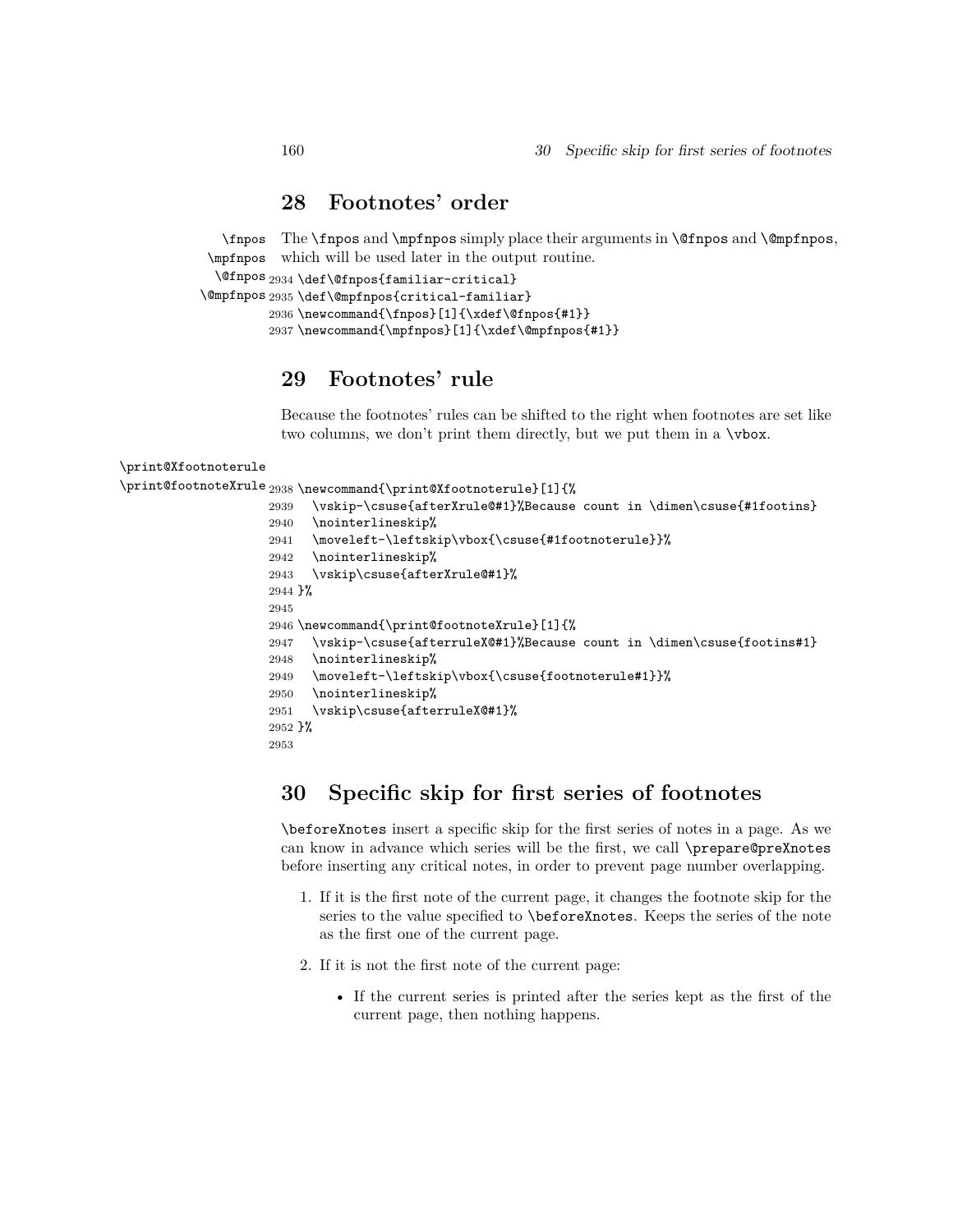## 28 Footnotes' order

\fnpos
\mpfnpos
\@fnpos
\@mpfnpos

The \fnpos and \mpfnpos simply place their arguments in \@fnpos and \@mpfnpos, which will be used later in the output routine.

```
2934 \def\@fnpos{familiar-critical}
2935 \def\@mpfnpos{critical-familiar}
2936 \newcommand{\fnpos}[1]{\xdef\@fnpos{#1}}
2937 \newcommand{\mpfnpos}[1]{\xdef\@mpfnpos{#1}}
```

## 29 Footnotes' rule

Because the footnotes' rules can be shifted to the right when footnotes are set like two columns, we don't print them directly, but we put them in a \vbox.

\print@Xfootnoterule
\print@footnoteXrule

```
2938 \newcommand{\print@Xfootnoterule}[1]{%
2939   \vskip-\csuse{afterXrule@#1}%Because count in \dimen\csuse{#1footins}
2940   \nointerlineskip%
2941   \moveleft-\leftskip\vbox{\csuse{#1footnoterule}}%
2942   \nointerlineskip%
2943   \vskip\csuse{afterXrule@#1}%
2944 }%
2945
2946 \newcommand{\print@footnoteXrule}[1]{%
2947   \vskip-\csuse{afterruleX@#1}%Because count in \dimen\csuse{footins#1}
2948   \nointerlineskip%
2949   \moveleft-\leftskip\vbox{\csuse{footnoterule#1}}%
2950   \nointerlineskip%
2951   \vskip\csuse{afterruleX@#1}%
2952 }%
2953
```

## 30 Specific skip for first series of footnotes

\beforeXnotes insert a specific skip for the first series of notes in a page. As we can know in advance which series will be the first, we call \prepare@preXnotes before inserting any critical notes, in order to prevent page number overlapping.

1. If it is the first note of the current page, it changes the footnote skip for the series to the value specified to \beforeXnotes. Keeps the series of the note as the first one of the current page.

2. If it is not the first note of the current page:

   - If the current series is printed after the series kept as the first of the current page, then nothing happens.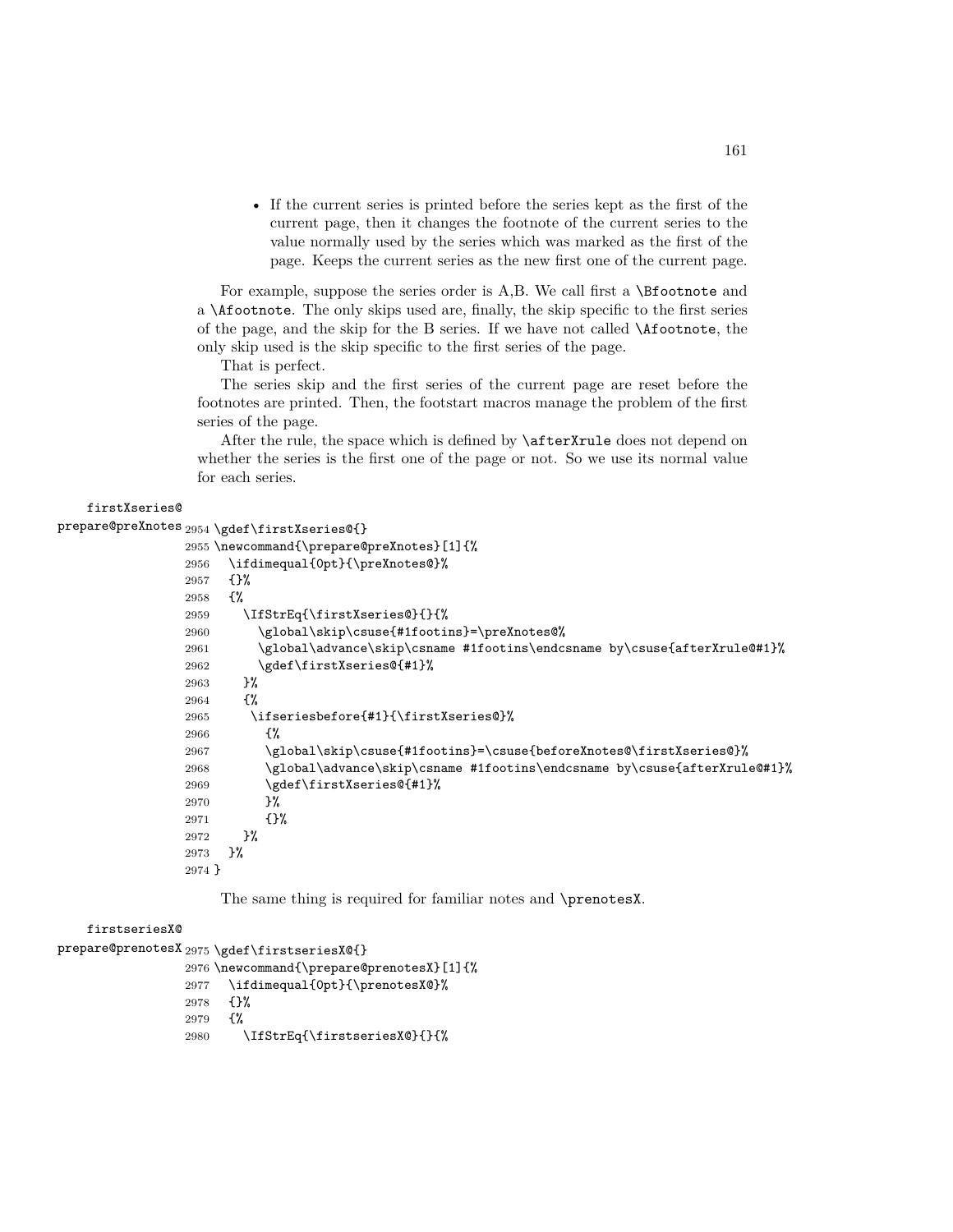- If the current series is printed before the series kept as the first of the current page, then it changes the footnote of the current series to the value normally used by the series which was marked as the first of the page. Keeps the current series as the new first one of the current page.

For example, suppose the series order is A,B. We call first a `\Bfootnote` and a `\Afootnote`. The only skips used are, finally, the skip specific to the first series of the page, and the skip for the B series. If we have not called `\Afootnote`, the only skip used is the skip specific to the first series of the page.

That is perfect.

The series skip and the first series of the current page are reset before the footnotes are printed. Then, the footstart macros manage the problem of the first series of the page.

After the rule, the space which is defined by `\afterXrule` does not depend on whether the series is the first one of the page or not. So we use its normal value for each series.

firstXseries@
prepare@preXnotes

```
2954 \gdef\firstXseries@{}
2955 \newcommand{\prepare@preXnotes}[1]{%
2956   \ifdimequal{0pt}{\preXnotes@}%
2957   {}%
2958   {%
2959     \IfStrEq{\firstXseries@}{}{%
2960       \global\skip\csuse{#1footins}=\preXnotes@%
2961       \global\advance\skip\csname #1footins\endcsname by\csuse{afterXrule@#1}%
2962       \gdef\firstXseries@{#1}%
2963     }%
2964     {%
2965      \ifseriesbefore{#1}{\firstXseries@}%
2966        {%
2967        \global\skip\csuse{#1footins}=\csuse{beforeXnotes@\firstXseries@}%
2968        \global\advance\skip\csname #1footins\endcsname by\csuse{afterXrule@#1}%
2969        \gdef\firstXseries@{#1}%
2970        }%
2971        {}%
2972     }%
2973   }%
2974 }
```

The same thing is required for familiar notes and `\prenotesX`.

firstseriesX@
prepare@prenotesX

```
2975 \gdef\firstseriesX@{}
2976 \newcommand{\prepare@prenotesX}[1]{%
2977   \ifdimequal{0pt}{\prenotesX@}%
2978   {}%
2979   {%
2980     \IfStrEq{\firstseriesX@}{}{%
```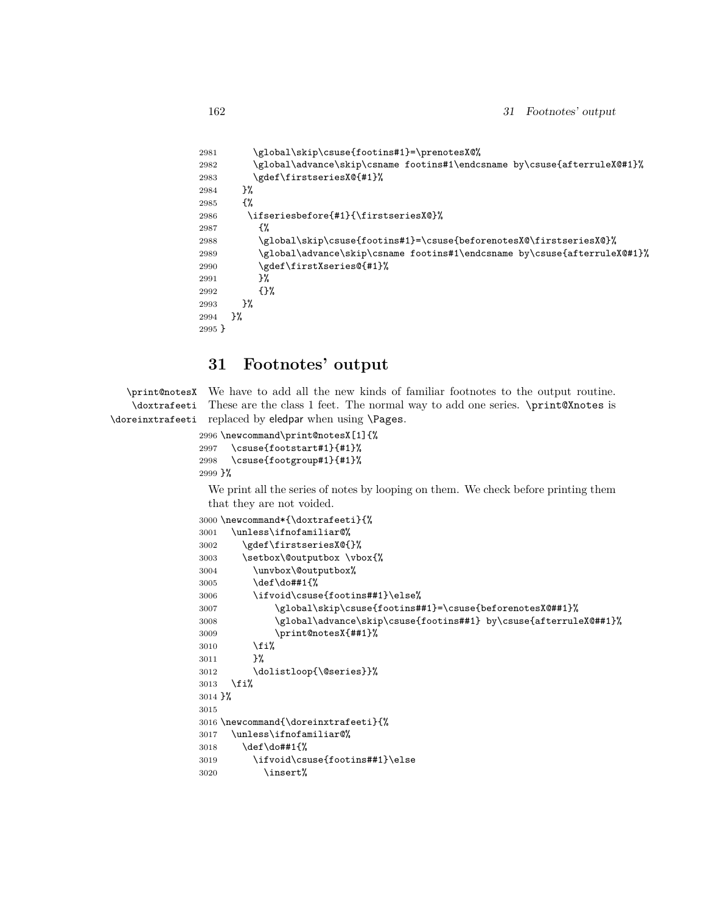```
2981      \global\skip\csuse{footins#1}=\prenotesX@%
2982      \global\advance\skip\csname footins#1\endcsname by\csuse{afterruleX@#1}%
2983      \gdef\firstseriesX@{#1}%
2984    }%
2985    {%
2986     \ifseriesbefore{#1}{\firstseriesX@}%
2987       {%
2988       \global\skip\csuse{footins#1}=\csuse{beforenotesX@\firstseriesX@}%
2989       \global\advance\skip\csname footins#1\endcsname by\csuse{afterruleX@#1}%
2990       \gdef\firstXseries@{#1}%
2991       }%
2992       {}%
2993    }%
2994  }%
2995 }
```

## 31 Footnotes' output

\print@notesX \doxtrafeeti \doreinxtrafeeti

We have to add all the new kinds of familiar footnotes to the output routine. These are the class 1 feet. The normal way to add one series. \print@Xnotes is replaced by eledpar when using \Pages.

```
2996 \newcommand\print@notesX[1]{%
2997   \csuse{footstart#1}{#1}%
2998   \csuse{footgroup#1}{#1}%
2999 }%
```

We print all the series of notes by looping on them. We check before printing them that they are not voided.

```
3000 \newcommand*{\doxtrafeeti}{%
3001   \unless\ifnofamiliar@%
3002     \gdef\firstseriesX@{}%
3003     \setbox\@outputbox \vbox{%
3004       \unvbox\@outputbox%
3005       \def\do##1{%
3006       \ifvoid\csuse{footins##1}\else%
3007           \global\skip\csuse{footins##1}=\csuse{beforenotesX@##1}%
3008           \global\advance\skip\csuse{footins##1} by\csuse{afterruleX@##1}%
3009           \print@notesX{##1}%
3010       \fi%
3011       }%
3012       \dolistloop{\@series}}%
3013   \fi%
3014 }%
3015
3016 \newcommand{\doreinxtrafeeti}{%
3017   \unless\ifnofamiliar@%
3018     \def\do##1{%
3019       \ifvoid\csuse{footins##1}\else
3020         \insert%
```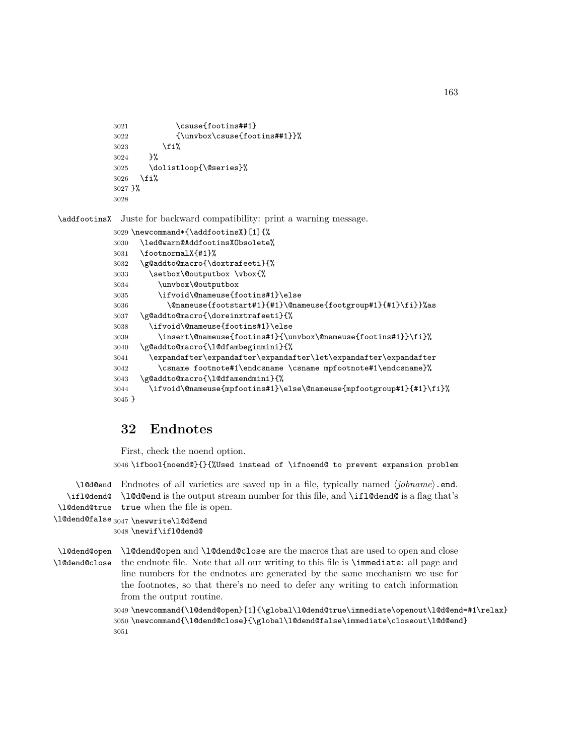```
3021          \csuse{footins##1}
3022          {\unvbox\csuse{footins##1}}%
3023        \fi%
3024     }%
3025     \dolistloop{\@series}%
3026   \fi%
3027 }%
3028
```

\addfootinsX Juste for backward compatibility: print a warning message.

```
3029 \newcommand*{\addfootinsX}[1]{%
3030   \led@warn@AddfootinsXObsolete%
3031   \footnormalX{#1}%
3032   \g@addto@macro{\doxtrafeeti}{%
3033     \setbox\@outputbox \vbox{%
3034       \unvbox\@outputbox
3035       \ifvoid\@nameuse{footins#1}\else
3036         \@nameuse{footstart#1}{#1}\@nameuse{footgroup#1}{#1}\fi}}%as
3037   \g@addto@macro{\doreinxtrafeeti}{%
3038     \ifvoid\@nameuse{footins#1}\else
3039       \insert\@nameuse{footins#1}{\unvbox\@nameuse{footins#1}}\fi}%
3040   \g@addto@macro{\l@dfambeginmini}{%
3041     \expandafter\expandafter\expandafter\let\expandafter\expandafter
3042       \csname footnote#1\endcsname \csname mpfootnote#1\endcsname}%
3043   \g@addto@macro{\l@dfamendmini}{%
3044     \ifvoid\@nameuse{mpfootins#1}\else\@nameuse{mpfootgroup#1}{#1}\fi}%
3045 }
```

## 32 Endnotes

First, check the noend option.

```
3046 \ifbool{noend@}{}{%Used instead of \ifnoend@ to prevent expansion problem
```

\l@d@end \ifl@dend@ \l@dend@true \l@dend@false Endnotes of all varieties are saved up in a file, typically named ⟨*jobname*⟩.end. \l@d@end is the output stream number for this file, and \ifl@dend@ is a flag that's true when the file is open.

```
3047 \newwrite\l@d@end
3048 \newif\ifl@dend@
```

\l@dend@open \l@dend@close \l@dend@open and \l@dend@close are the macros that are used to open and close the endnote file. Note that all our writing to this file is \immediate: all page and line numbers for the endnotes are generated by the same mechanism we use for the footnotes, so that there's no need to defer any writing to catch information from the output routine.

```
3049 \newcommand{\l@dend@open}[1]{\global\l@dend@true\immediate\openout\l@d@end=#1\relax}
3050 \newcommand{\l@dend@close}{\global\l@dend@false\immediate\closeout\l@d@end}
3051
```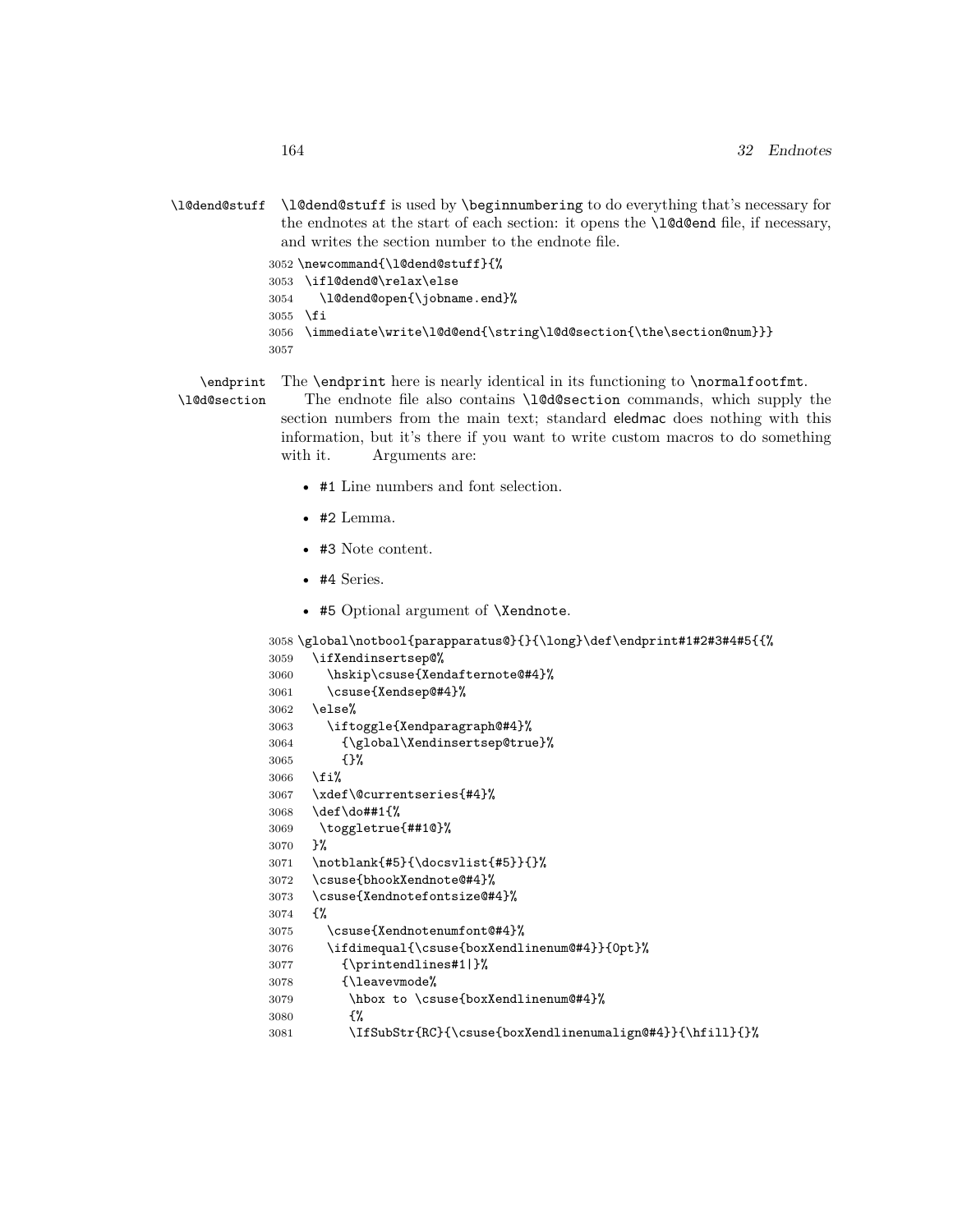`\l@dend@stuff` `\l@dend@stuff` is used by `\beginnumbering` to do everything that's necessary for the endnotes at the start of each section: it opens the `\l@d@end` file, if necessary, and writes the section number to the endnote file.

```
3052 \newcommand{\l@dend@stuff}{%
3053  \ifl@dend@\relax\else
3054    \l@dend@open{\jobname.end}%
3055  \fi
3056  \immediate\write\l@d@end{\string\l@d@section{\the\section@num}}}
3057 
```

`\endprint` `\l@d@section` The `\endprint` here is nearly identical in its functioning to `\normalfootfmt`.

The endnote file also contains `\l@d@section` commands, which supply the section numbers from the main text; standard eledmac does nothing with this information, but it's there if you want to write custom macros to do something with it. Arguments are:

- `#1` Line numbers and font selection.
- `#2` Lemma.
- `#3` Note content.
- `#4` Series.
- `#5` Optional argument of `\Xendnote`.

```
3058 \global\notbool{parapparatus@}{}{\long}\def\endprint#1#2#3#4#5{{%
3059   \ifXendinsertsep@%
3060     \hskip\csuse{Xendafternote@#4}%
3061     \csuse{Xendsep@#4}%
3062   \else%
3063     \iftoggle{Xendparagraph@#4}%
3064       {\global\Xendinsertsep@true}%
3065       {}%
3066   \fi%
3067   \xdef\@currentseries{#4}%
3068   \def\do##1{%
3069    \toggletrue{##1@}%
3070   }%
3071   \notblank{#5}{\docsvlist{#5}}{}%
3072   \csuse{bhookXendnote@#4}%
3073   \csuse{Xendnotefontsize@#4}%
3074   {%
3075     \csuse{Xendnotenumfont@#4}%
3076     \ifdimequal{\csuse{boxXendlinenum@#4}}{0pt}%
3077       {\printendlines#1|}%
3078       {\leavevmode%
3079        \hbox to \csuse{boxXendlinenum@#4}%
3080        {%
3081        \IfSubStr{RC}{\csuse{boxXendlinenumalign@#4}}{\hfill}{}%
```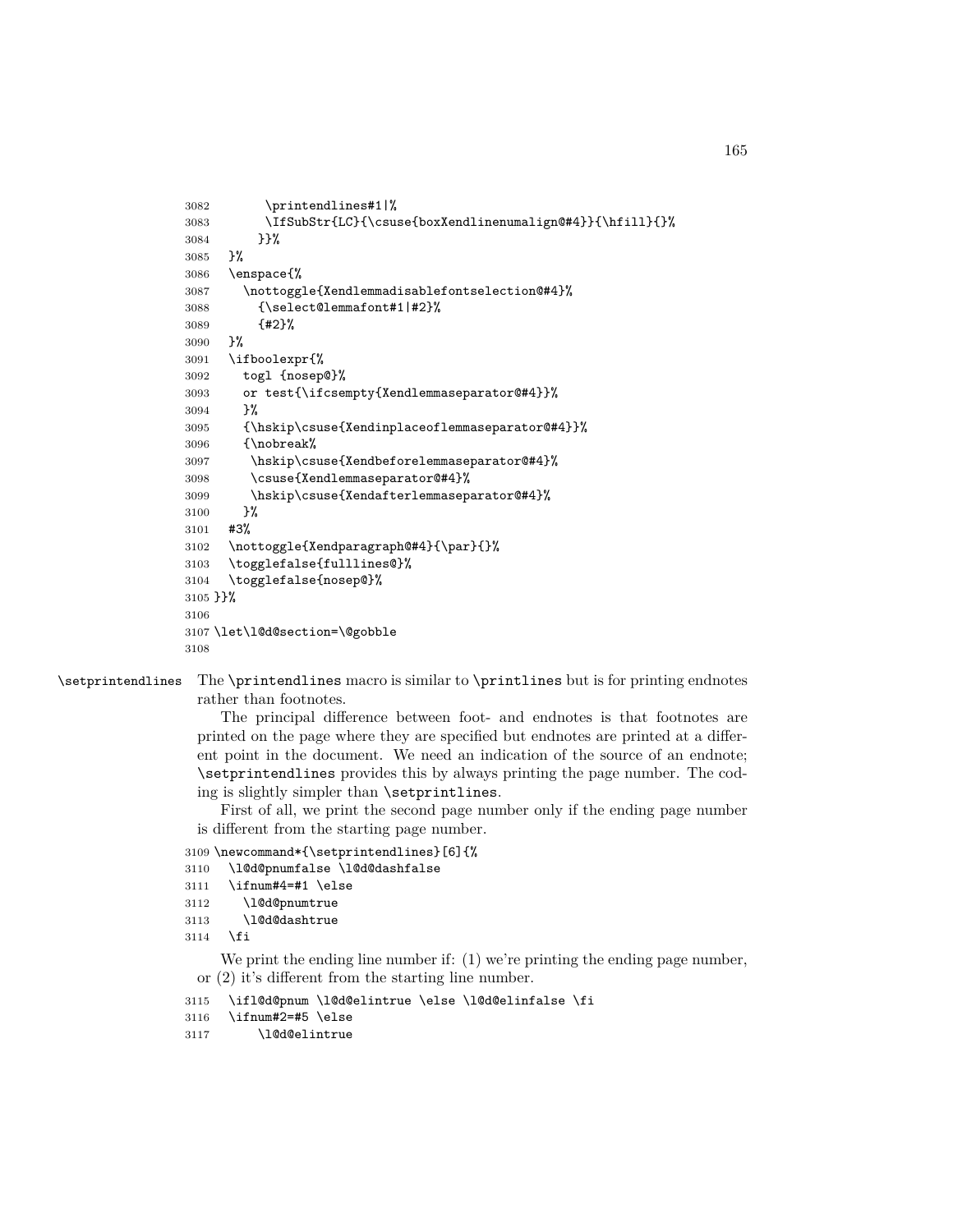```
3082        \printendlines#1|%
3083        \IfSubStr{LC}{\csuse{boxXendlinenumalign@#4}}{\hfill}{}%
3084       }}%
3085   }%
3086   \enspace{%
3087     \nottoggle{Xendlemmadisablefontselection@#4}%
3088       {\select@lemmafont#1|#2}%
3089       {#2}%
3090   }%
3091   \ifboolexpr{%
3092     togl {nosep@}%
3093     or test{\ifcsempty{Xendlemmaseparator@#4}}%
3094     }%
3095     {\hskip\csuse{Xendinplaceoflemmaseparator@#4}}%
3096     {\nobreak%
3097      \hskip\csuse{Xendbeforelemmaseparator@#4}%
3098      \csuse{Xendlemmaseparator@#4}%
3099      \hskip\csuse{Xendafterlemmaseparator@#4}%
3100     }%
3101   #3%
3102   \nottoggle{Xendparagraph@#4}{\par}{}%
3103   \togglefalse{fulllines@}%
3104   \togglefalse{nosep@}%
3105 }}%
3106
3107 \let\l@d@section=\@gobble
3108
```

\setprintendlines The \printendlines macro is similar to \printlines but is for printing endnotes rather than footnotes.

The principal difference between foot- and endnotes is that footnotes are printed on the page where they are specified but endnotes are printed at a different point in the document. We need an indication of the source of an endnote; \setprintendlines provides this by always printing the page number. The coding is slightly simpler than \setprintlines.

First of all, we print the second page number only if the ending page number is different from the starting page number.

```
3109 \newcommand*{\setprintendlines}[6]{%
3110   \l@d@pnumfalse \l@d@dashfalse
3111   \ifnum#4=#1 \else
3112     \l@d@pnumtrue
3113     \l@d@dashtrue
3114   \fi
```

We print the ending line number if: (1) we're printing the ending page number, or (2) it's different from the starting line number.

```
3115   \ifl@d@pnum \l@d@elintrue \else \l@d@elinfalse \fi
3116   \ifnum#2=#5 \else
3117       \l@d@elintrue
```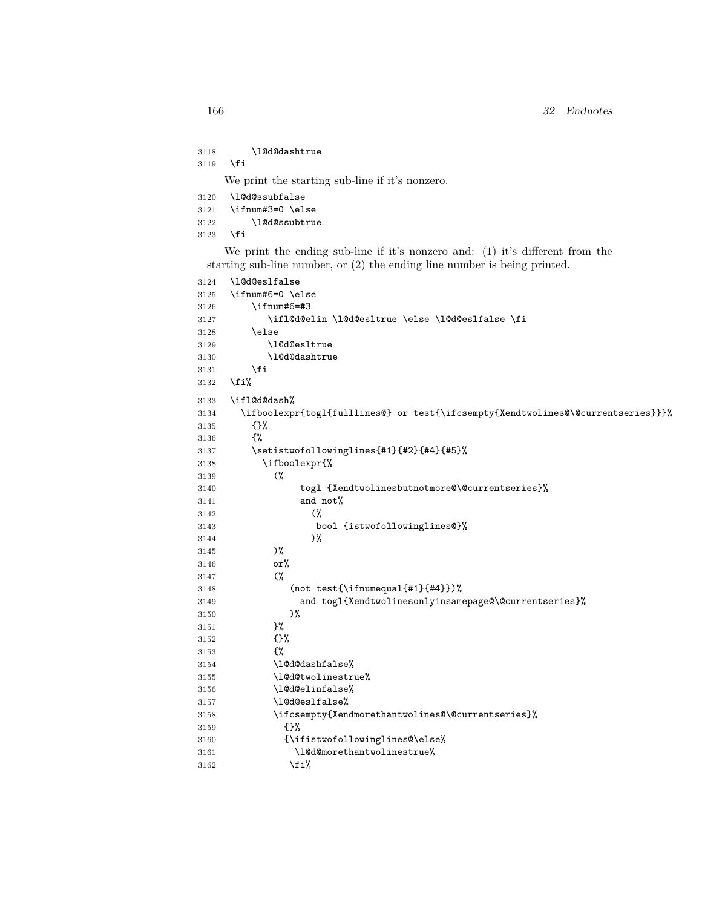```
3118      \l@d@dashtrue
3119  \fi
```

We print the starting sub-line if it's nonzero.

```
3120  \l@d@ssubfalse
3121  \ifnum#3=0 \else
3122      \l@d@ssubtrue
3123  \fi
```

We print the ending sub-line if it's nonzero and: (1) it's different from the starting sub-line number, or (2) the ending line number is being printed.

```
3124  \l@d@eslfalse
3125  \ifnum#6=0 \else
3126      \ifnum#6=#3
3127         \ifl@d@elin \l@d@esltrue \else \l@d@eslfalse \fi
3128      \else
3129         \l@d@esltrue
3130         \l@d@dashtrue
3131      \fi
3132  \fi%
3133  \ifl@d@dash%
3134    \ifboolexpr{togl{fulllines@} or test{\ifcsempty{Xendtwolines@\@currentseries}}}%
3135      {}%
3136      {%
3137      \setistwofollowinglines{#1}{#2}{#4}{#5}%
3138        \ifboolexpr{%
3139          (%
3140               togl {Xendtwolinesbutnotmore@\@currentseries}%
3141               and not%
3142                 (%
3143                  bool {istwofollowinglines@}%
3144                 )%
3145          )%
3146          or%
3147          (%
3148             (not test{\ifnumequal{#1}{#4}})%
3149               and togl{Xendtwolinesonlyinsamepage@\@currentseries}%
3150             )%
3151          }%
3152          {}%
3153          {%
3154          \l@d@dashfalse%
3155          \l@d@twolinestrue%
3156          \l@d@elinfalse%
3157          \l@d@eslfalse%
3158          \ifcsempty{Xendmorethantwolines@\@currentseries}%
3159            {}%
3160            {\ifistwofollowinglines@\else%
3161              \l@d@morethantwolinestrue%
3162             \fi%
```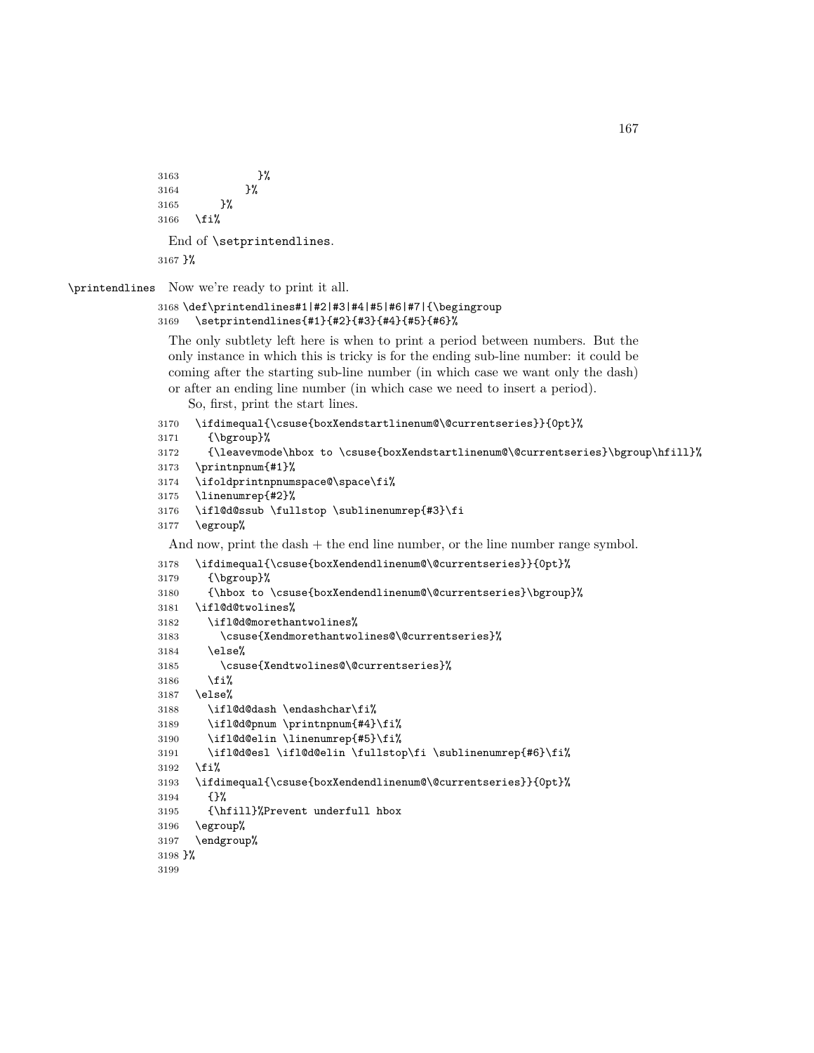```
3163            }%
3164          }%
3165      }%
3166   \fi%
```

End of `\setprintendlines`.

```
3167 }%
```

`\printendlines` Now we're ready to print it all.

```
3168 \def\printendlines#1|#2|#3|#4|#5|#6|#7|{\begingroup
3169   \setprintendlines{#1}{#2}{#3}{#4}{#5}{#6}%
```

The only subtlety left here is when to print a period between numbers. But the only instance in which this is tricky is for the ending sub-line number: it could be coming after the starting sub-line number (in which case we want only the dash) or after an ending line number (in which case we need to insert a period).

So, first, print the start lines.

```
3170   \ifdimequal{\csuse{boxXendstartlinenum@\@currentseries}}{0pt}%
3171     {\bgroup}%
3172     {\leavevmode\hbox to \csuse{boxXendstartlinenum@\@currentseries}\bgroup\hfill}%
3173   \printnpnum{#1}%
3174   \ifoldprintnpnumspace@\space\fi%
3175   \linenumrep{#2}%
3176   \ifl@d@ssub \fullstop \sublinenumrep{#3}\fi
3177   \egroup%
```

And now, print the dash + the end line number, or the line number range symbol.

```
3178   \ifdimequal{\csuse{boxXendendlinenum@\@currentseries}}{0pt}%
3179     {\bgroup}%
3180     {\hbox to \csuse{boxXendendlinenum@\@currentseries}\bgroup}%
3181   \ifl@d@twolines%
3182     \ifl@d@morethantwolines%
3183       \csuse{Xendmorethantwolines@\@currentseries}%
3184     \else%
3185       \csuse{Xendtwolines@\@currentseries}%
3186     \fi%
3187   \else%
3188     \ifl@d@dash \endashchar\fi%
3189     \ifl@d@pnum \printnpnum{#4}\fi%
3190     \ifl@d@elin \linenumrep{#5}\fi%
3191     \ifl@d@esl \ifl@d@elin \fullstop\fi \sublinenumrep{#6}\fi%
3192   \fi%
3193   \ifdimequal{\csuse{boxXendendlinenum@\@currentseries}}{0pt}%
3194     {}%
3195     {\hfill}%Prevent underfull hbox
3196   \egroup%
3197   \endgroup%
3198 }%
3199
```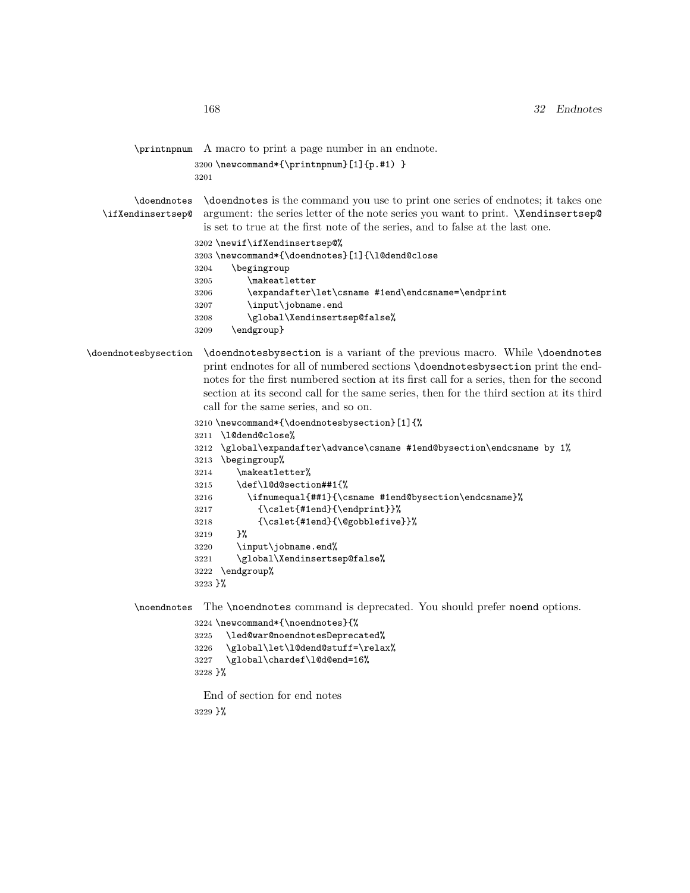`\printnpnum` A macro to print a page number in an endnote.

```
3200 \newcommand*{\printnpnum}[1]{p.#1) }
3201
```

`\doendnotes` `\ifXendinsertsep@` `\doendnotes` is the command you use to print one series of endnotes; it takes one argument: the series letter of the note series you want to print. `\Xendinsertsep@` is set to true at the first note of the series, and to false at the last one.

```
3202 \newif\ifXendinsertsep@%
3203 \newcommand*{\doendnotes}[1]{\l@dend@close
3204    \begingroup
3205       \makeatletter
3206       \expandafter\let\csname #1end\endcsname=\endprint
3207       \input\jobname.end
3208       \global\Xendinsertsep@false%
3209    \endgroup}
```

`\doendnotesbysection` `\doendnotesbysection` is a variant of the previous macro. While `\doendnotes` print endnotes for all of numbered sections `\doendnotesbysection` print the endnotes for the first numbered section at its first call for a series, then for the second section at its second call for the same series, then for the third section at its third call for the same series, and so on.

```
3210 \newcommand*{\doendnotesbysection}[1]{%
3211  \l@dend@close%
3212  \global\expandafter\advance\csname #1end@bysection\endcsname by 1%
3213  \begingroup%
3214     \makeatletter%
3215     \def\l@d@section##1{%
3216       \ifnumequal{##1}{\csname #1end@bysection\endcsname}%
3217         {\cslet{#1end}{\endprint}}%
3218         {\cslet{#1end}{\@gobblefive}}%
3219     }%
3220     \input\jobname.end%
3221     \global\Xendinsertsep@false%
3222  \endgroup%
3223 }%
```

`\noendnotes` The `\noendnotes` command is deprecated. You should prefer `noend` options.

```
3224 \newcommand*{\noendnotes}{%
3225   \led@war@noendnotesDeprecated%
3226   \global\let\l@dend@stuff=\relax%
3227   \global\chardef\l@d@end=16%
3228 }%
```

End of section for end notes

```
3229 }%
```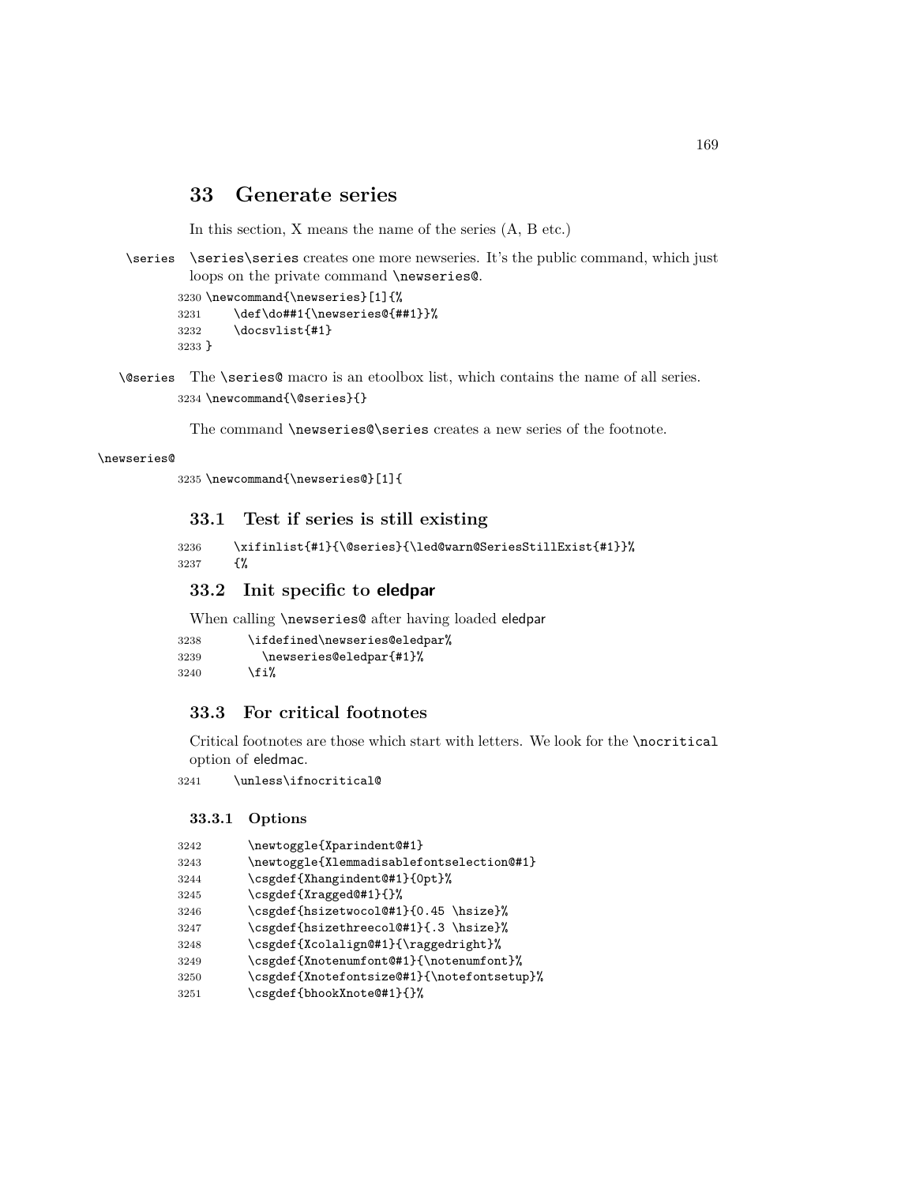# 33 Generate series

In this section, X means the name of the series (A, B etc.)

\series \series\series creates one more newseries. It's the public command, which just loops on the private command \newseries@.

```
3230 \newcommand{\newseries}[1]{%
3231     \def\do##1{\newseries@{##1}}%
3232     \docsvlist{#1}
3233 }
```

\@series The \series@ macro is an etoolbox list, which contains the name of all series.

```
3234 \newcommand{\@series}{}
```

The command \newseries@\series creates a new series of the footnote.

\newseries@

```
3235 \newcommand{\newseries@}[1]{
```

## 33.1 Test if series is still existing

```
3236     \xifinlist{#1}{\@series}{\led@warn@SeriesStillExist{#1}}%
3237     {%
```

## 33.2 Init specific to eledpar

When calling \newseries@ after having loaded eledpar

```
3238       \ifdefined\newseries@eledpar%
3239         \newseries@eledpar{#1}%
3240       \fi%
```

## 33.3 For critical footnotes

Critical footnotes are those which start with letters. We look for the \nocritical option of eledmac.

```
3241     \unless\ifnocritical@
```

### 33.3.1 Options

```
3242       \newtoggle{Xparindent@#1}
3243       \newtoggle{Xlemmadisablefontselection@#1}
3244       \csgdef{Xhangindent@#1}{0pt}%
3245       \csgdef{Xragged@#1}{}%
3246       \csgdef{hsizetwocol@#1}{0.45 \hsize}%
3247       \csgdef{hsizethreecol@#1}{.3 \hsize}%
3248       \csgdef{Xcolalign@#1}{\raggedright}%
3249       \csgdef{Xnotenumfont@#1}{\notenumfont}%
3250       \csgdef{Xnotefontsize@#1}{\notefontsetup}%
3251       \csgdef{bhookXnote@#1}{}%
```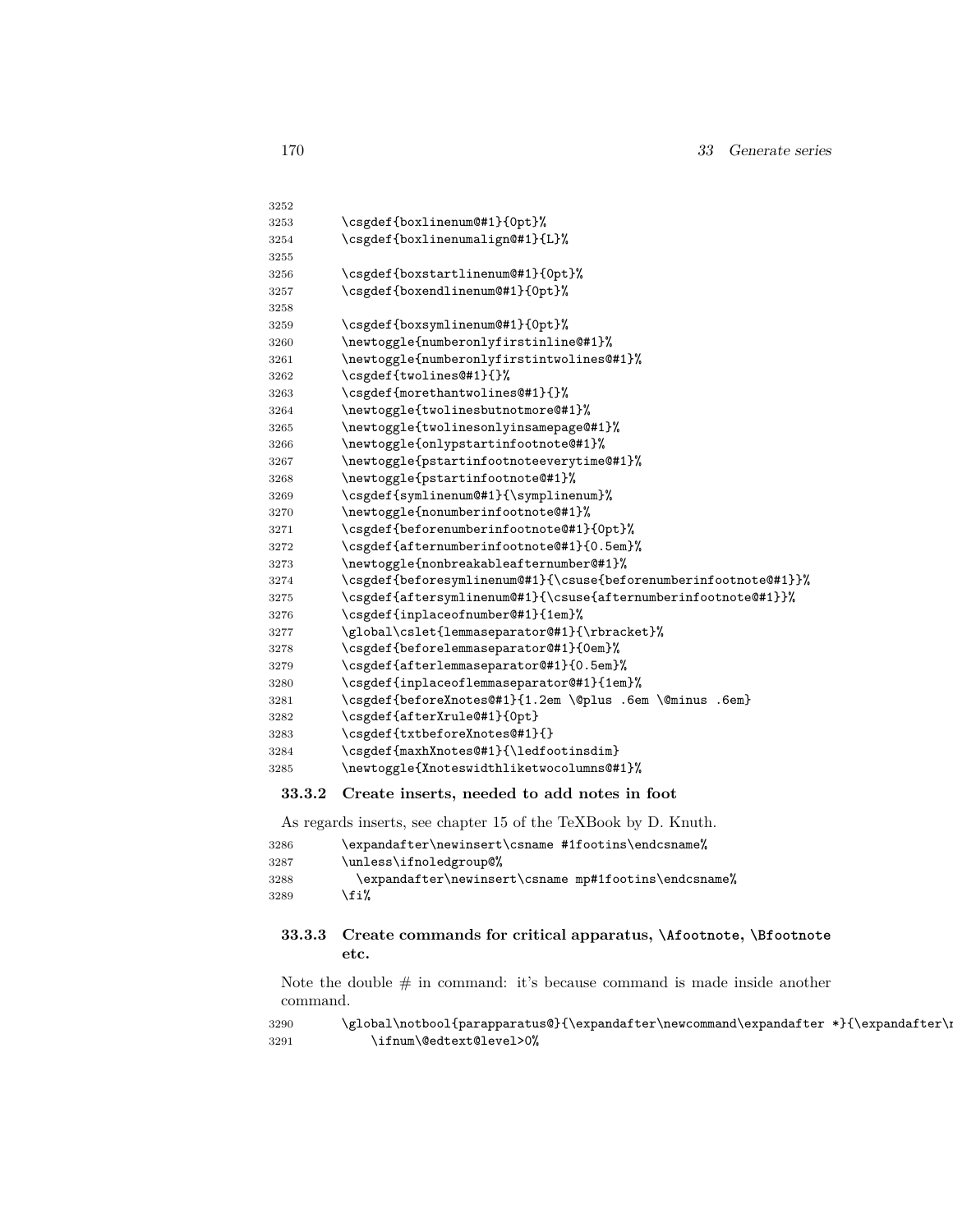```
3252
3253        \csgdef{boxlinenum@#1}{0pt}%
3254        \csgdef{boxlinenumalign@#1}{L}%
3255
3256        \csgdef{boxstartlinenum@#1}{0pt}%
3257        \csgdef{boxendlinenum@#1}{0pt}%
3258
3259        \csgdef{boxsymlinenum@#1}{0pt}%
3260        \newtoggle{numberonlyfirstinline@#1}%
3261        \newtoggle{numberonlyfirstintwolines@#1}%
3262        \csgdef{twolines@#1}{}%
3263        \csgdef{morethantwolines@#1}{}%
3264        \newtoggle{twolinesbutnotmore@#1}%
3265        \newtoggle{twolinesonlyinsamepage@#1}%
3266        \newtoggle{onlypstartinfootnote@#1}%
3267        \newtoggle{pstartinfootnoteeverytime@#1}%
3268        \newtoggle{pstartinfootnote@#1}%
3269        \csgdef{symlinenum@#1}{\symplinenum}%
3270        \newtoggle{nonumberinfootnote@#1}%
3271        \csgdef{beforenumberinfootnote@#1}{0pt}%
3272        \csgdef{afternumberinfootnote@#1}{0.5em}%
3273        \newtoggle{nonbreakableafternumber@#1}%
3274        \csgdef{beforesymlinenum@#1}{\csuse{beforenumberinfootnote@#1}}%
3275        \csgdef{aftersymlinenum@#1}{\csuse{afternumberinfootnote@#1}}%
3276        \csgdef{inplaceofnumber@#1}{1em}%
3277        \global\cslet{lemmaseparator@#1}{\rbracket}%
3278        \csgdef{beforelemmaseparator@#1}{0em}%
3279        \csgdef{afterlemmaseparator@#1}{0.5em}%
3280        \csgdef{inplaceoflemmaseparator@#1}{1em}%
3281        \csgdef{beforeXnotes@#1}{1.2em \@plus .6em \@minus .6em}
3282        \csgdef{afterXrule@#1}{0pt}
3283        \csgdef{txtbeforeXnotes@#1}{}
3284        \csgdef{maxhXnotes@#1}{\ledfootinsdim}
3285        \newtoggle{Xnoteswidthliketwocolumns@#1}%
```

### 33.3.2 Create inserts, needed to add notes in foot

As regards inserts, see chapter 15 of the TeXBook by D. Knuth.

```
3286        \expandafter\newinsert\csname #1footins\endcsname%
3287        \unless\ifnoledgroup@%
3288          \expandafter\newinsert\csname mp#1footins\endcsname%
3289        \fi%
```

### 33.3.3 Create commands for critical apparatus, \Afootnote, \Bfootnote etc.

Note the double # in command: it's because command is made inside another command.

```
3290        \global\notbool{parapparatus@}{\expandafter\newcommand\expandafter *}{\expandafter\n
3291            \ifnum\@edtext@level>0%
```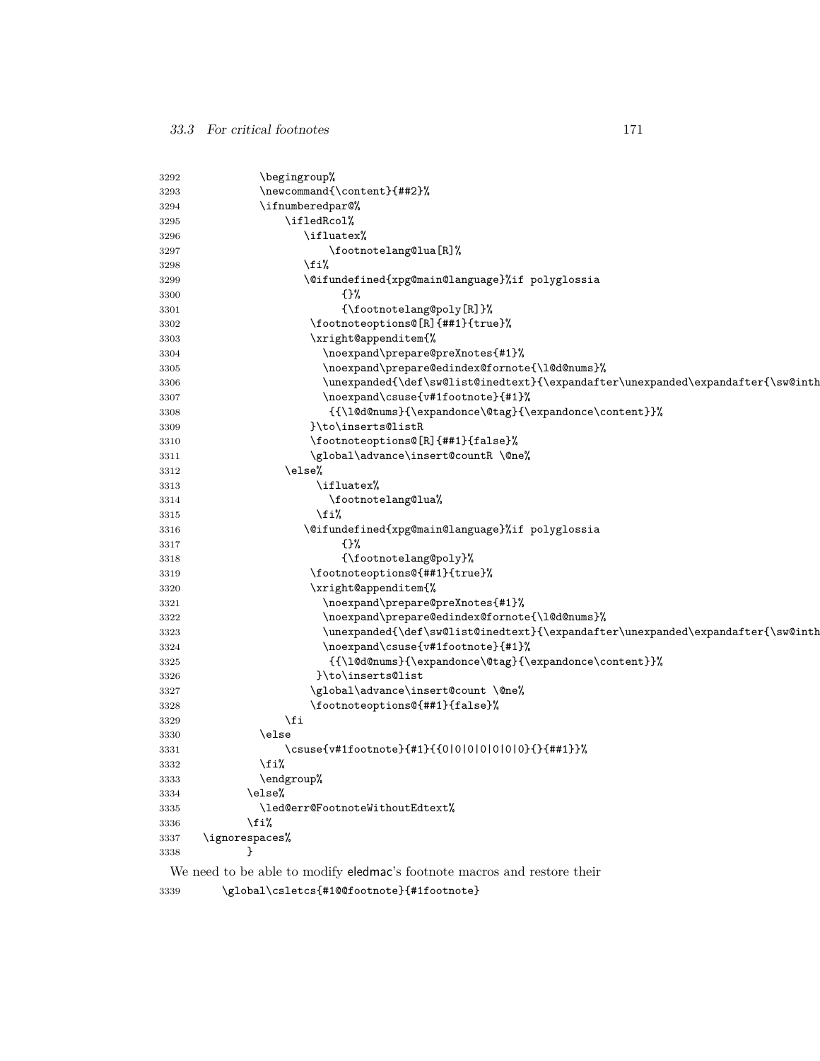```
3292            \begingroup%
3293            \newcommand{\content}{##2}%
3294            \ifnumberedpar@%
3295                \ifledRcol%
3296                   \ifluatex%
3297                       \footnotelang@lua[R]%
3298                   \fi%
3299                   \@ifundefined{xpg@main@language}%if polyglossia
3300                         {}%
3301                         {\footnotelang@poly[R]}%
3302                    \footnoteoptions@[R]{##1}{true}%
3303                    \xright@appenditem{%
3304                      \noexpand\prepare@preXnotes{#1}%
3305                      \noexpand\prepare@edindex@fornote{\l@d@nums}%
3306                      \unexpanded{\def\sw@list@inedtext}{\expandafter\unexpanded\expandafter{\sw@inth
3307                      \noexpand\csuse{v#1footnote}{#1}%
3308                       {{\l@d@nums}{\expandonce\@tag}{\expandonce\content}}%
3309                    }\to\inserts@listR
3310                    \footnoteoptions@[R]{##1}{false}%
3311                    \global\advance\insert@countR \@ne%
3312                \else%
3313                     \ifluatex%
3314                       \footnotelang@lua%
3315                     \fi%
3316                   \@ifundefined{xpg@main@language}%if polyglossia
3317                         {}%
3318                         {\footnotelang@poly}%
3319                    \footnoteoptions@{##1}{true}%
3320                    \xright@appenditem{%
3321                      \noexpand\prepare@preXnotes{#1}%
3322                      \noexpand\prepare@edindex@fornote{\l@d@nums}%
3323                      \unexpanded{\def\sw@list@inedtext}{\expandafter\unexpanded\expandafter{\sw@inth
3324                      \noexpand\csuse{v#1footnote}{#1}%
3325                       {{\l@d@nums}{\expandonce\@tag}{\expandonce\content}}%
3326                     }\to\inserts@list
3327                    \global\advance\insert@count \@ne%
3328                    \footnoteoptions@{##1}{false}%
3329                \fi
3330            \else
3331                \csuse{v#1footnote}{#1}{{0|0|0|0|0|0|0}{}{##1}}%
3332            \fi%
3333            \endgroup%
3334          \else%
3335            \led@err@FootnoteWithoutEdtext%
3336          \fi%
3337    \ignorespaces%
3338          }
```

We need to be able to modify eledmac's footnote macros and restore their

```
3339       \global\csletcs{#1@@footnote}{#1footnote}
```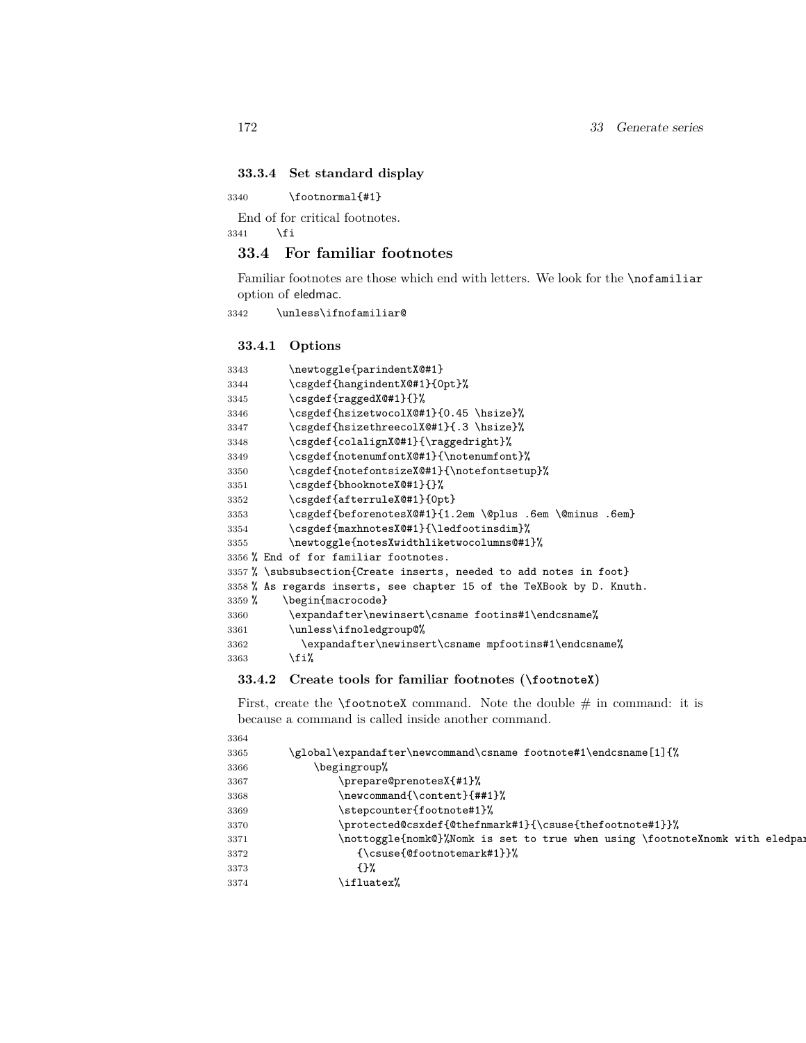#### 33.3.4 Set standard display

```
3340        \footnormal{#1}
```

End of for critical footnotes.

```
3341     \fi
```

## 33.4 For familiar footnotes

Familiar footnotes are those which end with letters. We look for the `\nofamiliar` option of eledmac.

```
3342     \unless\ifnofamiliar@
```

#### 33.4.1 Options

```
3343        \newtoggle{parindentX@#1}
3344        \csgdef{hangindentX@#1}{0pt}%
3345        \csgdef{raggedX@#1}{}%
3346        \csgdef{hsizetwocolX@#1}{0.45 \hsize}%
3347        \csgdef{hsizethreecolX@#1}{.3 \hsize}%
3348        \csgdef{colalignX@#1}{\raggedright}%
3349        \csgdef{notenumfontX@#1}{\notenumfont}%
3350        \csgdef{notefontsizeX@#1}{\notefontsetup}%
3351        \csgdef{bhooknoteX@#1}{}%
3352        \csgdef{afterruleX@#1}{0pt}
3353        \csgdef{beforenotesX@#1}{1.2em \@plus .6em \@minus .6em}
3354        \csgdef{maxhnotesX@#1}{\ledfootinsdim}%
3355        \newtoggle{notesXwidthliketwocolumns@#1}%
3356 % End of for familiar footnotes.
3357 % \subsubsection{Create inserts, needed to add notes in foot}
3358 % As regards inserts, see chapter 15 of the TeXBook by D. Knuth.
3359 %    \begin{macrocode}
3360        \expandafter\newinsert\csname footins#1\endcsname%
3361        \unless\ifnoledgroup@%
3362          \expandafter\newinsert\csname mpfootins#1\endcsname%
3363        \fi%
```

#### 33.4.2 Create tools for familiar footnotes (`\footnoteX`)

First, create the `\footnoteX` command. Note the double # in command: it is because a command is called inside another command.

```
3364
3365        \global\expandafter\newcommand\csname footnote#1\endcsname[1]{%
3366            \begingroup%
3367                \prepare@prenotesX{#1}%
3368                \newcommand{\content}{##1}%
3369                \stepcounter{footnote#1}%
3370                \protected@csxdef{@thefnmark#1}{\csuse{thefootnote#1}}%
3371                \nottoggle{nomk@}%Nomk is set to true when using \footnoteXnomk with eledpar
3372                   {\csuse{@footnotemark#1}}%
3373                   {}%
3374                \ifluatex%
```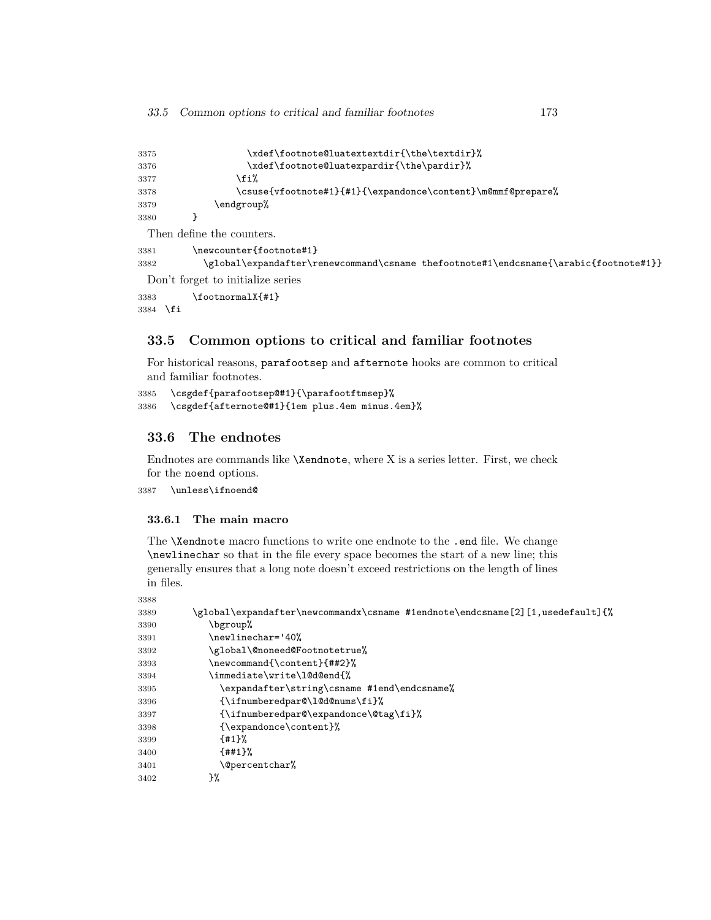```
3375                \xdef\footnote@luatextextdir{\the\textdir}%
3376                \xdef\footnote@luatexpardir{\the\pardir}%
3377              \fi%
3378              \csuse{vfootnote#1}{#1}{\expandonce\content}\m@mmf@prepare%
3379          \endgroup%
3380      }
```

Then define the counters.

```
3381      \newcounter{footnote#1}
3382        \global\expandafter\renewcommand\csname thefootnote#1\endcsname{\arabic{footnote#1}}
```

Don't forget to initialize series

```
3383      \footnormalX{#1}
3384  \fi
```

## 33.5 Common options to critical and familiar footnotes

For historical reasons, parafootsep and afternote hooks are common to critical and familiar footnotes.

```
3385  \csgdef{parafootsep@#1}{\parafootftmsep}%
3386  \csgdef{afternote@#1}{1em plus.4em minus.4em}%
```

## 33.6 The endnotes

Endnotes are commands like \Xendnote, where X is a series letter. First, we check for the noend options.

```
3387  \unless\ifnoend@
```

### 33.6.1 The main macro

The \Xendnote macro functions to write one endnote to the .end file. We change \newlinechar so that in the file every space becomes the start of a new line; this generally ensures that a long note doesn't exceed restrictions on the length of lines in files.

```
3388
3389      \global\expandafter\newcommandx\csname #1endnote\endcsname[2][1,usedefault]{%
3390        \bgroup%
3391        \newlinechar='40%
3392        \global\@noneed@Footnotetrue%
3393        \newcommand{\content}{##2}%
3394        \immediate\write\l@d@end{%
3395          \expandafter\string\csname #1end\endcsname%
3396          {\ifnumberedpar@\l@d@nums\fi}%
3397          {\ifnumberedpar@\expandonce\@tag\fi}%
3398          {\expandonce\content}%
3399          {#1}%
3400          {##1}%
3401          \@percentchar%
3402        }%
```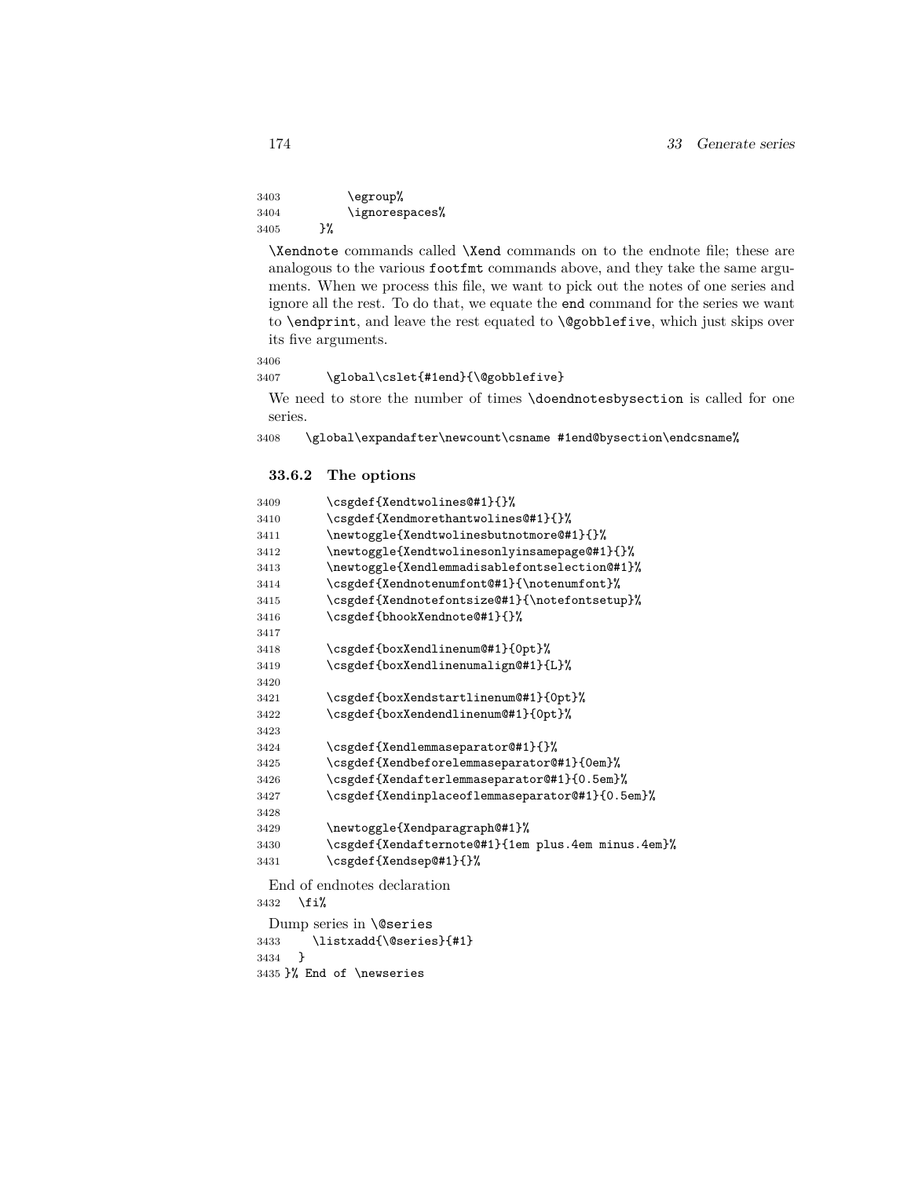```
3403            \egroup%
3404            \ignorespaces%
3405        }%
```

`\Xendnote` commands called `\Xend` commands on to the endnote file; these are analogous to the various `footfmt` commands above, and they take the same arguments. When we process this file, we want to pick out the notes of one series and ignore all the rest. To do that, we equate the `end` command for the series we want to `\endprint`, and leave the rest equated to `\@gobblefive`, which just skips over its five arguments.

```
3406
3407        \global\cslet{#1end}{\@gobblefive}
```

We need to store the number of times `\doendnotesbysection` is called for one series.

```
3408    \global\expandafter\newcount\csname #1end@bysection\endcsname%
```

### 33.6.2 The options

```
3409        \csgdef{Xendtwolines@#1}{}%
3410        \csgdef{Xendmorethantwolines@#1}{}%
3411        \newtoggle{Xendtwolinesbutnotmore@#1}{}%
3412        \newtoggle{Xendtwolinesonlyinsamepage@#1}{}%
3413        \newtoggle{Xendlemmadisablefontselection@#1}%
3414        \csgdef{Xendnotenumfont@#1}{\notenumfont}%
3415        \csgdef{Xendnotefontsize@#1}{\notefontsetup}%
3416        \csgdef{bhookXendnote@#1}{}%
3417
3418        \csgdef{boxXendlinenum@#1}{0pt}%
3419        \csgdef{boxXendlinenumalign@#1}{L}%
3420
3421        \csgdef{boxXendstartlinenum@#1}{0pt}%
3422        \csgdef{boxXendendlinenum@#1}{0pt}%
3423
3424        \csgdef{Xendlemmaseparator@#1}{}%
3425        \csgdef{Xendbeforelemmaseparator@#1}{0em}%
3426        \csgdef{Xendafterlemmaseparator@#1}{0.5em}%
3427        \csgdef{Xendinplaceoflemmaseparator@#1}{0.5em}%
3428
3429        \newtoggle{Xendparagraph@#1}%
3430        \csgdef{Xendafternote@#1}{1em plus.4em minus.4em}%
3431        \csgdef{Xendsep@#1}{}%
```

End of endnotes declaration

```
3432   \fi%
```

Dump series in `\@series`

```
3433      \listxadd{\@series}{#1}
3434   }
3435 }% End of \newseries
```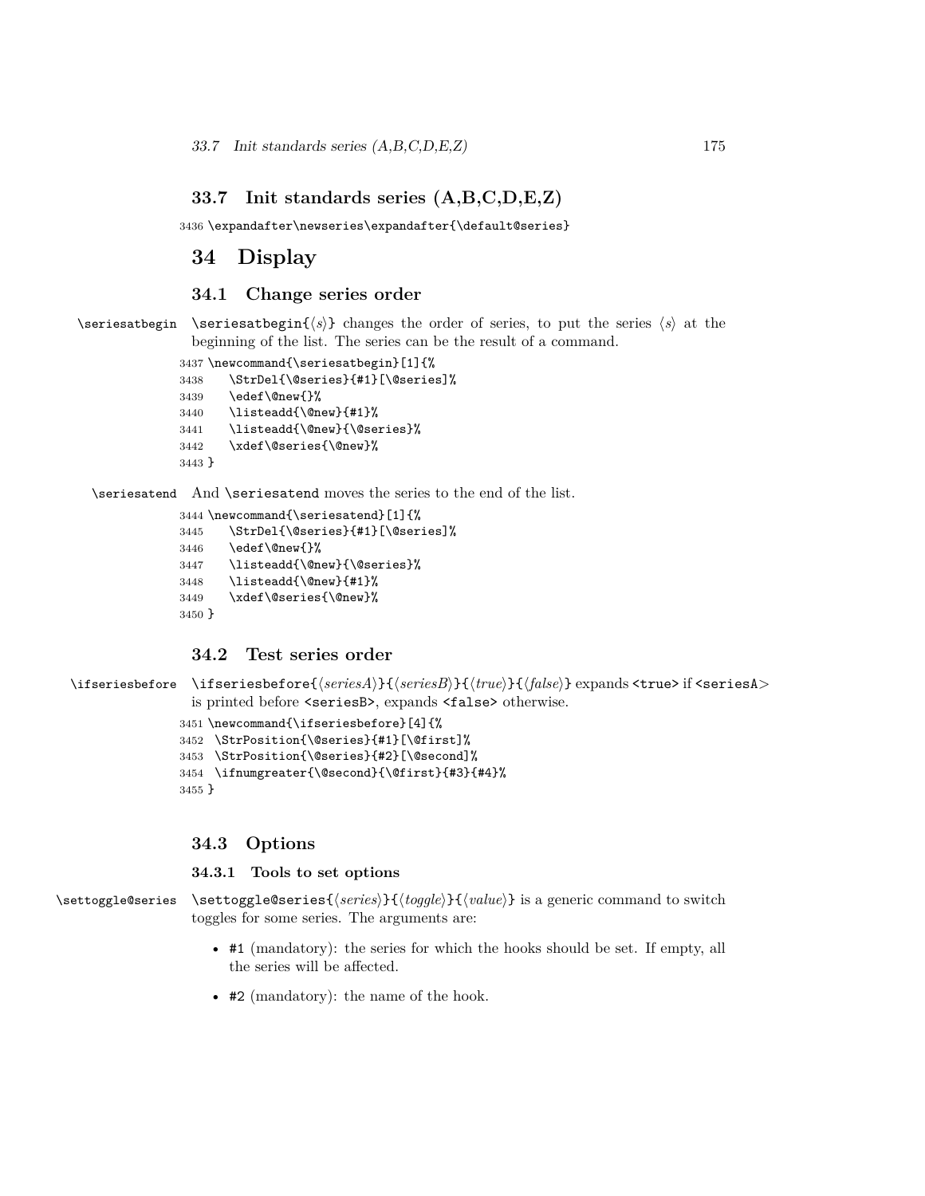### 33.7 Init standards series (A,B,C,D,E,Z)

```
3436 \expandafter\newseries\expandafter{\default@series}
```

# 34 Display

## 34.1 Change series order

\seriesatbegin

\seriesatbegin{⟨s⟩} changes the order of series, to put the series ⟨s⟩ at the beginning of the list. The series can be the result of a command.

```
3437 \newcommand{\seriesatbegin}[1]{%
3438     \StrDel{\@series}{#1}[\@series]%
3439     \edef\@new{}%
3440     \listeadd{\@new}{#1}%
3441     \listeadd{\@new}{\@series}%
3442     \xdef\@series{\@new}%
3443 }
```

\seriesatend

And \seriesatend moves the series to the end of the list.

```
3444 \newcommand{\seriesatend}[1]{%
3445     \StrDel{\@series}{#1}[\@series]%
3446     \edef\@new{}%
3447     \listeadd{\@new}{\@series}%
3448     \listeadd{\@new}{#1}%
3449     \xdef\@series{\@new}%
3450 }
```

## 34.2 Test series order

\ifseriesbefore

\ifseriesbefore{⟨seriesA⟩}{⟨seriesB⟩}{⟨true⟩}{⟨false⟩} expands <true> if <seriesA> is printed before <seriesB>, expands <false> otherwise.

```
3451 \newcommand{\ifseriesbefore}[4]{%
3452  \StrPosition{\@series}{#1}[\@first]%
3453  \StrPosition{\@series}{#2}[\@second]%
3454  \ifnumgreater{\@second}{\@first}{#3}{#4}%
3455 }
```

## 34.3 Options

### 34.3.1 Tools to set options

\settoggle@series

\settoggle@series{⟨series⟩}{⟨toggle⟩}{⟨value⟩} is a generic command to switch toggles for some series. The arguments are:

- #1 (mandatory): the series for which the hooks should be set. If empty, all the series will be affected.
- #2 (mandatory): the name of the hook.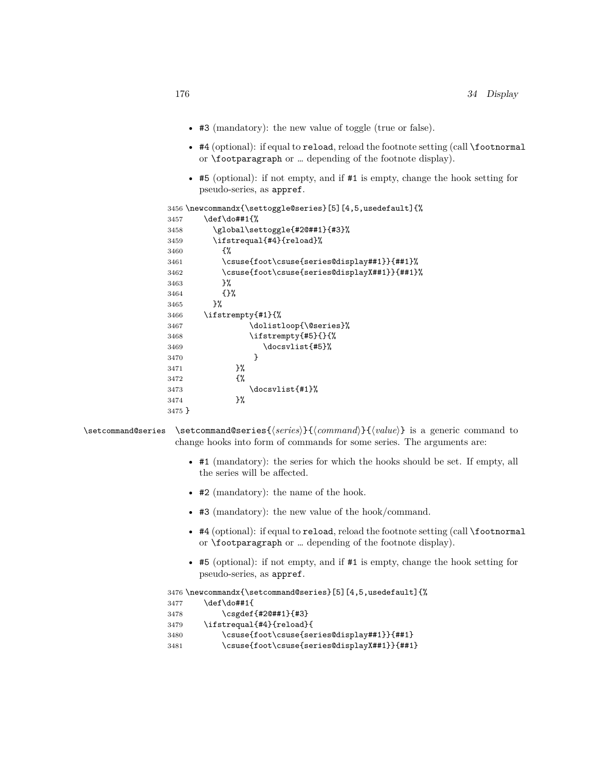- `#3` (mandatory): the new value of toggle (true or false).
- `#4` (optional): if equal to `reload`, reload the footnote setting (call `\footnormal` or `\footparagraph` or … depending of the footnote display).
- `#5` (optional): if not empty, and if `#1` is empty, change the hook setting for pseudo-series, as `appref`.

```
3456 \newcommandx{\settoggle@series}[5][4,5,usedefault]{%
3457     \def\do##1{%
3458       \global\settoggle{#2@##1}{#3}%
3459       \ifstrequal{#4}{reload}%
3460         {%
3461         \csuse{foot\csuse{series@display##1}}{##1}%
3462         \csuse{foot\csuse{series@displayX##1}}{##1}%
3463         }%
3464         {}%
3465       }%
3466     \ifstrempty{#1}{%
3467               \dolistloop{\@series}%
3468               \ifstrempty{#5}{}{%
3469                  \docsvlist{#5}%
3470                }
3471            }%
3472            {%
3473               \docsvlist{#1}%
3474            }%
3475 }
```

`\setcommand@series` `\setcommand@series{`⟨*series*⟩`}{`⟨*command*⟩`}{`⟨*value*⟩`}` is a generic command to change hooks into form of commands for some series. The arguments are:

- `#1` (mandatory): the series for which the hooks should be set. If empty, all the series will be affected.
- `#2` (mandatory): the name of the hook.
- `#3` (mandatory): the new value of the hook/command.
- `#4` (optional): if equal to `reload`, reload the footnote setting (call `\footnormal` or `\footparagraph` or … depending of the footnote display).
- `#5` (optional): if not empty, and if `#1` is empty, change the hook setting for pseudo-series, as `appref`.

```
3476 \newcommandx{\setcommand@series}[5][4,5,usedefault]{%
3477     \def\do##1{
3478         \csgdef{#2@##1}{#3}
3479     \ifstrequal{#4}{reload}{
3480         \csuse{foot\csuse{series@display##1}}{##1}
3481         \csuse{foot\csuse{series@displayX##1}}{##1}
```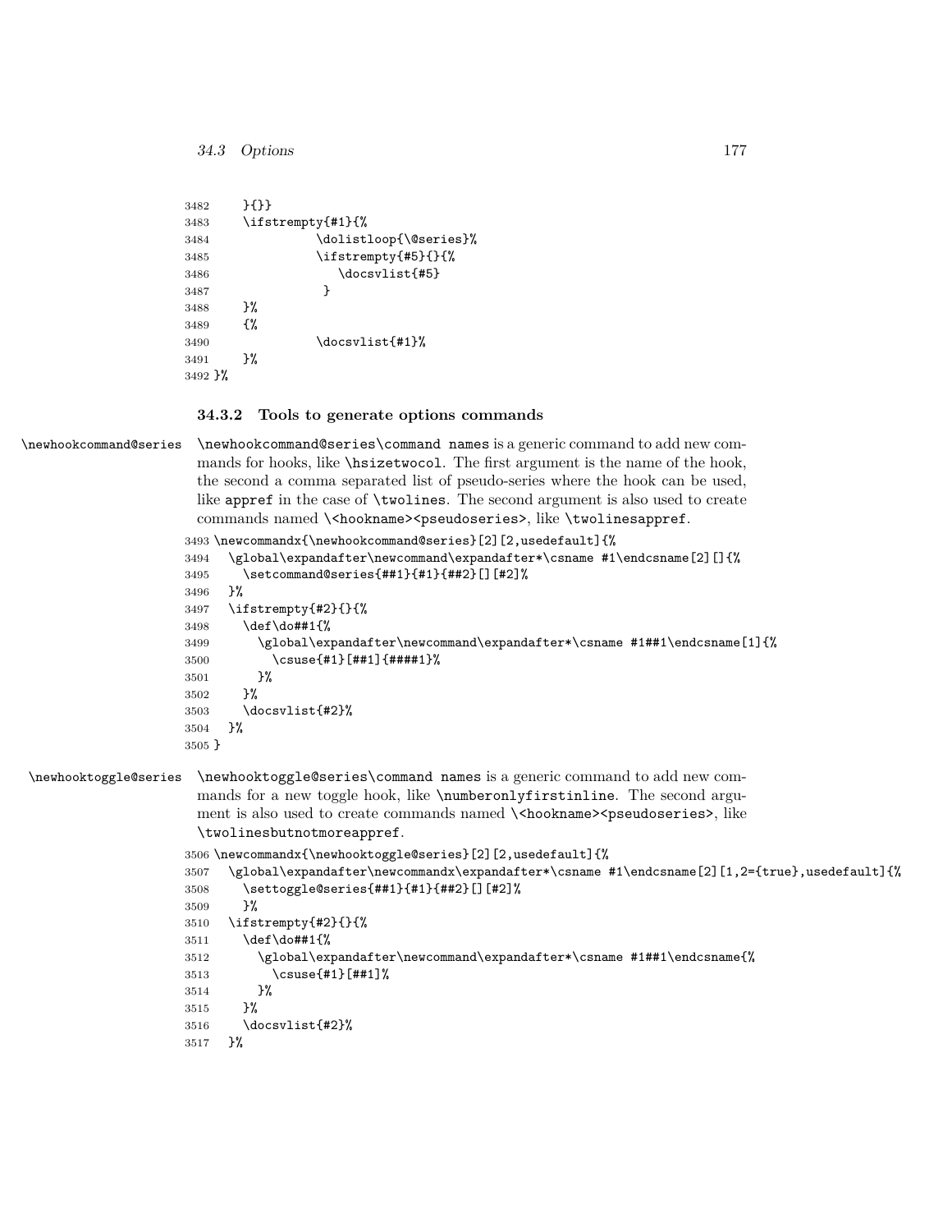```
3482     }{}}
3483     \ifstrempty{#1}{%
3484               \dolistloop{\@series}%
3485               \ifstrempty{#5}{}{%
3486                  \docsvlist{#5}
3487                }
3488     }%
3489     {%
3490               \docsvlist{#1}%
3491     }%
3492 }%
```

### 34.3.2 Tools to generate options commands

\newhookcommand@series

`\newhookcommand@series\command names` is a generic command to add new commands for hooks, like `\hsizetwocol`. The first argument is the name of the hook, the second a comma separated list of pseudo-series where the hook can be used, like `appref` in the case of `\twolines`. The second argument is also used to create commands named `\<hookname><pseudoseries>`, like `\twolinesappref`.

```
3493 \newcommandx{\newhookcommand@series}[2][2,usedefault]{%
3494   \global\expandafter\newcommand\expandafter*\csname #1\endcsname[2][]{%
3495     \setcommand@series{##1}{#1}{##2}[][#2]%
3496   }%
3497   \ifstrempty{#2}{}{%
3498     \def\do##1{%
3499       \global\expandafter\newcommand\expandafter*\csname #1##1\endcsname[1]{%
3500         \csuse{#1}[##1]{####1}%
3501       }%
3502     }%
3503     \docsvlist{#2}%
3504   }%
3505 }
```

\newhooktoggle@series

`\newhooktoggle@series\command names` is a generic command to add new commands for a new toggle hook, like `\numberonlyfirstinline`. The second argument is also used to create commands named `\<hookname><pseudoseries>`, like `\twolinesbutnotmoreappref`.

```
3506 \newcommandx{\newhooktoggle@series}[2][2,usedefault]{%
3507   \global\expandafter\newcommandx\expandafter*\csname #1\endcsname[2][1,2={true},usedefault]{%
3508     \settoggle@series{##1}{#1}{##2}[][#2]%
3509     }%
3510   \ifstrempty{#2}{}{%
3511     \def\do##1{%
3512       \global\expandafter\newcommand\expandafter*\csname #1##1\endcsname{%
3513         \csuse{#1}[##1]%
3514       }%
3515     }%
3516     \docsvlist{#2}%
3517   }%
```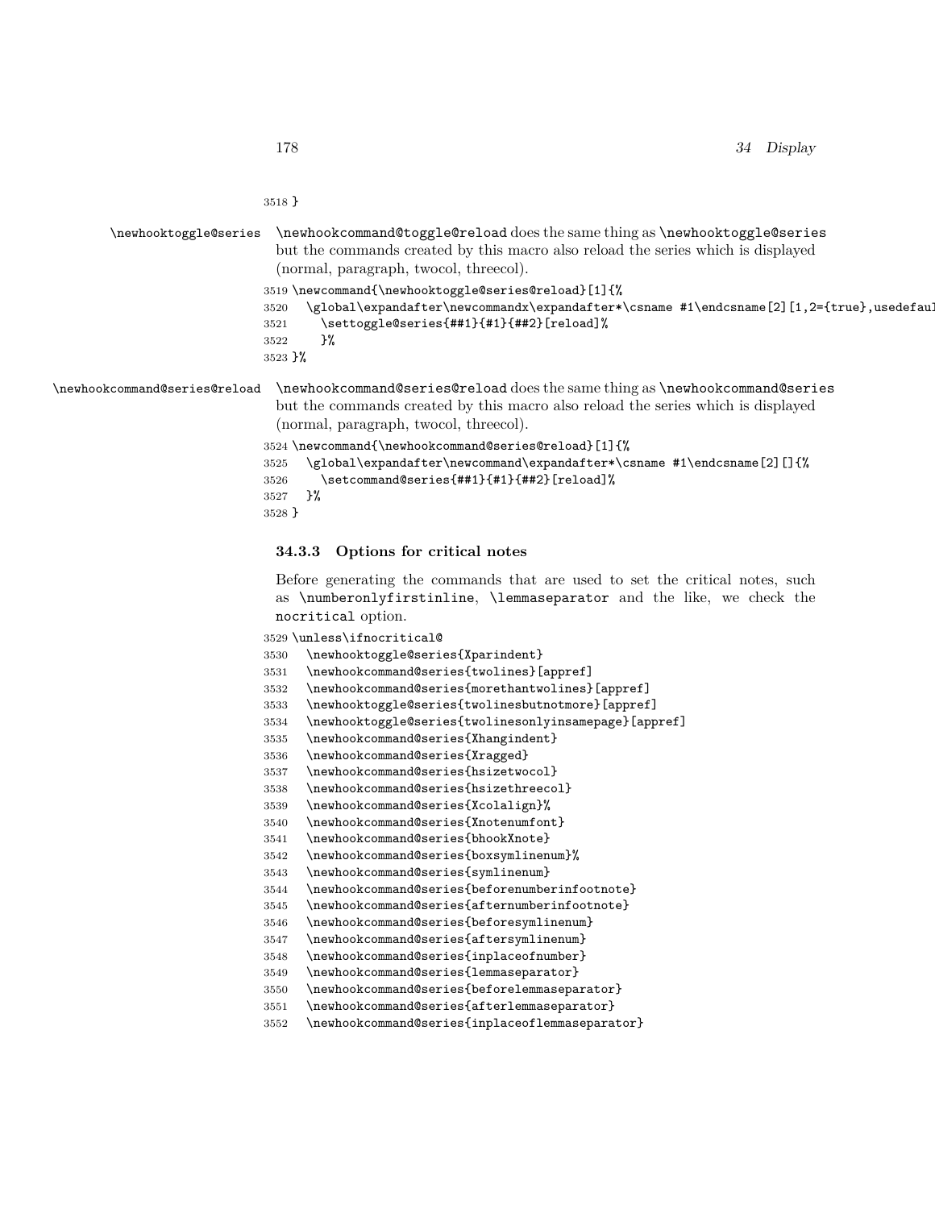```
3518 }
```

\newhooktoggle@series

\newhookcommand@toggle@reload does the same thing as \newhooktoggle@series but the commands created by this macro also reload the series which is displayed (normal, paragraph, twocol, threecol).

```
3519 \newcommand{\newhooktoggle@series@reload}[1]{%
3520   \global\expandafter\newcommandx\expandafter*\csname #1\endcsname[2][1,2={true},usedefaul
3521     \settoggle@series{##1}{#1}{##2}[reload]%
3522     }%
3523 }%
```

\newhookcommand@series@reload

\newhookcommand@series@reload does the same thing as \newhookcommand@series but the commands created by this macro also reload the series which is displayed (normal, paragraph, twocol, threecol).

```
3524 \newcommand{\newhookcommand@series@reload}[1]{%
3525   \global\expandafter\newcommand\expandafter*\csname #1\endcsname[2][]{%
3526     \setcommand@series{##1}{#1}{##2}[reload]%
3527   }%
3528 }
```

### 34.3.3 Options for critical notes

Before generating the commands that are used to set the critical notes, such as \numberonlyfirstinline, \lemmaseparator and the like, we check the nocritical option.

```
3529 \unless\ifnocritical@
3530   \newhooktoggle@series{Xparindent}
3531   \newhookcommand@series{twolines}[appref]
3532   \newhookcommand@series{morethantwolines}[appref]
3533   \newhooktoggle@series{twolinesbutnotmore}[appref]
3534   \newhooktoggle@series{twolinesonlyinsamepage}[appref]
3535   \newhookcommand@series{Xhangindent}
3536   \newhookcommand@series{Xragged}
3537   \newhookcommand@series{hsizetwocol}
3538   \newhookcommand@series{hsizethreecol}
3539   \newhookcommand@series{Xcolalign}%
3540   \newhookcommand@series{Xnotenumfont}
3541   \newhookcommand@series{bhookXnote}
3542   \newhookcommand@series{boxsymlinenum}%
3543   \newhookcommand@series{symlinenum}
3544   \newhookcommand@series{beforenumberinfootnote}
3545   \newhookcommand@series{afternumberinfootnote}
3546   \newhookcommand@series{beforesymlinenum}
3547   \newhookcommand@series{aftersymlinenum}
3548   \newhookcommand@series{inplaceofnumber}
3549   \newhookcommand@series{lemmaseparator}
3550   \newhookcommand@series{beforelemmaseparator}
3551   \newhookcommand@series{afterlemmaseparator}
3552   \newhookcommand@series{inplaceoflemmaseparator}
```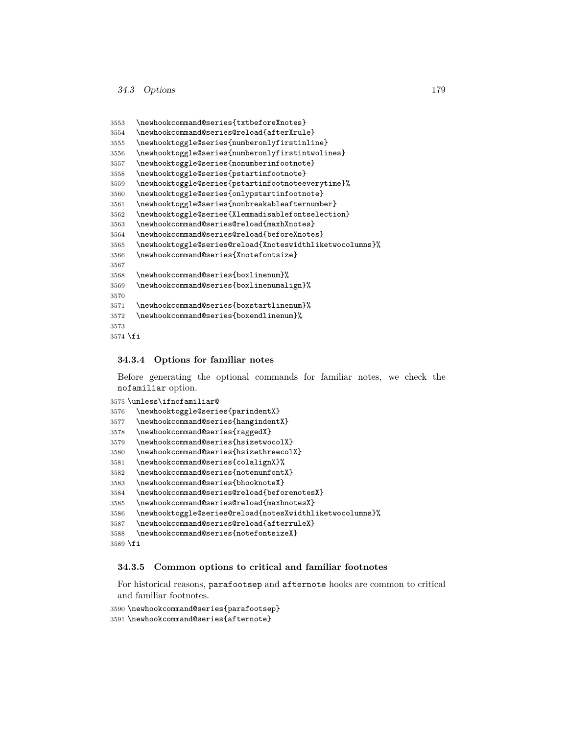```
3553   \newhookcommand@series{txtbeforeXnotes}
3554   \newhookcommand@series@reload{afterXrule}
3555   \newhooktoggle@series{numberonlyfirstinline}
3556   \newhooktoggle@series{numberonlyfirstintwolines}
3557   \newhooktoggle@series{nonumberinfootnote}
3558   \newhooktoggle@series{pstartinfootnote}
3559   \newhooktoggle@series{pstartinfootnoteeverytime}%
3560   \newhooktoggle@series{onlypstartinfootnote}
3561   \newhooktoggle@series{nonbreakableafternumber}
3562   \newhooktoggle@series{Xlemmadisablefontselection}
3563   \newhookcommand@series@reload{maxhXnotes}
3564   \newhookcommand@series@reload{beforeXnotes}
3565   \newhooktoggle@series@reload{Xnoteswidthliketwocolumns}%
3566   \newhookcommand@series{Xnotefontsize}
3567
3568   \newhookcommand@series{boxlinenum}%
3569   \newhookcommand@series{boxlinenumalign}%
3570
3571   \newhookcommand@series{boxstartlinenum}%
3572   \newhookcommand@series{boxendlinenum}%
3573
3574 \fi
```

### 34.3.4 Options for familiar notes

Before generating the optional commands for familiar notes, we check the `nofamiliar` option.

```
3575 \unless\ifnofamiliar@
3576   \newhooktoggle@series{parindentX}
3577   \newhookcommand@series{hangindentX}
3578   \newhookcommand@series{raggedX}
3579   \newhookcommand@series{hsizetwocolX}
3580   \newhookcommand@series{hsizethreecolX}
3581   \newhookcommand@series{colalignX}%
3582   \newhookcommand@series{notenumfontX}
3583   \newhookcommand@series{bhooknoteX}
3584   \newhookcommand@series@reload{beforenotesX}
3585   \newhookcommand@series@reload{maxhnotesX}
3586   \newhooktoggle@series@reload{notesXwidthliketwocolumns}%
3587   \newhookcommand@series@reload{afterruleX}
3588   \newhookcommand@series{notefontsizeX}
3589 \fi
```

### 34.3.5 Common options to critical and familiar footnotes

For historical reasons, `parafootsep` and `afternote` hooks are common to critical and familiar footnotes.

```
3590 \newhookcommand@series{parafootsep}
3591 \newhookcommand@series{afternote}
```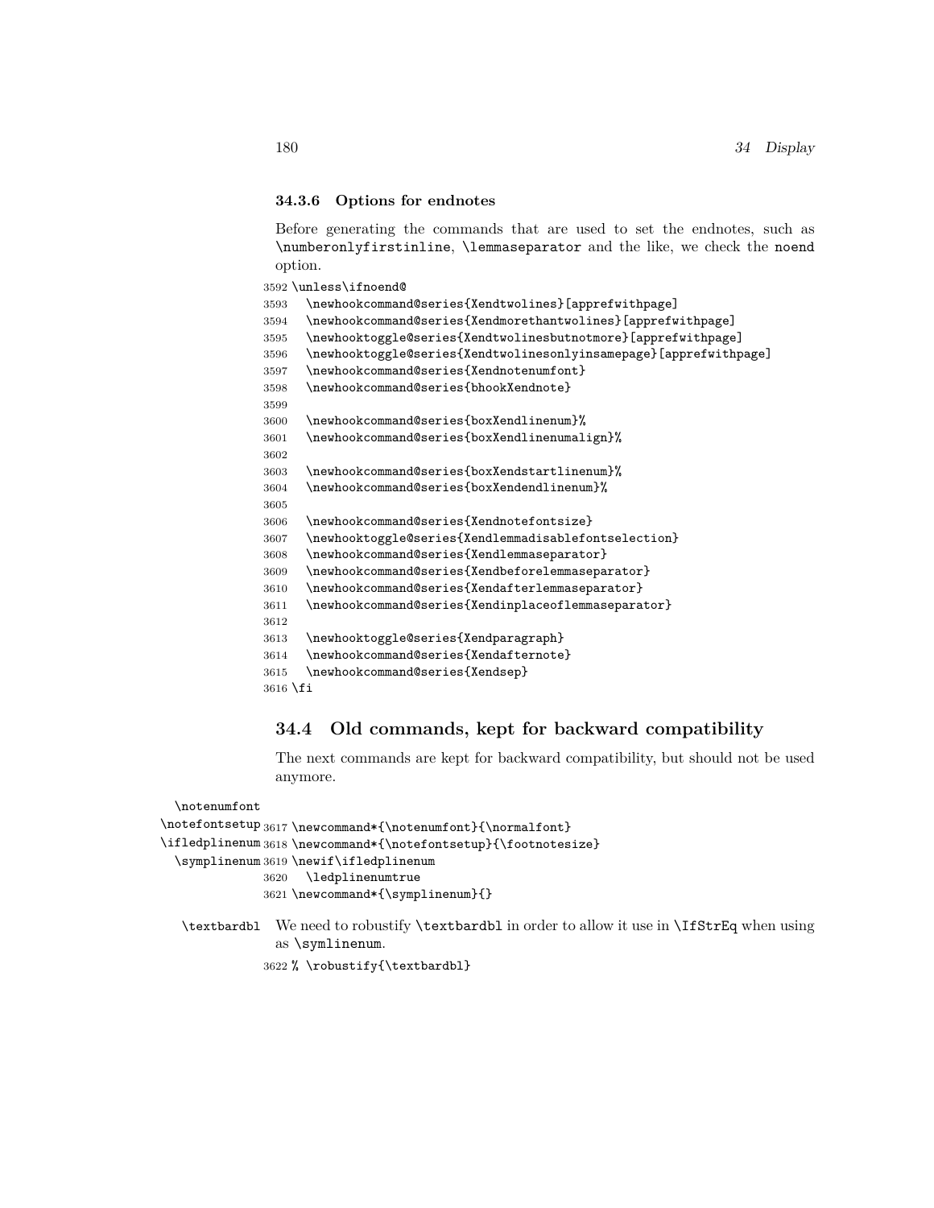### 34.3.6 Options for endnotes

Before generating the commands that are used to set the endnotes, such as `\numberonlyfirstinline`, `\lemmaseparator` and the like, we check the `noend` option.

```
3592 \unless\ifnoend@
3593   \newhookcommand@series{Xendtwolines}[apprefwithpage]
3594   \newhookcommand@series{Xendmorethantwolines}[apprefwithpage]
3595   \newhooktoggle@series{Xendtwolinesbutnotmore}[apprefwithpage]
3596   \newhooktoggle@series{Xendtwolinesonlyinsamepage}[apprefwithpage]
3597   \newhookcommand@series{Xendnotenumfont}
3598   \newhookcommand@series{bhookXendnote}
3599 
3600   \newhookcommand@series{boxXendlinenum}%
3601   \newhookcommand@series{boxXendlinenumalign}%
3602 
3603   \newhookcommand@series{boxXendstartlinenum}%
3604   \newhookcommand@series{boxXendendlinenum}%
3605 
3606   \newhookcommand@series{Xendnotefontsize}
3607   \newhooktoggle@series{Xendlemmadisablefontselection}
3608   \newhookcommand@series{Xendlemmaseparator}
3609   \newhookcommand@series{Xendbeforelemmaseparator}
3610   \newhookcommand@series{Xendafterlemmaseparator}
3611   \newhookcommand@series{Xendinplaceoflemmaseparator}
3612 
3613   \newhooktoggle@series{Xendparagraph}
3614   \newhookcommand@series{Xendafternote}
3615   \newhookcommand@series{Xendsep}
3616 \fi
```

## 34.4 Old commands, kept for backward compatibility

The next commands are kept for backward compatibility, but should not be used anymore.

`\notenumfont` `\notefontsetup` `\ifledplinenum` `\symplinenum`

```
3617 \newcommand*{\notenumfont}{\normalfont}
3618 \newcommand*{\notefontsetup}{\footnotesize}
3619 \newif\ifledplinenum
3620   \ledplinenumtrue
3621 \newcommand*{\symplinenum}{}
```

`\textbardbl` We need to robustify `\textbardbl` in order to allow it use in `\IfStrEq` when using as `\symlinenum`.

```
3622 % \robustify{\textbardbl}
```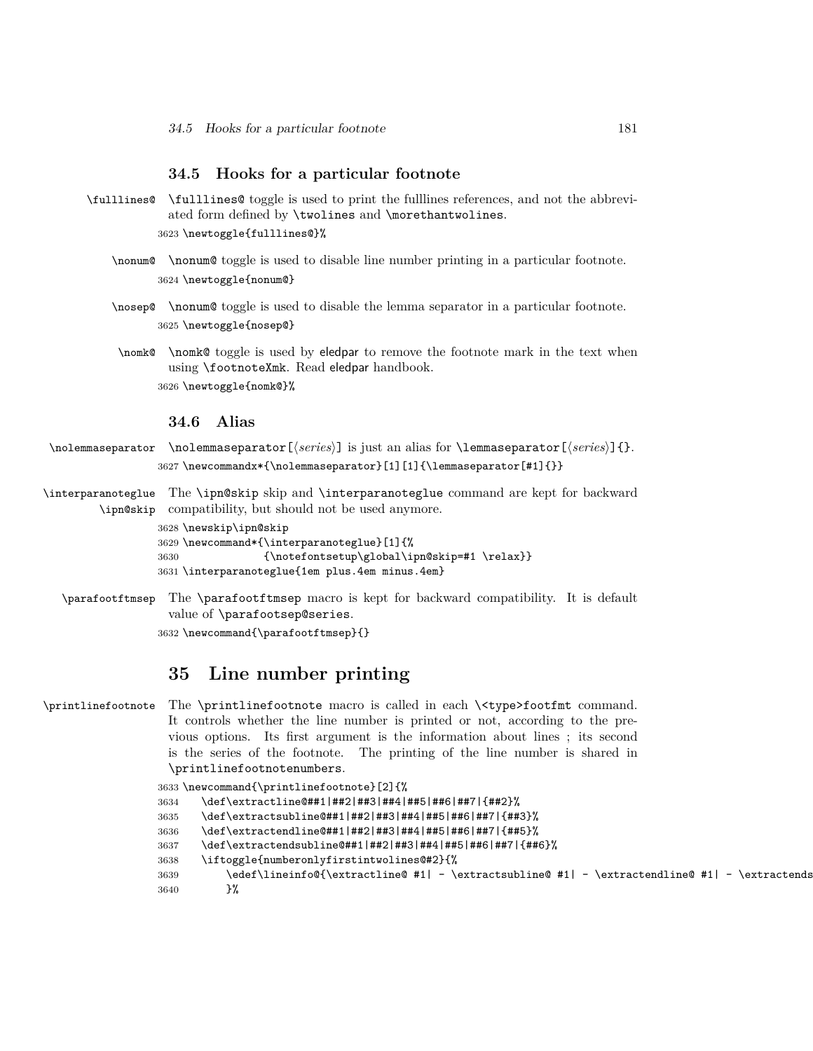### 34.5 Hooks for a particular footnote

\fulllines@ — \fulllines@ toggle is used to print the fulllines references, and not the abbreviated form defined by \twolines and \morethantwolines.

```
3623 \newtoggle{fulllines@}%
```

\nonum@ — \nonum@ toggle is used to disable line number printing in a particular footnote.

```
3624 \newtoggle{nonum@}
```

\nosep@ — \nonum@ toggle is used to disable the lemma separator in a particular footnote.

```
3625 \newtoggle{nosep@}
```

\nomk@ — \nomk@ toggle is used by eledpar to remove the footnote mark in the text when using \footnoteXmk. Read eledpar handbook.

```
3626 \newtoggle{nomk@}%
```

### 34.6 Alias

\nolemmaseparator — \nolemmaseparator[⟨*series*⟩] is just an alias for \lemmaseparator[⟨*series*⟩]{}.

```
3627 \newcommandx*{\nolemmaseparator}[1][1]{\lemmaseparator[#1]{}}
```

\interparanoteglue \ipn@skip — The \ipn@skip skip and \interparanoteglue command are kept for backward compatibility, but should not be used anymore.

```
3628 \newskip\ipn@skip
3629 \newcommand*{\interparanoteglue}[1]{%
3630             {\notefontsetup\global\ipn@skip=#1 \relax}}
3631 \interparanoteglue{1em plus.4em minus.4em}
```

\parafootftmsep — The \parafootftmsep macro is kept for backward compatibility. It is default value of \parafootsep@series.

```
3632 \newcommand{\parafootftmsep}{}
```

## 35 Line number printing

\printlinefootnote — The \printlinefootnote macro is called in each \<type>footfmt command. It controls whether the line number is printed or not, according to the previous options. Its first argument is the information about lines ; its second is the series of the footnote. The printing of the line number is shared in \printlinefootnotenumbers.

```
3633 \newcommand{\printlinefootnote}[2]{%
3634    \def\extractline@##1|##2|##3|##4|##5|##6|##7|{##2}%
3635    \def\extractsubline@##1|##2|##3|##4|##5|##6|##7|{##3}%
3636    \def\extractendline@##1|##2|##3|##4|##5|##6|##7|{##5}%
3637    \def\extractendsubline@##1|##2|##3|##4|##5|##6|##7|{##6}%
3638    \iftoggle{numberonlyfirstintwolines@#2}{%
3639        \edef\lineinfo@{\extractline@ #1| - \extractsubline@ #1| - \extractendline@ #1| - \extractends
3640        }%
```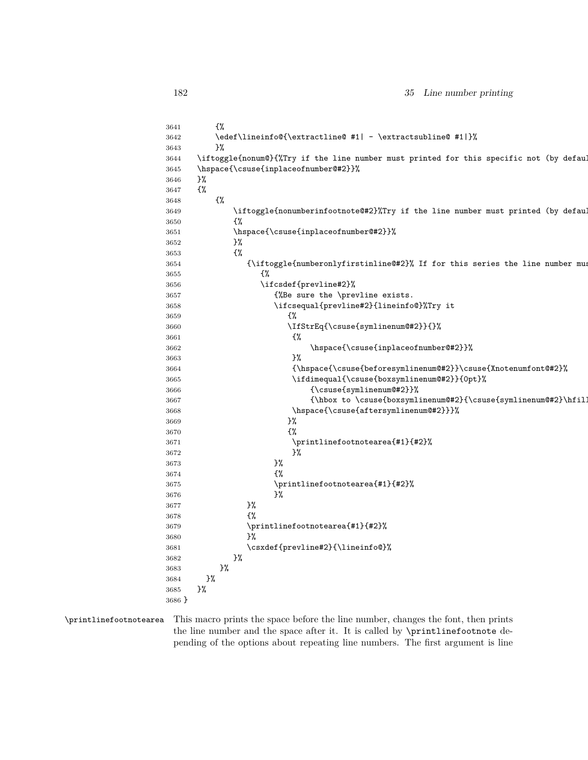```
3641        {%
3642        \edef\lineinfo@{\extractline@ #1| - \extractsubline@ #1|}%
3643        }%
3644    \iftoggle{nonum@}{%Try if the line number must printed for this specific not (by defaul
3645    \hspace{\csuse{inplaceofnumber@#2}}%
3646    }%
3647    {%
3648        {%
3649            \iftoggle{nonumberinfootnote@#2}%Try if the line number must printed (by defaul
3650            {%
3651            \hspace{\csuse{inplaceofnumber@#2}}%
3652            }%
3653            {%
3654                {\iftoggle{numberonlyfirstinline@#2}% If for this series the line number mus
3655                    {%
3656                    \ifcsdef{prevline#2}%
3657                        {%Be sure the \prevline exists.
3658                        \ifcsequal{prevline#2}{lineinfo@}%Try it
3659                            {%
3660                            \IfStrEq{\csuse{symlinenum@#2}}{}%
3661                             {%
3662                                 \hspace{\csuse{inplaceofnumber@#2}}%
3663                             }%
3664                             {\hspace{\csuse{beforesymlinenum@#2}}\csuse{Xnotenumfont@#2}%
3665                             \ifdimequal{\csuse{boxsymlinenum@#2}}{0pt}%
3666                                 {\csuse{symlinenum@#2}}%
3667                                 {\hbox to \csuse{boxsymlinenum@#2}{\csuse{symlinenum@#2}\hfil
3668                             \hspace{\csuse{aftersymlinenum@#2}}}%
3669                            }%
3670                            {%
3671                             \printlinefootnotearea{#1}{#2}%
3672                             }%
3673                        }%
3674                        {%
3675                        \printlinefootnotearea{#1}{#2}%
3676                        }%
3677                }%
3678                {%
3679                \printlinefootnotearea{#1}{#2}%
3680                }%
3681                \csxdef{prevline#2}{\lineinfo@}%
3682            }%
3683        }%
3684      }%
3685    }%
3686 }
```

`\printlinefootnotearea` This macro prints the space before the line number, changes the font, then prints the line number and the space after it. It is called by `\printlinefootnote` depending of the options about repeating line numbers. The first argument is line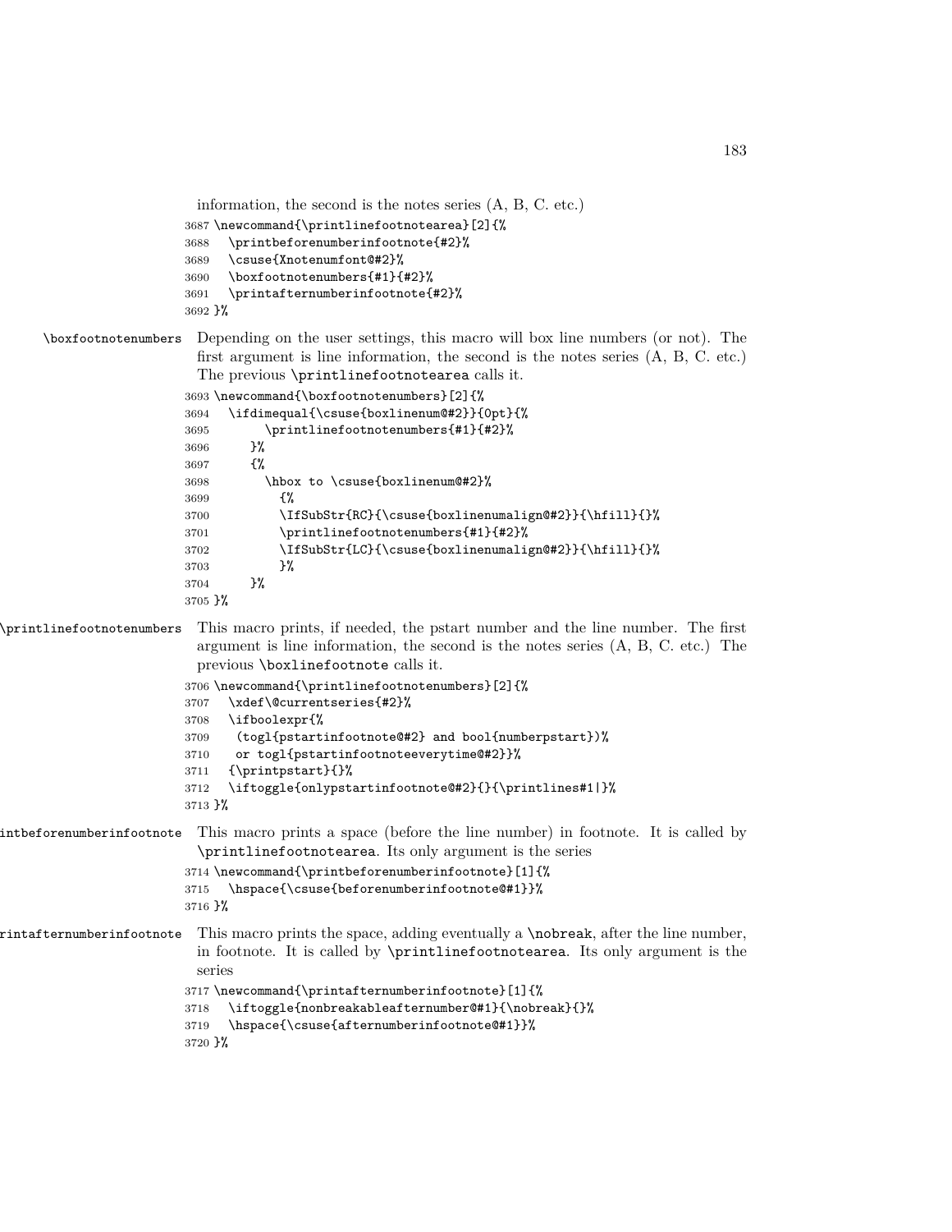information, the second is the notes series (A, B, C. etc.)

```
3687 \newcommand{\printlinefootnotearea}[2]{%
3688   \printbeforenumberinfootnote{#2}%
3689   \csuse{Xnotenumfont@#2}%
3690   \boxfootnotenumbers{#1}{#2}%
3691   \printafternumberinfootnote{#2}%
3692 }%
```

`\boxfootnotenumbers` Depending on the user settings, this macro will box line numbers (or not). The first argument is line information, the second is the notes series (A, B, C. etc.) The previous `\printlinefootnotearea` calls it.

```
3693 \newcommand{\boxfootnotenumbers}[2]{%
3694   \ifdimequal{\csuse{boxlinenum@#2}}{0pt}{%
3695       \printlinefootnotenumbers{#1}{#2}%
3696     }%
3697     {%
3698       \hbox to \csuse{boxlinenum@#2}%
3699         {%
3700         \IfSubStr{RC}{\csuse{boxlinenumalign@#2}}{\hfill}{}%
3701         \printlinefootnotenumbers{#1}{#2}%
3702         \IfSubStr{LC}{\csuse{boxlinenumalign@#2}}{\hfill}{}%
3703         }%
3704     }%
3705 }%
```

`\printlinefootnotenumbers` This macro prints, if needed, the pstart number and the line number. The first argument is line information, the second is the notes series (A, B, C. etc.) The previous `\boxlinefootnote` calls it.

```
3706 \newcommand{\printlinefootnotenumbers}[2]{%
3707   \xdef\@currentseries{#2}%
3708   \ifboolexpr{%
3709    (togl{pstartinfootnote@#2} and bool{numberpstart})%
3710    or togl{pstartinfootnoteeverytime@#2}}%
3711   {\printpstart}{}%
3712   \iftoggle{onlypstartinfootnote@#2}{}{\printlines#1|}%
3713 }%
```

`\printbeforenumberinfootnote` This macro prints a space (before the line number) in footnote. It is called by `\printlinefootnotearea`. Its only argument is the series

```
3714 \newcommand{\printbeforenumberinfootnote}[1]{%
3715   \hspace{\csuse{beforenumberinfootnote@#1}}%
3716 }%
```

`\printafternumberinfootnote` This macro prints the space, adding eventually a `\nobreak`, after the line number, in footnote. It is called by `\printlinefootnotearea`. Its only argument is the series

```
3717 \newcommand{\printafternumberinfootnote}[1]{%
3718   \iftoggle{nonbreakableafternumber@#1}{\nobreak}{}%
3719   \hspace{\csuse{afternumberinfootnote@#1}}%
3720 }%
```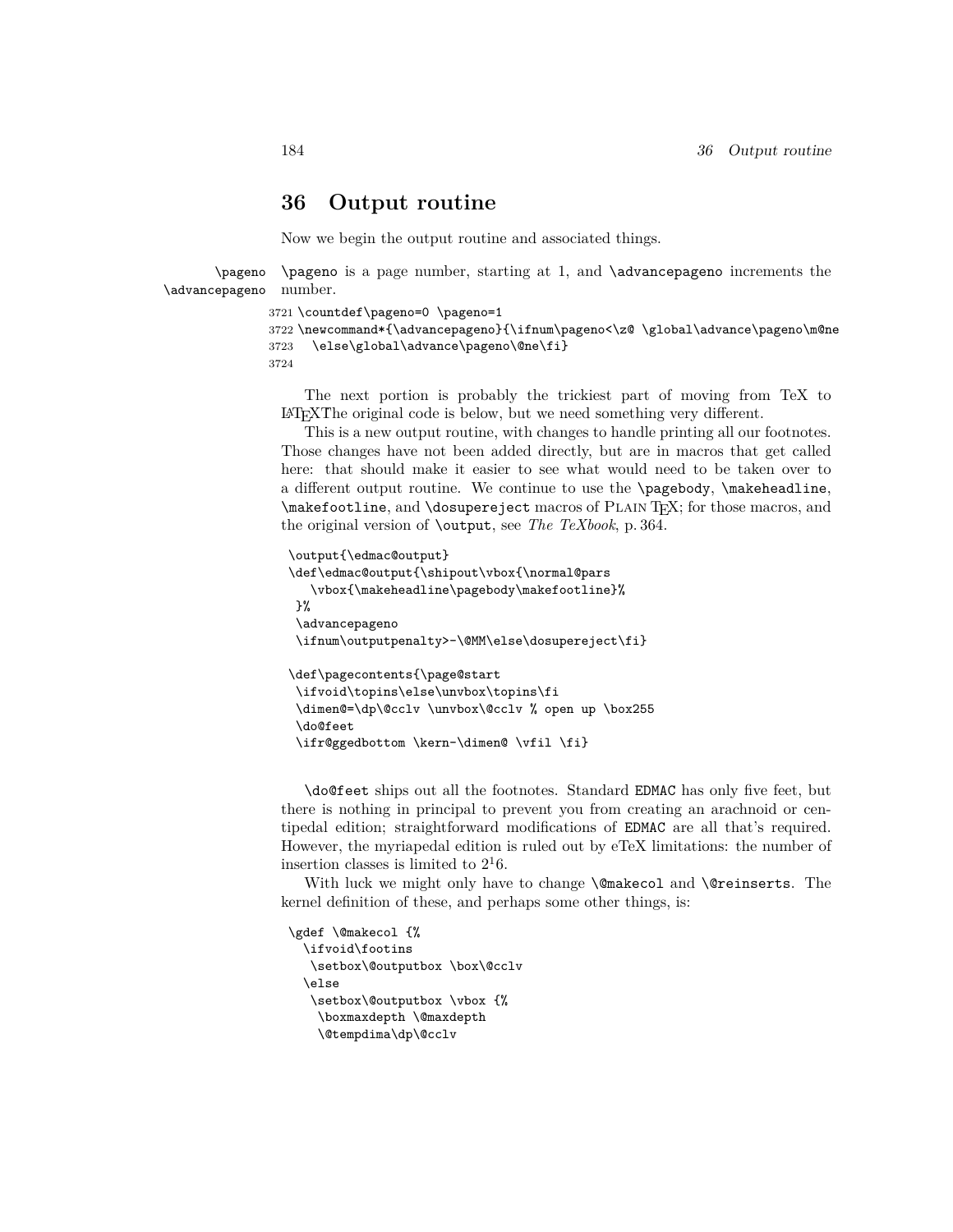# 36 Output routine

Now we begin the output routine and associated things.

\pageno \advancepageno `\pageno` is a page number, starting at 1, and `\advancepageno` increments the number.

```
3721 \countdef\pageno=0 \pageno=1
3722 \newcommand*{\advancepageno}{\ifnum\pageno<\z@ \global\advance\pageno\m@ne
3723   \else\global\advance\pageno\@ne\fi}
3724
```

The next portion is probably the trickiest part of moving from TeX to LaTeXThe original code is below, but we need something very different.

This is a new output routine, with changes to handle printing all our footnotes. Those changes have not been added directly, but are in macros that get called here: that should make it easier to see what would need to be taken over to a different output routine. We continue to use the `\pagebody`, `\makeheadline`, `\makefootline`, and `\dosupereject` macros of Plain TeX; for those macros, and the original version of `\output`, see *The TeXbook*, p. 364.

```
\output{\edmac@output}
\def\edmac@output{\shipout\vbox{\normal@pars
   \vbox{\makeheadline\pagebody\makefootline}%
 }%
 \advancepageno
 \ifnum\outputpenalty>-\@MM\else\dosupereject\fi}

\def\pagecontents{\page@start
 \ifvoid\topins\else\unvbox\topins\fi
 \dimen@=\dp\@cclv \unvbox\@cclv % open up \box255
 \do@feet
 \ifr@ggedbottom \kern-\dimen@ \vfil \fi}
```

`\do@feet` ships out all the footnotes. Standard `EDMAC` has only five feet, but there is nothing in principal to prevent you from creating an arachnoid or centipedal edition; straightforward modifications of `EDMAC` are all that's required. However, the myriapedal edition is ruled out by eTeX limitations: the number of insertion classes is limited to $2^16$.

With luck we might only have to change `\@makecol` and `\@reinserts`. The kernel definition of these, and perhaps some other things, is:

```
\gdef \@makecol {%
  \ifvoid\footins
   \setbox\@outputbox \box\@cclv
  \else
   \setbox\@outputbox \vbox {%
    \boxmaxdepth \@maxdepth
    \@tempdima\dp\@cclv
```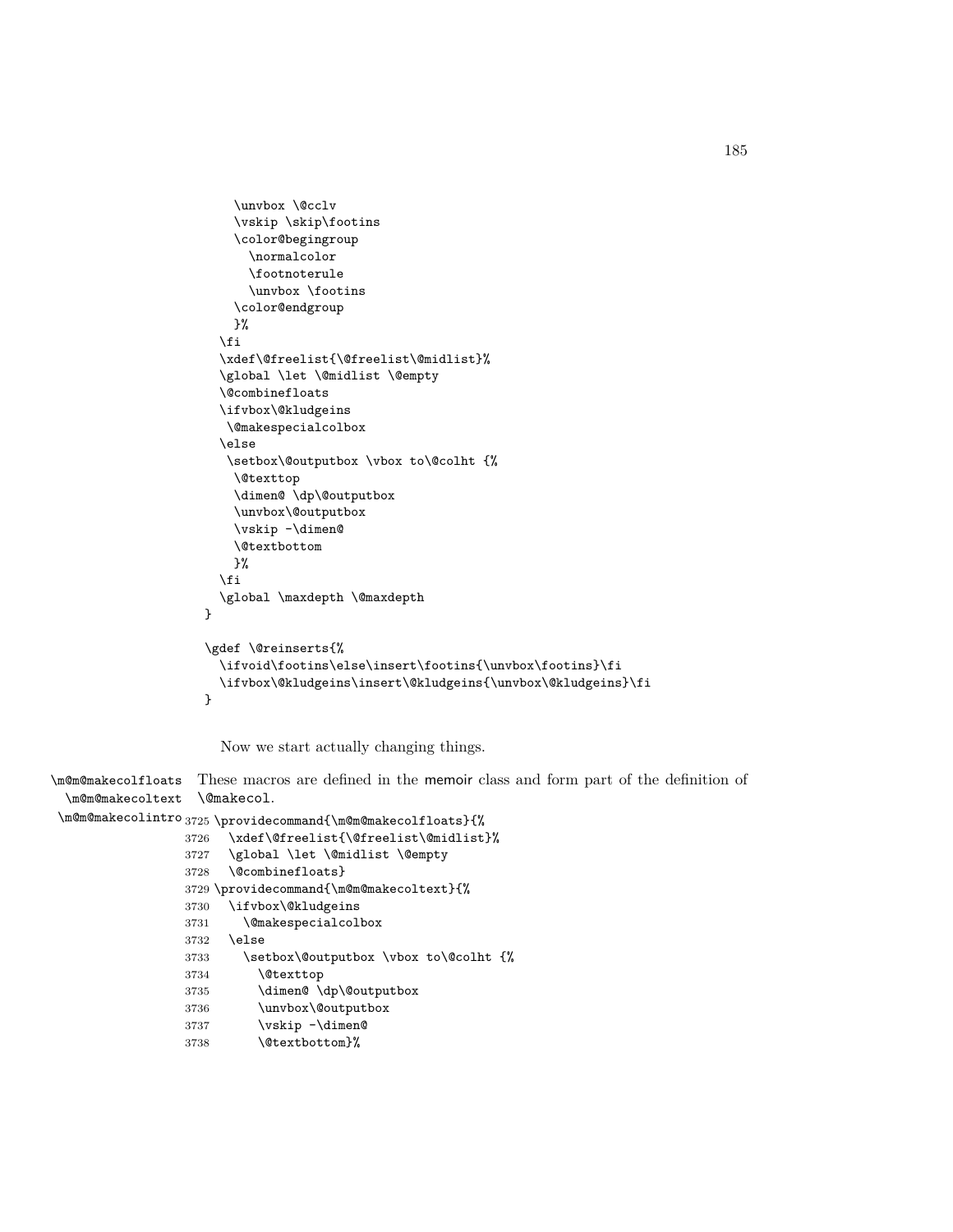```
    \unvbox \@cclv
    \vskip \skip\footins
    \color@begingroup
      \normalcolor
      \footnoterule
      \unvbox \footins
    \color@endgroup
    }%
  \fi
  \xdef\@freelist{\@freelist\@midlist}%
  \global \let \@midlist \@empty
  \@combinefloats
  \ifvbox\@kludgeins
   \@makespecialcolbox
  \else
   \setbox\@outputbox \vbox to\@colht {%
    \@texttop
    \dimen@ \dp\@outputbox
    \unvbox\@outputbox
    \vskip -\dimen@
    \@textbottom
    }%
  \fi
  \global \maxdepth \@maxdepth
}

\gdef \@reinserts{%
  \ifvoid\footins\else\insert\footins{\unvbox\footins}\fi
  \ifvbox\@kludgeins\insert\@kludgeins{\unvbox\@kludgeins}\fi
}
```

Now we start actually changing things.

\m@m@makecolfloats \m@m@makecoltext \m@m@makecolintro These macros are defined in the memoir class and form part of the definition of \@makecol.

```
3725 \providecommand{\m@m@makecolfloats}{%
3726   \xdef\@freelist{\@freelist\@midlist}%
3727   \global \let \@midlist \@empty
3728   \@combinefloats}
3729 \providecommand{\m@m@makecoltext}{%
3730   \ifvbox\@kludgeins
3731     \@makespecialcolbox
3732   \else
3733     \setbox\@outputbox \vbox to\@colht {%
3734       \@texttop
3735       \dimen@ \dp\@outputbox
3736       \unvbox\@outputbox
3737       \vskip -\dimen@
3738       \@textbottom}%
```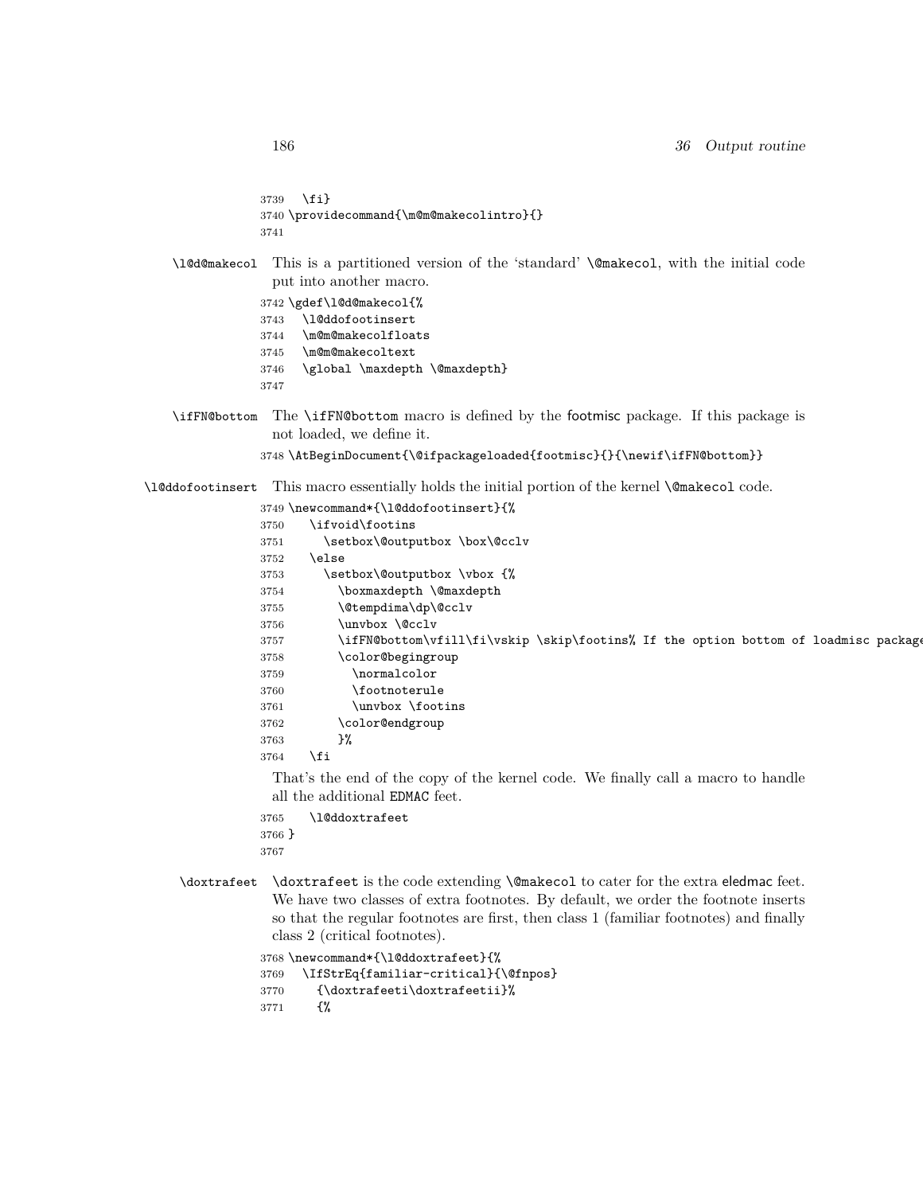```
3739   \fi}
3740 \providecommand{\m@m@makecolintro}{}
3741
```

`\l@d@makecol` This is a partitioned version of the 'standard' `\@makecol`, with the initial code put into another macro.

```
3742 \gdef\l@d@makecol{%
3743   \l@ddofootinsert
3744   \m@m@makecolfloats
3745   \m@m@makecoltext
3746   \global \maxdepth \@maxdepth}
3747
```

`\ifFN@bottom` The `\ifFN@bottom` macro is defined by the footmisc package. If this package is not loaded, we define it.

```
3748 \AtBeginDocument{\@ifpackageloaded{footmisc}{}{\newif\ifFN@bottom}}
```

`\l@ddofootinsert` This macro essentially holds the initial portion of the kernel `\@makecol` code.

```
3749 \newcommand*{\l@ddofootinsert}{%
3750     \ifvoid\footins
3751       \setbox\@outputbox \box\@cclv
3752     \else
3753       \setbox\@outputbox \vbox {%
3754         \boxmaxdepth \@maxdepth
3755         \@tempdima\dp\@cclv
3756         \unvbox \@cclv
3757         \ifFN@bottom\vfill\fi\vskip \skip\footins% If the option bottom of loadmisc package
3758         \color@begingroup
3759           \normalcolor
3760           \footnoterule
3761           \unvbox \footins
3762         \color@endgroup
3763         }%
3764     \fi
```

That's the end of the copy of the kernel code. We finally call a macro to handle all the additional EDMAC feet.

```
3765     \l@ddoxtrafeet
3766 }
3767
```

`\doxtrafeet` `\doxtrafeet` is the code extending `\@makecol` to cater for the extra eledmac feet. We have two classes of extra footnotes. By default, we order the footnote inserts so that the regular footnotes are first, then class 1 (familiar footnotes) and finally class 2 (critical footnotes).

```
3768 \newcommand*{\l@ddoxtrafeet}{%
3769   \IfStrEq{familiar-critical}{\@fnpos}
3770     {\doxtrafeeti\doxtrafeetii}%
3771     {%
```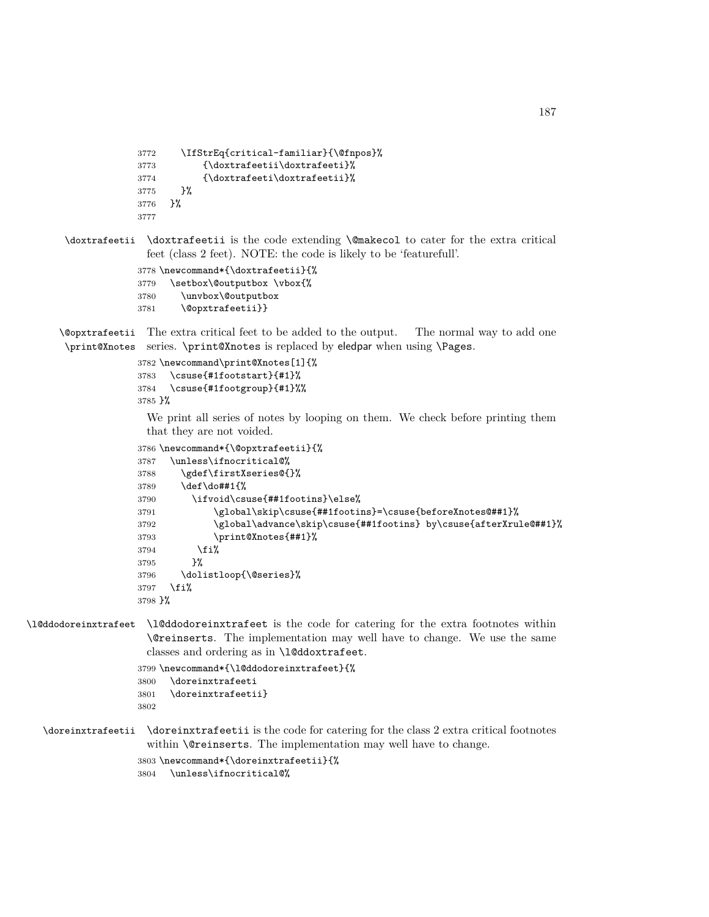```
3772     \IfStrEq{critical-familiar}{\@fnpos}%
3773         {\doxtrafeetii\doxtrafeeti}%
3774         {\doxtrafeeti\doxtrafeetii}%
3775     }%
3776   }%
3777
```

\doxtrafeetii — \doxtrafeetii is the code extending \@makecol to cater for the extra critical feet (class 2 feet). NOTE: the code is likely to be 'featurefull'.

```
3778 \newcommand*{\doxtrafeetii}{%
3779   \setbox\@outputbox \vbox{%
3780     \unvbox\@outputbox
3781     \@opxtrafeetii}}
```

\@opxtrafeetii, \print@Xnotes — The extra critical feet to be added to the output. The normal way to add one series. \print@Xnotes is replaced by eledpar when using \Pages.

```
3782 \newcommand\print@Xnotes[1]{%
3783   \csuse{#1footstart}{#1}%
3784   \csuse{#1footgroup}{#1}%%
3785 }%
```

We print all series of notes by looping on them. We check before printing them that they are not voided.

```
3786 \newcommand*{\@opxtrafeetii}{%
3787   \unless\ifnocritical@%
3788     \gdef\firstXseries@{}%
3789     \def\do##1{%
3790       \ifvoid\csuse{##1footins}\else%
3791           \global\skip\csuse{##1footins}=\csuse{beforeXnotes@##1}%
3792           \global\advance\skip\csuse{##1footins} by\csuse{afterXrule@##1}%
3793           \print@Xnotes{##1}%
3794       \fi%
3795     }%
3796     \dolistloop{\@series}%
3797   \fi%
3798 }%
```

\l@ddodoreinxtrafeet — \l@ddodoreinxtrafeet is the code for catering for the extra footnotes within \@reinserts. The implementation may well have to change. We use the same classes and ordering as in \l@ddoxtrafeet.

```
3799 \newcommand*{\l@ddodoreinxtrafeet}{%
3800   \doreinxtrafeeti
3801   \doreinxtrafeetii}
3802
```

\doreinxtrafeetii — \doreinxtrafeetii is the code for catering for the class 2 extra critical footnotes within \@reinserts. The implementation may well have to change.

```
3803 \newcommand*{\doreinxtrafeetii}{%
3804   \unless\ifnocritical@%
```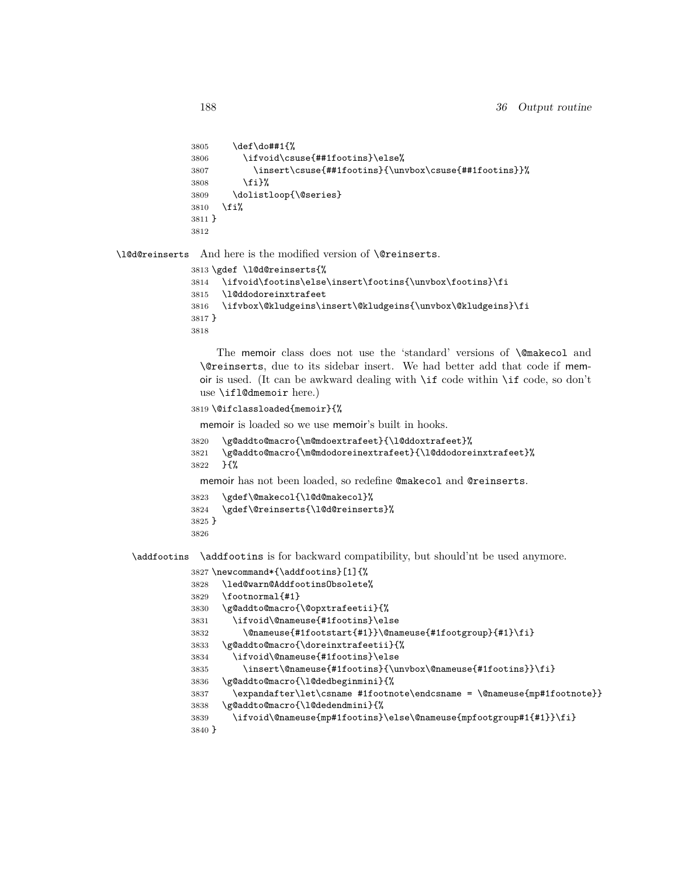```
3805     \def\do##1{%
3806       \ifvoid\csuse{##1footins}\else%
3807         \insert\csuse{##1footins}{\unvbox\csuse{##1footins}}%
3808       \fi}%
3809     \dolistloop{\@series}
3810   \fi%
3811 }
3812
```

\l@d@reinserts And here is the modified version of \@reinserts.

```
3813 \gdef \l@d@reinserts{%
3814   \ifvoid\footins\else\insert\footins{\unvbox\footins}\fi
3815   \l@ddodoreinxtrafeet
3816   \ifvbox\@kludgeins\insert\@kludgeins{\unvbox\@kludgeins}\fi
3817 }
3818
```

The memoir class does not use the 'standard' versions of \@makecol and \@reinserts, due to its sidebar insert. We had better add that code if memoir is used. (It can be awkward dealing with \if code within \if code, so don't use \ifl@dmemoir here.)

```
3819 \@ifclassloaded{memoir}{%
```

memoir is loaded so we use memoir's built in hooks.

```
3820   \g@addto@macro{\m@mdoextrafeet}{\l@ddoxtrafeet}%
3821   \g@addto@macro{\m@mdodoreinextrafeet}{\l@ddodoreinxtrafeet}%
3822   }{%
```

memoir has not been loaded, so redefine @makecol and @reinserts.

```
3823   \gdef\@makecol{\l@d@makecol}%
3824   \gdef\@reinserts{\l@d@reinserts}%
3825 }
3826
```

\addfootins \addfootins is for backward compatibility, but should'nt be used anymore.

```
3827 \newcommand*{\addfootins}[1]{%
3828   \led@warn@AddfootinsObsolete%
3829   \footnormal{#1}
3830   \g@addto@macro{\@opxtrafeetii}{%
3831     \ifvoid\@nameuse{#1footins}\else
3832       \@nameuse{#1footstart{#1}}\@nameuse{#1footgroup}{#1}\fi}
3833   \g@addto@macro{\doreinxtrafeetii}{%
3834     \ifvoid\@nameuse{#1footins}\else
3835       \insert\@nameuse{#1footins}{\unvbox\@nameuse{#1footins}}\fi}
3836   \g@addto@macro{\l@dedbeginmini}{%
3837     \expandafter\let\csname #1footnote\endcsname = \@nameuse{mp#1footnote}}
3838   \g@addto@macro{\l@dedendmini}{%
3839     \ifvoid\@nameuse{mp#1footins}\else\@nameuse{mpfootgroup#1{#1}}\fi}
3840 }
```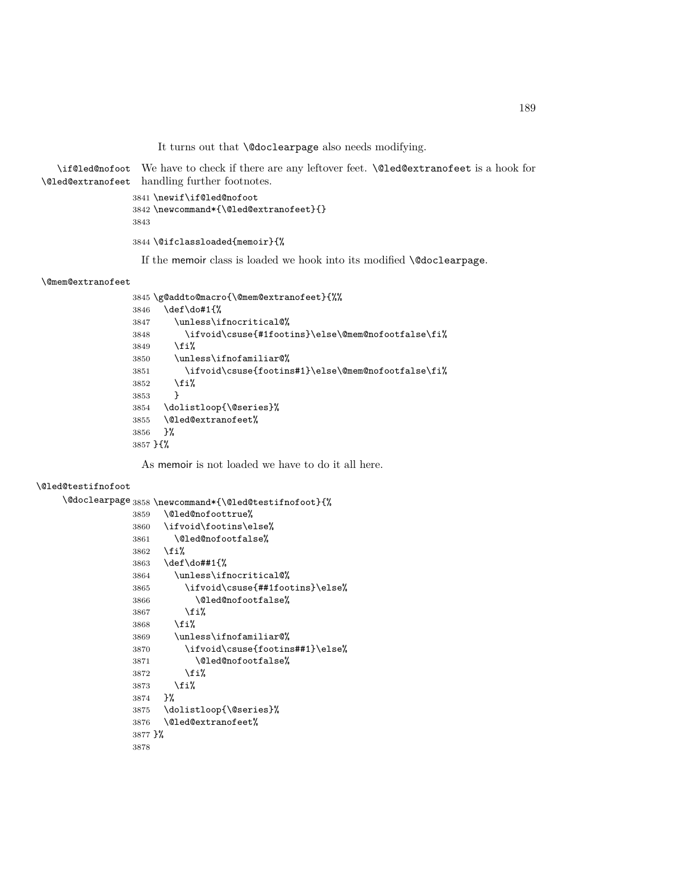It turns out that `\@doclearpage` also needs modifying.

`\if@led@nofoot` `\@led@extranofeet` We have to check if there are any leftover feet. `\@led@extranofeet` is a hook for handling further footnotes.

```
3841 \newif\if@led@nofoot
3842 \newcommand*{\@led@extranofeet}{}
3843
3844 \@ifclassloaded{memoir}{%
```

If the memoir class is loaded we hook into its modified `\@doclearpage`.

`\@mem@extranofeet`

```
3845 \g@addto@macro{\@mem@extranofeet}{%%
3846   \def\do#1{%
3847     \unless\ifnocritical@%
3848       \ifvoid\csuse{#1footins}\else\@mem@nofootfalse\fi%
3849     \fi%
3850     \unless\ifnofamiliar@%
3851       \ifvoid\csuse{footins#1}\else\@mem@nofootfalse\fi%
3852     \fi%
3853     }
3854   \dolistloop{\@series}%
3855   \@led@extranofeet%
3856   }%
3857 }{%
```

As memoir is not loaded we have to do it all here.

`\@led@testifnofoot` `\@doclearpage`

```
3858 \newcommand*{\@led@testifnofoot}{%
3859   \@led@nofoottrue%
3860   \ifvoid\footins\else%
3861     \@led@nofootfalse%
3862   \fi%
3863   \def\do##1{%
3864     \unless\ifnocritical@%
3865       \ifvoid\csuse{##1footins}\else%
3866         \@led@nofootfalse%
3867       \fi%
3868     \fi%
3869     \unless\ifnofamiliar@%
3870       \ifvoid\csuse{footins##1}\else%
3871         \@led@nofootfalse%
3872       \fi%
3873     \fi%
3874   }%
3875   \dolistloop{\@series}%
3876   \@led@extranofeet%
3877 }%
3878
```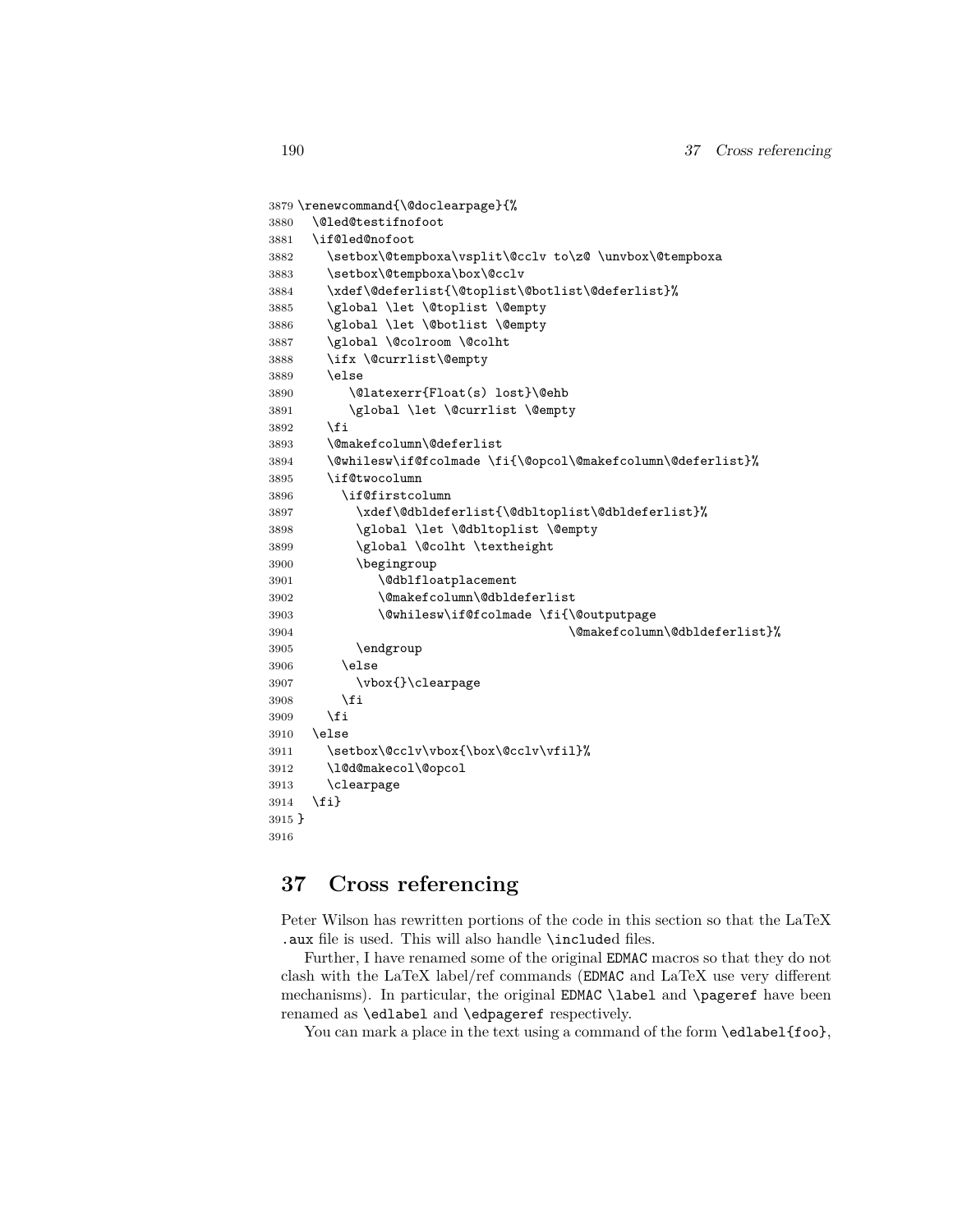```
3879 \renewcommand{\@doclearpage}{%
3880   \@led@testifnofoot
3881   \if@led@nofoot
3882     \setbox\@tempboxa\vsplit\@cclv to\z@ \unvbox\@tempboxa
3883     \setbox\@tempboxa\box\@cclv
3884     \xdef\@deferlist{\@toplist\@botlist\@deferlist}%
3885     \global \let \@toplist \@empty
3886     \global \let \@botlist \@empty
3887     \global \@colroom \@colht
3888     \ifx \@currlist\@empty
3889     \else
3890        \@latexerr{Float(s) lost}\@ehb
3891        \global \let \@currlist \@empty
3892     \fi
3893     \@makefcolumn\@deferlist
3894     \@whilesw\if@fcolmade \fi{\@opcol\@makefcolumn\@deferlist}%
3895     \if@twocolumn
3896       \if@firstcolumn
3897         \xdef\@dbldeferlist{\@dbltoplist\@dbldeferlist}%
3898         \global \let \@dbltoplist \@empty
3899         \global \@colht \textheight
3900         \begingroup
3901            \@dblfloatplacement
3902            \@makefcolumn\@dbldeferlist
3903            \@whilesw\if@fcolmade \fi{\@outputpage
3904                                     \@makefcolumn\@dbldeferlist}%
3905         \endgroup
3906       \else
3907         \vbox{}\clearpage
3908       \fi
3909     \fi
3910   \else
3911     \setbox\@cclv\vbox{\box\@cclv\vfil}%
3912     \l@d@makecol\@opcol
3913     \clearpage
3914   \fi}
3915 }
3916
```

## 37 Cross referencing

Peter Wilson has rewritten portions of the code in this section so that the LaTeX `.aux` file is used. This will also handle `\include`d files.

Further, I have renamed some of the original EDMAC macros so that they do not clash with the LaTeX label/ref commands (EDMAC and LaTeX use very different mechanisms). In particular, the original EDMAC `\label` and `\pageref` have been renamed as `\edlabel` and `\edpageref` respectively.

You can mark a place in the text using a command of the form `\edlabel{foo}`,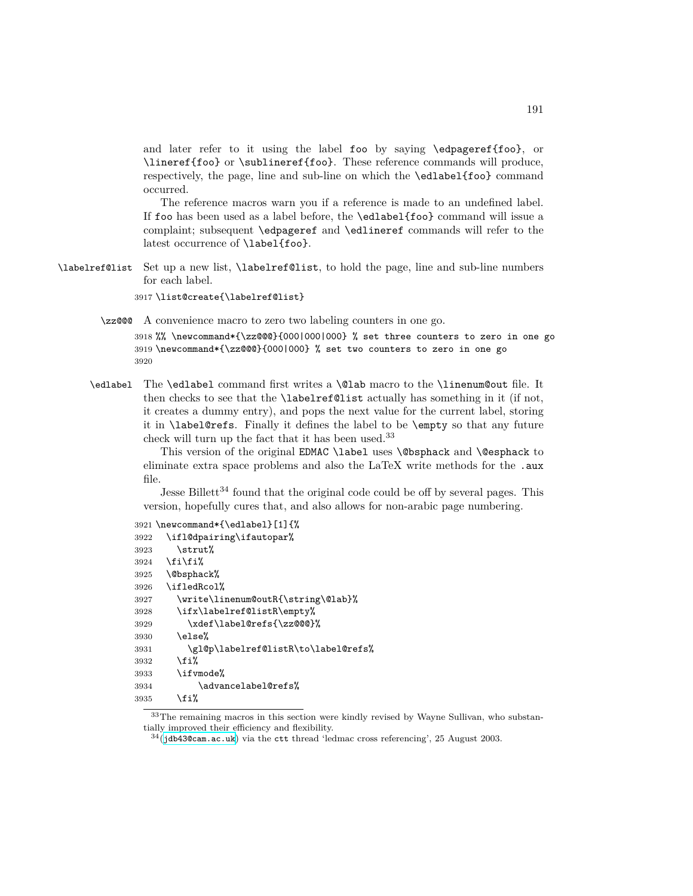and later refer to it using the label foo by saying \edpageref{foo}, or \lineref{foo} or \sublineref{foo}. These reference commands will produce, respectively, the page, line and sub-line on which the \edlabel{foo} command occurred.

The reference macros warn you if a reference is made to an undefined label. If foo has been used as a label before, the \edlabel{foo} command will issue a complaint; subsequent \edpageref and \edlineref commands will refer to the latest occurrence of \label{foo}.

\labelref@list Set up a new list, \labelref@list, to hold the page, line and sub-line numbers for each label.

```
3917 \list@create{\labelref@list}
```

\zz@@@ A convenience macro to zero two labeling counters in one go.

```
3918 %% \newcommand*{\zz@@@}{000|000|000} % set three counters to zero in one go
3919 \newcommand*{\zz@@@}{000|000} % set two counters to zero in one go
3920
```

\edlabel The \edlabel command first writes a \@lab macro to the \linenum@out file. It then checks to see that the \labelref@list actually has something in it (if not, it creates a dummy entry), and pops the next value for the current label, storing it in \label@refs. Finally it defines the label to be \empty so that any future check will turn up the fact that it has been used.[33]

This version of the original EDMAC \label uses \@bsphack and \@esphack to eliminate extra space problems and also the LaTeX write methods for the .aux file.

Jesse Billett[34] found that the original code could be off by several pages. This version, hopefully cures that, and also allows for non-arabic page numbering.

```
3921 \newcommand*{\edlabel}[1]{%
3922   \ifl@dpairing\ifautopar%
3923     \strut%
3924   \fi\fi%
3925   \@bsphack%
3926   \ifledRcol%
3927     \write\linenum@outR{\string\@lab}%
3928     \ifx\labelref@listR\empty%
3929       \xdef\label@refs{\zz@@@}%
3930     \else%
3931       \gl@p\labelref@listR\to\label@refs%
3932     \fi%
3933     \ifvmode%
3934         \advancelabel@refs%
3935     \fi%
```

[33] The remaining macros in this section were kindly revised by Wayne Sullivan, who substantially improved their efficiency and flexibility.

[34] (jdb43@cam.ac.uk) via the ctt thread 'ledmac cross referencing', 25 August 2003.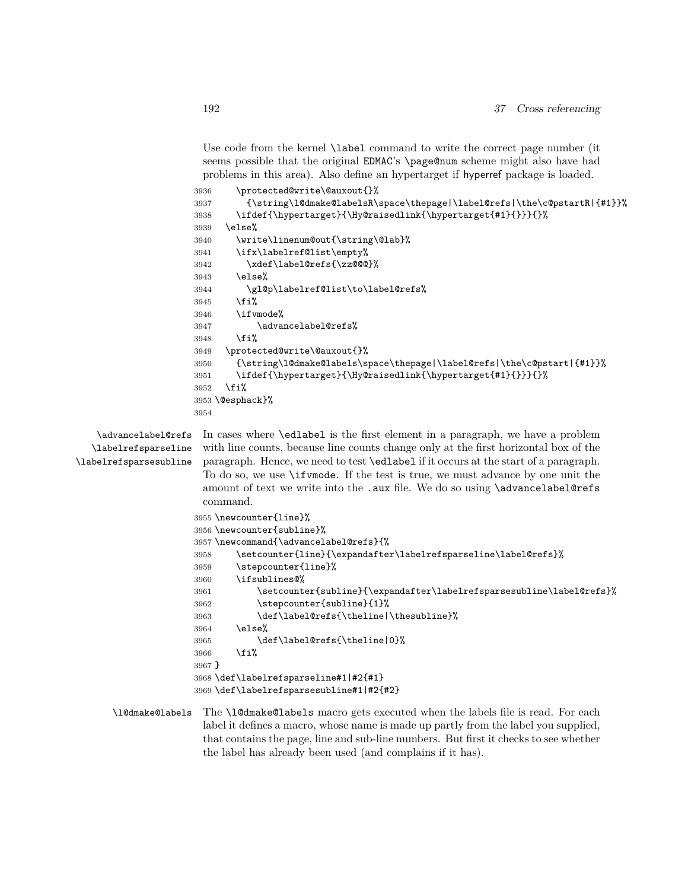Use code from the kernel `\label` command to write the correct page number (it seems possible that the original EDMAC's `\page@num` scheme might also have had problems in this area). Also define an hypertarget if hyperref package is loaded.

```
3936     \protected@write\@auxout{}%
3937       {\string\l@dmake@labelsR\space\thepage|\label@refs|\the\c@pstartR|{#1}}%
3938     \ifdef{\hypertarget}{\Hy@raisedlink{\hypertarget{#1}{}}}{}%
3939   \else%
3940     \write\linenum@out{\string\@lab}%
3941     \ifx\labelref@list\empty%
3942       \xdef\label@refs{\zz@@@}%
3943     \else%
3944       \gl@p\labelref@list\to\label@refs%
3945     \fi%
3946     \ifvmode%
3947         \advancelabel@refs%
3948     \fi%
3949   \protected@write\@auxout{}%
3950     {\string\l@dmake@labels\space\thepage|\label@refs|\the\c@pstart|{#1}}%
3951     \ifdef{\hypertarget}{\Hy@raisedlink{\hypertarget{#1}{}}}{}%
3952   \fi%
3953 \@esphack}%
3954
```

`\advancelabel@refs` `\labelrefsparseline` `\labelrefsparsesubline` In cases where `\edlabel` is the first element in a paragraph, we have a problem with line counts, because line counts change only at the first horizontal box of the paragraph. Hence, we need to test `\edlabel` if it occurs at the start of a paragraph. To do so, we use `\ifvmode`. If the test is true, we must advance by one unit the amount of text we write into the `.aux` file. We do so using `\advancelabel@refs` command.

```
3955 \newcounter{line}%
3956 \newcounter{subline}%
3957 \newcommand{\advancelabel@refs}{%
3958     \setcounter{line}{\expandafter\labelrefsparseline\label@refs}%
3959     \stepcounter{line}%
3960     \ifsublines@%
3961         \setcounter{subline}{\expandafter\labelrefsparsesubline\label@refs}%
3962         \stepcounter{subline}{1}%
3963         \def\label@refs{\theline|\thesubline}%
3964     \else%
3965         \def\label@refs{\theline|0}%
3966     \fi%
3967 }
3968 \def\labelrefsparseline#1|#2{#1}
3969 \def\labelrefsparsesubline#1|#2{#2}
```

`\l@dmake@labels` The `\l@dmake@labels` macro gets executed when the labels file is read. For each label it defines a macro, whose name is made up partly from the label you supplied, that contains the page, line and sub-line numbers. But first it checks to see whether the label has already been used (and complains if it has).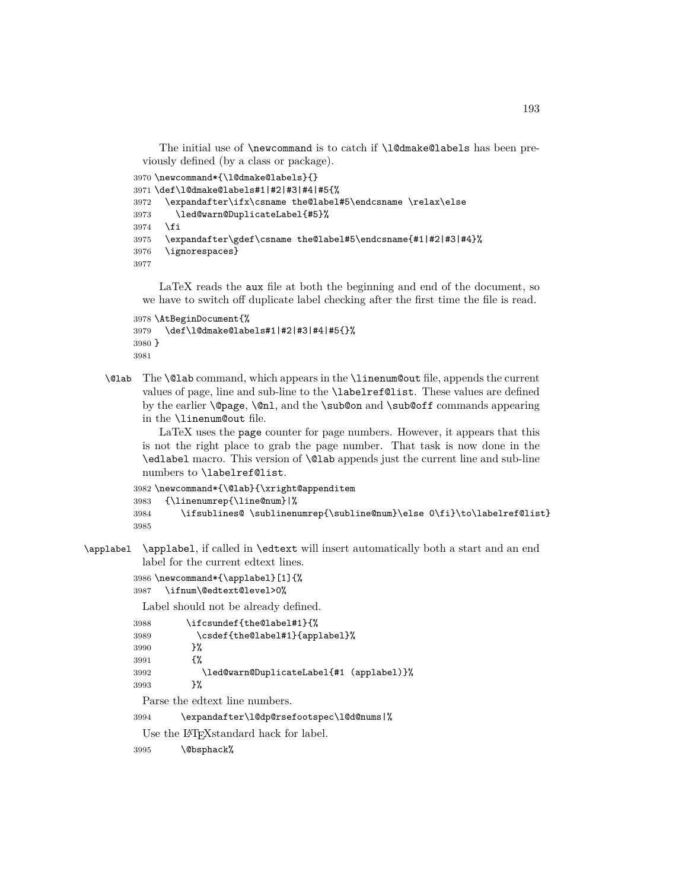The initial use of `\newcommand` is to catch if `\l@dmake@labels` has been previously defined (by a class or package).

```
3970 \newcommand*{\l@dmake@labels}{}
3971 \def\l@dmake@labels#1|#2|#3|#4|#5{%
3972   \expandafter\ifx\csname the@label#5\endcsname \relax\else
3973     \led@warn@DuplicateLabel{#5}%
3974   \fi
3975   \expandafter\gdef\csname the@label#5\endcsname{#1|#2|#3|#4}%
3976   \ignorespaces}
3977
```

LaTeX reads the `aux` file at both the beginning and end of the document, so we have to switch off duplicate label checking after the first time the file is read.

```
3978 \AtBeginDocument{%
3979   \def\l@dmake@labels#1|#2|#3|#4|#5{}%
3980 }
3981
```

`\@lab` The `\@lab` command, which appears in the `\linenum@out` file, appends the current values of page, line and sub-line to the `\labelref@list`. These values are defined by the earlier `\@page`, `\@nl`, and the `\sub@on` and `\sub@off` commands appearing in the `\linenum@out` file.

LaTeX uses the `page` counter for page numbers. However, it appears that this is not the right place to grab the page number. That task is now done in the `\edlabel` macro. This version of `\@lab` appends just the current line and sub-line numbers to `\labelref@list`.

```
3982 \newcommand*{\@lab}{\xright@appenditem
3983   {\linenumrep{\line@num}|%
3984     \ifsublines@ \sublinenumrep{\subline@num}\else 0\fi}\to\labelref@list}
3985
```

`\applabel` `\applabel`, if called in `\edtext` will insert automatically both a start and an end label for the current edtext lines.

```
3986 \newcommand*{\applabel}[1]{%
3987   \ifnum\@edtext@level>0%
```

Label should not be already defined.

```
3988       \ifcsundef{the@label#1}{%
3989         \csdef{the@label#1}{applabel}%
3990       }%
3991       {%
3992         \led@warn@DuplicateLabel{#1 (applabel)}%
3993       }%
```

Parse the edtext line numbers.

```
3994       \expandafter\l@dp@rsefootspec\l@d@nums|%
```

Use the LaTeXstandard hack for label.

```
3995       \@bsphack%
```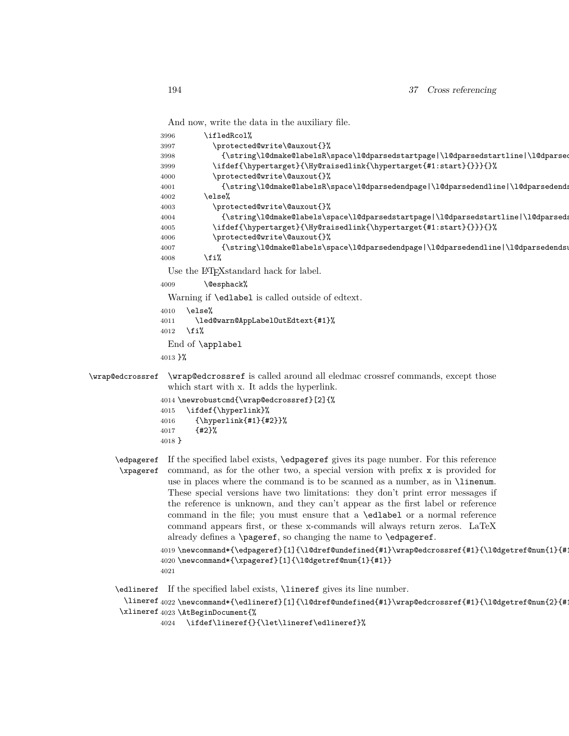And now, write the data in the auxiliary file.

```
3996      \ifledRcol%
3997        \protected@write\@auxout{}%
3998          {\string\l@dmake@labelsR\space\l@dparsedstartpage|\l@dparsedstartline|\l@dparsed
3999        \ifdef{\hypertarget}{\Hy@raisedlink{\hypertarget{#1:start}{}}}{}%
4000        \protected@write\@auxout{}%
4001          {\string\l@dmake@labelsR\space\l@dparsedendpage|\l@dparsedendline|\l@dparsedends
4002      \else%
4003        \protected@write\@auxout{}%
4004          {\string\l@dmake@labels\space\l@dparsedstartpage|\l@dparsedstartline|\l@dparseds
4005        \ifdef{\hypertarget}{\Hy@raisedlink{\hypertarget{#1:start}{}}}{}%
4006        \protected@write\@auxout{}%
4007          {\string\l@dmake@labels\space\l@dparsedendpage|\l@dparsedendline|\l@dparsedendsu
4008      \fi%
```

Use the LaTeXstandard hack for label.

```
4009      \@esphack%
```

Warning if `\edlabel` is called outside of edtext.

```
4010  \else%
4011    \led@warn@AppLabelOutEdtext{#1}%
4012  \fi%
```

End of `\applabel`

```
4013 }%
```

`\wrap@edcrossref` `\wrap@edcrossref` is called around all eledmac crossref commands, except those which start with x. It adds the hyperlink.

```
4014 \newrobustcmd{\wrap@edcrossref}[2]{%
4015   \ifdef{\hyperlink}%
4016     {\hyperlink{#1}{#2}}%
4017     {#2}%
4018 }
```

`\edpageref` `\xpageref` If the specified label exists, `\edpageref` gives its page number. For this reference command, as for the other two, a special version with prefix `x` is provided for use in places where the command is to be scanned as a number, as in `\linenum`. These special versions have two limitations: they don't print error messages if the reference is unknown, and they can't appear as the first label or reference command in the file; you must ensure that a `\edlabel` or a normal reference command appears first, or these x-commands will always return zeros. LaTeX already defines a `\pageref`, so changing the name to `\edpageref`.

```
4019 \newcommand*{\edpageref}[1]{\l@dref@undefined{#1}\wrap@edcrossref{#1}{\l@dgetref@num{1}{#1
4020 \newcommand*{\xpageref}[1]{\l@dgetref@num{1}{#1}}
4021
```

`\edlineref` `\lineref` `\xlineref` If the specified label exists, `\lineref` gives its line number.

```
4022 \newcommand*{\edlineref}[1]{\l@dref@undefined{#1}\wrap@edcrossref{#1}{\l@dgetref@num{2}{#1
4023 \AtBeginDocument{%
4024   \ifdef\lineref{}{\let\lineref\edlineref}%
```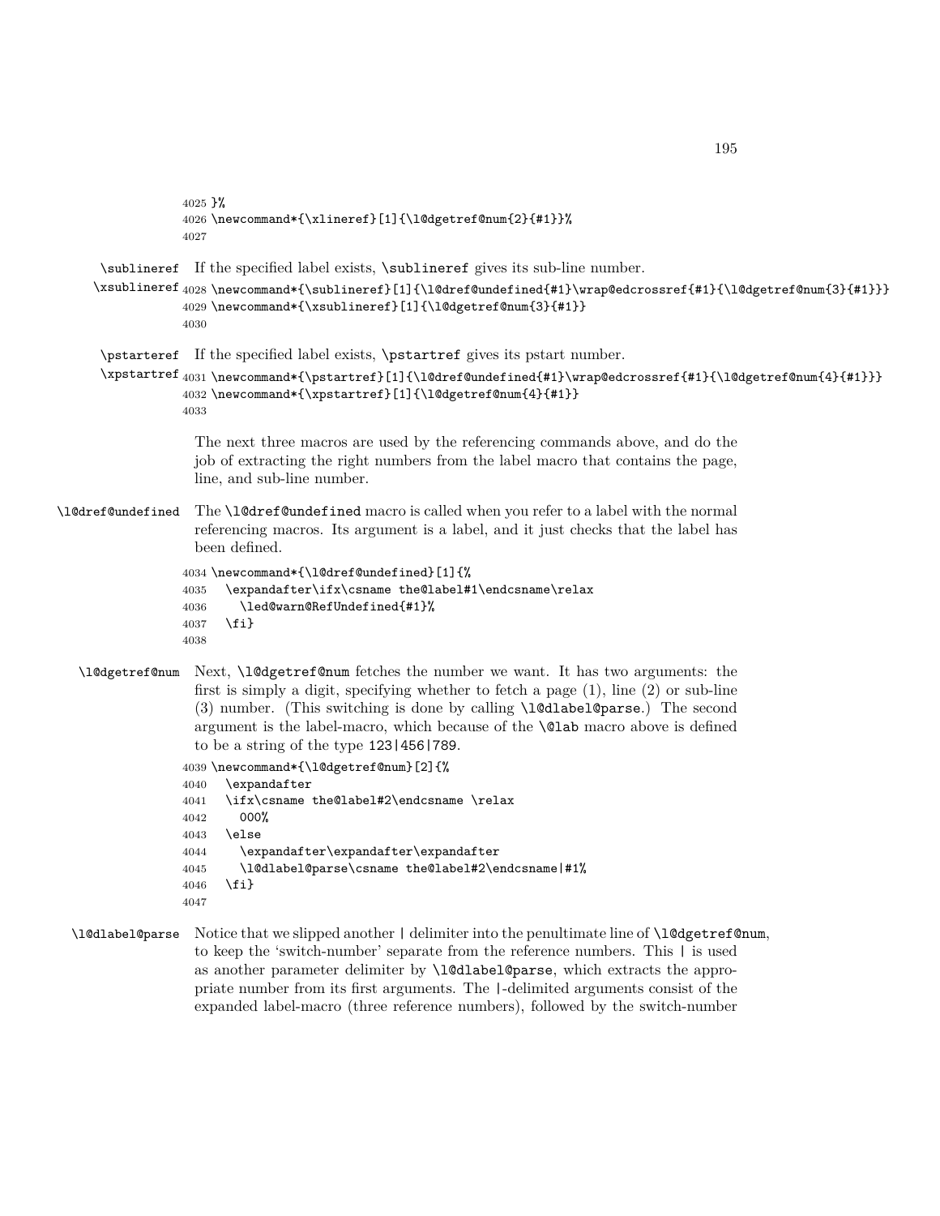```
4025 }%
4026 \newcommand*{\xlineref}[1]{\l@dgetref@num{2}{#1}}%
4027
```

`\sublineref` `\xsublineref` If the specified label exists, `\sublineref` gives its sub-line number.

```
4028 \newcommand*{\sublineref}[1]{\l@dref@undefined{#1}\wrap@edcrossref{#1}{\l@dgetref@num{3}{#1}}}
4029 \newcommand*{\xsublineref}[1]{\l@dgetref@num{3}{#1}}
4030
```

`\pstarteref` `\xpstartref` If the specified label exists, `\pstartref` gives its pstart number.

```
4031 \newcommand*{\pstartref}[1]{\l@dref@undefined{#1}\wrap@edcrossref{#1}{\l@dgetref@num{4}{#1}}}
4032 \newcommand*{\xpstartref}[1]{\l@dgetref@num{4}{#1}}
4033
```

The next three macros are used by the referencing commands above, and do the job of extracting the right numbers from the label macro that contains the page, line, and sub-line number.

`\l@dref@undefined` The `\l@dref@undefined` macro is called when you refer to a label with the normal referencing macros. Its argument is a label, and it just checks that the label has been defined.

```
4034 \newcommand*{\l@dref@undefined}[1]{%
4035   \expandafter\ifx\csname the@label#1\endcsname\relax
4036     \led@warn@RefUndefined{#1}%
4037   \fi}
4038
```

`\l@dgetref@num` Next, `\l@dgetref@num` fetches the number we want. It has two arguments: the first is simply a digit, specifying whether to fetch a page (1), line (2) or sub-line (3) number. (This switching is done by calling `\l@dlabel@parse`.) The second argument is the label-macro, which because of the `\@lab` macro above is defined to be a string of the type `123|456|789`.

```
4039 \newcommand*{\l@dgetref@num}[2]{%
4040   \expandafter
4041   \ifx\csname the@label#2\endcsname \relax
4042     000%
4043   \else
4044     \expandafter\expandafter\expandafter
4045     \l@dlabel@parse\csname the@label#2\endcsname|#1%
4046   \fi}
4047
```

`\l@dlabel@parse` Notice that we slipped another `|` delimiter into the penultimate line of `\l@dgetref@num`, to keep the 'switch-number' separate from the reference numbers. This `|` is used as another parameter delimiter by `\l@dlabel@parse`, which extracts the appropriate number from its first arguments. The `|`-delimited arguments consist of the expanded label-macro (three reference numbers), followed by the switch-number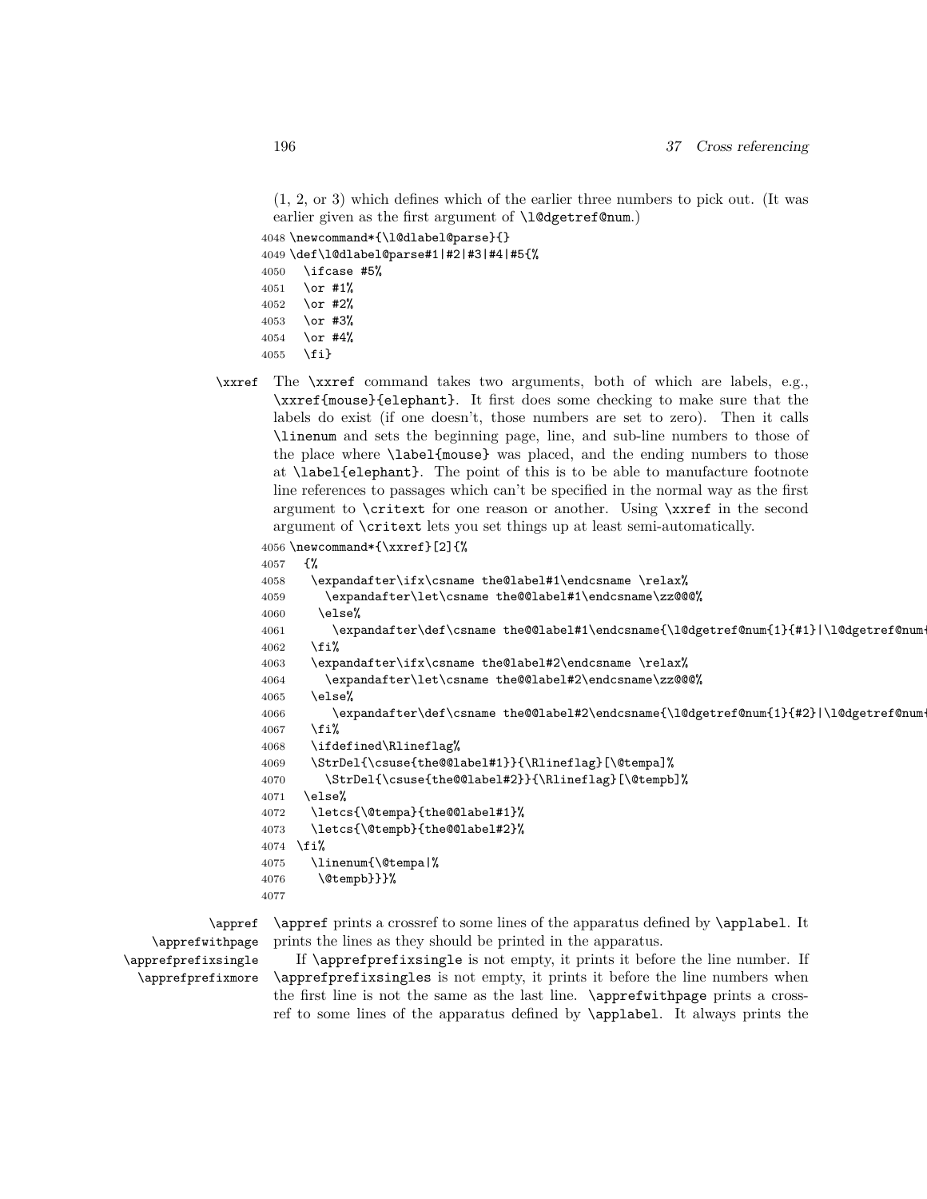(1, 2, or 3) which defines which of the earlier three numbers to pick out. (It was earlier given as the first argument of `\l@dgetref@num`.)

```
4048 \newcommand*{\l@dlabel@parse}{}
4049 \def\l@dlabel@parse#1|#2|#3|#4|#5{%
4050   \ifcase #5%
4051   \or #1%
4052   \or #2%
4053   \or #3%
4054   \or #4%
4055   \fi}
```

`\xxref` The `\xxref` command takes two arguments, both of which are labels, e.g., `\xxref{mouse}{elephant}`. It first does some checking to make sure that the labels do exist (if one doesn't, those numbers are set to zero). Then it calls `\linenum` and sets the beginning page, line, and sub-line numbers to those of the place where `\label{mouse}` was placed, and the ending numbers to those at `\label{elephant}`. The point of this is to be able to manufacture footnote line references to passages which can't be specified in the normal way as the first argument to `\critext` for one reason or another. Using `\xxref` in the second argument of `\critext` lets you set things up at least semi-automatically.

```
4056 \newcommand*{\xxref}[2]{%
4057   {%
4058    \expandafter\ifx\csname the@label#1\endcsname \relax%
4059      \expandafter\let\csname the@@label#1\endcsname\zz@@@%
4060     \else%
4061       \expandafter\def\csname the@@label#1\endcsname{\l@dgetref@num{1}{#1}|\l@dgetref@num
4062    \fi%
4063    \expandafter\ifx\csname the@label#2\endcsname \relax%
4064      \expandafter\let\csname the@@label#2\endcsname\zz@@@%
4065    \else%
4066       \expandafter\def\csname the@@label#2\endcsname{\l@dgetref@num{1}{#2}|\l@dgetref@num
4067    \fi%
4068    \ifdefined\Rlineflag%
4069    \StrDel{\csuse{the@@label#1}}{\Rlineflag}[\@tempa]%
4070      \StrDel{\csuse{the@@label#2}}{\Rlineflag}[\@tempb]%
4071   \else%
4072    \letcs{\@tempa}{the@@label#1}%
4073    \letcs{\@tempb}{the@@label#2}%
4074  \fi%
4075    \linenum{\@tempa|%
4076     \@tempb}}}%
4077
```

`\appref` `\apprefwithpage` `\apprefprefixsingle` `\apprefprefixmore`

`\appref` prints a crossref to some lines of the apparatus defined by `\applabel`. It prints the lines as they should be printed in the apparatus.

If `\apprefprefixsingle` is not empty, it prints it before the line number. If `\apprefprefixsingles` is not empty, it prints it before the line numbers when the first line is not the same as the last line. `\apprefwithpage` prints a crossref to some lines of the apparatus defined by `\applabel`. It always prints the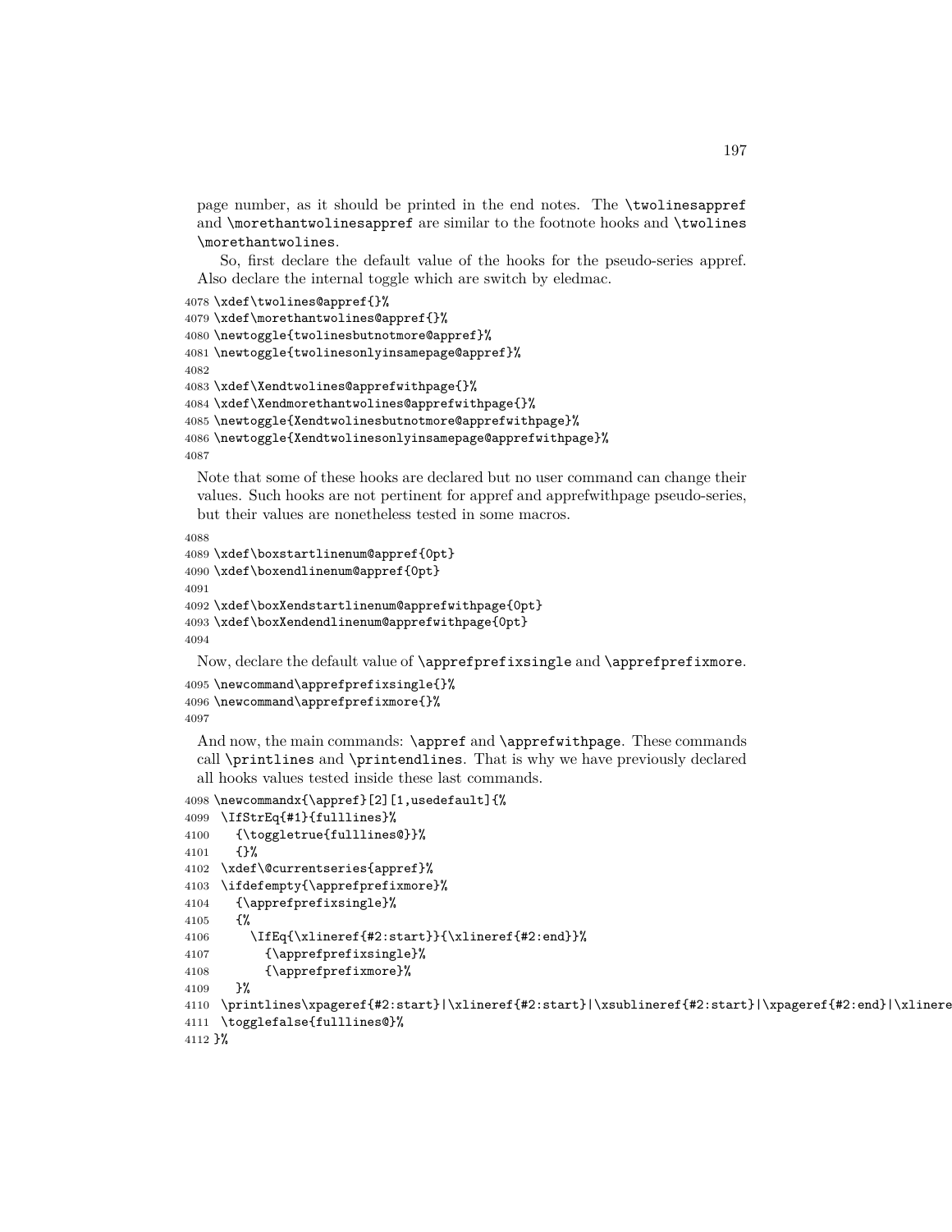page number, as it should be printed in the end notes. The `\twolinesappref` and `\morethantwolinesappref` are similar to the footnote hooks and `\twolines` `\morethantwolines`.

So, first declare the default value of the hooks for the pseudo-series appref. Also declare the internal toggle which are switch by eledmac.

```
4078 \xdef\twolines@appref{}%
4079 \xdef\morethantwolines@appref{}%
4080 \newtoggle{twolinesbutnotmore@appref}%
4081 \newtoggle{twolinesonlyinsamepage@appref}%
4082
4083 \xdef\Xendtwolines@apprefwithpage{}%
4084 \xdef\Xendmorethantwolines@apprefwithpage{}%
4085 \newtoggle{Xendtwolinesbutnotmore@apprefwithpage}%
4086 \newtoggle{Xendtwolinesonlyinsamepage@apprefwithpage}%
4087
```

Note that some of these hooks are declared but no user command can change their values. Such hooks are not pertinent for appref and apprefwithpage pseudo-series, but their values are nonetheless tested in some macros.

```
4088
4089 \xdef\boxstartlinenum@appref{0pt}
4090 \xdef\boxendlinenum@appref{0pt}
4091
4092 \xdef\boxXendstartlinenum@apprefwithpage{0pt}
4093 \xdef\boxXendendlinenum@apprefwithpage{0pt}
4094
```

Now, declare the default value of `\apprefprefixsingle` and `\apprefprefixmore`.

```
4095 \newcommand\apprefprefixsingle{}%
4096 \newcommand\apprefprefixmore{}%
4097
```

And now, the main commands: `\appref` and `\apprefwithpage`. These commands call `\printlines` and `\printendlines`. That is why we have previously declared all hooks values tested inside these last commands.

```
4098 \newcommandx{\appref}[2][1,usedefault]{%
4099 \IfStrEq{#1}{fulllines}%
4100   {\toggletrue{fulllines@}}%
4101   {}%
4102 \xdef\@currentseries{appref}%
4103 \ifdefempty{\apprefprefixmore}%
4104   {\apprefprefixsingle}%
4105   {%
4106     \IfEq{\xlineref{#2:start}}{\xlineref{#2:end}}%
4107       {\apprefprefixsingle}%
4108       {\apprefprefixmore}%
4109   }%
4110 \printlines\xpageref{#2:start}|\xlineref{#2:start}|\xsublineref{#2:start}|\xpageref{#2:end}|\xlinere
4111 \togglefalse{fulllines@}%
4112 }%
```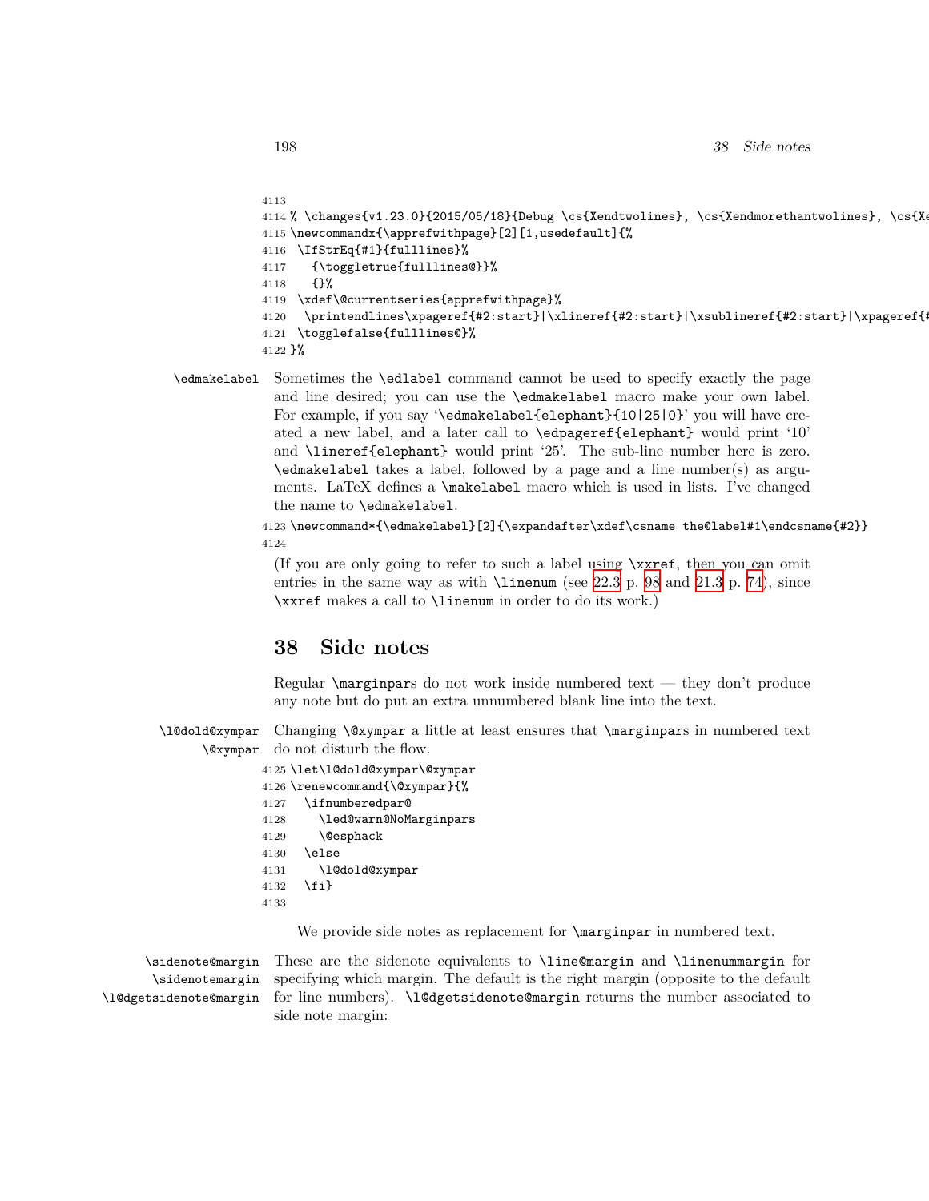```
4113
4114 % \changes{v1.23.0}{2015/05/18}{Debug \cs{Xendtwolines}, \cs{Xendmorethantwolines}, \cs{Xe
4115 \newcommandx{\apprefwithpage}[2][1,usedefault]{%
4116  \IfStrEq{#1}{fulllines}%
4117    {\toggletrue{fulllines@}}%
4118    {}%
4119  \xdef\@currentseries{apprefwithpage}%
4120  \printendlines\xpageref{#2:start}|\xlineref{#2:start}|\xsublineref{#2:start}|\xpageref{#
4121  \togglefalse{fulllines@}%
4122 }%
```

`\edmakelabel` Sometimes the `\edlabel` command cannot be used to specify exactly the page and line desired; you can use the `\edmakelabel` macro make your own label. For example, if you say '`\edmakelabel{elephant}{10|25|0}`' you will have created a new label, and a later call to `\edpageref{elephant}` would print '10' and `\lineref{elephant}` would print '25'. The sub-line number here is zero. `\edmakelabel` takes a label, followed by a page and a line number(s) as arguments. LaTeX defines a `\makelabel` macro which is used in lists. I've changed the name to `\edmakelabel`.

```
4123 \newcommand*{\edmakelabel}[2]{\expandafter\xdef\csname the@label#1\endcsname{#2}}
4124
```

(If you are only going to refer to such a label using `\xxref`, then you can omit entries in the same way as with `\linenum` (see 22.3 p. 98 and 21.3 p. 74), since `\xxref` makes a call to `\linenum` in order to do its work.)

# 38 Side notes

Regular `\marginpar`s do not work inside numbered text — they don't produce any note but do put an extra unnumbered blank line into the text.

`\l@dold@xympar` `\@xympar` Changing `\@xympar` a little at least ensures that `\marginpar`s in numbered text do not disturb the flow.

```
4125 \let\l@dold@xympar\@xympar
4126 \renewcommand{\@xympar}{%
4127   \ifnumberedpar@
4128     \led@warn@NoMarginpars
4129     \@esphack
4130   \else
4131     \l@dold@xympar
4132   \fi}
4133
```

We provide side notes as replacement for `\marginpar` in numbered text.

`\sidenote@margin` `\sidenotemargin` `\l@dgetsidenote@margin` These are the sidenote equivalents to `\line@margin` and `\linenummargin` for specifying which margin. The default is the right margin (opposite to the default for line numbers). `\l@dgetsidenote@margin` returns the number associated to side note margin: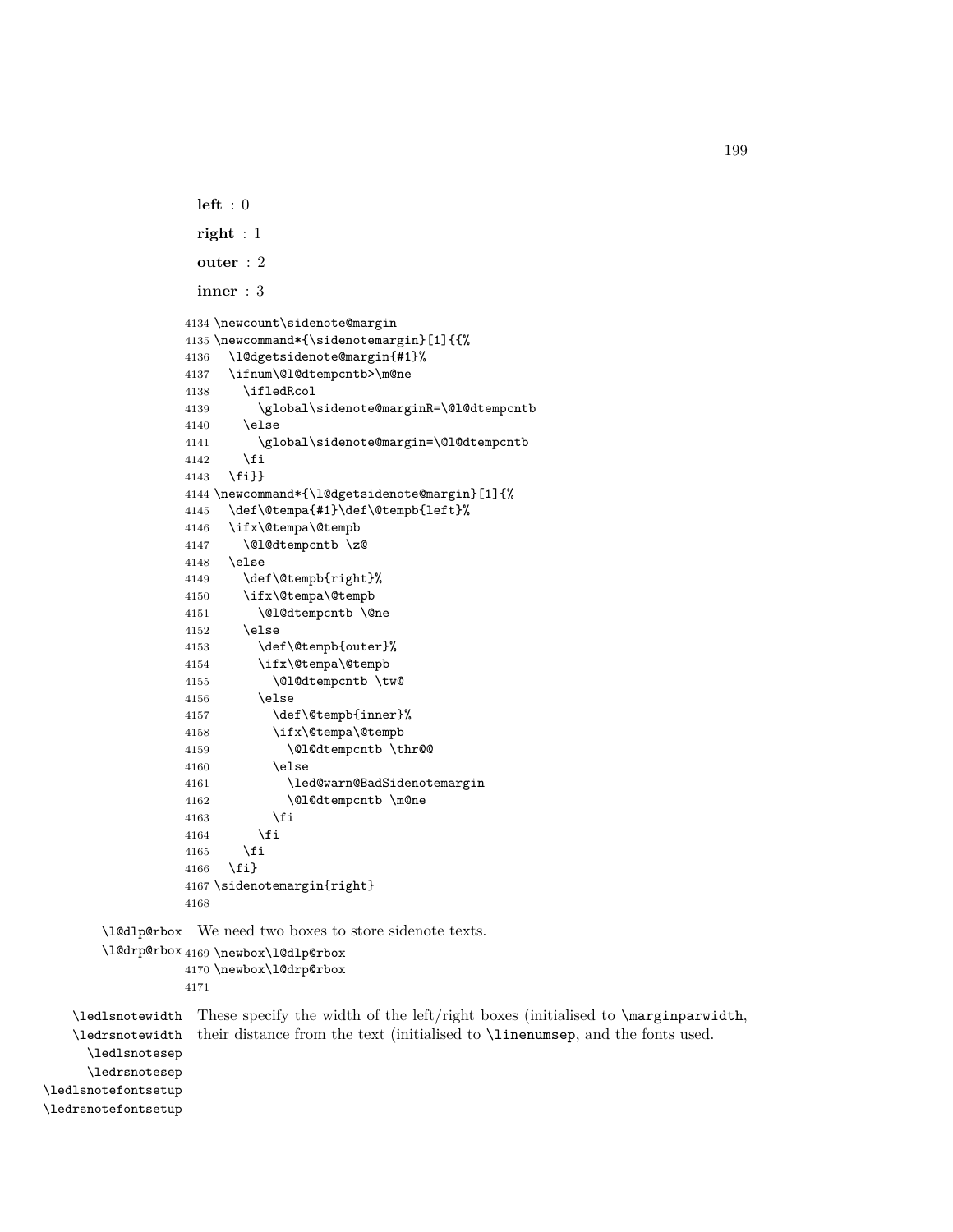**left** : 0

**right** : 1

**outer** : 2

**inner** : 3

```
4134 \newcount\sidenote@margin
4135 \newcommand*{\sidenotemargin}[1]{{%
4136   \l@dgetsidenote@margin{#1}%
4137   \ifnum\@l@dtempcntb>\m@ne
4138     \ifledRcol
4139       \global\sidenote@marginR=\@l@dtempcntb
4140     \else
4141       \global\sidenote@margin=\@l@dtempcntb
4142     \fi
4143   \fi}}
4144 \newcommand*{\l@dgetsidenote@margin}[1]{%
4145   \def\@tempa{#1}\def\@tempb{left}%
4146   \ifx\@tempa\@tempb
4147     \@l@dtempcntb \z@
4148   \else
4149     \def\@tempb{right}%
4150     \ifx\@tempa\@tempb
4151       \@l@dtempcntb \@ne
4152     \else
4153       \def\@tempb{outer}%
4154       \ifx\@tempa\@tempb
4155         \@l@dtempcntb \tw@
4156       \else
4157         \def\@tempb{inner}%
4158         \ifx\@tempa\@tempb
4159           \@l@dtempcntb \thr@@
4160         \else
4161           \led@warn@BadSidenotemargin
4162           \@l@dtempcntb \m@ne
4163         \fi
4164       \fi
4165     \fi
4166   \fi}
4167 \sidenotemargin{right}
4168 
```

`\l@dlp@rbox` `\l@drp@rbox` We need two boxes to store sidenote texts.

```
4169 \newbox\l@dlp@rbox
4170 \newbox\l@drp@rbox
4171 
```

`\ledlsnotewidth` `\ledrsnotewidth` `\ledlsnotesep` `\ledrsnotesep` `\ledlsnotefontsetup` `\ledrsnotefontsetup` These specify the width of the left/right boxes (initialised to `\marginparwidth`, their distance from the text (initialised to `\linenumsep`, and the fonts used.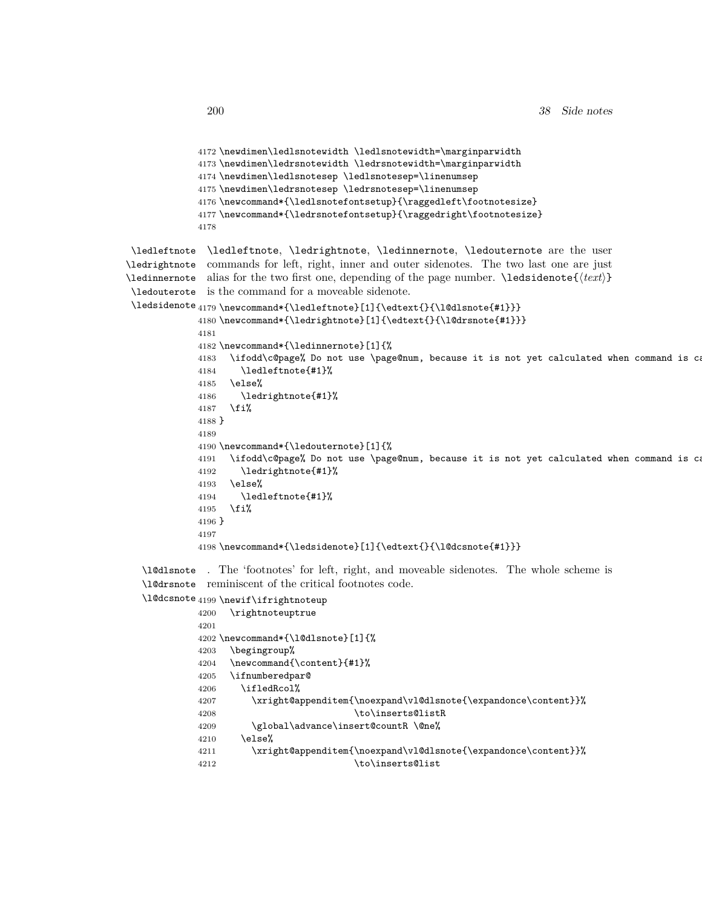```
4172 \newdimen\ledlsnotewidth \ledlsnotewidth=\marginparwidth
4173 \newdimen\ledrsnotewidth \ledrsnotewidth=\marginparwidth
4174 \newdimen\ledlsnotesep \ledlsnotesep=\linenumsep
4175 \newdimen\ledrsnotesep \ledrsnotesep=\linenumsep
4176 \newcommand*{\ledlsnotefontsetup}{\raggedleft\footnotesize}
4177 \newcommand*{\ledrsnotefontsetup}{\raggedright\footnotesize}
4178
```

\ledleftnote \ledrightnote \ledinnernote \ledouterote \ledsidenote

`\ledleftnote`, `\ledrightnote`, `\ledinnernote`, `\ledouternote` are the user commands for left, right, inner and outer sidenotes. The two last one are just alias for the two first one, depending of the page number. `\ledsidenote{`⟨*text*⟩`}` is the command for a moveable sidenote.

```
4179 \newcommand*{\ledleftnote}[1]{\edtext{}{\l@dlsnote{#1}}}
4180 \newcommand*{\ledrightnote}[1]{\edtext{}{\l@drsnote{#1}}}
4181
4182 \newcommand*{\ledinnernote}[1]{%
4183   \ifodd\c@page% Do not use \page@num, because it is not yet calculated when command is ca
4184     \ledleftnote{#1}%
4185   \else%
4186     \ledrightnote{#1}%
4187   \fi%
4188 }
4189
4190 \newcommand*{\ledouternote}[1]{%
4191   \ifodd\c@page% Do not use \page@num, because it is not yet calculated when command is ca
4192     \ledrightnote{#1}%
4193   \else%
4194     \ledleftnote{#1}%
4195   \fi%
4196 }
4197
4198 \newcommand*{\ledsidenote}[1]{\edtext{}{\l@dcsnote{#1}}}
```

\l@dlsnote \l@drsnote \l@dcsnote

. The 'footnotes' for left, right, and moveable sidenotes. The whole scheme is reminiscent of the critical footnotes code.

```
4199 \newif\ifrightnoteup
4200   \rightnoteuptrue
4201
4202 \newcommand*{\l@dlsnote}[1]{%
4203   \begingroup%
4204   \newcommand{\content}{#1}%
4205   \ifnumberedpar@
4206     \ifledRcol%
4207       \xright@appenditem{\noexpand\vl@dlsnote{\expandonce\content}}%
4208                          \to\inserts@listR
4209       \global\advance\insert@countR \@ne%
4210     \else%
4211       \xright@appenditem{\noexpand\vl@dlsnote{\expandonce\content}}%
4212                          \to\inserts@list
```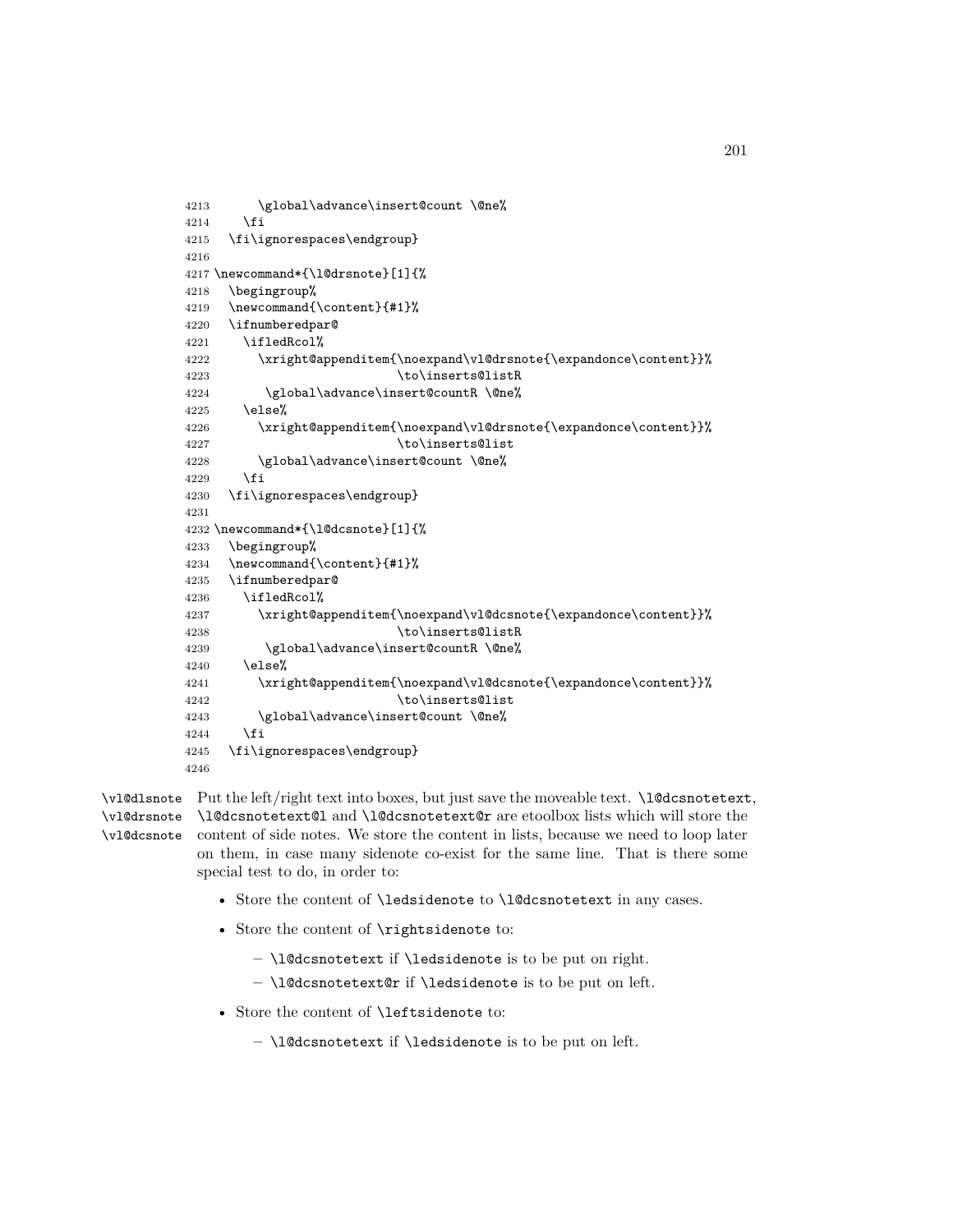```
4213        \global\advance\insert@count \@ne%
4214      \fi
4215    \fi\ignorespaces\endgroup}
4216
4217 \newcommand*{\l@drsnote}[1]{%
4218    \begingroup%
4219    \newcommand{\content}{#1}%
4220    \ifnumberedpar@
4221      \ifledRcol%
4222        \xright@appenditem{\noexpand\vl@drsnote{\expandonce\content}}%
4223                           \to\inserts@listR
4224         \global\advance\insert@countR \@ne%
4225      \else%
4226        \xright@appenditem{\noexpand\vl@drsnote{\expandonce\content}}%
4227                           \to\inserts@list
4228        \global\advance\insert@count \@ne%
4229      \fi
4230    \fi\ignorespaces\endgroup}
4231
4232 \newcommand*{\l@dcsnote}[1]{%
4233    \begingroup%
4234    \newcommand{\content}{#1}%
4235    \ifnumberedpar@
4236      \ifledRcol%
4237        \xright@appenditem{\noexpand\vl@dcsnote{\expandonce\content}}%
4238                           \to\inserts@listR
4239         \global\advance\insert@countR \@ne%
4240      \else%
4241        \xright@appenditem{\noexpand\vl@dcsnote{\expandonce\content}}%
4242                           \to\inserts@list
4243        \global\advance\insert@count \@ne%
4244      \fi
4245    \fi\ignorespaces\endgroup}
4246
```

`\vl@dlsnote` `\vl@drsnote` `\vl@dcsnote` Put the left/right text into boxes, but just save the moveable text. `\l@dcsnotetext`, `\l@dcsnotetext@l` and `\l@dcsnotetext@r` are etoolbox lists which will store the content of side notes. We store the content in lists, because we need to loop later on them, in case many sidenote co-exist for the same line. That is there some special test to do, in order to:

- Store the content of `\ledsidenote` to `\l@dcsnotetext` in any cases.
- Store the content of `\rightsidenote` to:
  - `\l@dcsnotetext` if `\ledsidenote` is to be put on right.
  - `\l@dcsnotetext@r` if `\ledsidenote` is to be put on left.
- Store the content of `\leftsidenote` to:
  - `\l@dcsnotetext` if `\ledsidenote` is to be put on left.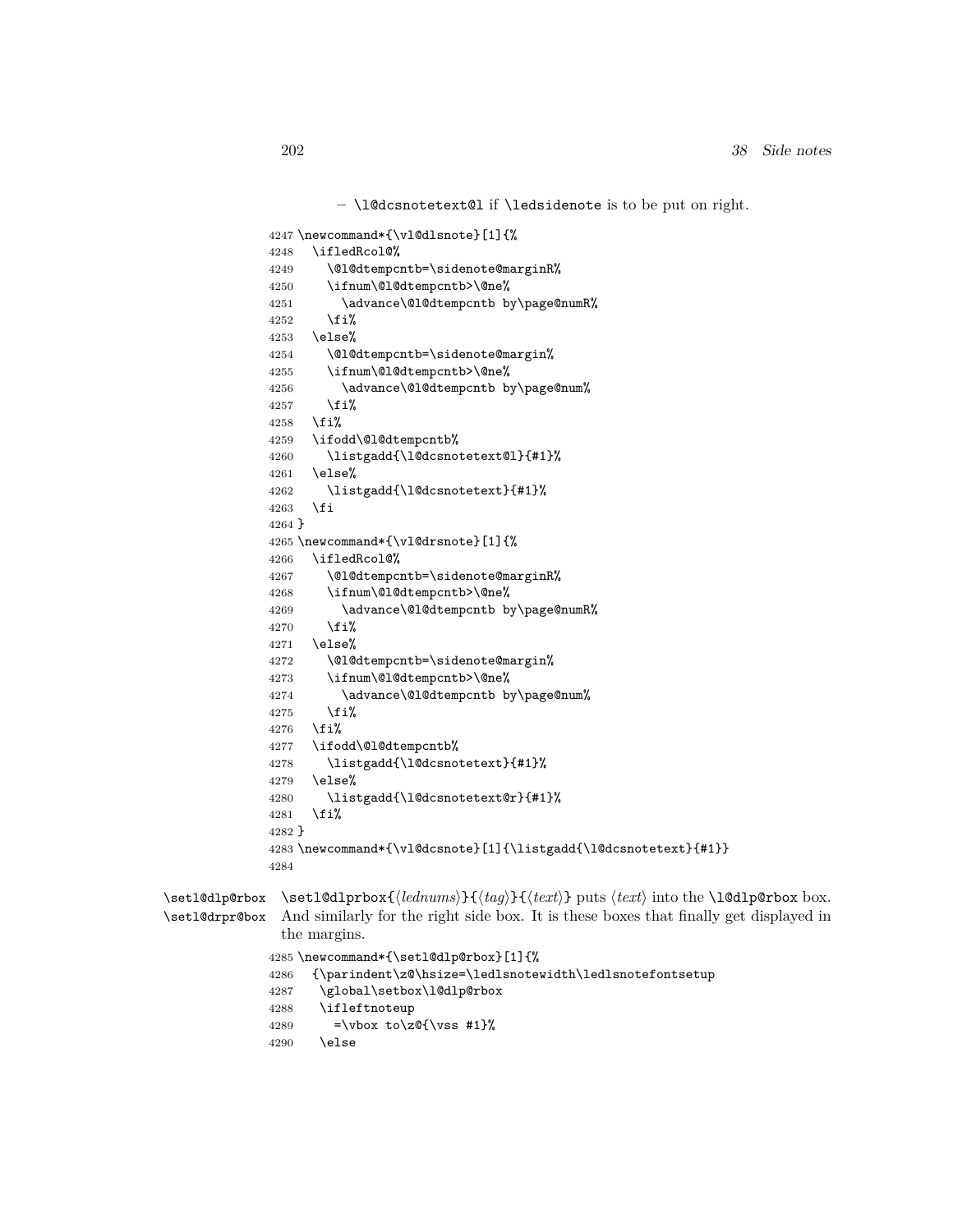– `\l@dcsnotetext@l` if `\ledsidenote` is to be put on right.

```
4247 \newcommand*{\vl@dlsnote}[1]{%
4248   \ifledRcol@%
4249     \@l@dtempcntb=\sidenote@marginR%
4250     \ifnum\@l@dtempcntb>\@ne%
4251       \advance\@l@dtempcntb by\page@numR%
4252     \fi%
4253   \else%
4254     \@l@dtempcntb=\sidenote@margin%
4255     \ifnum\@l@dtempcntb>\@ne%
4256       \advance\@l@dtempcntb by\page@num%
4257     \fi%
4258   \fi%
4259   \ifodd\@l@dtempcntb%
4260     \listgadd{\l@dcsnotetext@l}{#1}%
4261   \else%
4262     \listgadd{\l@dcsnotetext}{#1}%
4263   \fi
4264 }
4265 \newcommand*{\vl@drsnote}[1]{%
4266   \ifledRcol@%
4267     \@l@dtempcntb=\sidenote@marginR%
4268     \ifnum\@l@dtempcntb>\@ne%
4269       \advance\@l@dtempcntb by\page@numR%
4270     \fi%
4271   \else%
4272     \@l@dtempcntb=\sidenote@margin%
4273     \ifnum\@l@dtempcntb>\@ne%
4274       \advance\@l@dtempcntb by\page@num%
4275     \fi%
4276   \fi%
4277   \ifodd\@l@dtempcntb%
4278     \listgadd{\l@dcsnotetext}{#1}%
4279   \else%
4280     \listgadd{\l@dcsnotetext@r}{#1}%
4281   \fi%
4282 }
4283 \newcommand*{\vl@dcsnote}[1]{\listgadd{\l@dcsnotetext}{#1}}
4284
```

`\setl@dlp@rbox` `\setl@drpr@box`

`\setl@dlprbox{`⟨*lednums*⟩`}{`⟨*tag*⟩`}{`⟨*text*⟩`}` puts ⟨*text*⟩ into the `\l@dlp@rbox` box. And similarly for the right side box. It is these boxes that finally get displayed in the margins.

```
4285 \newcommand*{\setl@dlp@rbox}[1]{%
4286   {\parindent\z@\hsize=\ledlsnotewidth\ledlsnotefontsetup
4287    \global\setbox\l@dlp@rbox
4288    \ifleftnoteup
4289      =\vbox to\z@{\vss #1}%
4290    \else
```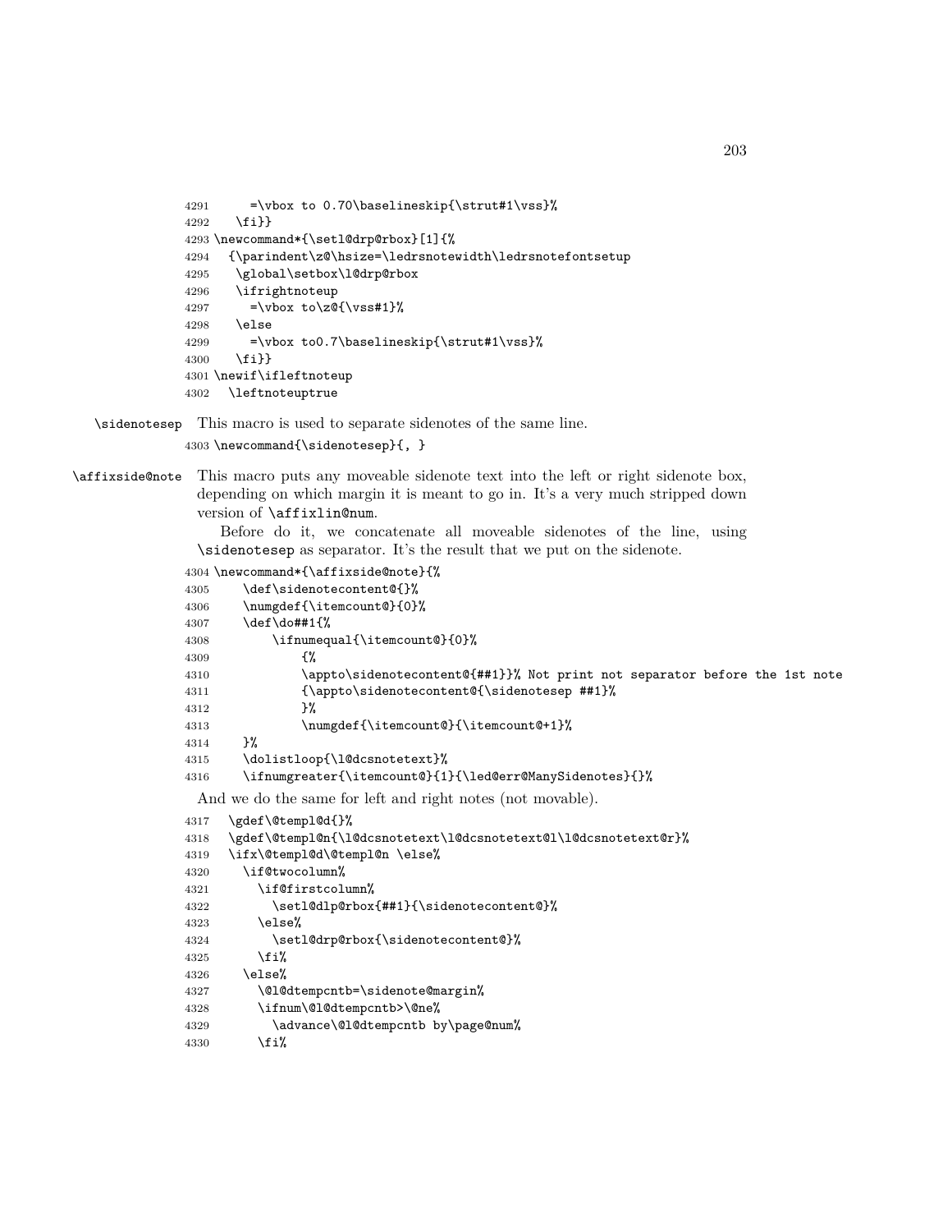```
4291      =\vbox to 0.70\baselineskip{\strut#1\vss}%
4292    \fi}}
4293 \newcommand*{\setl@drp@rbox}[1]{%
4294   {\parindent\z@\hsize=\ledrsnotewidth\ledrsnotefontsetup
4295    \global\setbox\l@drp@rbox
4296    \ifrightnoteup
4297      =\vbox to\z@{\vss#1}%
4298    \else
4299      =\vbox to0.7\baselineskip{\strut#1\vss}%
4300    \fi}}
4301 \newif\ifleftnoteup
4302   \leftnoteuptrue
```

\sidenotesep This macro is used to separate sidenotes of the same line.

```
4303 \newcommand{\sidenotesep}{, }
```

\affixside@note This macro puts any moveable sidenote text into the left or right sidenote box, depending on which margin it is meant to go in. It's a very much stripped down version of `\affixlin@num`.

Before do it, we concatenate all moveable sidenotes of the line, using `\sidenotesep` as separator. It's the result that we put on the sidenote.

```
4304 \newcommand*{\affixside@note}{%
4305     \def\sidenotecontent@{}%
4306     \numgdef{\itemcount@}{0}%
4307     \def\do##1{%
4308         \ifnumequal{\itemcount@}{0}%
4309             {%
4310             \appto\sidenotecontent@{##1}}% Not print not separator before the 1st note
4311             {\appto\sidenotecontent@{\sidenotesep ##1}%
4312             }%
4313             \numgdef{\itemcount@}{\itemcount@+1}%
4314     }%
4315     \dolistloop{\l@dcsnotetext}%
4316     \ifnumgreater{\itemcount@}{1}{\led@err@ManySidenotes}{}%
```

And we do the same for left and right notes (not movable).

```
4317   \gdef\@templ@d{}%
4318   \gdef\@templ@n{\l@dcsnotetext\l@dcsnotetext@l\l@dcsnotetext@r}%
4319   \ifx\@templ@d\@templ@n \else%
4320     \if@twocolumn%
4321       \if@firstcolumn%
4322         \setl@dlp@rbox{##1}{\sidenotecontent@}%
4323       \else%
4324         \setl@drp@rbox{\sidenotecontent@}%
4325       \fi%
4326     \else%
4327       \@l@dtempcntb=\sidenote@margin%
4328       \ifnum\@l@dtempcntb>\@ne%
4329         \advance\@l@dtempcntb by\page@num%
4330       \fi%
```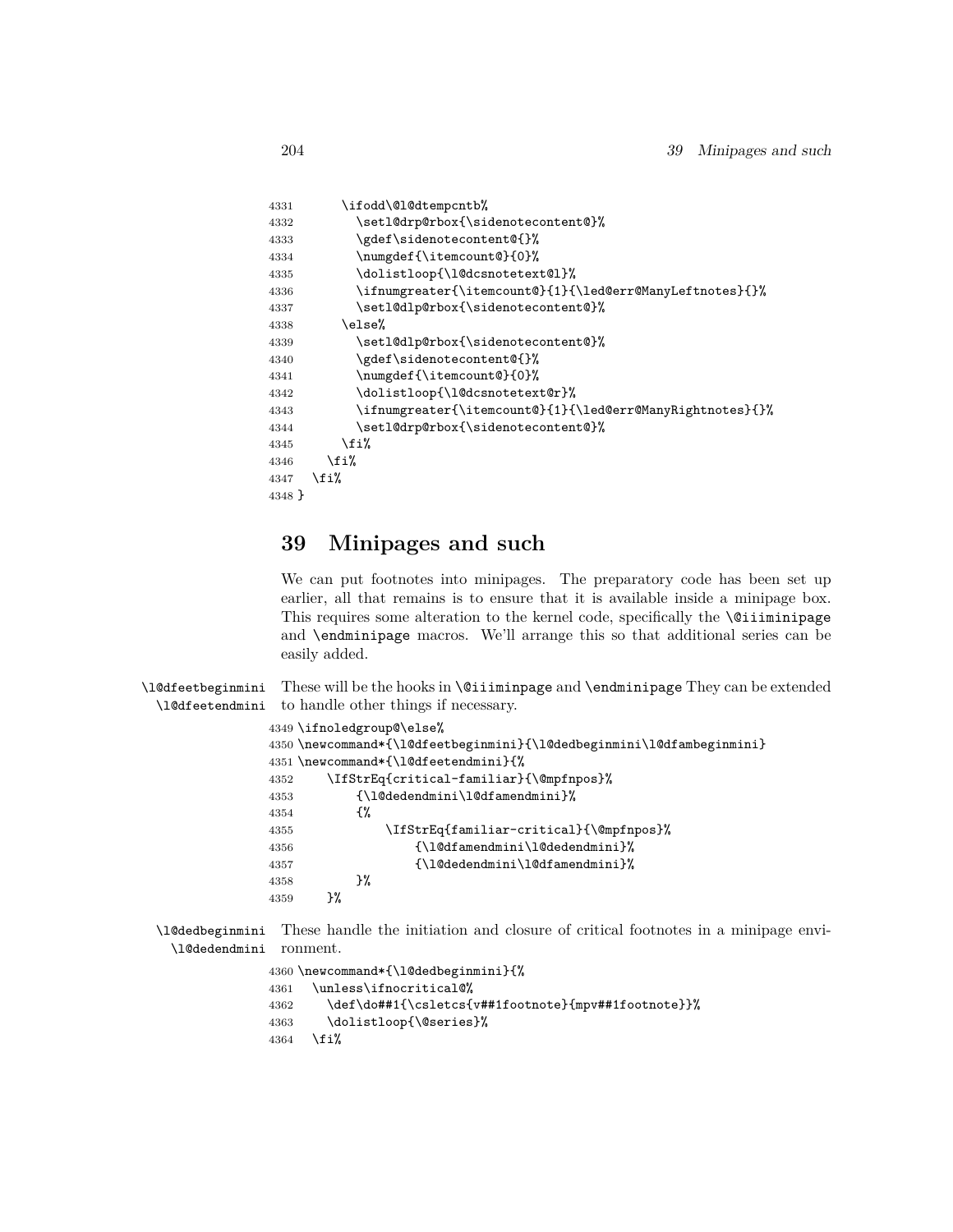```
4331      \ifodd\@l@dtempcntb%
4332        \setl@drp@rbox{\sidenotecontent@}%
4333        \gdef\sidenotecontent@{}%
4334        \numgdef{\itemcount@}{0}%
4335        \dolistloop{\l@dcsnotetext@l}%
4336        \ifnumgreater{\itemcount@}{1}{\led@err@ManyLeftnotes}{}%
4337        \setl@dlp@rbox{\sidenotecontent@}%
4338      \else%
4339        \setl@dlp@rbox{\sidenotecontent@}%
4340        \gdef\sidenotecontent@{}%
4341        \numgdef{\itemcount@}{0}%
4342        \dolistloop{\l@dcsnotetext@r}%
4343        \ifnumgreater{\itemcount@}{1}{\led@err@ManyRightnotes}{}%
4344        \setl@drp@rbox{\sidenotecontent@}%
4345      \fi%
4346    \fi%
4347  \fi%
4348 }
```

## 39 Minipages and such

We can put footnotes into minipages. The preparatory code has been set up earlier, all that remains is to ensure that it is available inside a minipage box. This requires some alteration to the kernel code, specifically the `\@iiiminipage` and `\endminipage` macros. We'll arrange this so that additional series can be easily added.

`\l@dfeetbeginmini` `\l@dfeetendmini` These will be the hooks in `\@iiiminpage` and `\endminipage` They can be extended to handle other things if necessary.

```
4349 \ifnoledgroup@\else%
4350 \newcommand*{\l@dfeetbeginmini}{\l@dedbeginmini\l@dfambeginmini}
4351 \newcommand*{\l@dfeetendmini}{%
4352     \IfStrEq{critical-familiar}{\@mpfnpos}%
4353         {\l@dedendmini\l@dfamendmini}%
4354         {%
4355             \IfStrEq{familiar-critical}{\@mpfnpos}%
4356                 {\l@dfamendmini\l@dedendmini}%
4357                 {\l@dedendmini\l@dfamendmini}%
4358         }%
4359     }%
```

`\l@dedbeginmini` `\l@dedendmini` These handle the initiation and closure of critical footnotes in a minipage environment.

```
4360 \newcommand*{\l@dedbeginmini}{%
4361   \unless\ifnocritical@%
4362     \def\do##1{\csletcs{v##1footnote}{mpv##1footnote}}%
4363     \dolistloop{\@series}%
4364   \fi%
```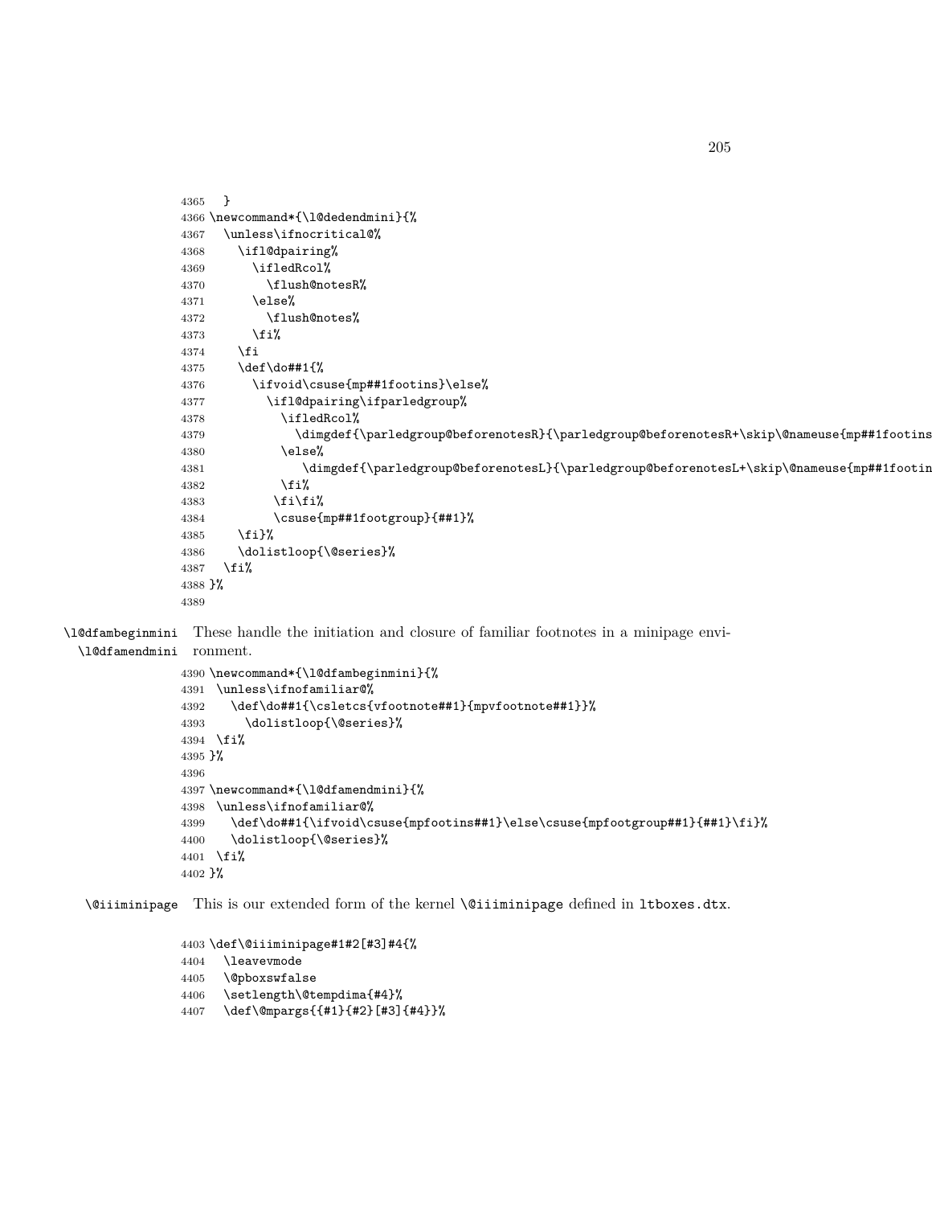```
4365   }
4366 \newcommand*{\l@dedendmini}{%
4367   \unless\ifnocritical@%
4368     \ifl@dpairing%
4369       \ifledRcol%
4370         \flush@notesR%
4371       \else%
4372         \flush@notes%
4373       \fi%
4374     \fi
4375     \def\do##1{%
4376       \ifvoid\csuse{mp##1footins}\else%
4377         \ifl@dpairing\ifparledgroup%
4378           \ifledRcol%
4379             \dimgdef{\parledgroup@beforenotesR}{\parledgroup@beforenotesR+\skip\@nameuse{mp##1footins
4380           \else%
4381              \dimgdef{\parledgroup@beforenotesL}{\parledgroup@beforenotesL+\skip\@nameuse{mp##1footin
4382           \fi%
4383          \fi\fi%
4384          \csuse{mp##1footgroup}{##1}%
4385     \fi}%
4386     \dolistloop{\@series}%
4387   \fi%
4388 }%
4389
```

\l@dfambeginmini \l@dfamendmini These handle the initiation and closure of familiar footnotes in a minipage environment.

```
4390 \newcommand*{\l@dfambeginmini}{%
4391  \unless\ifnofamiliar@%
4392    \def\do##1{\csletcs{vfootnote##1}{mpvfootnote##1}}%
4393      \dolistloop{\@series}%
4394  \fi%
4395 }%
4396
4397 \newcommand*{\l@dfamendmini}{%
4398  \unless\ifnofamiliar@%
4399    \def\do##1{\ifvoid\csuse{mpfootins##1}\else\csuse{mpfootgroup##1}{##1}\fi}%
4400    \dolistloop{\@series}%
4401  \fi%
4402 }%
```

\@iiiminipage This is our extended form of the kernel \@iiiminipage defined in ltboxes.dtx.

```
4403 \def\@iiiminipage#1#2[#3]#4{%
4404   \leavevmode
4405   \@pboxswfalse
4406   \setlength\@tempdima{#4}%
4407   \def\@mpargs{{#1}{#2}[#3]{#4}}%
```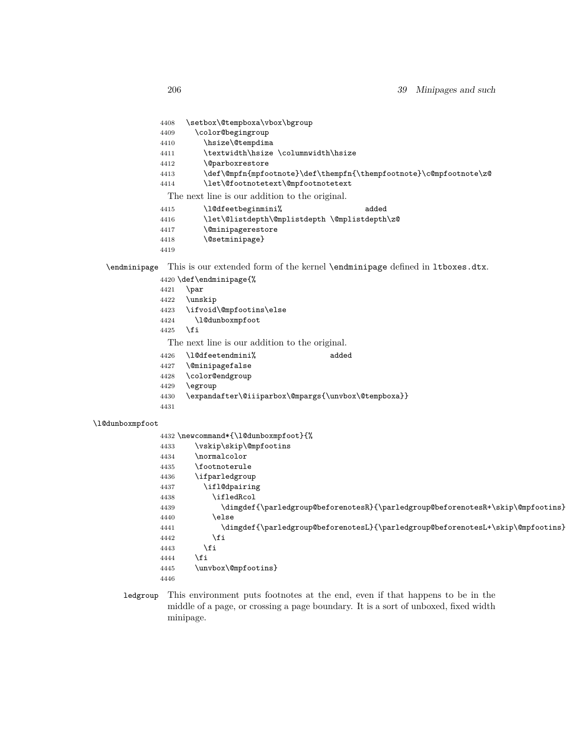```
4408   \setbox\@tempboxa\vbox\bgroup
4409     \color@begingroup
4410       \hsize\@tempdima
4411       \textwidth\hsize \columnwidth\hsize
4412       \@parboxrestore
4413       \def\@mpfn{mpfootnote}\def\thempfn{\thempfootnote}\c@mpfootnote\z@
4414       \let\@footnotetext\@mpfootnotetext
```

The next line is our addition to the original.

```
4415       \l@dfeetbeginmini%                    added
4416       \let\@listdepth\@mplistdepth \@mplistdepth\z@
4417       \@minipagerestore
4418       \@setminipage}
4419
```

`\endminipage` This is our extended form of the kernel `\endminipage` defined in `ltboxes.dtx`.

```
4420 \def\endminipage{%
4421   \par
4422   \unskip
4423   \ifvoid\@mpfootins\else
4424     \l@dunboxmpfoot
4425   \fi
```

The next line is our addition to the original.

```
4426   \l@dfeetendmini%                  added
4427   \@minipagefalse
4428   \color@endgroup
4429   \egroup
4430   \expandafter\@iiiparbox\@mpargs{\unvbox\@tempboxa}}
4431
```

`\l@dunboxmpfoot`

```
4432 \newcommand*{\l@dunboxmpfoot}{%
4433     \vskip\skip\@mpfootins
4434     \normalcolor
4435     \footnoterule
4436     \ifparledgroup
4437       \ifl@dpairing
4438         \ifledRcol
4439           \dimgdef{\parledgroup@beforenotesR}{\parledgroup@beforenotesR+\skip\@mpfootins}
4440         \else
4441           \dimgdef{\parledgroup@beforenotesL}{\parledgroup@beforenotesL+\skip\@mpfootins}
4442         \fi
4443       \fi
4444     \fi
4445     \unvbox\@mpfootins}
4446
```

`ledgroup` This environment puts footnotes at the end, even if that happens to be in the middle of a page, or crossing a page boundary. It is a sort of unboxed, fixed width minipage.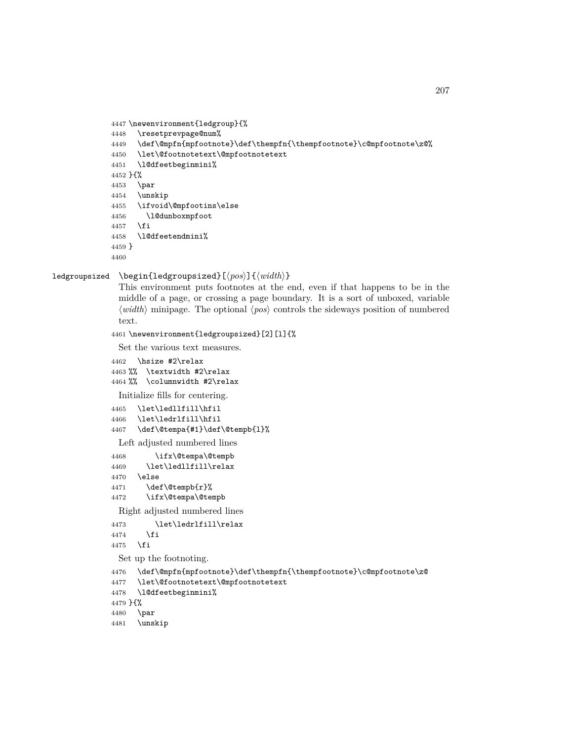```
4447 \newenvironment{ledgroup}{%
4448   \resetprevpage@num%
4449   \def\@mpfn{mpfootnote}\def\thempfn{\thempfootnote}\c@mpfootnote\z@%
4450   \let\@footnotetext\@mpfootnotetext
4451   \l@dfeetbeginmini%
4452 }{%
4453   \par
4454   \unskip
4455   \ifvoid\@mpfootins\else
4456     \l@dunboxmpfoot
4457   \fi
4458   \l@dfeetendmini%
4459 }
4460
```

ledgroupsized `\begin{ledgroupsized}[`⟨*pos*⟩`]{`⟨*width*⟩`}`

This environment puts footnotes at the end, even if that happens to be in the middle of a page, or crossing a page boundary. It is a sort of unboxed, variable ⟨*width*⟩ minipage. The optional ⟨*pos*⟩ controls the sideways position of numbered text.

```
4461 \newenvironment{ledgroupsized}[2][l]{%
```

Set the various text measures.

```
4462   \hsize #2\relax
4463 %%  \textwidth #2\relax
4464 %%  \columnwidth #2\relax
```

Initialize fills for centering.

```
4465   \let\ledllfill\hfil
4466   \let\ledrlfill\hfil
4467   \def\@tempa{#1}\def\@tempb{l}%
```

Left adjusted numbered lines

```
4468       \ifx\@tempa\@tempb
4469     \let\ledllfill\relax
4470   \else
4471     \def\@tempb{r}%
4472     \ifx\@tempa\@tempb
```

Right adjusted numbered lines

```
4473       \let\ledrlfill\relax
4474     \fi
4475   \fi
```

Set up the footnoting.

```
4476   \def\@mpfn{mpfootnote}\def\thempfn{\thempfootnote}\c@mpfootnote\z@
4477   \let\@footnotetext\@mpfootnotetext
4478   \l@dfeetbeginmini%
4479 }{%
4480   \par
4481   \unskip
```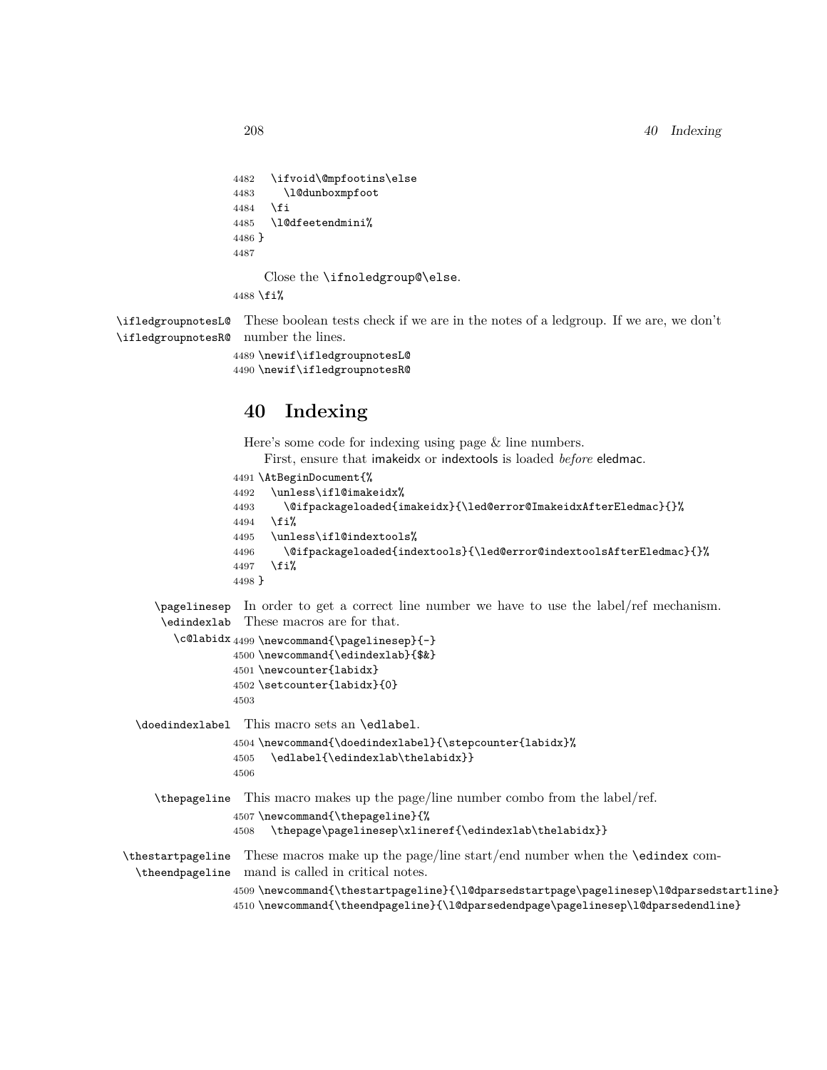```
4482   \ifvoid\@mpfootins\else
4483     \l@dunboxmpfoot
4484   \fi
4485   \l@dfeetendmini%
4486 }
4487
```

Close the `\ifnoledgroup@\else`.

```
4488 \fi%
```

`\ifledgroupnotesL@` `\ifledgroupnotesR@` These boolean tests check if we are in the notes of a ledgroup. If we are, we don't number the lines.

```
4489 \newif\ifledgroupnotesL@
4490 \newif\ifledgroupnotesR@
```

## 40 Indexing

Here's some code for indexing using page & line numbers.

First, ensure that imakeidx or indextools is loaded *before* eledmac.

```
4491 \AtBeginDocument{%
4492   \unless\ifl@imakeidx%
4493     \@ifpackageloaded{imakeidx}{\led@error@ImakeidxAfterEledmac}{}%
4494   \fi%
4495   \unless\ifl@indextools%
4496     \@ifpackageloaded{indextools}{\led@error@indextoolsAfterEledmac}{}%
4497   \fi%
4498 }
```

`\pagelinesep` `\edindexlab` `\c@labidx` In order to get a correct line number we have to use the label/ref mechanism. These macros are for that.

```
4499 \newcommand{\pagelinesep}{-}
4500 \newcommand{\edindexlab}{$&}
4501 \newcounter{labidx}
4502 \setcounter{labidx}{0}
4503
```

`\doedindexlabel` This macro sets an `\edlabel`.

```
4504 \newcommand{\doedindexlabel}{\stepcounter{labidx}%
4505   \edlabel{\edindexlab\thelabidx}}
4506
```

`\thepageline` This macro makes up the page/line number combo from the label/ref.

```
4507 \newcommand{\thepageline}{%
4508   \thepage\pagelinesep\xlineref{\edindexlab\thelabidx}}
```

`\thestartpageline` `\theendpageline` These macros make up the page/line start/end number when the `\edindex` command is called in critical notes.

```
4509 \newcommand{\thestartpageline}{\l@dparsedstartpage\pagelinesep\l@dparsedstartline}
4510 \newcommand{\theendpageline}{\l@dparsedendpage\pagelinesep\l@dparsedendline}
```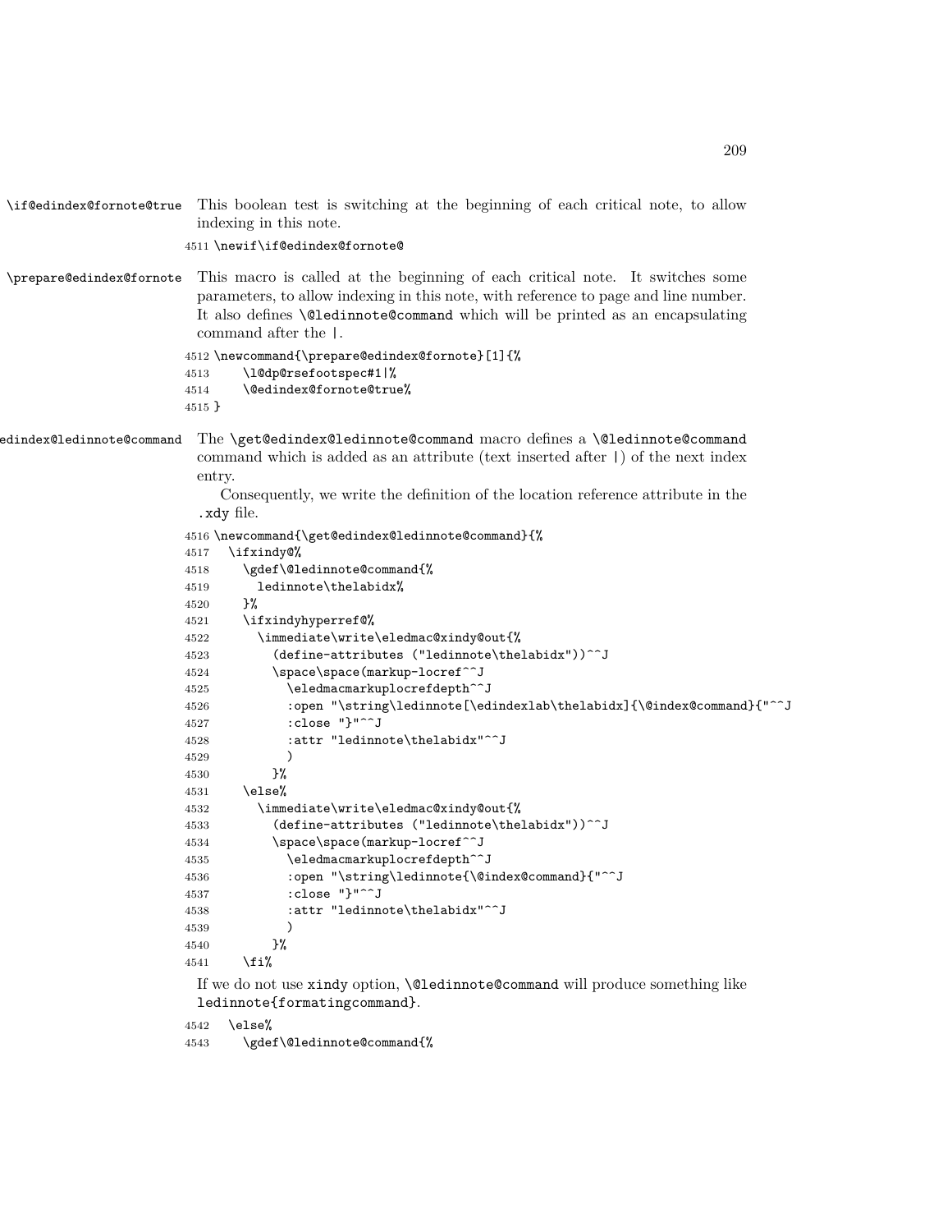\if@edindex@fornote@true This boolean test is switching at the beginning of each critical note, to allow indexing in this note.

```
4511 \newif\if@edindex@fornote@
```

\prepare@edindex@fornote This macro is called at the beginning of each critical note. It switches some parameters, to allow indexing in this note, with reference to page and line number. It also defines `\@ledinnote@command` which will be printed as an encapsulating command after the `|`.

```
4512 \newcommand{\prepare@edindex@fornote}[1]{%
4513     \l@dp@rsefootspec#1|%
4514     \@edindex@fornote@true%
4515 }
```

edindex@ledinnote@command The `\get@edindex@ledinnote@command` macro defines a `\@ledinnote@command` command which is added as an attribute (text inserted after `|`) of the next index entry.

Consequently, we write the definition of the location reference attribute in the `.xdy` file.

```
4516 \newcommand{\get@edindex@ledinnote@command}{%
4517   \ifxindy@%
4518     \gdef\@ledinnote@command{%
4519       ledinnote\thelabidx%
4520     }%
4521     \ifxindyhyperref@%
4522       \immediate\write\eledmac@xindy@out{%
4523         (define-attributes ("ledinnote\thelabidx"))^^J
4524         \space\space(markup-locref^^J
4525           \eledmacmarkuplocrefdepth^^J
4526           :open "\string\ledinnote[\edindexlab\thelabidx]{\@index@command}{"^^J
4527           :close "}"^^J
4528           :attr "ledinnote\thelabidx"^^J
4529           )
4530         }%
4531     \else%
4532       \immediate\write\eledmac@xindy@out{%
4533         (define-attributes ("ledinnote\thelabidx"))^^J
4534         \space\space(markup-locref^^J
4535           \eledmacmarkuplocrefdepth^^J
4536           :open "\string\ledinnote{\@index@command}{"^^J
4537           :close "}"^^J
4538           :attr "ledinnote\thelabidx"^^J
4539           )
4540         }%
4541     \fi%
```

If we do not use `xindy` option, `\@ledinnote@command` will produce something like `ledinnote{formatingcommand}`.

```
4542   \else%
4543     \gdef\@ledinnote@command{%
```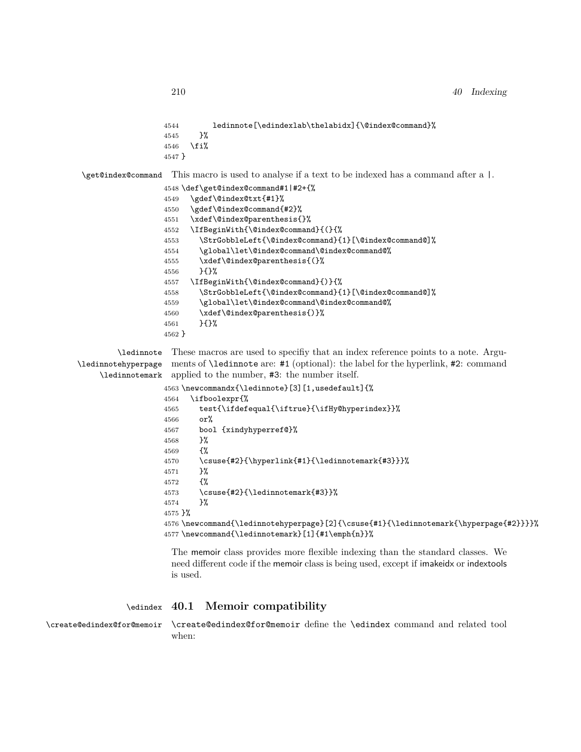```
4544        ledinnote[\edindexlab\thelabidx]{\@index@command}%
4545     }%
4546   \fi%
4547 }
```

`\get@index@command` This macro is used to analyse if a text to be indexed has a command after a `|`.

```
4548 \def\get@index@command#1|#2+{%
4549   \gdef\@index@txt{#1}%
4550   \gdef\@index@command{#2}%
4551   \xdef\@index@parenthesis{}%
4552   \IfBeginWith{\@index@command}{(}{%
4553     \StrGobbleLeft{\@index@command}{1}[\@index@command@]%
4554     \global\let\@index@command\@index@command@%
4555     \xdef\@index@parenthesis{(}%
4556     }{}%
4557   \IfBeginWith{\@index@command}{)}{%
4558     \StrGobbleLeft{\@index@command}{1}[\@index@command@]%
4559     \global\let\@index@command\@index@command@%
4560     \xdef\@index@parenthesis{)}%
4561     }{}%
4562 }
```

`\ledinnote` `\ledinnotehyperpage` `\ledinnotemark` These macros are used to specifiy that an index reference points to a note. Arguments of `\ledinnote` are: `#1` (optional): the label for the hyperlink, `#2`: command applied to the number, `#3`: the number itself.

```
4563 \newcommandx{\ledinnote}[3][1,usedefault]{%
4564   \ifboolexpr{%
4565     test{\ifdefequal{\iftrue}{\ifHy@hyperindex}}%
4566     or%
4567     bool {xindyhyperref@}%
4568     }%
4569     {%
4570     \csuse{#2}{\hyperlink{#1}{\ledinnotemark{#3}}}%
4571     }%
4572     {%
4573     \csuse{#2}{\ledinnotemark{#3}}%
4574     }%
4575 }%
4576 \newcommand{\ledinnotehyperpage}[2]{\csuse{#1}{\ledinnotemark{\hyperpage{#2}}}}%
4577 \newcommand{\ledinnotemark}[1]{#1\emph{n}}%
```

The memoir class provides more flexible indexing than the standard classes. We need different code if the memoir class is being used, except if imakeidx or indextools is used.

## 40.1 Memoir compatibility

`\edindex` `\create@edindex@for@memoir`

`\create@edindex@for@memoir` define the `\edindex` command and related tool when: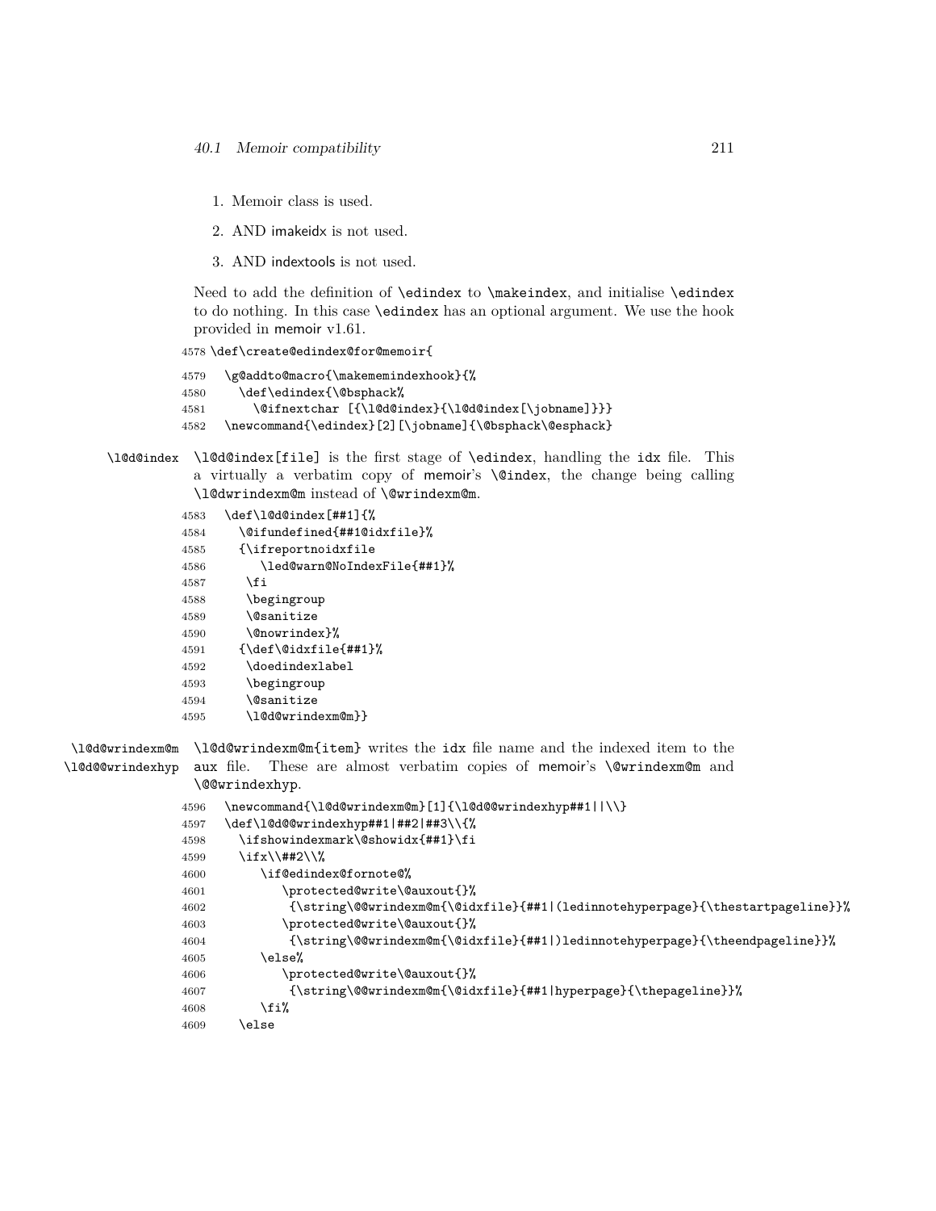1. Memoir class is used.
2. AND imakeidx is not used.
3. AND indextools is not used.

Need to add the definition of `\edindex` to `\makeindex`, and initialise `\edindex` to do nothing. In this case `\edindex` has an optional argument. We use the hook provided in memoir v1.61.

```
4578 \def\create@edindex@for@memoir{
4579   \g@addto@macro{\makememindexhook}{%
4580     \def\edindex{\@bsphack%
4581       \@ifnextchar [{\l@d@index}{\l@d@index[\jobname]}}
4582   \newcommand{\edindex}[2][\jobname]{\@bsphack\@esphack}
```

`\l@d@index` — `\l@d@index[file]` is the first stage of `\edindex`, handling the idx file. This a virtually a verbatim copy of memoir's `\@index`, the change being calling `\l@dwrindexm@m` instead of `\@wrindexm@m`.

```
4583   \def\l@d@index[##1]{%
4584     \@ifundefined{##1@idxfile}%
4585     {\ifreportnoidxfile
4586        \led@warn@NoIndexFile{##1}%
4587      \fi
4588      \begingroup
4589      \@sanitize
4590      \@nowrindex}%
4591     {\def\@idxfile{##1}%
4592      \doedindexlabel
4593      \begingroup
4594      \@sanitize
4595      \l@d@wrindexm@m}}
```

`\l@d@wrindexm@m` `\l@d@@wrindexhyp` — `\l@d@wrindexm@m{item}` writes the idx file name and the indexed item to the aux file. These are almost verbatim copies of memoir's `\@wrindexm@m` and `\@@wrindexhyp`.

```
4596   \newcommand{\l@d@wrindexm@m}[1]{\l@d@@wrindexhyp##1||\\}
4597   \def\l@d@@wrindexhyp##1|##2|##3\\{%
4598     \ifshowindexmark\@showidx{##1}\fi
4599     \ifx\\##2\\%
4600       \if@edindex@fornote@%
4601         \protected@write\@auxout{}%
4602          {\string\@@wrindexm@m{\@idxfile}{##1|(ledinnotehyperpage}{\thestartpageline}}%
4603         \protected@write\@auxout{}%
4604          {\string\@@wrindexm@m{\@idxfile}{##1|)ledinnotehyperpage}{\theendpageline}}%
4605       \else%
4606         \protected@write\@auxout{}%
4607          {\string\@@wrindexm@m{\@idxfile}{##1|hyperpage}{\thepageline}}%
4608       \fi%
4609     \else
```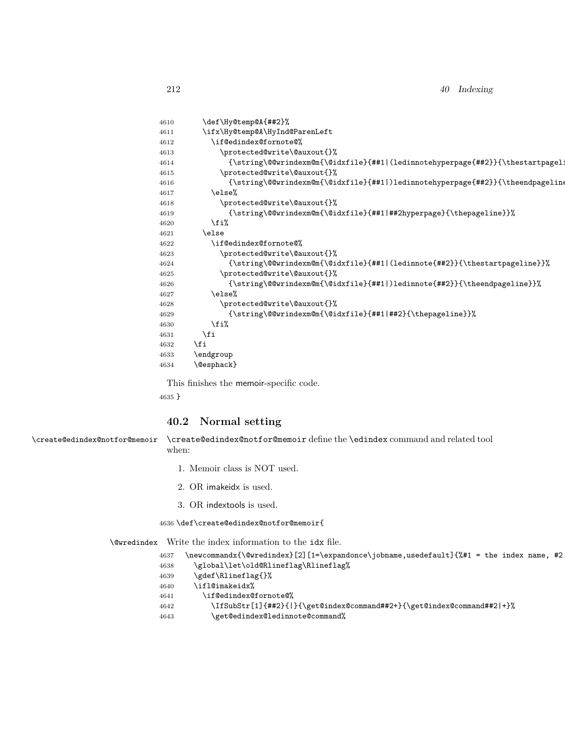```
4610      \def\Hy@temp@A{##2}%
4611      \ifx\Hy@temp@A\HyInd@ParenLeft
4612        \if@edindex@fornote@%
4613          \protected@write\@auxout{}%
4614            {\string\@@wrindexm@m{\@idxfile}{##1|(ledinnotehyperpage{##2}}{\thestartpageli
4615          \protected@write\@auxout{}%
4616            {\string\@@wrindexm@m{\@idxfile}{##1|)ledinnotehyperpage{##2}}{\theendpageline
4617        \else%
4618          \protected@write\@auxout{}%
4619            {\string\@@wrindexm@m{\@idxfile}{##1|##2hyperpage}{\thepageline}}%
4620        \fi%
4621      \else
4622        \if@edindex@fornote@%
4623          \protected@write\@auxout{}%
4624            {\string\@@wrindexm@m{\@idxfile}{##1|(ledinnote{##2}}{\thestartpageline}}%
4625          \protected@write\@auxout{}%
4626            {\string\@@wrindexm@m{\@idxfile}{##1|)ledinnote{##2}}{\theendpageline}}%
4627        \else%
4628          \protected@write\@auxout{}%
4629            {\string\@@wrindexm@m{\@idxfile}{##1|##2}{\thepageline}}%
4630        \fi%
4631      \fi
4632    \fi
4633    \endgroup
4634    \@esphack}
```

This finishes the memoir-specific code.

```
4635 }
```

## 40.2 Normal setting

\create@edindex@notfor@memoir

\create@edindex@notfor@memoir define the \edindex command and related tool when:

1. Memoir class is NOT used.
2. OR imakeidx is used.
3. OR indextools is used.

```
4636 \def\create@edindex@notfor@memoir{
```

\@wredindex

Write the index information to the idx file.

```
4637   \newcommandx{\@wredindex}[2][1=\expandonce\jobname,usedefault]{%#1 = the index name, #2
4638     \global\let\old@Rlineflag\Rlineflag%
4639     \gdef\Rlineflag{}%
4640     \ifl@imakeidx%
4641       \if@edindex@fornote@%
4642         \IfSubStr[1]{##2}{|}{\get@index@command##2+}{\get@index@command##2|+}%
4643         \get@edindex@ledinnote@command%
```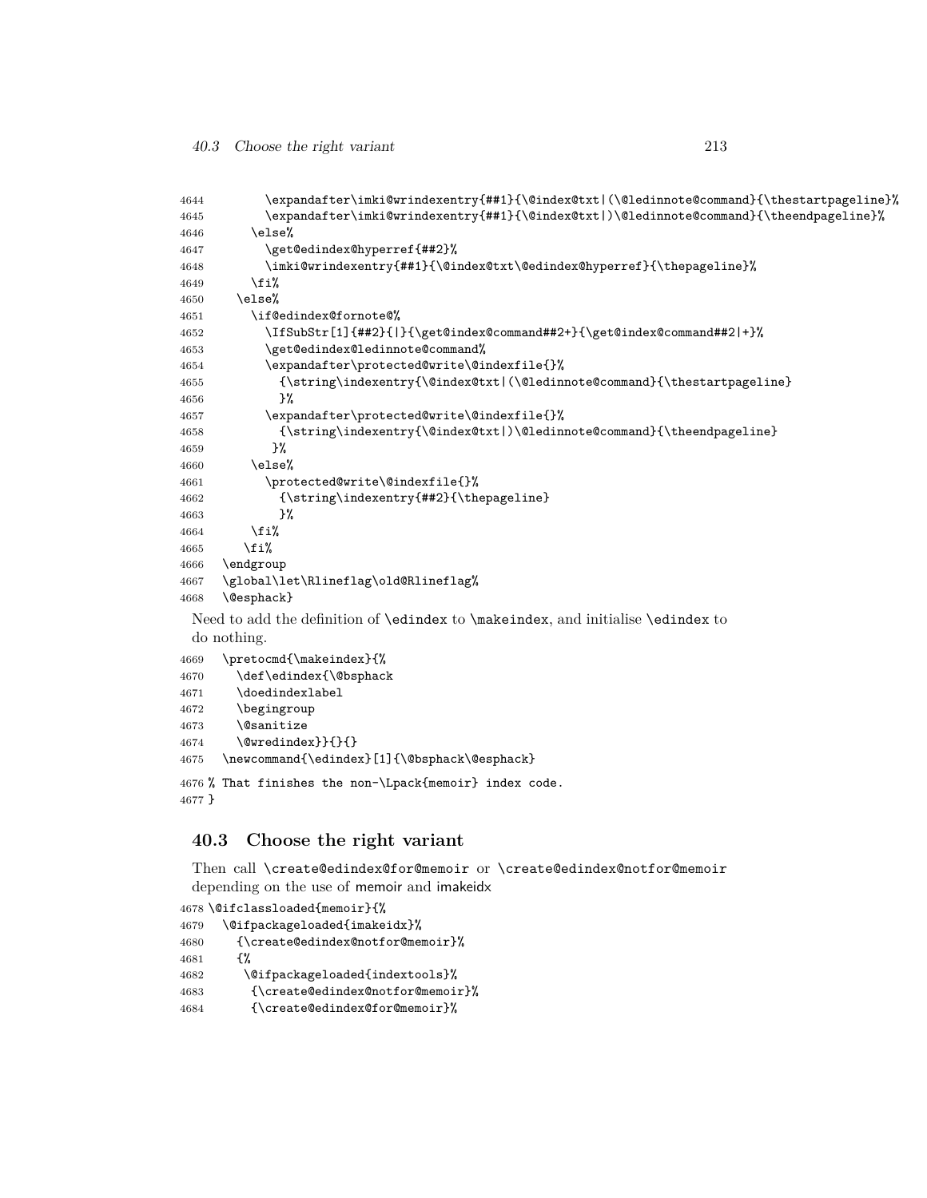```
4644        \expandafter\imki@wrindexentry{##1}{\@index@txt|(\@ledinnote@command}{\thestartpageline}%
4645        \expandafter\imki@wrindexentry{##1}{\@index@txt|)\@ledinnote@command}{\theendpageline}%
4646      \else%
4647        \get@edindex@hyperref{##2}%
4648        \imki@wrindexentry{##1}{\@index@txt\@edindex@hyperref}{\thepageline}%
4649      \fi%
4650    \else%
4651      \if@edindex@fornote@%
4652        \IfSubStr[1]{##2}{|}{\get@index@command##2+}{\get@index@command##2|+}%
4653        \get@edindex@ledinnote@command%
4654        \expandafter\protected@write\@indexfile{}%
4655          {\string\indexentry{\@index@txt|(\@ledinnote@command}{\thestartpageline}
4656          }%
4657        \expandafter\protected@write\@indexfile{}%
4658          {\string\indexentry{\@index@txt|)\@ledinnote@command}{\theendpageline}
4659         }%
4660      \else%
4661        \protected@write\@indexfile{}%
4662          {\string\indexentry{##2}{\thepageline}
4663          }%
4664      \fi%
4665     \fi%
4666   \endgroup
4667   \global\let\Rlineflag\old@Rlineflag%
4668   \@esphack}
```

Need to add the definition of `\edindex` to `\makeindex`, and initialise `\edindex` to do nothing.

```
4669   \pretocmd{\makeindex}{%
4670     \def\edindex{\@bsphack
4671     \doedindexlabel
4672     \begingroup
4673     \@sanitize
4674     \@wredindex}}{}{}
4675   \newcommand{\edindex}[1]{\@bsphack\@esphack}
4676 % That finishes the non-\Lpack{memoir} index code.
4677 }
```

## 40.3 Choose the right variant

Then call `\create@edindex@for@memoir` or `\create@edindex@notfor@memoir` depending on the use of memoir and imakeidx

```
4678 \@ifclassloaded{memoir}{%
4679   \@ifpackageloaded{imakeidx}%
4680     {\create@edindex@notfor@memoir}%
4681     {%
4682      \@ifpackageloaded{indextools}%
4683       {\create@edindex@notfor@memoir}%
4684       {\create@edindex@for@memoir}%
```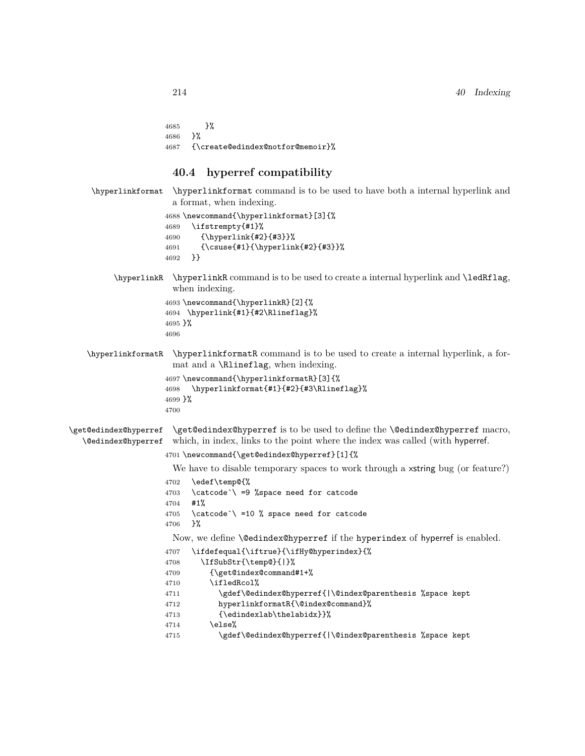```
4685      }%
4686   }%
4687   {\create@edindex@notfor@memoir}%
```

## 40.4 hyperref compatibility

\hyperlinkformat

`\hyperlinkformat` command is to be used to have both a internal hyperlink and a format, when indexing.

```
4688 \newcommand{\hyperlinkformat}[3]{%
4689   \ifstrempty{#1}%
4690     {\hyperlink{#2}{#3}}%
4691     {\csuse{#1}{\hyperlink{#2}{#3}}%
4692   }}
```

\hyperlinkR

`\hyperlinkR` command is to be used to create a internal hyperlink and `\ledRflag`, when indexing.

```
4693 \newcommand{\hyperlinkR}[2]{%
4694  \hyperlink{#1}{#2\Rlineflag}%
4695 }%
4696
```

\hyperlinkformatR

`\hyperlinkformatR` command is to be used to create a internal hyperlink, a format and a `\Rlineflag`, when indexing.

```
4697 \newcommand{\hyperlinkformatR}[3]{%
4698   \hyperlinkformat{#1}{#2}{#3\Rlineflag}%
4699 }%
4700
```

\get@edindex@hyperref
\@edindex@hyperref

`\get@edindex@hyperref` is to be used to define the `\@edindex@hyperref` macro, which, in index, links to the point where the index was called (with hyperref.

```
4701 \newcommand{\get@edindex@hyperref}[1]{%
```

We have to disable temporary spaces to work through a xstring bug (or feature?)

```
4702   \edef\temp@{%
4703   \catcode`\ =9 %space need for catcode
4704   #1%
4705   \catcode`\ =10 % space need for catcode
4706   }%
```

Now, we define `\@edindex@hyperref` if the hyperindex of hyperref is enabled.

```
4707   \ifdefequal{\iftrue}{\ifHy@hyperindex}{%
4708     \IfSubStr{\temp@}{|}%
4709       {\get@index@command#1+%
4710       \ifledRcol%
4711         \gdef\@edindex@hyperref{|\@index@parenthesis %space kept
4712         hyperlinkformatR{\@index@command}%
4713         {\edindexlab\thelabidx}}%
4714       \else%
4715         \gdef\@edindex@hyperref{|\@index@parenthesis %space kept
```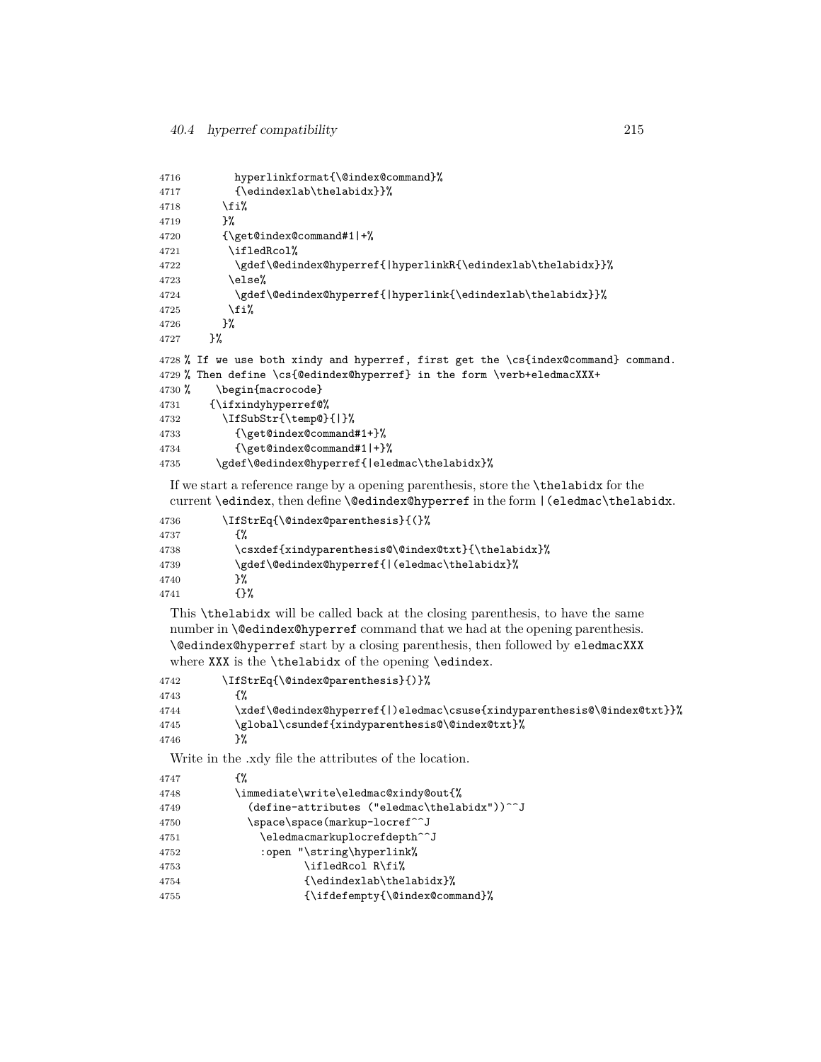```
4716        hyperlinkformat{\@index@command}%
4717        {\edindexlab\thelabidx}}%
4718      \fi%
4719      }%
4720      {\get@index@command#1|+%
4721       \ifledRcol%
4722        \gdef\@edindex@hyperref{|hyperlinkR{\edindexlab\thelabidx}}%
4723       \else%
4724        \gdef\@edindex@hyperref{|hyperlink{\edindexlab\thelabidx}}%
4725       \fi%
4726      }%
4727    }%
4728 % If we use both xindy and hyperref, first get the \cs{index@command} command.
4729 % Then define \cs{@edindex@hyperref} in the form \verb+eledmacXXX+
4730 %    \begin{macrocode}
4731    {\ifxindyhyperref@%
4732      \IfSubStr{\temp@}{|}%
4733        {\get@index@command#1+}%
4734        {\get@index@command#1|+}%
4735     \gdef\@edindex@hyperref{|eledmac\thelabidx}%
```

If we start a reference range by a opening parenthesis, store the `\thelabidx` for the current `\edindex`, then define `\@edindex@hyperref` in the form `|(eledmac\thelabidx`.

```
4736      \IfStrEq{\@index@parenthesis}{(}%
4737        {%
4738        \csxdef{xindyparenthesis@\@index@txt}{\thelabidx}%
4739        \gdef\@edindex@hyperref{|(eledmac\thelabidx}%
4740        }%
4741        {}%
```

This `\thelabidx` will be called back at the closing parenthesis, to have the same number in `\@edindex@hyperref` command that we had at the opening parenthesis. `\@edindex@hyperref` start by a closing parenthesis, then followed by `eledmacXXX` where `XXX` is the `\thelabidx` of the opening `\edindex`.

```
4742      \IfStrEq{\@index@parenthesis}{)}%
4743        {%
4744        \xdef\@edindex@hyperref{|)eledmac\csuse{xindyparenthesis@\@index@txt}}%
4745        \global\csundef{xindyparenthesis@\@index@txt}%
4746        }%
```

Write in the .xdy file the attributes of the location.

```
4747        {%
4748        \immediate\write\eledmac@xindy@out{%
4749          (define-attributes ("eledmac\thelabidx"))^^J
4750          \space\space(markup-locref^^J
4751            \eledmacmarkuplocrefdepth^^J
4752            :open "\string\hyperlink%
4753                  \ifledRcol R\fi%
4754                  {\edindexlab\thelabidx}%
4755                  {\ifdefempty{\@index@command}%
```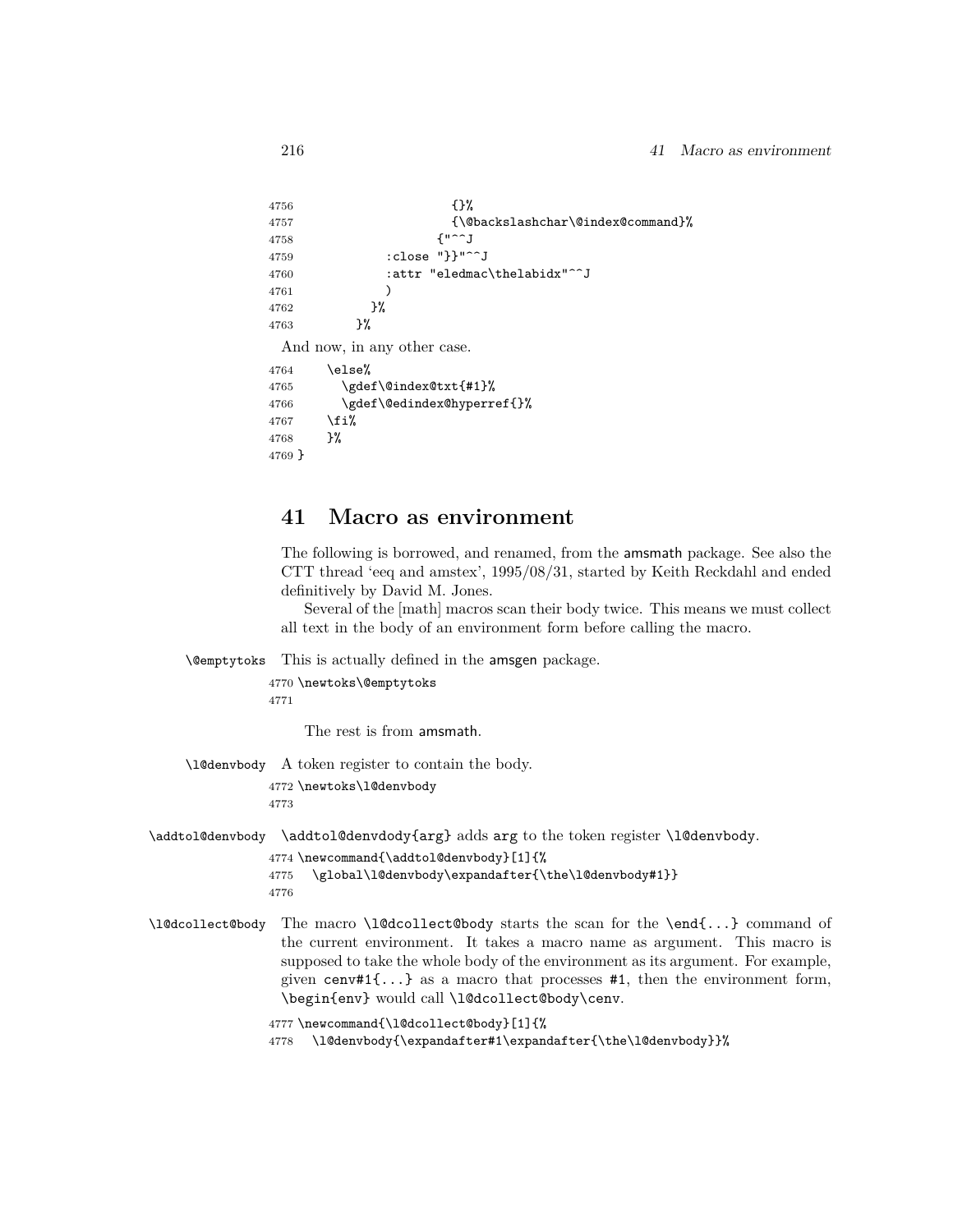```
4756                    {}%
4757                    {\@backslashchar\@index@command}%
4758                  {"^^J
4759           :close "}}"^^J
4760           :attr "eledmac\thelabidx"^^J
4761          )
4762        }%
4763      }%
```

And now, in any other case.

```
4764    \else%
4765      \gdef\@index@txt{#1}%
4766      \gdef\@edindex@hyperref{}%
4767    \fi%
4768    }%
4769 }
```

# 41 Macro as environment

The following is borrowed, and renamed, from the amsmath package. See also the CTT thread 'eeq and amstex', 1995/08/31, started by Keith Reckdahl and ended definitively by David M. Jones.

Several of the [math] macros scan their body twice. This means we must collect all text in the body of an environment form before calling the macro.

`\@emptytoks` This is actually defined in the amsgen package.

```
4770 \newtoks\@emptytoks
4771
```

The rest is from amsmath.

`\l@denvbody` A token register to contain the body.

```
4772 \newtoks\l@denvbody
4773
```

`\addtol@denvbody` `\addtol@denvdody{arg}` adds `arg` to the token register `\l@denvbody`.

```
4774 \newcommand{\addtol@denvbody}[1]{%
4775   \global\l@denvbody\expandafter{\the\l@denvbody#1}}
4776
```

`\l@dcollect@body` The macro `\l@dcollect@body` starts the scan for the `\end{...}` command of the current environment. It takes a macro name as argument. This macro is supposed to take the whole body of the environment as its argument. For example, given `cenv#1{...}` as a macro that processes `#1`, then the environment form, `\begin{env}` would call `\l@dcollect@body\cenv`.

```
4777 \newcommand{\l@dcollect@body}[1]{%
4778   \l@denvbody{\expandafter#1\expandafter{\the\l@denvbody}}%
```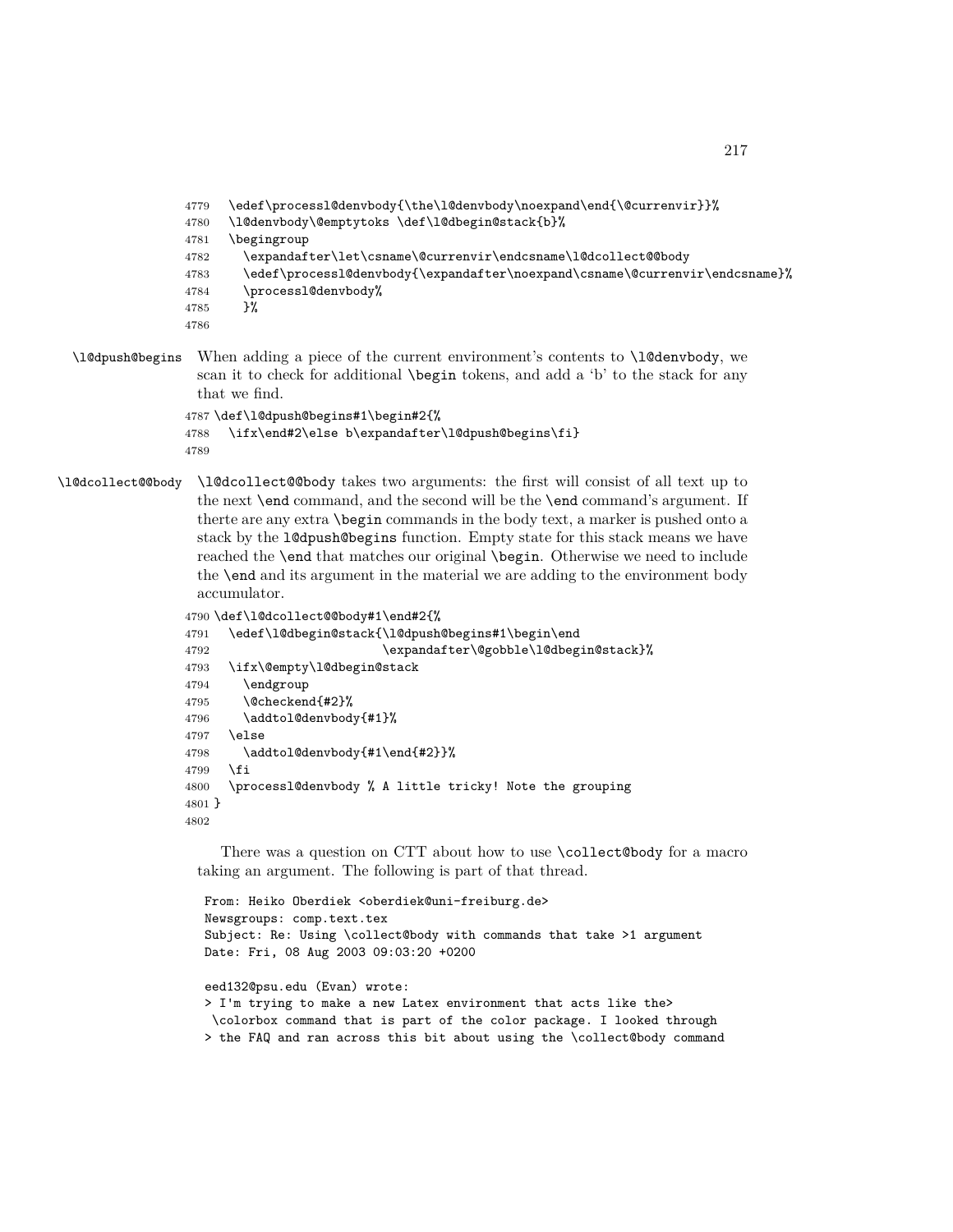```
4779   \edef\processl@denvbody{\the\l@denvbody\noexpand\end{\@currenvir}}%
4780   \l@denvbody\@emptytoks \def\l@dbegin@stack{b}%
4781   \begingroup
4782     \expandafter\let\csname\@currenvir\endcsname\l@dcollect@@body
4783     \edef\processl@denvbody{\expandafter\noexpand\csname\@currenvir\endcsname}%
4784     \processl@denvbody%
4785     }%
4786
```

**\l@dpush@begins** When adding a piece of the current environment's contents to `\l@denvbody`, we scan it to check for additional `\begin` tokens, and add a 'b' to the stack for any that we find.

```
4787 \def\l@dpush@begins#1\begin#2{%
4788   \ifx\end#2\else b\expandafter\l@dpush@begins\fi}
4789
```

**\l@dcollect@@body** `\l@dcollect@@body` takes two arguments: the first will consist of all text up to the next `\end` command, and the second will be the `\end` command's argument. If therte are any extra `\begin` commands in the body text, a marker is pushed onto a stack by the `l@dpush@begins` function. Empty state for this stack means we have reached the `\end` that matches our original `\begin`. Otherwise we need to include the `\end` and its argument in the material we are adding to the environment body accumulator.

```
4790 \def\l@dcollect@@body#1\end#2{%
4791   \edef\l@dbegin@stack{\l@dpush@begins#1\begin\end
4792                         \expandafter\@gobble\l@dbegin@stack}%
4793   \ifx\@empty\l@dbegin@stack
4794     \endgroup
4795     \@checkend{#2}%
4796     \addtol@denvbody{#1}%
4797   \else
4798     \addtol@denvbody{#1\end{#2}}%
4799   \fi
4800   \processl@denvbody % A little tricky! Note the grouping
4801 }
4802
```

There was a question on CTT about how to use `\collect@body` for a macro taking an argument. The following is part of that thread.

```
From: Heiko Oberdiek <oberdiek@uni-freiburg.de>
Newsgroups: comp.text.tex
Subject: Re: Using \collect@body with commands that take >1 argument
Date: Fri, 08 Aug 2003 09:03:20 +0200

eed132@psu.edu (Evan) wrote:
> I'm trying to make a new Latex environment that acts like the>
 \colorbox command that is part of the color package. I looked through
> the FAQ and ran across this bit about using the \collect@body command
```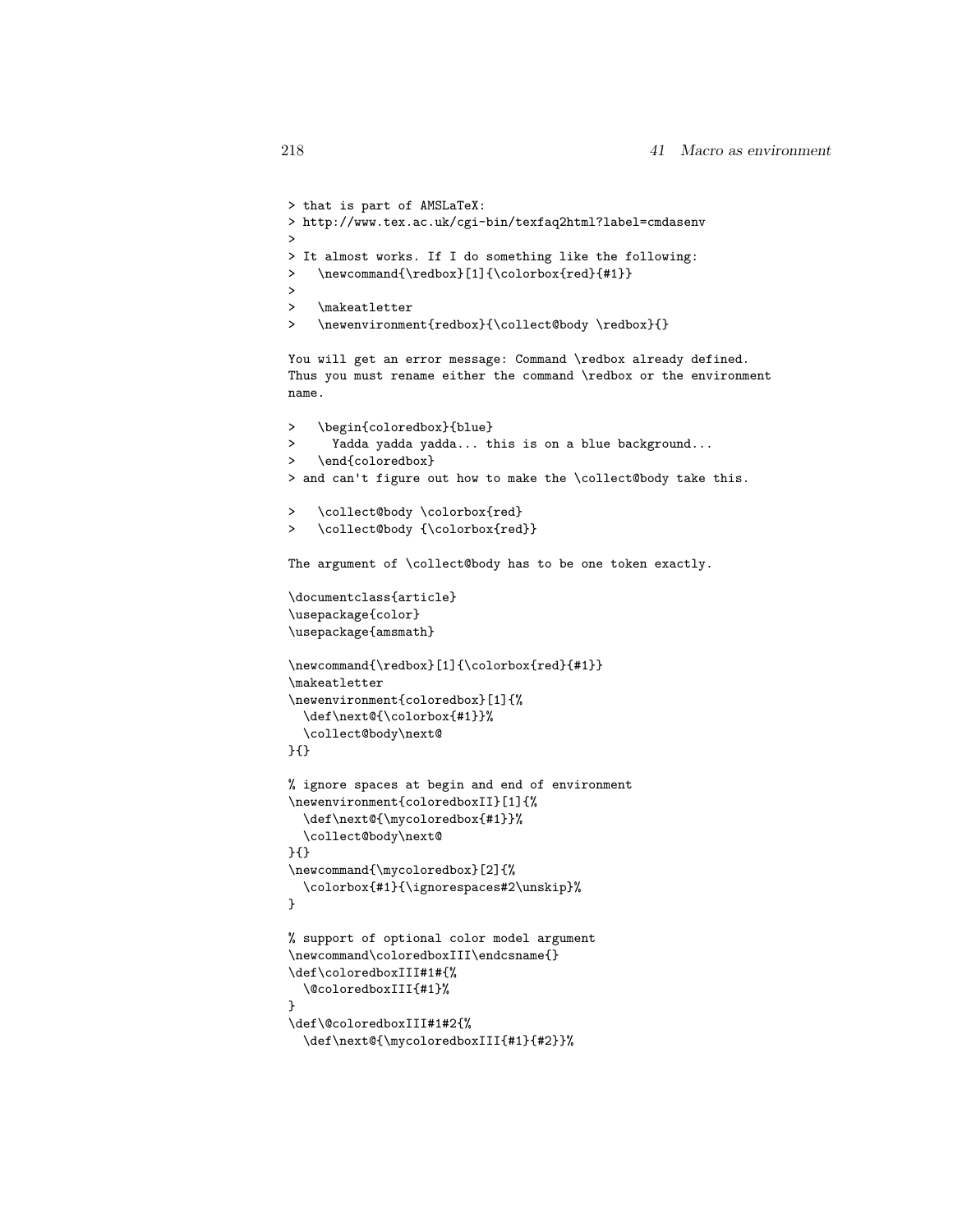```
> that is part of AMSLaTeX:
> http://www.tex.ac.uk/cgi-bin/texfaq2html?label=cmdasenv
>
> It almost works. If I do something like the following:
>   \newcommand{\redbox}[1]{\colorbox{red}{#1}}
>
>   \makeatletter
>   \newenvironment{redbox}{\collect@body \redbox}{}
```

```
You will get an error message: Command \redbox already defined.
Thus you must rename either the command \redbox or the environment
name.
```

```
>   \begin{coloredbox}{blue}
>     Yadda yadda yadda... this is on a blue background...
>   \end{coloredbox}
> and can't figure out how to make the \collect@body take this.
```

```
>   \collect@body \colorbox{red}
>   \collect@body {\colorbox{red}}
```

```
The argument of \collect@body has to be one token exactly.
```

```
\documentclass{article}
\usepackage{color}
\usepackage{amsmath}

\newcommand{\redbox}[1]{\colorbox{red}{#1}}
\makeatletter
\newenvironment{coloredbox}[1]{%
  \def\next@{\colorbox{#1}}%
  \collect@body\next@
}{}

% ignore spaces at begin and end of environment
\newenvironment{coloredboxII}[1]{%
  \def\next@{\mycoloredbox{#1}}%
  \collect@body\next@
}{}
\newcommand{\mycoloredbox}[2]{%
  \colorbox{#1}{\ignorespaces#2\unskip}%
}

% support of optional color model argument
\newcommand\coloredboxIII\endcsname{}
\def\coloredboxIII#1#{%
  \@coloredboxIII{#1}%
}
\def\@coloredboxIII#1#2{%
  \def\next@{\mycoloredboxIII{#1}{#2}}%
```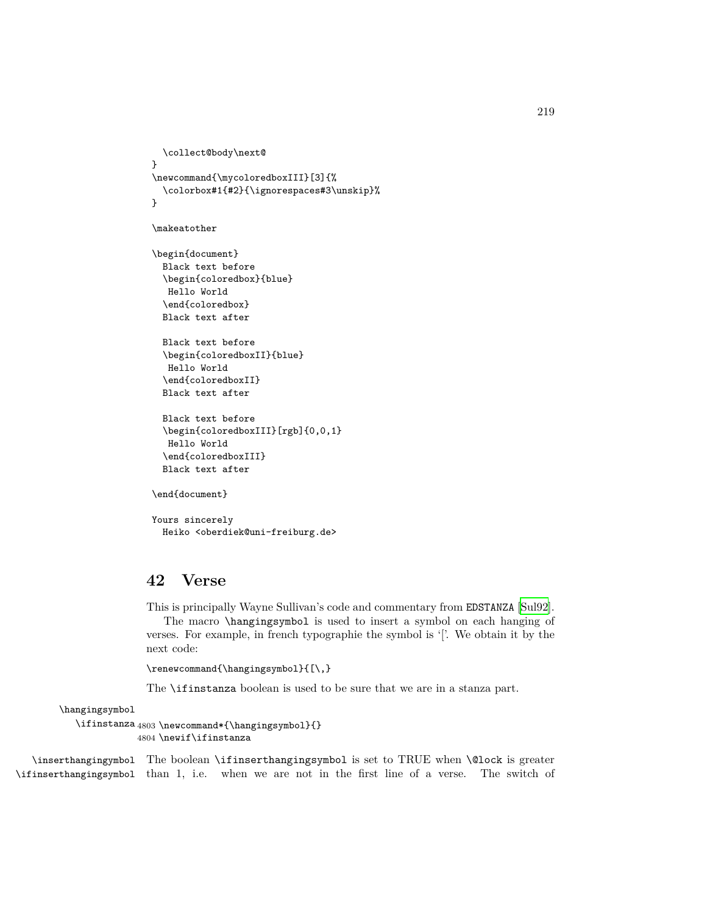```
  \collect@body\next@
}
\newcommand{\mycoloredboxIII}[3]{%
  \colorbox#1{#2}{\ignorespaces#3\unskip}%
}

\makeatother

\begin{document}
  Black text before
  \begin{coloredbox}{blue}
   Hello World
  \end{coloredbox}
  Black text after

  Black text before
  \begin{coloredboxII}{blue}
   Hello World
  \end{coloredboxII}
  Black text after

  Black text before
  \begin{coloredboxIII}[rgb]{0,0,1}
   Hello World
  \end{coloredboxIII}
  Black text after

\end{document}

Yours sincerely
  Heiko <oberdiek@uni-freiburg.de>
```

## 42 Verse

This is principally Wayne Sullivan's code and commentary from EDSTANZA [Sul92].

The macro `\hangingsymbol` is used to insert a symbol on each hanging of verses. For example, in french typographie the symbol is '['. We obtain it by the next code:

```
\renewcommand{\hangingsymbol}{[\,}
```

The `\ifinstanza` boolean is used to be sure that we are in a stanza part.

`\hangingsymbol`
`\ifinstanza`

```
4803 \newcommand*{\hangingsymbol}{}
4804 \newif\ifinstanza
```

`\inserthangingymbol`
`\ifinserthangingsymbol`

The boolean `\ifinserthangingsymbol` is set to TRUE when `\@lock` is greater than 1, i.e. when we are not in the first line of a verse. The switch of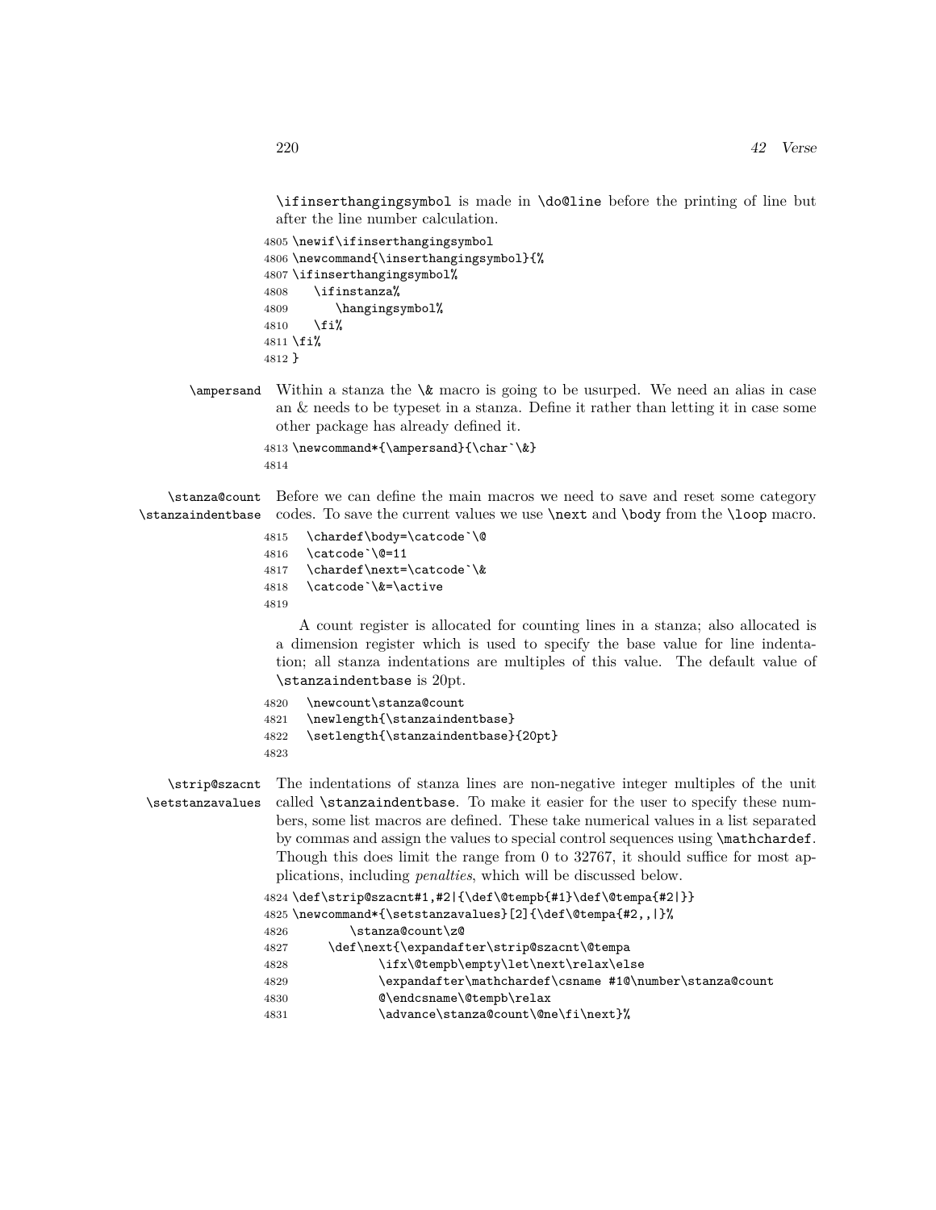\ifinserthangingsymbol is made in \do@line before the printing of line but after the line number calculation.

```
4805 \newif\ifinserthangingsymbol
4806 \newcommand{\inserthangingsymbol}{%
4807 \ifinserthangingsymbol%
4808    \ifinstanza%
4809       \hangingsymbol%
4810    \fi%
4811 \fi%
4812 }
```

\ampersand — Within a stanza the \& macro is going to be usurped. We need an alias in case an & needs to be typeset in a stanza. Define it rather than letting it in case some other package has already defined it.

```
4813 \newcommand*{\ampersand}{\char`\&}
4814
```

\stanza@count
\stanzaindentbase — Before we can define the main macros we need to save and reset some category codes. To save the current values we use \next and \body from the \loop macro.

```
4815   \chardef\body=\catcode`\@
4816   \catcode`\@=11
4817   \chardef\next=\catcode`\&
4818   \catcode`\&=\active
4819
```

A count register is allocated for counting lines in a stanza; also allocated is a dimension register which is used to specify the base value for line indentation; all stanza indentations are multiples of this value. The default value of \stanzaindentbase is 20pt.

```
4820   \newcount\stanza@count
4821   \newlength{\stanzaindentbase}
4822   \setlength{\stanzaindentbase}{20pt}
4823
```

\strip@szacnt
\setstanzavalues — The indentations of stanza lines are non-negative integer multiples of the unit called \stanzaindentbase. To make it easier for the user to specify these numbers, some list macros are defined. These take numerical values in a list separated by commas and assign the values to special control sequences using \mathchardef. Though this does limit the range from 0 to 32767, it should suffice for most applications, including *penalties*, which will be discussed below.

```
4824 \def\strip@szacnt#1,#2|{\def\@tempb{#1}\def\@tempa{#2|}}
4825 \newcommand*{\setstanzavalues}[2]{\def\@tempa{#2,,|}%
4826         \stanza@count\z@
4827      \def\next{\expandafter\strip@szacnt\@tempa
4828            \ifx\@tempb\empty\let\next\relax\else
4829            \expandafter\mathchardef\csname #1@\number\stanza@count
4830            @\endcsname\@tempb\relax
4831            \advance\stanza@count\@ne\fi\next}%
```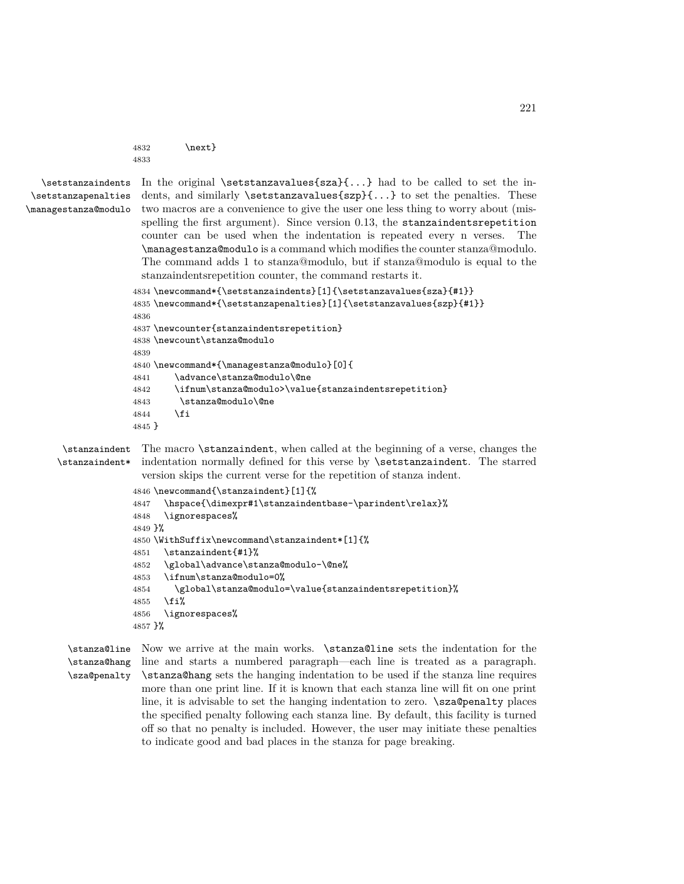```
4832        \next}
4833
```

**\setstanzaindents** **\setstanzapenalties** **\managestanza@modulo**

In the original `\setstanzavalues{sza}{...}` had to be called to set the indents, and similarly `\setstanzavalues{szp}{...}` to set the penalties. These two macros are a convenience to give the user one less thing to worry about (misspelling the first argument). Since version 0.13, the `stanzaindentsrepetition` counter can be used when the indentation is repeated every n verses. The `\managestanza@modulo` is a command which modifies the counter stanza@modulo. The command adds 1 to stanza@modulo, but if stanza@modulo is equal to the stanzaindentsrepetition counter, the command restarts it.

```
4834 \newcommand*{\setstanzaindents}[1]{\setstanzavalues{sza}{#1}}
4835 \newcommand*{\setstanzapenalties}[1]{\setstanzavalues{szp}{#1}}
4836
4837 \newcounter{stanzaindentsrepetition}
4838 \newcount\stanza@modulo
4839
4840 \newcommand*{\managestanza@modulo}[0]{
4841     \advance\stanza@modulo\@ne
4842     \ifnum\stanza@modulo>\value{stanzaindentsrepetition}
4843      \stanza@modulo\@ne
4844     \fi
4845 }
```

**\stanzaindent** **\stanzaindent***

The macro `\stanzaindent`, when called at the beginning of a verse, changes the indentation normally defined for this verse by `\setstanzaindent`. The starred version skips the current verse for the repetition of stanza indent.

```
4846 \newcommand{\stanzaindent}[1]{%
4847   \hspace{\dimexpr#1\stanzaindentbase-\parindent\relax}%
4848   \ignorespaces%
4849 }%
4850 \WithSuffix\newcommand\stanzaindent*[1]{%
4851   \stanzaindent{#1}%
4852   \global\advance\stanza@modulo-\@ne%
4853   \ifnum\stanza@modulo=0%
4854     \global\stanza@modulo=\value{stanzaindentsrepetition}%
4855   \fi%
4856   \ignorespaces%
4857 }%
```

**\stanza@line** **\stanza@hang** **\sza@penalty**

Now we arrive at the main works. `\stanza@line` sets the indentation for the line and starts a numbered paragraph—each line is treated as a paragraph. `\stanza@hang` sets the hanging indentation to be used if the stanza line requires more than one print line. If it is known that each stanza line will fit on one print line, it is advisable to set the hanging indentation to zero. `\sza@penalty` places the specified penalty following each stanza line. By default, this facility is turned off so that no penalty is included. However, the user may initiate these penalties to indicate good and bad places in the stanza for page breaking.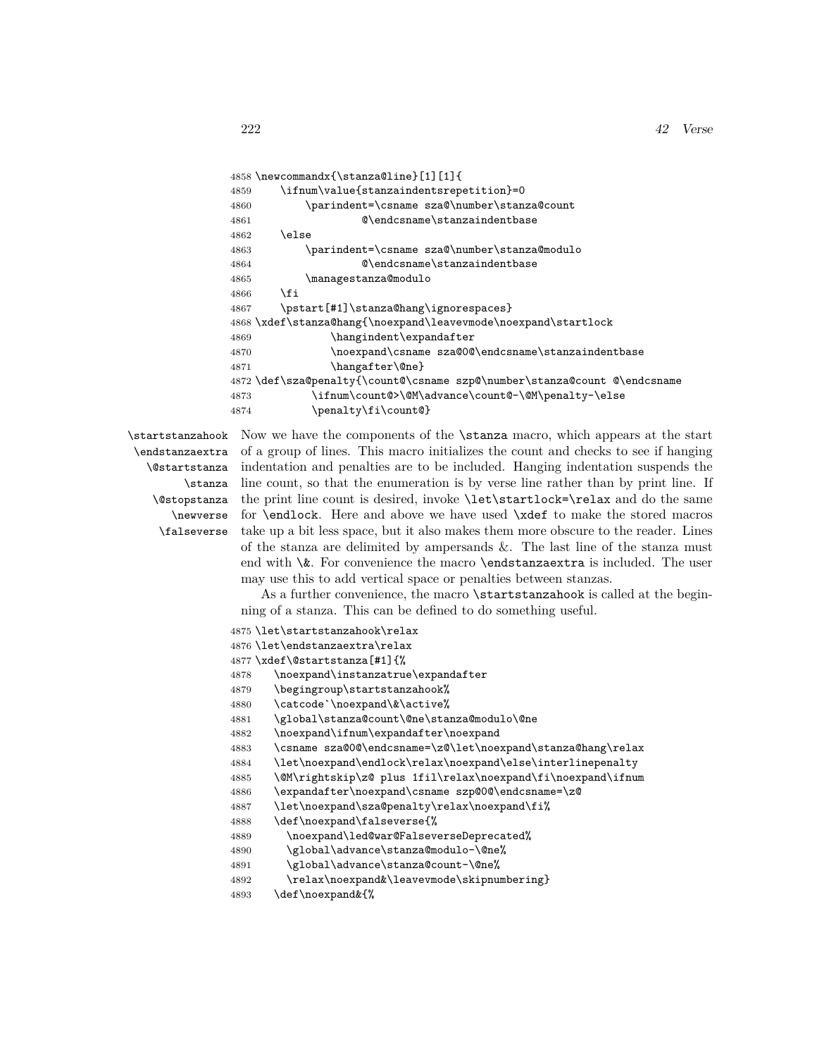```
4858 \newcommandx{\stanza@line}[1][1]{
4859     \ifnum\value{stanzaindentsrepetition}=0
4860         \parindent=\csname sza@\number\stanza@count
4861                 @\endcsname\stanzaindentbase
4862     \else
4863         \parindent=\csname sza@\number\stanza@modulo
4864                 @\endcsname\stanzaindentbase
4865         \managestanza@modulo
4866     \fi
4867     \pstart[#1]\stanza@hang\ignorespaces}
4868 \xdef\stanza@hang{\noexpand\leavevmode\noexpand\startlock
4869             \hangindent\expandafter
4870             \noexpand\csname sza@0@\endcsname\stanzaindentbase
4871             \hangafter\@ne}
4872 \def\sza@penalty{\count@\csname szp@\number\stanza@count @\endcsname
4873          \ifnum\count@>\@M\advance\count@-\@M\penalty-\else
4874          \penalty\fi\count@}
```

\startstanzahook \endstanzaextra \@startstanza \stanza \@stopstanza \newverse \falseverse

Now we have the components of the \stanza macro, which appears at the start of a group of lines. This macro initializes the count and checks to see if hanging indentation and penalties are to be included. Hanging indentation suspends the line count, so that the enumeration is by verse line rather than by print line. If the print line count is desired, invoke \let\startlock=\relax and do the same for \endlock. Here and above we have used \xdef to make the stored macros take up a bit less space, but it also makes them more obscure to the reader. Lines of the stanza are delimited by ampersands &. The last line of the stanza must end with \&. For convenience the macro \endstanzaextra is included. The user may use this to add vertical space or penalties between stanzas.

As a further convenience, the macro \startstanzahook is called at the beginning of a stanza. This can be defined to do something useful.

```
4875 \let\startstanzahook\relax
4876 \let\endstanzaextra\relax
4877 \xdef\@startstanza[#1]{%
4878    \noexpand\instanzatrue\expandafter
4879    \begingroup\startstanzahook%
4880    \catcode`\noexpand\&\active%
4881    \global\stanza@count\@ne\stanza@modulo\@ne
4882    \noexpand\ifnum\expandafter\noexpand
4883    \csname sza@0@\endcsname=\z@\let\noexpand\stanza@hang\relax
4884    \let\noexpand\endlock\relax\noexpand\else\interlinepenalty
4885    \@M\rightskip\z@ plus 1fil\relax\noexpand\fi\noexpand\ifnum
4886    \expandafter\noexpand\csname szp@0@\endcsname=\z@
4887    \let\noexpand\sza@penalty\relax\noexpand\fi%
4888    \def\noexpand\falseverse{%
4889      \noexpand\led@war@FalseverseDeprecated%
4890      \global\advance\stanza@modulo-\@ne%
4891      \global\advance\stanza@count-\@ne%
4892      \relax\noexpand&\leavevmode\skipnumbering}
4893    \def\noexpand&{%
```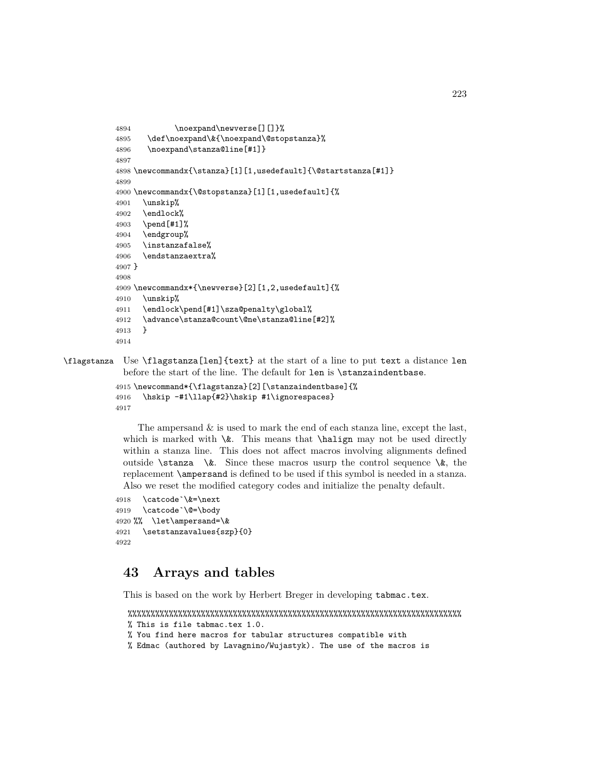```
4894          \noexpand\newverse[][]}%
4895    \def\noexpand\&{\noexpand\@stopstanza}%
4896    \noexpand\stanza@line[#1]}
4897
4898 \newcommandx{\stanza}[1][1,usedefault]{\@startstanza[#1]}
4899
4900 \newcommandx{\@stopstanza}[1][1,usedefault]{%
4901   \unskip%
4902   \endlock%
4903   \pend[#1]%
4904   \endgroup%
4905   \instanzafalse%
4906   \endstanzaextra%
4907 }
4908
4909 \newcommandx*{\newverse}[2][1,2,usedefault]{%
4910   \unskip%
4911   \endlock\pend[#1]\sza@penalty\global%
4912   \advance\stanza@count\@ne\stanza@line[#2]%
4913   }
4914
```

\flagstanza Use `\flagstanza[len]{text}` at the start of a line to put `text` a distance `len` before the start of the line. The default for `len` is `\stanzaindentbase`.

```
4915 \newcommand*{\flagstanza}[2][\stanzaindentbase]{%
4916   \hskip -#1\llap{#2}\hskip #1\ignorespaces}
4917
```

The ampersand & is used to mark the end of each stanza line, except the last, which is marked with `\&`. This means that `\halign` may not be used directly within a stanza line. This does not affect macros involving alignments defined outside `\stanza \&`. Since these macros usurp the control sequence `\&`, the replacement `\ampersand` is defined to be used if this symbol is needed in a stanza. Also we reset the modified category codes and initialize the penalty default.

```
4918   \catcode`\&=\next
4919   \catcode`\@=\body
4920 %%  \let\ampersand=\&
4921   \setstanzavalues{szp}{0}
4922
```

## 43 Arrays and tables

This is based on the work by Herbert Breger in developing `tabmac.tex`.

```
%%%%%%%%%%%%%%%%%%%%%%%%%%%%%%%%%%%%%%%%%%%%%%%%%%%%%%%%%%%%%%%%%%%%%%%%
% This is file tabmac.tex 1.0.
% You find here macros for tabular structures compatible with
% Edmac (authored by Lavagnino/Wujastyk). The use of the macros is
```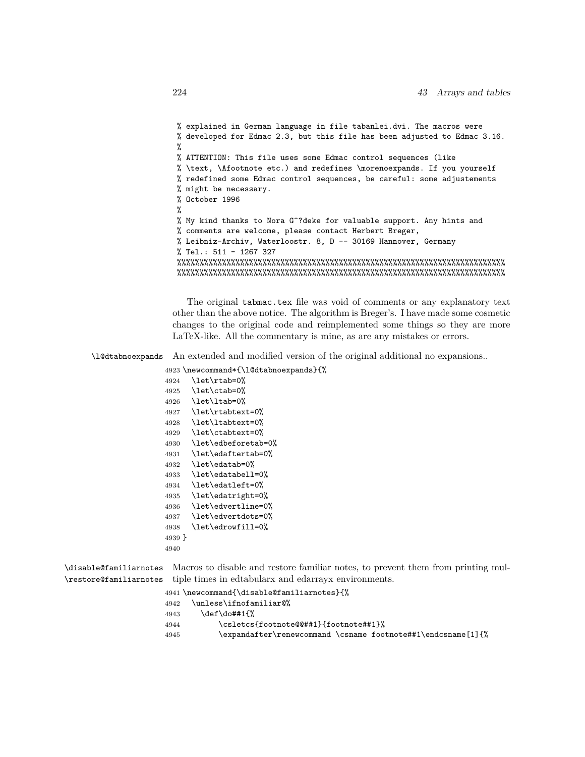```
% explained in German language in file tabanlei.dvi. The macros were
% developed for Edmac 2.3, but this file has been adjusted to Edmac 3.16.
%
% ATTENTION: This file uses some Edmac control sequences (like
% \text, \Afootnote etc.) and redefines \morenoexpands. If you yourself
% redefined some Edmac control sequences, be careful: some adjustements
% might be necessary.
% October 1996
%
% My kind thanks to Nora G^?deke for valuable support. Any hints and
% comments are welcome, please contact Herbert Breger,
% Leibniz-Archiv, Waterloostr. 8, D -- 30169 Hannover, Germany
% Tel.: 511 - 1267 327
%%%%%%%%%%%%%%%%%%%%%%%%%%%%%%%%%%%%%%%%%%%%%%%%%%%%%%%%%%%%%%%%%%%%%%%%%%
%%%%%%%%%%%%%%%%%%%%%%%%%%%%%%%%%%%%%%%%%%%%%%%%%%%%%%%%%%%%%%%%%%%%%%%%%%
```

The original `tabmac.tex` file was void of comments or any explanatory text other than the above notice. The algorithm is Breger's. I have made some cosmetic changes to the original code and reimplemented some things so they are more LaTeX-like. All the commentary is mine, as are any mistakes or errors.

`\l@dtabnoexpands` An extended and modified version of the original additional no expansions..

```
4923 \newcommand*{\l@dtabnoexpands}{%
4924   \let\rtab=0%
4925   \let\ctab=0%
4926   \let\ltab=0%
4927   \let\rtabtext=0%
4928   \let\ltabtext=0%
4929   \let\ctabtext=0%
4930   \let\edbeforetab=0%
4931   \let\edaftertab=0%
4932   \let\edatab=0%
4933   \let\edatabell=0%
4934   \let\edatleft=0%
4935   \let\edatright=0%
4936   \let\edvertline=0%
4937   \let\edvertdots=0%
4938   \let\edrowfill=0%
4939 }
4940
```

`\disable@familiarnotes` `\restore@familiarnotes` Macros to disable and restore familiar notes, to prevent them from printing multiple times in edtabularx and edarrayx environments.

```
4941 \newcommand{\disable@familiarnotes}{%
4942   \unless\ifnofamiliar@%
4943     \def\do##1{%
4944         \csletcs{footnote@@##1}{footnote##1}%
4945         \expandafter\renewcommand \csname footnote##1\endcsname[1]{%
```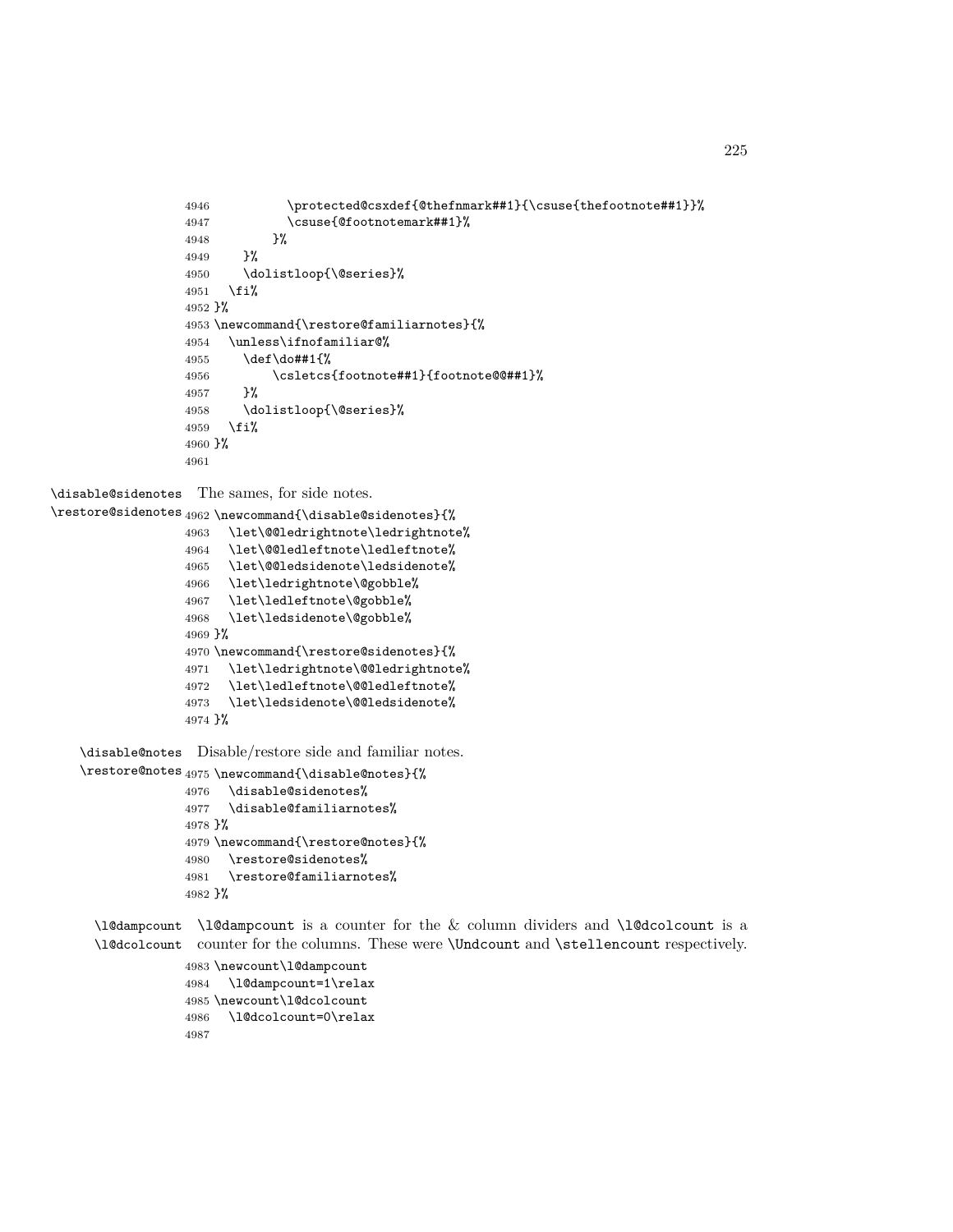```
4946          \protected@csxdef{@thefnmark##1}{\csuse{thefootnote##1}}%
4947          \csuse{@footnotemark##1}%
4948        }%
4949    }%
4950    \dolistloop{\@series}%
4951  \fi%
4952 }%
4953 \newcommand{\restore@familiarnotes}{%
4954  \unless\ifnofamiliar@%
4955    \def\do##1{%
4956       \csletcs{footnote##1}{footnote@@##1}%
4957    }%
4958    \dolistloop{\@series}%
4959  \fi%
4960 }%
4961
```

`\disable@sidenotes` `\restore@sidenotes` The sames, for side notes.

```
4962 \newcommand{\disable@sidenotes}{%
4963  \let\@@ledrightnote\ledrightnote%
4964  \let\@@ledleftnote\ledleftnote%
4965  \let\@@ledsidenote\ledsidenote%
4966  \let\ledrightnote\@gobble%
4967  \let\ledleftnote\@gobble%
4968  \let\ledsidenote\@gobble%
4969 }%
4970 \newcommand{\restore@sidenotes}{%
4971  \let\ledrightnote\@@ledrightnote%
4972  \let\ledleftnote\@@ledleftnote%
4973  \let\ledsidenote\@@ledsidenote%
4974 }%
```

`\disable@notes` `\restore@notes` Disable/restore side and familiar notes.

```
4975 \newcommand{\disable@notes}{%
4976  \disable@sidenotes%
4977  \disable@familiarnotes%
4978 }%
4979 \newcommand{\restore@notes}{%
4980  \restore@sidenotes%
4981  \restore@familiarnotes%
4982 }%
```

`\l@dampcount` `\l@dcolcount` `\l@dampcount` is a counter for the & column dividers and `\l@dcolcount` is a counter for the columns. These were `\Undcount` and `\stellencount` respectively.

```
4983 \newcount\l@dampcount
4984  \l@dampcount=1\relax
4985 \newcount\l@dcolcount
4986  \l@dcolcount=0\relax
4987
```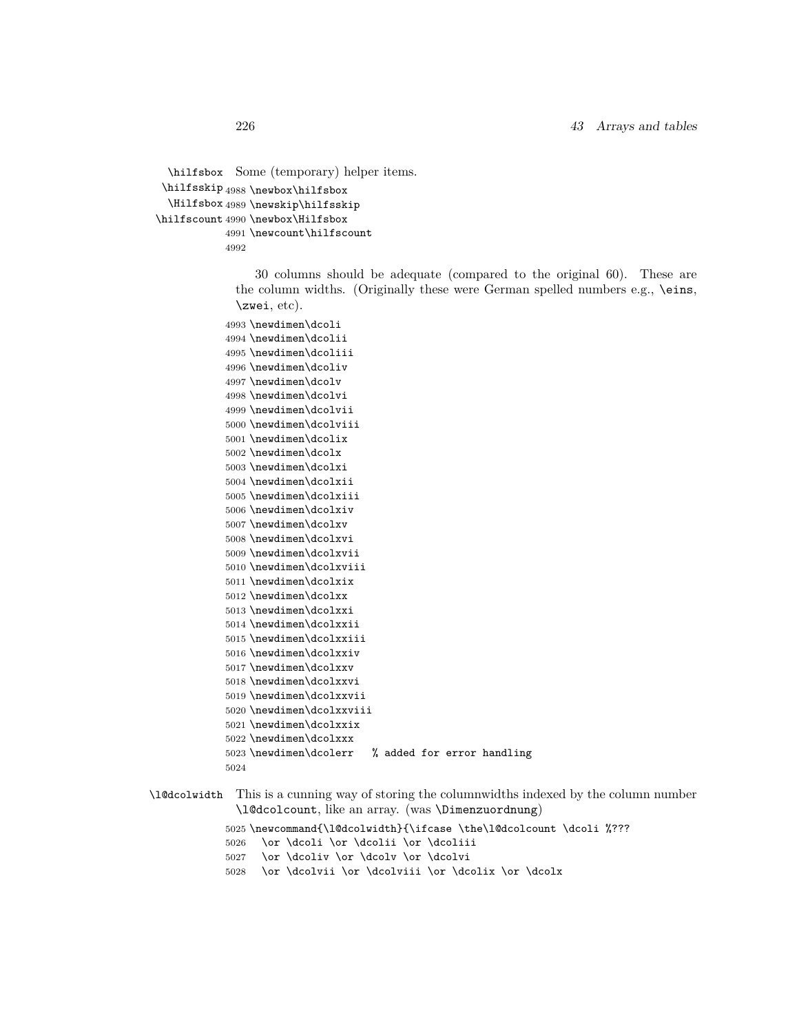`\hilfsbox` `\hilfsskip` `\Hilfsbox` `\hilfscount` Some (temporary) helper items.

```
4988 \newbox\hilfsbox
4989 \newskip\hilfsskip
4990 \newbox\Hilfsbox
4991 \newcount\hilfscount
4992
```

30 columns should be adequate (compared to the original 60). These are the column widths. (Originally these were German spelled numbers e.g., `\eins`, `\zwei`, etc).

```
4993 \newdimen\dcoli
4994 \newdimen\dcolii
4995 \newdimen\dcoliii
4996 \newdimen\dcoliv
4997 \newdimen\dcolv
4998 \newdimen\dcolvi
4999 \newdimen\dcolvii
5000 \newdimen\dcolviii
5001 \newdimen\dcolix
5002 \newdimen\dcolx
5003 \newdimen\dcolxi
5004 \newdimen\dcolxii
5005 \newdimen\dcolxiii
5006 \newdimen\dcolxiv
5007 \newdimen\dcolxv
5008 \newdimen\dcolxvi
5009 \newdimen\dcolxvii
5010 \newdimen\dcolxviii
5011 \newdimen\dcolxix
5012 \newdimen\dcolxx
5013 \newdimen\dcolxxi
5014 \newdimen\dcolxxii
5015 \newdimen\dcolxxiii
5016 \newdimen\dcolxxiv
5017 \newdimen\dcolxxv
5018 \newdimen\dcolxxvi
5019 \newdimen\dcolxxvii
5020 \newdimen\dcolxxviii
5021 \newdimen\dcolxxix
5022 \newdimen\dcolxxx
5023 \newdimen\dcolerr   % added for error handling
5024
```

`\l@dcolwidth` This is a cunning way of storing the columnwidths indexed by the column number `\l@dcolcount`, like an array. (was `\Dimenzuordnung`)

```
5025 \newcommand{\l@dcolwidth}{\ifcase \the\l@dcolcount \dcoli %???
5026   \or \dcoli \or \dcolii \or \dcoliii
5027   \or \dcoliv \or \dcolv \or \dcolvi
5028   \or \dcolvii \or \dcolviii \or \dcolix \or \dcolx
```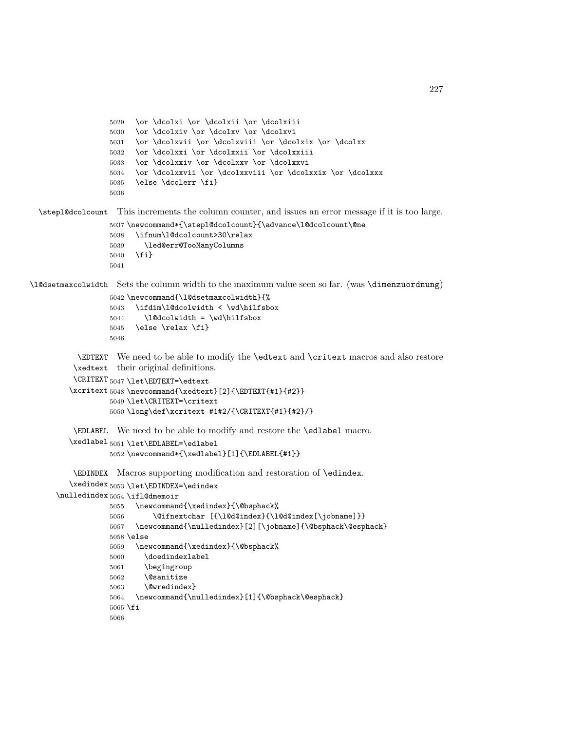```
5029   \or \dcolxi \or \dcolxii \or \dcolxiii
5030   \or \dcolxiv \or \dcolxv \or \dcolxvi
5031   \or \dcolxvii \or \dcolxviii \or \dcolxix \or \dcolxx
5032   \or \dcolxxi \or \dcolxxii \or \dcolxxiii
5033   \or \dcolxxiv \or \dcolxxv \or \dcolxxvi
5034   \or \dcolxxvii \or \dcolxxviii \or \dcolxxix \or \dcolxxx
5035   \else \dcolerr \fi}
5036
```

`\stepl@dcolcount` This increments the column counter, and issues an error message if it is too large.

```
5037 \newcommand*{\stepl@dcolcount}{\advance\l@dcolcount\@ne
5038   \ifnum\l@dcolcount>30\relax
5039     \led@err@TooManyColumns
5040   \fi}
5041
```

`\l@dsetmaxcolwidth` Sets the column width to the maximum value seen so far. (was `\dimenzuordnung`)

```
5042 \newcommand{\l@dsetmaxcolwidth}{%
5043   \ifdim\l@dcolwidth < \wd\hilfsbox
5044     \l@dcolwidth = \wd\hilfsbox
5045   \else \relax \fi}
5046
```

`\EDTEXT` `\xedtext` `\CRITEXT` `\xcritext` We need to be able to modify the `\edtext` and `\critext` macros and also restore their original definitions.

```
5047 \let\EDTEXT=\edtext
5048 \newcommand{\xedtext}[2]{\EDTEXT{#1}{#2}}
5049 \let\CRITEXT=\critext
5050 \long\def\xcritext #1#2/{\CRITEXT{#1}{#2}/}
```

`\EDLABEL` `\xedlabel` We need to be able to modify and restore the `\edlabel` macro.

```
5051 \let\EDLABEL=\edlabel
5052 \newcommand*{\xedlabel}[1]{\EDLABEL{#1}}
```

`\EDINDEX` `\xedindex` `\nulledindex` Macros supporting modification and restoration of `\edindex`.

```
5053 \let\EDINDEX=\edindex
5054 \ifl@dmemoir
5055   \newcommand{\xedindex}{\@bsphack%
5056       \@ifnextchar [{\l@d@index}{\l@d@index[\jobname]}}
5057   \newcommand{\nulledindex}[2][\jobname]{\@bsphack\@esphack}
5058 \else
5059   \newcommand{\xedindex}{\@bsphack%
5060     \doedindexlabel
5061     \begingroup
5062     \@sanitize
5063     \@wredindex}
5064   \newcommand{\nulledindex}[1]{\@bsphack\@esphack}
5065 \fi
5066
```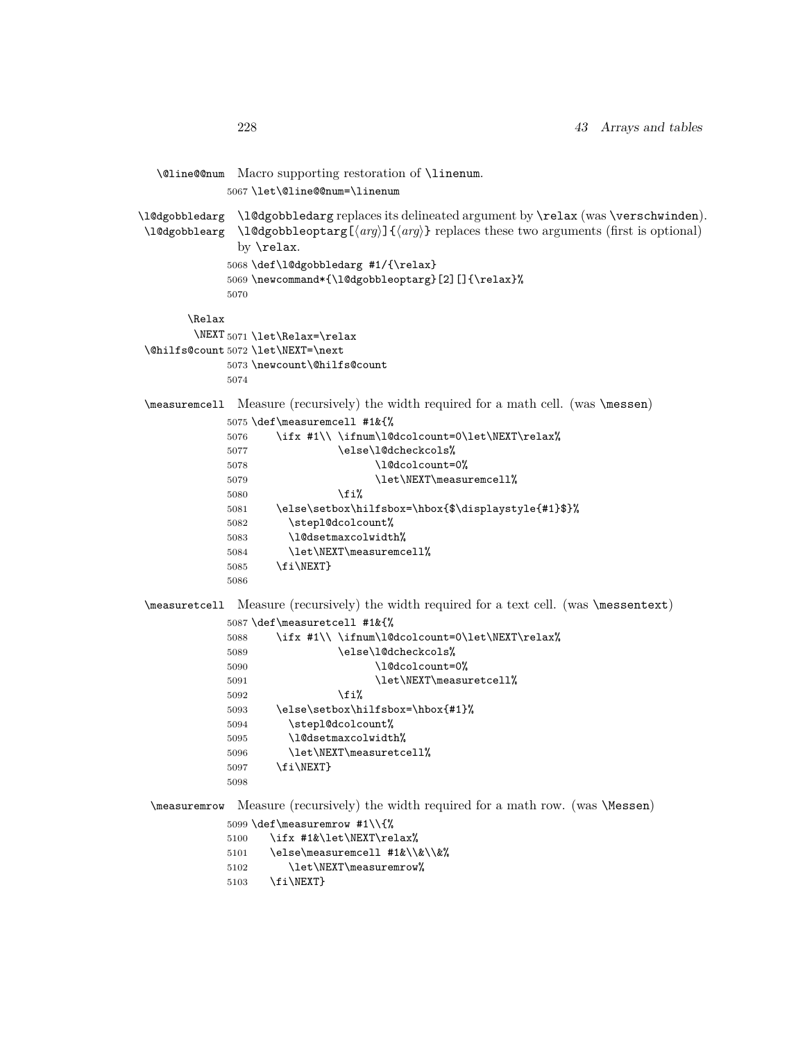\@line@@num Macro supporting restoration of \linenum.

```
5067 \let\@line@@num=\linenum
```

\l@dgobbledarg \l@dgobbleoptarg \l@dgobbledarg replaces its delineated argument by \relax (was \verschwinden). \l@dgobbleoptarg[⟨arg⟩]{⟨arg⟩} replaces these two arguments (first is optional) by \relax.

```
5068 \def\l@dgobbledarg #1/{\relax}
5069 \newcommand*{\l@dgobbleoptarg}[2][]{\relax}%
5070
```

\Relax \NEXT \@hilfs@count

```
5071 \let\Relax=\relax
5072 \let\NEXT=\next
5073 \newcount\@hilfs@count
5074
```

\measuremcell Measure (recursively) the width required for a math cell. (was \messen)

```
5075 \def\measuremcell #1&{%
5076     \ifx #1\\ \ifnum\l@dcolcount=0\let\NEXT\relax%
5077               \else\l@dcheckcols%
5078                     \l@dcolcount=0%
5079                     \let\NEXT\measuremcell%
5080               \fi%
5081     \else\setbox\hilfsbox=\hbox{$\displaystyle{#1}$}%
5082       \stepl@dcolcount%
5083       \l@dsetmaxcolwidth%
5084       \let\NEXT\measuremcell%
5085     \fi\NEXT}
5086
```

\measuretcell Measure (recursively) the width required for a text cell. (was \messentext)

```
5087 \def\measuretcell #1&{%
5088     \ifx #1\\ \ifnum\l@dcolcount=0\let\NEXT\relax%
5089               \else\l@dcheckcols%
5090                     \l@dcolcount=0%
5091                     \let\NEXT\measuretcell%
5092               \fi%
5093     \else\setbox\hilfsbox=\hbox{#1}%
5094       \stepl@dcolcount%
5095       \l@dsetmaxcolwidth%
5096       \let\NEXT\measuretcell%
5097     \fi\NEXT}
5098
```

\measuremrow Measure (recursively) the width required for a math row. (was \Messen)

```
5099 \def\measuremrow #1\\{%
5100    \ifx #1&\let\NEXT\relax%
5101    \else\measuremcell #1&\\&\\&%
5102       \let\NEXT\measuremrow%
5103    \fi\NEXT}
```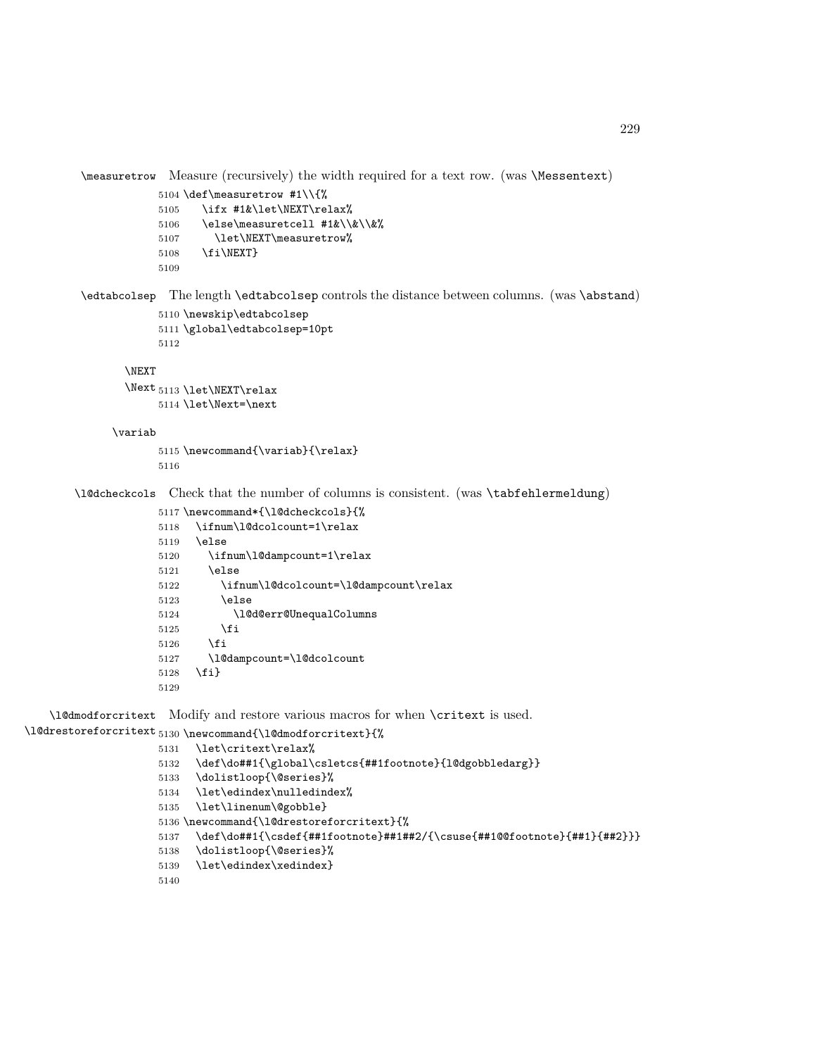\measuretrow Measure (recursively) the width required for a text row. (was \Messentext)

```
5104 \def\measuretrow #1\\{%
5105    \ifx #1&\let\NEXT\relax%
5106    \else\measuretcell #1&\\&\\&%
5107      \let\NEXT\measuretrow%
5108    \fi\NEXT}
5109
```

\edtabcolsep The length \edtabcolsep controls the distance between columns. (was \abstand)

```
5110 \newskip\edtabcolsep
5111 \global\edtabcolsep=10pt
5112
```

\NEXT
\Next

```
5113 \let\NEXT\relax
5114 \let\Next=\next
```

\variab

```
5115 \newcommand{\variab}{\relax}
5116
```

\l@dcheckcols Check that the number of columns is consistent. (was \tabfehlermeldung)

```
5117 \newcommand*{\l@dcheckcols}{%
5118   \ifnum\l@dcolcount=1\relax
5119   \else
5120     \ifnum\l@dampcount=1\relax
5121     \else
5122       \ifnum\l@dcolcount=\l@dampcount\relax
5123       \else
5124         \l@d@err@UnequalColumns
5125       \fi
5126     \fi
5127     \l@dampcount=\l@dcolcount
5128   \fi}
5129
```

\l@dmodforcritext
\l@drestoreforcritext Modify and restore various macros for when \critext is used.

```
5130 \newcommand{\l@dmodforcritext}{%
5131   \let\critext\relax%
5132   \def\do##1{\global\csletcs{##1footnote}{l@dgobbledarg}}
5133   \dolistloop{\@series}%
5134   \let\edindex\nulledindex%
5135   \let\linenum\@gobble}
5136 \newcommand{\l@drestoreforcritext}{%
5137   \def\do##1{\csdef{##1footnote}##1##2/{\csuse{##1@@footnote}{##1}{##2}}}
5138   \dolistloop{\@series}%
5139   \let\edindex\xedindex}
5140
```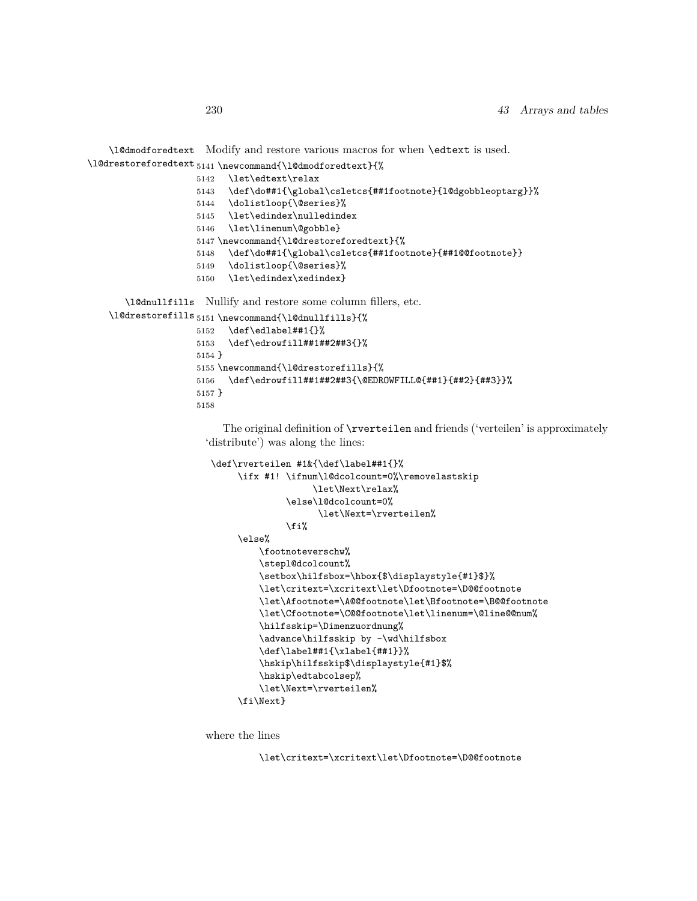`\l@dmodforedtext` `\l@drestoreforedtext` Modify and restore various macros for when `\edtext` is used.

```
5141 \newcommand{\l@dmodforedtext}{%
5142   \let\edtext\relax
5143   \def\do##1{\global\csletcs{##1footnote}{l@dgobbleoptarg}}%
5144   \dolistloop{\@series}%
5145   \let\edindex\nulledindex
5146   \let\linenum\@gobble}
5147 \newcommand{\l@drestoreforedtext}{%
5148   \def\do##1{\global\csletcs{##1footnote}{##1@@footnote}}
5149   \dolistloop{\@series}%
5150   \let\edindex\xedindex}
```

`\l@dnullfills` `\l@drestorefills` Nullify and restore some column fillers, etc.

```
5151 \newcommand{\l@dnullfills}{%
5152   \def\edlabel##1{}%
5153   \def\edrowfill##1##2##3{}%
5154 }
5155 \newcommand{\l@drestorefills}{%
5156   \def\edrowfill##1##2##3{\@EDROWFILL@{##1}{##2}{##3}}%
5157 }
5158
```

The original definition of `\rverteilen` and friends ('verteilen' is approximately 'distribute') was along the lines:

```
\def\rverteilen #1&{\def\label##1{}%
     \ifx #1! \ifnum\l@dcolcount=0%\removelastskip
                  \let\Next\relax%
             \else\l@dcolcount=0%
                   \let\Next=\rverteilen%
             \fi%
     \else%
         \footnoteverschw%
         \stepl@dcolcount%
         \setbox\hilfsbox=\hbox{$\displaystyle{#1}$}%
         \let\critext=\xcritext\let\Dfootnote=\D@@footnote
         \let\Afootnote=\A@@footnote\let\Bfootnote=\B@@footnote
         \let\Cfootnote=\C@@footnote\let\linenum=\@line@@num%
         \hilfsskip=\Dimenzuordnung%
         \advance\hilfsskip by -\wd\hilfsbox
         \def\label##1{\xlabel{##1}}%
         \hskip\hilfsskip$\displaystyle{#1}$%
         \hskip\edtabcolsep%
         \let\Next=\rverteilen%
     \fi\Next}
```

where the lines

```
         \let\critext=\xcritext\let\Dfootnote=\D@@footnote
```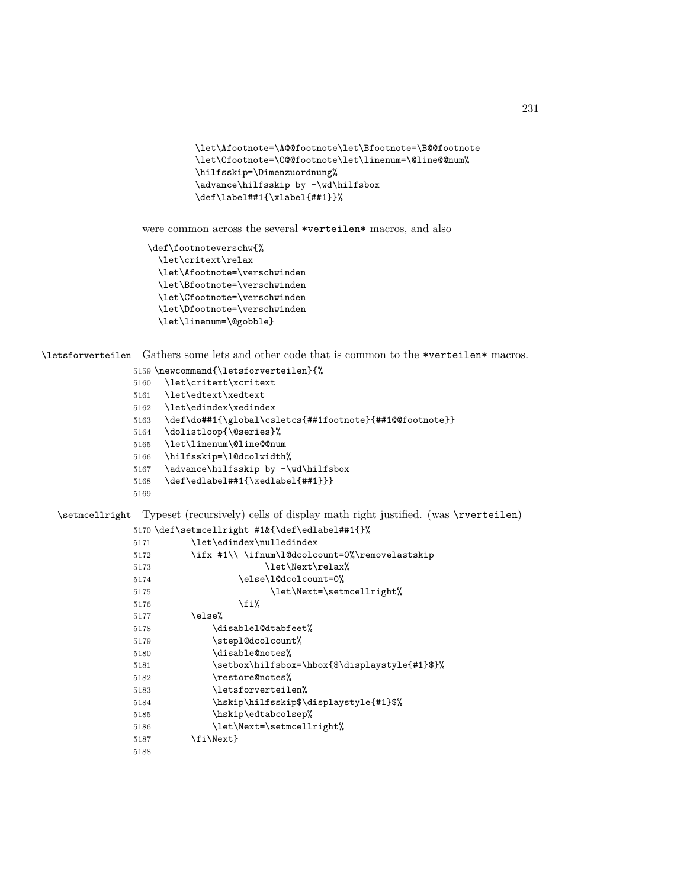```
\let\Afootnote=\A@@footnote\let\Bfootnote=\B@@footnote
\let\Cfootnote=\C@@footnote\let\linenum=\@line@@num%
\hilfsskip=\Dimenzuordnung%
\advance\hilfsskip by -\wd\hilfsbox
\def\label##1{\xlabel{##1}}%
```

were common across the several *verteilen* macros, and also

```
\def\footnoteverschw{%
  \let\critext\relax
  \let\Afootnote=\verschwinden
  \let\Bfootnote=\verschwinden
  \let\Cfootnote=\verschwinden
  \let\Dfootnote=\verschwinden
  \let\linenum=\@gobble}
```

`\letsforverteilen` Gathers some lets and other code that is common to the *verteilen* macros.

```
5159 \newcommand{\letsforverteilen}{%
5160   \let\critext\xcritext
5161   \let\edtext\xedtext
5162   \let\edindex\xedindex
5163   \def\do##1{\global\csletcs{##1footnote}{##1@@footnote}}
5164   \dolistloop{\@series}%
5165   \let\linenum\@line@@num
5166   \hilfsskip=\l@dcolwidth%
5167   \advance\hilfsskip by -\wd\hilfsbox
5168   \def\edlabel##1{\xedlabel{##1}}}
5169
```

`\setmcellright` Typeset (recursively) cells of display math right justified. (was `\rverteilen`)

```
5170 \def\setmcellright #1&{\def\edlabel##1{}%
5171       \let\edindex\nulledindex
5172       \ifx #1\\ \ifnum\l@dcolcount=0%\removelastskip
5173                   \let\Next\relax%
5174               \else\l@dcolcount=0%
5175                    \let\Next=\setmcellright%
5176               \fi%
5177       \else%
5178           \disablel@dtabfeet%
5179           \stepl@dcolcount%
5180           \disable@notes%
5181           \setbox\hilfsbox=\hbox{$\displaystyle{#1}$}%
5182           \restore@notes%
5183           \letsforverteilen%
5184           \hskip\hilfsskip$\displaystyle{#1}$%
5185           \hskip\edtabcolsep%
5186           \let\Next=\setmcellright%
5187       \fi\Next}
5188
```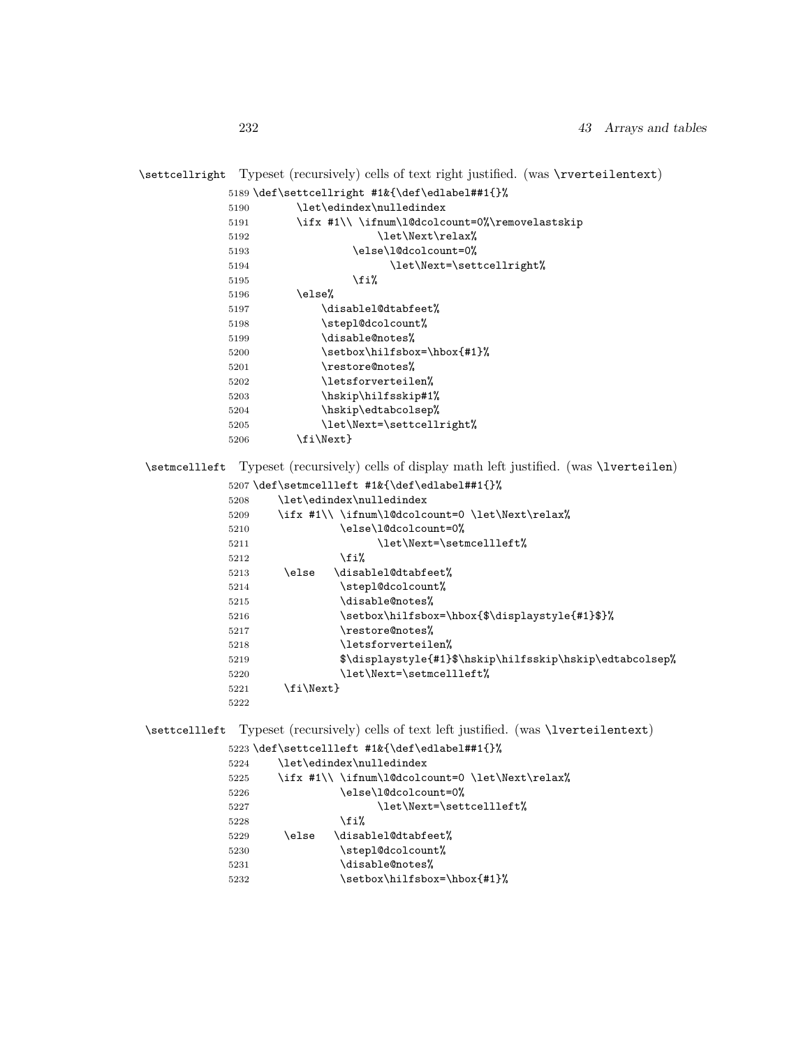`\settcellright` Typeset (recursively) cells of text right justified. (was `\rverteilentext`)

```
5189 \def\settcellright #1&{\def\edlabel##1{}%
5190       \let\edindex\nulledindex
5191       \ifx #1\\ \ifnum\l@dcolcount=0%\removelastskip
5192                  \let\Next\relax%
5193              \else\l@dcolcount=0%
5194                     \let\Next=\settcellright%
5195              \fi%
5196       \else%
5197           \disablel@dtabfeet%
5198           \stepl@dcolcount%
5199           \disable@notes%
5200           \setbox\hilfsbox=\hbox{#1}%
5201           \restore@notes%
5202           \letsforverteilen%
5203           \hskip\hilfsskip#1%
5204           \hskip\edtabcolsep%
5205           \let\Next=\settcellright%
5206       \fi\Next}
```

`\setmcellleft` Typeset (recursively) cells of display math left justified. (was `\lverteilen`)

```
5207 \def\setmcellleft #1&{\def\edlabel##1{}%
5208     \let\edindex\nulledindex
5209     \ifx #1\\ \ifnum\l@dcolcount=0 \let\Next\relax%
5210               \else\l@dcolcount=0%
5211                     \let\Next=\setmcellleft%
5212               \fi%
5213      \else   \disablel@dtabfeet%
5214               \stepl@dcolcount%
5215               \disable@notes%
5216               \setbox\hilfsbox=\hbox{$\displaystyle{#1}$}%
5217               \restore@notes%
5218               \letsforverteilen%
5219               $\displaystyle{#1}$\hskip\hilfsskip\hskip\edtabcolsep%
5220               \let\Next=\setmcellleft%
5221      \fi\Next}
5222
```

`\settcellleft` Typeset (recursively) cells of text left justified. (was `\lverteilentext`)

```
5223 \def\settcellleft #1&{\def\edlabel##1{}%
5224     \let\edindex\nulledindex
5225     \ifx #1\\ \ifnum\l@dcolcount=0 \let\Next\relax%
5226               \else\l@dcolcount=0%
5227                     \let\Next=\settcellleft%
5228               \fi%
5229      \else   \disablel@dtabfeet%
5230               \stepl@dcolcount%
5231               \disable@notes%
5232               \setbox\hilfsbox=\hbox{#1}%
```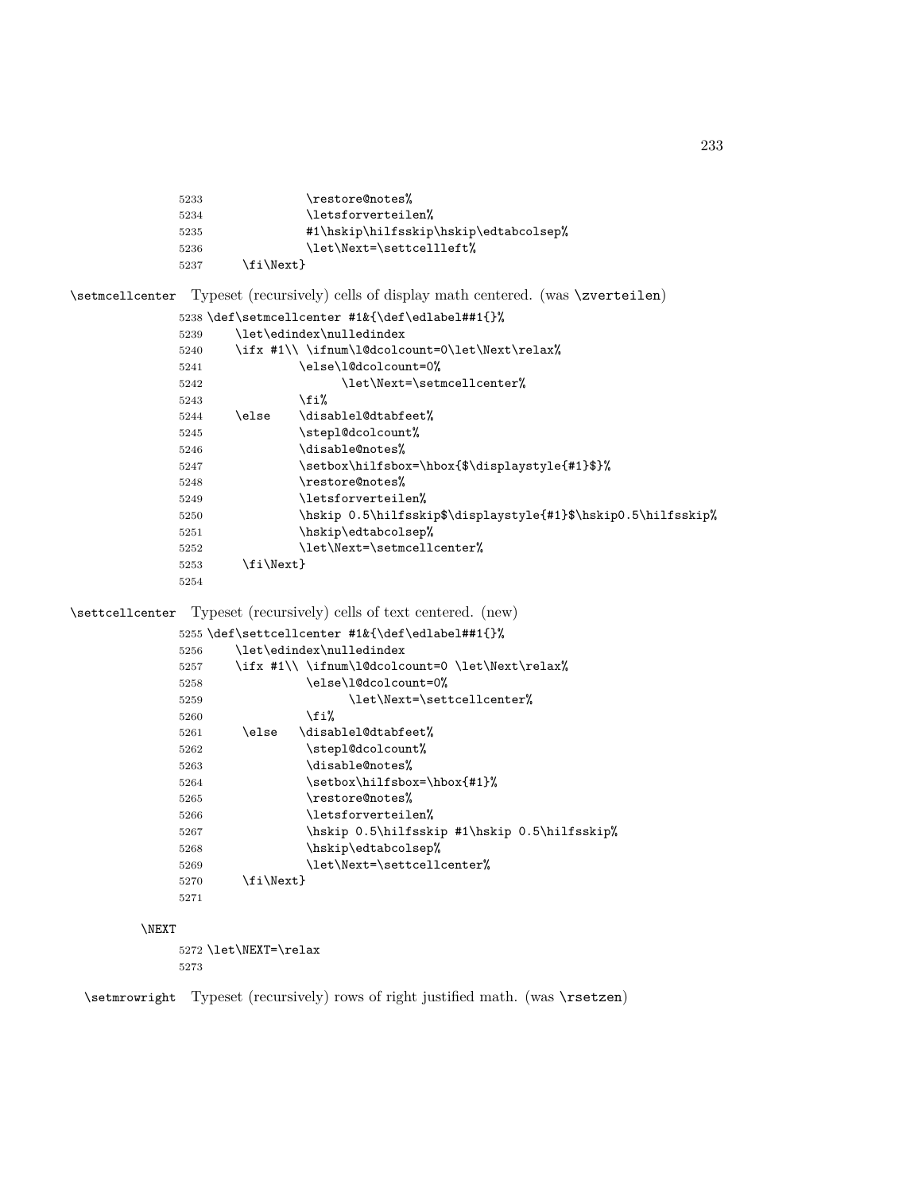```
5233              \restore@notes%
5234              \letsforverteilen%
5235              #1\hskip\hilfsskip\hskip\edtabcolsep%
5236              \let\Next=\settcellleft%
5237      \fi\Next}
```

`\setmcellcenter` Typeset (recursively) cells of display math centered. (was `\zverteilen`)

```
5238 \def\setmcellcenter #1&{\def\edlabel##1{}%
5239     \let\edindex\nulledindex
5240     \ifx #1\\ \ifnum\l@dcolcount=0\let\Next\relax%
5241             \else\l@dcolcount=0%
5242                  \let\Next=\setmcellcenter%
5243             \fi%
5244     \else    \disablel@dtabfeet%
5245             \stepl@dcolcount%
5246             \disable@notes%
5247             \setbox\hilfsbox=\hbox{$\displaystyle{#1}$}%
5248             \restore@notes%
5249             \letsforverteilen%
5250             \hskip 0.5\hilfsskip$\displaystyle{#1}$\hskip0.5\hilfsskip%
5251             \hskip\edtabcolsep%
5252             \let\Next=\setmcellcenter%
5253      \fi\Next}
5254
```

`\settcellcenter` Typeset (recursively) cells of text centered. (new)

```
5255 \def\settcellcenter #1&{\def\edlabel##1{}%
5256     \let\edindex\nulledindex
5257     \ifx #1\\ \ifnum\l@dcolcount=0 \let\Next\relax%
5258              \else\l@dcolcount=0%
5259                   \let\Next=\settcellcenter%
5260              \fi%
5261      \else   \disablel@dtabfeet%
5262              \stepl@dcolcount%
5263              \disable@notes%
5264              \setbox\hilfsbox=\hbox{#1}%
5265              \restore@notes%
5266              \letsforverteilen%
5267              \hskip 0.5\hilfsskip #1\hskip 0.5\hilfsskip%
5268              \hskip\edtabcolsep%
5269              \let\Next=\settcellcenter%
5270      \fi\Next}
5271
```

`\NEXT`

```
5272 \let\NEXT=\relax
5273
```

`\setmrowright` Typeset (recursively) rows of right justified math. (was `\rsetzen`)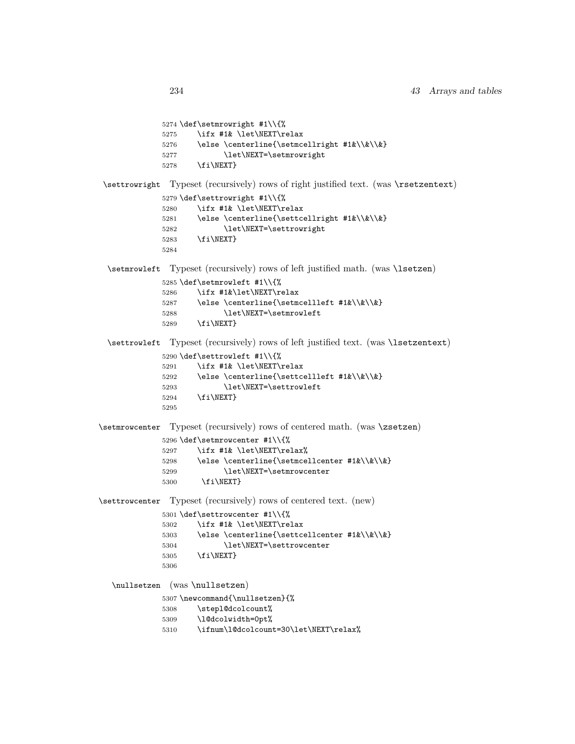```
5274 \def\setmrowright #1\\{%
5275     \ifx #1& \let\NEXT\relax
5276     \else \centerline{\setmcellright #1&\\&\\&}
5277           \let\NEXT=\setmrowright
5278     \fi\NEXT}
```

\settrowright Typeset (recursively) rows of right justified text. (was \rsetzentext)

```
5279 \def\settrowright #1\\{%
5280     \ifx #1& \let\NEXT\relax
5281     \else \centerline{\settcellright #1&\\&\\&}
5282           \let\NEXT=\settrowright
5283     \fi\NEXT}
5284
```

\setmrowleft Typeset (recursively) rows of left justified math. (was \lsetzen)

```
5285 \def\setmrowleft #1\\{%
5286     \ifx #1&\let\NEXT\relax
5287     \else \centerline{\setmcellleft #1&\\&\\&}
5288           \let\NEXT=\setmrowleft
5289     \fi\NEXT}
```

\settrowleft Typeset (recursively) rows of left justified text. (was \lsetzentext)

```
5290 \def\settrowleft #1\\{%
5291     \ifx #1& \let\NEXT\relax
5292     \else \centerline{\settcellleft #1&\\&\\&}
5293           \let\NEXT=\settrowleft
5294     \fi\NEXT}
5295
```

\setmrowcenter Typeset (recursively) rows of centered math. (was \zsetzen)

```
5296 \def\setmrowcenter #1\\{%
5297     \ifx #1& \let\NEXT\relax%
5298     \else \centerline{\setmcellcenter #1&\\&\\&}
5299           \let\NEXT=\setmrowcenter
5300      \fi\NEXT}
```

\settrowcenter Typeset (recursively) rows of centered text. (new)

```
5301 \def\settrowcenter #1\\{%
5302     \ifx #1& \let\NEXT\relax
5303     \else \centerline{\settcellcenter #1&\\&\\&}
5304           \let\NEXT=\settrowcenter
5305     \fi\NEXT}
5306
```

\nullsetzen (was \nullsetzen)

```
5307 \newcommand{\nullsetzen}{%
5308     \stepl@dcolcount%
5309     \l@dcolwidth=0pt%
5310     \ifnum\l@dcolcount=30\let\NEXT\relax%
```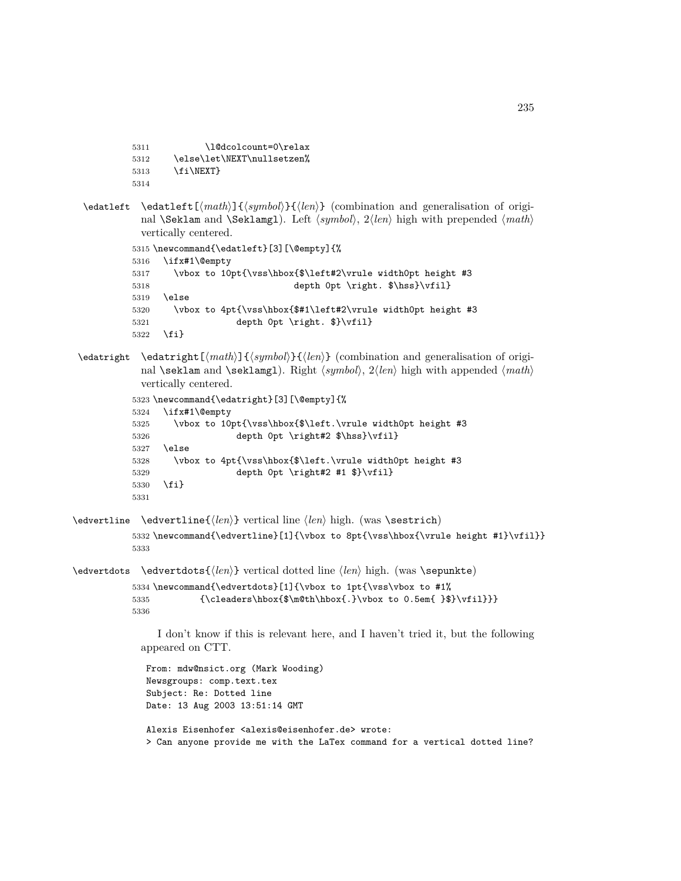```
5311          \l@dcolcount=0\relax
5312    \else\let\NEXT\nullsetzen%
5313    \fi\NEXT}
5314
```

`\edatleft` `\edatleft[⟨math⟩]{⟨symbol⟩}{⟨len⟩}` (combination and generalisation of original `\Seklam` and `\Seklamgl`). Left ⟨*symbol*⟩, 2⟨*len*⟩ high with prepended ⟨*math*⟩ vertically centered.

```
5315 \newcommand{\edatleft}[3][\@empty]{%
5316   \ifx#1\@empty
5317     \vbox to 10pt{\vss\hbox{$\left#2\vrule width0pt height #3
5318                              depth 0pt \right. $\hss}\vfil}
5319   \else
5320     \vbox to 4pt{\vss\hbox{$#1\left#2\vrule width0pt height #3
5321                 depth 0pt \right. $}\vfil}
5322   \fi}
```

`\edatright` `\edatright[⟨math⟩]{⟨symbol⟩}{⟨len⟩}` (combination and generalisation of original `\seklam` and `\seklamgl`). Right ⟨*symbol*⟩, 2⟨*len*⟩ high with appended ⟨*math*⟩ vertically centered.

```
5323 \newcommand{\edatright}[3][\@empty]{%
5324   \ifx#1\@empty
5325     \vbox to 10pt{\vss\hbox{$\left.\vrule width0pt height #3
5326                 depth 0pt \right#2 $\hss}\vfil}
5327   \else
5328     \vbox to 4pt{\vss\hbox{$\left.\vrule width0pt height #3
5329                 depth 0pt \right#2 #1 $}\vfil}
5330   \fi}
5331
```

`\edvertline` `\edvertline{⟨len⟩}` vertical line ⟨*len*⟩ high. (was `\sestrich`)

```
5332 \newcommand{\edvertline}[1]{\vbox to 8pt{\vss\hbox{\vrule height #1}\vfil}}
5333
```

`\edvertdots` `\edvertdots{⟨len⟩}` vertical dotted line ⟨*len*⟩ high. (was `\sepunkte`)

```
5334 \newcommand{\edvertdots}[1]{\vbox to 1pt{\vss\vbox to #1%
5335         {\cleaders\hbox{$\m@th\hbox{.}\vbox to 0.5em{ }$}\vfil}}}
5336
```

I don't know if this is relevant here, and I haven't tried it, but the following appeared on CTT.

```
From: mdw@nsict.org (Mark Wooding)
Newsgroups: comp.text.tex
Subject: Re: Dotted line
Date: 13 Aug 2003 13:51:14 GMT

Alexis Eisenhofer <alexis@eisenhofer.de> wrote:
> Can anyone provide me with the LaTex command for a vertical dotted line?
```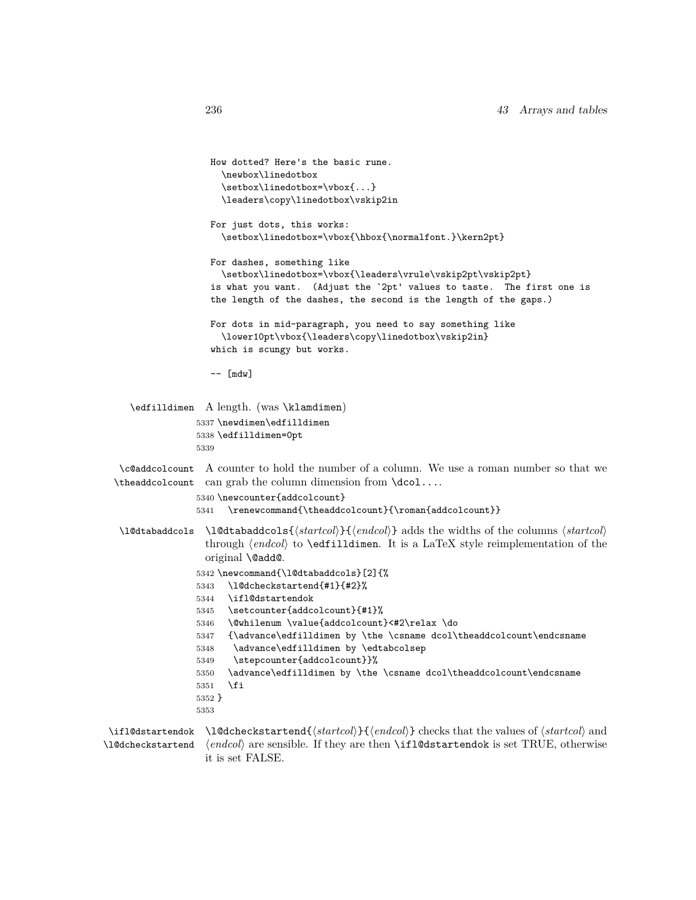```
How dotted? Here's the basic rune.
  \newbox\linedotbox
  \setbox\linedotbox=\vbox{...}
  \leaders\copy\linedotbox\vskip2in

For just dots, this works:
  \setbox\linedotbox=\vbox{\hbox{\normalfont.}\kern2pt}

For dashes, something like
  \setbox\linedotbox=\vbox{\leaders\vrule\vskip2pt\vskip2pt}
is what you want.  (Adjust the `2pt' values to taste.  The first one is
the length of the dashes, the second is the length of the gaps.)

For dots in mid-paragraph, you need to say something like
  \lower10pt\vbox{\leaders\copy\linedotbox\vskip2in}
which is scungy but works.

-- [mdw]
```

`\edfilldimen` A length. (was `\klamdimen`)

```
5337 \newdimen\edfilldimen
5338 \edfilldimen=0pt
5339
```

`\c@addcolcount` `\theaddcolcount` A counter to hold the number of a column. We use a roman number so that we can grab the column dimension from `\dcol...`.

```
5340 \newcounter{addcolcount}
5341   \renewcommand{\theaddcolcount}{\roman{addcolcount}}
```

`\l@dtabaddcols` `\l@dtabaddcols{⟨startcol⟩}{⟨endcol⟩}` adds the widths of the columns ⟨*startcol*⟩ through ⟨*endcol*⟩ to `\edfilldimen`. It is a LaTeX style reimplementation of the original `\@add@`.

```
5342 \newcommand{\l@dtabaddcols}[2]{%
5343   \l@dcheckstartend{#1}{#2}%
5344   \ifl@dstartendok
5345   \setcounter{addcolcount}{#1}%
5346   \@whilenum \value{addcolcount}<#2\relax \do
5347   {\advance\edfilldimen by \the \csname dcol\theaddcolcount\endcsname
5348    \advance\edfilldimen by \edtabcolsep
5349    \stepcounter{addcolcount}}%
5350   \advance\edfilldimen by \the \csname dcol\theaddcolcount\endcsname
5351   \fi
5352 }
5353
```

`\ifl@dstartendok` `\l@dcheckstartend` `\l@dcheckstartend{⟨startcol⟩}{⟨endcol⟩}` checks that the values of ⟨*startcol*⟩ and ⟨*endcol*⟩ are sensible. If they are then `\ifl@dstartendok` is set TRUE, otherwise it is set FALSE.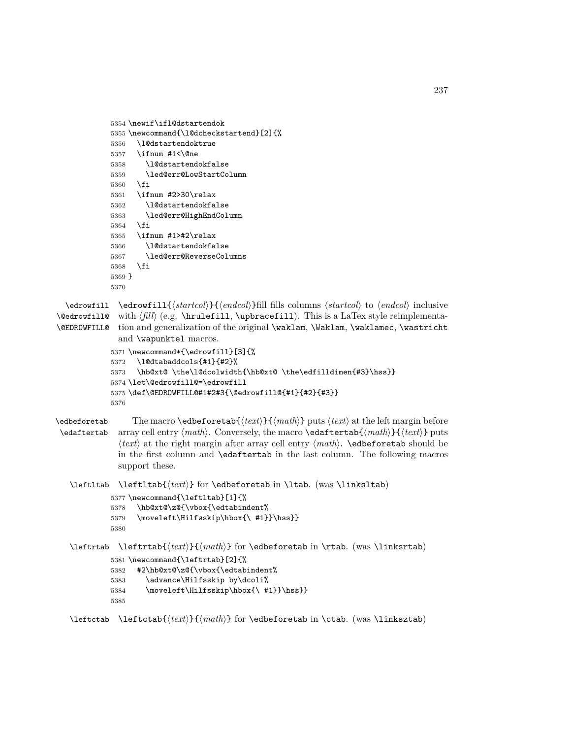```
5354 \newif\ifl@dstartendok
5355 \newcommand{\l@dcheckstartend}[2]{%
5356   \l@dstartendoktrue
5357   \ifnum #1<\@ne
5358     \l@dstartendokfalse
5359     \led@err@LowStartColumn
5360   \fi
5361   \ifnum #2>30\relax
5362     \l@dstartendokfalse
5363     \led@err@HighEndColumn
5364   \fi
5365   \ifnum #1>#2\relax
5366     \l@dstartendokfalse
5367     \led@err@ReverseColumns
5368   \fi
5369 }
5370
```

\edrowfill \@edrowfill@ \@EDROWFILL@

\edrowfill{⟨*startcol*⟩}{⟨*endcol*⟩}fill fills columns ⟨*startcol*⟩ to ⟨*endcol*⟩ inclusive with ⟨*fill*⟩ (e.g. \hrulefill, \upbracefill). This is a LaTex style reimplementation and generalization of the original \waklam, \Waklam, \waklamec, \wastricht and \wapunktel macros.

```
5371 \newcommand*{\edrowfill}[3]{%
5372   \l@dtabaddcols{#1}{#2}%
5373   \hb@xt@ \the\l@dcolwidth{\hb@xt@ \the\edfilldimen{#3}\hss}}
5374 \let\@edrowfill@=\edrowfill
5375 \def\@EDROWFILL@#1#2#3{\@edrowfill@{#1}{#2}{#3}}
5376
```

\edbeforetab \edaftertab

The macro \edbeforetab{⟨*text*⟩}{⟨*math*⟩} puts ⟨*text*⟩ at the left margin before array cell entry ⟨*math*⟩. Conversely, the macro \edaftertab{⟨*math*⟩}{⟨*text*⟩} puts ⟨*text*⟩ at the right margin after array cell entry ⟨*math*⟩. \edbeforetab should be in the first column and \edaftertab in the last column. The following macros support these.

\leftltab

\leftltab{⟨*text*⟩} for \edbeforetab in \ltab. (was \linksltab)

```
5377 \newcommand{\leftltab}[1]{%
5378   \hb@xt@\z@{\vbox{\edtabindent%
5379   \moveleft\Hilfsskip\hbox{\ #1}}\hss}}
5380
```

\leftrtab

\leftrtab{⟨*text*⟩}{⟨*math*⟩} for \edbeforetab in \rtab. (was \linksrtab)

```
5381 \newcommand{\leftrtab}[2]{%
5382   #2\hb@xt@\z@{\vbox{\edtabindent%
5383     \advance\Hilfsskip by\dcoli%
5384     \moveleft\Hilfsskip\hbox{\ #1}}\hss}}
5385
```

\leftctab

\leftctab{⟨*text*⟩}{⟨*math*⟩} for \edbeforetab in \ctab. (was \linksztab)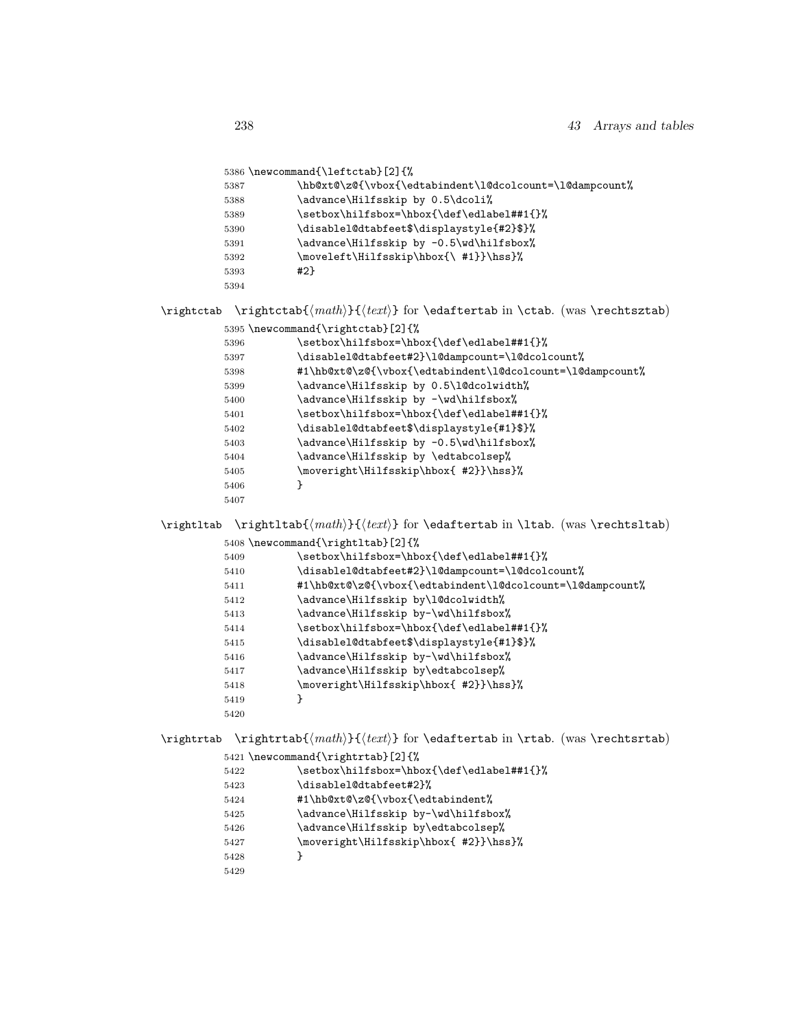```
5386 \newcommand{\leftctab}[2]{%
5387         \hb@xt@\z@{\vbox{\edtabindent\l@dcolcount=\l@dampcount%
5388         \advance\Hilfsskip by 0.5\dcoli%
5389         \setbox\hilfsbox=\hbox{\def\edlabel##1{}%
5390         \disablel@dtabfeet$\displaystyle{#2}$}%
5391         \advance\Hilfsskip by -0.5\wd\hilfsbox%
5392         \moveleft\Hilfsskip\hbox{\ #1}}\hss}%
5393         #2}
5394
```

\rightctab \rightctab{⟨*math*⟩}{⟨*text*⟩} for \edaftertab in \ctab. (was \rechtsztab)

```
5395 \newcommand{\rightctab}[2]{%
5396         \setbox\hilfsbox=\hbox{\def\edlabel##1{}%
5397         \disablel@dtabfeet#2}\l@dampcount=\l@dcolcount%
5398         #1\hb@xt@\z@{\vbox{\edtabindent\l@dcolcount=\l@dampcount%
5399         \advance\Hilfsskip by 0.5\l@dcolwidth%
5400         \advance\Hilfsskip by -\wd\hilfsbox%
5401         \setbox\hilfsbox=\hbox{\def\edlabel##1{}%
5402         \disablel@dtabfeet$\displaystyle{#1}$}%
5403         \advance\Hilfsskip by -0.5\wd\hilfsbox%
5404         \advance\Hilfsskip by \edtabcolsep%
5405         \moveright\Hilfsskip\hbox{ #2}}\hss}%
5406         }
5407
```

\rightltab \rightltab{⟨*math*⟩}{⟨*text*⟩} for \edaftertab in \ltab. (was \rechtsltab)

```
5408 \newcommand{\rightltab}[2]{%
5409         \setbox\hilfsbox=\hbox{\def\edlabel##1{}%
5410         \disablel@dtabfeet#2}\l@dampcount=\l@dcolcount%
5411         #1\hb@xt@\z@{\vbox{\edtabindent\l@dcolcount=\l@dampcount%
5412         \advance\Hilfsskip by\l@dcolwidth%
5413         \advance\Hilfsskip by-\wd\hilfsbox%
5414         \setbox\hilfsbox=\hbox{\def\edlabel##1{}%
5415         \disablel@dtabfeet$\displaystyle{#1}$}%
5416         \advance\Hilfsskip by-\wd\hilfsbox%
5417         \advance\Hilfsskip by\edtabcolsep%
5418         \moveright\Hilfsskip\hbox{ #2}}\hss}%
5419         }
5420
```

\rightrtab \rightrtab{⟨*math*⟩}{⟨*text*⟩} for \edaftertab in \rtab. (was \rechtsrtab)

```
5421 \newcommand{\rightrtab}[2]{%
5422         \setbox\hilfsbox=\hbox{\def\edlabel##1{}%
5423         \disablel@dtabfeet#2}%
5424         #1\hb@xt@\z@{\vbox{\edtabindent%
5425         \advance\Hilfsskip by-\wd\hilfsbox%
5426         \advance\Hilfsskip by\edtabcolsep%
5427         \moveright\Hilfsskip\hbox{ #2}}\hss}%
5428         }
5429
```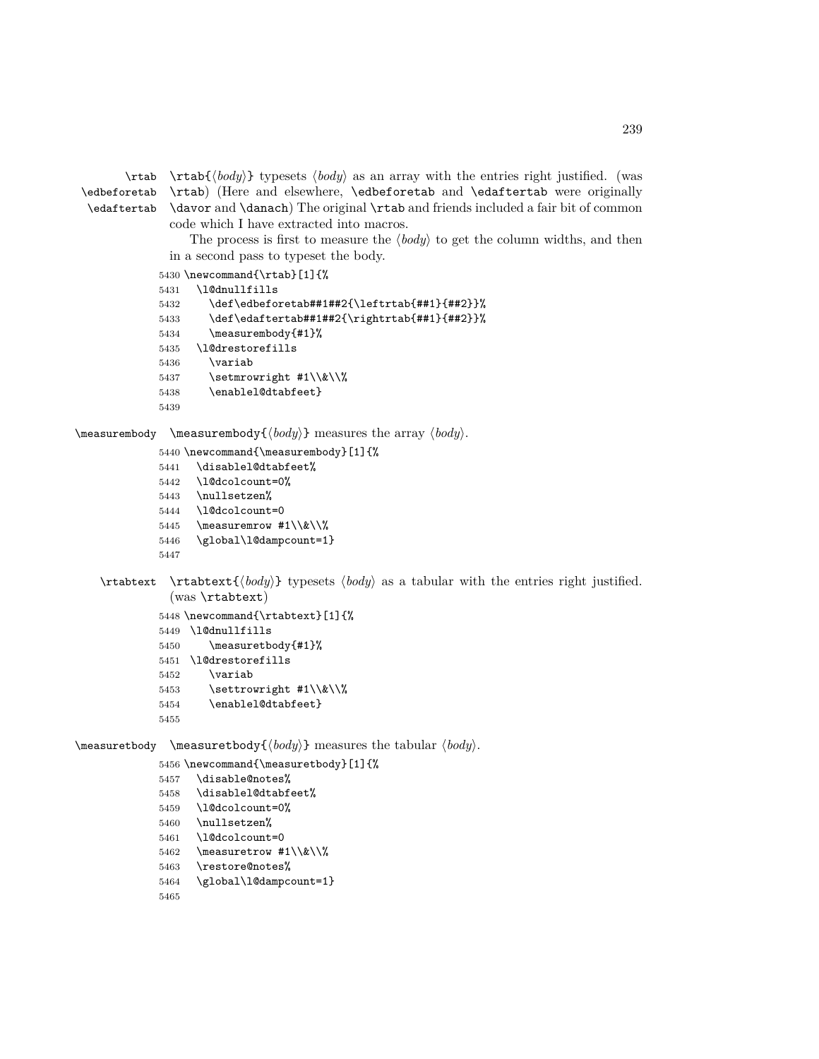\rtab
\edbeforetab
\edaftertab

`\rtab{⟨body⟩}` typesets ⟨*body*⟩ as an array with the entries right justified. (was `\rtab`) (Here and elsewhere, `\edbeforetab` and `\edaftertab` were originally `\davor` and `\danach`) The original `\rtab` and friends included a fair bit of common code which I have extracted into macros.

The process is first to measure the ⟨*body*⟩ to get the column widths, and then in a second pass to typeset the body.

```
5430 \newcommand{\rtab}[1]{%
5431   \l@dnullfills
5432     \def\edbeforetab##1##2{\leftrtab{##1}{##2}}%
5433     \def\edaftertab##1##2{\rightrtab{##1}{##2}}%
5434     \measurembody{#1}%
5435   \l@drestorefills
5436     \variab
5437     \setmrowright #1\\&\\%
5438     \enablel@dtabfeet}
5439
```

\measurembody

`\measurembody{⟨body⟩}` measures the array ⟨*body*⟩.

```
5440 \newcommand{\measurembody}[1]{%
5441   \disablel@dtabfeet%
5442   \l@dcolcount=0%
5443   \nullsetzen%
5444   \l@dcolcount=0
5445   \measuremrow #1\\&\\%
5446   \global\l@dampcount=1}
5447
```

\rtabtext

`\rtabtext{⟨body⟩}` typesets ⟨*body*⟩ as a tabular with the entries right justified. (was `\rtabtext`)

```
5448 \newcommand{\rtabtext}[1]{%
5449  \l@dnullfills
5450     \measuretbody{#1}%
5451  \l@drestorefills
5452     \variab
5453     \settrowright #1\\&\\%
5454     \enablel@dtabfeet}
5455
```

\measuretbody

`\measuretbody{⟨body⟩}` measures the tabular ⟨*body*⟩.

```
5456 \newcommand{\measuretbody}[1]{%
5457   \disable@notes%
5458   \disablel@dtabfeet%
5459   \l@dcolcount=0%
5460   \nullsetzen%
5461   \l@dcolcount=0
5462   \measuretrow #1\\&\\%
5463   \restore@notes%
5464   \global\l@dampcount=1}
5465
```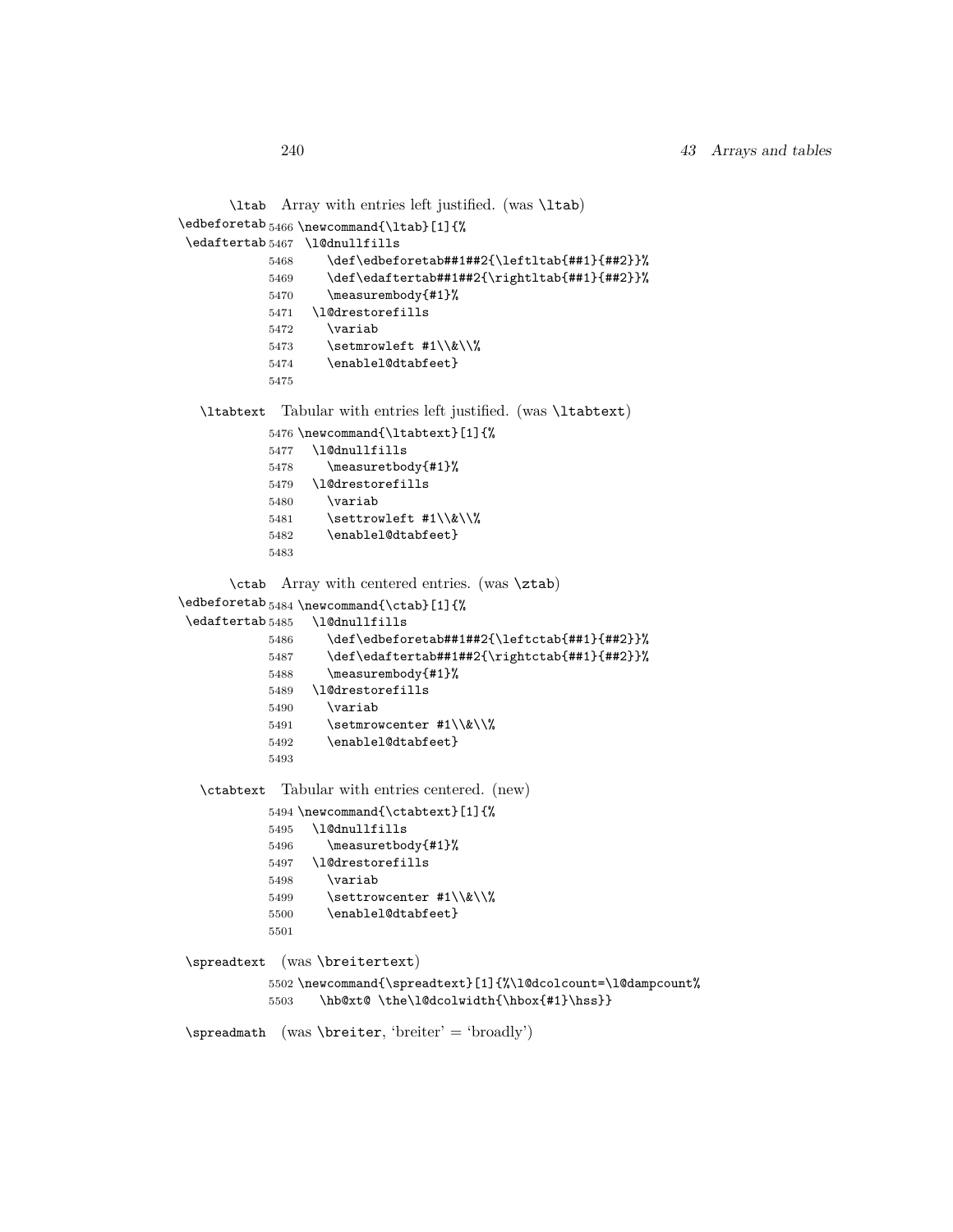\ltab Array with entries left justified. (was \ltab)

\edbeforetab \edaftertab

```
5466 \newcommand{\ltab}[1]{%
5467  \l@dnullfills
5468     \def\edbeforetab##1##2{\leftltab{##1}{##2}}%
5469     \def\edaftertab##1##2{\rightltab{##1}{##2}}%
5470     \measurembody{#1}%
5471   \l@drestorefills
5472     \variab
5473     \setmrowleft #1\\&\\%
5474     \enablel@dtabfeet}
5475
```

\ltabtext Tabular with entries left justified. (was \ltabtext)

```
5476 \newcommand{\ltabtext}[1]{%
5477   \l@dnullfills
5478     \measuretbody{#1}%
5479   \l@drestorefills
5480     \variab
5481     \settrowleft #1\\&\\%
5482     \enablel@dtabfeet}
5483
```

\ctab Array with centered entries. (was \ztab)

\edbeforetab \edaftertab

```
5484 \newcommand{\ctab}[1]{%
5485   \l@dnullfills
5486     \def\edbeforetab##1##2{\leftctab{##1}{##2}}%
5487     \def\edaftertab##1##2{\rightctab{##1}{##2}}%
5488     \measurembody{#1}%
5489   \l@drestorefills
5490     \variab
5491     \setmrowcenter #1\\&\\%
5492     \enablel@dtabfeet}
5493
```

\ctabtext Tabular with entries centered. (new)

```
5494 \newcommand{\ctabtext}[1]{%
5495   \l@dnullfills
5496     \measuretbody{#1}%
5497   \l@drestorefills
5498     \variab
5499     \settrowcenter #1\\&\\%
5500     \enablel@dtabfeet}
5501
```

\spreadtext (was \breitertext)

```
5502 \newcommand{\spreadtext}[1]{%\l@dcolcount=\l@dampcount%
5503    \hb@xt@ \the\l@dcolwidth{\hbox{#1}\hss}}
```

\spreadmath (was \breiter, 'breiter' = 'broadly')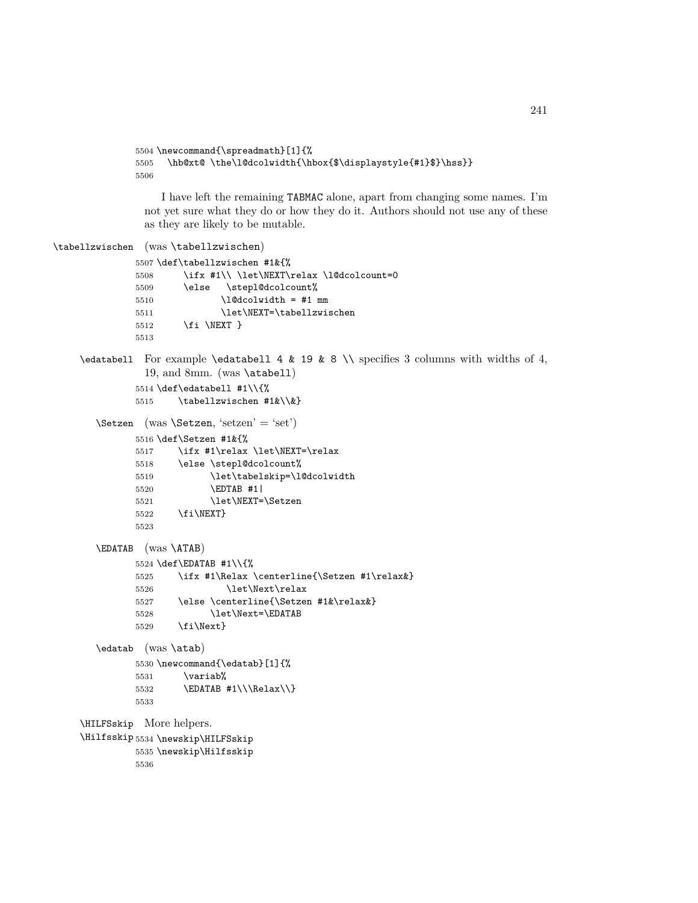```
5504 \newcommand{\spreadmath}[1]{%
5505   \hb@xt@ \the\l@dcolwidth{\hbox{$\displaystyle{#1}$}\hss}}
5506
```

I have left the remaining TABMAC alone, apart from changing some names. I'm not yet sure what they do or how they do it. Authors should not use any of these as they are likely to be mutable.

\tabellzwischen (was \tabellzwischen)

```
5507 \def\tabellzwischen #1&{%
5508      \ifx #1\\ \let\NEXT\relax \l@dcolcount=0
5509      \else   \stepl@dcolcount%
5510             \l@dcolwidth = #1 mm
5511             \let\NEXT=\tabellzwischen
5512      \fi \NEXT }
5513
```

\edatabell For example `\edatabell 4 & 19 & 8 \\` specifies 3 columns with widths of 4, 19, and 8mm. (was \atabell)

```
5514 \def\edatabell #1\\{%
5515     \tabellzwischen #1&\\&}
```

\Setzen (was \Setzen, 'setzen' = 'set')

```
5516 \def\Setzen #1&{%
5517     \ifx #1\relax \let\NEXT=\relax
5518     \else \stepl@dcolcount%
5519           \let\tabelskip=\l@dcolwidth
5520           \EDTAB #1|
5521           \let\NEXT=\Setzen
5522     \fi\NEXT}
5523
```

\EDATAB (was \ATAB)

```
5524 \def\EDATAB #1\\{%
5525     \ifx #1\Relax \centerline{\Setzen #1\relax&}
5526               \let\Next\relax
5527     \else \centerline{\Setzen #1&\relax&}
5528           \let\Next=\EDATAB
5529     \fi\Next}
```

\edatab (was \atab)

```
5530 \newcommand{\edatab}[1]{%
5531      \variab%
5532      \EDATAB #1\\\Relax\\}
5533
```

\HILFSskip \Hilfsskip More helpers.

```
5534 \newskip\HILFSskip
5535 \newskip\Hilfsskip
5536
```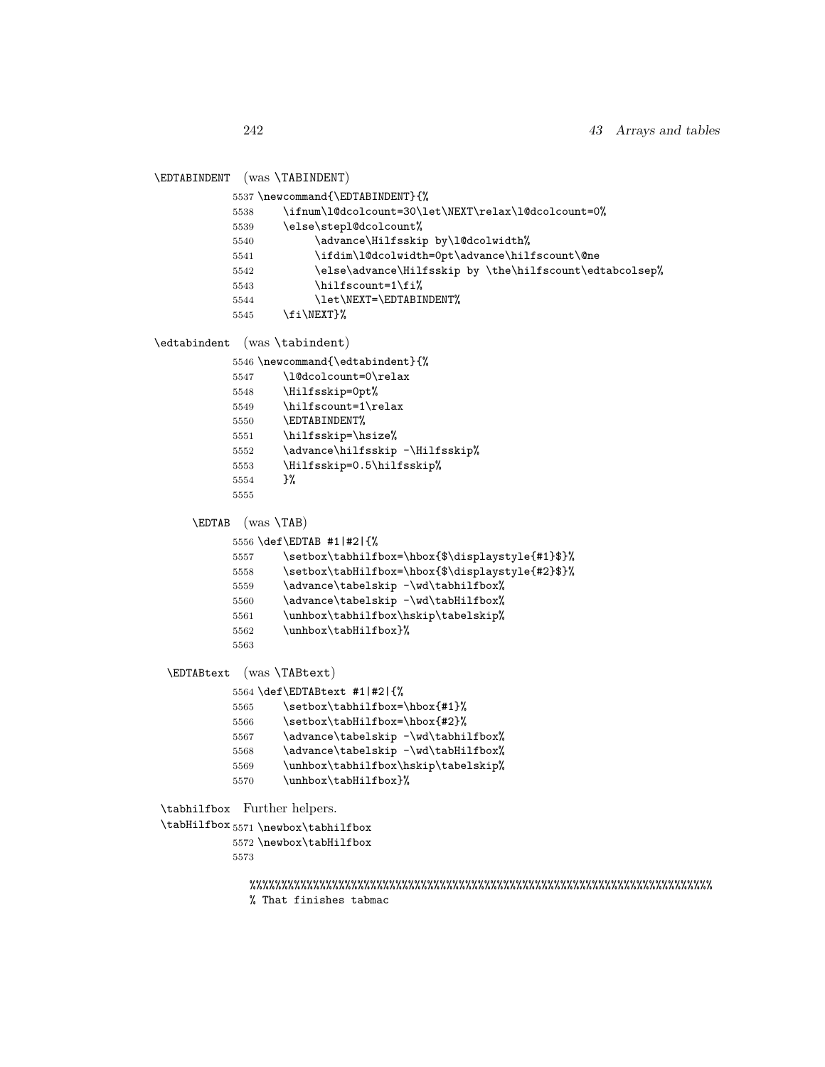\EDTABINDENT (was \TABINDENT)

```
5537 \newcommand{\EDTABINDENT}{%
5538     \ifnum\l@dcolcount=30\let\NEXT\relax\l@dcolcount=0%
5539     \else\stepl@dcolcount%
5540          \advance\Hilfsskip by\l@dcolwidth%
5541          \ifdim\l@dcolwidth=0pt\advance\hilfscount\@ne
5542          \else\advance\Hilfsskip by \the\hilfscount\edtabcolsep%
5543          \hilfscount=1\fi%
5544          \let\NEXT=\EDTABINDENT%
5545     \fi\NEXT}%
```

\edtabindent (was \tabindent)

```
5546 \newcommand{\edtabindent}{%
5547     \l@dcolcount=0\relax
5548     \Hilfsskip=0pt%
5549     \hilfscount=1\relax
5550     \EDTABINDENT%
5551     \hilfsskip=\hsize%
5552     \advance\hilfsskip -\Hilfsskip%
5553     \Hilfsskip=0.5\hilfsskip%
5554     }%
5555
```

\EDTAB (was \TAB)

```
5556 \def\EDTAB #1|#2|{%
5557     \setbox\tabhilfbox=\hbox{$\displaystyle{#1}$}%
5558     \setbox\tabHilfbox=\hbox{$\displaystyle{#2}$}%
5559     \advance\tabelskip -\wd\tabhilfbox%
5560     \advance\tabelskip -\wd\tabHilfbox%
5561     \unhbox\tabhilfbox\hskip\tabelskip%
5562     \unhbox\tabHilfbox}%
5563
```

\EDTABtext (was \TABtext)

```
5564 \def\EDTABtext #1|#2|{%
5565     \setbox\tabhilfbox=\hbox{#1}%
5566     \setbox\tabHilfbox=\hbox{#2}%
5567     \advance\tabelskip -\wd\tabhilfbox%
5568     \advance\tabelskip -\wd\tabHilfbox%
5569     \unhbox\tabhilfbox\hskip\tabelskip%
5570     \unhbox\tabHilfbox}%
```

\tabhilfbox \tabHilfbox Further helpers.

```
5571 \newbox\tabhilfbox
5572 \newbox\tabHilfbox
5573

%%%%%%%%%%%%%%%%%%%%%%%%%%%%%%%%%%%%%%%%%%%%%%%%%%%%%%%%%%%%%%%%%%%%%%
% That finishes tabmac
```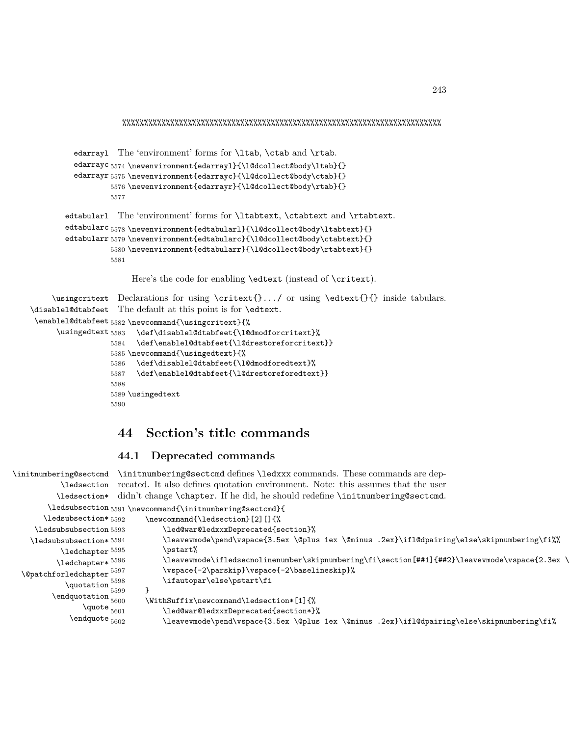%%%%%%%%%%%%%%%%%%%%%%%%%%%%%%%%%%%%%%%%%%%%%%%%%%%%%%%%%%%%%%%%%%%%%%%%%%%%%%%%

edarrayl edarrayc edarrayr

The 'environment' forms for \ltab, \ctab and \rtab.

```
5574 \newenvironment{edarrayl}{\l@dcollect@body\ltab}{}
5575 \newenvironment{edarrayc}{\l@dcollect@body\ctab}{}
5576 \newenvironment{edarrayr}{\l@dcollect@body\rtab}{}
5577
```

edtabularl edtabularc edtabularr

The 'environment' forms for \ltabtext, \ctabtext and \rtabtext.

```
5578 \newenvironment{edtabularl}{\l@dcollect@body\ltabtext}{}
5579 \newenvironment{edtabularc}{\l@dcollect@body\ctabtext}{}
5580 \newenvironment{edtabularr}{\l@dcollect@body\rtabtext}{}
5581
```

Here's the code for enabling \edtext (instead of \critext).

\usingcritext \disablel@dtabfeet \enablel@dtabfeet \usingedtext

Declarations for using \critext{}.../ or using \edtext{}{} inside tabulars. The default at this point is for \edtext.

```
5582 \newcommand{\usingcritext}{%
5583   \def\disablel@dtabfeet{\l@dmodforcritext}%
5584   \def\enablel@dtabfeet{\l@drestoreforcritext}}
5585 \newcommand{\usingedtext}{%
5586   \def\disablel@dtabfeet{\l@dmodforedtext}%
5587   \def\enablel@dtabfeet{\l@drestoreforedtext}}
5588
5589 \usingedtext
5590
```

# 44 Section's title commands

## 44.1 Deprecated commands

\initnumbering@sectcmd \ledsection \ledsection* \ledsubsection \ledsubsection* \ledsubsubsection \ledsubsubsection* \ledchapter \ledchapter* \@patchforledchapter \quotation \endquotation \quote \endquote

\initnumbering@sectcmd defines \ledxxx commands. These commands are deprecated. It also defines quotation environment. Note: this assumes that the user didn't change \chapter. If he did, he should redefine \initnumbering@sectcmd.

```
5591 \newcommand{\initnumbering@sectcmd}{
5592     \newcommand{\ledsection}[2][]{%
5593         \led@war@ledxxxDeprecated{section}%
5594         \leavevmode\pend\vspace{3.5ex \@plus 1ex \@minus .2ex}\ifl@dpairing\else\skipnumbering\fi%%
5595         \pstart%
5596         \leavevmode\ifledsecnolinenumber\skipnumbering\fi\section[##1]{##2}\leavevmode\vspace{2.3ex \
5597         \vspace{-2\parskip}\vspace{-2\baselineskip}%
5598         \ifautopar\else\pstart\fi
5599     }
5600     \WithSuffix\newcommand\ledsection*[1]{%
5601         \led@war@ledxxxDeprecated{section*}%
5602         \leavevmode\pend\vspace{3.5ex \@plus 1ex \@minus .2ex}\ifl@dpairing\else\skipnumbering\fi%
```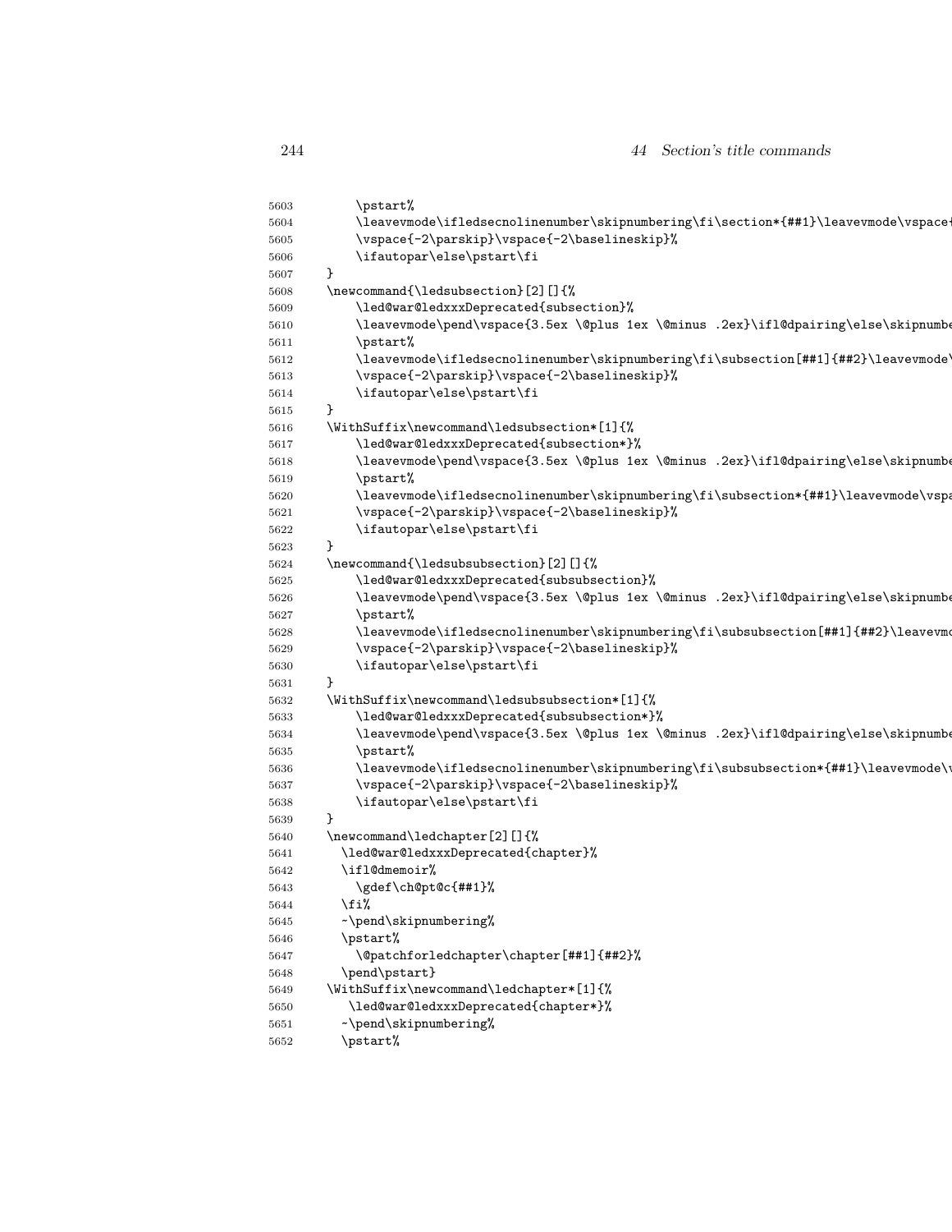```
5603        \pstart%
5604        \leavevmode\ifledsecnolinenumber\skipnumbering\fi\section*{##1}\leavevmode\vspace
5605        \vspace{-2\parskip}\vspace{-2\baselineskip}%
5606        \ifautopar\else\pstart\fi
5607    }
5608    \newcommand{\ledsubsection}[2][]{%
5609        \led@war@ledxxxDeprecated{subsection}%
5610        \leavevmode\pend\vspace{3.5ex \@plus 1ex \@minus .2ex}\ifl@dpairing\else\skipnumbe
5611        \pstart%
5612        \leavevmode\ifledsecnolinenumber\skipnumbering\fi\subsection[##1]{##2}\leavevmode
5613        \vspace{-2\parskip}\vspace{-2\baselineskip}%
5614        \ifautopar\else\pstart\fi
5615    }
5616    \WithSuffix\newcommand\ledsubsection*[1]{%
5617        \led@war@ledxxxDeprecated{subsection*}%
5618        \leavevmode\pend\vspace{3.5ex \@plus 1ex \@minus .2ex}\ifl@dpairing\else\skipnumbe
5619        \pstart%
5620        \leavevmode\ifledsecnolinenumber\skipnumbering\fi\subsection*{##1}\leavevmode\vspa
5621        \vspace{-2\parskip}\vspace{-2\baselineskip}%
5622        \ifautopar\else\pstart\fi
5623    }
5624    \newcommand{\ledsubsubsection}[2][]{%
5625        \led@war@ledxxxDeprecated{subsubsection}%
5626        \leavevmode\pend\vspace{3.5ex \@plus 1ex \@minus .2ex}\ifl@dpairing\else\skipnumbe
5627        \pstart%
5628        \leavevmode\ifledsecnolinenumber\skipnumbering\fi\subsubsection[##1]{##2}\leavevmo
5629        \vspace{-2\parskip}\vspace{-2\baselineskip}%
5630        \ifautopar\else\pstart\fi
5631    }
5632    \WithSuffix\newcommand\ledsubsubsection*[1]{%
5633        \led@war@ledxxxDeprecated{subsubsection*}%
5634        \leavevmode\pend\vspace{3.5ex \@plus 1ex \@minus .2ex}\ifl@dpairing\else\skipnumbe
5635        \pstart%
5636        \leavevmode\ifledsecnolinenumber\skipnumbering\fi\subsubsection*{##1}\leavevmode\
5637        \vspace{-2\parskip}\vspace{-2\baselineskip}%
5638        \ifautopar\else\pstart\fi
5639    }
5640    \newcommand\ledchapter[2][]{%
5641      \led@war@ledxxxDeprecated{chapter}%
5642      \ifl@dmemoir%
5643        \gdef\ch@pt@c{##1}%
5644      \fi%
5645      ~\pend\skipnumbering%
5646      \pstart%
5647        \@patchforledchapter\chapter[##1]{##2}%
5648      \pend\pstart}
5649    \WithSuffix\newcommand\ledchapter*[1]{%
5650       \led@war@ledxxxDeprecated{chapter*}%
5651      ~\pend\skipnumbering%
5652      \pstart%
```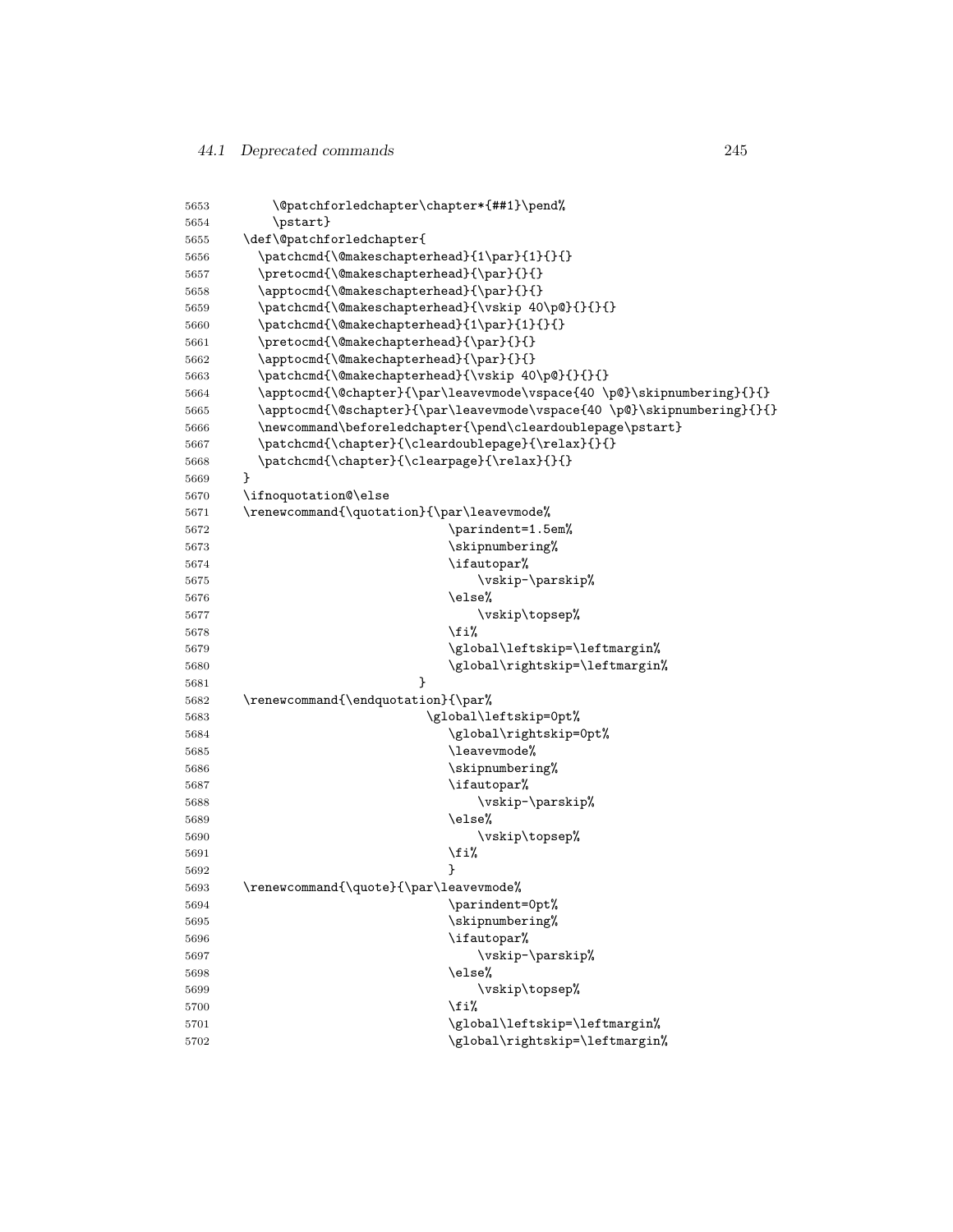```
5653       \@patchforledchapter\chapter*{##1}\pend%
5654       \pstart}
5655   \def\@patchforledchapter{
5656     \patchcmd{\@makeschapterhead}{1\par}{1}{}{}
5657     \pretocmd{\@makeschapterhead}{\par}{}{}
5658     \apptocmd{\@makeschapterhead}{\par}{}{}
5659     \patchcmd{\@makeschapterhead}{\vskip 40\p@}{}{}{}
5660     \patchcmd{\@makechapterhead}{1\par}{1}{}{}
5661     \pretocmd{\@makechapterhead}{\par}{}{}
5662     \apptocmd{\@makechapterhead}{\par}{}{}
5663     \patchcmd{\@makechapterhead}{\vskip 40\p@}{}{}{}
5664     \apptocmd{\@chapter}{\par\leavevmode\vspace{40 \p@}\skipnumbering}{}{}
5665     \apptocmd{\@schapter}{\par\leavevmode\vspace{40 \p@}\skipnumbering}{}{}
5666     \newcommand\beforeledchapter{\pend\cleardoublepage\pstart}
5667     \patchcmd{\chapter}{\cleardoublepage}{\relax}{}{}
5668     \patchcmd{\chapter}{\clearpage}{\relax}{}{}
5669   }
5670   \ifnoquotation@\else
5671   \renewcommand{\quotation}{\par\leavevmode%
5672                               \parindent=1.5em%
5673                               \skipnumbering%
5674                               \ifautopar%
5675                                   \vskip-\parskip%
5676                               \else%
5677                                   \vskip\topsep%
5678                               \fi%
5679                               \global\leftskip=\leftmargin%
5680                               \global\rightskip=\leftmargin%
5681                           }
5682   \renewcommand{\endquotation}{\par%
5683                            \global\leftskip=0pt%
5684                               \global\rightskip=0pt%
5685                               \leavevmode%
5686                               \skipnumbering%
5687                               \ifautopar%
5688                                   \vskip-\parskip%
5689                               \else%
5690                                   \vskip\topsep%
5691                               \fi%
5692                               }
5693   \renewcommand{\quote}{\par\leavevmode%
5694                               \parindent=0pt%
5695                               \skipnumbering%
5696                               \ifautopar%
5697                                   \vskip-\parskip%
5698                               \else%
5699                                   \vskip\topsep%
5700                               \fi%
5701                               \global\leftskip=\leftmargin%
5702                               \global\rightskip=\leftmargin%
```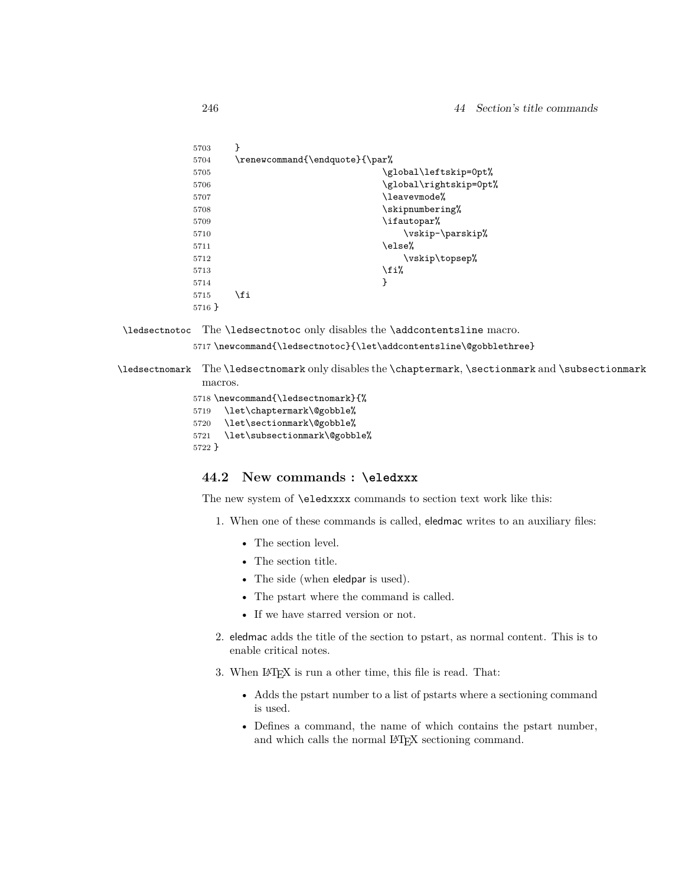```
5703     }
5704     \renewcommand{\endquote}{\par%
5705                                 \global\leftskip=0pt%
5706                                 \global\rightskip=0pt%
5707                                 \leavevmode%
5708                                 \skipnumbering%
5709                                 \ifautopar%
5710                                     \vskip-\parskip%
5711                                 \else%
5712                                     \vskip\topsep%
5713                                 \fi%
5714                                 }
5715     \fi
5716 }
```

\ledsectnotoc The `\ledsectnotoc` only disables the `\addcontentsline` macro.

```
5717 \newcommand{\ledsectnotoc}{\let\addcontentsline\@gobblethree}
```

\ledsectnomark The `\ledsectnomark` only disables the `\chaptermark`, `\sectionmark` and `\subsectionmark` macros.

```
5718 \newcommand{\ledsectnomark}{%
5719   \let\chaptermark\@gobble%
5720   \let\sectionmark\@gobble%
5721   \let\subsectionmark\@gobble%
5722 }
```

## 44.2 New commands : `\eledxxx`

The new system of `\eledxxxx` commands to section text work like this:

1. When one of these commands is called, eledmac writes to an auxiliary files:
   - The section level.
   - The section title.
   - The side (when eledpar is used).
   - The pstart where the command is called.
   - If we have starred version or not.
2. eledmac adds the title of the section to pstart, as normal content. This is to enable critical notes.
3. When LaTeX is run a other time, this file is read. That:
   - Adds the pstart number to a list of pstarts where a sectioning command is used.
   - Defines a command, the name of which contains the pstart number, and which calls the normal LaTeX sectioning command.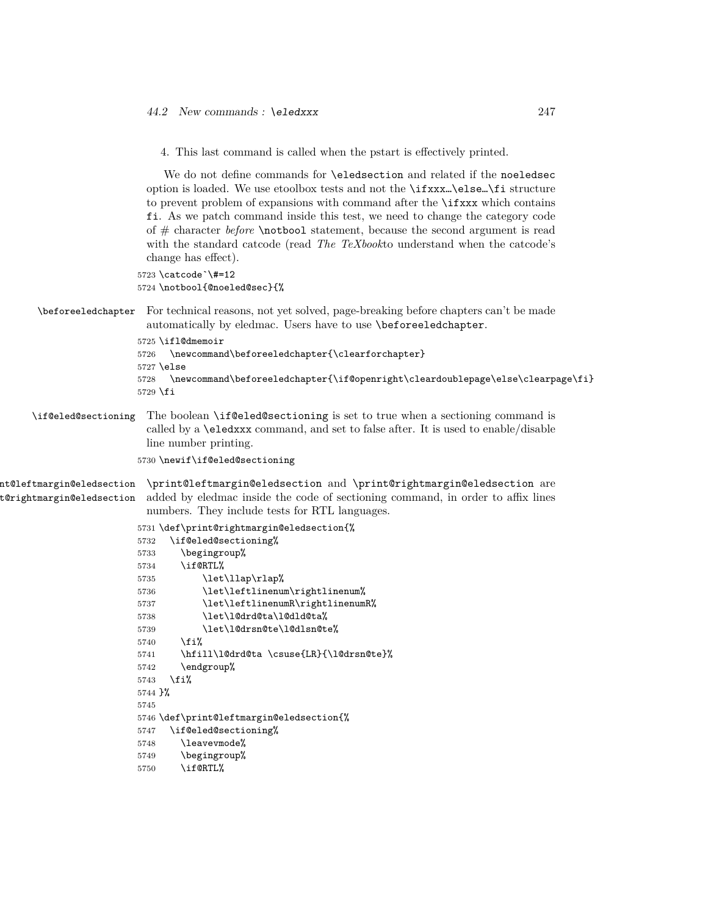4. This last command is called when the pstart is effectively printed.

We do not define commands for `\eledsection` and related if the `noeledsec` option is loaded. We use etoolbox tests and not the `\ifxxx…\else…\fi` structure to prevent problem of expansions with command after the `\ifxxx` which contains `fi`. As we patch command inside this test, we need to change the category code of # character *before* `\notbool` statement, because the second argument is read with the standard catcode (read *The TeXbook*to understand when the catcode's change has effect).

```
5723 \catcode`\#=12
5724 \notbool{@noeled@sec}{%
```

`\beforeeledchapter` For technical reasons, not yet solved, page-breaking before chapters can't be made automatically by eledmac. Users have to use `\beforeeledchapter`.

```
5725 \ifl@dmemoir
5726   \newcommand\beforeeledchapter{\clearforchapter}
5727 \else
5728   \newcommand\beforeeledchapter{\if@openright\cleardoublepage\else\clearpage\fi}
5729 \fi
```

`\if@eled@sectioning` The boolean `\if@eled@sectioning` is set to true when a sectioning command is called by a `\eledxxx` command, and set to false after. It is used to enable/disable line number printing.

```
5730 \newif\if@eled@sectioning
```

`\print@leftmargin@eledsection` `\print@rightmargin@eledsection` `\print@leftmargin@eledsection` and `\print@rightmargin@eledsection` are added by eledmac inside the code of sectioning command, in order to affix lines numbers. They include tests for RTL languages.

```
5731 \def\print@rightmargin@eledsection{%
5732   \if@eled@sectioning%
5733     \begingroup%
5734     \if@RTL%
5735         \let\llap\rlap%
5736         \let\leftlinenum\rightlinenum%
5737         \let\leftlinenumR\rightlinenumR%
5738         \let\l@drd@ta\l@dld@ta%
5739         \let\l@drsn@te\l@dlsn@te%
5740     \fi%
5741     \hfill\l@drd@ta \csuse{LR}{\l@drsn@te}%
5742     \endgroup%
5743   \fi%
5744 }%
5745 
5746 \def\print@leftmargin@eledsection{%
5747   \if@eled@sectioning%
5748     \leavevmode%
5749     \begingroup%
5750     \if@RTL%
```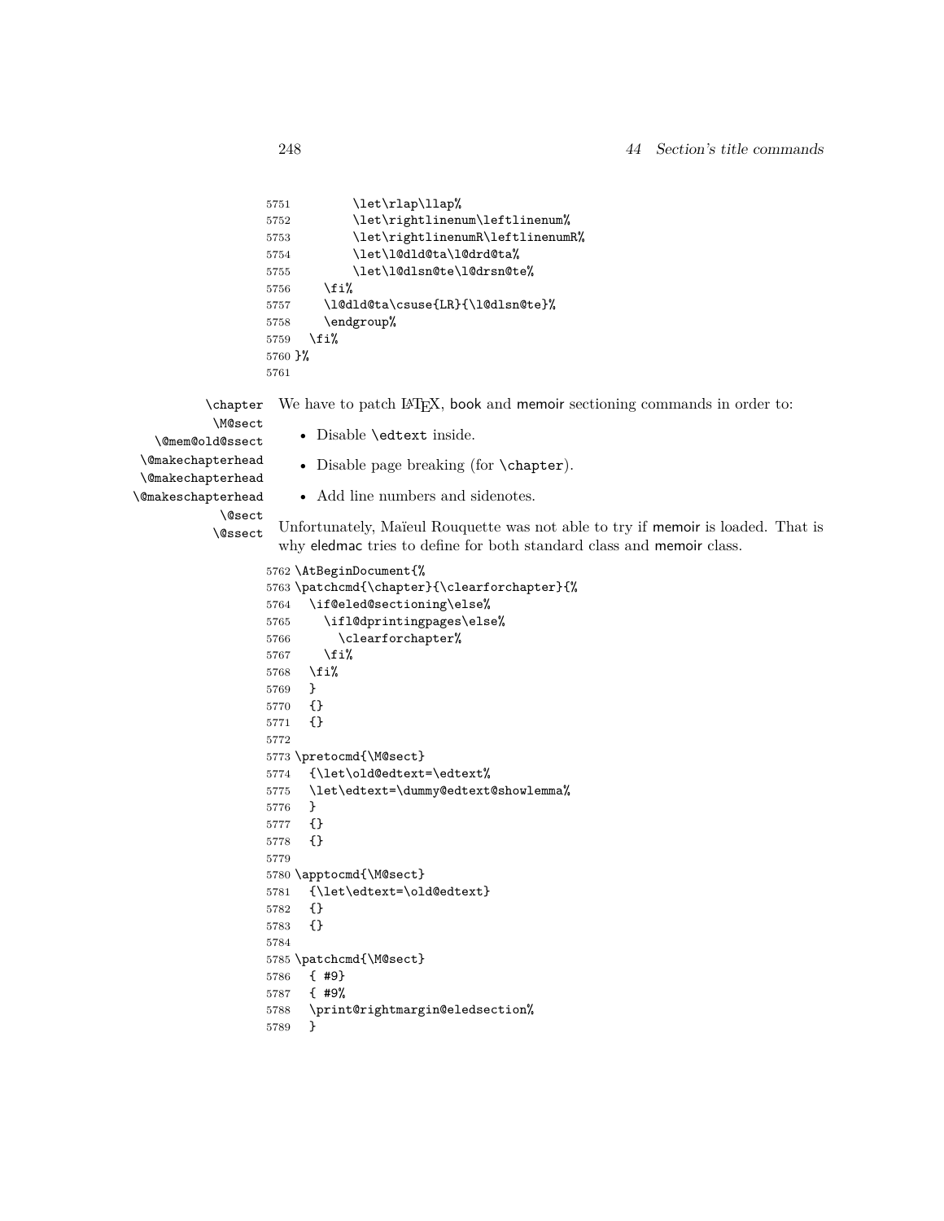```
5751        \let\rlap\llap%
5752        \let\rightlinenum\leftlinenum%
5753        \let\rightlinenumR\leftlinenumR%
5754        \let\l@dld@ta\l@drd@ta%
5755        \let\l@dlsn@te\l@drsn@te%
5756    \fi%
5757    \l@dld@ta\csuse{LR}{\l@dlsn@te}%
5758    \endgroup%
5759  \fi%
5760 }%
5761
```

\chapter
\M@sect
\@mem@old@ssect
\@makechapterhead
\@makechapterhead
\@makeschapterhead
\@sect
\@ssect

We have to patch LaTeX, book and memoir sectioning commands in order to:

- Disable \edtext inside.
- Disable page breaking (for \chapter).
- Add line numbers and sidenotes.

Unfortunately, Maïeul Rouquette was not able to try if memoir is loaded. That is why eledmac tries to define for both standard class and memoir class.

```
5762 \AtBeginDocument{%
5763 \patchcmd{\chapter}{\clearforchapter}{%
5764   \if@eled@sectioning\else%
5765     \ifl@dprintingpages\else%
5766       \clearforchapter%
5767     \fi%
5768   \fi%
5769   }
5770   {}
5771   {}
5772
5773 \pretocmd{\M@sect}
5774   {\let\old@edtext=\edtext%
5775   \let\edtext=\dummy@edtext@showlemma%
5776   }
5777   {}
5778   {}
5779
5780 \apptocmd{\M@sect}
5781   {\let\edtext=\old@edtext}
5782   {}
5783   {}
5784
5785 \patchcmd{\M@sect}
5786   { #9}
5787   { #9%
5788   \print@rightmargin@eledsection%
5789   }
```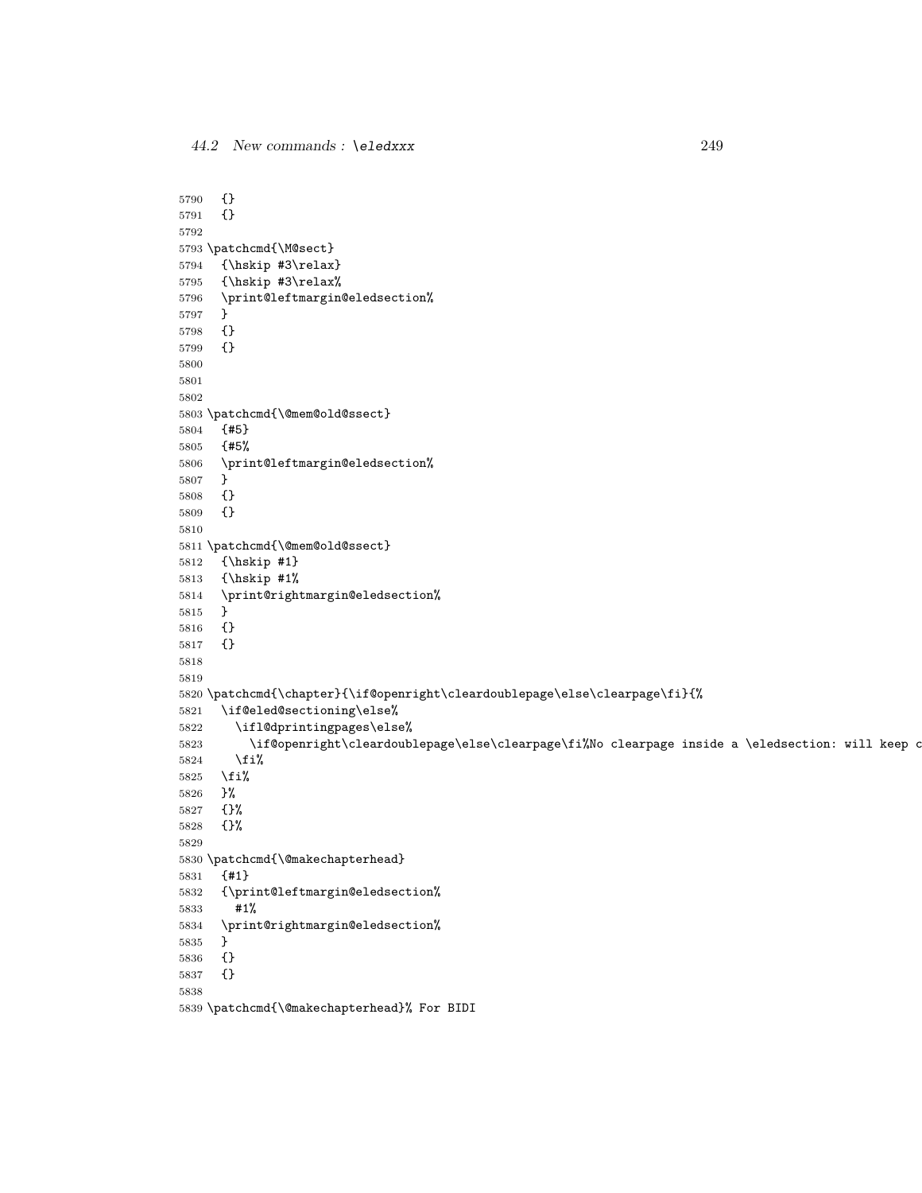```
5790   {}
5791   {}
5792
5793 \patchcmd{\M@sect}
5794   {\hskip #3\relax}
5795   {\hskip #3\relax%
5796   \print@leftmargin@eledsection%
5797   }
5798   {}
5799   {}
5800
5801
5802
5803 \patchcmd{\@mem@old@ssect}
5804   {#5}
5805   {#5%
5806   \print@leftmargin@eledsection%
5807   }
5808   {}
5809   {}
5810
5811 \patchcmd{\@mem@old@ssect}
5812   {\hskip #1}
5813   {\hskip #1%
5814   \print@rightmargin@eledsection%
5815   }
5816   {}
5817   {}
5818
5819
5820 \patchcmd{\chapter}{\if@openright\cleardoublepage\else\clearpage\fi}{%
5821   \if@eled@sectioning\else%
5822     \ifl@dprintingpages\else%
5823       \if@openright\cleardoublepage\else\clearpage\fi%No clearpage inside a \eledsection: will keep c
5824     \fi%
5825   \fi%
5826   }%
5827   {}%
5828   {}%
5829
5830 \patchcmd{\@makechapterhead}
5831   {#1}
5832   {\print@leftmargin@eledsection%
5833     #1%
5834   \print@rightmargin@eledsection%
5835   }
5836   {}
5837   {}
5838
5839 \patchcmd{\@makechapterhead}% For BIDI
```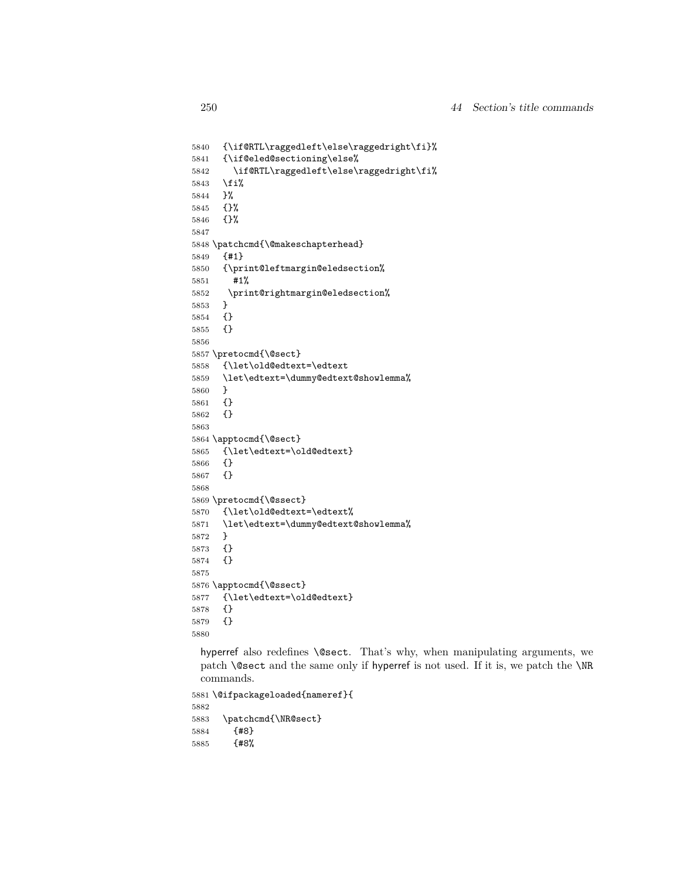```
5840   {\if@RTL\raggedleft\else\raggedright\fi}%
5841   {\if@eled@sectioning\else%
5842     \if@RTL\raggedleft\else\raggedright\fi%
5843   \fi%
5844   }%
5845   {}%
5846   {}%
5847
5848 \patchcmd{\@makeschapterhead}
5849   {#1}
5850   {\print@leftmargin@eledsection%
5851     #1%
5852    \print@rightmargin@eledsection%
5853   }
5854   {}
5855   {}
5856
5857 \pretocmd{\@sect}
5858   {\let\old@edtext=\edtext
5859   \let\edtext=\dummy@edtext@showlemma%
5860   }
5861   {}
5862   {}
5863
5864 \apptocmd{\@sect}
5865   {\let\edtext=\old@edtext}
5866   {}
5867   {}
5868
5869 \pretocmd{\@ssect}
5870   {\let\old@edtext=\edtext%
5871   \let\edtext=\dummy@edtext@showlemma%
5872   }
5873   {}
5874   {}
5875
5876 \apptocmd{\@ssect}
5877   {\let\edtext=\old@edtext}
5878   {}
5879   {}
5880
```

hyperref also redefines `\@sect`. That's why, when manipulating arguments, we patch `\@sect` and the same only if hyperref is not used. If it is, we patch the `\NR` commands.

```
5881 \@ifpackageloaded{nameref}{
5882
5883   \patchcmd{\NR@sect}
5884     {#8}
5885     {#8%
```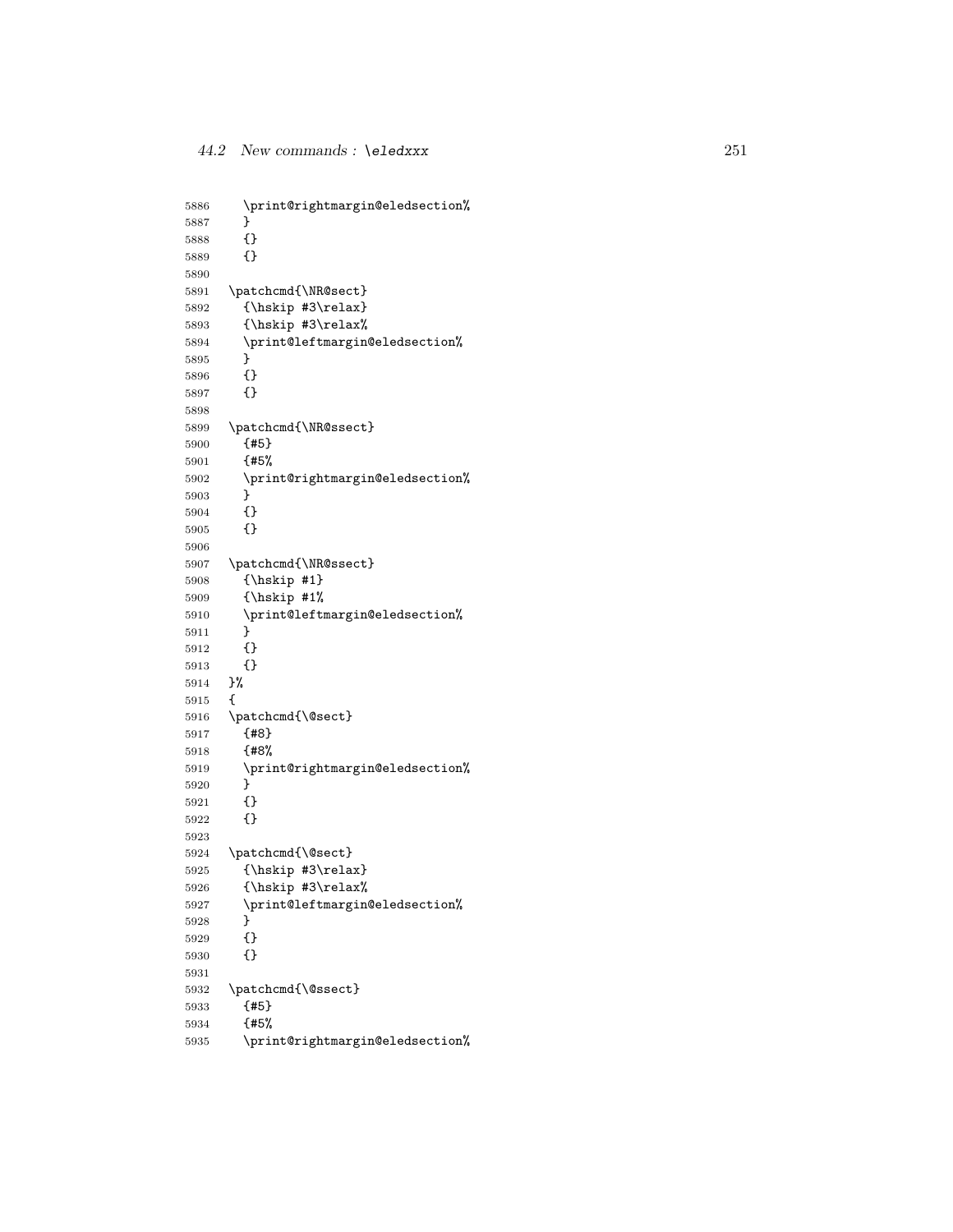```
5886     \print@rightmargin@eledsection%
5887     }
5888     {}
5889     {}
5890
5891   \patchcmd{\NR@sect}
5892     {\hskip #3\relax}
5893     {\hskip #3\relax%
5894     \print@leftmargin@eledsection%
5895     }
5896     {}
5897     {}
5898
5899   \patchcmd{\NR@ssect}
5900     {#5}
5901     {#5%
5902     \print@rightmargin@eledsection%
5903     }
5904     {}
5905     {}
5906
5907   \patchcmd{\NR@ssect}
5908     {\hskip #1}
5909     {\hskip #1%
5910     \print@leftmargin@eledsection%
5911     }
5912     {}
5913     {}
5914   }%
5915   {
5916   \patchcmd{\@sect}
5917     {#8}
5918     {#8%
5919     \print@rightmargin@eledsection%
5920     }
5921     {}
5922     {}
5923
5924   \patchcmd{\@sect}
5925     {\hskip #3\relax}
5926     {\hskip #3\relax%
5927     \print@leftmargin@eledsection%
5928     }
5929     {}
5930     {}
5931
5932   \patchcmd{\@ssect}
5933     {#5}
5934     {#5%
5935     \print@rightmargin@eledsection%
```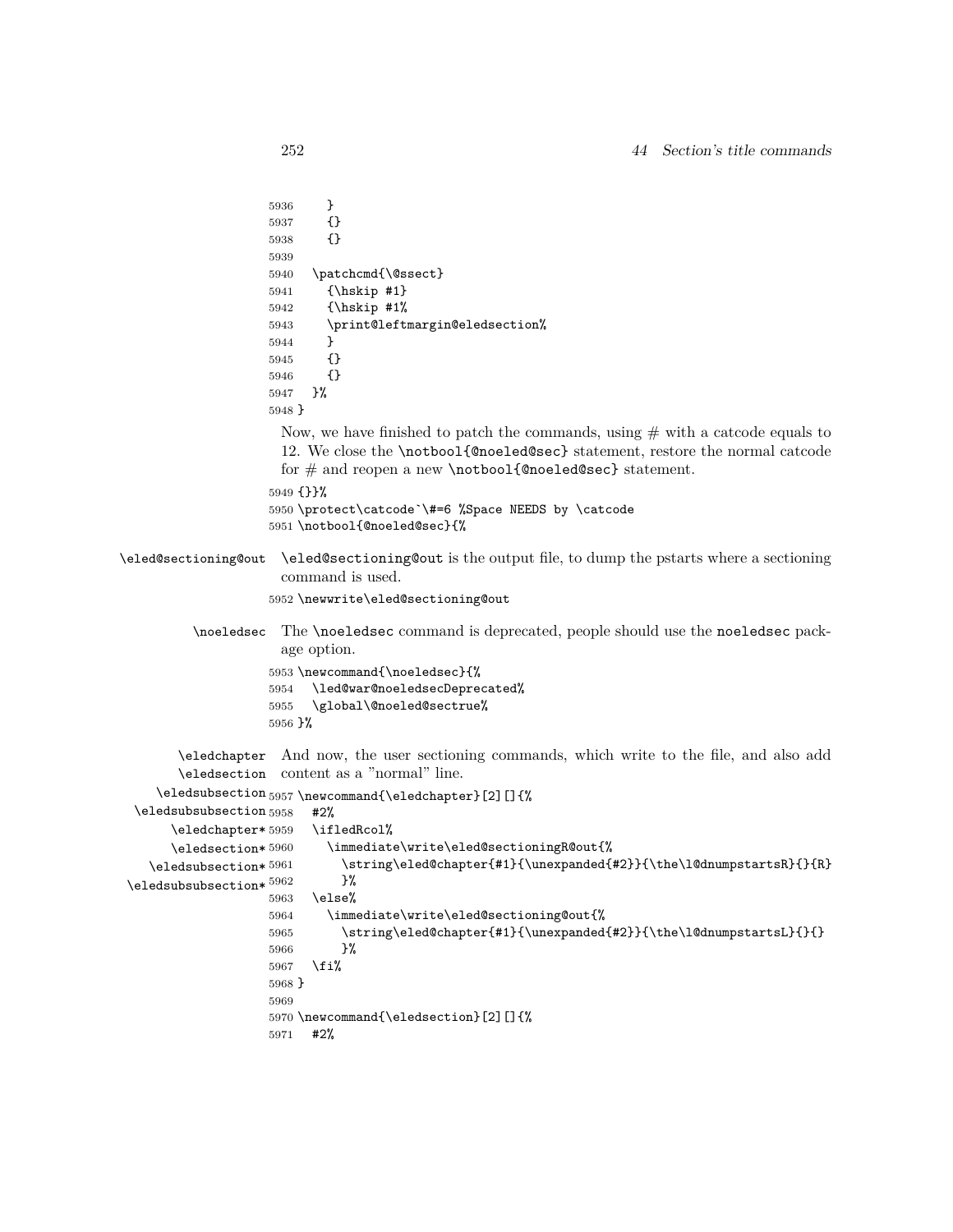```
5936      }
5937      {}
5938      {}
5939
5940   \patchcmd{\@ssect}
5941      {\hskip #1}
5942      {\hskip #1%
5943      \print@leftmargin@eledsection%
5944      }
5945      {}
5946      {}
5947   }%
5948 }
```

Now, we have finished to patch the commands, using # with a catcode equals to 12. We close the `\notbool{@noeled@sec}` statement, restore the normal catcode for # and reopen a new `\notbool{@noeled@sec}` statement.

```
5949 {}}%
5950 \protect\catcode`\#=6 %Space NEEDS by \catcode
5951 \notbool{@noeled@sec}{%
```

`\eled@sectioning@out` — `\eled@sectioning@out` is the output file, to dump the pstarts where a sectioning command is used.

```
5952 \newwrite\eled@sectioning@out
```

`\noeledsec` — The `\noeledsec` command is deprecated, people should use the `noeledsec` package option.

```
5953 \newcommand{\noeledsec}{%
5954   \led@war@noeledsecDeprecated%
5955   \global\@noeled@sectrue%
5956 }%
```

`\eledchapter` `\eledsection` `\eledsubsection` `\eledsubsubsection` `\eledchapter*` `\eledsection*` `\eledsubsection*` `\eledsubsubsection*` — And now, the user sectioning commands, which write to the file, and also add content as a "normal" line.

```
5957 \newcommand{\eledchapter}[2][]{%
5958   #2%
5959   \ifledRcol%
5960     \immediate\write\eled@sectioningR@out{%
5961       \string\eled@chapter{#1}{\unexpanded{#2}}{\the\l@dnumpstartsR}{}{R}
5962       }%
5963   \else%
5964     \immediate\write\eled@sectioning@out{%
5965       \string\eled@chapter{#1}{\unexpanded{#2}}{\the\l@dnumpstartsL}{}{}
5966       }%
5967   \fi%
5968 }
5969
5970 \newcommand{\eledsection}[2][]{%
5971   #2%
```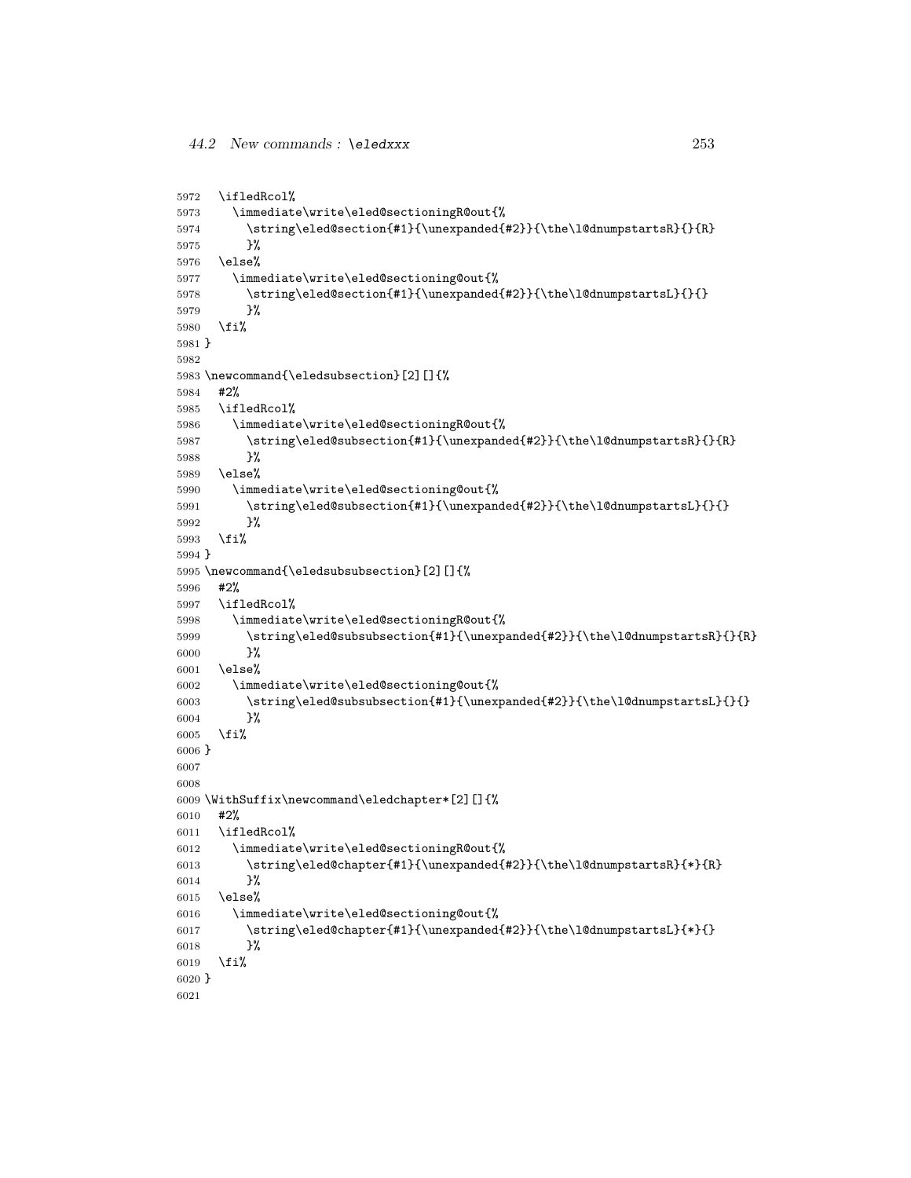```
5972   \ifledRcol%
5973     \immediate\write\eled@sectioningR@out{%
5974       \string\eled@section{#1}{\unexpanded{#2}}{\the\l@dnumpstartsR}{}{R}
5975       }%
5976   \else%
5977     \immediate\write\eled@sectioning@out{%
5978       \string\eled@section{#1}{\unexpanded{#2}}{\the\l@dnumpstartsL}{}{}
5979       }%
5980   \fi%
5981 }
5982
5983 \newcommand{\eledsubsection}[2][]{%
5984   #2%
5985   \ifledRcol%
5986     \immediate\write\eled@sectioningR@out{%
5987       \string\eled@subsection{#1}{\unexpanded{#2}}{\the\l@dnumpstartsR}{}{R}
5988       }%
5989   \else%
5990     \immediate\write\eled@sectioning@out{%
5991       \string\eled@subsection{#1}{\unexpanded{#2}}{\the\l@dnumpstartsL}{}{}
5992       }%
5993   \fi%
5994 }
5995 \newcommand{\eledsubsubsection}[2][]{%
5996   #2%
5997   \ifledRcol%
5998     \immediate\write\eled@sectioningR@out{%
5999       \string\eled@subsubsection{#1}{\unexpanded{#2}}{\the\l@dnumpstartsR}{}{R}
6000       }%
6001   \else%
6002     \immediate\write\eled@sectioning@out{%
6003       \string\eled@subsubsection{#1}{\unexpanded{#2}}{\the\l@dnumpstartsL}{}{}
6004       }%
6005   \fi%
6006 }
6007
6008
6009 \WithSuffix\newcommand\eledchapter*[2][]{%
6010   #2%
6011   \ifledRcol%
6012     \immediate\write\eled@sectioningR@out{%
6013       \string\eled@chapter{#1}{\unexpanded{#2}}{\the\l@dnumpstartsR}{*}{R}
6014       }%
6015   \else%
6016     \immediate\write\eled@sectioning@out{%
6017       \string\eled@chapter{#1}{\unexpanded{#2}}{\the\l@dnumpstartsL}{*}{}
6018       }%
6019   \fi%
6020 }
6021
```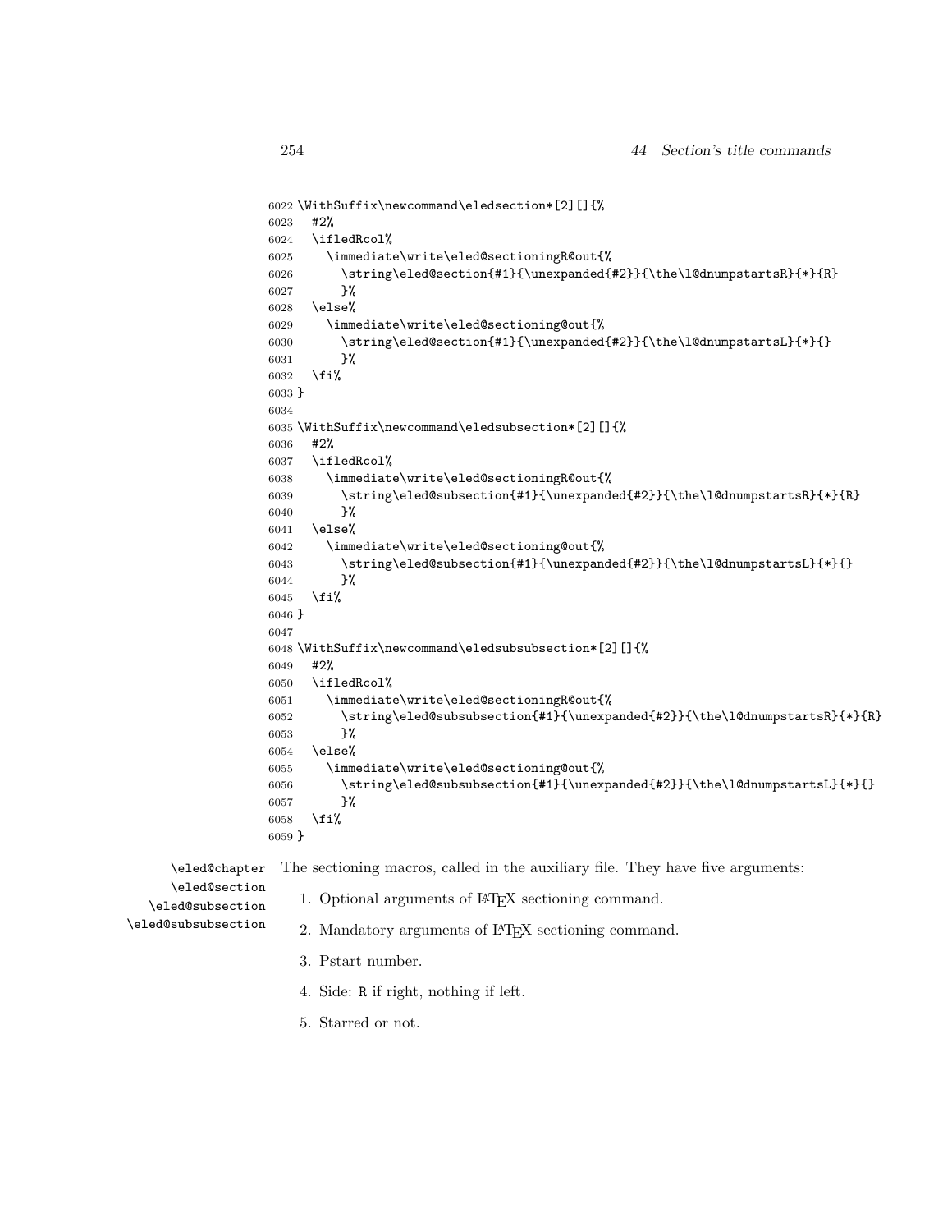```
6022 \WithSuffix\newcommand\eledsection*[2][]{%
6023   #2%
6024   \ifledRcol%
6025     \immediate\write\eled@sectioningR@out{%
6026       \string\eled@section{#1}{\unexpanded{#2}}{\the\l@dnumpstartsR}{*}{R}
6027       }%
6028   \else%
6029     \immediate\write\eled@sectioning@out{%
6030       \string\eled@section{#1}{\unexpanded{#2}}{\the\l@dnumpstartsL}{*}{}
6031       }%
6032   \fi%
6033 }
6034
6035 \WithSuffix\newcommand\eledsubsection*[2][]{%
6036   #2%
6037   \ifledRcol%
6038     \immediate\write\eled@sectioningR@out{%
6039       \string\eled@subsection{#1}{\unexpanded{#2}}{\the\l@dnumpstartsR}{*}{R}
6040       }%
6041   \else%
6042     \immediate\write\eled@sectioning@out{%
6043       \string\eled@subsection{#1}{\unexpanded{#2}}{\the\l@dnumpstartsL}{*}{}
6044       }%
6045   \fi%
6046 }
6047
6048 \WithSuffix\newcommand\eledsubsubsection*[2][]{%
6049   #2%
6050   \ifledRcol%
6051     \immediate\write\eled@sectioningR@out{%
6052       \string\eled@subsubsection{#1}{\unexpanded{#2}}{\the\l@dnumpstartsR}{*}{R}
6053       }%
6054   \else%
6055     \immediate\write\eled@sectioning@out{%
6056       \string\eled@subsubsection{#1}{\unexpanded{#2}}{\the\l@dnumpstartsL}{*}{}
6057       }%
6058   \fi%
6059 }
```

`\eled@chapter` `\eled@section` `\eled@subsection` `\eled@subsubsection`

The sectioning macros, called in the auxiliary file. They have five arguments:

1. Optional arguments of LaTeX sectioning command.
2. Mandatory arguments of LaTeX sectioning command.
3. Pstart number.
4. Side: `R` if right, nothing if left.
5. Starred or not.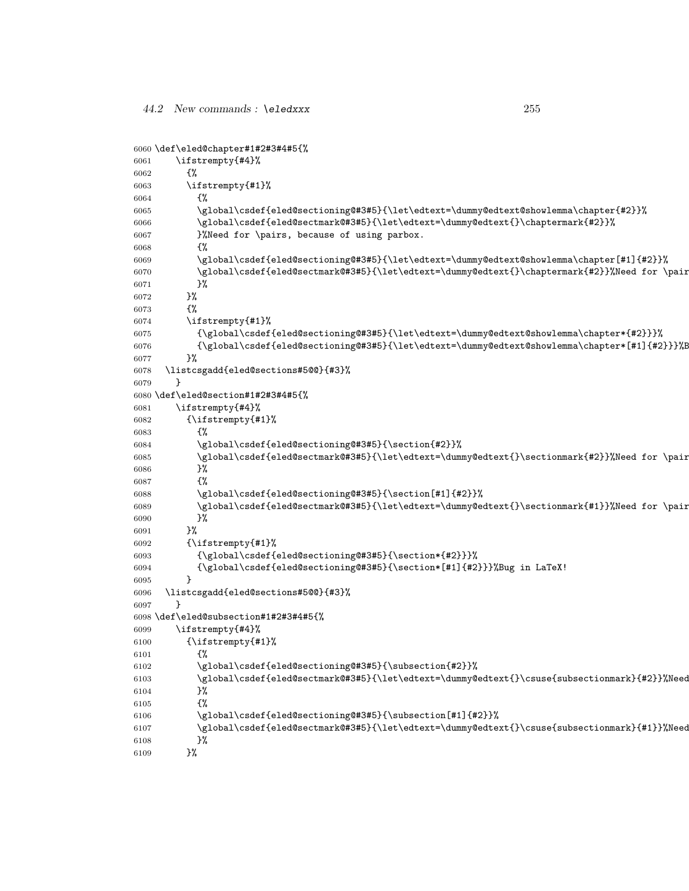```
6060 \def\eled@chapter#1#2#3#4#5{%
6061     \ifstrempty{#4}%
6062       {%
6063       \ifstrempty{#1}%
6064         {%
6065         \global\csdef{eled@sectioning@#3#5}{\let\edtext=\dummy@edtext@showlemma\chapter{#2}}%
6066         \global\csdef{eled@sectmark@#3#5}{\let\edtext=\dummy@edtext{}\chaptermark{#2}}%
6067         }%Need for \pairs, because of using parbox.
6068         {%
6069         \global\csdef{eled@sectioning@#3#5}{\let\edtext=\dummy@edtext@showlemma\chapter[#1]{#2}}%
6070         \global\csdef{eled@sectmark@#3#5}{\let\edtext=\dummy@edtext{}\chaptermark{#2}}%Need for \pair
6071         }%
6072       }%
6073       {%
6074       \ifstrempty{#1}%
6075         {\global\csdef{eled@sectioning@#3#5}{\let\edtext=\dummy@edtext@showlemma\chapter*{#2}}}%
6076         {\global\csdef{eled@sectioning@#3#5}{\let\edtext=\dummy@edtext@showlemma\chapter*[#1]{#2}}}%B
6077       }%
6078   \listcsgadd{eled@sections#5@@}{#3}%
6079     }
6080 \def\eled@section#1#2#3#4#5{%
6081     \ifstrempty{#4}%
6082       {\ifstrempty{#1}%
6083         {%
6084         \global\csdef{eled@sectioning@#3#5}{\section{#2}}%
6085         \global\csdef{eled@sectmark@#3#5}{\let\edtext=\dummy@edtext{}\sectionmark{#2}}%Need for \pair
6086         }%
6087         {%
6088         \global\csdef{eled@sectioning@#3#5}{\section[#1]{#2}}%
6089         \global\csdef{eled@sectmark@#3#5}{\let\edtext=\dummy@edtext{}\sectionmark{#1}}%Need for \pair
6090         }%
6091       }%
6092       {\ifstrempty{#1}%
6093         {\global\csdef{eled@sectioning@#3#5}{\section*{#2}}}%
6094         {\global\csdef{eled@sectioning@#3#5}{\section*[#1]{#2}}}%Bug in LaTeX!
6095       }
6096   \listcsgadd{eled@sections#5@@}{#3}%
6097     }
6098 \def\eled@subsection#1#2#3#4#5{%
6099     \ifstrempty{#4}%
6100       {\ifstrempty{#1}%
6101         {%
6102         \global\csdef{eled@sectioning@#3#5}{\subsection{#2}}%
6103         \global\csdef{eled@sectmark@#3#5}{\let\edtext=\dummy@edtext{}\csuse{subsectionmark}{#2}}%Need
6104         }%
6105         {%
6106         \global\csdef{eled@sectioning@#3#5}{\subsection[#1]{#2}}%
6107         \global\csdef{eled@sectmark@#3#5}{\let\edtext=\dummy@edtext{}\csuse{subsectionmark}{#1}}%Need
6108         }%
6109       }%
```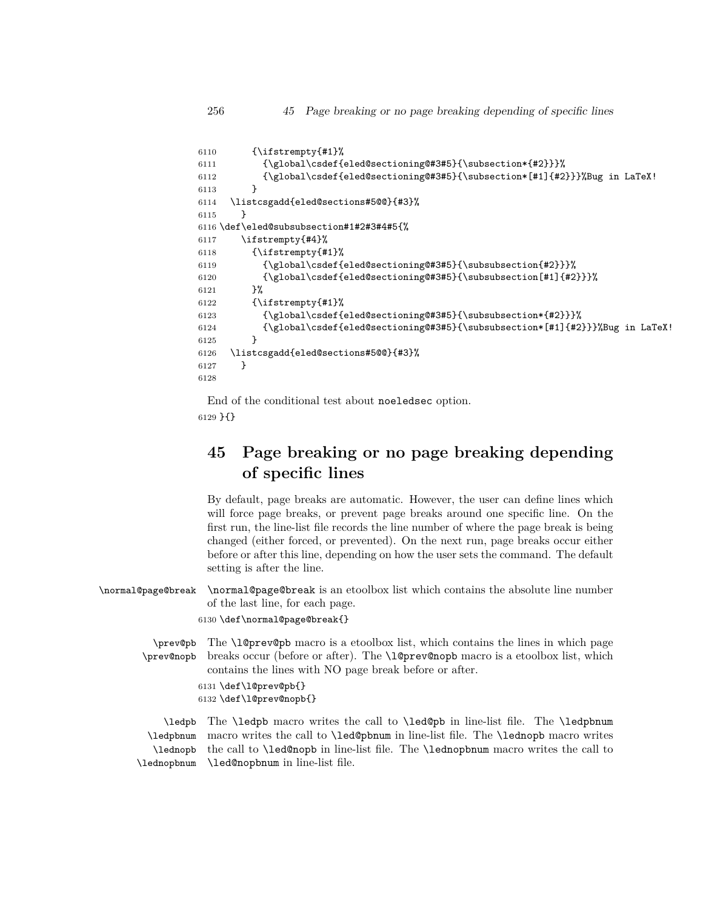```
6110      {\ifstrempty{#1}%
6111        {\global\csdef{eled@sectioning@#3#5}{\subsection*{#2}}}%
6112        {\global\csdef{eled@sectioning@#3#5}{\subsection*[#1]{#2}}}%Bug in LaTeX!
6113      }
6114  \listcsgadd{eled@sections#5@@}{#3}%
6115    }
6116 \def\eled@subsubsection#1#2#3#4#5{%
6117    \ifstrempty{#4}%
6118      {\ifstrempty{#1}%
6119        {\global\csdef{eled@sectioning@#3#5}{\subsubsection{#2}}}%
6120        {\global\csdef{eled@sectioning@#3#5}{\subsubsection[#1]{#2}}}%
6121      }%
6122      {\ifstrempty{#1}%
6123        {\global\csdef{eled@sectioning@#3#5}{\subsubsection*{#2}}}%
6124        {\global\csdef{eled@sectioning@#3#5}{\subsubsection*[#1]{#2}}}%Bug in LaTeX!
6125      }
6126  \listcsgadd{eled@sections#5@@}{#3}%
6127    }
6128
```

End of the conditional test about `noeledsec` option.

```
6129 }{}
```

# 45 Page breaking or no page breaking depending of specific lines

By default, page breaks are automatic. However, the user can define lines which will force page breaks, or prevent page breaks around one specific line. On the first run, the line-list file records the line number of where the page break is being changed (either forced, or prevented). On the next run, page breaks occur either before or after this line, depending on how the user sets the command. The default setting is after the line.

`\normal@page@break` `\normal@page@break` is an etoolbox list which contains the absolute line number of the last line, for each page.

```
6130 \def\normal@page@break{}
```

`\prev@pb` `\prev@nopb` The `\l@prev@pb` macro is a etoolbox list, which contains the lines in which page breaks occur (before or after). The `\l@prev@nopb` macro is a etoolbox list, which contains the lines with NO page break before or after.

```
6131 \def\l@prev@pb{}
6132 \def\l@prev@nopb{}
```

`\ledpb` `\ledpbnum` `\lednopb` `\lednopbnum` The `\ledpb` macro writes the call to `\led@pb` in line-list file. The `\ledpbnum` macro writes the call to `\led@pbnum` in line-list file. The `\lednopb` macro writes the call to `\led@nopb` in line-list file. The `\lednopbnum` macro writes the call to `\led@nopbnum` in line-list file.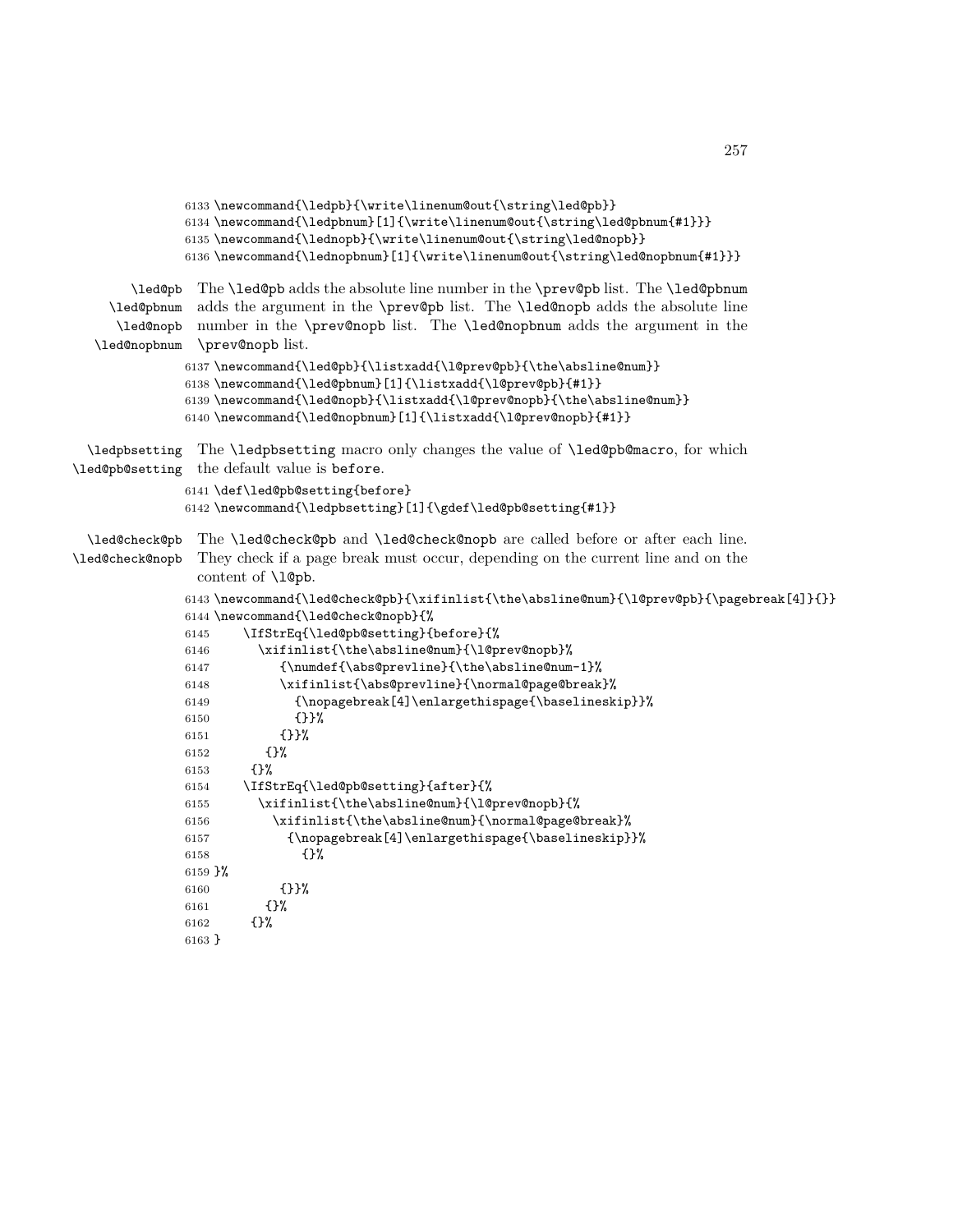```
6133 \newcommand{\ledpb}{\write\linenum@out{\string\led@pb}}
6134 \newcommand{\ledpbnum}[1]{\write\linenum@out{\string\led@pbnum{#1}}}
6135 \newcommand{\lednopb}{\write\linenum@out{\string\led@nopb}}
6136 \newcommand{\lednopbnum}[1]{\write\linenum@out{\string\led@nopbnum{#1}}}
```

\led@pb \led@pbnum \led@nopb \led@nopbnum

The \led@pb adds the absolute line number in the \prev@pb list. The \led@pbnum adds the argument in the \prev@pb list. The \led@nopb adds the absolute line number in the \prev@nopb list. The \led@nopbnum adds the argument in the \prev@nopb list.

```
6137 \newcommand{\led@pb}{\listxadd{\l@prev@pb}{\the\absline@num}}
6138 \newcommand{\led@pbnum}[1]{\listxadd{\l@prev@pb}{#1}}
6139 \newcommand{\led@nopb}{\listxadd{\l@prev@nopb}{\the\absline@num}}
6140 \newcommand{\led@nopbnum}[1]{\listxadd{\l@prev@nopb}{#1}}
```

\ledpbsetting \led@pb@setting

The \ledpbsetting macro only changes the value of \led@pb@macro, for which the default value is before.

```
6141 \def\led@pb@setting{before}
6142 \newcommand{\ledpbsetting}[1]{\gdef\led@pb@setting{#1}}
```

\led@check@pb \led@check@nopb

The \led@check@pb and \led@check@nopb are called before or after each line. They check if a page break must occur, depending on the current line and on the content of \l@pb.

```
6143 \newcommand{\led@check@pb}{\xifinlist{\the\absline@num}{\l@prev@pb}{\pagebreak[4]}{}}
6144 \newcommand{\led@check@nopb}{%
6145     \IfStrEq{\led@pb@setting}{before}{%
6146       \xifinlist{\the\absline@num}{\l@prev@nopb}%
6147          {\numdef{\abs@prevline}{\the\absline@num-1}%
6148          \xifinlist{\abs@prevline}{\normal@page@break}%
6149            {\nopagebreak[4]\enlargethispage{\baselineskip}}%
6150            {}}%
6151          {}}%
6152        {}%
6153     {}%
6154     \IfStrEq{\led@pb@setting}{after}{%
6155       \xifinlist{\the\absline@num}{\l@prev@nopb}{%
6156         \xifinlist{\the\absline@num}{\normal@page@break}%
6157           {\nopagebreak[4]\enlargethispage{\baselineskip}}%
6158             {}%
6159 }%
6160          {}}%
6161        {}%
6162     {}%
6163 }
```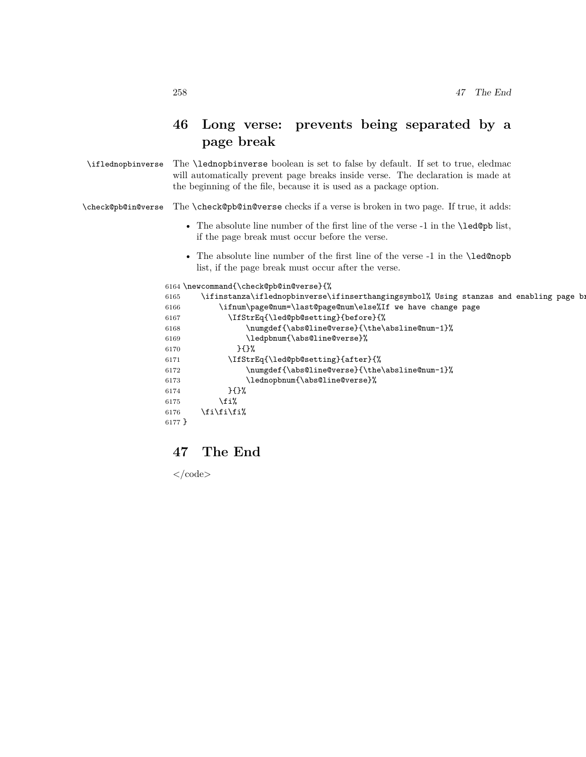## 46 Long verse: prevents being separated by a page break

\iflednopbinverse The \lednopbinverse boolean is set to false by default. If set to true, eledmac will automatically prevent page breaks inside verse. The declaration is made at the beginning of the file, because it is used as a package option.

\check@pb@in@verse The \check@pb@in@verse checks if a verse is broken in two page. If true, it adds:

- The absolute line number of the first line of the verse -1 in the \led@pb list, if the page break must occur before the verse.
- The absolute line number of the first line of the verse -1 in the \led@nopb list, if the page break must occur after the verse.

```
6164 \newcommand{\check@pb@in@verse}{%
6165     \ifinstanza\iflednopbinverse\ifinserthangingsymbol% Using stanzas and enabling page br
6166         \ifnum\page@num=\last@page@num\else%If we have change page
6167           \IfStrEq{\led@pb@setting}{before}{%
6168               \numgdef{\abs@line@verse}{\the\absline@num-1}%
6169               \ledpbnum{\abs@line@verse}%
6170             }{}%
6171           \IfStrEq{\led@pb@setting}{after}{%
6172               \numgdef{\abs@line@verse}{\the\absline@num-1}%
6173               \lednopbnum{\abs@line@verse}%
6174           }{}%
6175         \fi%
6176     \fi\fi\fi%
6177 }
```

## 47 The End

</code>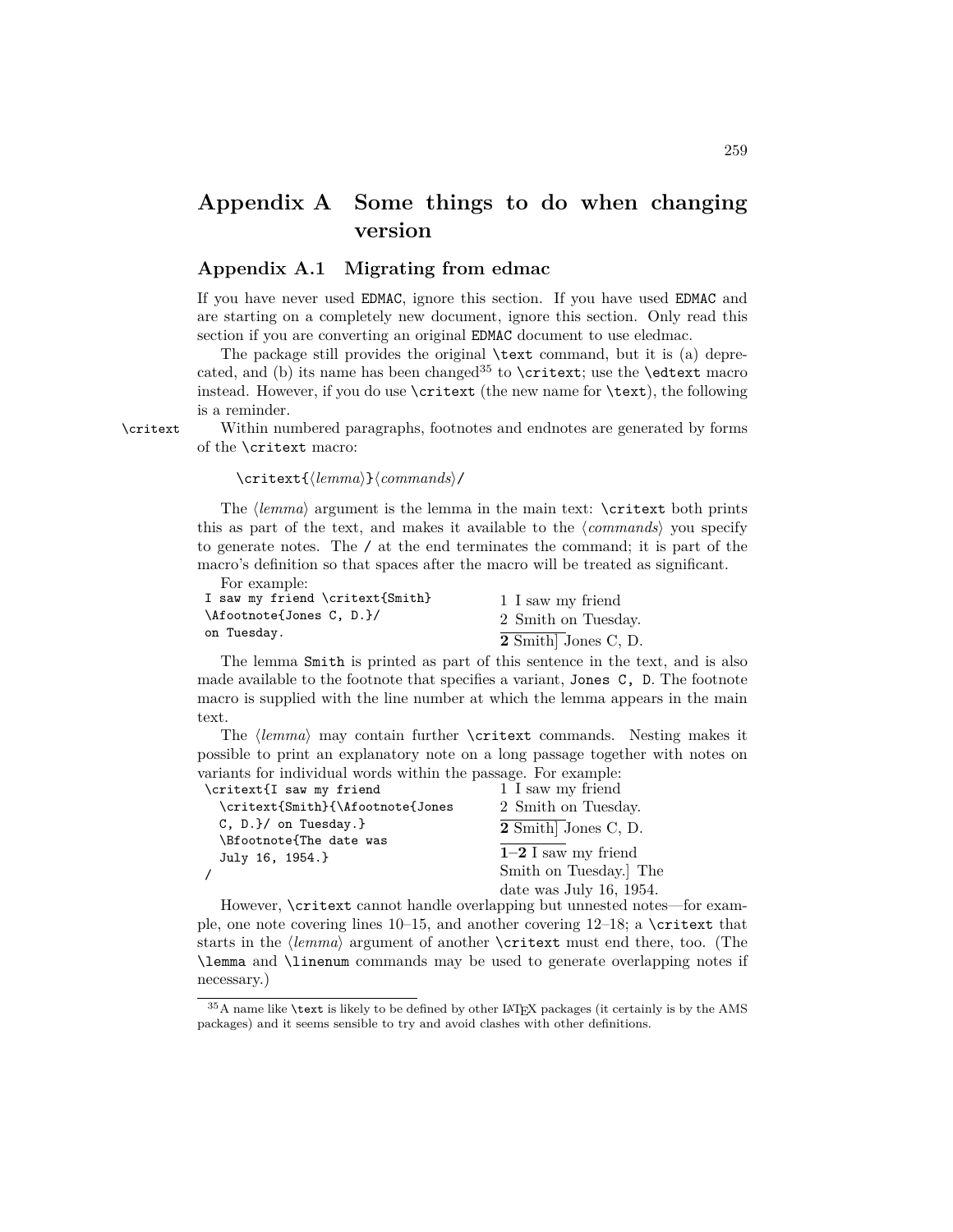# Appendix A Some things to do when changing version

## Appendix A.1 Migrating from edmac

If you have never used EDMAC, ignore this section. If you have used EDMAC and are starting on a completely new document, ignore this section. Only read this section if you are converting an original EDMAC document to use eledmac.

The package still provides the original `\text` command, but it is (a) deprecated, and (b) its name has been changed[35] to `\critext`; use the `\edtext` macro instead. However, if you do use `\critext` (the new name for `\text`), the following is a reminder.

`\critext` Within numbered paragraphs, footnotes and endnotes are generated by forms of the `\critext` macro:

`\critext{`⟨*lemma*⟩`}`⟨*commands*⟩`/`

The ⟨*lemma*⟩ argument is the lemma in the main text: `\critext` both prints this as part of the text, and makes it available to the ⟨*commands*⟩ you specify to generate notes. The `/` at the end terminates the command; it is part of the macro's definition so that spaces after the macro will be treated as significant.

For example:

```
I saw my friend \critext{Smith}
\Afootnote{Jones C, D.}/
on Tuesday.
```

1 I saw my friend
2 Smith on Tuesday.

**2** Smith] Jones C, D.

The lemma `Smith` is printed as part of this sentence in the text, and is also made available to the footnote that specifies a variant, `Jones C, D`. The footnote macro is supplied with the line number at which the lemma appears in the main text.

The ⟨*lemma*⟩ may contain further `\critext` commands. Nesting makes it possible to print an explanatory note on a long passage together with notes on variants for individual words within the passage. For example:

```
\critext{I saw my friend
  \critext{Smith}{\Afootnote{Jones
  C, D.}/ on Tuesday.}
  \Bfootnote{The date was
  July 16, 1954.}
/
```

1 I saw my friend
2 Smith on Tuesday.

**2** Smith] Jones C, D.

**1–2** I saw my friend Smith on Tuesday.] The date was July 16, 1954.

However, `\critext` cannot handle overlapping but unnested notes—for example, one note covering lines 10–15, and another covering 12–18; a `\critext` that starts in the ⟨*lemma*⟩ argument of another `\critext` must end there, too. (The `\lemma` and `\linenum` commands may be used to generate overlapping notes if necessary.)

---

[35] A name like `\text` is likely to be defined by other LaTeX packages (it certainly is by the AMS packages) and it seems sensible to try and avoid clashes with other definitions.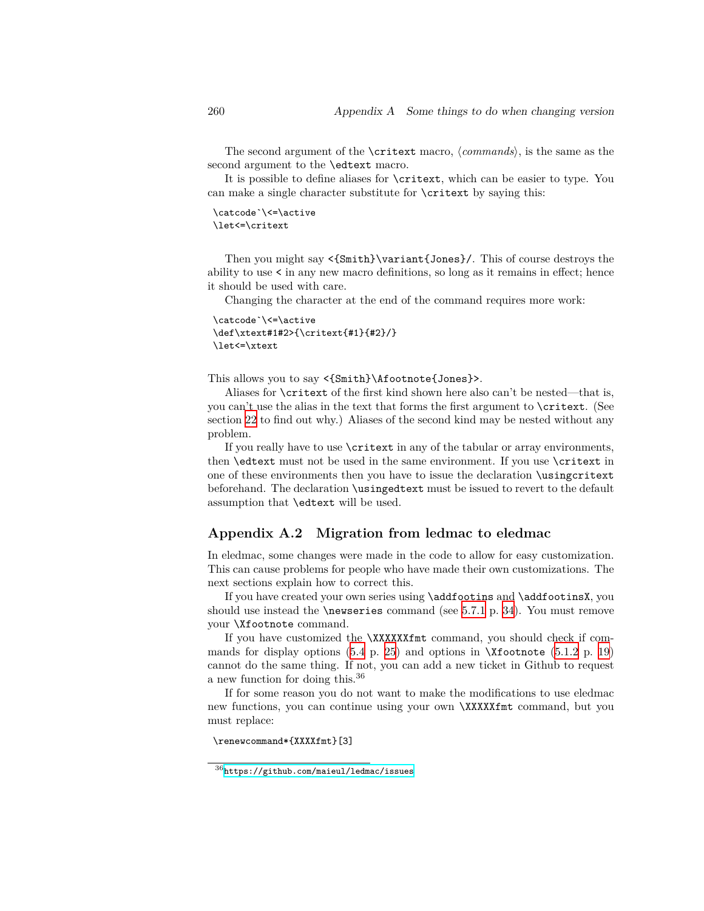The second argument of the `\critext` macro, ⟨*commands*⟩, is the same as the second argument to the `\edtext` macro.

It is possible to define aliases for `\critext`, which can be easier to type. You can make a single character substitute for `\critext` by saying this:

```
\catcode`\<=\active
\let<=\critext
```

Then you might say `<{Smith}\variant{Jones}/`. This of course destroys the ability to use `<` in any new macro definitions, so long as it remains in effect; hence it should be used with care.

Changing the character at the end of the command requires more work:

```
\catcode`\<=\active
\def\xtext#1#2>{\critext{#1}{#2}/}
\let<=\xtext
```

This allows you to say `<{Smith}\Afootnote{Jones}>`.

Aliases for `\critext` of the first kind shown here also can't be nested—that is, you can't use the alias in the text that forms the first argument to `\critext`. (See section 22 to find out why.) Aliases of the second kind may be nested without any problem.

If you really have to use `\critext` in any of the tabular or array environments, then `\edtext` must not be used in the same environment. If you use `\critext` in one of these environments then you have to issue the declaration `\usingcritext` beforehand. The declaration `\usingedtext` must be issued to revert to the default assumption that `\edtext` will be used.

## Appendix A.2 Migration from ledmac to eledmac

In eledmac, some changes were made in the code to allow for easy customization. This can cause problems for people who have made their own customizations. The next sections explain how to correct this.

If you have created your own series using `\addfootins` and `\addfootinsX`, you should use instead the `\newseries` command (see 5.7.1 p. 34). You must remove your `\Xfootnote` command.

If you have customized the `\XXXXXXfmt` command, you should check if commands for display options (5.4 p. 25) and options in `\Xfootnote` (5.1.2 p. 19) cannot do the same thing. If not, you can add a new ticket in Github to request a new function for doing this.[36]

If for some reason you do not want to make the modifications to use eledmac new functions, you can continue using your own `\XXXXXfmt` command, but you must replace:

```
\renewcommand*{XXXXfmt}[3]
```

[36] https://github.com/maieul/ledmac/issues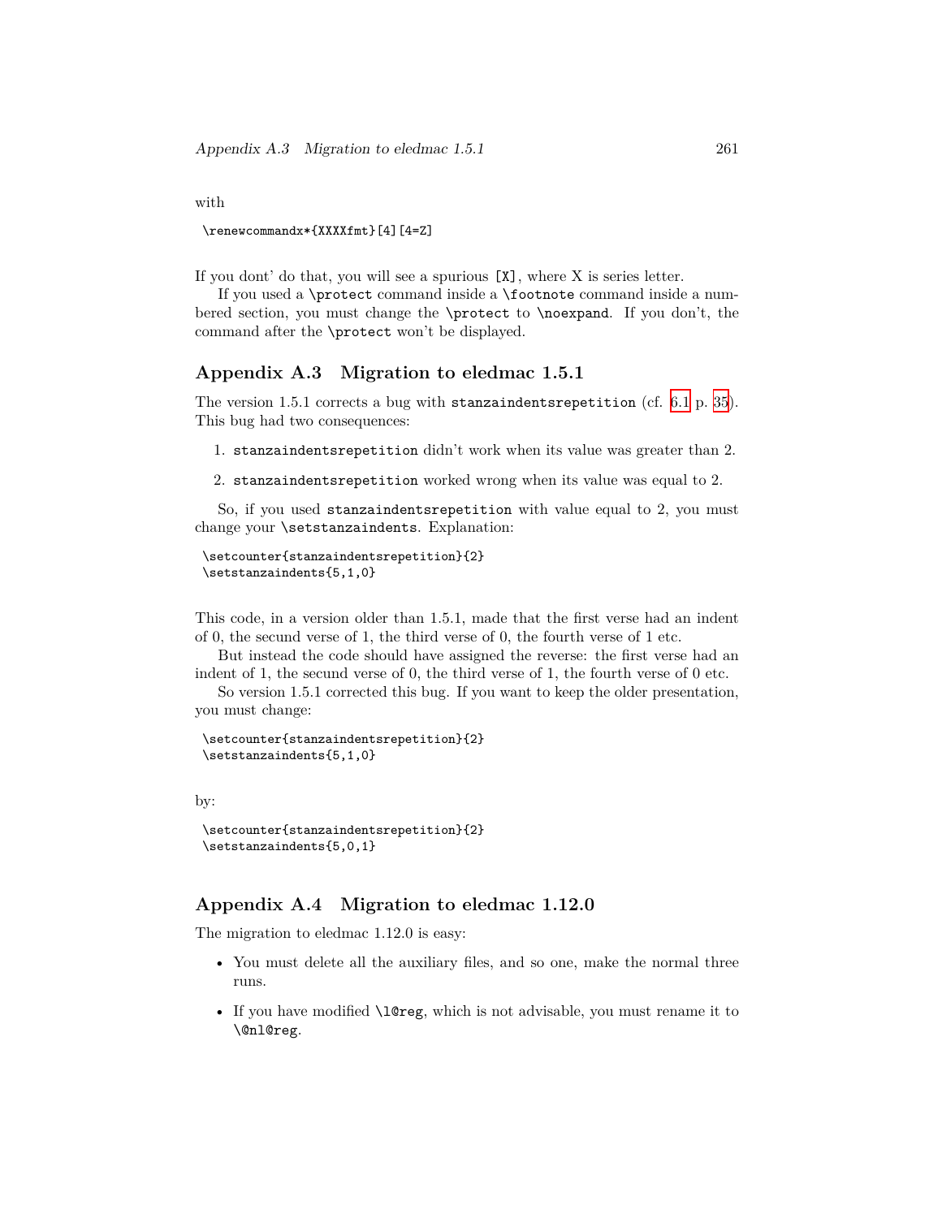with

```
\renewcommandx*{XXXXfmt}[4][4=Z]
```

If you dont' do that, you will see a spurious `[X]`, where X is series letter.

If you used a `\protect` command inside a `\footnote` command inside a numbered section, you must change the `\protect` to `\noexpand`. If you don't, the command after the `\protect` won't be displayed.

## Appendix A.3 Migration to eledmac 1.5.1

The version 1.5.1 corrects a bug with `stanzaindentsrepetition` (cf. 6.1 p. 35). This bug had two consequences:

1. `stanzaindentsrepetition` didn't work when its value was greater than 2.
2. `stanzaindentsrepetition` worked wrong when its value was equal to 2.

So, if you used `stanzaindentsrepetition` with value equal to 2, you must change your `\setstanzaindents`. Explanation:

```
\setcounter{stanzaindentsrepetition}{2}
\setstanzaindents{5,1,0}
```

This code, in a version older than 1.5.1, made that the first verse had an indent of 0, the secund verse of 1, the third verse of 0, the fourth verse of 1 etc.

But instead the code should have assigned the reverse: the first verse had an indent of 1, the secund verse of 0, the third verse of 1, the fourth verse of 0 etc.

So version 1.5.1 corrected this bug. If you want to keep the older presentation, you must change:

```
\setcounter{stanzaindentsrepetition}{2}
\setstanzaindents{5,1,0}
```

by:

```
\setcounter{stanzaindentsrepetition}{2}
\setstanzaindents{5,0,1}
```

## Appendix A.4 Migration to eledmac 1.12.0

The migration to eledmac 1.12.0 is easy:

- You must delete all the auxiliary files, and so one, make the normal three runs.
- If you have modified `\l@reg`, which is not advisable, you must rename it to `\@nl@reg`.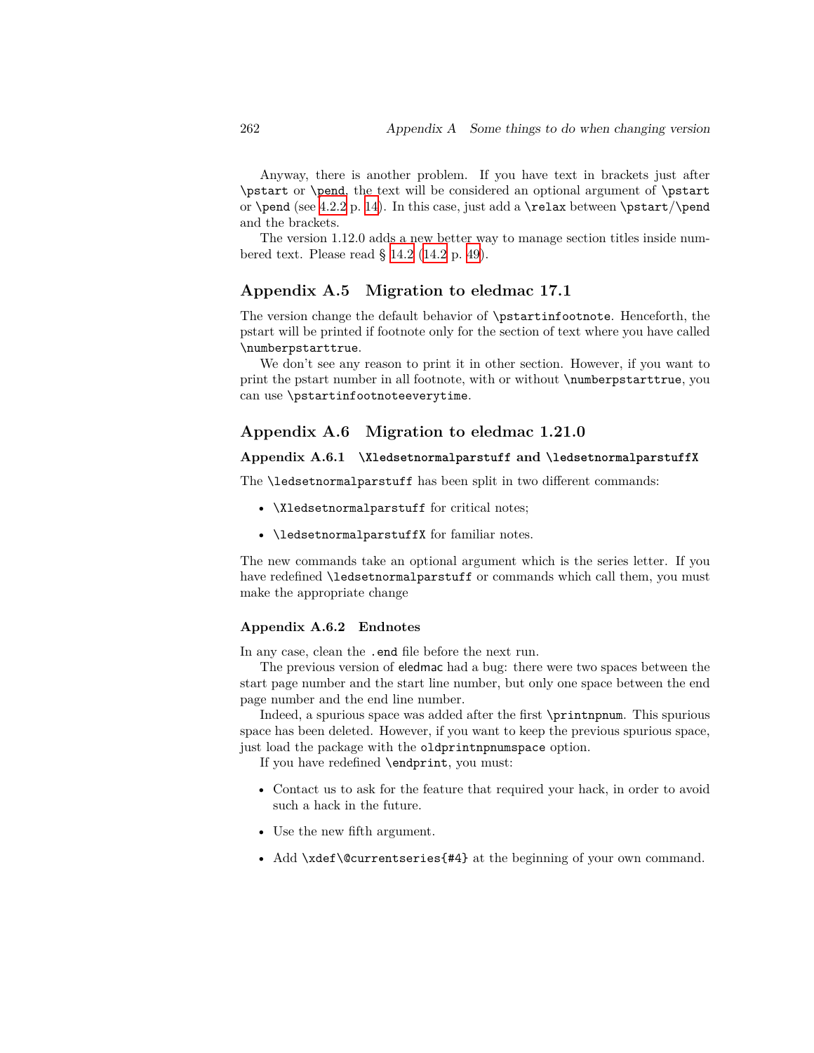Anyway, there is another problem. If you have text in brackets just after `\pstart` or `\pend`, the text will be considered an optional argument of `\pstart` or `\pend` (see 4.2.2 p. 14). In this case, just add a `\relax` between `\pstart`/`\pend` and the brackets.

The version 1.12.0 adds a new better way to manage section titles inside numbered text. Please read § 14.2 (14.2 p. 49).

## Appendix A.5 Migration to eledmac 17.1

The version change the default behavior of `\pstartinfootnote`. Henceforth, the pstart will be printed if footnote only for the section of text where you have called `\numberpstarttrue`.

We don't see any reason to print it in other section. However, if you want to print the pstart number in all footnote, with or without `\numberpstarttrue`, you can use `\pstartinfootnoteeverytime`.

## Appendix A.6 Migration to eledmac 1.21.0

### Appendix A.6.1 `\Xledsetnormalparstuff` and `\ledsetnormalparstuffX`

The `\ledsetnormalparstuff` has been split in two different commands:

- `\Xledsetnormalparstuff` for critical notes;
- `\ledsetnormalparstuffX` for familiar notes.

The new commands take an optional argument which is the series letter. If you have redefined `\ledsetnormalparstuff` or commands which call them, you must make the appropriate change

### Appendix A.6.2 Endnotes

In any case, clean the `.end` file before the next run.

The previous version of eledmac had a bug: there were two spaces between the start page number and the start line number, but only one space between the end page number and the end line number.

Indeed, a spurious space was added after the first `\printnpnum`. This spurious space has been deleted. However, if you want to keep the previous spurious space, just load the package with the `oldprintnpnumspace` option.

If you have redefined `\endprint`, you must:

- Contact us to ask for the feature that required your hack, in order to avoid such a hack in the future.
- Use the new fifth argument.
- Add `\xdef\@currentseries{#4}` at the beginning of your own command.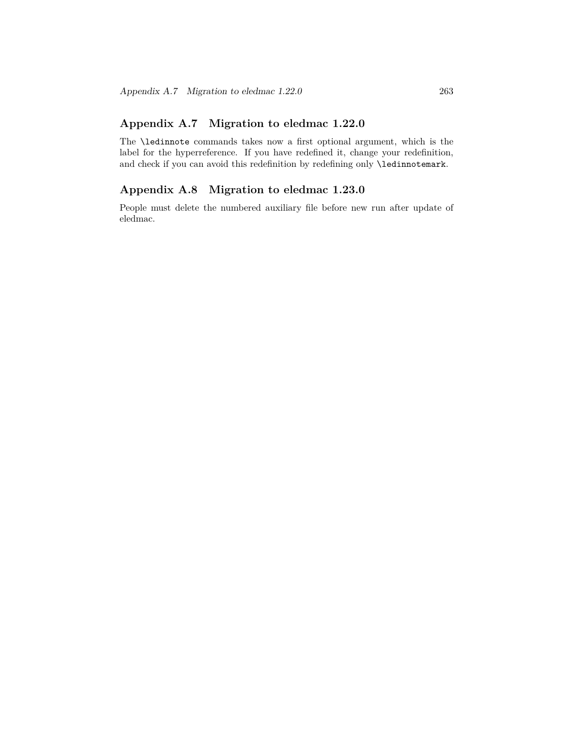## Appendix A.7 Migration to eledmac 1.22.0

The `\ledinnote` commands takes now a first optional argument, which is the label for the hyperreference. If you have redefined it, change your redefinition, and check if you can avoid this redefinition by redefining only `\ledinnotemark`.

## Appendix A.8 Migration to eledmac 1.23.0

People must delete the numbered auxiliary file before new run after update of eledmac.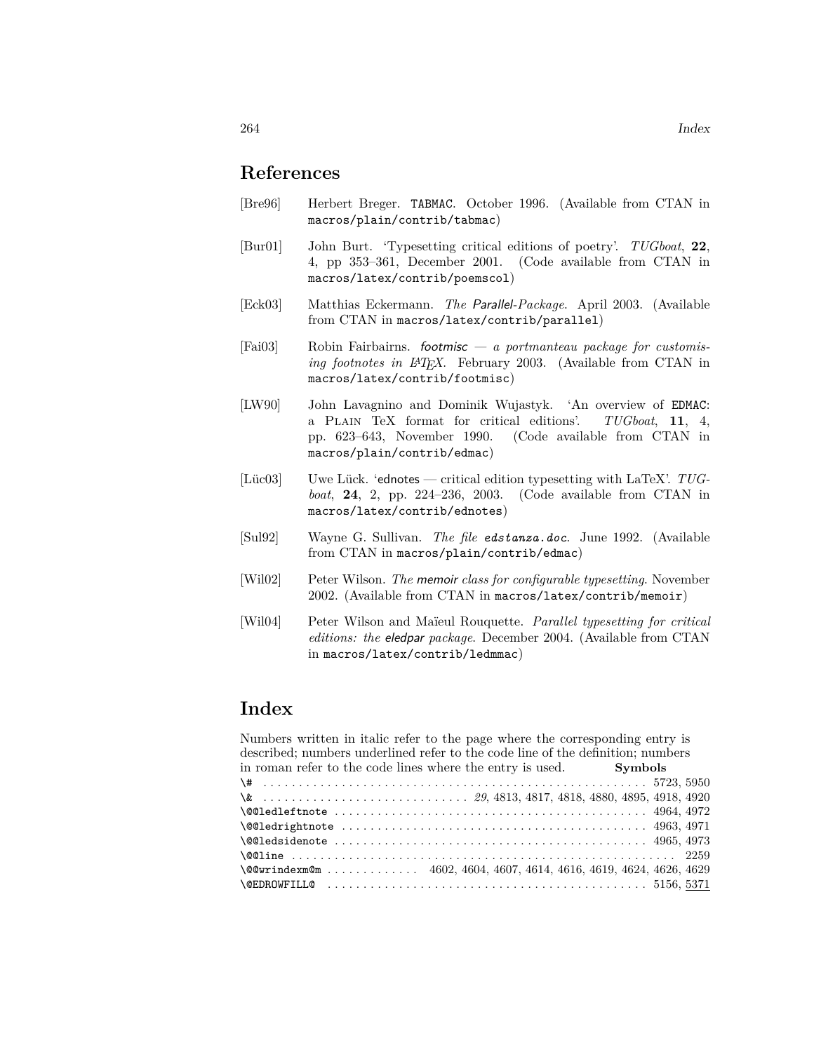## References

[Bre96] Herbert Breger. TABMAC. October 1996. (Available from CTAN in `macros/plain/contrib/tabmac`)

[Bur01] John Burt. 'Typesetting critical editions of poetry'. *TUGboat*, **22**, 4, pp 353–361, December 2001. (Code available from CTAN in `macros/latex/contrib/poemscol`)

[Eck03] Matthias Eckermann. *The Parallel-Package*. April 2003. (Available from CTAN in `macros/latex/contrib/parallel`)

[Fai03] Robin Fairbairns. *footmisc — a portmanteau package for customising footnotes in LaTeX*. February 2003. (Available from CTAN in `macros/latex/contrib/footmisc`)

[LW90] John Lavagnino and Dominik Wujastyk. 'An overview of EDMAC: a Plain TeX format for critical editions'. *TUGboat*, **11**, 4, pp. 623–643, November 1990. (Code available from CTAN in `macros/plain/contrib/edmac`)

[Lüc03] Uwe Lück. 'ednotes — critical edition typesetting with LaTeX'. *TUGboat*, **24**, 2, pp. 224–236, 2003. (Code available from CTAN in `macros/latex/contrib/ednotes`)

[Sul92] Wayne G. Sullivan. *The file edstanza.doc*. June 1992. (Available from CTAN in `macros/plain/contrib/edmac`)

[Wil02] Peter Wilson. *The memoir class for configurable typesetting*. November 2002. (Available from CTAN in `macros/latex/contrib/memoir`)

[Wil04] Peter Wilson and Maïeul Rouquette. *Parallel typesetting for critical editions: the eledpar package*. December 2004. (Available from CTAN in `macros/latex/contrib/ledmmac`)

## Index

Numbers written in italic refer to the page where the corresponding entry is described; numbers underlined refer to the code line of the definition; numbers in roman refer to the code lines where the entry is used.

**Symbols**

\# . . . . . . . . . . 5723, 5950
\& . . . . . . . . . . *29*, 4813, 4817, 4818, 4880, 4895, 4918, 4920
\@@ledleftnote . . . . . . . . . . 4964, 4972
\@@ledrightnote . . . . . . . . . . 4963, 4971
\@@ledsidenote . . . . . . . . . . 4965, 4973
\@@line . . . . . . . . . . 2259
\@@wrindexm@m . . . . . . . . . . 4602, 4604, 4607, 4614, 4616, 4619, 4624, 4626, 4629
\@EDROWFILL@ . . . . . . . . . . 5156, <u>5371</u>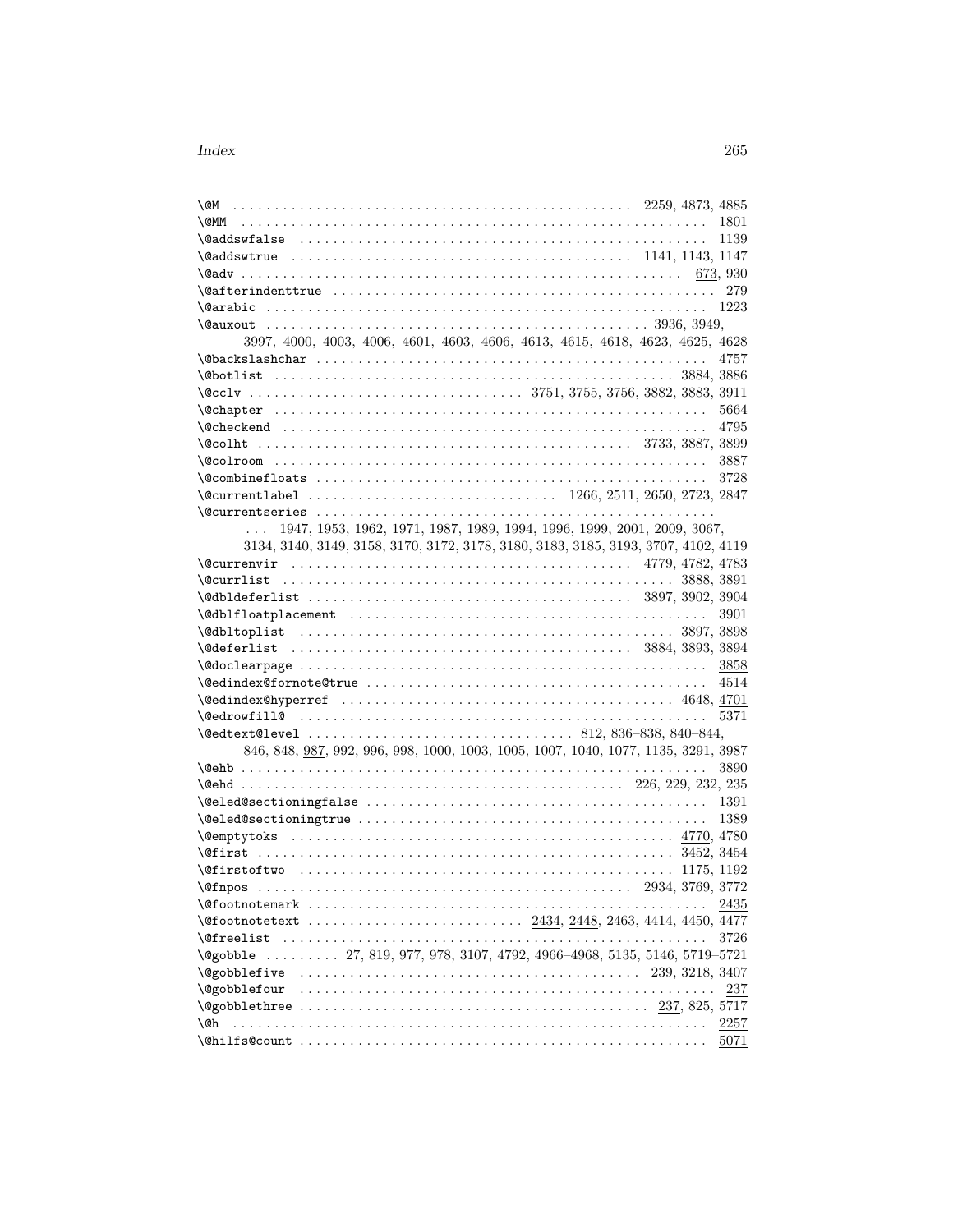\@M . . . . . . . . . . . . . . . . . . . . . . . . . . . . . . . . . . . . . . . . . . . . . . . 2259, 4873, 4885
\@MM . . . . . . . . . . . . . . . . . . . . . . . . . . . . . . . . . . . . . . . . . . . . . . . . . . . . 1801
\@addswfalse . . . . . . . . . . . . . . . . . . . . . . . . . . . . . . . . . . . . . . . . . . . . . . 1139
\@addswtrue . . . . . . . . . . . . . . . . . . . . . . . . . . . . . . . . . . . . . . 1141, 1143, 1147
\@adv . . . . . . . . . . . . . . . . . . . . . . . . . . . . . . . . . . . . . . . . . . . . . . . . . . <u>673</u>, 930
\@afterindenttrue . . . . . . . . . . . . . . . . . . . . . . . . . . . . . . . . . . . . . . . . . . . . 279
\@arabic . . . . . . . . . . . . . . . . . . . . . . . . . . . . . . . . . . . . . . . . . . . . . . . . . 1223
\@auxout . . . . . . . . . . . . . . . . . . . . . . . . . . . . . . . . . . . . . . . . . . . . 3936, 3949, 3997, 4000, 4003, 4006, 4601, 4603, 4606, 4613, 4615, 4618, 4623, 4625, 4628
\@backslashchar . . . . . . . . . . . . . . . . . . . . . . . . . . . . . . . . . . . . . . . . . . . . . 4757
\@botlist . . . . . . . . . . . . . . . . . . . . . . . . . . . . . . . . . . . . . . . . . . . . . . 3884, 3886
\@cclv . . . . . . . . . . . . . . . . . . . . . . . . . . . . . . . . 3751, 3755, 3756, 3882, 3883, 3911
\@chapter . . . . . . . . . . . . . . . . . . . . . . . . . . . . . . . . . . . . . . . . . . . . . . . . . 5664
\@checkend . . . . . . . . . . . . . . . . . . . . . . . . . . . . . . . . . . . . . . . . . . . . . . . . 4795
\@colht . . . . . . . . . . . . . . . . . . . . . . . . . . . . . . . . . . . . . . . . . . . 3733, 3887, 3899
\@colroom . . . . . . . . . . . . . . . . . . . . . . . . . . . . . . . . . . . . . . . . . . . . . . . . . 3887
\@combinefloats . . . . . . . . . . . . . . . . . . . . . . . . . . . . . . . . . . . . . . . . . . . . . 3728
\@currentlabel . . . . . . . . . . . . . . . . . . . . . . . . . . . . . 1266, 2511, 2650, 2723, 2847
\@currentseries . . . . . . . . . . . . . . . . . . . . . . . . . . . . . . . . . . . . . . . . . . . . . . .
. . . 1947, 1953, 1962, 1971, 1987, 1989, 1994, 1996, 1999, 2001, 2009, 3067, 3134, 3140, 3149, 3158, 3170, 3172, 3178, 3180, 3183, 3185, 3193, 3707, 4102, 4119
\@currenvir . . . . . . . . . . . . . . . . . . . . . . . . . . . . . . . . . . . . . . . 4779, 4782, 4783
\@currlist . . . . . . . . . . . . . . . . . . . . . . . . . . . . . . . . . . . . . . . . . . . . . 3888, 3891
\@dbldeferlist . . . . . . . . . . . . . . . . . . . . . . . . . . . . . . . . . . . . . . . 3897, 3902, 3904
\@dblfloatplacement . . . . . . . . . . . . . . . . . . . . . . . . . . . . . . . . . . . . . . . . . . 3901
\@dbltoplist . . . . . . . . . . . . . . . . . . . . . . . . . . . . . . . . . . . . . . . . . . . . 3897, 3898
\@deferlist . . . . . . . . . . . . . . . . . . . . . . . . . . . . . . . . . . . . . . . 3884, 3893, 3894
\@doclearpage . . . . . . . . . . . . . . . . . . . . . . . . . . . . . . . . . . . . . . . . . . . . . . <u>3858</u>
\@edindex@fornote@true . . . . . . . . . . . . . . . . . . . . . . . . . . . . . . . . . . . . . . . 4514
\@edindex@hyperref . . . . . . . . . . . . . . . . . . . . . . . . . . . . . . . . . . . . . . . 4648, <u>4701</u>
\@edrowfill@ . . . . . . . . . . . . . . . . . . . . . . . . . . . . . . . . . . . . . . . . . . . . . . . <u>5371</u>
\@edtext@level . . . . . . . . . . . . . . . . . . . . . . . . . . . . . . . 812, 836–838, 840–844, 846, 848, <u>987</u>, 992, 996, 998, 1000, 1003, 1005, 1007, 1040, 1077, 1135, 3291, 3987
\@ehb . . . . . . . . . . . . . . . . . . . . . . . . . . . . . . . . . . . . . . . . . . . . . . . . . . . . . 3890
\@ehd . . . . . . . . . . . . . . . . . . . . . . . . . . . . . . . . . . . . . . . . . . . 226, 229, 232, 235
\@eled@sectioningfalse . . . . . . . . . . . . . . . . . . . . . . . . . . . . . . . . . . . . . . . . 1391
\@eled@sectioningtrue . . . . . . . . . . . . . . . . . . . . . . . . . . . . . . . . . . . . . . . . . 1389
\@emptytoks . . . . . . . . . . . . . . . . . . . . . . . . . . . . . . . . . . . . . . . . . . . . <u>4770</u>, 4780
\@first . . . . . . . . . . . . . . . . . . . . . . . . . . . . . . . . . . . . . . . . . . . . . . . . 3452, 3454
\@firstoftwo . . . . . . . . . . . . . . . . . . . . . . . . . . . . . . . . . . . . . . . . . . . . 1175, 1192
\@fnpos . . . . . . . . . . . . . . . . . . . . . . . . . . . . . . . . . . . . . . . . . . . <u>2934</u>, 3769, 3772
\@footnotemark . . . . . . . . . . . . . . . . . . . . . . . . . . . . . . . . . . . . . . . . . . . . . . <u>2435</u>
\@footnotetext . . . . . . . . . . . . . . . . . . . . . . . . . <u>2434</u>, <u>2448</u>, 2463, 4414, 4450, 4477
\@freelist . . . . . . . . . . . . . . . . . . . . . . . . . . . . . . . . . . . . . . . . . . . . . . . . . 3726
\@gobble . . . . . . . . . 27, 819, 977, 978, 3107, 4792, 4966–4968, 5135, 5146, 5719–5721
\@gobblefive . . . . . . . . . . . . . . . . . . . . . . . . . . . . . . . . . . . . . . . . 239, 3218, 3407
\@gobblefour . . . . . . . . . . . . . . . . . . . . . . . . . . . . . . . . . . . . . . . . . . . . . . . . <u>237</u>
\@gobblethree . . . . . . . . . . . . . . . . . . . . . . . . . . . . . . . . . . . . . . . . . <u>237</u>, 825, 5717
\@h . . . . . . . . . . . . . . . . . . . . . . . . . . . . . . . . . . . . . . . . . . . . . . . . . . . . . . <u>2257</u>
\@hilfs@count . . . . . . . . . . . . . . . . . . . . . . . . . . . . . . . . . . . . . . . . . . . . . . . <u>5071</u>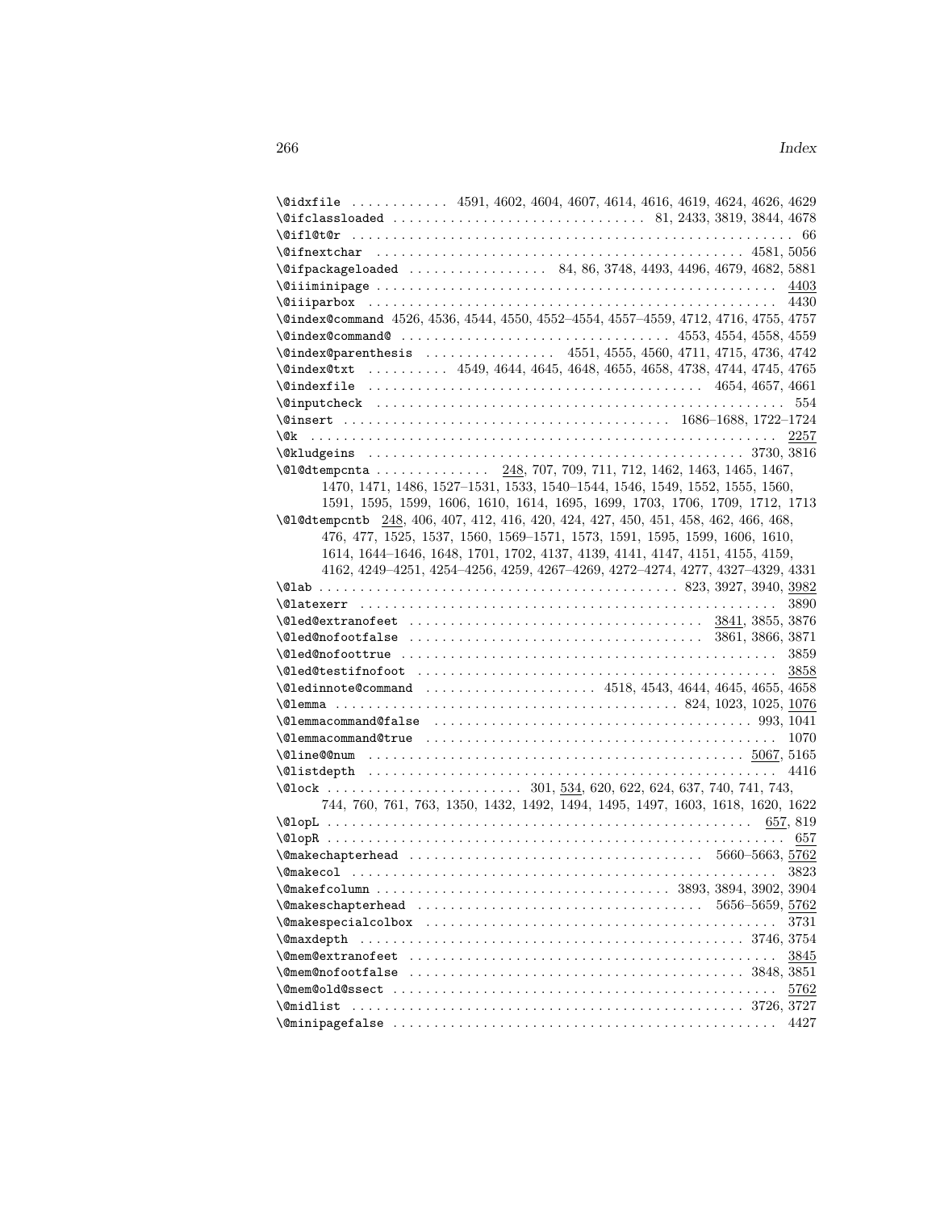\@idxfile . . . . . . . . . . . . 4591, 4602, 4604, 4607, 4614, 4616, 4619, 4624, 4626, 4629
\@ifclassloaded . . . . . . . . . . . . . . . . . . . . . . . . . . . . . . 81, 2433, 3819, 3844, 4678
\@ifl@t@r . . . . . . . . . . . . . . . . . . . . . . . . . . . . . . . . . . . . . . . . . . . . . . . . . . . . 66
\@ifnextchar . . . . . . . . . . . . . . . . . . . . . . . . . . . . . . . . . . . . . . . . . . . . 4581, 5056
\@ifpackageloaded . . . . . . . . . . . . . . . . . 84, 86, 3748, 4493, 4496, 4679, 4682, 5881
\@iiiminipage . . . . . . . . . . . . . . . . . . . . . . . . . . . . . . . . . . . . . . . . . . . . . . . 4403
\@iiiparbox . . . . . . . . . . . . . . . . . . . . . . . . . . . . . . . . . . . . . . . . . . . . . . . . 4430
\@index@command 4526, 4536, 4544, 4550, 4552–4554, 4557–4559, 4712, 4716, 4755, 4757
\@index@command@ . . . . . . . . . . . . . . . . . . . . . . . . . . . . . . . . 4553, 4554, 4558, 4559
\@index@parenthesis . . . . . . . . . . . . . . . . 4551, 4555, 4560, 4711, 4715, 4736, 4742
\@index@txt . . . . . . . . . . 4549, 4644, 4645, 4648, 4655, 4658, 4738, 4744, 4745, 4765
\@indexfile . . . . . . . . . . . . . . . . . . . . . . . . . . . . . . . . . . . . . . . . 4654, 4657, 4661
\@inputcheck . . . . . . . . . . . . . . . . . . . . . . . . . . . . . . . . . . . . . . . . . . . . . . . . 554
\@insert . . . . . . . . . . . . . . . . . . . . . . . . . . . . . . . . . . . . . . 1686–1688, 1722–1724
\@k . . . . . . . . . . . . . . . . . . . . . . . . . . . . . . . . . . . . . . . . . . . . . . . . . . . . . . 2257
\@kludgeins . . . . . . . . . . . . . . . . . . . . . . . . . . . . . . . . . . . . . . . . . . . . . 3730, 3816
\@l@dtempcnta . . . . . . . . . . . . . . 248, 707, 709, 711, 712, 1462, 1463, 1465, 1467, 1470, 1471, 1486, 1527–1531, 1533, 1540–1544, 1546, 1549, 1552, 1555, 1560, 1591, 1595, 1599, 1606, 1610, 1614, 1695, 1699, 1703, 1706, 1709, 1712, 1713
\@l@dtempcntb 248, 406, 407, 412, 416, 420, 424, 427, 450, 451, 458, 462, 466, 468, 476, 477, 1525, 1537, 1560, 1569–1571, 1573, 1591, 1595, 1599, 1606, 1610, 1614, 1644–1646, 1648, 1701, 1702, 4137, 4139, 4141, 4147, 4151, 4155, 4159, 4162, 4249–4251, 4254–4256, 4259, 4267–4269, 4272–4274, 4277, 4327–4329, 4331
\@lab . . . . . . . . . . . . . . . . . . . . . . . . . . . . . . . . . . . . . . . . . . . . 823, 3927, 3940, 3982
\@latexerr . . . . . . . . . . . . . . . . . . . . . . . . . . . . . . . . . . . . . . . . . . . . . . . . . . 3890
\@led@extranofeet . . . . . . . . . . . . . . . . . . . . . . . . . . . . . . . . . . . 3841, 3855, 3876
\@led@nofootfalse . . . . . . . . . . . . . . . . . . . . . . . . . . . . . . . . . . . 3861, 3866, 3871
\@led@nofoottrue . . . . . . . . . . . . . . . . . . . . . . . . . . . . . . . . . . . . . . . . . . . . 3859
\@led@testifnofoot . . . . . . . . . . . . . . . . . . . . . . . . . . . . . . . . . . . . . . . . . . 3858
\@ledinnote@command . . . . . . . . . . . . . . . . . . . . . 4518, 4543, 4644, 4645, 4655, 4658
\@lemma . . . . . . . . . . . . . . . . . . . . . . . . . . . . . . . . . . . . . . . . . 824, 1023, 1025, 1076
\@lemmacommand@false . . . . . . . . . . . . . . . . . . . . . . . . . . . . . . . . . . . . . . . 993, 1041
\@lemmacommand@true . . . . . . . . . . . . . . . . . . . . . . . . . . . . . . . . . . . . . . . . . . 1070
\@line@@num . . . . . . . . . . . . . . . . . . . . . . . . . . . . . . . . . . . . . . . . . . . . . 5067, 5165
\@listdepth . . . . . . . . . . . . . . . . . . . . . . . . . . . . . . . . . . . . . . . . . . . . . . . . . 4416
\@lock . . . . . . . . . . . . . . . . . . . . . . . . 301, 534, 620, 622, 624, 637, 740, 741, 743, 744, 760, 761, 763, 1350, 1432, 1492, 1494, 1495, 1497, 1603, 1618, 1620, 1622
\@lopL . . . . . . . . . . . . . . . . . . . . . . . . . . . . . . . . . . . . . . . . . . . . . . . . . . . 657, 819
\@lopR . . . . . . . . . . . . . . . . . . . . . . . . . . . . . . . . . . . . . . . . . . . . . . . . . . . . . . . 657
\@makechapterhead . . . . . . . . . . . . . . . . . . . . . . . . . . . . . . . . . . . 5660–5663, 5762
\@makecol . . . . . . . . . . . . . . . . . . . . . . . . . . . . . . . . . . . . . . . . . . . . . . . . . . . . 3823
\@makefcolumn . . . . . . . . . . . . . . . . . . . . . . . . . . . . . . . . . . . 3893, 3894, 3902, 3904
\@makeschapterhead . . . . . . . . . . . . . . . . . . . . . . . . . . . . . . . . . . 5656–5659, 5762
\@makespecialcolbox . . . . . . . . . . . . . . . . . . . . . . . . . . . . . . . . . . . . . . . . . . . 3731
\@maxdepth . . . . . . . . . . . . . . . . . . . . . . . . . . . . . . . . . . . . . . . . . . . . . . . 3746, 3754
\@mem@extranofeet . . . . . . . . . . . . . . . . . . . . . . . . . . . . . . . . . . . . . . . . . . . . 3845
\@mem@nofootfalse . . . . . . . . . . . . . . . . . . . . . . . . . . . . . . . . . . . . . . . . . 3848, 3851
\@mem@old@ssect . . . . . . . . . . . . . . . . . . . . . . . . . . . . . . . . . . . . . . . . . . . . . . 5762
\@midlist . . . . . . . . . . . . . . . . . . . . . . . . . . . . . . . . . . . . . . . . . . . . . . . . 3726, 3727
\@minipagefalse . . . . . . . . . . . . . . . . . . . . . . . . . . . . . . . . . . . . . . . . . . . . . . 4427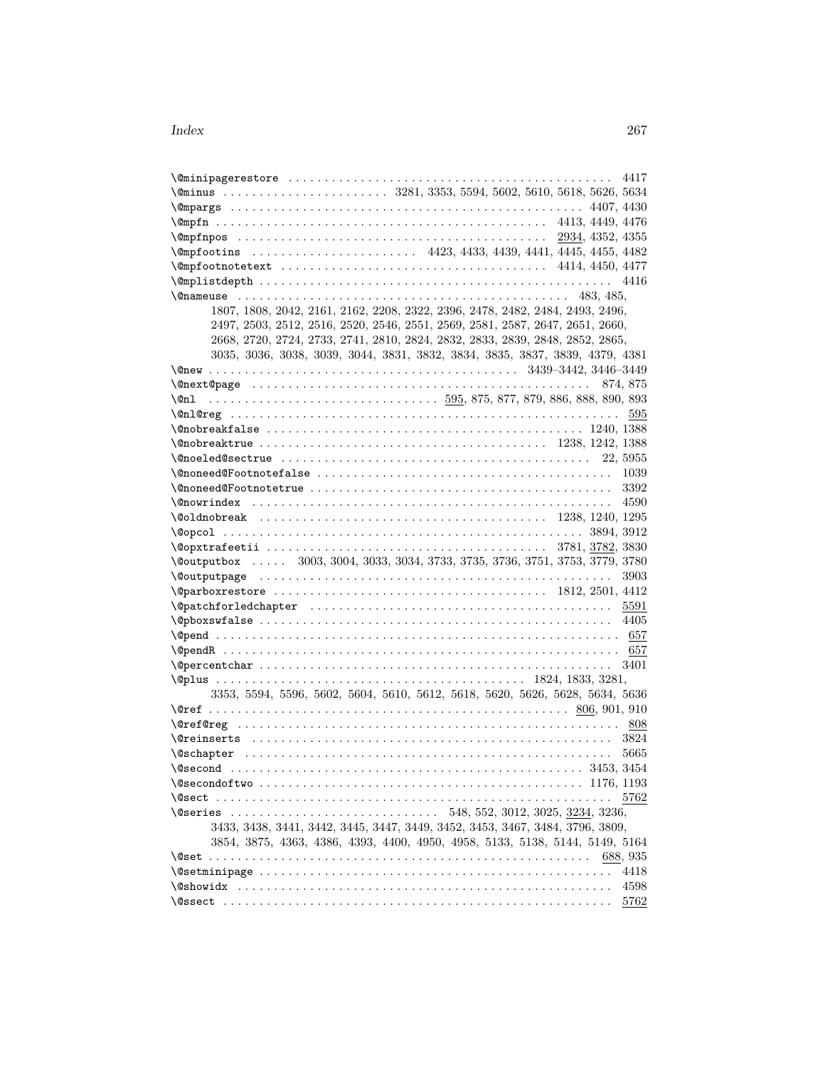\@minipagerestore . . . . . . . . . . . . . . . . . . . . . . . . . . . . . . . . . . . . . . . . . . . . . 4417
\@minus . . . . . . . . . . . . . . . . . . . . . . . 3281, 3353, 5594, 5602, 5610, 5618, 5626, 5634
\@mpargs . . . . . . . . . . . . . . . . . . . . . . . . . . . . . . . . . . . . . . . . . . . . . . . . 4407, 4430
\@mpfn . . . . . . . . . . . . . . . . . . . . . . . . . . . . . . . . . . . . . . . . . . . 4413, 4449, 4476
\@mpfnpos . . . . . . . . . . . . . . . . . . . . . . . . . . . . . . . . . . . . . . . . . . 2934, 4352, 4355
\@mpfootins . . . . . . . . . . . . . . . . . . . . . . . 4423, 4433, 4439, 4441, 4445, 4455, 4482
\@mpfootnotetext . . . . . . . . . . . . . . . . . . . . . . . . . . . . . . . . . . . . 4414, 4450, 4477
\@mplistdepth . . . . . . . . . . . . . . . . . . . . . . . . . . . . . . . . . . . . . . . . . . . . . . . . . 4416
\@nameuse . . . . . . . . . . . . . . . . . . . . . . . . . . . . . . . . . . . . . . . . . . . . . . 483, 485, 1807, 1808, 2042, 2161, 2162, 2208, 2322, 2396, 2478, 2482, 2484, 2493, 2496, 2497, 2503, 2512, 2516, 2520, 2546, 2551, 2569, 2581, 2587, 2647, 2651, 2660, 2668, 2720, 2724, 2733, 2741, 2810, 2824, 2832, 2833, 2839, 2848, 2852, 2865, 3035, 3036, 3038, 3039, 3044, 3831, 3832, 3834, 3835, 3837, 3839, 4379, 4381
\@new . . . . . . . . . . . . . . . . . . . . . . . . . . . . . . . . . . . . . . . . . . . . . 3439–3442, 3446–3449
\@next@page . . . . . . . . . . . . . . . . . . . . . . . . . . . . . . . . . . . . . . . . . . . . . . . . 874, 875
\@nl . . . . . . . . . . . . . . . . . . . . . . . . . . . . . . . . 595, 875, 877, 879, 886, 888, 890, 893
\@nl@reg . . . . . . . . . . . . . . . . . . . . . . . . . . . . . . . . . . . . . . . . . . . . . . . . . . . . . . 595
\@nobreakfalse . . . . . . . . . . . . . . . . . . . . . . . . . . . . . . . . . . . . . . . . . . . . . 1240, 1388
\@nobreaktrue . . . . . . . . . . . . . . . . . . . . . . . . . . . . . . . . . . . . . . . . 1238, 1242, 1388
\@noeled@sectrue . . . . . . . . . . . . . . . . . . . . . . . . . . . . . . . . . . . . . . . . . . . . . 22, 5955
\@noneed@Footnotefalse . . . . . . . . . . . . . . . . . . . . . . . . . . . . . . . . . . . . . . . . . 1039
\@noneed@Footnotetrue . . . . . . . . . . . . . . . . . . . . . . . . . . . . . . . . . . . . . . . . . . 3392
\@nowrindex . . . . . . . . . . . . . . . . . . . . . . . . . . . . . . . . . . . . . . . . . . . . . . . . . . . 4590
\@oldnobreak . . . . . . . . . . . . . . . . . . . . . . . . . . . . . . . . . . . . . . . . . 1238, 1240, 1295
\@opcol . . . . . . . . . . . . . . . . . . . . . . . . . . . . . . . . . . . . . . . . . . . . . . . . . . . 3894, 3912
\@opxtrafeetii . . . . . . . . . . . . . . . . . . . . . . . . . . . . . . . . . . . . . . . 3781, 3782, 3830
\@outputbox . . . . . 3003, 3004, 3033, 3034, 3733, 3735, 3736, 3751, 3753, 3779, 3780
\@outputpage . . . . . . . . . . . . . . . . . . . . . . . . . . . . . . . . . . . . . . . . . . . . . . . . . . . 3903
\@parboxrestore . . . . . . . . . . . . . . . . . . . . . . . . . . . . . . . . . . . . . . . 1812, 2501, 4412
\@patchforledchapter . . . . . . . . . . . . . . . . . . . . . . . . . . . . . . . . . . . . . . . . . . . 5591
\@pboxswfalse . . . . . . . . . . . . . . . . . . . . . . . . . . . . . . . . . . . . . . . . . . . . . . . . . . 4405
\@pend . . . . . . . . . . . . . . . . . . . . . . . . . . . . . . . . . . . . . . . . . . . . . . . . . . . . . . . . . 657
\@pendR . . . . . . . . . . . . . . . . . . . . . . . . . . . . . . . . . . . . . . . . . . . . . . . . . . . . . . . . 657
\@percentchar . . . . . . . . . . . . . . . . . . . . . . . . . . . . . . . . . . . . . . . . . . . . . . . . . . 3401
\@plus . . . . . . . . . . . . . . . . . . . . . . . . . . . . . . . . . . . . . . . . . . . . 1824, 1833, 3281, 3353, 5594, 5596, 5602, 5604, 5610, 5612, 5618, 5620, 5626, 5628, 5634, 5636
\@ref . . . . . . . . . . . . . . . . . . . . . . . . . . . . . . . . . . . . . . . . . . . . . . . . . . . 806, 901, 910
\@ref@reg . . . . . . . . . . . . . . . . . . . . . . . . . . . . . . . . . . . . . . . . . . . . . . . . . . . . . . 808
\@reinserts . . . . . . . . . . . . . . . . . . . . . . . . . . . . . . . . . . . . . . . . . . . . . . . . . . . . 3824
\@schapter . . . . . . . . . . . . . . . . . . . . . . . . . . . . . . . . . . . . . . . . . . . . . . . . . . . . 5665
\@second . . . . . . . . . . . . . . . . . . . . . . . . . . . . . . . . . . . . . . . . . . . . . . . . . . 3453, 3454
\@secondoftwo . . . . . . . . . . . . . . . . . . . . . . . . . . . . . . . . . . . . . . . . . . . . . . 1176, 1193
\@sect . . . . . . . . . . . . . . . . . . . . . . . . . . . . . . . . . . . . . . . . . . . . . . . . . . . . . . . . 5762
\@series . . . . . . . . . . . . . . . . . . . . . . . . . . . . . 548, 552, 3012, 3025, 3234, 3236, 3433, 3438, 3441, 3442, 3445, 3447, 3449, 3452, 3453, 3467, 3484, 3796, 3809, 3854, 3875, 4363, 4386, 4393, 4400, 4950, 4958, 5133, 5138, 5144, 5149, 5164
\@set . . . . . . . . . . . . . . . . . . . . . . . . . . . . . . . . . . . . . . . . . . . . . . . . . . . . . . 688, 935
\@setminipage . . . . . . . . . . . . . . . . . . . . . . . . . . . . . . . . . . . . . . . . . . . . . . . . . . 4418
\@showidx . . . . . . . . . . . . . . . . . . . . . . . . . . . . . . . . . . . . . . . . . . . . . . . . . . . . . 4598
\@ssect . . . . . . . . . . . . . . . . . . . . . . . . . . . . . . . . . . . . . . . . . . . . . . . . . . . . . . . 5762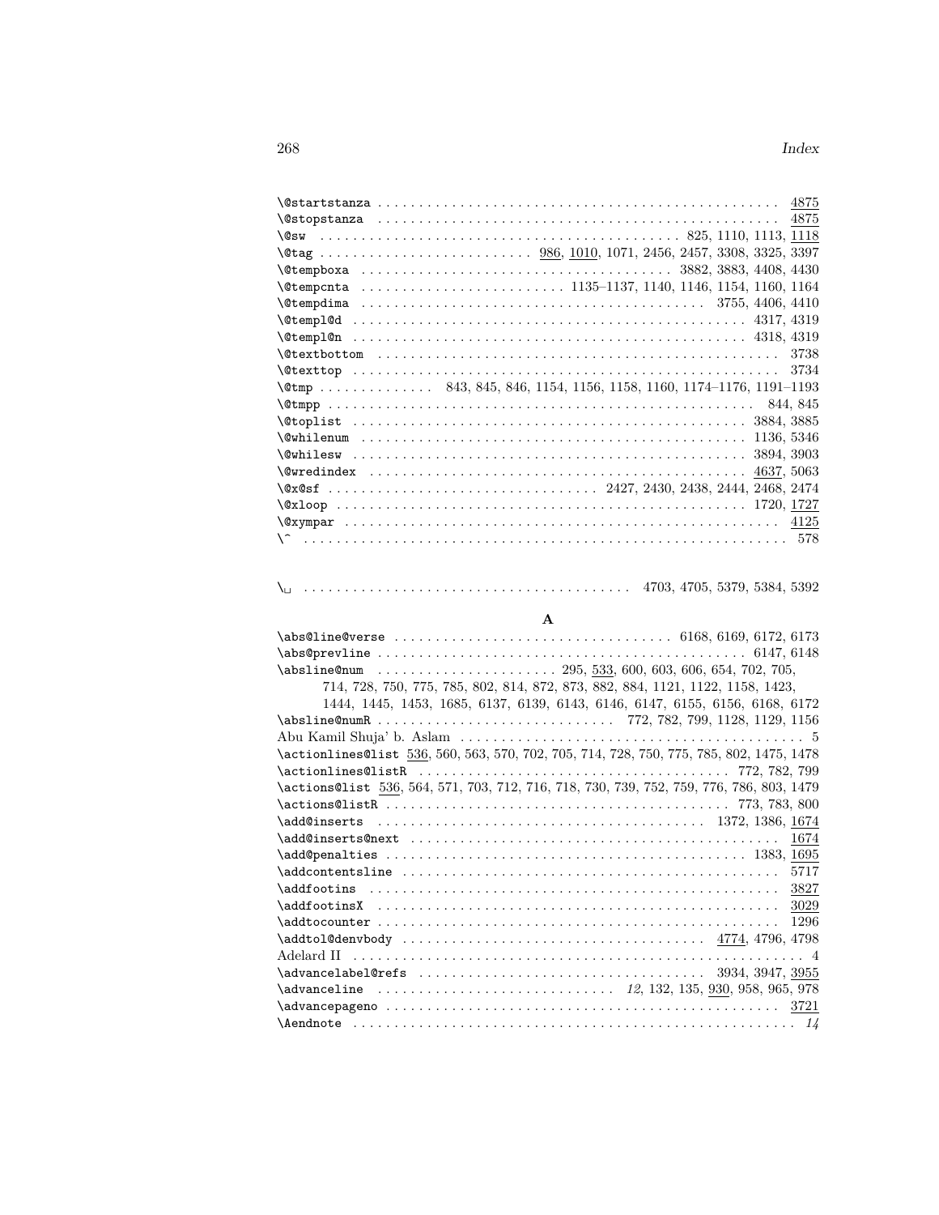\@startstanza . . . . . . . . . . 4875
\@stopstanza . . . . . . . . . . 4875
\@sw . . . . . . . . . . 825, 1110, 1113, 1118
\@tag . . . . . . . . . . 986, 1010, 1071, 2456, 2457, 3308, 3325, 3397
\@tempboxa . . . . . . . . . . 3882, 3883, 4408, 4430
\@tempcnta . . . . . . . . . . 1135–1137, 1140, 1146, 1154, 1160, 1164
\@tempdima . . . . . . . . . . 3755, 4406, 4410
\@templ@d . . . . . . . . . . 4317, 4319
\@templ@n . . . . . . . . . . 4318, 4319
\@textbottom . . . . . . . . . . 3738
\@texttop . . . . . . . . . . 3734
\@tmp . . . . . . . . . . 843, 845, 846, 1154, 1156, 1158, 1160, 1174–1176, 1191–1193
\@tmpp . . . . . . . . . . 844, 845
\@toplist . . . . . . . . . . 3884, 3885
\@whilenum . . . . . . . . . . 1136, 5346
\@whilesw . . . . . . . . . . 3894, 3903
\@wredindex . . . . . . . . . . 4637, 5063
\@x@sf . . . . . . . . . . 2427, 2430, 2438, 2444, 2468, 2474
\@xloop . . . . . . . . . . 1720, 1727
\@xympar . . . . . . . . . . 4125
\^ . . . . . . . . . . 578

\␣ . . . . . . . . . . 4703, 4705, 5379, 5384, 5392

**A**

\abs@line@verse . . . . . . . . . . 6168, 6169, 6172, 6173
\abs@prevline . . . . . . . . . . 6147, 6148
\absline@num . . . . . . . . . . 295, 533, 600, 603, 606, 654, 702, 705, 714, 728, 750, 775, 785, 802, 814, 872, 873, 882, 884, 1121, 1122, 1158, 1423, 1444, 1445, 1453, 1685, 6137, 6139, 6143, 6146, 6147, 6155, 6156, 6168, 6172
\absline@numR . . . . . . . . . . 772, 782, 799, 1128, 1129, 1156
Abu Kamil Shuja' b. Aslam . . . . . . . . . . 5
\actionlines@list 536, 560, 563, 570, 702, 705, 714, 728, 750, 775, 785, 802, 1475, 1478
\actionlines@listR . . . . . . . . . . 772, 782, 799
\actions@list 536, 564, 571, 703, 712, 716, 718, 730, 739, 752, 759, 776, 786, 803, 1479
\actions@listR . . . . . . . . . . 773, 783, 800
\add@inserts . . . . . . . . . . 1372, 1386, 1674
\add@inserts@next . . . . . . . . . . 1674
\add@penalties . . . . . . . . . . 1383, 1695
\addcontentsline . . . . . . . . . . 5717
\addfootins . . . . . . . . . . 3827
\addfootinsX . . . . . . . . . . 3029
\addtocounter . . . . . . . . . . 1296
\addtol@denvbody . . . . . . . . . . 4774, 4796, 4798
Adelard II . . . . . . . . . . 4
\advancelabel@refs . . . . . . . . . . 3934, 3947, 3955
\advanceline . . . . . . . . . . *12*, 132, 135, 930, 958, 965, 978
\advancepageno . . . . . . . . . . 3721
\Aendnote . . . . . . . . . . *14*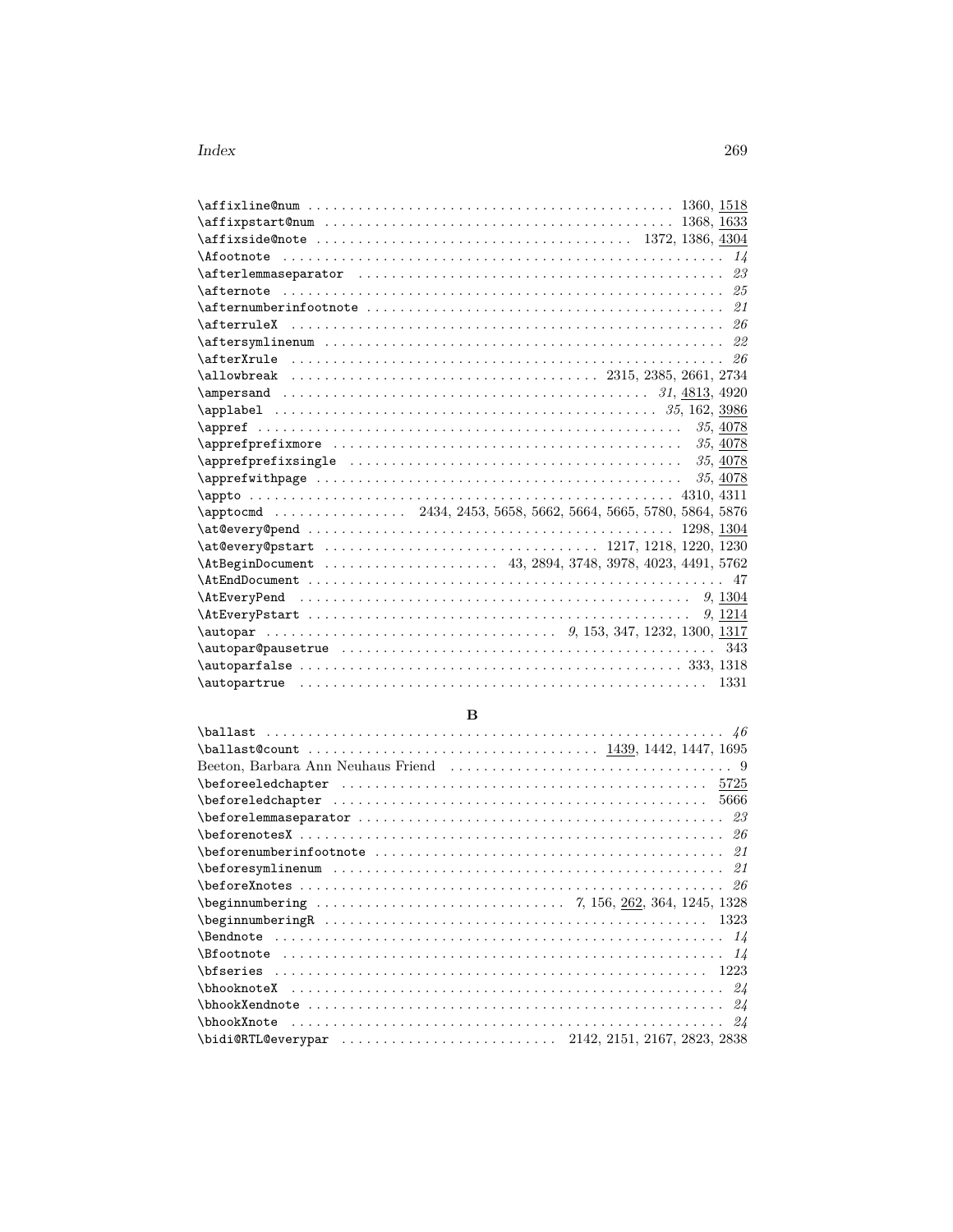\affixline@num . . . . . . . . . . . . . . . . . . . . . . . . . . . . . . . . . . . . . . . . . . . . . 1360, 1518
\affixpstart@num . . . . . . . . . . . . . . . . . . . . . . . . . . . . . . . . . . . . . . . . . . 1368, 1633
\affixside@note . . . . . . . . . . . . . . . . . . . . . . . . . . . . . . . . . . . . . 1372, 1386, 4304
\Afootnote . . . . . . . . . . . . . . . . . . . . . . . . . . . . . . . . . . . . . . . . . . . . . . . . . . . . *14*
\afterlemmaseparator . . . . . . . . . . . . . . . . . . . . . . . . . . . . . . . . . . . . . . . . . . . . *23*
\afternote . . . . . . . . . . . . . . . . . . . . . . . . . . . . . . . . . . . . . . . . . . . . . . . . . . . . . *25*
\afternumberinfootnote . . . . . . . . . . . . . . . . . . . . . . . . . . . . . . . . . . . . . . . . . . . *21*
\afterruleX . . . . . . . . . . . . . . . . . . . . . . . . . . . . . . . . . . . . . . . . . . . . . . . . . . . . *26*
\aftersymlinenum . . . . . . . . . . . . . . . . . . . . . . . . . . . . . . . . . . . . . . . . . . . . . . . *22*
\afterXrule . . . . . . . . . . . . . . . . . . . . . . . . . . . . . . . . . . . . . . . . . . . . . . . . . . . . *26*
\allowbreak . . . . . . . . . . . . . . . . . . . . . . . . . . . . . . . . . . . . 2315, 2385, 2661, 2734
\ampersand . . . . . . . . . . . . . . . . . . . . . . . . . . . . . . . . . . . . . . . . . . . *31*, 4813, 4920
\applabel . . . . . . . . . . . . . . . . . . . . . . . . . . . . . . . . . . . . . . . . . . . . . . *35*, 162, 3986
\appref . . . . . . . . . . . . . . . . . . . . . . . . . . . . . . . . . . . . . . . . . . . . . . . . . . . . *35*, 4078
\apprefprefixmore . . . . . . . . . . . . . . . . . . . . . . . . . . . . . . . . . . . . . . . . . . . . *35*, 4078
\apprefprefixsingle . . . . . . . . . . . . . . . . . . . . . . . . . . . . . . . . . . . . . . . . . . *35*, 4078
\apprefwithpage . . . . . . . . . . . . . . . . . . . . . . . . . . . . . . . . . . . . . . . . . . . . . . *35*, 4078
\appto . . . . . . . . . . . . . . . . . . . . . . . . . . . . . . . . . . . . . . . . . . . . . . . . . . . . 4310, 4311
\apptocmd . . . . . . . . . . . . . . . . . 2434, 2453, 5658, 5662, 5664, 5665, 5780, 5864, 5876
\at@every@pend . . . . . . . . . . . . . . . . . . . . . . . . . . . . . . . . . . . . . . . . . . . . . 1298, 1304
\at@every@pstart . . . . . . . . . . . . . . . . . . . . . . . . . . . . . . . . . . 1217, 1218, 1220, 1230
\AtBeginDocument . . . . . . . . . . . . . . . . . . . . . . 43, 2894, 3748, 3978, 4023, 4491, 5762
\AtEndDocument . . . . . . . . . . . . . . . . . . . . . . . . . . . . . . . . . . . . . . . . . . . . . . . . . . 47
\AtEveryPend . . . . . . . . . . . . . . . . . . . . . . . . . . . . . . . . . . . . . . . . . . . . . . . . . . *9*, 1304
\AtEveryPstart . . . . . . . . . . . . . . . . . . . . . . . . . . . . . . . . . . . . . . . . . . . . . . . . *9*, 1214
\autopar . . . . . . . . . . . . . . . . . . . . . . . . . . . . . . . . . . . . . *9*, 153, 347, 1232, 1300, 1317
\autopar@pausetrue . . . . . . . . . . . . . . . . . . . . . . . . . . . . . . . . . . . . . . . . . . . . . . . 343
\autoparfalse . . . . . . . . . . . . . . . . . . . . . . . . . . . . . . . . . . . . . . . . . . . . . . . . . 333, 1318
\autopartrue . . . . . . . . . . . . . . . . . . . . . . . . . . . . . . . . . . . . . . . . . . . . . . . . . . . . 1331

**B**

\ballast . . . . . . . . . . . . . . . . . . . . . . . . . . . . . . . . . . . . . . . . . . . . . . . . . . . . . . . . . *46*
\ballast@count . . . . . . . . . . . . . . . . . . . . . . . . . . . . . . . . . . . . . 1439, 1442, 1447, 1695
Beeton, Barbara Ann Neuhaus Friend . . . . . . . . . . . . . . . . . . . . . . . . . . . . . . . . . . . 9
\beforeeledchapter . . . . . . . . . . . . . . . . . . . . . . . . . . . . . . . . . . . . . . . . . . . . . . 5725
\beforeledchapter . . . . . . . . . . . . . . . . . . . . . . . . . . . . . . . . . . . . . . . . . . . . . . . 5666
\beforelemmaseparator . . . . . . . . . . . . . . . . . . . . . . . . . . . . . . . . . . . . . . . . . . . . *23*
\beforenotesX . . . . . . . . . . . . . . . . . . . . . . . . . . . . . . . . . . . . . . . . . . . . . . . . . . . . *26*
\beforenumberinfootnote . . . . . . . . . . . . . . . . . . . . . . . . . . . . . . . . . . . . . . . . . . *21*
\beforesymlinenum . . . . . . . . . . . . . . . . . . . . . . . . . . . . . . . . . . . . . . . . . . . . . . . *21*
\beforeXnotes . . . . . . . . . . . . . . . . . . . . . . . . . . . . . . . . . . . . . . . . . . . . . . . . . . . . *26*
\beginnumbering . . . . . . . . . . . . . . . . . . . . . . . . . . . . . . . *7*, 156, 262, 364, 1245, 1328
\beginnumberingR . . . . . . . . . . . . . . . . . . . . . . . . . . . . . . . . . . . . . . . . . . . . . . . . 1323
\Bendnote . . . . . . . . . . . . . . . . . . . . . . . . . . . . . . . . . . . . . . . . . . . . . . . . . . . . . . . *14*
\Bfootnote . . . . . . . . . . . . . . . . . . . . . . . . . . . . . . . . . . . . . . . . . . . . . . . . . . . . . . *14*
\bfseries . . . . . . . . . . . . . . . . . . . . . . . . . . . . . . . . . . . . . . . . . . . . . . . . . . . . . . . 1223
\bhooknoteX . . . . . . . . . . . . . . . . . . . . . . . . . . . . . . . . . . . . . . . . . . . . . . . . . . . . . *24*
\bhookXendnote . . . . . . . . . . . . . . . . . . . . . . . . . . . . . . . . . . . . . . . . . . . . . . . . . . *24*
\bhookXnote . . . . . . . . . . . . . . . . . . . . . . . . . . . . . . . . . . . . . . . . . . . . . . . . . . . . . *24*
\bidi@RTL@everypar . . . . . . . . . . . . . . . . . . . . . . . . . . 2142, 2151, 2167, 2823, 2838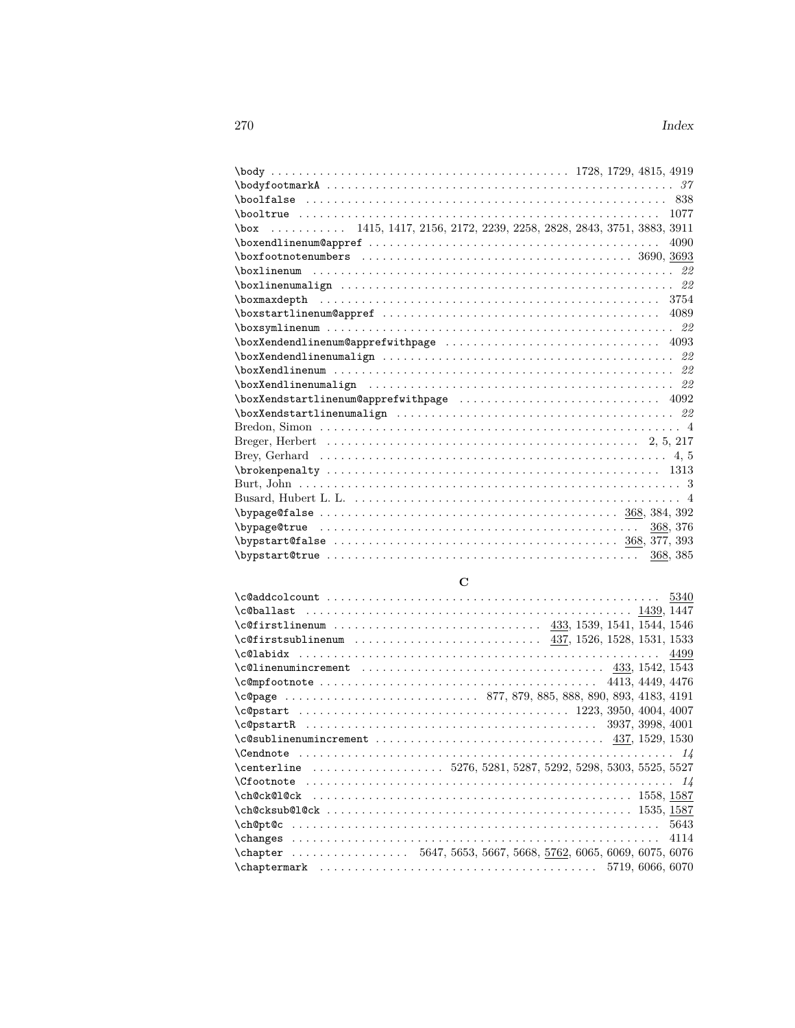\body . . . 1728, 1729, 4815, 4919
\bodyfootmarkA . . . *37*
\boolfalse . . . 838
\booltrue . . . 1077
\box . . . 1415, 1417, 2156, 2172, 2239, 2258, 2828, 2843, 3751, 3883, 3911
\boxendlinenum@appref . . . 4090
\boxfootnotenumbers . . . 3690, <u>3693</u>
\boxlinenum . . . *22*
\boxlinenumalign . . . *22*
\boxmaxdepth . . . 3754
\boxstartlinenum@appref . . . 4089
\boxsymlinenum . . . *22*
\boxXendendlinenum@apprefwithpage . . . 4093
\boxXendendlinenumalign . . . *22*
\boxXendlinenum . . . *22*
\boxXendlinenumalign . . . *22*
\boxXendstartlinenum@apprefwithpage . . . 4092
\boxXendstartlinenumalign . . . *22*
Bredon, Simon . . . 4
Breger, Herbert . . . 2, 5, 217
Brey, Gerhard . . . 4, 5
\brokenpenalty . . . 1313
Burt, John . . . 3
Busard, Hubert L. L. . . . 4
\bypage@false . . . <u>368</u>, 384, 392
\bypage@true . . . <u>368</u>, 376
\bypstart@false . . . <u>368</u>, 377, 393
\bypstart@true . . . <u>368</u>, 385

**C**

\c@addcolcount . . . <u>5340</u>
\c@ballast . . . <u>1439</u>, 1447
\c@firstlinenum . . . <u>433</u>, 1539, 1541, 1544, 1546
\c@firstsublinenum . . . <u>437</u>, 1526, 1528, 1531, 1533
\c@labidx . . . <u>4499</u>
\c@linenumincrement . . . <u>433</u>, 1542, 1543
\c@mpfootnote . . . 4413, 4449, 4476
\c@page . . . 877, 879, 885, 888, 890, 893, 4183, 4191
\c@pstart . . . 1223, 3950, 4004, 4007
\c@pstartR . . . 3937, 3998, 4001
\c@sublinenumincrement . . . <u>437</u>, 1529, 1530
\Cendnote . . . *14*
\centerline . . . 5276, 5281, 5287, 5292, 5298, 5303, 5525, 5527
\Cfootnote . . . *14*
\ch@ck@l@ck . . . 1558, <u>1587</u>
\ch@cksub@l@ck . . . 1535, <u>1587</u>
\ch@pt@c . . . 5643
\changes . . . 4114
\chapter . . . 5647, 5653, 5667, 5668, <u>5762</u>, 6065, 6069, 6075, 6076
\chaptermark . . . 5719, 6066, 6070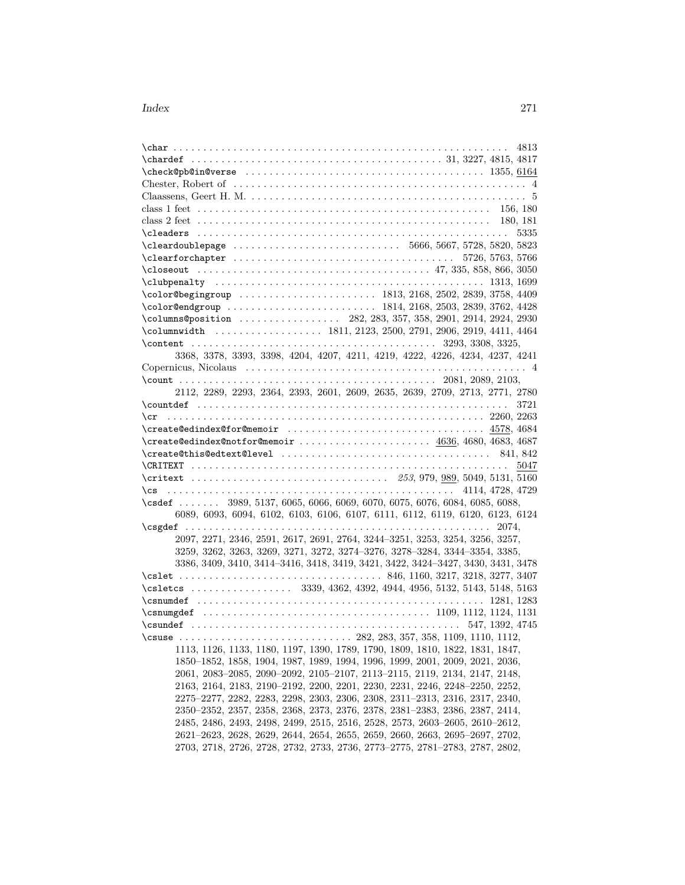\char 4813
\chardef 31, 3227, 4815, 4817
\check@pb@in@verse 1355, <u>6164</u>
Chester, Robert of 4
Claassens, Geert H. M. 5
class 1 feet 156, 180
class 2 feet 180, 181
\cleaders 5335
\cleardoublepage 5666, 5667, 5728, 5820, 5823
\clearforchapter 5726, 5763, 5766
\closeout 47, 335, 858, 866, 3050
\clubpenalty 1313, 1699
\color@begingroup 1813, 2168, 2502, 2839, 3758, 4409
\color@endgroup 1814, 2168, 2503, 2839, 3762, 4428
\columns@position 282, 283, 357, 358, 2901, 2914, 2924, 2930
\columnwidth 1811, 2123, 2500, 2791, 2906, 2919, 4411, 4464
\content 3293, 3308, 3325, 3368, 3378, 3393, 3398, 4204, 4207, 4211, 4219, 4222, 4226, 4234, 4237, 4241
Copernicus, Nicolaus 4
\count 2081, 2089, 2103, 2112, 2289, 2293, 2364, 2393, 2601, 2609, 2635, 2639, 2709, 2713, 2771, 2780
\countdef 3721
\cr 2260, 2263
\create@edindex@for@memoir <u>4578</u>, 4684
\create@edindex@notfor@memoir <u>4636</u>, 4680, 4683, 4687
\create@this@edtext@level 841, 842
\CRITEXT <u>5047</u>
\critext *253*, 979, <u>989</u>, 5049, 5131, 5160
\cs 4114, 4728, 4729
\csdef 3989, 5137, 6065, 6066, 6069, 6070, 6075, 6076, 6084, 6085, 6088, 6089, 6093, 6094, 6102, 6103, 6106, 6107, 6111, 6112, 6119, 6120, 6123, 6124
\csgdef 2074, 2097, 2271, 2346, 2591, 2617, 2691, 2764, 3244–3251, 3253, 3254, 3256, 3257, 3259, 3262, 3263, 3269, 3271, 3272, 3274–3276, 3278–3284, 3344–3354, 3385, 3386, 3409, 3410, 3414–3416, 3418, 3419, 3421, 3422, 3424–3427, 3430, 3431, 3478
\cslet 846, 1160, 3217, 3218, 3277, 3407
\csletcs 3339, 4362, 4392, 4944, 4956, 5132, 5143, 5148, 5163
\csnumdef 1281, 1283
\csnumgdef 1109, 1112, 1124, 1131
\csundef 547, 1392, 4745
\csuse 282, 283, 357, 358, 1109, 1110, 1112, 1113, 1126, 1133, 1180, 1197, 1390, 1789, 1790, 1809, 1810, 1822, 1831, 1847, 1850–1852, 1858, 1904, 1987, 1989, 1994, 1996, 1999, 2001, 2009, 2021, 2036, 2061, 2083–2085, 2090–2092, 2105–2107, 2113–2115, 2119, 2134, 2147, 2148, 2163, 2164, 2183, 2190–2192, 2200, 2201, 2230, 2231, 2246, 2248–2250, 2252, 2275–2277, 2282, 2283, 2298, 2303, 2306, 2308, 2311–2313, 2316, 2317, 2340, 2350–2352, 2357, 2358, 2368, 2373, 2376, 2378, 2381–2383, 2386, 2387, 2414, 2485, 2486, 2493, 2498, 2499, 2515, 2516, 2528, 2573, 2603–2605, 2610–2612, 2621–2623, 2628, 2629, 2644, 2654, 2655, 2659, 2660, 2663, 2695–2697, 2702, 2703, 2718, 2726, 2728, 2732, 2733, 2736, 2773–2775, 2781–2783, 2787, 2802,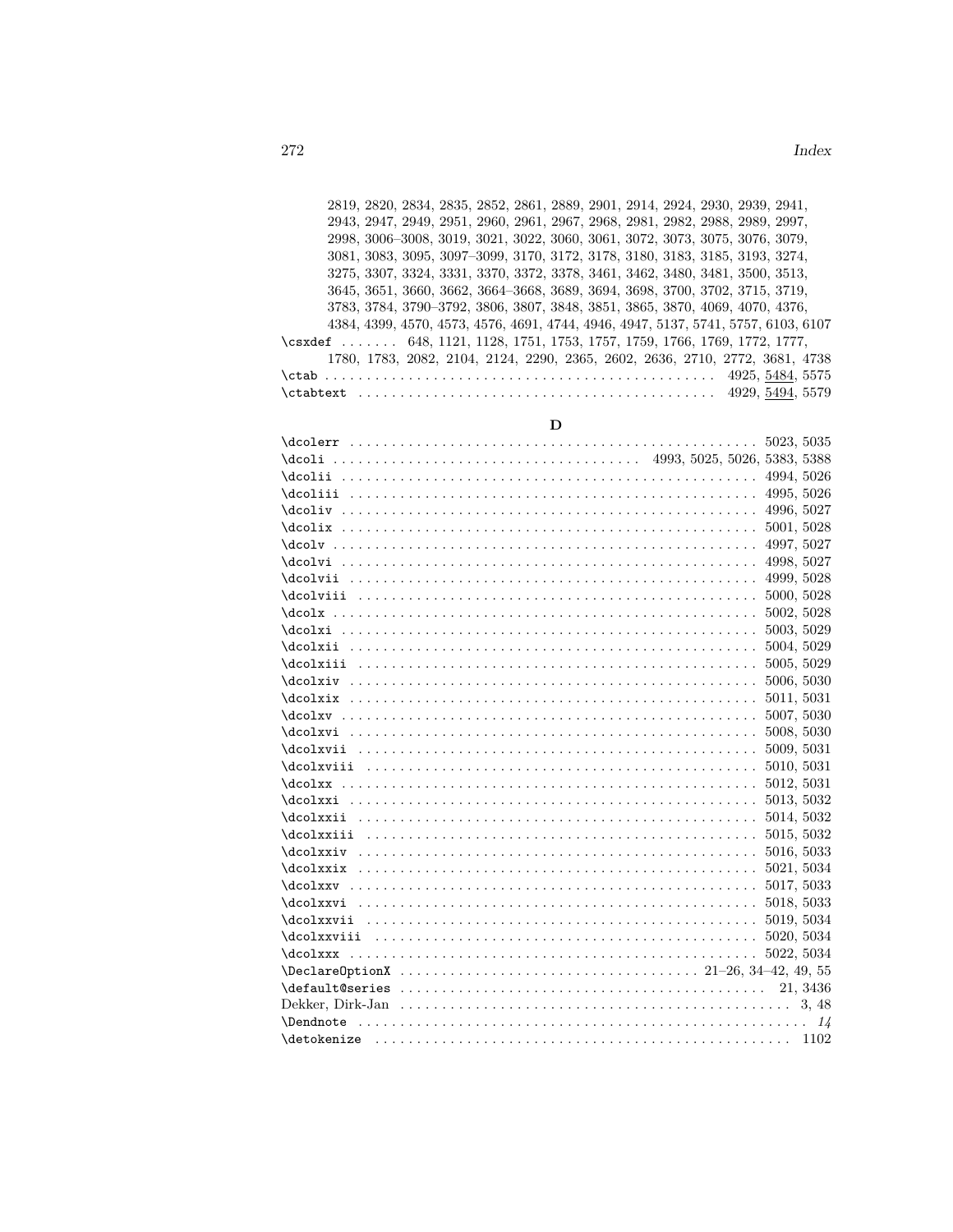2819, 2820, 2834, 2835, 2852, 2861, 2889, 2901, 2914, 2924, 2930, 2939, 2941, 2943, 2947, 2949, 2951, 2960, 2961, 2967, 2968, 2981, 2982, 2988, 2989, 2997, 2998, 3006–3008, 3019, 3021, 3022, 3060, 3061, 3072, 3073, 3075, 3076, 3079, 3081, 3083, 3095, 3097–3099, 3170, 3172, 3178, 3180, 3183, 3185, 3193, 3274, 3275, 3307, 3324, 3331, 3370, 3372, 3378, 3461, 3462, 3480, 3481, 3500, 3513, 3645, 3651, 3660, 3662, 3664–3668, 3689, 3694, 3698, 3700, 3702, 3715, 3719, 3783, 3784, 3790–3792, 3806, 3807, 3848, 3851, 3865, 3870, 4069, 4070, 4376, 4384, 4399, 4570, 4573, 4576, 4691, 4744, 4946, 4947, 5137, 5741, 5757, 6103, 6107

\csxdef . . . . . . . 648, 1121, 1128, 1751, 1753, 1757, 1759, 1766, 1769, 1772, 1777, 1780, 1783, 2082, 2104, 2124, 2290, 2365, 2602, 2636, 2710, 2772, 3681, 4738

\ctab . . . . . . . . . . . . . . . . . . . . . . . . . . . . . . . . . . . . . . . . . . . . . 4925, 5484, 5575

\ctabtext . . . . . . . . . . . . . . . . . . . . . . . . . . . . . . . . . . . . . . . . . 4929, 5494, 5579

**D**

\dcolerr . . . . . . . . . . . . . . . . . . . . . . . . . . . . . . . . . . . . . . . . . . . . . . 5023, 5035

\dcoli . . . . . . . . . . . . . . . . . . . . . . . . . . . . . . . . . . . 4993, 5025, 5026, 5383, 5388

\dcolii . . . . . . . . . . . . . . . . . . . . . . . . . . . . . . . . . . . . . . . . . . . . . . . 4994, 5026

\dcoliii . . . . . . . . . . . . . . . . . . . . . . . . . . . . . . . . . . . . . . . . . . . . . . 4995, 5026

\dcoliv . . . . . . . . . . . . . . . . . . . . . . . . . . . . . . . . . . . . . . . . . . . . . . . 4996, 5027

\dcolix . . . . . . . . . . . . . . . . . . . . . . . . . . . . . . . . . . . . . . . . . . . . . . . 5001, 5028

\dcolv . . . . . . . . . . . . . . . . . . . . . . . . . . . . . . . . . . . . . . . . . . . . . . . . 4997, 5027

\dcolvi . . . . . . . . . . . . . . . . . . . . . . . . . . . . . . . . . . . . . . . . . . . . . . . 4998, 5027

\dcolvii . . . . . . . . . . . . . . . . . . . . . . . . . . . . . . . . . . . . . . . . . . . . . . 4999, 5028

\dcolviii . . . . . . . . . . . . . . . . . . . . . . . . . . . . . . . . . . . . . . . . . . . . . 5000, 5028

\dcolx . . . . . . . . . . . . . . . . . . . . . . . . . . . . . . . . . . . . . . . . . . . . . . . . 5002, 5028

\dcolxi . . . . . . . . . . . . . . . . . . . . . . . . . . . . . . . . . . . . . . . . . . . . . . . 5003, 5029

\dcolxii . . . . . . . . . . . . . . . . . . . . . . . . . . . . . . . . . . . . . . . . . . . . . . 5004, 5029

\dcolxiii . . . . . . . . . . . . . . . . . . . . . . . . . . . . . . . . . . . . . . . . . . . . . 5005, 5029

\dcolxiv . . . . . . . . . . . . . . . . . . . . . . . . . . . . . . . . . . . . . . . . . . . . . . 5006, 5030

\dcolxix . . . . . . . . . . . . . . . . . . . . . . . . . . . . . . . . . . . . . . . . . . . . . . 5011, 5031

\dcolxv . . . . . . . . . . . . . . . . . . . . . . . . . . . . . . . . . . . . . . . . . . . . . . . 5007, 5030

\dcolxvi . . . . . . . . . . . . . . . . . . . . . . . . . . . . . . . . . . . . . . . . . . . . . . 5008, 5030

\dcolxvii . . . . . . . . . . . . . . . . . . . . . . . . . . . . . . . . . . . . . . . . . . . . . 5009, 5031

\dcolxviii . . . . . . . . . . . . . . . . . . . . . . . . . . . . . . . . . . . . . . . . . . . . 5010, 5031

\dcolxx . . . . . . . . . . . . . . . . . . . . . . . . . . . . . . . . . . . . . . . . . . . . . . . 5012, 5031

\dcolxxi . . . . . . . . . . . . . . . . . . . . . . . . . . . . . . . . . . . . . . . . . . . . . . 5013, 5032

\dcolxxii . . . . . . . . . . . . . . . . . . . . . . . . . . . . . . . . . . . . . . . . . . . . . 5014, 5032

\dcolxxiii . . . . . . . . . . . . . . . . . . . . . . . . . . . . . . . . . . . . . . . . . . . . 5015, 5032

\dcolxxiv . . . . . . . . . . . . . . . . . . . . . . . . . . . . . . . . . . . . . . . . . . . . . 5016, 5033

\dcolxxix . . . . . . . . . . . . . . . . . . . . . . . . . . . . . . . . . . . . . . . . . . . . . 5021, 5034

\dcolxxv . . . . . . . . . . . . . . . . . . . . . . . . . . . . . . . . . . . . . . . . . . . . . . 5017, 5033

\dcolxxvi . . . . . . . . . . . . . . . . . . . . . . . . . . . . . . . . . . . . . . . . . . . . . 5018, 5033

\dcolxxvii . . . . . . . . . . . . . . . . . . . . . . . . . . . . . . . . . . . . . . . . . . . . 5019, 5034

\dcolxxviii . . . . . . . . . . . . . . . . . . . . . . . . . . . . . . . . . . . . . . . . . . . 5020, 5034

\dcolxxx . . . . . . . . . . . . . . . . . . . . . . . . . . . . . . . . . . . . . . . . . . . . . . 5022, 5034

\DeclareOptionX . . . . . . . . . . . . . . . . . . . . . . . . . . . . . . . . . . 21–26, 34–42, 49, 55

\default@series . . . . . . . . . . . . . . . . . . . . . . . . . . . . . . . . . . . . . . . . . . . . . 21, 3436

Dekker, Dirk-Jan . . . . . . . . . . . . . . . . . . . . . . . . . . . . . . . . . . . . . . . . . . . . . . . . 3, 48

\Dendnote . . . . . . . . . . . . . . . . . . . . . . . . . . . . . . . . . . . . . . . . . . . . . . . . . . . . . *14*

\detokenize . . . . . . . . . . . . . . . . . . . . . . . . . . . . . . . . . . . . . . . . . . . . . . . . . . 1102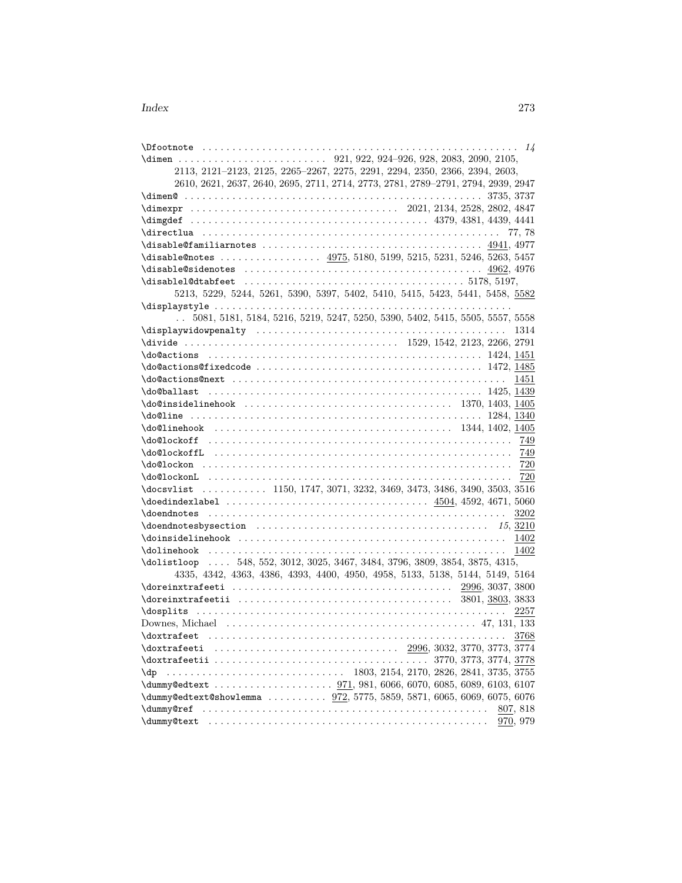\Dfootnote . . . . . . . . . . . . . . . . . . . . . . . . . . . . . . . . . . . . . . . . . . . . . . . . . . . . *14*
\dimen . . . . . . . . . . . . . . . . . . . . . . . . 921, 922, 924–926, 928, 2083, 2090, 2105, 2113, 2121–2123, 2125, 2265–2267, 2275, 2291, 2294, 2350, 2366, 2394, 2603, 2610, 2621, 2637, 2640, 2695, 2711, 2714, 2773, 2781, 2789–2791, 2794, 2939, 2947
\dimen@ . . . . . . . . . . . . . . . . . . . . . . . . . . . . . . . . . . . . . . . . . . . . . . . . . 3735, 3737
\dimexpr . . . . . . . . . . . . . . . . . . . . . . . . . . . . . . . . . . 2021, 2134, 2528, 2802, 4847
\dimgdef . . . . . . . . . . . . . . . . . . . . . . . . . . . . . . . . . . . . . . . 4379, 4381, 4439, 4441
\directlua . . . . . . . . . . . . . . . . . . . . . . . . . . . . . . . . . . . . . . . . . . . . . . . . . . 77, 78
\disable@familiarnotes . . . . . . . . . . . . . . . . . . . . . . . . . . . . . . . . . . . . 4941, 4977
\disable@notes . . . . . . . . . . . . . . . . . 4975, 5180, 5199, 5215, 5231, 5246, 5263, 5457
\disable@sidenotes . . . . . . . . . . . . . . . . . . . . . . . . . . . . . . . . . . . . . . . . 4962, 4976
\disablel@dtabfeet . . . . . . . . . . . . . . . . . . . . . . . . . . . . . . . . . . . 5178, 5197, 5213, 5229, 5244, 5261, 5390, 5397, 5402, 5410, 5415, 5423, 5441, 5458, 5582
\displaystyle . . . . . . . . . . . . . . . . . . . . . . . . . . . . . . . . . . . . . . . . . . . . . . . . . . 5081, 5181, 5184, 5216, 5219, 5247, 5250, 5390, 5402, 5415, 5505, 5557, 5558
\displaywidowpenalty . . . . . . . . . . . . . . . . . . . . . . . . . . . . . . . . . . . . . . . . . 1314
\divide . . . . . . . . . . . . . . . . . . . . . . . . . . . . . . . . . . 1529, 1542, 2123, 2266, 2791
\do@actions . . . . . . . . . . . . . . . . . . . . . . . . . . . . . . . . . . . . . . . . . . . . . 1424, 1451
\do@actions@fixedcode . . . . . . . . . . . . . . . . . . . . . . . . . . . . . . . . . . . . . 1472, 1485
\do@actions@next . . . . . . . . . . . . . . . . . . . . . . . . . . . . . . . . . . . . . . . . . . . . . 1451
\do@ballast . . . . . . . . . . . . . . . . . . . . . . . . . . . . . . . . . . . . . . . . . . . . . 1425, 1439
\do@insidelinehook . . . . . . . . . . . . . . . . . . . . . . . . . . . . . . . . . . 1370, 1403, 1405
\do@line . . . . . . . . . . . . . . . . . . . . . . . . . . . . . . . . . . . . . . . . . . . . . . . . . 1284, 1340
\do@linehook . . . . . . . . . . . . . . . . . . . . . . . . . . . . . . . . . . . . . . . . 1344, 1402, 1405
\do@lockoff . . . . . . . . . . . . . . . . . . . . . . . . . . . . . . . . . . . . . . . . . . . . . . . . . . 749
\do@lockoffL . . . . . . . . . . . . . . . . . . . . . . . . . . . . . . . . . . . . . . . . . . . . . . . . . 749
\do@lockon . . . . . . . . . . . . . . . . . . . . . . . . . . . . . . . . . . . . . . . . . . . . . . . . . . . 720
\do@lockonL . . . . . . . . . . . . . . . . . . . . . . . . . . . . . . . . . . . . . . . . . . . . . . . . . . 720
\docsvlist . . . . . . . . . . . 1150, 1747, 3071, 3232, 3469, 3473, 3486, 3490, 3503, 3516
\doedindexlabel . . . . . . . . . . . . . . . . . . . . . . . . . . . . . . . . 4504, 4592, 4671, 5060
\doendnotes . . . . . . . . . . . . . . . . . . . . . . . . . . . . . . . . . . . . . . . . . . . . . . . . . 3202
\doendnotesbysection . . . . . . . . . . . . . . . . . . . . . . . . . . . . . . . . . . . . . . . *15*, 3210
\doinsidelinehook . . . . . . . . . . . . . . . . . . . . . . . . . . . . . . . . . . . . . . . . . . . . . 1402
\dolinehook . . . . . . . . . . . . . . . . . . . . . . . . . . . . . . . . . . . . . . . . . . . . . . . . . 1402
\dolistloop . . . . 548, 552, 3012, 3025, 3467, 3484, 3796, 3809, 3854, 3875, 4315, 4335, 4342, 4363, 4386, 4393, 4400, 4950, 4958, 5133, 5138, 5144, 5149, 5164
\doreinxtrafeeti . . . . . . . . . . . . . . . . . . . . . . . . . . . . . . . . . . . . 2996, 3037, 3800
\doreinxtrafeetii . . . . . . . . . . . . . . . . . . . . . . . . . . . . . . . . . . . 3801, 3803, 3833
\dosplits . . . . . . . . . . . . . . . . . . . . . . . . . . . . . . . . . . . . . . . . . . . . . . . . . . . 2257
Downes, Michael . . . . . . . . . . . . . . . . . . . . . . . . . . . . . . . . . . . . . . . . . . . 47, 131, 133
\doxtrafeet . . . . . . . . . . . . . . . . . . . . . . . . . . . . . . . . . . . . . . . . . . . . . . . . . . 3768
\doxtrafeeti . . . . . . . . . . . . . . . . . . . . . . . . . . . . . . . 2996, 3032, 3770, 3773, 3774
\doxtrafeetii . . . . . . . . . . . . . . . . . . . . . . . . . . . . . . . . . . . 3770, 3773, 3774, 3778
\dp . . . . . . . . . . . . . . . . . . . . . . . . . . . . . 1803, 2154, 2170, 2826, 2841, 3735, 3755
\dummy@edtext . . . . . . . . . . . . . . . . . . . 971, 981, 6066, 6070, 6085, 6089, 6103, 6107
\dummy@edtext@showlemma . . . . . . . . . . 972, 5775, 5859, 5871, 6065, 6069, 6075, 6076
\dummy@ref . . . . . . . . . . . . . . . . . . . . . . . . . . . . . . . . . . . . . . . . . . . . . . . . 807, 818
\dummy@text . . . . . . . . . . . . . . . . . . . . . . . . . . . . . . . . . . . . . . . . . . . . . . . 970, 979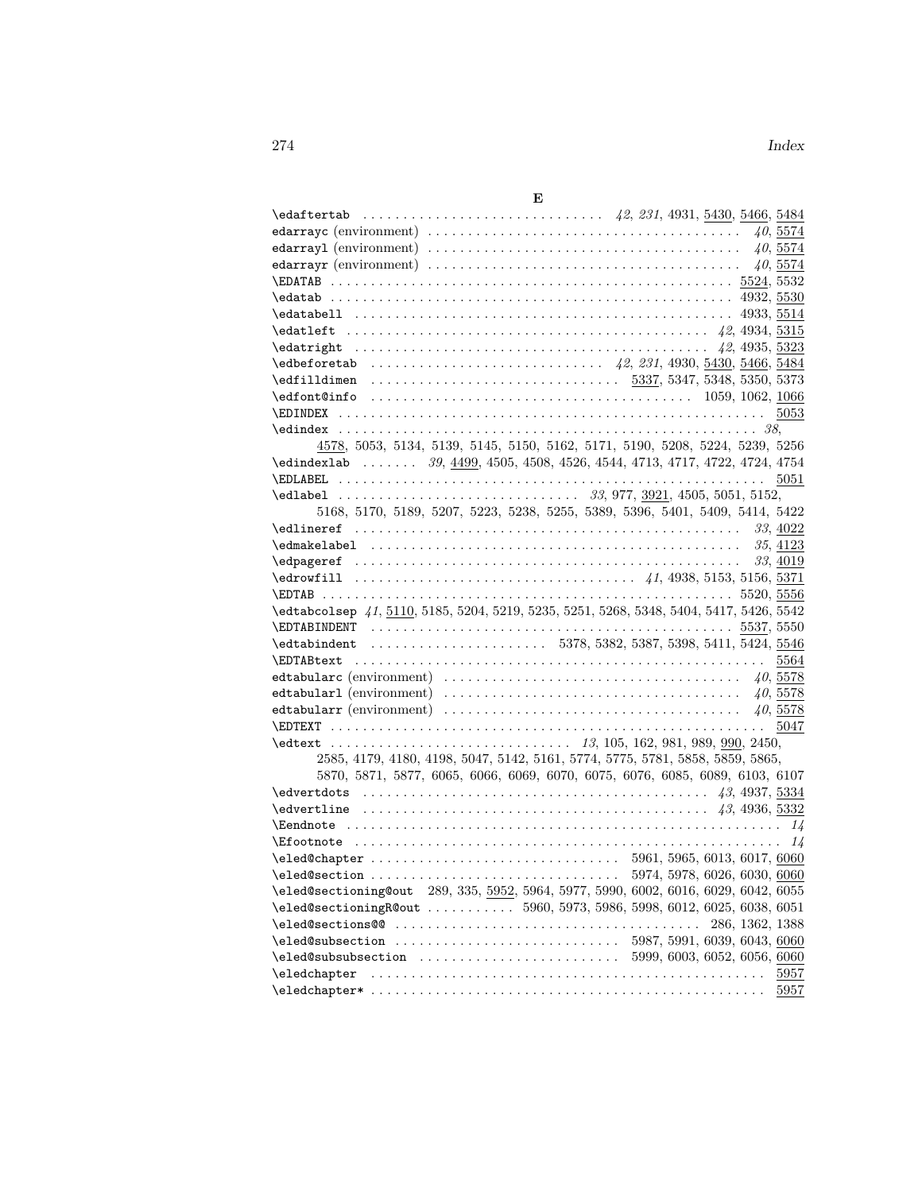## E

\edaftertab . . . . . . . . . . . . . . . . . . . . . . . . . . . . . . *42*, *231*, 4931, 5430, 5466, 5484
edarrayc (environment) . . . . . . . . . . . . . . . . . . . . . . . . . . . . . . . . . . . *40*, 5574
edarrayl (environment) . . . . . . . . . . . . . . . . . . . . . . . . . . . . . . . . . . . *40*, 5574
edarrayr (environment) . . . . . . . . . . . . . . . . . . . . . . . . . . . . . . . . . . . *40*, 5574
\EDATAB . . . . . . . . . . . . . . . . . . . . . . . . . . . . . . . . . . . . . . . . . . . . . . . . 5524, 5532
\edatab . . . . . . . . . . . . . . . . . . . . . . . . . . . . . . . . . . . . . . . . . . . . . . . . 4932, 5530
\edatabell . . . . . . . . . . . . . . . . . . . . . . . . . . . . . . . . . . . . . . . . . . . . . 4933, 5514
\edatleft . . . . . . . . . . . . . . . . . . . . . . . . . . . . . . . . . . . . . . . . . . . *42*, 4934, 5315
\edatright . . . . . . . . . . . . . . . . . . . . . . . . . . . . . . . . . . . . . . . . . . *42*, 4935, 5323
\edbeforetab . . . . . . . . . . . . . . . . . . . . . . . . . . . . *42*, *231*, 4930, 5430, 5466, 5484
\edfilldimen . . . . . . . . . . . . . . . . . . . . . . . . . . . . . . 5337, 5347, 5348, 5350, 5373
\edfont@info . . . . . . . . . . . . . . . . . . . . . . . . . . . . . . . . . . . . . . . . . 1059, 1062, 1066
\EDINDEX . . . . . . . . . . . . . . . . . . . . . . . . . . . . . . . . . . . . . . . . . . . . . . . . . . . 5053
\edindex . . . . . . . . . . . . . . . . . . . . . . . . . . . . . . . . . . . . . . . . . . . . . . . . . . . *38*,
4578, 5053, 5134, 5139, 5145, 5150, 5162, 5171, 5190, 5208, 5224, 5239, 5256
\edindexlab . . . . . . . *39*, 4499, 4505, 4508, 4526, 4544, 4713, 4717, 4722, 4724, 4754
\EDLABEL . . . . . . . . . . . . . . . . . . . . . . . . . . . . . . . . . . . . . . . . . . . . . . . . . . . 5051
\edlabel . . . . . . . . . . . . . . . . . . . . . . . . . . . . . . . *33*, 977, 3921, 4505, 5051, 5152,
5168, 5170, 5189, 5207, 5223, 5238, 5255, 5389, 5396, 5401, 5409, 5414, 5422
\edlineref . . . . . . . . . . . . . . . . . . . . . . . . . . . . . . . . . . . . . . . . . . . . . . . *33*, 4022
\edmakelabel . . . . . . . . . . . . . . . . . . . . . . . . . . . . . . . . . . . . . . . . . . . . . *35*, 4123
\edpageref . . . . . . . . . . . . . . . . . . . . . . . . . . . . . . . . . . . . . . . . . . . . . . . *33*, 4019
\edrowfill . . . . . . . . . . . . . . . . . . . . . . . . . . . . . . . . . . *41*, 4938, 5153, 5156, 5371
\EDTAB . . . . . . . . . . . . . . . . . . . . . . . . . . . . . . . . . . . . . . . . . . . . . . . . . 5520, 5556
\edtabcolsep *41*, 5110, 5185, 5204, 5219, 5235, 5251, 5268, 5348, 5404, 5417, 5426, 5542
\EDTABINDENT . . . . . . . . . . . . . . . . . . . . . . . . . . . . . . . . . . . . . . . . . . . . 5537, 5550
\edtabindent . . . . . . . . . . . . . . . . . . . . . . . 5378, 5382, 5387, 5398, 5411, 5424, 5546
\EDTABtext . . . . . . . . . . . . . . . . . . . . . . . . . . . . . . . . . . . . . . . . . . . . . . . . . . 5564
edtabularc (environment) . . . . . . . . . . . . . . . . . . . . . . . . . . . . . . . . . . *40*, 5578
edtabularl (environment) . . . . . . . . . . . . . . . . . . . . . . . . . . . . . . . . . . *40*, 5578
edtabularr (environment) . . . . . . . . . . . . . . . . . . . . . . . . . . . . . . . . . . *40*, 5578
\EDTEXT . . . . . . . . . . . . . . . . . . . . . . . . . . . . . . . . . . . . . . . . . . . . . . . . . . . . 5047
\edtext . . . . . . . . . . . . . . . . . . . . . . . . . . . . . . . *13*, 105, 162, 981, 989, 990, 2450,
2585, 4179, 4180, 4198, 5047, 5142, 5161, 5774, 5775, 5781, 5858, 5859, 5865,
5870, 5871, 5877, 6065, 6066, 6069, 6070, 6075, 6076, 6085, 6089, 6103, 6107
\edvertdots . . . . . . . . . . . . . . . . . . . . . . . . . . . . . . . . . . . . . . . . . . *43*, 4937, 5334
\edvertline . . . . . . . . . . . . . . . . . . . . . . . . . . . . . . . . . . . . . . . . . . *43*, 4936, 5332
\Eendnote . . . . . . . . . . . . . . . . . . . . . . . . . . . . . . . . . . . . . . . . . . . . . . . . . . . *14*
\Efootnote . . . . . . . . . . . . . . . . . . . . . . . . . . . . . . . . . . . . . . . . . . . . . . . . . . *14*
\eled@chapter . . . . . . . . . . . . . . . . . . . . . . . . . . . . . . 5961, 5965, 6013, 6017, 6060
\eled@section . . . . . . . . . . . . . . . . . . . . . . . . . . . . . . 5974, 5978, 6026, 6030, 6060
\eled@sectioning@out 289, 335, 5952, 5964, 5977, 5990, 6002, 6016, 6029, 6042, 6055
\eled@sectioningR@out . . . . . . . . . . . 5960, 5973, 5986, 5998, 6012, 6025, 6038, 6051
\eled@sections@@ . . . . . . . . . . . . . . . . . . . . . . . . . . . . . . . . . . . . . 286, 1362, 1388
\eled@subsection . . . . . . . . . . . . . . . . . . . . . . . . . . . 5987, 5991, 6039, 6043, 6060
\eled@subsubsection . . . . . . . . . . . . . . . . . . . . . . . . 5999, 6003, 6052, 6056, 6060
\eledchapter . . . . . . . . . . . . . . . . . . . . . . . . . . . . . . . . . . . . . . . . . . . . . . . . . 5957
\eledchapter* . . . . . . . . . . . . . . . . . . . . . . . . . . . . . . . . . . . . . . . . . . . . . . . . 5957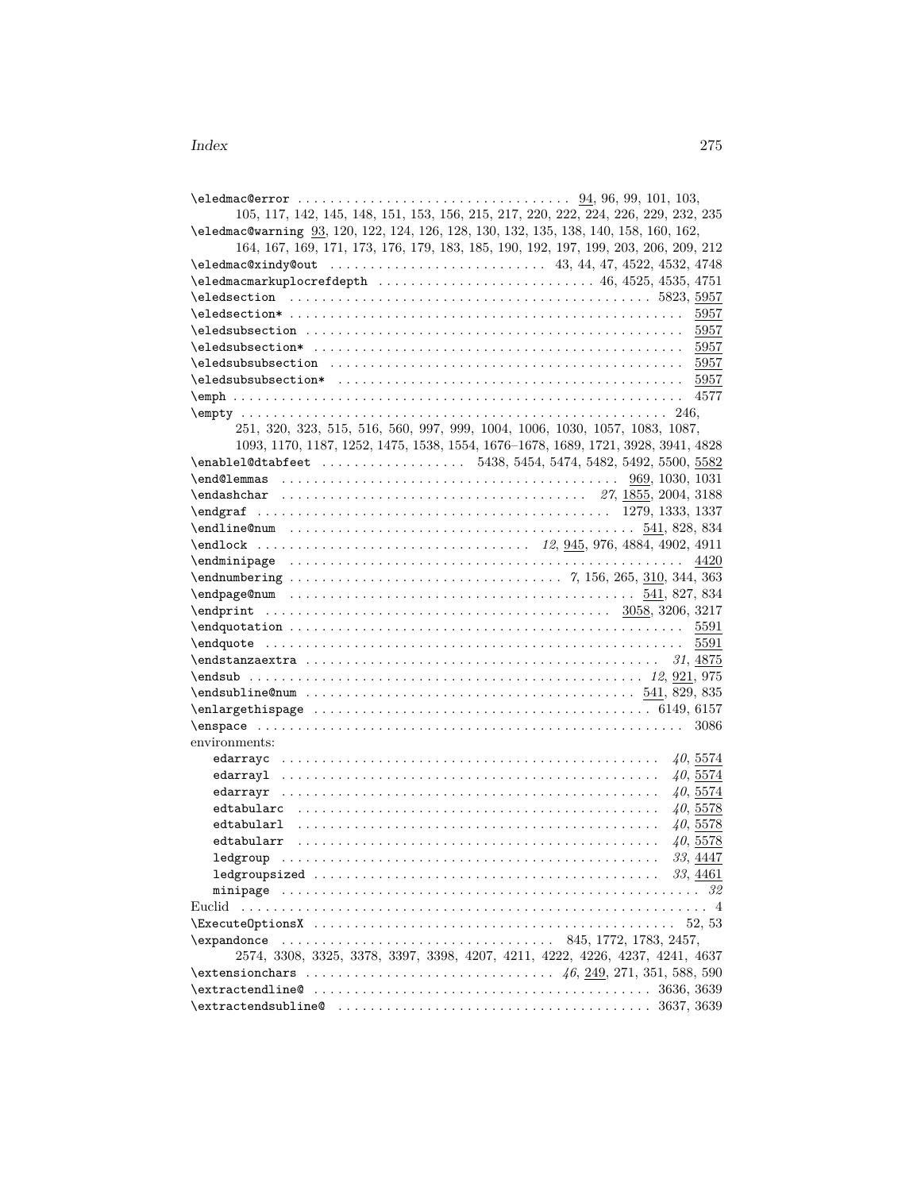\eledmac@error . . . . . . . . . . . . . . . . . . . . . . . . . . . . . . . . . 94, 96, 99, 101, 103, 105, 117, 142, 145, 148, 151, 153, 156, 215, 217, 220, 222, 224, 226, 229, 232, 235

\eledmac@warning 93, 120, 122, 124, 126, 128, 130, 132, 135, 138, 140, 158, 160, 162, 164, 167, 169, 171, 173, 176, 179, 183, 185, 190, 192, 197, 199, 203, 206, 209, 212

\eledmac@xindy@out . . . . . . . . . . . . . . . . . . . . . . . . . . 43, 44, 47, 4522, 4532, 4748

\eledmacmarkuplocrefdepth . . . . . . . . . . . . . . . . . . . . . . . . . . 46, 4525, 4535, 4751

\eledsection . . . . . . . . . . . . . . . . . . . . . . . . . . . . . . . . . . . . . . . . . . . . 5823, 5957

\eledsection* . . . . . . . . . . . . . . . . . . . . . . . . . . . . . . . . . . . . . . . . . . . . . . . 5957

\eledsubsection . . . . . . . . . . . . . . . . . . . . . . . . . . . . . . . . . . . . . . . . . . . . . 5957

\eledsubsection* . . . . . . . . . . . . . . . . . . . . . . . . . . . . . . . . . . . . . . . . . . . . 5957

\eledsubsubsection . . . . . . . . . . . . . . . . . . . . . . . . . . . . . . . . . . . . . . . . . . 5957

\eledsubsubsection* . . . . . . . . . . . . . . . . . . . . . . . . . . . . . . . . . . . . . . . . . 5957

\emph . . . . . . . . . . . . . . . . . . . . . . . . . . . . . . . . . . . . . . . . . . . . . . . . . . . . . 4577

\empty . . . . . . . . . . . . . . . . . . . . . . . . . . . . . . . . . . . . . . . . . . . . . . . . . . . 246, 251, 320, 323, 515, 516, 560, 997, 999, 1004, 1006, 1030, 1057, 1083, 1087, 1093, 1170, 1187, 1252, 1475, 1538, 1554, 1676–1678, 1689, 1721, 3928, 3941, 4828

\enablel@dtabfeet . . . . . . . . . . . . . . . . . . 5438, 5454, 5474, 5482, 5492, 5500, 5582

\end@lemmas . . . . . . . . . . . . . . . . . . . . . . . . . . . . . . . . . . . . . . . . . 969, 1030, 1031

\endashchar . . . . . . . . . . . . . . . . . . . . . . . . . . . . . . . . . . . . . *27*, 1855, 2004, 3188

\endgraf . . . . . . . . . . . . . . . . . . . . . . . . . . . . . . . . . . . . . . . . . . . . 1279, 1333, 1337

\endline@num . . . . . . . . . . . . . . . . . . . . . . . . . . . . . . . . . . . . . . . . . . . . 541, 828, 834

\endlock . . . . . . . . . . . . . . . . . . . . . . . . . . . . . . . . . *12*, 945, 976, 4884, 4902, 4911

\endminipage . . . . . . . . . . . . . . . . . . . . . . . . . . . . . . . . . . . . . . . . . . . . . . . . . 4420

\endnumbering . . . . . . . . . . . . . . . . . . . . . . . . . . . . . . . . . *7*, 156, 265, 310, 344, 363

\endpage@num . . . . . . . . . . . . . . . . . . . . . . . . . . . . . . . . . . . . . . . . . . . 541, 827, 834

\endprint . . . . . . . . . . . . . . . . . . . . . . . . . . . . . . . . . . . . . . . . . . . 3058, 3206, 3217

\endquotation . . . . . . . . . . . . . . . . . . . . . . . . . . . . . . . . . . . . . . . . . . . . . . . . 5591

\endquote . . . . . . . . . . . . . . . . . . . . . . . . . . . . . . . . . . . . . . . . . . . . . . . . . . . . 5591

\endstanzaextra . . . . . . . . . . . . . . . . . . . . . . . . . . . . . . . . . . . . . . . . . . . . *31*, 4875

\endsub . . . . . . . . . . . . . . . . . . . . . . . . . . . . . . . . . . . . . . . . . . . . . . . . *12*, 921, 975

\endsubline@num . . . . . . . . . . . . . . . . . . . . . . . . . . . . . . . . . . . . . . . . 541, 829, 835

\enlargethispage . . . . . . . . . . . . . . . . . . . . . . . . . . . . . . . . . . . . . . . . . . . 6149, 6157

\enspace . . . . . . . . . . . . . . . . . . . . . . . . . . . . . . . . . . . . . . . . . . . . . . . . . . . . . 3086

environments:

- edarrayc . . . . . . . . . . . . . . . . . . . . . . . . . . . . . . . . . . . . . . . . . . . . . . *40*, 5574
- edarrayl . . . . . . . . . . . . . . . . . . . . . . . . . . . . . . . . . . . . . . . . . . . . . . *40*, 5574
- edarrayr . . . . . . . . . . . . . . . . . . . . . . . . . . . . . . . . . . . . . . . . . . . . . . *40*, 5574
- edtabularc . . . . . . . . . . . . . . . . . . . . . . . . . . . . . . . . . . . . . . . . . . . . *40*, 5578
- edtabularl . . . . . . . . . . . . . . . . . . . . . . . . . . . . . . . . . . . . . . . . . . . . *40*, 5578
- edtabularr . . . . . . . . . . . . . . . . . . . . . . . . . . . . . . . . . . . . . . . . . . . . *40*, 5578
- ledgroup . . . . . . . . . . . . . . . . . . . . . . . . . . . . . . . . . . . . . . . . . . . . . . *33*, 4447
- ledgroupsized . . . . . . . . . . . . . . . . . . . . . . . . . . . . . . . . . . . . . . . . . . *33*, 4461
- minipage . . . . . . . . . . . . . . . . . . . . . . . . . . . . . . . . . . . . . . . . . . . . . . . . . . *32*

Euclid . . . . . . . . . . . . . . . . . . . . . . . . . . . . . . . . . . . . . . . . . . . . . . . . . . . . . . . . . 4

\ExecuteOptionsX . . . . . . . . . . . . . . . . . . . . . . . . . . . . . . . . . . . . . . . . . . . . . 52, 53

\expandonce . . . . . . . . . . . . . . . . . . . . . . . . . . . . . . . . . . 845, 1772, 1783, 2457, 2574, 3308, 3325, 3378, 3397, 3398, 4207, 4211, 4222, 4226, 4237, 4241, 4637

\extensionchars . . . . . . . . . . . . . . . . . . . . . . . . . . . . . . *46*, 249, 271, 351, 588, 590

\extractendline@ . . . . . . . . . . . . . . . . . . . . . . . . . . . . . . . . . . . . . . . . . . 3636, 3639

\extractendsubline@ . . . . . . . . . . . . . . . . . . . . . . . . . . . . . . . . . . . . . . 3637, 3639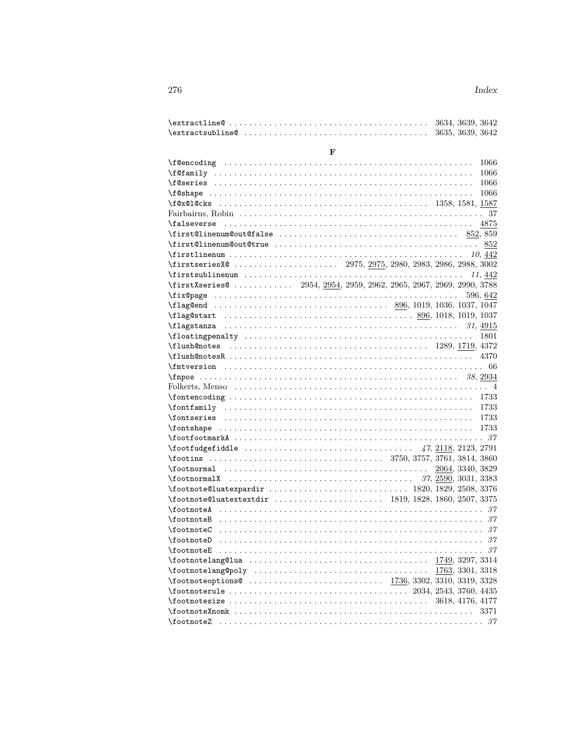\extractline@ . . . . . . . . . . 3634, 3639, 3642
\extractsubline@ . . . . . . . . . . 3635, 3639, 3642

## F

\f@encoding . . . . . . . . . . 1066
\f@family . . . . . . . . . . 1066
\f@series . . . . . . . . . . 1066
\f@shape . . . . . . . . . . 1066
\f@x@l@cks . . . . . . . . . . 1358, 1581, 1587
Fairbairns, Robin . . . . . . . . . . 37
\falseverse . . . . . . . . . . 4875
\first@linenum@out@false . . . . . . . . . . 852, 859
\first@linenum@out@true . . . . . . . . . . 852
\firstlinenum . . . . . . . . . . *10*, 442
\firstseriesX@ . . . . . . . . . . 2975, 2975, 2980, 2983, 2986, 2988, 3002
\firstsublinenum . . . . . . . . . . *11*, 442
\firstXseries@ . . . . . . . . . . 2954, 2954, 2959, 2962, 2965, 2967, 2969, 2990, 3788
\fix@page . . . . . . . . . . 596, 642
\flag@end . . . . . . . . . . 896, 1019, 1036, 1037, 1047
\flag@start . . . . . . . . . . 896, 1018, 1019, 1037
\flagstanza . . . . . . . . . . *31*, 4915
\floatingpenalty . . . . . . . . . . 1801
\flush@notes . . . . . . . . . . 1289, 1719, 4372
\flush@notesR . . . . . . . . . . 4370
\fmtversion . . . . . . . . . . 66
\fnpos . . . . . . . . . . *38*, 2934
Folkerts, Menso . . . . . . . . . . 4
\fontencoding . . . . . . . . . . 1733
\fontfamily . . . . . . . . . . 1733
\fontseries . . . . . . . . . . 1733
\fontshape . . . . . . . . . . 1733
\footfootmarkA . . . . . . . . . . *37*
\footfudgefiddle . . . . . . . . . . *47*, 2118, 2123, 2791
\footins . . . . . . . . . . 3750, 3757, 3761, 3814, 3860
\footnormal . . . . . . . . . . 2064, 3340, 3829
\footnormalX . . . . . . . . . . *37*, 2590, 3031, 3383
\footnote@luatexpardir . . . . . . . . . . 1820, 1829, 2508, 3376
\footnote@luatextextdir . . . . . . . . . . 1819, 1828, 1860, 2507, 3375
\footnoteA . . . . . . . . . . *37*
\footnoteB . . . . . . . . . . *37*
\footnoteC . . . . . . . . . . *37*
\footnoteD . . . . . . . . . . *37*
\footnoteE . . . . . . . . . . *37*
\footnotelang@lua . . . . . . . . . . 1749, 3297, 3314
\footnotelang@poly . . . . . . . . . . 1763, 3301, 3318
\footnoteoptions@ . . . . . . . . . . 1736, 3302, 3310, 3319, 3328
\footnoterule . . . . . . . . . . 2034, 2543, 3760, 4435
\footnotesize . . . . . . . . . . 3618, 4176, 4177
\footnoteXnomk . . . . . . . . . . 3371
\footnoteZ . . . . . . . . . . *37*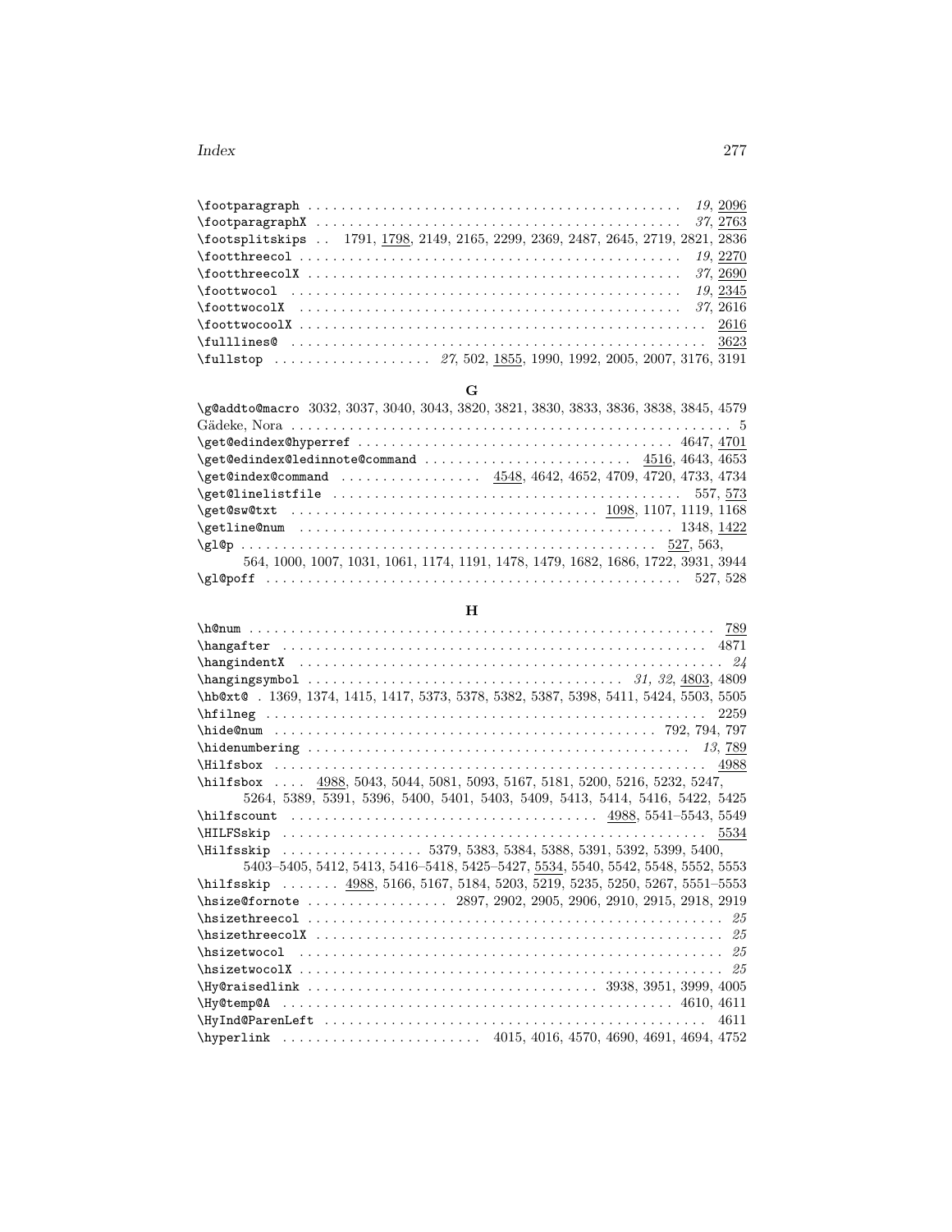\footparagraph ........ *19*, 2096
\footparagraphX ........ *37*, 2763
\footsplitskips .. 1791, 1798, 2149, 2165, 2299, 2369, 2487, 2645, 2719, 2821, 2836
\footthreecol ........ *19*, 2270
\footthreecolX ........ *37*, 2690
\foottwocol ........ *19*, 2345
\foottwocolX ........ *37*, 2616
\foottwocoolX ........ 2616
\fulllines@ ........ 3623
\fullstop ........ *27*, 502, 1855, 1990, 1992, 2005, 2007, 3176, 3191

**G**

\g@addto@macro 3032, 3037, 3040, 3043, 3820, 3821, 3830, 3833, 3836, 3838, 3845, 4579
Gädeke, Nora ........ 5
\get@edindex@hyperref ........ 4647, 4701
\get@edindex@ledinnote@command ........ 4516, 4643, 4653
\get@index@command ........ 4548, 4642, 4652, 4709, 4720, 4733, 4734
\get@linelistfile ........ 557, 573
\get@sw@txt ........ 1098, 1107, 1119, 1168
\getline@num ........ 1348, 1422
\gl@p ........ 527, 563, 564, 1000, 1007, 1031, 1061, 1174, 1191, 1478, 1479, 1682, 1686, 1722, 3931, 3944
\gl@poff ........ 527, 528

**H**

\h@num ........ 789
\hangafter ........ 4871
\hangindentX ........ *24*
\hangingsymbol ........ *31*, *32*, 4803, 4809
\hb@xt@ . 1369, 1374, 1415, 1417, 5373, 5378, 5382, 5387, 5398, 5411, 5424, 5503, 5505
\hfilneg ........ 2259
\hide@num ........ 792, 794, 797
\hidenumbering ........ *13*, 789
\Hilfsbox ........ 4988
\hilfsbox .... 4988, 5043, 5044, 5081, 5093, 5167, 5181, 5200, 5216, 5232, 5247, 5264, 5389, 5391, 5396, 5400, 5401, 5403, 5409, 5413, 5414, 5416, 5422, 5425
\hilfscount ........ 4988, 5541–5543, 5549
\HILFSskip ........ 5534
\Hilfsskip ........ 5379, 5383, 5384, 5388, 5391, 5392, 5399, 5400, 5403–5405, 5412, 5413, 5416–5418, 5425–5427, 5534, 5540, 5542, 5548, 5552, 5553
\hilfsskip ....... 4988, 5166, 5167, 5184, 5203, 5219, 5235, 5250, 5267, 5551–5553
\hsize@fornote ........ 2897, 2902, 2905, 2906, 2910, 2915, 2918, 2919
\hsizethreecol ........ *25*
\hsizethreecolX ........ *25*
\hsizetwocol ........ *25*
\hsizetwocolX ........ *25*
\Hy@raisedlink ........ 3938, 3951, 3999, 4005
\Hy@temp@A ........ 4610, 4611
\HyInd@ParenLeft ........ 4611
\hyperlink ........ 4015, 4016, 4570, 4690, 4691, 4694, 4752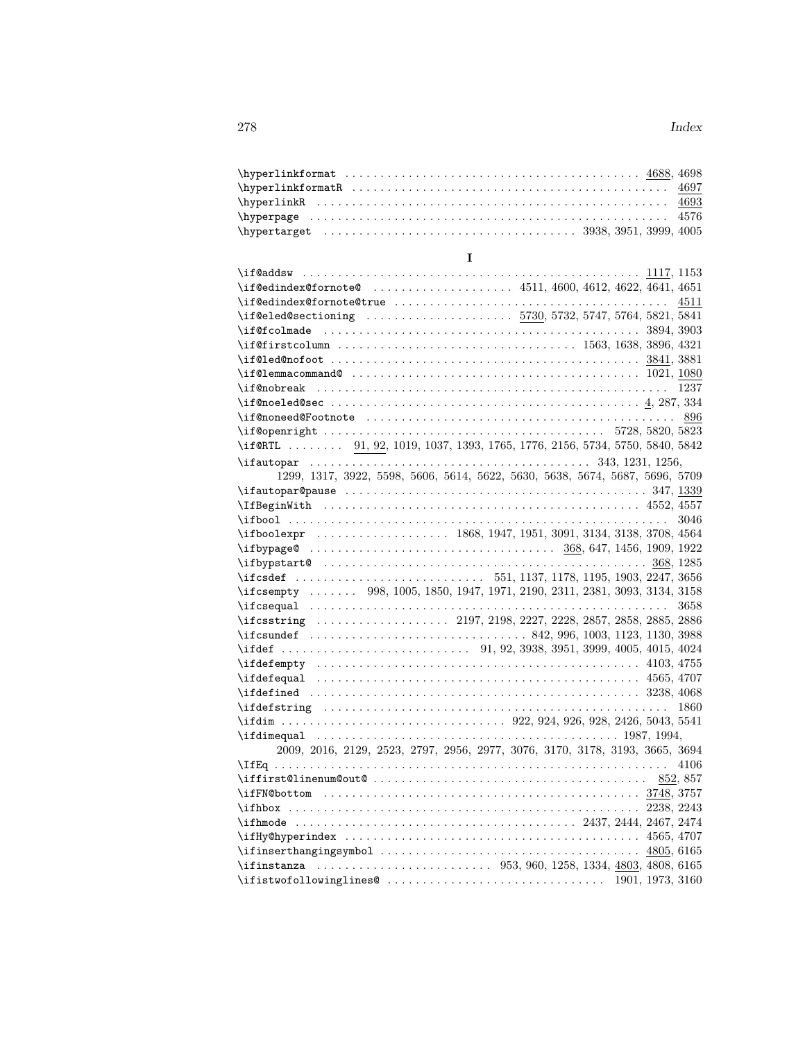\hyperlinkformat . . . . . . . . . . . . . . . . . . . . . . . . . . . . . . . . . . . . . . . . . . 4688, 4698
\hyperlinkformatR . . . . . . . . . . . . . . . . . . . . . . . . . . . . . . . . . . . . . . . . . . . 4697
\hyperlinkR . . . . . . . . . . . . . . . . . . . . . . . . . . . . . . . . . . . . . . . . . . . . . . 4693
\hyperpage . . . . . . . . . . . . . . . . . . . . . . . . . . . . . . . . . . . . . . . . . . . . . . 4576
\hypertarget . . . . . . . . . . . . . . . . . . . . . . . . . . . . . . 3938, 3951, 3999, 4005

**I**

\if@addsw . . . . . . . . . . . . . . . . . . . . . . . . . . . . . . . . . . . . . . . . . . . . . 1117, 1153
\if@edindex@fornote@ . . . . . . . . . . . . . . . . . . . . 4511, 4600, 4612, 4622, 4641, 4651
\if@edindex@fornote@true . . . . . . . . . . . . . . . . . . . . . . . . . . . . . . . . . . . . . 4511
\if@eled@sectioning . . . . . . . . . . . . . . . . . . . . 5730, 5732, 5747, 5764, 5821, 5841
\if@fcolmade . . . . . . . . . . . . . . . . . . . . . . . . . . . . . . . . . . . . . . . . . . 3894, 3903
\if@firstcolumn . . . . . . . . . . . . . . . . . . . . . . . . . . . . . 1563, 1638, 3896, 4321
\if@led@nofoot . . . . . . . . . . . . . . . . . . . . . . . . . . . . . . . . . . . . . . . . 3841, 3881
\if@lemmacommand@ . . . . . . . . . . . . . . . . . . . . . . . . . . . . . . . . . . . . 1021, 1080
\if@nobreak . . . . . . . . . . . . . . . . . . . . . . . . . . . . . . . . . . . . . . . . . . . . . . 1237
\if@noeled@sec . . . . . . . . . . . . . . . . . . . . . . . . . . . . . . . . . . . . . . . . . 4, 287, 334
\if@noneed@Footnote . . . . . . . . . . . . . . . . . . . . . . . . . . . . . . . . . . . . . . . . 896
\if@openright . . . . . . . . . . . . . . . . . . . . . . . . . . . . . . . . . . . . . . 5728, 5820, 5823
\if@RTL . . . . . . . . 91, 92, 1019, 1037, 1393, 1765, 1776, 2156, 5734, 5750, 5840, 5842
\ifautopar . . . . . . . . . . . . . . . . . . . . . . . . . . . . . . . . . . . . . . 343, 1231, 1256, 1299, 1317, 3922, 5598, 5606, 5614, 5622, 5630, 5638, 5674, 5687, 5696, 5709
\ifautopar@pause . . . . . . . . . . . . . . . . . . . . . . . . . . . . . . . . . . . . . . . . . 347, 1339
\IfBeginWith . . . . . . . . . . . . . . . . . . . . . . . . . . . . . . . . . . . . . . . . . . . 4552, 4557
\ifbool . . . . . . . . . . . . . . . . . . . . . . . . . . . . . . . . . . . . . . . . . . . . . . . . . . . 3046
\ifboolexpr . . . . . . . . . . . . . . . . . . 1868, 1947, 1951, 3091, 3134, 3138, 3708, 4564
\ifbypage@ . . . . . . . . . . . . . . . . . . . . . . . . . . . . . . . . . 368, 647, 1456, 1909, 1922
\ifbypstart@ . . . . . . . . . . . . . . . . . . . . . . . . . . . . . . . . . . . . . . . . . . . . . 368, 1285
\ifcsdef . . . . . . . . . . . . . . . . . . . . . . . . . . 551, 1137, 1178, 1195, 1903, 2247, 3656
\ifcsempty . . . . . . . 998, 1005, 1850, 1947, 1971, 2190, 2311, 2381, 3093, 3134, 3158
\ifcsequal . . . . . . . . . . . . . . . . . . . . . . . . . . . . . . . . . . . . . . . . . . . . . . . . 3658
\ifcsstring . . . . . . . . . . . . . . . . . . 2197, 2198, 2227, 2228, 2857, 2858, 2885, 2886
\ifcsundef . . . . . . . . . . . . . . . . . . . . . . . . . . . . . 842, 996, 1003, 1123, 1130, 3988
\ifdef . . . . . . . . . . . . . . . . . . . . . . . . . . . 91, 92, 3938, 3951, 3999, 4005, 4015, 4024
\ifdefempty . . . . . . . . . . . . . . . . . . . . . . . . . . . . . . . . . . . . . . . . . . . . . 4103, 4755
\ifdefequal . . . . . . . . . . . . . . . . . . . . . . . . . . . . . . . . . . . . . . . . . . . . . 4565, 4707
\ifdefined . . . . . . . . . . . . . . . . . . . . . . . . . . . . . . . . . . . . . . . . . . . . . . 3238, 4068
\ifdefstring . . . . . . . . . . . . . . . . . . . . . . . . . . . . . . . . . . . . . . . . . . . . . . . . 1860
\ifdim . . . . . . . . . . . . . . . . . . . . . . . . . . . . . . . . 922, 924, 926, 928, 2426, 5043, 5541
\ifdimequal . . . . . . . . . . . . . . . . . . . . . . . . . . . . . . . . . . . . . . . . . . 1987, 1994, 2009, 2016, 2129, 2523, 2797, 2956, 2977, 3076, 3170, 3178, 3193, 3665, 3694
\IfEq . . . . . . . . . . . . . . . . . . . . . . . . . . . . . . . . . . . . . . . . . . . . . . . . . . . . . . 4106
\iffirst@linenum@out@ . . . . . . . . . . . . . . . . . . . . . . . . . . . . . . . . . . . . . . . 852, 857
\ifFN@bottom . . . . . . . . . . . . . . . . . . . . . . . . . . . . . . . . . . . . . . . . . . . . . 3748, 3757
\ifhbox . . . . . . . . . . . . . . . . . . . . . . . . . . . . . . . . . . . . . . . . . . . . . . . . . 2238, 2243
\ifhmode . . . . . . . . . . . . . . . . . . . . . . . . . . . . . . . . . . . . . 2437, 2444, 2467, 2474
\ifHy@hyperindex . . . . . . . . . . . . . . . . . . . . . . . . . . . . . . . . . . . . . . . . . . 4565, 4707
\ifinserthangingsymbol . . . . . . . . . . . . . . . . . . . . . . . . . . . . . . . . . . . . . . 4805, 6165
\ifinstanza . . . . . . . . . . . . . . . . . . . . . . . . 953, 960, 1258, 1334, 4803, 4808, 6165
\ifistwofollowinglines@ . . . . . . . . . . . . . . . . . . . . . . . . . . . . . . 1901, 1973, 3160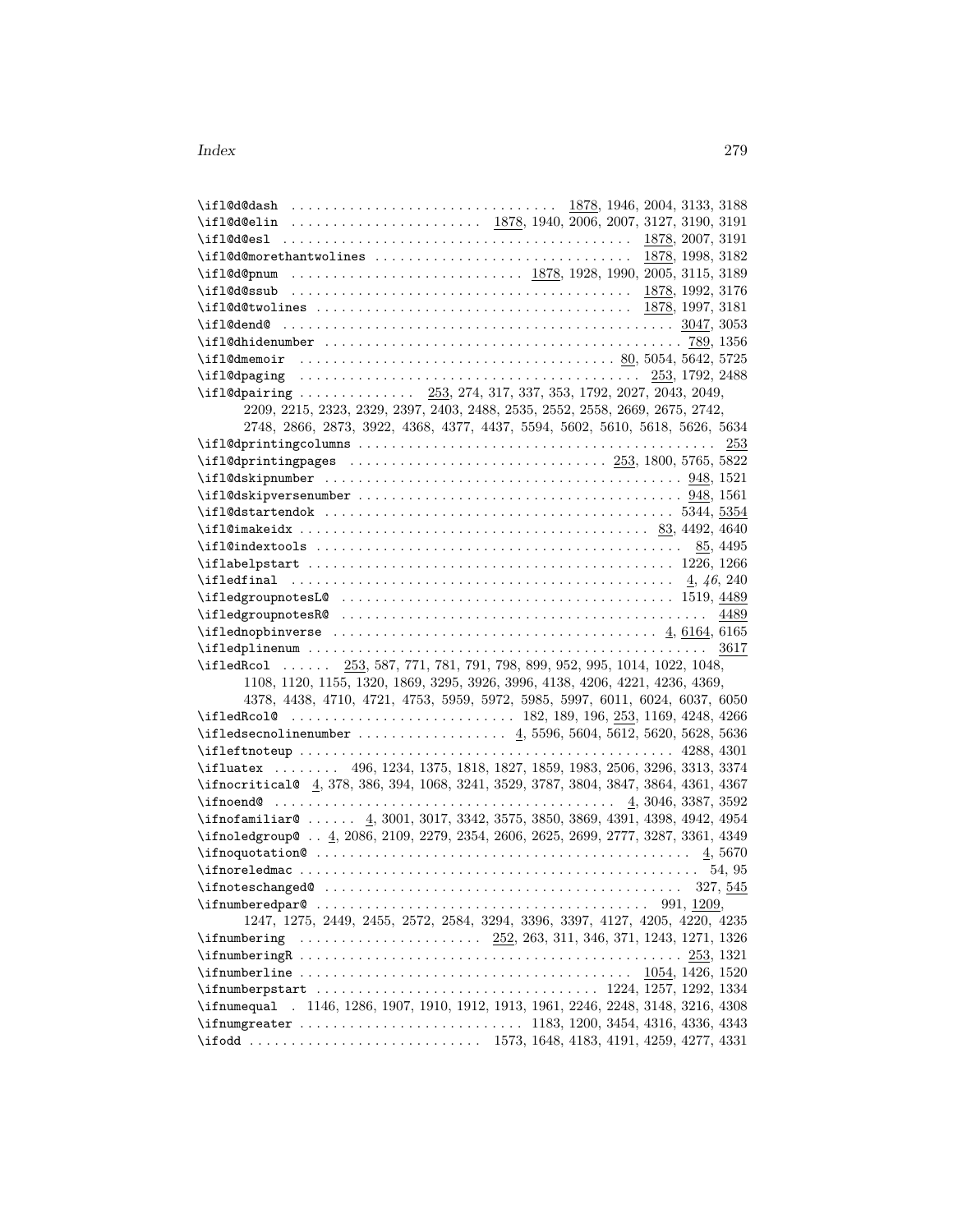\ifl@d@dash . . . . . . . . . . . . . . . . . . . . . . . . . . . . . . . . 1878, 1946, 2004, 3133, 3188
\ifl@d@elin . . . . . . . . . . . . . . . . . . . . . . . 1878, 1940, 2006, 2007, 3127, 3190, 3191
\ifl@d@esl . . . . . . . . . . . . . . . . . . . . . . . . . . . . . . . . . . . . . . . . . 1878, 2007, 3191
\ifl@d@morethantwolines . . . . . . . . . . . . . . . . . . . . . . . . . . . . . . 1878, 1998, 3182
\ifl@d@pnum . . . . . . . . . . . . . . . . . . . . . . . . . . . 1878, 1928, 1990, 2005, 3115, 3189
\ifl@d@ssub . . . . . . . . . . . . . . . . . . . . . . . . . . . . . . . . . . . . . . . . 1878, 1992, 3176
\ifl@d@twolines . . . . . . . . . . . . . . . . . . . . . . . . . . . . . . . . . . . . 1878, 1997, 3181
\ifl@dend@ . . . . . . . . . . . . . . . . . . . . . . . . . . . . . . . . . . . . . . . . . . . . . . . 3047, 3053
\ifl@dhidenumber . . . . . . . . . . . . . . . . . . . . . . . . . . . . . . . . . . . . . . . . . . . 789, 1356
\ifl@dmemoir . . . . . . . . . . . . . . . . . . . . . . . . . . . . . . . . . . . . . 80, 5054, 5642, 5725
\ifl@dpaging . . . . . . . . . . . . . . . . . . . . . . . . . . . . . . . . . . . . . . . . 253, 1792, 2488
\ifl@dpairing . . . . . . . . . . . . . . 253, 274, 317, 337, 353, 1792, 2027, 2043, 2049, 2209, 2215, 2323, 2329, 2397, 2403, 2488, 2535, 2552, 2558, 2669, 2675, 2742, 2748, 2866, 2873, 3922, 4368, 4377, 4437, 5594, 5602, 5610, 5618, 5626, 5634
\ifl@dprintingcolumns . . . . . . . . . . . . . . . . . . . . . . . . . . . . . . . . . . . . . . . . . . 253
\ifl@dprintingpages . . . . . . . . . . . . . . . . . . . . . . . . . . . . . . . 253, 1800, 5765, 5822
\ifl@dskipnumber . . . . . . . . . . . . . . . . . . . . . . . . . . . . . . . . . . . . . . . . . . . . 948, 1521
\ifl@dskipversenumber . . . . . . . . . . . . . . . . . . . . . . . . . . . . . . . . . . . . . . . 948, 1561
\ifl@dstartendok . . . . . . . . . . . . . . . . . . . . . . . . . . . . . . . . . . . . . . . . . . 5344, 5354
\ifl@imakeidx . . . . . . . . . . . . . . . . . . . . . . . . . . . . . . . . . . . . . . . . . 83, 4492, 4640
\ifl@indextools . . . . . . . . . . . . . . . . . . . . . . . . . . . . . . . . . . . . . . . . . . . . . 85, 4495
\iflabelpstart . . . . . . . . . . . . . . . . . . . . . . . . . . . . . . . . . . . . . . . . . . . . . 1226, 1266
\ifledfinal . . . . . . . . . . . . . . . . . . . . . . . . . . . . . . . . . . . . . . . . . . . . . . . 4, *46*, 240
\ifledgroupnotesL@ . . . . . . . . . . . . . . . . . . . . . . . . . . . . . . . . . . . . . . . . . 1519, 4489
\ifledgroupnotesR@ . . . . . . . . . . . . . . . . . . . . . . . . . . . . . . . . . . . . . . . . . . . . . 4489
\ifednopbinverse . . . . . . . . . . . . . . . . . . . . . . . . . . . . . . . . . . . . . . . 4, 6164, 6165
\ifedplinenum . . . . . . . . . . . . . . . . . . . . . . . . . . . . . . . . . . . . . . . . . . . . . . . . . . 3617
\ifledRcol . . . . . . 253, 587, 771, 781, 791, 798, 899, 952, 995, 1014, 1022, 1048, 1108, 1120, 1155, 1320, 1869, 3295, 3926, 3996, 4138, 4206, 4221, 4236, 4369, 4378, 4438, 4710, 4721, 4753, 5959, 5972, 5985, 5997, 6011, 6024, 6037, 6050
\ifledRcol@ . . . . . . . . . . . . . . . . . . . . . . . . . . 182, 189, 196, 253, 1169, 4248, 4266
\ifledsecnolinenumber . . . . . . . . . . . . . . . . . . 4, 5596, 5604, 5612, 5620, 5628, 5636
\ifleftnoteup . . . . . . . . . . . . . . . . . . . . . . . . . . . . . . . . . . . . . . . . . . . . . . . 4288, 4301
\ifluatex . . . . . . . . 496, 1234, 1375, 1818, 1827, 1859, 1983, 2506, 3296, 3313, 3374
\ifnocritical@ 4, 378, 386, 394, 1068, 3241, 3529, 3787, 3804, 3847, 3864, 4361, 4367
\ifnoend@ . . . . . . . . . . . . . . . . . . . . . . . . . . . . . . . . . . . . . . . . 4, 3046, 3387, 3592
\ifnofamiliar@ . . . . . . 4, 3001, 3017, 3342, 3575, 3850, 3869, 4391, 4398, 4942, 4954
\ifnoledgroup@ . . 4, 2086, 2109, 2279, 2354, 2606, 2625, 2699, 2777, 3287, 3361, 4349
\ifnoquotation@ . . . . . . . . . . . . . . . . . . . . . . . . . . . . . . . . . . . . . . . . . . . . . . 4, 5670
\ifnoreledmac . . . . . . . . . . . . . . . . . . . . . . . . . . . . . . . . . . . . . . . . . . . . . . . . 54, 95
\ifnoteschanged@ . . . . . . . . . . . . . . . . . . . . . . . . . . . . . . . . . . . . . . . . . . . 327, 545
\ifnumberedpar@ . . . . . . . . . . . . . . . . . . . . . . . . . . . . . . . . . . . . . . . . . 991, 1209, 1247, 1275, 2449, 2455, 2572, 2584, 3294, 3396, 3397, 4127, 4205, 4220, 4235
\ifnumbering . . . . . . . . . . . . . . . . . . . . . . 252, 263, 311, 346, 371, 1243, 1271, 1326
\ifnumberingR . . . . . . . . . . . . . . . . . . . . . . . . . . . . . . . . . . . . . . . . . . . . . . 253, 1321
\ifnumberline . . . . . . . . . . . . . . . . . . . . . . . . . . . . . . . . . . . . . . . 1054, 1426, 1520
\ifnumberpstart . . . . . . . . . . . . . . . . . . . . . . . . . . . . . . . . . . 1224, 1257, 1292, 1334
\ifnumequal . 1146, 1286, 1907, 1910, 1912, 1913, 1961, 2246, 2248, 3148, 3216, 4308
\ifnumgreater . . . . . . . . . . . . . . . . . . . . . . . . . . . 1183, 1200, 3454, 4316, 4336, 4343
\ifodd . . . . . . . . . . . . . . . . . . . . . . . . . . . . 1573, 1648, 4183, 4191, 4259, 4277, 4331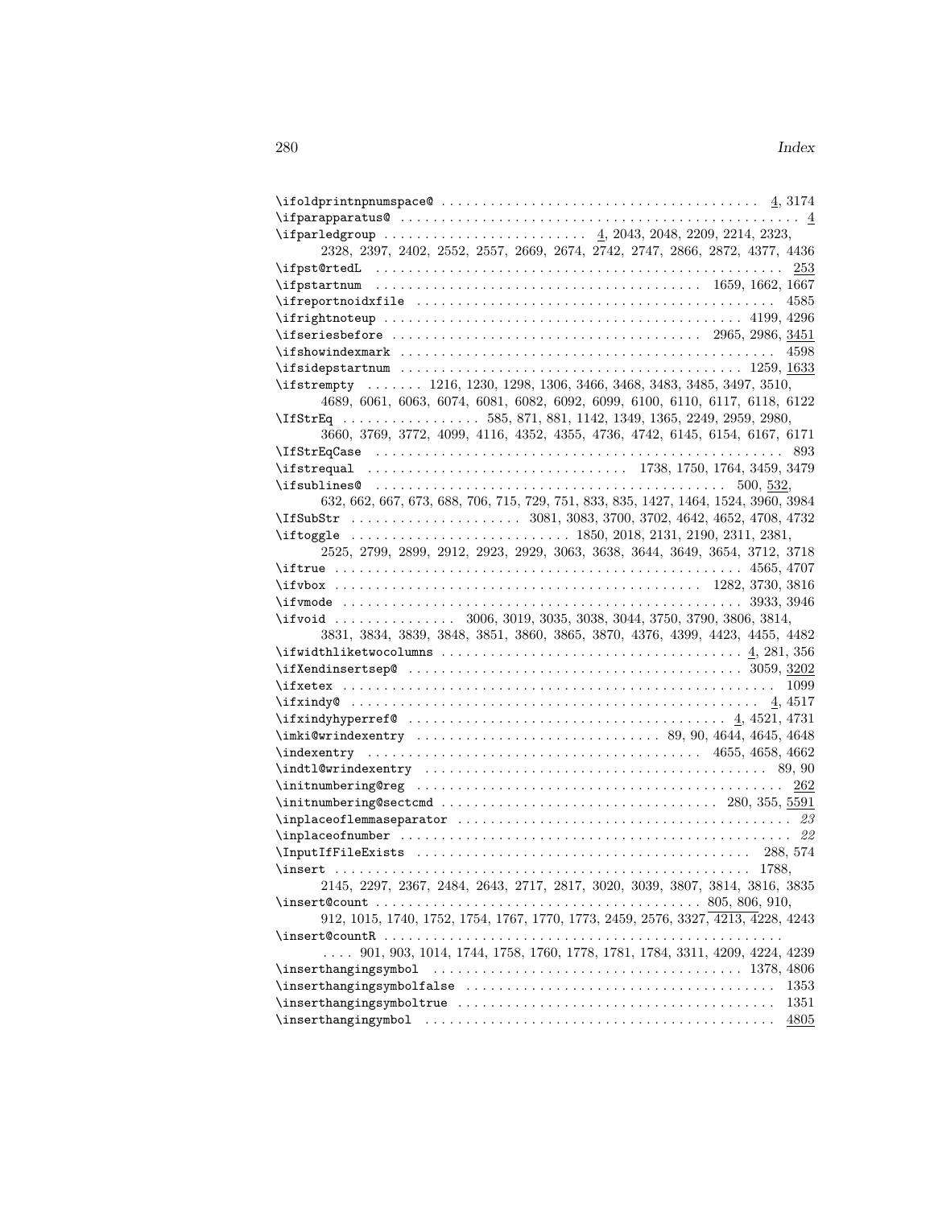\ifoldprintnpnumspace@ . . . . . . . . . . . . . . . . . . . . . . . . . . . . . . . . . . . . . 4, 3174
\ifparapparatus@ . . . . . . . . . . . . . . . . . . . . . . . . . . . . . . . . . . . . . . . . . . . . . . 4
\ifparledgroup . . . . . . . . . . . . . . . . . . . . . . . . . 4, 2043, 2048, 2209, 2214, 2323, 2328, 2397, 2402, 2552, 2557, 2669, 2674, 2742, 2747, 2866, 2872, 4377, 4436
\ifpst@rtedL . . . . . . . . . . . . . . . . . . . . . . . . . . . . . . . . . . . . . . . . . . . . . . . . . 253
\ifpstartnum . . . . . . . . . . . . . . . . . . . . . . . . . . . . . . . . . . . . . . 1659, 1662, 1667
\ifreportnoidxfile . . . . . . . . . . . . . . . . . . . . . . . . . . . . . . . . . . . . . . . . . . . 4585
\ifrightnoteup . . . . . . . . . . . . . . . . . . . . . . . . . . . . . . . . . . . . . . . . . . 4199, 4296
\ifseriesbefore . . . . . . . . . . . . . . . . . . . . . . . . . . . . . . . . . . . . . 2965, 2986, 3451
\ifshowindexmark . . . . . . . . . . . . . . . . . . . . . . . . . . . . . . . . . . . . . . . . . . . . . 4598
\ifsidepstartnum . . . . . . . . . . . . . . . . . . . . . . . . . . . . . . . . . . . . . . . . . 1259, 1633
\ifstrempty . . . . . . . 1216, 1230, 1298, 1306, 3466, 3468, 3483, 3485, 3497, 3510, 4689, 6061, 6063, 6074, 6081, 6082, 6092, 6099, 6100, 6110, 6117, 6118, 6122
\IfStrEq . . . . . . . . . . . . . . . . 585, 871, 881, 1142, 1349, 1365, 2249, 2959, 2980, 3660, 3769, 3772, 4099, 4116, 4352, 4355, 4736, 4742, 6145, 6154, 6167, 6171
\IfStrEqCase . . . . . . . . . . . . . . . . . . . . . . . . . . . . . . . . . . . . . . . . . . . . . . . . . 893
\ifstrequal . . . . . . . . . . . . . . . . . . . . . . . . . . . . . . . 1738, 1750, 1764, 3459, 3479
\ifsublines@ . . . . . . . . . . . . . . . . . . . . . . . . . . . . . . . . . . . . . . . . . . 500, 532, 632, 662, 667, 673, 688, 706, 715, 729, 751, 833, 835, 1427, 1464, 1524, 3960, 3984
\IfSubStr . . . . . . . . . . . . . . . . . . . . . 3081, 3083, 3700, 3702, 4642, 4652, 4708, 4732
\iftoggle . . . . . . . . . . . . . . . . . . . . . . . . . . 1850, 2018, 2131, 2190, 2311, 2381, 2525, 2799, 2899, 2912, 2923, 2929, 3063, 3638, 3644, 3649, 3654, 3712, 3718
\iftrue . . . . . . . . . . . . . . . . . . . . . . . . . . . . . . . . . . . . . . . . . . . . . . . . . 4565, 4707
\ifvbox . . . . . . . . . . . . . . . . . . . . . . . . . . . . . . . . . . . . . . . . . . . . . 1282, 3730, 3816
\ifvmode . . . . . . . . . . . . . . . . . . . . . . . . . . . . . . . . . . . . . . . . . . . . . . . . . 3933, 3946
\ifvoid . . . . . . . . . . . . . . 3006, 3019, 3035, 3038, 3044, 3750, 3790, 3806, 3814, 3831, 3834, 3839, 3848, 3851, 3860, 3865, 3870, 4376, 4399, 4423, 4455, 4482
\ifwidthliketwocolumns . . . . . . . . . . . . . . . . . . . . . . . . . . . . . . . . . . . . 4, 281, 356
\ifXendinsertsep@ . . . . . . . . . . . . . . . . . . . . . . . . . . . . . . . . . . . . . . . 3059, 3202
\ifxetex . . . . . . . . . . . . . . . . . . . . . . . . . . . . . . . . . . . . . . . . . . . . . . . . . . . . . 1099
\ifxindy@ . . . . . . . . . . . . . . . . . . . . . . . . . . . . . . . . . . . . . . . . . . . . . . . . . . . 4, 4517
\ifxindyhyperref@ . . . . . . . . . . . . . . . . . . . . . . . . . . . . . . . . . . . . . . . . 4, 4521, 4731
\imki@wrindexentry . . . . . . . . . . . . . . . . . . . . . . . . . . . . . 89, 90, 4644, 4645, 4648
\indexentry . . . . . . . . . . . . . . . . . . . . . . . . . . . . . . . . . . . . . . . . . . 4655, 4658, 4662
\indtl@wrindexentry . . . . . . . . . . . . . . . . . . . . . . . . . . . . . . . . . . . . . . . . . . . 89, 90
\initnumbering@reg . . . . . . . . . . . . . . . . . . . . . . . . . . . . . . . . . . . . . . . . . . . . . . . 262
\initnumbering@sectcmd . . . . . . . . . . . . . . . . . . . . . . . . . . . . . . . . . . . 280, 355, 5591
\inplaceoflemmaseparator . . . . . . . . . . . . . . . . . . . . . . . . . . . . . . . . . . . . . . . . . *23*
\inplaceofnumber . . . . . . . . . . . . . . . . . . . . . . . . . . . . . . . . . . . . . . . . . . . . . . . . . *22*
\InputIfFileExists . . . . . . . . . . . . . . . . . . . . . . . . . . . . . . . . . . . . . . . . . . . 288, 574
\insert . . . . . . . . . . . . . . . . . . . . . . . . . . . . . . . . . . . . . . . . . . . . . . . . . . . . . 1788, 2145, 2297, 2367, 2484, 2643, 2717, 2817, 3020, 3039, 3807, 3814, 3816, 3835
\insert@count . . . . . . . . . . . . . . . . . . . . . . . . . . . . . . . . . . . . . . . . . 805, 806, 910, 912, 1015, 1740, 1752, 1754, 1767, 1770, 1773, 2459, 2576, 3327, 4213, 4228, 4243
\insert@countR . . . . . . . . . . . . . . . . . . . . . . . . . . . . . . . . . . . . . . . . . . . . . . . . . . . . . . 901, 903, 1014, 1744, 1758, 1760, 1778, 1781, 1784, 3311, 4209, 4224, 4239
\inserthangingsymbol . . . . . . . . . . . . . . . . . . . . . . . . . . . . . . . . . . . . . . . . . 1378, 4806
\inserthangingsymbolfalse . . . . . . . . . . . . . . . . . . . . . . . . . . . . . . . . . . . . . . . 1353
\inserthangingsymboltrue . . . . . . . . . . . . . . . . . . . . . . . . . . . . . . . . . . . . . . . . 1351
\inserthangingymbol . . . . . . . . . . . . . . . . . . . . . . . . . . . . . . . . . . . . . . . . . . . . . 4805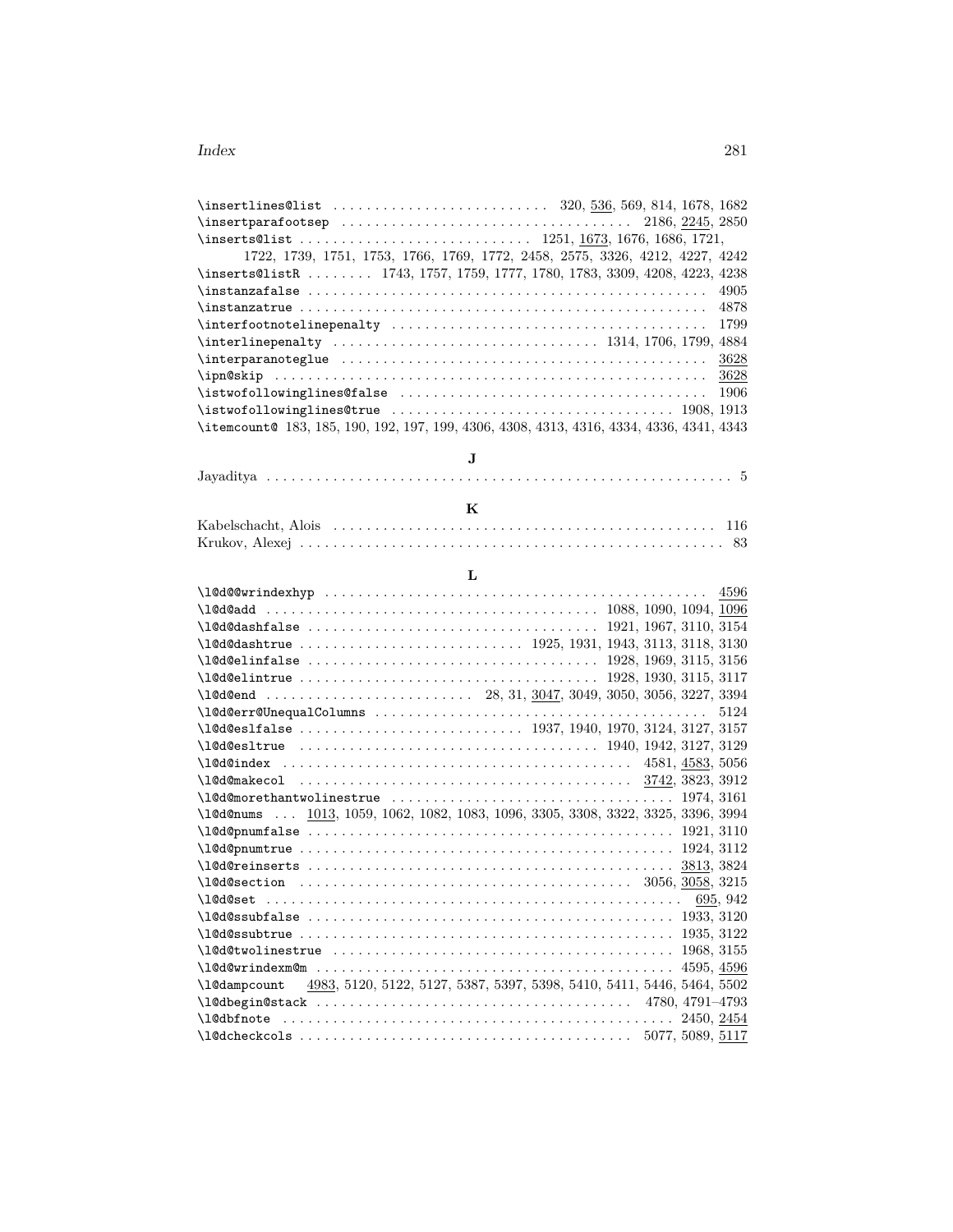\insertlines@list . . . . . . . . . . . . . . . . . . . . . . . . . . 320, <u>536</u>, 569, 814, 1678, 1682
\insertparafootsep . . . . . . . . . . . . . . . . . . . . . . . . . . . . . . . . . . 2186, <u>2245</u>, 2850
\inserts@list . . . . . . . . . . . . . . . . . . . . . . . . . . . . 1251, <u>1673</u>, 1676, 1686, 1721, 1722, 1739, 1751, 1753, 1766, 1769, 1772, 2458, 2575, 3326, 4212, 4227, 4242
\inserts@listR . . . . . . . . 1743, 1757, 1759, 1777, 1780, 1783, 3309, 4208, 4223, 4238
\instanzafalse . . . . . . . . . . . . . . . . . . . . . . . . . . . . . . . . . . . . . . . . . . . . . . . . 4905
\instanzatrue . . . . . . . . . . . . . . . . . . . . . . . . . . . . . . . . . . . . . . . . . . . . . . . . 4878
\interfootnotelinepenalty . . . . . . . . . . . . . . . . . . . . . . . . . . . . . . . . . . . . . . 1799
\interlinepenalty . . . . . . . . . . . . . . . . . . . . . . . . . . . . . . . 1314, 1706, 1799, 4884
\interparanoteglue . . . . . . . . . . . . . . . . . . . . . . . . . . . . . . . . . . . . . . . . . . . <u>3628</u>
\ipn@skip . . . . . . . . . . . . . . . . . . . . . . . . . . . . . . . . . . . . . . . . . . . . . . . . . . . <u>3628</u>
\istwofollowinglines@false . . . . . . . . . . . . . . . . . . . . . . . . . . . . . . . . . . . . 1906
\istwofollowinglines@true . . . . . . . . . . . . . . . . . . . . . . . . . . . . . . . . . 1908, 1913
\itemcount@ 183, 185, 190, 192, 197, 199, 4306, 4308, 4313, 4316, 4334, 4336, 4341, 4343

**J**

Jayaditya . . . . . . . . . . . . . . . . . . . . . . . . . . . . . . . . . . . . . . . . . . . . . . . . . . . . . 5

**K**

Kabelschacht, Alois . . . . . . . . . . . . . . . . . . . . . . . . . . . . . . . . . . . . . . . . . . . . 116
Krukov, Alexej . . . . . . . . . . . . . . . . . . . . . . . . . . . . . . . . . . . . . . . . . . . . . . . . . . 83

**L**

\l@d@@wrindexhyp . . . . . . . . . . . . . . . . . . . . . . . . . . . . . . . . . . . . . . . . . . . . <u>4596</u>
\l@d@add . . . . . . . . . . . . . . . . . . . . . . . . . . . . . . . . . . . . . . . 1088, 1090, 1094, <u>1096</u>
\l@d@dashfalse . . . . . . . . . . . . . . . . . . . . . . . . . . . . . . . . . . 1921, 1967, 3110, 3154
\l@d@dashtrue . . . . . . . . . . . . . . . . . . . . . . . . . . 1925, 1931, 1943, 3113, 3118, 3130
\l@d@elinfalse . . . . . . . . . . . . . . . . . . . . . . . . . . . . . . . . . . 1928, 1969, 3115, 3156
\l@d@elintrue . . . . . . . . . . . . . . . . . . . . . . . . . . . . . . . . . . . 1928, 1930, 3115, 3117
\l@d@end . . . . . . . . . . . . . . . . . . . . . . . . 28, 31, <u>3047</u>, 3049, 3050, 3056, 3227, 3394
\l@d@err@UnequalColumns . . . . . . . . . . . . . . . . . . . . . . . . . . . . . . . . . . . . . . 5124
\l@d@eslfalse . . . . . . . . . . . . . . . . . . . . . . . . . . 1937, 1940, 1970, 3124, 3127, 3157
\l@d@esltrue . . . . . . . . . . . . . . . . . . . . . . . . . . . . . . . . . . . 1940, 1942, 3127, 3129
\l@d@index . . . . . . . . . . . . . . . . . . . . . . . . . . . . . . . . . . . . . . . . . 4581, <u>4583</u>, 5056
\l@d@makecol . . . . . . . . . . . . . . . . . . . . . . . . . . . . . . . . . . . . . . . <u>3742</u>, 3823, 3912
\l@d@morethantwolinestrue . . . . . . . . . . . . . . . . . . . . . . . . . . . . . . . . . 1974, 3161
\l@d@nums . . . <u>1013</u>, 1059, 1062, 1082, 1083, 1096, 3305, 3308, 3322, 3325, 3396, 3994
\l@d@pnumfalse . . . . . . . . . . . . . . . . . . . . . . . . . . . . . . . . . . . . . . . . . . 1921, 3110
\l@d@pnumtrue . . . . . . . . . . . . . . . . . . . . . . . . . . . . . . . . . . . . . . . . . . . 1924, 3112
\l@d@reinserts . . . . . . . . . . . . . . . . . . . . . . . . . . . . . . . . . . . . . . . . . . <u>3813</u>, 3824
\l@d@section . . . . . . . . . . . . . . . . . . . . . . . . . . . . . . . . . . . . . . . 3056, <u>3058</u>, 3215
\l@d@set . . . . . . . . . . . . . . . . . . . . . . . . . . . . . . . . . . . . . . . . . . . . . . . . . <u>695</u>, 942
\l@d@ssubfalse . . . . . . . . . . . . . . . . . . . . . . . . . . . . . . . . . . . . . . . . . . 1933, 3120
\l@d@ssubtrue . . . . . . . . . . . . . . . . . . . . . . . . . . . . . . . . . . . . . . . . . . . 1935, 3122
\l@d@twolinestrue . . . . . . . . . . . . . . . . . . . . . . . . . . . . . . . . . . . . . . . 1968, 3155
\l@d@wrindexm@m . . . . . . . . . . . . . . . . . . . . . . . . . . . . . . . . . . . . . . . . 4595, <u>4596</u>
\l@dampcount <u>4983</u>, 5120, 5122, 5127, 5387, 5397, 5398, 5410, 5411, 5446, 5464, 5502
\l@dbegin@stack . . . . . . . . . . . . . . . . . . . . . . . . . . . . . . . . . . . . . 4780, 4791–4793
\l@dbfnote . . . . . . . . . . . . . . . . . . . . . . . . . . . . . . . . . . . . . . . . . . . . . . 2450, <u>2454</u>
\l@dcheckcols . . . . . . . . . . . . . . . . . . . . . . . . . . . . . . . . . . . . . . . 5077, 5089, <u>5117</u>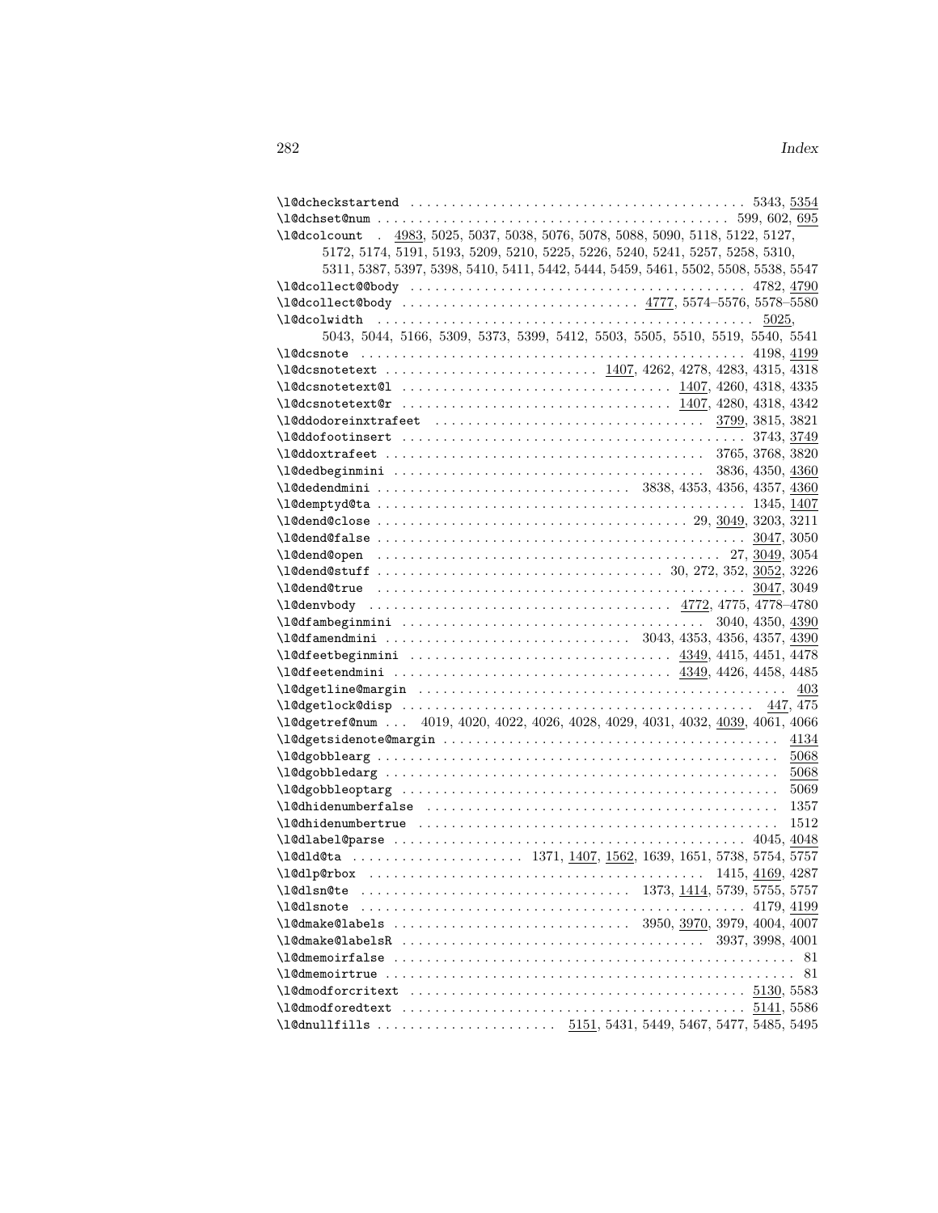\l@dcheckstartend . . . . . . . . . . . . . . . . . . . . . . . . . . . . . . . . . . . . . . . . 5343, 5354
\l@dchset@num . . . . . . . . . . . . . . . . . . . . . . . . . . . . . . . . . . . . . . . . . 599, 602, 695
\l@dcolcount . 4983, 5025, 5037, 5038, 5076, 5078, 5088, 5090, 5118, 5122, 5127, 5172, 5174, 5191, 5193, 5209, 5210, 5225, 5226, 5240, 5241, 5257, 5258, 5310, 5311, 5387, 5397, 5398, 5410, 5411, 5442, 5444, 5459, 5461, 5502, 5508, 5538, 5547
\l@dcollect@@body . . . . . . . . . . . . . . . . . . . . . . . . . . . . . . . . . . . . . . . . 4782, 4790
\l@dcollect@body . . . . . . . . . . . . . . . . . . . . . . . . . . . . 4777, 5574–5576, 5578–5580
\l@dcolwidth . . . . . . . . . . . . . . . . . . . . . . . . . . . . . . . . . . . . . . . . . . . . . . 5025, 5043, 5044, 5166, 5309, 5373, 5399, 5412, 5503, 5505, 5510, 5519, 5540, 5541
\l@dcsnote . . . . . . . . . . . . . . . . . . . . . . . . . . . . . . . . . . . . . . . . . . . . . . . 4198, 4199
\l@dcsnotetext . . . . . . . . . . . . . . . . . . . . . . . . . . 1407, 4262, 4278, 4283, 4315, 4318
\l@dcsnotetext@l . . . . . . . . . . . . . . . . . . . . . . . . . . . . . . . . 1407, 4260, 4318, 4335
\l@dcsnotetext@r . . . . . . . . . . . . . . . . . . . . . . . . . . . . . . . . 1407, 4280, 4318, 4342
\l@ddodoreinxtrafeet . . . . . . . . . . . . . . . . . . . . . . . . . . . . . . . . 3799, 3815, 3821
\l@ddofootinsert . . . . . . . . . . . . . . . . . . . . . . . . . . . . . . . . . . . . . . . . . 3743, 3749
\l@ddoxtrafeet . . . . . . . . . . . . . . . . . . . . . . . . . . . . . . . . . . . . . . 3765, 3768, 3820
\l@dedbeginmini . . . . . . . . . . . . . . . . . . . . . . . . . . . . . . . . . . . . . 3836, 4350, 4360
\l@dedendmini . . . . . . . . . . . . . . . . . . . . . . . . . . . . . . 3838, 4353, 4356, 4357, 4360
\l@demptyd@ta . . . . . . . . . . . . . . . . . . . . . . . . . . . . . . . . . . . . . . . . . . . . 1345, 1407
\l@dend@close . . . . . . . . . . . . . . . . . . . . . . . . . . . . . . . . . . . . . . 29, 3049, 3203, 3211
\l@dend@false . . . . . . . . . . . . . . . . . . . . . . . . . . . . . . . . . . . . . . . . . . . . 3047, 3050
\l@dend@open . . . . . . . . . . . . . . . . . . . . . . . . . . . . . . . . . . . . . . . . 27, 3049, 3054
\l@dend@stuff . . . . . . . . . . . . . . . . . . . . . . . . . . . . . . . . . . . 30, 272, 352, 3052, 3226
\l@dend@true . . . . . . . . . . . . . . . . . . . . . . . . . . . . . . . . . . . . . . . . . . . . . 3047, 3049
\l@denvbody . . . . . . . . . . . . . . . . . . . . . . . . . . . . . . . . . . . . . 4772, 4775, 4778–4780
\l@dfambeginmini . . . . . . . . . . . . . . . . . . . . . . . . . . . . . . . . . . . . 3040, 4350, 4390
\l@dfamendmini . . . . . . . . . . . . . . . . . . . . . . . . . . . . . . 3043, 4353, 4356, 4357, 4390
\l@dfeetbeginmini . . . . . . . . . . . . . . . . . . . . . . . . . . . . . . . . 4349, 4415, 4451, 4478
\l@dfeetendmini . . . . . . . . . . . . . . . . . . . . . . . . . . . . . . . . . 4349, 4426, 4458, 4485
\l@dgetline@margin . . . . . . . . . . . . . . . . . . . . . . . . . . . . . . . . . . . . . . . . . . . . . 403
\l@dgetlock@disp . . . . . . . . . . . . . . . . . . . . . . . . . . . . . . . . . . . . . . . . . . . 447, 475
\l@dgetref@num . . . 4019, 4020, 4022, 4026, 4028, 4029, 4031, 4032, 4039, 4061, 4066
\l@dgetsidenote@margin . . . . . . . . . . . . . . . . . . . . . . . . . . . . . . . . . . . . . . . . . 4134
\l@dgobblearg . . . . . . . . . . . . . . . . . . . . . . . . . . . . . . . . . . . . . . . . . . . . . . . . 5068
\l@dgobbledarg . . . . . . . . . . . . . . . . . . . . . . . . . . . . . . . . . . . . . . . . . . . . . . . 5068
\l@dgobbleoptarg . . . . . . . . . . . . . . . . . . . . . . . . . . . . . . . . . . . . . . . . . . . . . . 5069
\l@dhidenumberfalse . . . . . . . . . . . . . . . . . . . . . . . . . . . . . . . . . . . . . . . . . . . 1357
\l@dhidenumbertrue . . . . . . . . . . . . . . . . . . . . . . . . . . . . . . . . . . . . . . . . . . . . 1512
\l@dlabel@parse . . . . . . . . . . . . . . . . . . . . . . . . . . . . . . . . . . . . . . . . . . . . 4045, 4048
\l@dld@ta . . . . . . . . . . . . . . . . . . . . 1371, 1407, 1562, 1639, 1651, 5738, 5754, 5757
\l@dlp@rbox . . . . . . . . . . . . . . . . . . . . . . . . . . . . . . . . . . . . . . . . 1415, 4169, 4287
\l@dlsn@te . . . . . . . . . . . . . . . . . . . . . . . . . . . . . . . 1373, 1414, 5739, 5755, 5757
\l@dlsnote . . . . . . . . . . . . . . . . . . . . . . . . . . . . . . . . . . . . . . . . . . . . . . . . 4179, 4199
\l@dmake@labels . . . . . . . . . . . . . . . . . . . . . . . . . . . . . . . . 3950, 3970, 3979, 4004, 4007
\l@dmake@labelsR . . . . . . . . . . . . . . . . . . . . . . . . . . . . . . . . . . . 3937, 3998, 4001
\l@dmemoirfalse . . . . . . . . . . . . . . . . . . . . . . . . . . . . . . . . . . . . . . . . . . . . . . . . . 81
\l@dmemoirtrue . . . . . . . . . . . . . . . . . . . . . . . . . . . . . . . . . . . . . . . . . . . . . . . . . . 81
\l@dmodforcritext . . . . . . . . . . . . . . . . . . . . . . . . . . . . . . . . . . . . . . . . . . . 5130, 5583
\l@dmodforedtext . . . . . . . . . . . . . . . . . . . . . . . . . . . . . . . . . . . . . . . . . . . 5141, 5586
\l@dnullfills . . . . . . . . . . . . . . . . . . . . . . 5151, 5431, 5449, 5467, 5477, 5485, 5495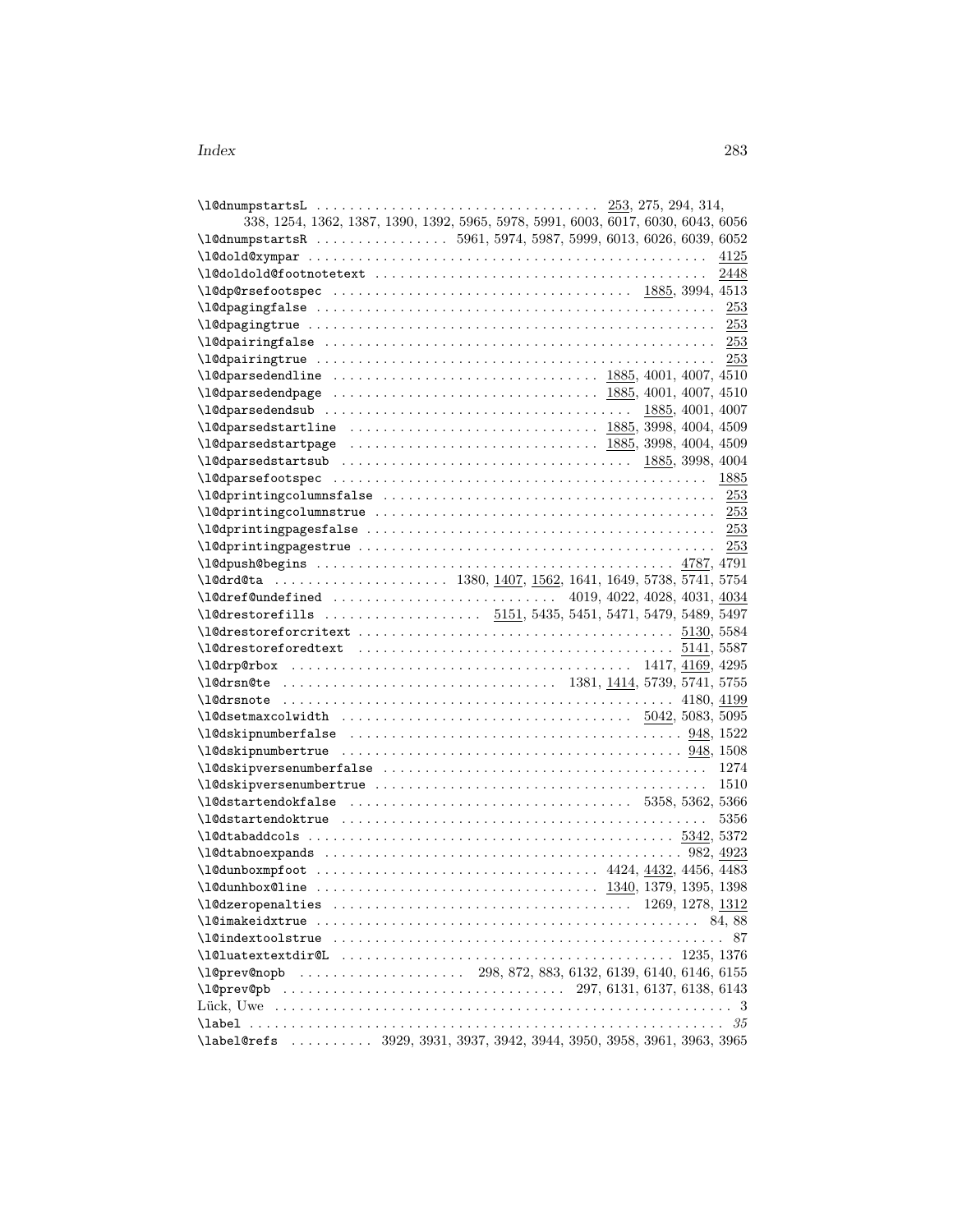\l@dnumpstartsL . . . . . . . . . . 253, 275, 294, 314, 338, 1254, 1362, 1387, 1390, 1392, 5965, 5978, 5991, 6003, 6017, 6030, 6043, 6056

\l@dnumpstartsR . . . . . . . . . . 5961, 5974, 5987, 5999, 6013, 6026, 6039, 6052

\l@dold@xympar . . . . . . . . . . 4125

\l@doldold@footnotetext . . . . . . . . . . 2448

\l@dp@rsefootspec . . . . . . . . . . 1885, 3994, 4513

\l@dpagingfalse . . . . . . . . . . 253

\l@dpagingtrue . . . . . . . . . . 253

\l@dpairingfalse . . . . . . . . . . 253

\l@dpairingtrue . . . . . . . . . . 253

\l@dparsedendline . . . . . . . . . . 1885, 4001, 4007, 4510

\l@dparsedendpage . . . . . . . . . . 1885, 4001, 4007, 4510

\l@dparsedendsub . . . . . . . . . . 1885, 4001, 4007

\l@dparsedstartline . . . . . . . . . . 1885, 3998, 4004, 4509

\l@dparsedstartpage . . . . . . . . . . 1885, 3998, 4004, 4509

\l@dparsedstartsub . . . . . . . . . . 1885, 3998, 4004

\l@dparsefootspec . . . . . . . . . . 1885

\l@dprintingcolumnsfalse . . . . . . . . . . 253

\l@dprintingcolumnstrue . . . . . . . . . . 253

\l@dprintingpagesfalse . . . . . . . . . . 253

\l@dprintingpagestrue . . . . . . . . . . 253

\l@dpush@begins . . . . . . . . . . 4787, 4791

\l@drd@ta . . . . . . . . . . 1380, 1407, 1562, 1641, 1649, 5738, 5741, 5754

\l@dref@undefined . . . . . . . . . . 4019, 4022, 4028, 4031, 4034

\l@drestorefills . . . . . . . . . . 5151, 5435, 5451, 5471, 5479, 5489, 5497

\l@drestoreforcritext . . . . . . . . . . 5130, 5584

\l@drestoreforedtext . . . . . . . . . . 5141, 5587

\l@drp@rbox . . . . . . . . . . 1417, 4169, 4295

\l@drsn@te . . . . . . . . . . 1381, 1414, 5739, 5741, 5755

\l@drsnote . . . . . . . . . . 4180, 4199

\l@dsetmaxcolwidth . . . . . . . . . . 5042, 5083, 5095

\l@dskipnumberfalse . . . . . . . . . . 948, 1522

\l@dskipnumbertrue . . . . . . . . . . 948, 1508

\l@dskipversenumberfalse . . . . . . . . . . 1274

\l@dskipversenumbertrue . . . . . . . . . . 1510

\l@dstartendokfalse . . . . . . . . . . 5358, 5362, 5366

\l@dstartendoktrue . . . . . . . . . . 5356

\l@dtabaddcols . . . . . . . . . . 5342, 5372

\l@dtabnoexpands . . . . . . . . . . 982, 4923

\l@dunboxmpfoot . . . . . . . . . . 4424, 4432, 4456, 4483

\l@dunhbox@line . . . . . . . . . . 1340, 1379, 1395, 1398

\l@dzeropenalties . . . . . . . . . . 1269, 1278, 1312

\l@imakeidxtrue . . . . . . . . . . 84, 88

\l@indextoolstrue . . . . . . . . . . 87

\l@luatextextdir@L . . . . . . . . . . 1235, 1376

\l@prev@nopb . . . . . . . . . . 298, 872, 883, 6132, 6139, 6140, 6146, 6155

\l@prev@pb . . . . . . . . . . 297, 6131, 6137, 6138, 6143

Lück, Uwe . . . . . . . . . . 3

\label . . . . . . . . . . *35*

\label@refs . . . . . . . . . . 3929, 3931, 3937, 3942, 3944, 3950, 3958, 3961, 3963, 3965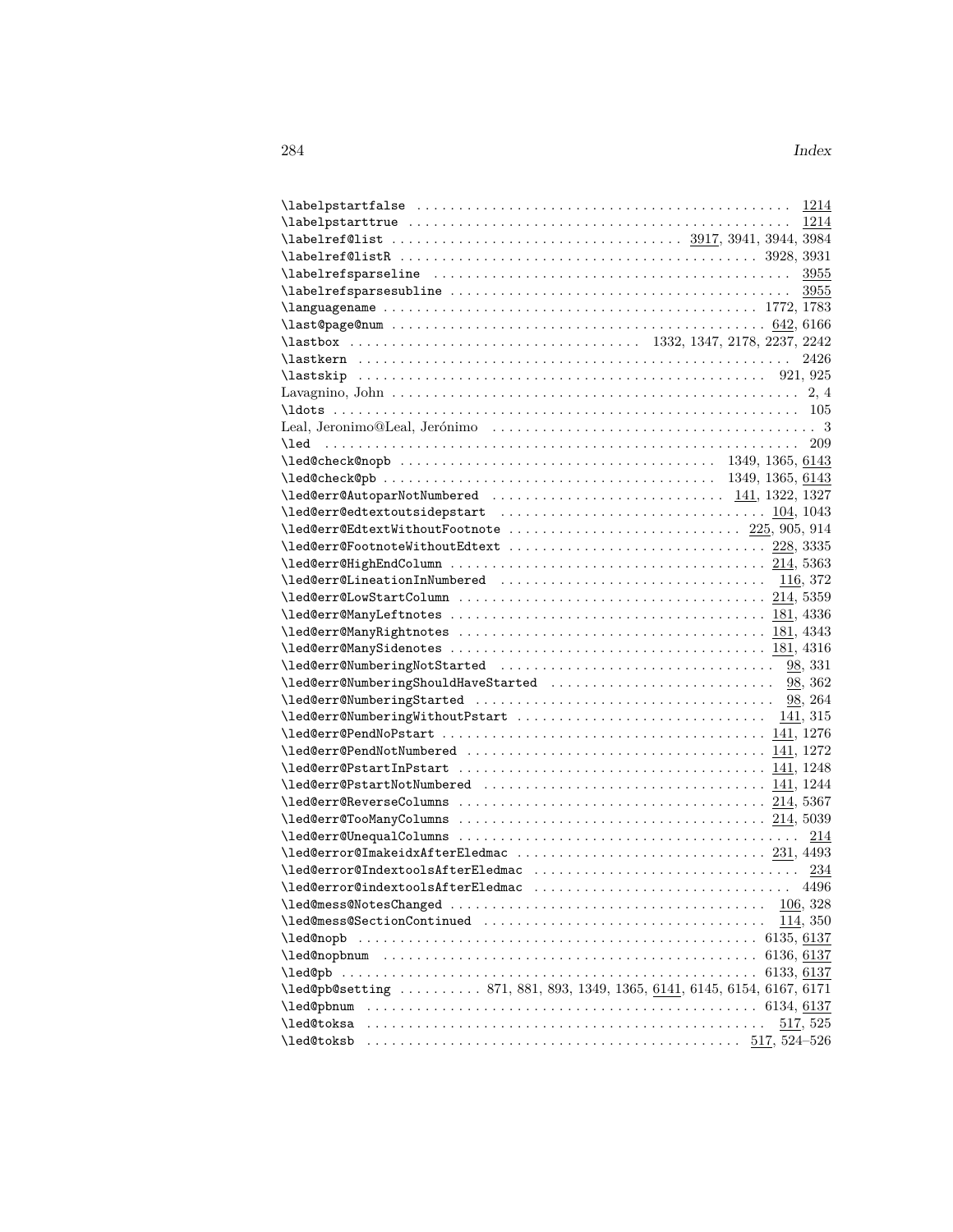\labelpstartfalse . . . . . . . . . . . . . . . . . . . . . . . . . . . . . . . . . . . . . . . . . . . . . 1214
\labelpstarttrue . . . . . . . . . . . . . . . . . . . . . . . . . . . . . . . . . . . . . . . . . . . . . 1214
\labelref@list . . . . . . . . . . . . . . . . . . . . . . . . . . . . . . . . . . 3917, 3941, 3944, 3984
\labelref@listR . . . . . . . . . . . . . . . . . . . . . . . . . . . . . . . . . . . . . . . . . . . 3928, 3931
\labelrefsparseline . . . . . . . . . . . . . . . . . . . . . . . . . . . . . . . . . . . . . . . . . . 3955
\labelrefsparsesubline . . . . . . . . . . . . . . . . . . . . . . . . . . . . . . . . . . . . . . . . 3955
\languagename . . . . . . . . . . . . . . . . . . . . . . . . . . . . . . . . . . . . . . . . . . . 1772, 1783
\last@page@num . . . . . . . . . . . . . . . . . . . . . . . . . . . . . . . . . . . . . . . . . . . 642, 6166
\lastbox . . . . . . . . . . . . . . . . . . . . . . . . . . . . . . . . . . 1332, 1347, 2178, 2237, 2242
\lastkern . . . . . . . . . . . . . . . . . . . . . . . . . . . . . . . . . . . . . . . . . . . . . . . . . . . 2426
\lastskip . . . . . . . . . . . . . . . . . . . . . . . . . . . . . . . . . . . . . . . . . . . . . . . . . 921, 925
Lavagnino, John . . . . . . . . . . . . . . . . . . . . . . . . . . . . . . . . . . . . . . . . . . . . . . . . . 2, 4
\ldots . . . . . . . . . . . . . . . . . . . . . . . . . . . . . . . . . . . . . . . . . . . . . . . . . . . . . . . . 105
Leal, Jeronimo@Leal, Jerónimo . . . . . . . . . . . . . . . . . . . . . . . . . . . . . . . . . . . . . . 3
\led . . . . . . . . . . . . . . . . . . . . . . . . . . . . . . . . . . . . . . . . . . . . . . . . . . . . . . . . . . 209
\led@check@nopb . . . . . . . . . . . . . . . . . . . . . . . . . . . . . . . . . . . . . . 1349, 1365, 6143
\led@check@pb . . . . . . . . . . . . . . . . . . . . . . . . . . . . . . . . . . . . . . . . 1349, 1365, 6143
\led@err@AutoparNotNumbered . . . . . . . . . . . . . . . . . . . . . . . . . . . . 141, 1322, 1327
\led@err@edtextoutsidepstart . . . . . . . . . . . . . . . . . . . . . . . . . . . . . . . . . . 104, 1043
\led@err@EdtextWithoutFootnote . . . . . . . . . . . . . . . . . . . . . . . . . . . . . 225, 905, 914
\led@err@FootnoteWithoutEdtext . . . . . . . . . . . . . . . . . . . . . . . . . . . . . . . . 228, 3335
\led@err@HighEndColumn . . . . . . . . . . . . . . . . . . . . . . . . . . . . . . . . . . . . . . . 214, 5363
\led@err@LineationInNumbered . . . . . . . . . . . . . . . . . . . . . . . . . . . . . . . . . . . 116, 372
\led@err@LowStartColumn . . . . . . . . . . . . . . . . . . . . . . . . . . . . . . . . . . . . . . 214, 5359
\led@err@ManyLeftnotes . . . . . . . . . . . . . . . . . . . . . . . . . . . . . . . . . . . . . . . 181, 4336
\led@err@ManyRightnotes . . . . . . . . . . . . . . . . . . . . . . . . . . . . . . . . . . . . . . 181, 4343
\led@err@ManySidenotes . . . . . . . . . . . . . . . . . . . . . . . . . . . . . . . . . . . . . . . 181, 4316
\led@err@NumberingNotStarted . . . . . . . . . . . . . . . . . . . . . . . . . . . . . . . . . . . . 98, 331
\led@err@NumberingShouldHaveStarted . . . . . . . . . . . . . . . . . . . . . . . . . . . . 98, 362
\led@err@NumberingStarted . . . . . . . . . . . . . . . . . . . . . . . . . . . . . . . . . . . . . . . 98, 264
\led@err@NumberingWithoutPstart . . . . . . . . . . . . . . . . . . . . . . . . . . . . . . . . 141, 315
\led@err@PendNoPstart . . . . . . . . . . . . . . . . . . . . . . . . . . . . . . . . . . . . . . . . 141, 1276
\led@err@PendNotNumbered . . . . . . . . . . . . . . . . . . . . . . . . . . . . . . . . . . . . 141, 1272
\led@err@PstartInPstart . . . . . . . . . . . . . . . . . . . . . . . . . . . . . . . . . . . . . . . 141, 1248
\led@err@PstartNotNumbered . . . . . . . . . . . . . . . . . . . . . . . . . . . . . . . . . . . 141, 1244
\led@err@ReverseColumns . . . . . . . . . . . . . . . . . . . . . . . . . . . . . . . . . . . . . . 214, 5367
\led@err@TooManyColumns . . . . . . . . . . . . . . . . . . . . . . . . . . . . . . . . . . . . . 214, 5039
\led@err@UnequalColumns . . . . . . . . . . . . . . . . . . . . . . . . . . . . . . . . . . . . . . . . . . 214
\led@error@ImakeidxAfterEledmac . . . . . . . . . . . . . . . . . . . . . . . . . . . . . . . 231, 4493
\led@error@IndextoolsAfterEledmac . . . . . . . . . . . . . . . . . . . . . . . . . . . . . . . . . . 234
\led@error@indextoolsAfterEledmac . . . . . . . . . . . . . . . . . . . . . . . . . . . . . . . . . 4496
\led@mess@NotesChanged . . . . . . . . . . . . . . . . . . . . . . . . . . . . . . . . . . . . . . . . 106, 328
\led@mess@SectionContinued . . . . . . . . . . . . . . . . . . . . . . . . . . . . . . . . . . . . . 114, 350
\led@nopb . . . . . . . . . . . . . . . . . . . . . . . . . . . . . . . . . . . . . . . . . . . . . . . . . . 6135, 6137
\led@nopbnum . . . . . . . . . . . . . . . . . . . . . . . . . . . . . . . . . . . . . . . . . . . . . . 6136, 6137
\led@pb . . . . . . . . . . . . . . . . . . . . . . . . . . . . . . . . . . . . . . . . . . . . . . . . . . . . 6133, 6137
\led@pb@setting . . . . . . . . . . 871, 881, 893, 1349, 1365, 6141, 6145, 6154, 6167, 6171
\led@pbnum . . . . . . . . . . . . . . . . . . . . . . . . . . . . . . . . . . . . . . . . . . . . . . . . . 6134, 6137
\led@toksa . . . . . . . . . . . . . . . . . . . . . . . . . . . . . . . . . . . . . . . . . . . . . . . . . . . 517, 525
\led@toksb . . . . . . . . . . . . . . . . . . . . . . . . . . . . . . . . . . . . . . . . . . . . . . . . 517, 524–526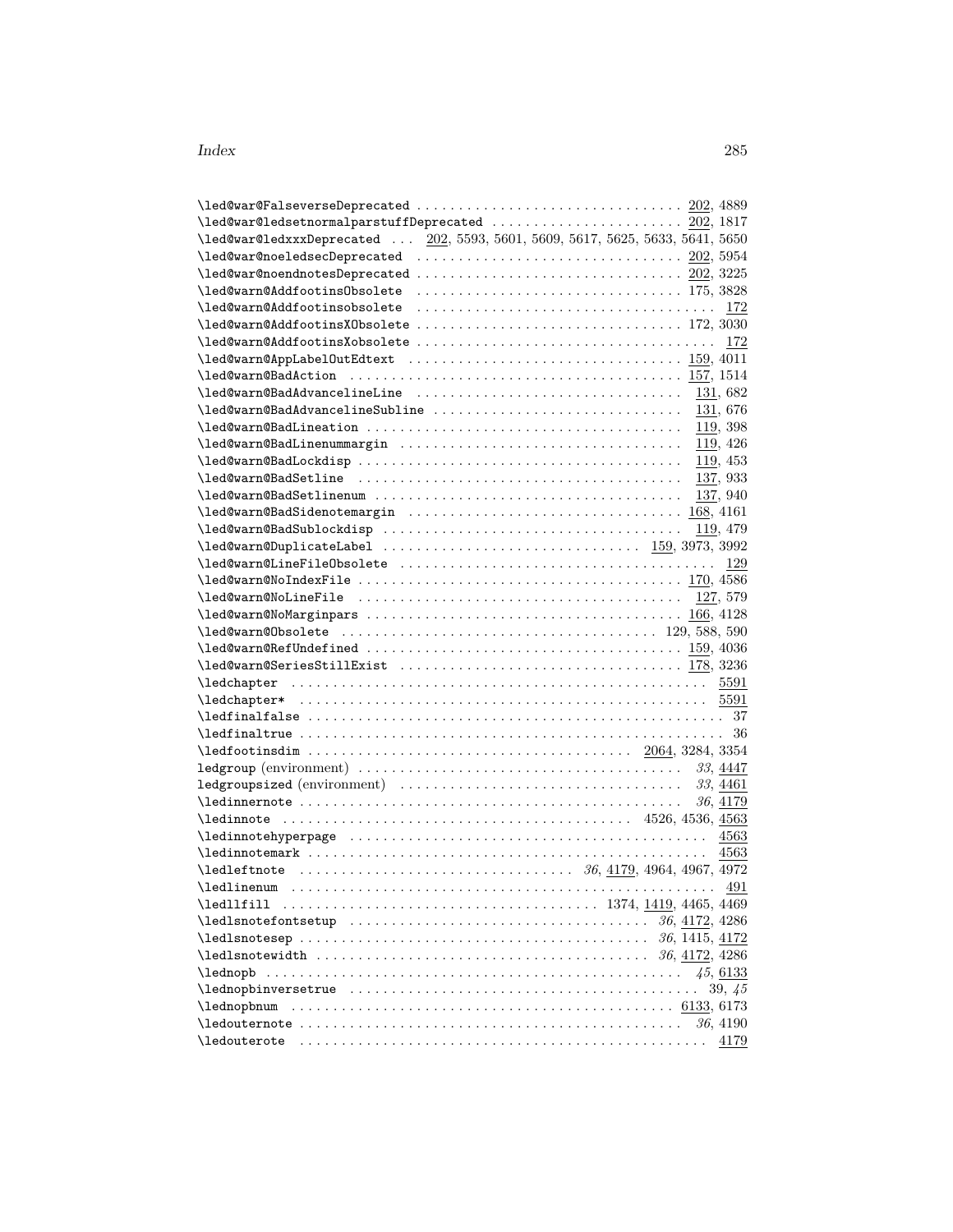\led@war@FalseverseDeprecated . . . . . . . . . . . . . . . . . . . . . . . . . . . . . . . . <u>202</u>, 4889
\led@war@ledsetnormalparstuffDeprecated . . . . . . . . . . . . . . . . . . . . . . . <u>202</u>, 1817
\led@war@ledxxxDeprecated . . . <u>202</u>, 5593, 5601, 5609, 5617, 5625, 5633, 5641, 5650
\led@war@noeledsecDeprecated . . . . . . . . . . . . . . . . . . . . . . . . . . . . . . . <u>202</u>, 5954
\led@war@noendnotesDeprecated . . . . . . . . . . . . . . . . . . . . . . . . . . . . . . . . <u>202</u>, 3225
\led@warn@AddfootinsObsolete . . . . . . . . . . . . . . . . . . . . . . . . . . . . . . . . 175, 3828
\led@warn@Addfootinsobsolete . . . . . . . . . . . . . . . . . . . . . . . . . . . . . . . . . . . <u>172</u>
\led@warn@AddfootinsXObsolete . . . . . . . . . . . . . . . . . . . . . . . . . . . . . . . . 172, 3030
\led@warn@AddfootinsXobsolete . . . . . . . . . . . . . . . . . . . . . . . . . . . . . . . . . . . <u>172</u>
\led@warn@AppLabelOutEdtext . . . . . . . . . . . . . . . . . . . . . . . . . . . . . . . . <u>159</u>, 4011
\led@warn@BadAction . . . . . . . . . . . . . . . . . . . . . . . . . . . . . . . . . . . . . . . <u>157</u>, 1514
\led@warn@BadAdvancelineLine . . . . . . . . . . . . . . . . . . . . . . . . . . . . . . . <u>131</u>, 682
\led@warn@BadAdvancelineSubline . . . . . . . . . . . . . . . . . . . . . . . . . . . . . . <u>131</u>, 676
\led@warn@BadLineation . . . . . . . . . . . . . . . . . . . . . . . . . . . . . . . . . . . . . <u>119</u>, 398
\led@warn@BadLinenummargin . . . . . . . . . . . . . . . . . . . . . . . . . . . . . . . . . <u>119</u>, 426
\led@warn@BadLockdisp . . . . . . . . . . . . . . . . . . . . . . . . . . . . . . . . . . . . . . <u>119</u>, 453
\led@warn@BadSetline . . . . . . . . . . . . . . . . . . . . . . . . . . . . . . . . . . . . . . . <u>137</u>, 933
\led@warn@BadSetlinenum . . . . . . . . . . . . . . . . . . . . . . . . . . . . . . . . . . . . <u>137</u>, 940
\led@warn@BadSidenotemargin . . . . . . . . . . . . . . . . . . . . . . . . . . . . . . . . <u>168</u>, 4161
\led@warn@BadSublockdisp . . . . . . . . . . . . . . . . . . . . . . . . . . . . . . . . . . . <u>119</u>, 479
\led@warn@DuplicateLabel . . . . . . . . . . . . . . . . . . . . . . . . . . . . . . <u>159</u>, 3973, 3992
\led@warn@LineFileObsolete . . . . . . . . . . . . . . . . . . . . . . . . . . . . . . . . . . . . . <u>129</u>
\led@warn@NoIndexFile . . . . . . . . . . . . . . . . . . . . . . . . . . . . . . . . . . . . . . <u>170</u>, 4586
\led@warn@NoLineFile . . . . . . . . . . . . . . . . . . . . . . . . . . . . . . . . . . . . . . . <u>127</u>, 579
\led@warn@NoMarginpars . . . . . . . . . . . . . . . . . . . . . . . . . . . . . . . . . . . . . <u>166</u>, 4128
\led@warn@Obsolete . . . . . . . . . . . . . . . . . . . . . . . . . . . . . . . . . . . . . 129, 588, 590
\led@warn@RefUndefined . . . . . . . . . . . . . . . . . . . . . . . . . . . . . . . . . . . . . <u>159</u>, 4036
\led@warn@SeriesStillExist . . . . . . . . . . . . . . . . . . . . . . . . . . . . . . . . . . <u>178</u>, 3236
\ledchapter . . . . . . . . . . . . . . . . . . . . . . . . . . . . . . . . . . . . . . . . . . . . . . . . <u>5591</u>
\ledchapter* . . . . . . . . . . . . . . . . . . . . . . . . . . . . . . . . . . . . . . . . . . . . . . . <u>5591</u>
\ledfinalfalse . . . . . . . . . . . . . . . . . . . . . . . . . . . . . . . . . . . . . . . . . . . . . . . . . 37
\ledfinaltrue . . . . . . . . . . . . . . . . . . . . . . . . . . . . . . . . . . . . . . . . . . . . . . . . . . 36
\ledfootinsdim . . . . . . . . . . . . . . . . . . . . . . . . . . . . . . . . . . . . . <u>2064</u>, 3284, 3354
ledgroup (environment) . . . . . . . . . . . . . . . . . . . . . . . . . . . . . . . . . . . . . *33*, <u>4447</u>
ledgroupsized (environment) . . . . . . . . . . . . . . . . . . . . . . . . . . . . . . . . . . *33*, <u>4461</u>
\ledinnernote . . . . . . . . . . . . . . . . . . . . . . . . . . . . . . . . . . . . . . . . . . . . . *36*, <u>4179</u>
\ledinnote . . . . . . . . . . . . . . . . . . . . . . . . . . . . . . . . . . . . . . . . 4526, 4536, <u>4563</u>
\ledinnotehyperpage . . . . . . . . . . . . . . . . . . . . . . . . . . . . . . . . . . . . . . . . . . . <u>4563</u>
\ledinnotemark . . . . . . . . . . . . . . . . . . . . . . . . . . . . . . . . . . . . . . . . . . . . . . . <u>4563</u>
\ledleftnote . . . . . . . . . . . . . . . . . . . . . . . . . . . . . . . . . *36*, <u>4179</u>, 4964, 4967, 4972
\ledlinenum . . . . . . . . . . . . . . . . . . . . . . . . . . . . . . . . . . . . . . . . . . . . . . . . . . <u>491</u>
\ledllfill . . . . . . . . . . . . . . . . . . . . . . . . . . . . . . . . . . . . 1374, <u>1419</u>, 4465, 4469
\ledlsnotefontsetup . . . . . . . . . . . . . . . . . . . . . . . . . . . . . . . . . . . . *36*, <u>4172</u>, 4286
\ledlsnotesep . . . . . . . . . . . . . . . . . . . . . . . . . . . . . . . . . . . . . . . . . *36*, 1415, <u>4172</u>
\ledlsnotewidth . . . . . . . . . . . . . . . . . . . . . . . . . . . . . . . . . . . . . . . *36*, <u>4172</u>, 4286
\lednopb . . . . . . . . . . . . . . . . . . . . . . . . . . . . . . . . . . . . . . . . . . . . . . . . . *45*, <u>6133</u>
\lednopbinversetrue . . . . . . . . . . . . . . . . . . . . . . . . . . . . . . . . . . . . . . . . . . 39, *45*
\lednopbnum . . . . . . . . . . . . . . . . . . . . . . . . . . . . . . . . . . . . . . . . . . . . . <u>6133</u>, 6173
\ledouternote . . . . . . . . . . . . . . . . . . . . . . . . . . . . . . . . . . . . . . . . . . . . . . *36*, 4190
\ledouterote . . . . . . . . . . . . . . . . . . . . . . . . . . . . . . . . . . . . . . . . . . . . . . . . . <u>4179</u>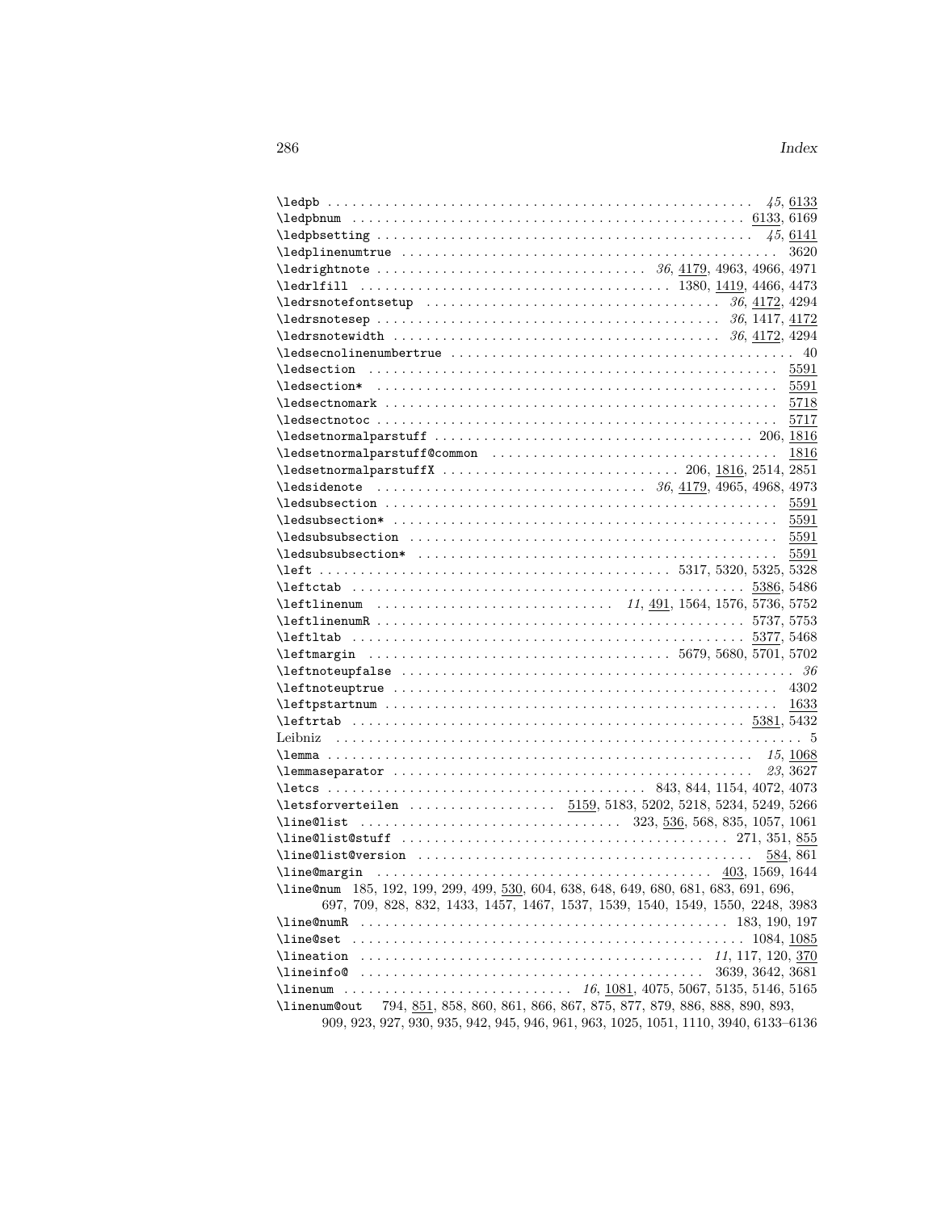\ledpb . . . . . . . . . . . . . . . . . . . . . . . . . . . . . . . . . . . . . . . . . . . . . . . . . . . . *45*, 6133

\ledpbnum . . . . . . . . . . . . . . . . . . . . . . . . . . . . . . . . . . . . . . . . . . . . . . . . 6133, 6169

\ledpbsetting . . . . . . . . . . . . . . . . . . . . . . . . . . . . . . . . . . . . . . . . . . . . . *45*, 6141

\ledplinenumtrue . . . . . . . . . . . . . . . . . . . . . . . . . . . . . . . . . . . . . . . . . . . . 3620

\ledrightnote . . . . . . . . . . . . . . . . . . . . . . . . . . . . . . . . *36*, 4179, 4963, 4966, 4971

\ledrlfill . . . . . . . . . . . . . . . . . . . . . . . . . . . . . . . . . . . . 1380, 1419, 4466, 4473

\ledrsnotefontsetup . . . . . . . . . . . . . . . . . . . . . . . . . . . . . . . . . . *36*, 4172, 4294

\ledrsnotesep . . . . . . . . . . . . . . . . . . . . . . . . . . . . . . . . . . . . . . . *36*, 1417, 4172

\ledrsnotewidth . . . . . . . . . . . . . . . . . . . . . . . . . . . . . . . . . . . . . *36*, 4172, 4294

\ledsecnolinenumbertrue . . . . . . . . . . . . . . . . . . . . . . . . . . . . . . . . . . . . . . . . 40

\ledsection . . . . . . . . . . . . . . . . . . . . . . . . . . . . . . . . . . . . . . . . . . . . . . . . . 5591

\ledsection* . . . . . . . . . . . . . . . . . . . . . . . . . . . . . . . . . . . . . . . . . . . . . . . . 5591

\ledsectnomark . . . . . . . . . . . . . . . . . . . . . . . . . . . . . . . . . . . . . . . . . . . . . . . 5718

\ledsectnotoc . . . . . . . . . . . . . . . . . . . . . . . . . . . . . . . . . . . . . . . . . . . . . . . . 5717

\ledsetnormalparstuff . . . . . . . . . . . . . . . . . . . . . . . . . . . . . . . . . . . . . . . 206, 1816

\ledsetnormalparstuff@common . . . . . . . . . . . . . . . . . . . . . . . . . . . . . . . . . . . 1816

\ledsetnormalparstuffX . . . . . . . . . . . . . . . . . . . . . . . . . . . . 206, 1816, 2514, 2851

\ledsidenote . . . . . . . . . . . . . . . . . . . . . . . . . . . . . . . . *36*, 4179, 4965, 4968, 4973

\ledsubsection . . . . . . . . . . . . . . . . . . . . . . . . . . . . . . . . . . . . . . . . . . . . . . . 5591

\ledsubsection* . . . . . . . . . . . . . . . . . . . . . . . . . . . . . . . . . . . . . . . . . . . . . . 5591

\ledsubsubsection . . . . . . . . . . . . . . . . . . . . . . . . . . . . . . . . . . . . . . . . . . . . 5591

\ledsubsubsection* . . . . . . . . . . . . . . . . . . . . . . . . . . . . . . . . . . . . . . . . . . . 5591

\left . . . . . . . . . . . . . . . . . . . . . . . . . . . . . . . . . . . . . . . . . 5317, 5320, 5325, 5328

\leftctab . . . . . . . . . . . . . . . . . . . . . . . . . . . . . . . . . . . . . . . . . . . . . . 5386, 5486

\leftlinenum . . . . . . . . . . . . . . . . . . . . . . . . . . . . *11*, 491, 1564, 1576, 5736, 5752

\leftlinenumR . . . . . . . . . . . . . . . . . . . . . . . . . . . . . . . . . . . . . . . . . . . . 5737, 5753

\leftltab . . . . . . . . . . . . . . . . . . . . . . . . . . . . . . . . . . . . . . . . . . . . . . 5377, 5468

\leftmargin . . . . . . . . . . . . . . . . . . . . . . . . . . . . . . . . . . . 5679, 5680, 5701, 5702

\leftnoteupfalse . . . . . . . . . . . . . . . . . . . . . . . . . . . . . . . . . . . . . . . . . . . . . . . *36*

\leftnoteuptrue . . . . . . . . . . . . . . . . . . . . . . . . . . . . . . . . . . . . . . . . . . . . . . 4302

\leftpstartnum . . . . . . . . . . . . . . . . . . . . . . . . . . . . . . . . . . . . . . . . . . . . . . . 1633

\leftrtab . . . . . . . . . . . . . . . . . . . . . . . . . . . . . . . . . . . . . . . . . . . . . . 5381, 5432

Leibniz . . . . . . . . . . . . . . . . . . . . . . . . . . . . . . . . . . . . . . . . . . . . . . . . . . . . . . 5

\lemma . . . . . . . . . . . . . . . . . . . . . . . . . . . . . . . . . . . . . . . . . . . . . . . . . . *15*, 1068

\lemmaseparator . . . . . . . . . . . . . . . . . . . . . . . . . . . . . . . . . . . . . . . . . . . *23*, 3627

\letcs . . . . . . . . . . . . . . . . . . . . . . . . . . . . . . . . . . . . . 843, 844, 1154, 4072, 4073

\letsforverteilen . . . . . . . . . . . . . . . . . . 5159, 5183, 5202, 5218, 5234, 5249, 5266

\line@list . . . . . . . . . . . . . . . . . . . . . . . . . . . . . . . 323, 536, 568, 835, 1057, 1061

\line@list@stuff . . . . . . . . . . . . . . . . . . . . . . . . . . . . . . . . . . . . . . . 271, 351, 855

\line@list@version . . . . . . . . . . . . . . . . . . . . . . . . . . . . . . . . . . . . . . . . . . 584, 861

\line@margin . . . . . . . . . . . . . . . . . . . . . . . . . . . . . . . . . . . . . . . . . 403, 1569, 1644

\line@num 185, 192, 199, 299, 499, 530, 604, 638, 648, 649, 680, 681, 683, 691, 696, 697, 709, 828, 832, 1433, 1457, 1467, 1537, 1539, 1540, 1549, 1550, 2248, 3983

\line@numR . . . . . . . . . . . . . . . . . . . . . . . . . . . . . . . . . . . . . . . . . . . . . 183, 190, 197

\line@set . . . . . . . . . . . . . . . . . . . . . . . . . . . . . . . . . . . . . . . . . . . . . . . . 1084, 1085

\lineation . . . . . . . . . . . . . . . . . . . . . . . . . . . . . . . . . . . . . . . . . . *11*, 117, 120, 370

\lineinfo@ . . . . . . . . . . . . . . . . . . . . . . . . . . . . . . . . . . . . . . . . . 3639, 3642, 3681

\linenum . . . . . . . . . . . . . . . . . . . . . . . . . . *16*, 1081, 4075, 5067, 5135, 5146, 5165

\linenum@out 794, 851, 858, 860, 861, 866, 867, 875, 877, 879, 886, 888, 890, 893, 909, 923, 927, 930, 935, 942, 945, 946, 961, 963, 1025, 1051, 1110, 3940, 6133–6136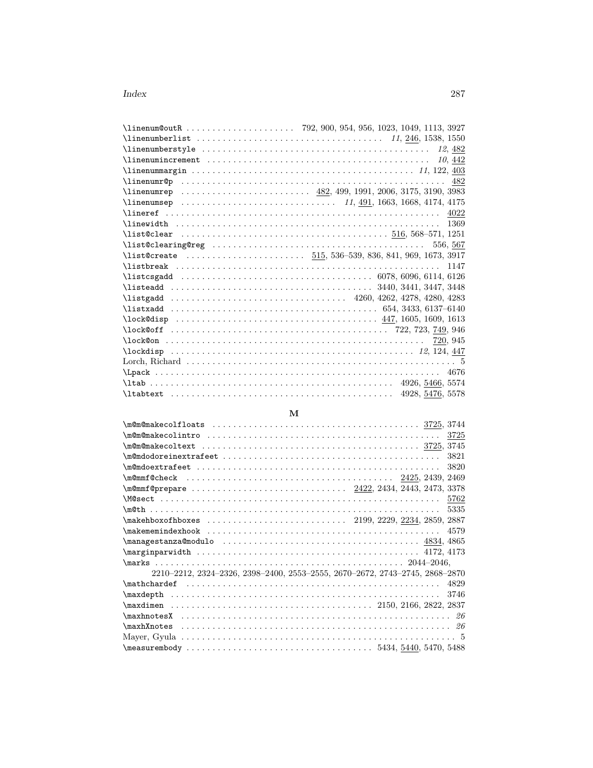\linenum@outR . . . . . . . . . . . . . . . . . . . . 792, 900, 954, 956, 1023, 1049, 1113, 3927
\linenumberlist . . . . . . . . . . . . . . . . . . . . . . . . . . . . . . . . . . . *11*, 246, 1538, 1550
\linenumberstyle . . . . . . . . . . . . . . . . . . . . . . . . . . . . . . . . . . . . . . . . . . . *12*, 482
\linenumincrement . . . . . . . . . . . . . . . . . . . . . . . . . . . . . . . . . . . . . . . . . *10*, 442
\linenummargin . . . . . . . . . . . . . . . . . . . . . . . . . . . . . . . . . . . . . . . . *11*, 122, 403
\linenumr@p . . . . . . . . . . . . . . . . . . . . . . . . . . . . . . . . . . . . . . . . . . . . . . . . . 482
\linenumrep . . . . . . . . . . . . . . . . . . . . . . . . 482, 499, 1991, 2006, 3175, 3190, 3983
\linenumsep . . . . . . . . . . . . . . . . . . . . . . . . . . . . *11*, 491, 1663, 1668, 4174, 4175
\lineref . . . . . . . . . . . . . . . . . . . . . . . . . . . . . . . . . . . . . . . . . . . . . . . . . . . 4022
\linewidth . . . . . . . . . . . . . . . . . . . . . . . . . . . . . . . . . . . . . . . . . . . . . . . . . 1369
\list@clear . . . . . . . . . . . . . . . . . . . . . . . . . . . . . . . . . . . . 516, 568–571, 1251
\list@clearing@reg . . . . . . . . . . . . . . . . . . . . . . . . . . . . . . . . . . . . . . . 556, 567
\list@create . . . . . . . . . . . . . . . . . . . . . . 515, 536–539, 836, 841, 969, 1673, 3917
\listbreak . . . . . . . . . . . . . . . . . . . . . . . . . . . . . . . . . . . . . . . . . . . . . . . . . . 1147
\listcsgadd . . . . . . . . . . . . . . . . . . . . . . . . . . . . . . . . . . . . 6078, 6096, 6114, 6126
\listeadd . . . . . . . . . . . . . . . . . . . . . . . . . . . . . . . . . . . . . . 3440, 3441, 3447, 3448
\listgadd . . . . . . . . . . . . . . . . . . . . . . . . . . . . . . . . . . 4260, 4262, 4278, 4280, 4283
\listxadd . . . . . . . . . . . . . . . . . . . . . . . . . . . . . . . . . . . . . . . 654, 3433, 6137–6140
\lock@disp . . . . . . . . . . . . . . . . . . . . . . . . . . . . . . . . . . . . . 447, 1605, 1609, 1613
\lock@off . . . . . . . . . . . . . . . . . . . . . . . . . . . . . . . . . . . . . . . . . 722, 723, 749, 946
\lock@on . . . . . . . . . . . . . . . . . . . . . . . . . . . . . . . . . . . . . . . . . . . . . . . . . 720, 945
\lockdisp . . . . . . . . . . . . . . . . . . . . . . . . . . . . . . . . . . . . . . . . . . . . . . *12*, 124, 447
Lorch, Richard . . . . . . . . . . . . . . . . . . . . . . . . . . . . . . . . . . . . . . . . . . . . . . . . . . . 5
\Lpack . . . . . . . . . . . . . . . . . . . . . . . . . . . . . . . . . . . . . . . . . . . . . . . . . . . . . . . 4676
\ltab . . . . . . . . . . . . . . . . . . . . . . . . . . . . . . . . . . . . . . . . . . . . . . . 4926, 5466, 5574
\ltabtext . . . . . . . . . . . . . . . . . . . . . . . . . . . . . . . . . . . . . . . . . . . 4928, 5476, 5578

## M

\m@m@makecolfloats . . . . . . . . . . . . . . . . . . . . . . . . . . . . . . . . . . . . . . . . 3725, 3744
\m@m@makecolintro . . . . . . . . . . . . . . . . . . . . . . . . . . . . . . . . . . . . . . . . . . . . . 3725
\m@m@makecoltext . . . . . . . . . . . . . . . . . . . . . . . . . . . . . . . . . . . . . . . . . . 3725, 3745
\m@mdodoreinextrafeet . . . . . . . . . . . . . . . . . . . . . . . . . . . . . . . . . . . . . . . . . . 3821
\m@mdoextrafeet . . . . . . . . . . . . . . . . . . . . . . . . . . . . . . . . . . . . . . . . . . . . . . . 3820
\m@mmf@check . . . . . . . . . . . . . . . . . . . . . . . . . . . . . . . . . . . . . . . 2425, 2439, 2469
\m@mmf@prepare . . . . . . . . . . . . . . . . . . . . . . . . . . . . . 2422, 2434, 2443, 2473, 3378
\M@sect . . . . . . . . . . . . . . . . . . . . . . . . . . . . . . . . . . . . . . . . . . . . . . . . . . . . . . 5762
\m@th . . . . . . . . . . . . . . . . . . . . . . . . . . . . . . . . . . . . . . . . . . . . . . . . . . . . . . . 5335
\makehboxofhboxes . . . . . . . . . . . . . . . . . . . . . . . . . . 2199, 2229, 2234, 2859, 2887
\makememindexhook . . . . . . . . . . . . . . . . . . . . . . . . . . . . . . . . . . . . . . . . . . . . . 4579
\managestanza@modulo . . . . . . . . . . . . . . . . . . . . . . . . . . . . . . . . . . . . . . . 4834, 4865
\marginparwidth . . . . . . . . . . . . . . . . . . . . . . . . . . . . . . . . . . . . . . . . . . . . 4172, 4173
\marks . . . . . . . . . . . . . . . . . . . . . . . . . . . . . . . . . . . . . . . . . . . . . . . . . . 2044–2046,
2210–2212, 2324–2326, 2398–2400, 2553–2555, 2670–2672, 2743–2745, 2868–2870
\mathchardef . . . . . . . . . . . . . . . . . . . . . . . . . . . . . . . . . . . . . . . . . . . . . . . . . 4829
\maxdepth . . . . . . . . . . . . . . . . . . . . . . . . . . . . . . . . . . . . . . . . . . . . . . . . . . . . 3746
\maxdimen . . . . . . . . . . . . . . . . . . . . . . . . . . . . . . . . . . . . . . 2150, 2166, 2822, 2837
\maxhnotesX . . . . . . . . . . . . . . . . . . . . . . . . . . . . . . . . . . . . . . . . . . . . . . . . . . . . *26*
\maxhXnotes . . . . . . . . . . . . . . . . . . . . . . . . . . . . . . . . . . . . . . . . . . . . . . . . . . . . *26*
Mayer, Gyula . . . . . . . . . . . . . . . . . . . . . . . . . . . . . . . . . . . . . . . . . . . . . . . . . . . . . 5
\measurembody . . . . . . . . . . . . . . . . . . . . . . . . . . . . . . . . . . . 5434, 5440, 5470, 5488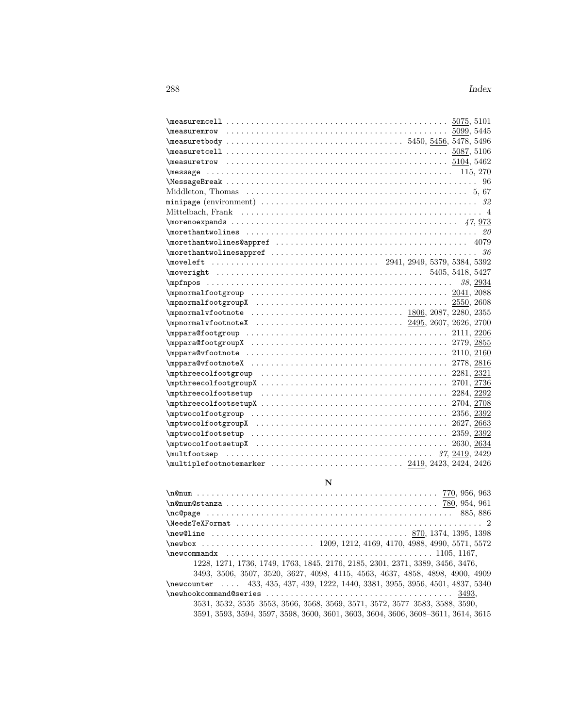\measuremcell . . . . . . . . . . . . . . . . . . . . . . . . . . . . . . . . . . . . . . . . . . . . . 5075, 5101
\measuremrow . . . . . . . . . . . . . . . . . . . . . . . . . . . . . . . . . . . . . . . . . . . . . 5099, 5445
\measuretbody . . . . . . . . . . . . . . . . . . . . . . . . . . . . . . . . . 5450, 5456, 5478, 5496
\measuretcell . . . . . . . . . . . . . . . . . . . . . . . . . . . . . . . . . . . . . . . . . . . . . 5087, 5106
\measuretrow . . . . . . . . . . . . . . . . . . . . . . . . . . . . . . . . . . . . . . . . . . . . . 5104, 5462
\message . . . . . . . . . . . . . . . . . . . . . . . . . . . . . . . . . . . . . . . . . . . . . . . . . 115, 270
\MessageBreak . . . . . . . . . . . . . . . . . . . . . . . . . . . . . . . . . . . . . . . . . . . . . . . . . 96
Middleton, Thomas . . . . . . . . . . . . . . . . . . . . . . . . . . . . . . . . . . . . . . . . . . . . . 5, 67
minipage (environment) . . . . . . . . . . . . . . . . . . . . . . . . . . . . . . . . . . . . . . . . . . . . *32*
Mittelbach, Frank . . . . . . . . . . . . . . . . . . . . . . . . . . . . . . . . . . . . . . . . . . . . . . . . . 4
\morenoexpands . . . . . . . . . . . . . . . . . . . . . . . . . . . . . . . . . . . . . . . . . . . . . . . *47*, 973
\morethantwolines . . . . . . . . . . . . . . . . . . . . . . . . . . . . . . . . . . . . . . . . . . . . . . . . *20*
\morethantwolines@appref . . . . . . . . . . . . . . . . . . . . . . . . . . . . . . . . . . . . . . . . . 4079
\morethantwolinesappref . . . . . . . . . . . . . . . . . . . . . . . . . . . . . . . . . . . . . . . . . . . *36*
\moveleft . . . . . . . . . . . . . . . . . . . . . . . . . . . . . . . . . 2941, 2949, 5379, 5384, 5392
\moveright . . . . . . . . . . . . . . . . . . . . . . . . . . . . . . . . . . . . . . . . . . 5405, 5418, 5427
\mpfnpos . . . . . . . . . . . . . . . . . . . . . . . . . . . . . . . . . . . . . . . . . . . . . . . . . . . *38*, 2934
\mpnormalfootgroup . . . . . . . . . . . . . . . . . . . . . . . . . . . . . . . . . . . . . . . . . . 2041, 2088
\mpnormalfootgroupX . . . . . . . . . . . . . . . . . . . . . . . . . . . . . . . . . . . . . . . . . 2550, 2608
\mpnormalvfootnote . . . . . . . . . . . . . . . . . . . . . . . . . . . . . . . 1806, 2087, 2280, 2355
\mpnormalvfootnoteX . . . . . . . . . . . . . . . . . . . . . . . . . . . . . . 2495, 2607, 2626, 2700
\mppara@footgroup . . . . . . . . . . . . . . . . . . . . . . . . . . . . . . . . . . . . . . . . . . . 2111, 2206
\mppara@footgroupX . . . . . . . . . . . . . . . . . . . . . . . . . . . . . . . . . . . . . . . . . . 2779, 2855
\mppara@vfootnote . . . . . . . . . . . . . . . . . . . . . . . . . . . . . . . . . . . . . . . . . . . 2110, 2160
\mppara@vfootnoteX . . . . . . . . . . . . . . . . . . . . . . . . . . . . . . . . . . . . . . . . . . 2778, 2816
\mpthreecolfootgroup . . . . . . . . . . . . . . . . . . . . . . . . . . . . . . . . . . . . . . . . . 2281, 2321
\mpthreecolfootgroupX . . . . . . . . . . . . . . . . . . . . . . . . . . . . . . . . . . . . . . . . 2701, 2736
\mpthreecolfootsetup . . . . . . . . . . . . . . . . . . . . . . . . . . . . . . . . . . . . . . . . . 2284, 2292
\mpthreecolfootsetupX . . . . . . . . . . . . . . . . . . . . . . . . . . . . . . . . . . . . . . . . 2704, 2708
\mptwocolfootgroup . . . . . . . . . . . . . . . . . . . . . . . . . . . . . . . . . . . . . . . . . . 2356, 2392
\mptwocolfootgroupX . . . . . . . . . . . . . . . . . . . . . . . . . . . . . . . . . . . . . . . . . 2627, 2663
\mptwocolfootsetup . . . . . . . . . . . . . . . . . . . . . . . . . . . . . . . . . . . . . . . . . . 2359, 2392
\mptwocolfootsetupX . . . . . . . . . . . . . . . . . . . . . . . . . . . . . . . . . . . . . . . . . 2630, 2634
\multfootsep . . . . . . . . . . . . . . . . . . . . . . . . . . . . . . . . . . . . . . . . . . *37*, 2419, 2429
\multiplefootnotemarker . . . . . . . . . . . . . . . . . . . . . . . . . . . 2419, 2423, 2424, 2426

## N

\n@num . . . . . . . . . . . . . . . . . . . . . . . . . . . . . . . . . . . . . . . . . . . . . . . . . 770, 956, 963
\n@num@stanza . . . . . . . . . . . . . . . . . . . . . . . . . . . . . . . . . . . . . . . . . . . . 780, 954, 961
\nc@page . . . . . . . . . . . . . . . . . . . . . . . . . . . . . . . . . . . . . . . . . . . . . . . . . . . . 885, 886
\NeedsTeXFormat . . . . . . . . . . . . . . . . . . . . . . . . . . . . . . . . . . . . . . . . . . . . . . . . . . . 2
\new@line . . . . . . . . . . . . . . . . . . . . . . . . . . . . . . . . . . . . . . . . . 870, 1374, 1395, 1398
\newbox . . . . . . . . . . . . . . . . . . . . . . . 1209, 1212, 4169, 4170, 4988, 4990, 5571, 5572
\newcommandx . . . . . . . . . . . . . . . . . . . . . . . . . . . . . . . . . . . . . . . . . . . . 1105, 1167, 1228, 1271, 1736, 1749, 1763, 1845, 2176, 2185, 2301, 2371, 3389, 3456, 3476, 3493, 3506, 3507, 3520, 3627, 4098, 4115, 4563, 4637, 4858, 4898, 4900, 4909
\newcounter . . . . 433, 435, 437, 439, 1222, 1440, 3381, 3955, 3956, 4501, 4837, 5340
\newhookcommand@series . . . . . . . . . . . . . . . . . . . . . . . . . . . . . . . . . . . . . . 3493, 3531, 3532, 3535–3553, 3566, 3568, 3569, 3571, 3572, 3577–3583, 3588, 3590, 3591, 3593, 3594, 3597, 3598, 3600, 3601, 3603, 3604, 3606, 3608–3611, 3614, 3615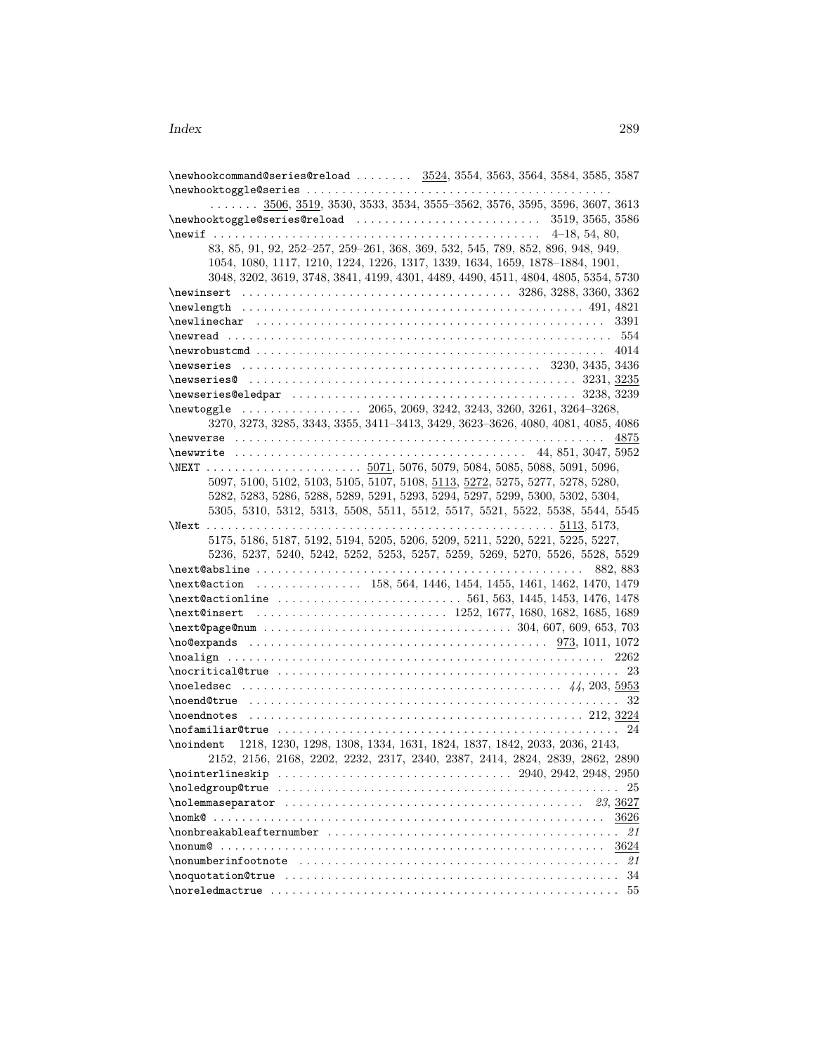\newhookcommand@series@reload . . . . . . . . 3524, 3554, 3563, 3564, 3584, 3585, 3587
\newhooktoggle@series . . . . . . . . . . . . . . . . . . . . . . . . . . . . . . . . . . . . . . . . . . . . . 
. . . . . . . 3506, 3519, 3530, 3533, 3534, 3555–3562, 3576, 3595, 3596, 3607, 3613
\newhooktoggle@series@reload . . . . . . . . . . . . . . . . . . . . . . . . . . . 3519, 3565, 3586
\newif . . . . . . . . . . . . . . . . . . . . . . . . . . . . . . . . . . . . . . . . . . . . . . . . 4–18, 54, 80, 83, 85, 91, 92, 252–257, 259–261, 368, 369, 532, 545, 789, 852, 896, 948, 949, 1054, 1080, 1117, 1210, 1224, 1226, 1317, 1339, 1634, 1659, 1878–1884, 1901, 3048, 3202, 3619, 3748, 3841, 4199, 4301, 4489, 4490, 4511, 4804, 4805, 5354, 5730
\newinsert . . . . . . . . . . . . . . . . . . . . . . . . . . . . . . . . . . . . . . . 3286, 3288, 3360, 3362
\newlength . . . . . . . . . . . . . . . . . . . . . . . . . . . . . . . . . . . . . . . . . . . . . . . . . . 491, 4821
\newlinechar . . . . . . . . . . . . . . . . . . . . . . . . . . . . . . . . . . . . . . . . . . . . . . . . . . . 3391
\newread . . . . . . . . . . . . . . . . . . . . . . . . . . . . . . . . . . . . . . . . . . . . . . . . . . . . . . . 554
\newrobustcmd . . . . . . . . . . . . . . . . . . . . . . . . . . . . . . . . . . . . . . . . . . . . . . . . . . . 4014
\newseries . . . . . . . . . . . . . . . . . . . . . . . . . . . . . . . . . . . . . . . . . . . 3230, 3435, 3436
\newseries@ . . . . . . . . . . . . . . . . . . . . . . . . . . . . . . . . . . . . . . . . . . . . . . . . 3231, 3235
\newseries@eledpar . . . . . . . . . . . . . . . . . . . . . . . . . . . . . . . . . . . . . . . . . 3238, 3239
\newtoggle . . . . . . . . . . . . . . . . . 2065, 2069, 3242, 3243, 3260, 3261, 3264–3268, 3270, 3273, 3285, 3343, 3355, 3411–3413, 3429, 3623–3626, 4080, 4081, 4085, 4086
\newverse . . . . . . . . . . . . . . . . . . . . . . . . . . . . . . . . . . . . . . . . . . . . . . . . . . . . . . 4875
\newwrite . . . . . . . . . . . . . . . . . . . . . . . . . . . . . . . . . . . . . . . . . 44, 851, 3047, 5952
\NEXT . . . . . . . . . . . . . . . . . . . . . . 5071, 5076, 5079, 5084, 5085, 5088, 5091, 5096, 5097, 5100, 5102, 5103, 5105, 5107, 5108, 5113, 5272, 5275, 5277, 5278, 5280, 5282, 5283, 5286, 5288, 5289, 5291, 5293, 5294, 5297, 5299, 5300, 5302, 5304, 5305, 5310, 5312, 5313, 5508, 5511, 5512, 5517, 5521, 5522, 5538, 5544, 5545
\Next . . . . . . . . . . . . . . . . . . . . . . . . . . . . . . . . . . . . . . . . . . . . . . . . . . 5113, 5173, 5175, 5186, 5187, 5192, 5194, 5205, 5206, 5209, 5211, 5220, 5221, 5225, 5227, 5236, 5237, 5240, 5242, 5252, 5253, 5257, 5259, 5269, 5270, 5526, 5528, 5529
\next@absline . . . . . . . . . . . . . . . . . . . . . . . . . . . . . . . . . . . . . . . . . . . . . . . . 882, 883
\next@action . . . . . . . . . . . . . . . 158, 564, 1446, 1454, 1455, 1461, 1462, 1470, 1479
\next@actionline . . . . . . . . . . . . . . . . . . . . . . . . . . 561, 563, 1445, 1453, 1476, 1478
\next@insert . . . . . . . . . . . . . . . . . . . . . . . . . . . 1252, 1677, 1680, 1682, 1685, 1689
\next@page@num . . . . . . . . . . . . . . . . . . . . . . . . . . . . . . . . . . . 304, 607, 609, 653, 703
\no@expands . . . . . . . . . . . . . . . . . . . . . . . . . . . . . . . . . . . . . . . . . 973, 1011, 1072
\noalign . . . . . . . . . . . . . . . . . . . . . . . . . . . . . . . . . . . . . . . . . . . . . . . . . . . . . . . 2262
\nocritical@true . . . . . . . . . . . . . . . . . . . . . . . . . . . . . . . . . . . . . . . . . . . . . . . . . 23
\noeledsec . . . . . . . . . . . . . . . . . . . . . . . . . . . . . . . . . . . . . . . . . . . . . *44*, 203, 5953
\noend@true . . . . . . . . . . . . . . . . . . . . . . . . . . . . . . . . . . . . . . . . . . . . . . . . . . . . . 32
\noendnotes . . . . . . . . . . . . . . . . . . . . . . . . . . . . . . . . . . . . . . . . . . . . . . . . 212, 3224
\nofamiliar@true . . . . . . . . . . . . . . . . . . . . . . . . . . . . . . . . . . . . . . . . . . . . . . . . . 24
\noindent 1218, 1230, 1298, 1308, 1334, 1631, 1824, 1837, 1842, 2033, 2036, 2143, 2152, 2156, 2168, 2202, 2232, 2317, 2340, 2387, 2414, 2824, 2839, 2862, 2890
\nointerlineskip . . . . . . . . . . . . . . . . . . . . . . . . . . . . . . . . 2940, 2942, 2948, 2950
\noledgroup@true . . . . . . . . . . . . . . . . . . . . . . . . . . . . . . . . . . . . . . . . . . . . . . . . . 25
\nolemmaseparator . . . . . . . . . . . . . . . . . . . . . . . . . . . . . . . . . . . . . . . . . . *23*, 3627
\nomk@ . . . . . . . . . . . . . . . . . . . . . . . . . . . . . . . . . . . . . . . . . . . . . . . . . . . . . . . . 3626
\nonbreakableafternumber . . . . . . . . . . . . . . . . . . . . . . . . . . . . . . . . . . . . . . . . . *21*
\nonum@ . . . . . . . . . . . . . . . . . . . . . . . . . . . . . . . . . . . . . . . . . . . . . . . . . . . . . . . 3624
\nonumberinfootnote . . . . . . . . . . . . . . . . . . . . . . . . . . . . . . . . . . . . . . . . . . . . *21*
\noquotation@true . . . . . . . . . . . . . . . . . . . . . . . . . . . . . . . . . . . . . . . . . . . . . . . . 34
\noreledmactrue . . . . . . . . . . . . . . . . . . . . . . . . . . . . . . . . . . . . . . . . . . . . . . . . . 55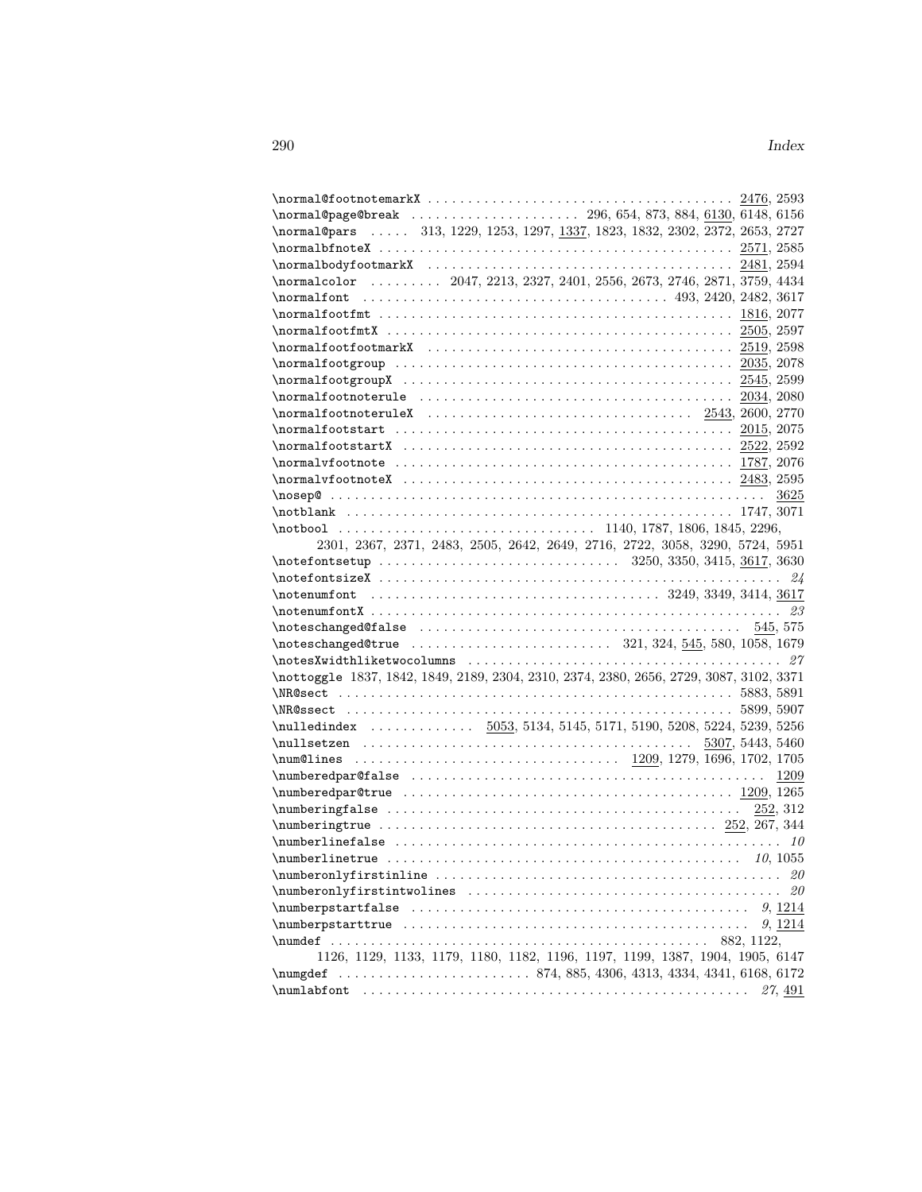\normal@footnotemarkX . . . . . . . . . . . . . . . . . . . . . . . . . . . . . . . . . . . . . 2476, 2593
\normal@page@break . . . . . . . . . . . . . . . . . . . . 296, 654, 873, 884, 6130, 6148, 6156
\normal@pars . . . . . 313, 1229, 1253, 1297, 1337, 1823, 1832, 2302, 2372, 2653, 2727
\normalbfnoteX . . . . . . . . . . . . . . . . . . . . . . . . . . . . . . . . . . . . . . . . . . 2571, 2585
\normalbodyfootmarkX . . . . . . . . . . . . . . . . . . . . . . . . . . . . . . . . . . . . . 2481, 2594
\normalcolor . . . . . . . . . 2047, 2213, 2327, 2401, 2556, 2673, 2746, 2871, 3759, 4434
\normalfont . . . . . . . . . . . . . . . . . . . . . . . . . . . . . . . . . . . . 493, 2420, 2482, 3617
\normalfootfmt . . . . . . . . . . . . . . . . . . . . . . . . . . . . . . . . . . . . . . . . . . 1816, 2077
\normalfootfmtX . . . . . . . . . . . . . . . . . . . . . . . . . . . . . . . . . . . . . . . . . 2505, 2597
\normalfootfootmarkX . . . . . . . . . . . . . . . . . . . . . . . . . . . . . . . . . . . . . 2519, 2598
\normalfootgroup . . . . . . . . . . . . . . . . . . . . . . . . . . . . . . . . . . . . . . . . 2035, 2078
\normalfootgroupX . . . . . . . . . . . . . . . . . . . . . . . . . . . . . . . . . . . . . . . 2545, 2599
\normalfootnoterule . . . . . . . . . . . . . . . . . . . . . . . . . . . . . . . . . . . . . . 2034, 2080
\normalfootnoteruleX . . . . . . . . . . . . . . . . . . . . . . . . . . . . . . . . 2543, 2600, 2770
\normalfootstart . . . . . . . . . . . . . . . . . . . . . . . . . . . . . . . . . . . . . . . . 2015, 2075
\normalfootstartX . . . . . . . . . . . . . . . . . . . . . . . . . . . . . . . . . . . . . . . 2522, 2592
\normalvfootnote . . . . . . . . . . . . . . . . . . . . . . . . . . . . . . . . . . . . . . . . 1787, 2076
\normalvfootnoteX . . . . . . . . . . . . . . . . . . . . . . . . . . . . . . . . . . . . . . . 2483, 2595
\nosep@ . . . . . . . . . . . . . . . . . . . . . . . . . . . . . . . . . . . . . . . . . . . . . . . . . . . 3625
\notblank . . . . . . . . . . . . . . . . . . . . . . . . . . . . . . . . . . . . . . . . . . . . . 1747, 3071
\notbool . . . . . . . . . . . . . . . . . . . . . . . . . . . . . . . 1140, 1787, 1806, 1845, 2296, 2301, 2367, 2371, 2483, 2505, 2642, 2649, 2716, 2722, 3058, 3290, 5724, 5951
\notefontsetup . . . . . . . . . . . . . . . . . . . . . . . . . . . . 3250, 3350, 3415, 3617, 3630
\notefontsizeX . . . . . . . . . . . . . . . . . . . . . . . . . . . . . . . . . . . . . . . . . . . . . . . *24*
\notenumfont . . . . . . . . . . . . . . . . . . . . . . . . . . . . . . . . . . . 3249, 3349, 3414, 3617
\notenumfontX . . . . . . . . . . . . . . . . . . . . . . . . . . . . . . . . . . . . . . . . . . . . . . . *23*
\noteschanged@false . . . . . . . . . . . . . . . . . . . . . . . . . . . . . . . . . . . . . . . 545, 575
\noteschanged@true . . . . . . . . . . . . . . . . . . . . . . . . . 321, 324, 545, 580, 1058, 1679
\notesXwidthliketwocolumns . . . . . . . . . . . . . . . . . . . . . . . . . . . . . . . . . . . . . . *27*
\nottoggle 1837, 1842, 1849, 2189, 2304, 2310, 2374, 2380, 2656, 2729, 3087, 3102, 3371
\NR@sect . . . . . . . . . . . . . . . . . . . . . . . . . . . . . . . . . . . . . . . . . . . . . . 5883, 5891
\NR@ssect . . . . . . . . . . . . . . . . . . . . . . . . . . . . . . . . . . . . . . . . . . . . . 5899, 5907
\nulledindex . . . . . . . . . . . . . 5053, 5134, 5145, 5171, 5190, 5208, 5224, 5239, 5256
\nullsetzen . . . . . . . . . . . . . . . . . . . . . . . . . . . . . . . . . . . . . . . . 5307, 5443, 5460
\num@lines . . . . . . . . . . . . . . . . . . . . . . . . . . . . . . . . 1209, 1279, 1696, 1702, 1705
\numberedpar@false . . . . . . . . . . . . . . . . . . . . . . . . . . . . . . . . . . . . . . . . . . . 1209
\numberedpar@true . . . . . . . . . . . . . . . . . . . . . . . . . . . . . . . . . . . . . . . . . 1209, 1265
\numberingfalse . . . . . . . . . . . . . . . . . . . . . . . . . . . . . . . . . . . . . . . . . . . . 252, 312
\numberingtrue . . . . . . . . . . . . . . . . . . . . . . . . . . . . . . . . . . . . . . . . . 252, 267, 344
\numberlinefalse . . . . . . . . . . . . . . . . . . . . . . . . . . . . . . . . . . . . . . . . . . . . . . . *10*
\numberlinetrue . . . . . . . . . . . . . . . . . . . . . . . . . . . . . . . . . . . . . . . . . . . . *10*, 1055
\numberonlyfirstinline . . . . . . . . . . . . . . . . . . . . . . . . . . . . . . . . . . . . . . . . . . . *20*
\numberonlyfirstintwolines . . . . . . . . . . . . . . . . . . . . . . . . . . . . . . . . . . . . . . . *20*
\numberpstartfalse . . . . . . . . . . . . . . . . . . . . . . . . . . . . . . . . . . . . . . . . . . *9*, 1214
\numberpstarttrue . . . . . . . . . . . . . . . . . . . . . . . . . . . . . . . . . . . . . . . . . . . *9*, 1214
\numdef . . . . . . . . . . . . . . . . . . . . . . . . . . . . . . . . . . . . . . . . . . . . . . . 882, 1122, 1126, 1129, 1133, 1179, 1180, 1182, 1196, 1197, 1199, 1387, 1904, 1905, 6147
\numgdef . . . . . . . . . . . . . . . . . . . . . . . . 874, 885, 4306, 4313, 4334, 4341, 6168, 6172
\numlabfont . . . . . . . . . . . . . . . . . . . . . . . . . . . . . . . . . . . . . . . . . . . . . . . *27*, 491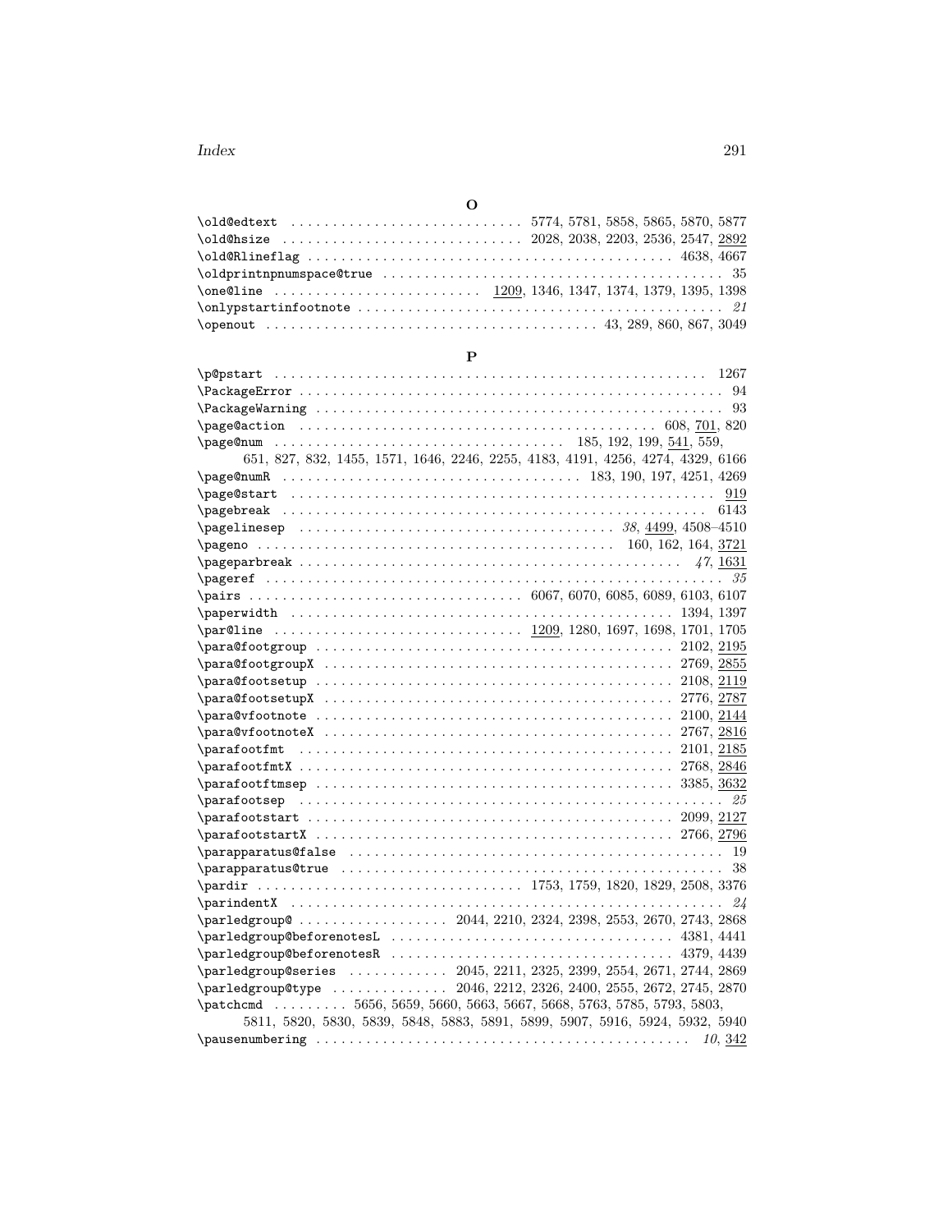## O

\old@edtext . . . . . 5774, 5781, 5858, 5865, 5870, 5877
\old@hsize . . . . . 2028, 2038, 2203, 2536, 2547, <u>2892</u>
\old@Rlineflag . . . . . 4638, 4667
\oldprintnpnumspace@true . . . . . 35
\one@line . . . . . <u>1209</u>, 1346, 1347, 1374, 1379, 1395, 1398
\onlypstartinfootnote . . . . . *21*
\openout . . . . . 43, 289, 860, 867, 3049

## P

\p@pstart . . . . . 1267
\PackageError . . . . . 94
\PackageWarning . . . . . 93
\page@action . . . . . 608, <u>701</u>, 820
\page@num . . . . . 185, 192, 199, <u>541</u>, 559, 651, 827, 832, 1455, 1571, 1646, 2246, 2255, 4183, 4191, 4256, 4274, 4329, 6166
\page@numR . . . . . 183, 190, 197, 4251, 4269
\page@start . . . . . <u>919</u>
\pagebreak . . . . . 6143
\pagelinesep . . . . . *38*, <u>4499</u>, 4508–4510
\pageno . . . . . 160, 162, 164, <u>3721</u>
\pageparbreak . . . . . *47*, <u>1631</u>
\pageref . . . . . *35*
\pairs . . . . . 6067, 6070, 6085, 6089, 6103, 6107
\paperwidth . . . . . 1394, 1397
\par@line . . . . . <u>1209</u>, 1280, 1697, 1698, 1701, 1705
\para@footgroup . . . . . 2102, <u>2195</u>
\para@footgroupX . . . . . 2769, <u>2855</u>
\para@footsetup . . . . . 2108, <u>2119</u>
\para@footsetupX . . . . . 2776, <u>2787</u>
\para@vfootnote . . . . . 2100, <u>2144</u>
\para@vfootnoteX . . . . . 2767, <u>2816</u>
\parafootfmt . . . . . 2101, <u>2185</u>
\parafootfmtX . . . . . 2768, <u>2846</u>
\parafootftmsep . . . . . 3385, <u>3632</u>
\parafootsep . . . . . *25*
\parafootstart . . . . . 2099, <u>2127</u>
\parafootstartX . . . . . 2766, <u>2796</u>
\parapparatus@false . . . . . 19
\parapparatus@true . . . . . 38
\pardir . . . . . 1753, 1759, 1820, 1829, 2508, 3376
\parindentX . . . . . *24*
\parledgroup@ . . . . . 2044, 2210, 2324, 2398, 2553, 2670, 2743, 2868
\parledgroup@beforenotesL . . . . . 4381, 4441
\parledgroup@beforenotesR . . . . . 4379, 4439
\parledgroup@series . . . . . 2045, 2211, 2325, 2399, 2554, 2671, 2744, 2869
\parledgroup@type . . . . . 2046, 2212, 2326, 2400, 2555, 2672, 2745, 2870
\patchcmd . . . . . 5656, 5659, 5660, 5663, 5667, 5668, 5763, 5785, 5793, 5803, 5811, 5820, 5830, 5839, 5848, 5883, 5891, 5899, 5907, 5916, 5924, 5932, 5940
\pausenumbering . . . . . *10*, <u>342</u>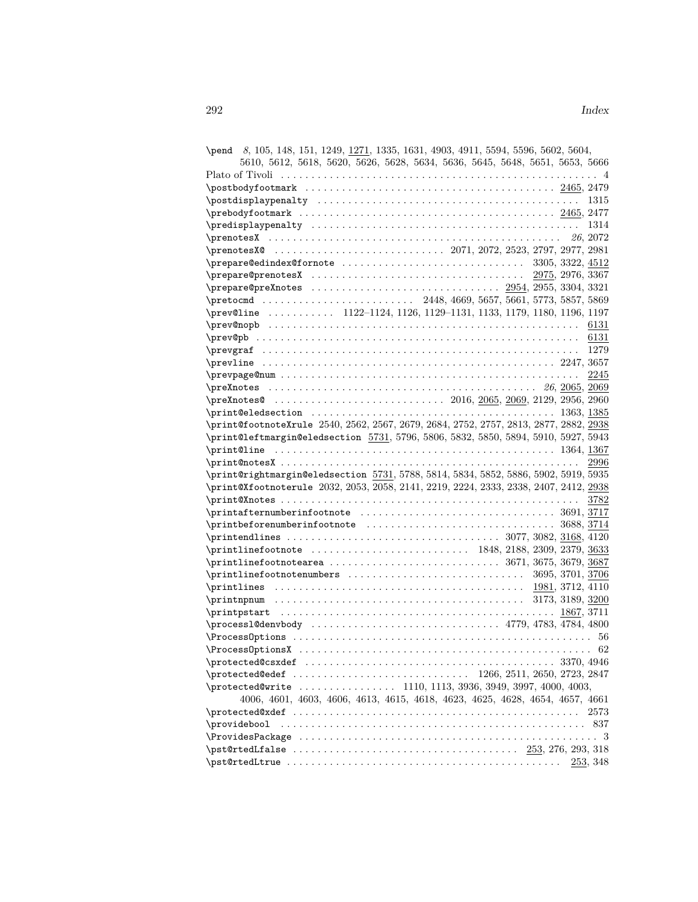\pend *8*, 105, 148, 151, 1249, <u>1271</u>, 1335, 1631, 4903, 4911, 5594, 5596, 5602, 5604, 5610, 5612, 5618, 5620, 5626, 5628, 5634, 5636, 5645, 5648, 5651, 5653, 5666

Plato of Tivoli . . . . . . . . . . . . . . . . . . . . . . . . . . . . . . . . . . . . . . . . 4

\postbodyfootmark . . . . . . . . . . . . . . . . . . . . . . . . . . . . . . . <u>2465</u>, 2479

\postdisplaypenalty . . . . . . . . . . . . . . . . . . . . . . . . . . . . . . . . . . 1315

\prebodyfootmark . . . . . . . . . . . . . . . . . . . . . . . . . . . . . . . . <u>2465</u>, 2477

\predisplaypenalty . . . . . . . . . . . . . . . . . . . . . . . . . . . . . . . . . . 1314

\prenotesX . . . . . . . . . . . . . . . . . . . . . . . . . . . . . . . . . . . . *26*, 2072

\prenotesX@ . . . . . . . . . . . . . . . . . . . 2071, 2072, 2523, 2797, 2977, 2981

\prepare@edindex@fornote . . . . . . . . . . . . . . . . . . . . . . 3305, 3322, <u>4512</u>

\prepare@prenotesX . . . . . . . . . . . . . . . . . . . . . . . . . . <u>2975</u>, 2976, 3367

\prepare@preXnotes . . . . . . . . . . . . . . . . . . . . . . <u>2954</u>, 2955, 3304, 3321

\pretocmd . . . . . . . . . . . . . . . . . . 2448, 4669, 5657, 5661, 5773, 5857, 5869

\prev@line . . . . . . . . . . . 1122–1124, 1126, 1129–1131, 1133, 1179, 1180, 1196, 1197

\prev@nopb . . . . . . . . . . . . . . . . . . . . . . . . . . . . . . . . . . . . . . . <u>6131</u>

\prev@pb . . . . . . . . . . . . . . . . . . . . . . . . . . . . . . . . . . . . . . . . <u>6131</u>

\prevgraf . . . . . . . . . . . . . . . . . . . . . . . . . . . . . . . . . . . . . . . 1279

\prevline . . . . . . . . . . . . . . . . . . . . . . . . . . . . . . . . . . . . 2247, 3657

\prevpage@num . . . . . . . . . . . . . . . . . . . . . . . . . . . . . . . . . . . . <u>2245</u>

\preXnotes . . . . . . . . . . . . . . . . . . . . . . . . . . . . . . *26*, <u>2065</u>, <u>2069</u>

\preXnotes@ . . . . . . . . . . . . . . . . . . . 2016, <u>2065</u>, <u>2069</u>, 2129, 2956, 2960

\print@eledsection . . . . . . . . . . . . . . . . . . . . . . . . . . . . . 1363, <u>1385</u>

\print@footnoteXrule 2540, 2562, 2567, 2679, 2684, 2752, 2757, 2813, 2877, 2882, <u>2938</u>

\print@leftmargin@eledsection <u>5731</u>, 5796, 5806, 5832, 5850, 5894, 5910, 5927, 5943

\print@line . . . . . . . . . . . . . . . . . . . . . . . . . . . . . . . . . . 1364, <u>1367</u>

\print@notesX . . . . . . . . . . . . . . . . . . . . . . . . . . . . . . . . . . . . . <u>2996</u>

\print@rightmargin@eledsection <u>5731</u>, 5788, 5814, 5834, 5852, 5886, 5902, 5919, 5935

\print@Xfootnoterule 2032, 2053, 2058, 2141, 2219, 2224, 2333, 2338, 2407, 2412, <u>2938</u>

\print@Xnotes . . . . . . . . . . . . . . . . . . . . . . . . . . . . . . . . . . . . . <u>3782</u>

\printafternumberinfootnote . . . . . . . . . . . . . . . . . . . . . . . . 3691, <u>3717</u>

\printbeforenumberinfootnote . . . . . . . . . . . . . . . . . . . . . . 3688, <u>3714</u>

\printendlines . . . . . . . . . . . . . . . . . . . . . . . . . 3077, 3082, <u>3168</u>, 4120

\printlinefootnote . . . . . . . . . . . . . . . . . . . 1848, 2188, 2309, 2379, <u>3633</u>

\printlinefootnotearea . . . . . . . . . . . . . . . . . . . . . . . 3671, 3675, 3679, <u>3687</u>

\printlinefootnotenumbers . . . . . . . . . . . . . . . . . . . . . . 3695, 3701, <u>3706</u>

\printlines . . . . . . . . . . . . . . . . . . . . . . . . . . . . . . . <u>1981</u>, 3712, 4110

\printnpnum . . . . . . . . . . . . . . . . . . . . . . . . . . . . . . 3173, 3189, <u>3200</u>

\printpstart . . . . . . . . . . . . . . . . . . . . . . . . . . . . . . . . . . <u>1867</u>, 3711

\processl@denvbody . . . . . . . . . . . . . . . . . . . . . . . . . 4779, 4783, 4784, 4800

\ProcessOptions . . . . . . . . . . . . . . . . . . . . . . . . . . . . . . . . . . . . . 56

\ProcessOptionsX . . . . . . . . . . . . . . . . . . . . . . . . . . . . . . . . . . . . 62

\protected@csxdef . . . . . . . . . . . . . . . . . . . . . . . . . . . . . . . . 3370, 4946

\protected@edef . . . . . . . . . . . . . . . . . . . . . 1266, 2511, 2650, 2723, 2847

\protected@write . . . . . . . . . . . . . . . 1110, 1113, 3936, 3949, 3997, 4000, 4003, 4006, 4601, 4603, 4606, 4613, 4615, 4618, 4623, 4625, 4628, 4654, 4657, 4661

\protected@xdef . . . . . . . . . . . . . . . . . . . . . . . . . . . . . . . . . . . . 2573

\providebool . . . . . . . . . . . . . . . . . . . . . . . . . . . . . . . . . . . . . . . 837

\ProvidesPackage . . . . . . . . . . . . . . . . . . . . . . . . . . . . . . . . . . . . . 3

\pst@rtedLfalse . . . . . . . . . . . . . . . . . . . . . . . . . . . . <u>253</u>, 276, 293, 318

\pst@rtedLtrue . . . . . . . . . . . . . . . . . . . . . . . . . . . . . . . . . . . <u>253</u>, 348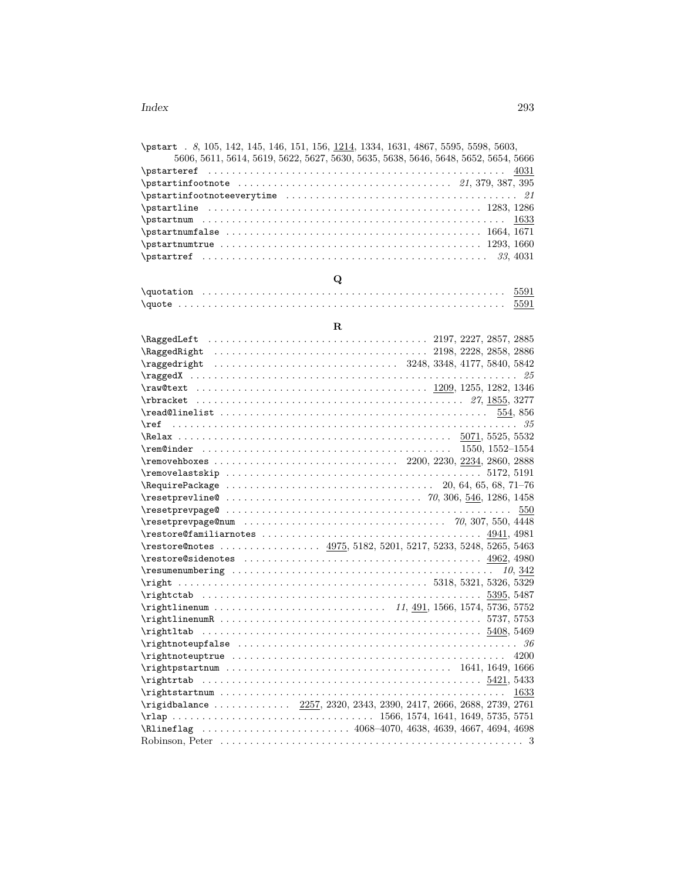\pstart . *8*, 105, 142, 145, 146, 151, 156, <u>1214</u>, 1334, 1631, 4867, 5595, 5598, 5603, 5606, 5611, 5614, 5619, 5622, 5627, 5630, 5635, 5638, 5646, 5648, 5652, 5654, 5666
\pstarteref . . . . . <u>4031</u>
\pstartinfootnote . . . . . *21*, 379, 387, 395
\pstartinfootnoteeverytime . . . . . *21*
\pstartline . . . . . 1283, 1286
\pstartnum . . . . . <u>1633</u>
\pstartnumfalse . . . . . 1664, 1671
\pstartnumtrue . . . . . 1293, 1660
\pstartref . . . . . *33*, 4031

**Q**

\quotation . . . . . <u>5591</u>
\quote . . . . . <u>5591</u>

**R**

\RaggedLeft . . . . . 2197, 2227, 2857, 2885
\RaggedRight . . . . . 2198, 2228, 2858, 2886
\raggedright . . . . . 3248, 3348, 4177, 5840, 5842
\raggedX . . . . . *25*
\raw@text . . . . . <u>1209</u>, 1255, 1282, 1346
\rbracket . . . . . *27*, <u>1855</u>, 3277
\read@linelist . . . . . <u>554</u>, 856
\ref . . . . . *35*
\Relax . . . . . <u>5071</u>, 5525, 5532
\rem@inder . . . . . 1550, 1552–1554
\removehboxes . . . . . 2200, 2230, <u>2234</u>, 2860, 2888
\removelastskip . . . . . 5172, 5191
\RequirePackage . . . . . 20, 64, 65, 68, 71–76
\resetprevline@ . . . . . *70*, 306, <u>546</u>, 1286, 1458
\resetprevpage@ . . . . . <u>550</u>
\resetprevpage@num . . . . . *70*, 307, 550, 4448
\restore@familiarnotes . . . . . <u>4941</u>, 4981
\restore@notes . . . . . <u>4975</u>, 5182, 5201, 5217, 5233, 5248, 5265, 5463
\restore@sidenotes . . . . . <u>4962</u>, 4980
\resumenumbering . . . . . *10*, <u>342</u>
\right . . . . . 5318, 5321, 5326, 5329
\rightctab . . . . . <u>5395</u>, 5487
\rightlinenum . . . . . *11*, <u>491</u>, 1566, 1574, 5736, 5752
\rightlinenumR . . . . . 5737, 5753
\rightltab . . . . . <u>5408</u>, 5469
\rightnoteupfalse . . . . . *36*
\rightnoteuptrue . . . . . 4200
\rightpstartnum . . . . . 1641, 1649, 1666
\rightrtab . . . . . <u>5421</u>, 5433
\rightstartnum . . . . . <u>1633</u>
\rigidbalance . . . . . <u>2257</u>, 2320, 2343, 2390, 2417, 2666, 2688, 2739, 2761
\rlap . . . . . 1566, 1574, 1641, 1649, 5735, 5751
\Rlineflag . . . . . 4068–4070, 4638, 4639, 4667, 4694, 4698
Robinson, Peter . . . . . 3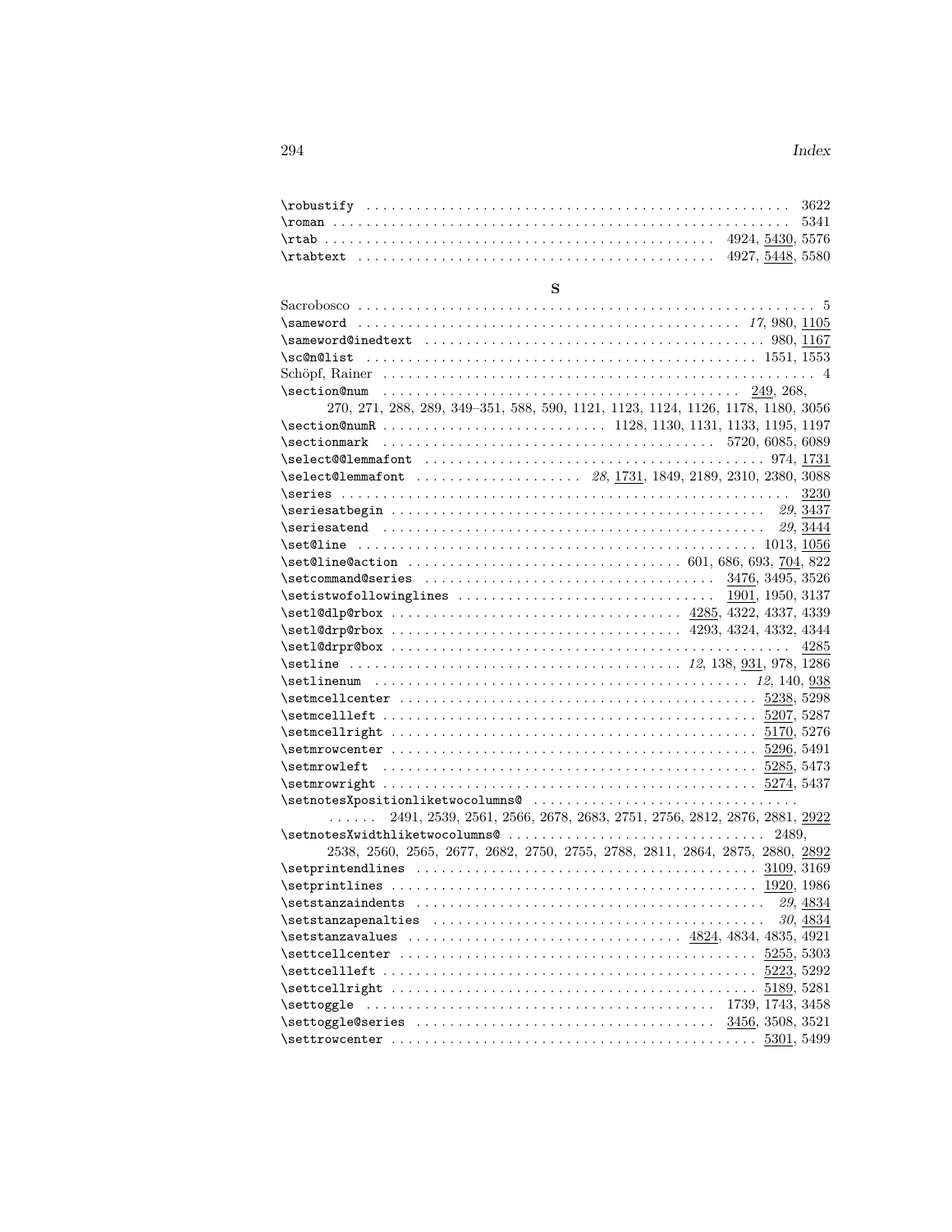\robustify 3622
\roman 5341
\rtab 4924, 5430, 5576
\rtabtext 4927, 5448, 5580

## S

Sacrobosco 5
\sameword *17*, 980, 1105
\sameword@inedtext 980, 1167
\sc@n@list 1551, 1553
Schöpf, Rainer 4
\section@num 249, 268, 270, 271, 288, 289, 349–351, 588, 590, 1121, 1123, 1124, 1126, 1178, 1180, 3056
\section@numR 1128, 1130, 1131, 1133, 1195, 1197
\sectionmark 5720, 6085, 6089
\select@@lemmafont 974, 1731
\select@lemmafont *28*, 1731, 1849, 2189, 2310, 2380, 3088
\series 3230
\seriesatbegin *29*, 3437
\seriesatend *29*, 3444
\set@line 1013, 1056
\set@line@action 601, 686, 693, 704, 822
\setcommand@series 3476, 3495, 3526
\setistwofollowinglines 1901, 1950, 3137
\setl@dlp@rbox 4285, 4322, 4337, 4339
\setl@drp@rbox 4293, 4324, 4332, 4344
\setl@drpr@box 4285
\setline *12*, 138, 931, 978, 1286
\setlinenum *12*, 140, 938
\setmcellcenter 5238, 5298
\setmcellleft 5207, 5287
\setmcellright 5170, 5276
\setmrowcenter 5296, 5491
\setmrowleft 5285, 5473
\setmrowright 5274, 5437
\setnotesXpositionliketwocolumns@ 2491, 2539, 2561, 2566, 2678, 2683, 2751, 2756, 2812, 2876, 2881, 2922
\setnotesXwidthliketwocolumns@ 2489, 2538, 2560, 2565, 2677, 2682, 2750, 2755, 2788, 2811, 2864, 2875, 2880, 2892
\setprintendlines 3109, 3169
\setprintlines 1920, 1986
\setstanzaindents *29*, 4834
\setstanzapenalties *30*, 4834
\setstanzavalues 4824, 4834, 4835, 4921
\settcellcenter 5255, 5303
\settcellleft 5223, 5292
\settcellright 5189, 5281
\settoggle 1739, 1743, 3458
\settoggle@series 3456, 3508, 3521
\settrowcenter 5301, 5499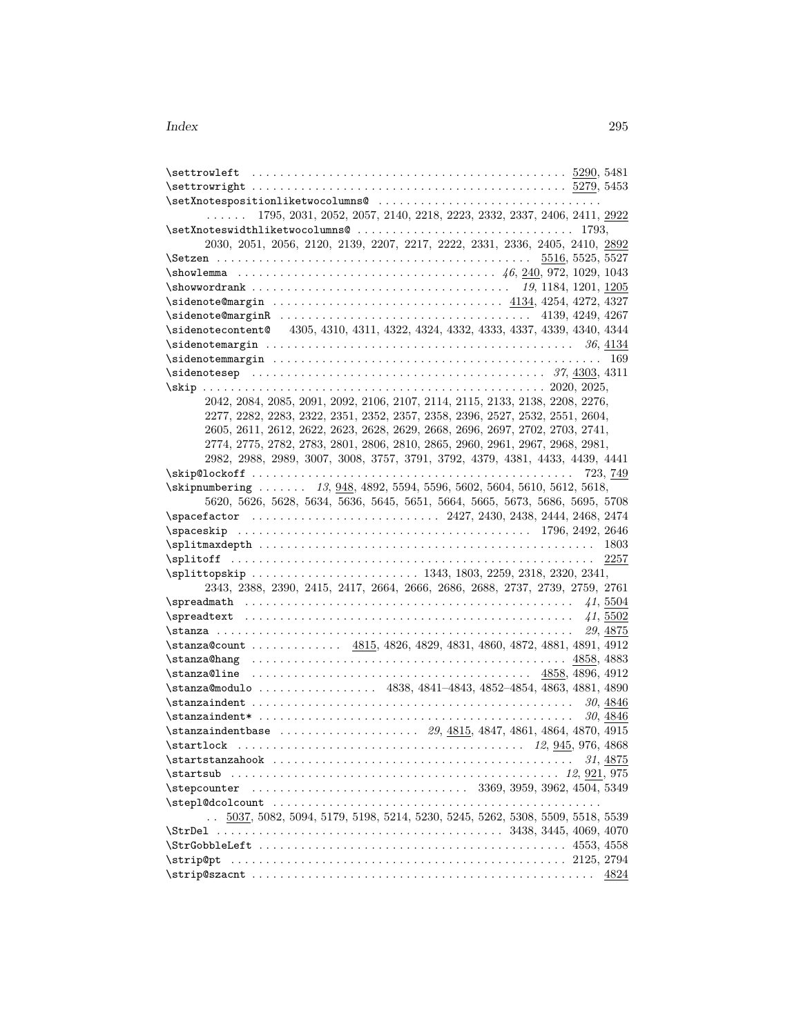\settrowleft . . . . . . . . . . . . . . . . . . . . . . . . . . . . . . . . . . . . . . . . . . . . . 5290, 5481
\settrowright . . . . . . . . . . . . . . . . . . . . . . . . . . . . . . . . . . . . . . . . . . . . . 5279, 5453
\setXnotespositionliketwocolumns@ . . . . . . . . . . . . . . . . . . . . . . . . . . . . . . . .
. . . . . . 1795, 2031, 2052, 2057, 2140, 2218, 2223, 2332, 2337, 2406, 2411, 2922
\setXnoteswidthliketwocolumns@ . . . . . . . . . . . . . . . . . . . . . . . . . . . . . . . 1793,
2030, 2051, 2056, 2120, 2139, 2207, 2217, 2222, 2331, 2336, 2405, 2410, 2892
\Setzen . . . . . . . . . . . . . . . . . . . . . . . . . . . . . . . . . . . . . . . . . . . . . 5516, 5525, 5527
\showlemma . . . . . . . . . . . . . . . . . . . . . . . . . . . . . . . . . . . . *46*, 240, 972, 1029, 1043
\showwordrank . . . . . . . . . . . . . . . . . . . . . . . . . . . . . . . . . . . . *19*, 1184, 1201, 1205
\sidenote@margin . . . . . . . . . . . . . . . . . . . . . . . . . . . . . . . . 4134, 4254, 4272, 4327
\sidenote@marginR . . . . . . . . . . . . . . . . . . . . . . . . . . . . . . . . . . 4139, 4249, 4267
\sidenotecontent@ 4305, 4310, 4311, 4322, 4324, 4332, 4333, 4337, 4339, 4340, 4344
\sidenotemargin . . . . . . . . . . . . . . . . . . . . . . . . . . . . . . . . . . . . . . . . . . . *36*, 4134
\sidenotemmargin . . . . . . . . . . . . . . . . . . . . . . . . . . . . . . . . . . . . . . . . . . . . . 169
\sidenotesep . . . . . . . . . . . . . . . . . . . . . . . . . . . . . . . . . . . . . . . . . *37*, 4303, 4311
\skip . . . . . . . . . . . . . . . . . . . . . . . . . . . . . . . . . . . . . . . . . . . . . . . . 2020, 2025,
2042, 2084, 2085, 2091, 2092, 2106, 2107, 2114, 2115, 2133, 2138, 2208, 2276,
2277, 2282, 2283, 2322, 2351, 2352, 2357, 2358, 2396, 2527, 2532, 2551, 2604,
2605, 2611, 2612, 2622, 2623, 2628, 2629, 2668, 2696, 2697, 2702, 2703, 2741,
2774, 2775, 2782, 2783, 2801, 2806, 2810, 2865, 2960, 2961, 2967, 2968, 2981,
2982, 2988, 2989, 3007, 3008, 3757, 3791, 3792, 4379, 4381, 4433, 4439, 4441
\skip@lockoff . . . . . . . . . . . . . . . . . . . . . . . . . . . . . . . . . . . . . . . . . . . . . . 723, 749
\skipnumbering . . . . . . . *13*, 948, 4892, 5594, 5596, 5602, 5604, 5610, 5612, 5618,
5620, 5626, 5628, 5634, 5636, 5645, 5651, 5664, 5665, 5673, 5686, 5695, 5708
\spacefactor . . . . . . . . . . . . . . . . . . . . . . . . . . 2427, 2430, 2438, 2444, 2468, 2474
\spaceskip . . . . . . . . . . . . . . . . . . . . . . . . . . . . . . . . . . . . . . . . . 1796, 2492, 2646
\splitmaxdepth . . . . . . . . . . . . . . . . . . . . . . . . . . . . . . . . . . . . . . . . . . . . . . . 1803
\splitoff . . . . . . . . . . . . . . . . . . . . . . . . . . . . . . . . . . . . . . . . . . . . . . . . . . . 2257
\splittopskip . . . . . . . . . . . . . . . . . . . . . . . 1343, 1803, 2259, 2318, 2320, 2341,
2343, 2388, 2390, 2415, 2417, 2664, 2666, 2686, 2688, 2737, 2739, 2759, 2761
\spreadmath . . . . . . . . . . . . . . . . . . . . . . . . . . . . . . . . . . . . . . . . . . . . . . *41*, 5504
\spreadtext . . . . . . . . . . . . . . . . . . . . . . . . . . . . . . . . . . . . . . . . . . . . . . *41*, 5502
\stanza . . . . . . . . . . . . . . . . . . . . . . . . . . . . . . . . . . . . . . . . . . . . . . . . . . *29*, 4875
\stanza@count . . . . . . . . . . . . . 4815, 4826, 4829, 4831, 4860, 4872, 4881, 4891, 4912
\stanza@hang . . . . . . . . . . . . . . . . . . . . . . . . . . . . . . . . . . . . . . . . . . . . . 4858, 4883
\stanza@line . . . . . . . . . . . . . . . . . . . . . . . . . . . . . . . . . . . . . . . . 4858, 4896, 4912
\stanza@modulo . . . . . . . . . . . . . . . . . 4838, 4841–4843, 4852–4854, 4863, 4881, 4890
\stanzaindent . . . . . . . . . . . . . . . . . . . . . . . . . . . . . . . . . . . . . . . . . . . . . . *30*, 4846
\stanzaindent* . . . . . . . . . . . . . . . . . . . . . . . . . . . . . . . . . . . . . . . . . . . . . *30*, 4846
\stanzaindentbase . . . . . . . . . . . . . . . . . . . . *29*, 4815, 4847, 4861, 4864, 4870, 4915
\startlock . . . . . . . . . . . . . . . . . . . . . . . . . . . . . . . . . . . . . . . . *12*, 945, 976, 4868
\startstanzahook . . . . . . . . . . . . . . . . . . . . . . . . . . . . . . . . . . . . . . . . . . *31*, 4875
\startsub . . . . . . . . . . . . . . . . . . . . . . . . . . . . . . . . . . . . . . . . . . . . . *12*, 921, 975
\stepcounter . . . . . . . . . . . . . . . . . . . . . . . . . . . . . . . 3369, 3959, 3962, 4504, 5349
\stepl@dcolcount . . . . . . . . . . . . . . . . . . . . . . . . . . . . . . . . . . . . . . . . . . . . . . .
. . 5037, 5082, 5094, 5179, 5198, 5214, 5230, 5245, 5262, 5308, 5509, 5518, 5539
\StrDel . . . . . . . . . . . . . . . . . . . . . . . . . . . . . . . . . . . . . . . . . 3438, 3445, 4069, 4070
\StrGobbleLeft . . . . . . . . . . . . . . . . . . . . . . . . . . . . . . . . . . . . . . . . . . . . 4553, 4558
\strip@pt . . . . . . . . . . . . . . . . . . . . . . . . . . . . . . . . . . . . . . . . . . . . . . . . . 2125, 2794
\strip@szacnt . . . . . . . . . . . . . . . . . . . . . . . . . . . . . . . . . . . . . . . . . . . . . . . . . 4824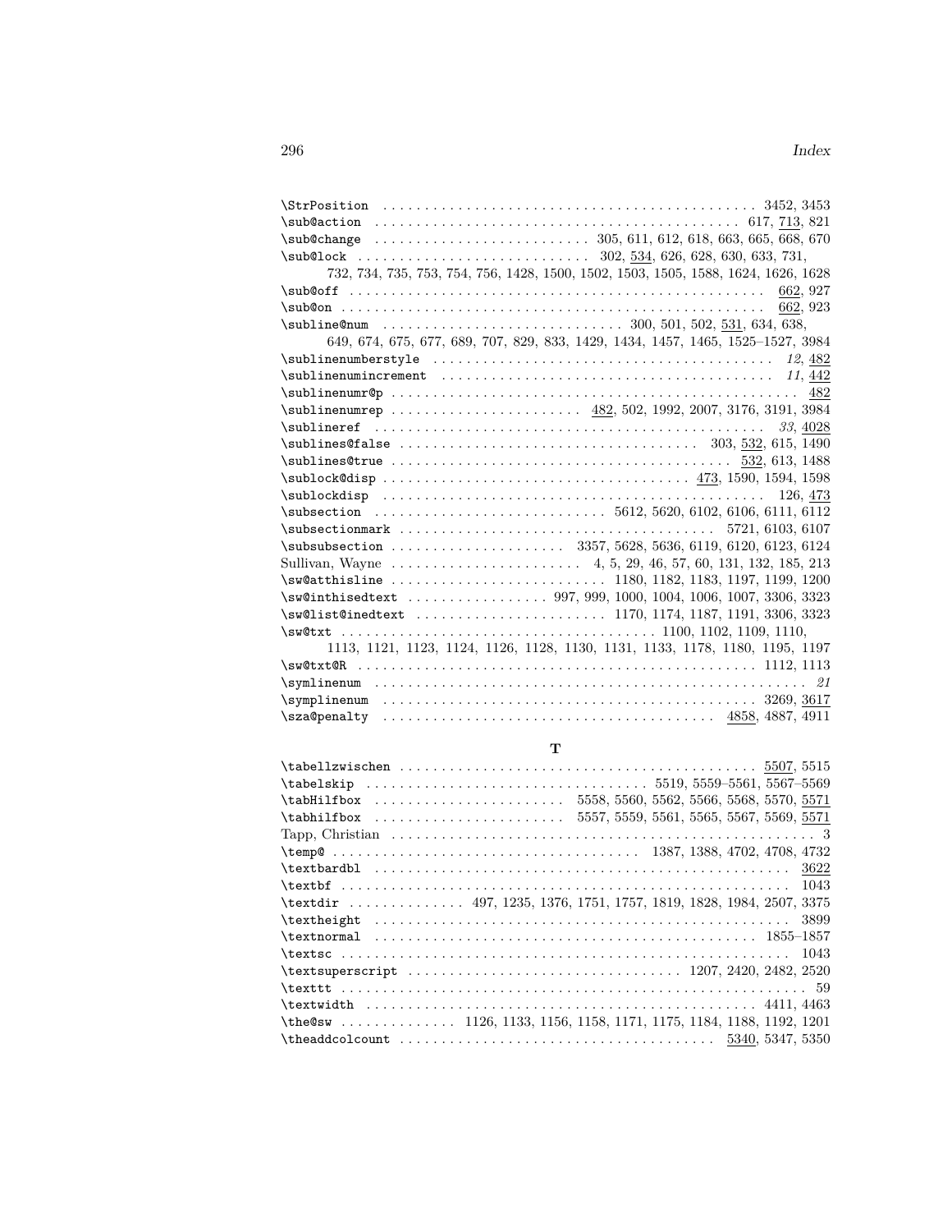\StrPosition . . . . . . . . . . . . . . . . . . . . . . . . . . . . . . . . . . . . . . . . . . . . 3452, 3453
\sub@action . . . . . . . . . . . . . . . . . . . . . . . . . . . . . . . . . . . . . . . . . . . 617, 713, 821
\sub@change . . . . . . . . . . . . . . . . . . . . . . . . . . 305, 611, 612, 618, 663, 665, 668, 670
\sub@lock . . . . . . . . . . . . . . . . . . . . . . . . . . . 302, 534, 626, 628, 630, 633, 731, 732, 734, 735, 753, 754, 756, 1428, 1500, 1502, 1503, 1505, 1588, 1624, 1626, 1628
\sub@off . . . . . . . . . . . . . . . . . . . . . . . . . . . . . . . . . . . . . . . . . . . . . . . . . . 662, 927
\sub@on . . . . . . . . . . . . . . . . . . . . . . . . . . . . . . . . . . . . . . . . . . . . . . . . . . 662, 923
\subline@num . . . . . . . . . . . . . . . . . . . . . . . . . . . . 300, 501, 502, 531, 634, 638, 649, 674, 675, 677, 689, 707, 829, 833, 1429, 1434, 1457, 1465, 1525–1527, 3984
\sublinenumberstyle . . . . . . . . . . . . . . . . . . . . . . . . . . . . . . . . . . . . . . . . *12*, 482
\sublinenumincrement . . . . . . . . . . . . . . . . . . . . . . . . . . . . . . . . . . . . . . . *11*, 442
\sublinenumr@p . . . . . . . . . . . . . . . . . . . . . . . . . . . . . . . . . . . . . . . . . . . . . . . 482
\sublinenumrep . . . . . . . . . . . . . . . . . . . . . . . 482, 502, 1992, 2007, 3176, 3191, 3984
\sublineref . . . . . . . . . . . . . . . . . . . . . . . . . . . . . . . . . . . . . . . . . . . . . . . *33*, 4028
\sublines@false . . . . . . . . . . . . . . . . . . . . . . . . . . . . . . . . . . . 303, 532, 615, 1490
\sublines@true . . . . . . . . . . . . . . . . . . . . . . . . . . . . . . . . . . . . . . . 532, 613, 1488
\sublock@disp . . . . . . . . . . . . . . . . . . . . . . . . . . . . . . . . . . . 473, 1590, 1594, 1598
\sublockdisp . . . . . . . . . . . . . . . . . . . . . . . . . . . . . . . . . . . . . . . . . . . . . . 126, 473
\subsection . . . . . . . . . . . . . . . . . . . . . . . . . . . . 5612, 5620, 6102, 6106, 6111, 6112
\subsectionmark . . . . . . . . . . . . . . . . . . . . . . . . . . . . . . . . . . . . . 5721, 6103, 6107
\subsubsection . . . . . . . . . . . . . . . . . . . . . 3357, 5628, 5636, 6119, 6120, 6123, 6124
Sullivan, Wayne . . . . . . . . . . . . . . . . . . . . . . . 4, 5, 29, 46, 57, 60, 131, 132, 185, 213
\sw@atthisline . . . . . . . . . . . . . . . . . . . . . . . . . . 1180, 1182, 1183, 1197, 1199, 1200
\sw@inthisedtext . . . . . . . . . . . . . . . . . 997, 999, 1000, 1004, 1006, 1007, 3306, 3323
\sw@list@inedtext . . . . . . . . . . . . . . . . . . . . . . . 1170, 1174, 1187, 1191, 3306, 3323
\sw@txt . . . . . . . . . . . . . . . . . . . . . . . . . . . . . . . . . . . . . 1100, 1102, 1109, 1110, 1113, 1121, 1123, 1124, 1126, 1128, 1130, 1131, 1133, 1178, 1180, 1195, 1197
\sw@txt@R . . . . . . . . . . . . . . . . . . . . . . . . . . . . . . . . . . . . . . . . . . . . . . . . 1112, 1113
\symlinenum . . . . . . . . . . . . . . . . . . . . . . . . . . . . . . . . . . . . . . . . . . . . . . . . . . . . *21*
\symplinenum . . . . . . . . . . . . . . . . . . . . . . . . . . . . . . . . . . . . . . . . . . . . . 3269, 3617
\sza@penalty . . . . . . . . . . . . . . . . . . . . . . . . . . . . . . . . . . . . . . . . 4858, 4887, 4911

**T**

\tabellzwischen . . . . . . . . . . . . . . . . . . . . . . . . . . . . . . . . . . . . . . . . . . . . 5507, 5515
\tabelskip . . . . . . . . . . . . . . . . . . . . . . . . . . . . . . . . . . 5519, 5559–5561, 5567–5569
\tabHilfbox . . . . . . . . . . . . . . . . . . . . . . . 5558, 5560, 5562, 5566, 5568, 5570, 5571
\tabhilfbox . . . . . . . . . . . . . . . . . . . . . . . 5557, 5559, 5561, 5565, 5567, 5569, 5571
Tapp, Christian . . . . . . . . . . . . . . . . . . . . . . . . . . . . . . . . . . . . . . . . . . . . . . . . . . . 3
\temp@ . . . . . . . . . . . . . . . . . . . . . . . . . . . . . . . . . . . . . 1387, 1388, 4702, 4708, 4732
\textbardbl . . . . . . . . . . . . . . . . . . . . . . . . . . . . . . . . . . . . . . . . . . . . . . . . . . . 3622
\textbf . . . . . . . . . . . . . . . . . . . . . . . . . . . . . . . . . . . . . . . . . . . . . . . . . . . . . . 1043
\textdir . . . . . . . . . . . . . . 497, 1235, 1376, 1751, 1757, 1819, 1828, 1984, 2507, 3375
\textheight . . . . . . . . . . . . . . . . . . . . . . . . . . . . . . . . . . . . . . . . . . . . . . . . . . . 3899
\textnormal . . . . . . . . . . . . . . . . . . . . . . . . . . . . . . . . . . . . . . . . . . . . . . 1855–1857
\textsc . . . . . . . . . . . . . . . . . . . . . . . . . . . . . . . . . . . . . . . . . . . . . . . . . . . . . . 1043
\textsuperscript . . . . . . . . . . . . . . . . . . . . . . . . . . . . . . . . 1207, 2420, 2482, 2520
\texttt . . . . . . . . . . . . . . . . . . . . . . . . . . . . . . . . . . . . . . . . . . . . . . . . . . . . . . . . . 59
\textwidth . . . . . . . . . . . . . . . . . . . . . . . . . . . . . . . . . . . . . . . . . . . . . . . . 4411, 4463
\the@sw . . . . . . . . . . . . . . 1126, 1133, 1156, 1158, 1171, 1175, 1184, 1188, 1192, 1201
\theaddcolcount . . . . . . . . . . . . . . . . . . . . . . . . . . . . . . . . . . . . . 5340, 5347, 5350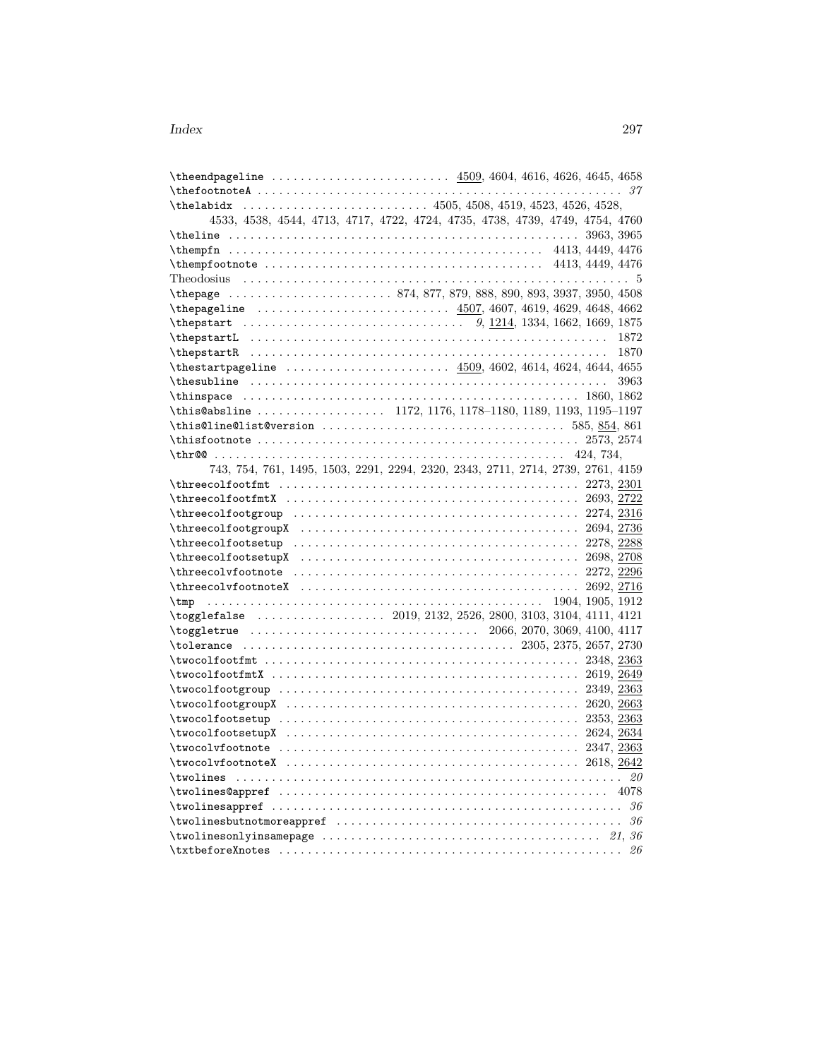\theendpageline . . . . . . . . . . . . . . . . . . . . . . . . . 4509, 4604, 4616, 4626, 4645, 4658
\thefootnoteA . . . . . . . . . . . . . . . . . . . . . . . . . . . . . . . . . . . . . . . . . . . . . . . . . . . *37*
\thelabidx . . . . . . . . . . . . . . . . . . . . . . . . . . 4505, 4508, 4519, 4523, 4526, 4528, 4533, 4538, 4544, 4713, 4717, 4722, 4724, 4735, 4738, 4739, 4749, 4754, 4760
\theline . . . . . . . . . . . . . . . . . . . . . . . . . . . . . . . . . . . . . . . . . . . . . . . . . . . 3963, 3965
\thempfn . . . . . . . . . . . . . . . . . . . . . . . . . . . . . . . . . . . . . . . . . . . . . . 4413, 4449, 4476
\thempfootnote . . . . . . . . . . . . . . . . . . . . . . . . . . . . . . . . . . . . . . 4413, 4449, 4476
Theodosius . . . . . . . . . . . . . . . . . . . . . . . . . . . . . . . . . . . . . . . . . . . . . . . . . . . . . 5
\thepage . . . . . . . . . . . . . . . . . . . . . . . 874, 877, 879, 888, 890, 893, 3937, 3950, 4508
\thepageline . . . . . . . . . . . . . . . . . . . . . . . . . . . 4507, 4607, 4619, 4629, 4648, 4662
\thepstart . . . . . . . . . . . . . . . . . . . . . . . . . . . . . . . *9*, 1214, 1334, 1662, 1669, 1875
\thepstartL . . . . . . . . . . . . . . . . . . . . . . . . . . . . . . . . . . . . . . . . . . . . . . . . . . 1872
\thepstartR . . . . . . . . . . . . . . . . . . . . . . . . . . . . . . . . . . . . . . . . . . . . . . . . . . 1870
\thestartpageline . . . . . . . . . . . . . . . . . . . . . . . 4509, 4602, 4614, 4624, 4644, 4655
\thesubline . . . . . . . . . . . . . . . . . . . . . . . . . . . . . . . . . . . . . . . . . . . . . . . . . . 3963
\thinspace . . . . . . . . . . . . . . . . . . . . . . . . . . . . . . . . . . . . . . . . . . . . . . . . 1860, 1862
\this@absline . . . . . . . . . . . . . . . . . . 1172, 1176, 1178–1180, 1189, 1193, 1195–1197
\this@line@list@version . . . . . . . . . . . . . . . . . . . . . . . . . . . . . . . . . . . 585, 854, 861
\thisfootnote . . . . . . . . . . . . . . . . . . . . . . . . . . . . . . . . . . . . . . . . . . . . . . 2573, 2574
\thr@@ . . . . . . . . . . . . . . . . . . . . . . . . . . . . . . . . . . . . . . . . . . . . . . . . 424, 734, 743, 754, 761, 1495, 1503, 2291, 2294, 2320, 2343, 2711, 2714, 2739, 2761, 4159
\threecolfootfmt . . . . . . . . . . . . . . . . . . . . . . . . . . . . . . . . . . . . . . . . . . 2273, 2301
\threecolfootfmtX . . . . . . . . . . . . . . . . . . . . . . . . . . . . . . . . . . . . . . . . . 2693, 2722
\threecolfootgroup . . . . . . . . . . . . . . . . . . . . . . . . . . . . . . . . . . . . . . . . 2274, 2316
\threecolfootgroupX . . . . . . . . . . . . . . . . . . . . . . . . . . . . . . . . . . . . . . 2694, 2736
\threecolfootsetup . . . . . . . . . . . . . . . . . . . . . . . . . . . . . . . . . . . . . . . . 2278, 2288
\threecolfootsetupX . . . . . . . . . . . . . . . . . . . . . . . . . . . . . . . . . . . . . . 2698, 2708
\threecolvfootnote . . . . . . . . . . . . . . . . . . . . . . . . . . . . . . . . . . . . . . . . 2272, 2296
\threecolvfootnoteX . . . . . . . . . . . . . . . . . . . . . . . . . . . . . . . . . . . . . . 2692, 2716
\tmp . . . . . . . . . . . . . . . . . . . . . . . . . . . . . . . . . . . . . . . . . . . . . . . 1904, 1905, 1912
\togglefalse . . . . . . . . . . . . . . . . . . 2019, 2132, 2526, 2800, 3103, 3104, 4111, 4121
\toggletrue . . . . . . . . . . . . . . . . . . . . . . . . . . . . . . . . 2066, 2070, 3069, 4100, 4117
\tolerance . . . . . . . . . . . . . . . . . . . . . . . . . . . . . . . . . . . . . 2305, 2375, 2657, 2730
\twocolfootfmt . . . . . . . . . . . . . . . . . . . . . . . . . . . . . . . . . . . . . . . . . . . . 2348, 2363
\twocolfootfmtX . . . . . . . . . . . . . . . . . . . . . . . . . . . . . . . . . . . . . . . . . . . 2619, 2649
\twocolfootgroup . . . . . . . . . . . . . . . . . . . . . . . . . . . . . . . . . . . . . . . . . . 2349, 2363
\twocolfootgroupX . . . . . . . . . . . . . . . . . . . . . . . . . . . . . . . . . . . . . . . . . 2620, 2663
\twocolfootsetup . . . . . . . . . . . . . . . . . . . . . . . . . . . . . . . . . . . . . . . . . . 2353, 2363
\twocolfootsetupX . . . . . . . . . . . . . . . . . . . . . . . . . . . . . . . . . . . . . . . . . 2624, 2634
\twocolvfootnote . . . . . . . . . . . . . . . . . . . . . . . . . . . . . . . . . . . . . . . . . . 2347, 2363
\twocolvfootnoteX . . . . . . . . . . . . . . . . . . . . . . . . . . . . . . . . . . . . . . . . . 2618, 2642
\twolines . . . . . . . . . . . . . . . . . . . . . . . . . . . . . . . . . . . . . . . . . . . . . . . . . . . . . *20*
\twolines@appref . . . . . . . . . . . . . . . . . . . . . . . . . . . . . . . . . . . . . . . . . . . . . . 4078
\twolinesappref . . . . . . . . . . . . . . . . . . . . . . . . . . . . . . . . . . . . . . . . . . . . . . . . *36*
\twolinesbutnotmoreappref . . . . . . . . . . . . . . . . . . . . . . . . . . . . . . . . . . . . . . . . *36*
\twolinesonlyinsamepage . . . . . . . . . . . . . . . . . . . . . . . . . . . . . . . . . . . . . . *21*, *36*
\txtbeforeXnotes . . . . . . . . . . . . . . . . . . . . . . . . . . . . . . . . . . . . . . . . . . . . . . . *26*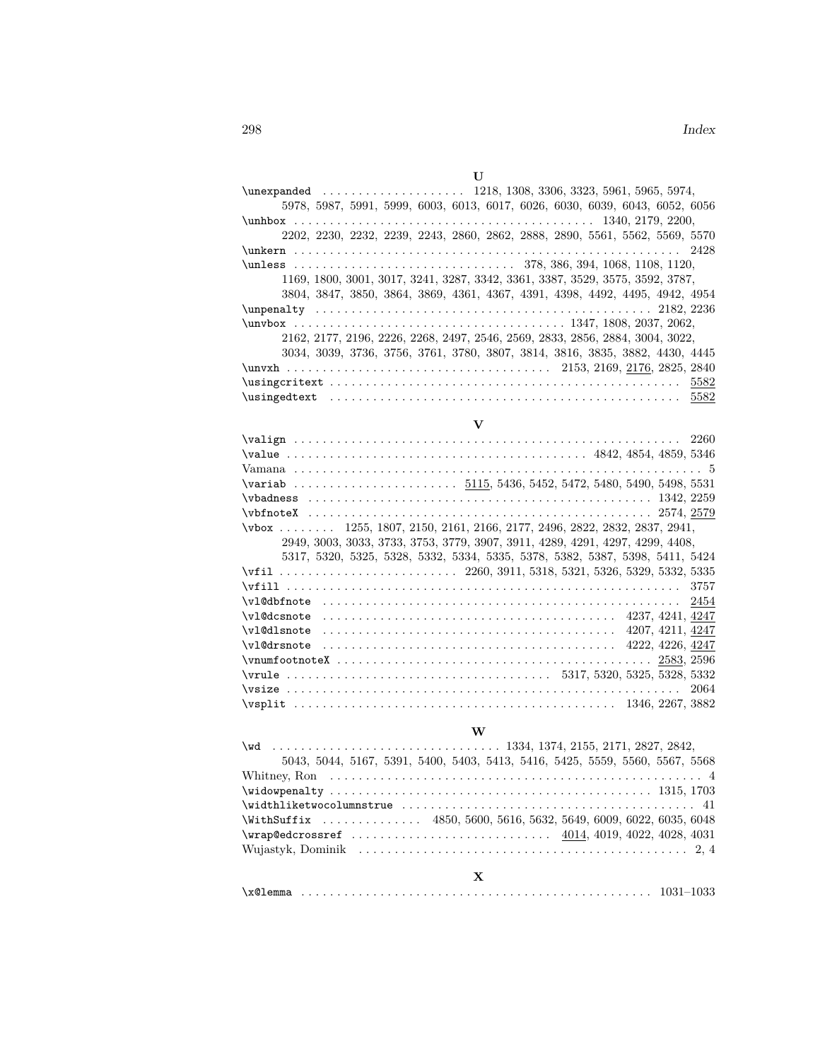## U

\unexpanded . . . . . . . . . . . . . . . . . . . . 1218, 1308, 3306, 3323, 5961, 5965, 5974, 5978, 5987, 5991, 5999, 6003, 6013, 6017, 6026, 6030, 6039, 6043, 6052, 6056

\unhbox . . . . . . . . . . . . . . . . . . . . . . . . . . . . . . . . . . . . . . . . . . 1340, 2179, 2200, 2202, 2230, 2232, 2239, 2243, 2860, 2862, 2888, 2890, 5561, 5562, 5569, 5570

\unkern . . . . . . . . . . . . . . . . . . . . . . . . . . . . . . . . . . . . . . . . . . . . . . . . . . . . . 2428

\unless . . . . . . . . . . . . . . . . . . . . . . . . . . . . . . . 378, 386, 394, 1068, 1108, 1120, 1169, 1800, 3001, 3017, 3241, 3287, 3342, 3361, 3387, 3529, 3575, 3592, 3787, 3804, 3847, 3850, 3864, 3869, 4361, 4367, 4391, 4398, 4492, 4495, 4942, 4954

\unpenalty . . . . . . . . . . . . . . . . . . . . . . . . . . . . . . . . . . . . . . . . . . . . . . . 2182, 2236

\unvbox . . . . . . . . . . . . . . . . . . . . . . . . . . . . . . . . . . . . . 1347, 1808, 2037, 2062, 2162, 2177, 2196, 2226, 2268, 2497, 2546, 2569, 2833, 2856, 2884, 3004, 3022, 3034, 3039, 3736, 3756, 3761, 3780, 3807, 3814, 3816, 3835, 3882, 4430, 4445

\unvxh . . . . . . . . . . . . . . . . . . . . . . . . . . . . . . . . . . . . . 2153, 2169, 2176, 2825, 2840

\usingcritext . . . . . . . . . . . . . . . . . . . . . . . . . . . . . . . . . . . . . . . . . . . . . . . . . 5582

\usingedtext . . . . . . . . . . . . . . . . . . . . . . . . . . . . . . . . . . . . . . . . . . . . . . . . . 5582

## V

\valign . . . . . . . . . . . . . . . . . . . . . . . . . . . . . . . . . . . . . . . . . . . . . . . . . . . . . 2260

\value . . . . . . . . . . . . . . . . . . . . . . . . . . . . . . . . . . . . . . . . . . 4842, 4854, 4859, 5346

Vamana . . . . . . . . . . . . . . . . . . . . . . . . . . . . . . . . . . . . . . . . . . . . . . . . . . . . . . . . . 5

\variab . . . . . . . . . . . . . . . . . . . . . . . 5115, 5436, 5452, 5472, 5480, 5490, 5498, 5531

\vbadness . . . . . . . . . . . . . . . . . . . . . . . . . . . . . . . . . . . . . . . . . . . . . . . . 1342, 2259

\vbfnoteX . . . . . . . . . . . . . . . . . . . . . . . . . . . . . . . . . . . . . . . . . . . . . . . . 2574, 2579

\vbox . . . . . . . . 1255, 1807, 2150, 2161, 2166, 2177, 2496, 2822, 2832, 2837, 2941, 2949, 3003, 3033, 3733, 3753, 3779, 3907, 3911, 4289, 4291, 4297, 4299, 4408, 5317, 5320, 5325, 5328, 5332, 5334, 5335, 5378, 5382, 5387, 5398, 5411, 5424

\vfil . . . . . . . . . . . . . . . . . . . . . . . . . 2260, 3911, 5318, 5321, 5326, 5329, 5332, 5335

\vfill . . . . . . . . . . . . . . . . . . . . . . . . . . . . . . . . . . . . . . . . . . . . . . . . . . . . . . 3757

\vl@dbfnote . . . . . . . . . . . . . . . . . . . . . . . . . . . . . . . . . . . . . . . . . . . . . . . . . . 2454

\vl@dcsnote . . . . . . . . . . . . . . . . . . . . . . . . . . . . . . . . . . . . . . . . 4237, 4241, 4247

\vl@dlsnote . . . . . . . . . . . . . . . . . . . . . . . . . . . . . . . . . . . . . . . . 4207, 4211, 4247

\vl@drsnote . . . . . . . . . . . . . . . . . . . . . . . . . . . . . . . . . . . . . . . . 4222, 4226, 4247

\vnumfootnoteX . . . . . . . . . . . . . . . . . . . . . . . . . . . . . . . . . . . . . . . . . . . . 2583, 2596

\vrule . . . . . . . . . . . . . . . . . . . . . . . . . . . . . . . . . . . . . . 5317, 5320, 5325, 5328, 5332

\vsize . . . . . . . . . . . . . . . . . . . . . . . . . . . . . . . . . . . . . . . . . . . . . . . . . . . . . . 2064

\vsplit . . . . . . . . . . . . . . . . . . . . . . . . . . . . . . . . . . . . . . . . . . . . . 1346, 2267, 3882

## W

\wd . . . . . . . . . . . . . . . . . . . . . . . . . . . . . . . . 1334, 1374, 2155, 2171, 2827, 2842, 5043, 5044, 5167, 5391, 5400, 5403, 5413, 5416, 5425, 5559, 5560, 5567, 5568

Whitney, Ron . . . . . . . . . . . . . . . . . . . . . . . . . . . . . . . . . . . . . . . . . . . . . . . . . . . . 4

\widowpenalty . . . . . . . . . . . . . . . . . . . . . . . . . . . . . . . . . . . . . . . . . . . . . 1315, 1703

\widthliketwocolumnstrue . . . . . . . . . . . . . . . . . . . . . . . . . . . . . . . . . . . . . . . . 41

\WithSuffix . . . . . . . . . . . . . . 4850, 5600, 5616, 5632, 5649, 6009, 6022, 6035, 6048

\wrap@edcrossref . . . . . . . . . . . . . . . . . . . . . . . . . . . 4014, 4019, 4022, 4028, 4031

Wujastyk, Dominik . . . . . . . . . . . . . . . . . . . . . . . . . . . . . . . . . . . . . . . . . . . . . . . 2, 4

## X

\x@lemma . . . . . . . . . . . . . . . . . . . . . . . . . . . . . . . . . . . . . . . . . . . . . . . . 1031–1033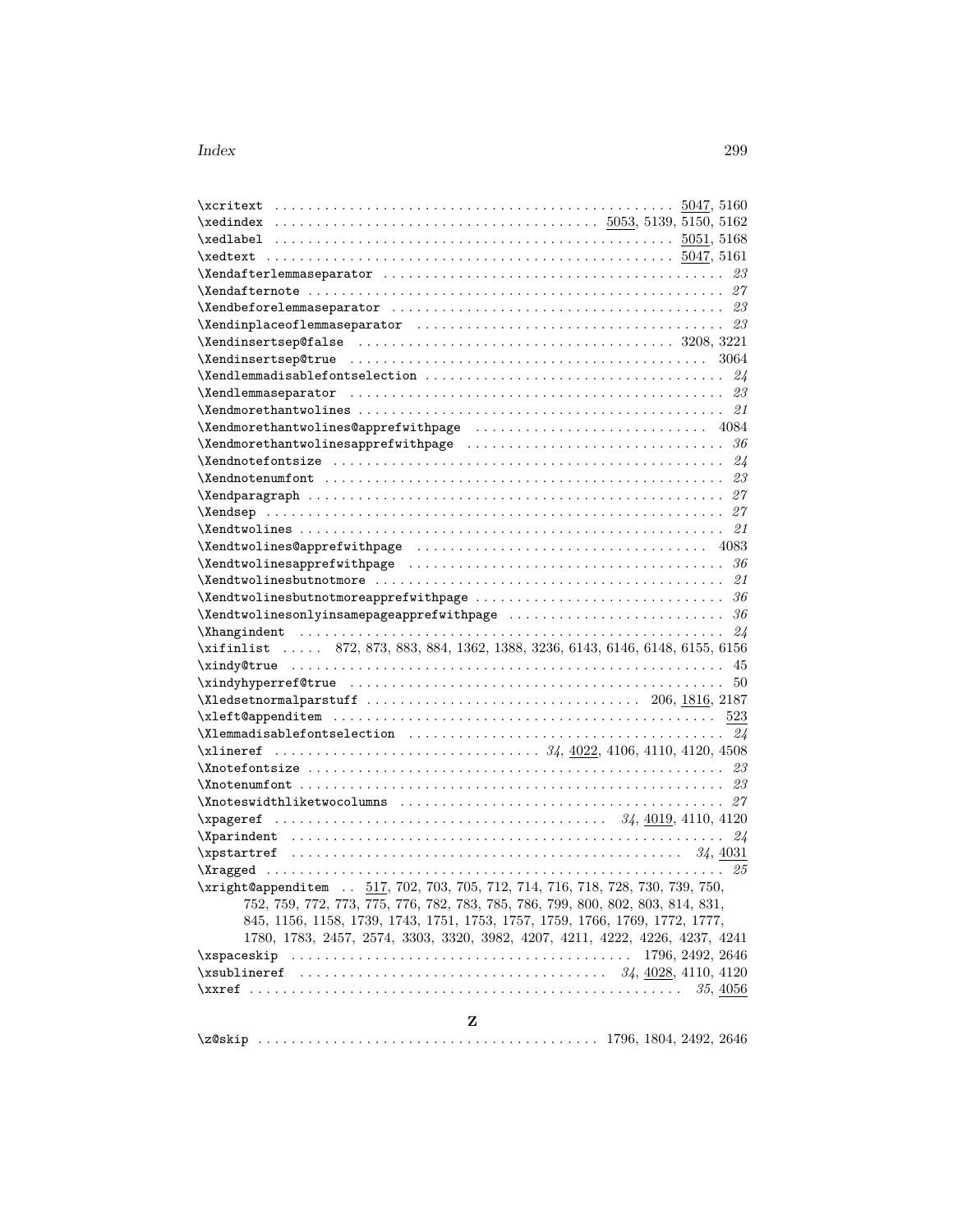\xcritext . . . . . . . . . . . . . . . . . . . . . . . . . . . . . . . . . . . . . . . . . . . . . . . . 5047, 5160
\xedindex . . . . . . . . . . . . . . . . . . . . . . . . . . . . . . . . . . . . . 5053, 5139, 5150, 5162
\xedlabel . . . . . . . . . . . . . . . . . . . . . . . . . . . . . . . . . . . . . . . . . . . . . . . . 5051, 5168
\xedtext . . . . . . . . . . . . . . . . . . . . . . . . . . . . . . . . . . . . . . . . . . . . . . . . . 5047, 5161
\Xendafterlemmaseparator . . . . . . . . . . . . . . . . . . . . . . . . . . . . . . . . . . . . . . . . *23*
\Xendafternote . . . . . . . . . . . . . . . . . . . . . . . . . . . . . . . . . . . . . . . . . . . . . . . . . . *27*
\Xendbeforelemmaseparator . . . . . . . . . . . . . . . . . . . . . . . . . . . . . . . . . . . . . . . *23*
\Xendinplaceoflemmaseparator . . . . . . . . . . . . . . . . . . . . . . . . . . . . . . . . . . . . *23*
\Xendinsertsep@false . . . . . . . . . . . . . . . . . . . . . . . . . . . . . . . . . . . . . 3208, 3221
\Xendinsertsep@true . . . . . . . . . . . . . . . . . . . . . . . . . . . . . . . . . . . . . . . . . . 3064
\Xendlemmadisablefontselection . . . . . . . . . . . . . . . . . . . . . . . . . . . . . . . . . . . *24*
\Xendlemmaseparator . . . . . . . . . . . . . . . . . . . . . . . . . . . . . . . . . . . . . . . . . . . . *23*
\Xendmorethantwolines . . . . . . . . . . . . . . . . . . . . . . . . . . . . . . . . . . . . . . . . . . . *21*
\Xendmorethantwolines@apprefwithpage . . . . . . . . . . . . . . . . . . . . . . . . . . . . 4084
\Xendmorethantwolinesapprefwithpage . . . . . . . . . . . . . . . . . . . . . . . . . . . . . . *36*
\Xendnotefontsize . . . . . . . . . . . . . . . . . . . . . . . . . . . . . . . . . . . . . . . . . . . . . . *24*
\Xendnotenumfont . . . . . . . . . . . . . . . . . . . . . . . . . . . . . . . . . . . . . . . . . . . . . . . *23*
\Xendparagraph . . . . . . . . . . . . . . . . . . . . . . . . . . . . . . . . . . . . . . . . . . . . . . . . . *27*
\Xendsep . . . . . . . . . . . . . . . . . . . . . . . . . . . . . . . . . . . . . . . . . . . . . . . . . . . . . . *27*
\Xendtwolines . . . . . . . . . . . . . . . . . . . . . . . . . . . . . . . . . . . . . . . . . . . . . . . . . . *21*
\Xendtwolines@apprefwithpage . . . . . . . . . . . . . . . . . . . . . . . . . . . . . . . . . . . 4083
\Xendtwolinesapprefwithpage . . . . . . . . . . . . . . . . . . . . . . . . . . . . . . . . . . . . . *36*
\Xendtwolinesbutnotmore . . . . . . . . . . . . . . . . . . . . . . . . . . . . . . . . . . . . . . . . . *21*
\Xendtwolinesbutnotmoreapprefwithpage . . . . . . . . . . . . . . . . . . . . . . . . . . . . . *36*
\Xendtwolinesonlyinsamepageapprefwithpage . . . . . . . . . . . . . . . . . . . . . . . . . *36*
\Xhangindent . . . . . . . . . . . . . . . . . . . . . . . . . . . . . . . . . . . . . . . . . . . . . . . . . . *24*
\xifinlist . . . . . 872, 873, 883, 884, 1362, 1388, 3236, 6143, 6146, 6148, 6155, 6156
\xindy@true . . . . . . . . . . . . . . . . . . . . . . . . . . . . . . . . . . . . . . . . . . . . . . . . . . . . 45
\xindyhyperref@true . . . . . . . . . . . . . . . . . . . . . . . . . . . . . . . . . . . . . . . . . . . . . 50
\Xledsetnormalparstuff . . . . . . . . . . . . . . . . . . . . . . . . . . . . . . . . . . 206, 1816, 2187
\xleft@appenditem . . . . . . . . . . . . . . . . . . . . . . . . . . . . . . . . . . . . . . . . . . . . . . . 523
\Xlemmadisablefontselection . . . . . . . . . . . . . . . . . . . . . . . . . . . . . . . . . . . . . . . *24*
\xlineref . . . . . . . . . . . . . . . . . . . . . . . . . . . . . . . *34*, 4022, 4106, 4110, 4120, 4508
\Xnotefontsize . . . . . . . . . . . . . . . . . . . . . . . . . . . . . . . . . . . . . . . . . . . . . . . . . . *23*
\Xnotenumfont . . . . . . . . . . . . . . . . . . . . . . . . . . . . . . . . . . . . . . . . . . . . . . . . . . . *23*
\Xnoteswidthliketwocolumns . . . . . . . . . . . . . . . . . . . . . . . . . . . . . . . . . . . . . . . *27*
\xpageref . . . . . . . . . . . . . . . . . . . . . . . . . . . . . . . . . . . . . . . . . *34*, 4019, 4110, 4120
\Xparindent . . . . . . . . . . . . . . . . . . . . . . . . . . . . . . . . . . . . . . . . . . . . . . . . . . . . . *24*
\xpstartref . . . . . . . . . . . . . . . . . . . . . . . . . . . . . . . . . . . . . . . . . . . . . . . . . *34*, 4031
\Xragged . . . . . . . . . . . . . . . . . . . . . . . . . . . . . . . . . . . . . . . . . . . . . . . . . . . . . . . . *25*
\xright@appenditem . . 517, 702, 703, 705, 712, 714, 716, 718, 728, 730, 739, 750, 752, 759, 772, 773, 775, 776, 782, 783, 785, 786, 799, 800, 802, 803, 814, 831, 845, 1156, 1158, 1739, 1743, 1751, 1753, 1757, 1759, 1766, 1769, 1772, 1777, 1780, 1783, 2457, 2574, 3303, 3320, 3982, 4207, 4211, 4222, 4226, 4237, 4241
\xspaceskip . . . . . . . . . . . . . . . . . . . . . . . . . . . . . . . . . . . . . . . . . . . 1796, 2492, 2646
\xsublineref . . . . . . . . . . . . . . . . . . . . . . . . . . . . . . . . . . . . . *34*, 4028, 4110, 4120
\xxref . . . . . . . . . . . . . . . . . . . . . . . . . . . . . . . . . . . . . . . . . . . . . . . . . . . . *35*, 4056

**Z**

\z@skip . . . . . . . . . . . . . . . . . . . . . . . . . . . . . . . . . . . . . . . 1796, 1804, 2492, 2646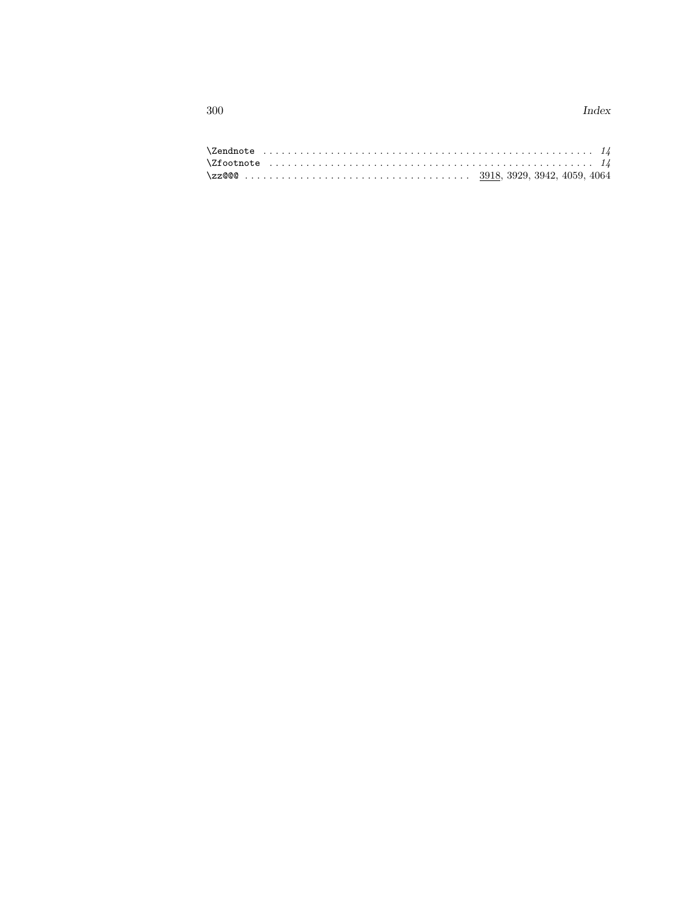\Zendnote . . . . . . . . . . . . . . . . . . . . . . . . . . . . . . . . . . . . . . . . . . . . . . . . . . . . . . . *14*
\Zfootnote . . . . . . . . . . . . . . . . . . . . . . . . . . . . . . . . . . . . . . . . . . . . . . . . . . . . . . *14*
\zz@@@ . . . . . . . . . . . . . . . . . . . . . . . . . . . . . . . . . . . . . . <u>3918</u>, 3929, 3942, 4059, 4064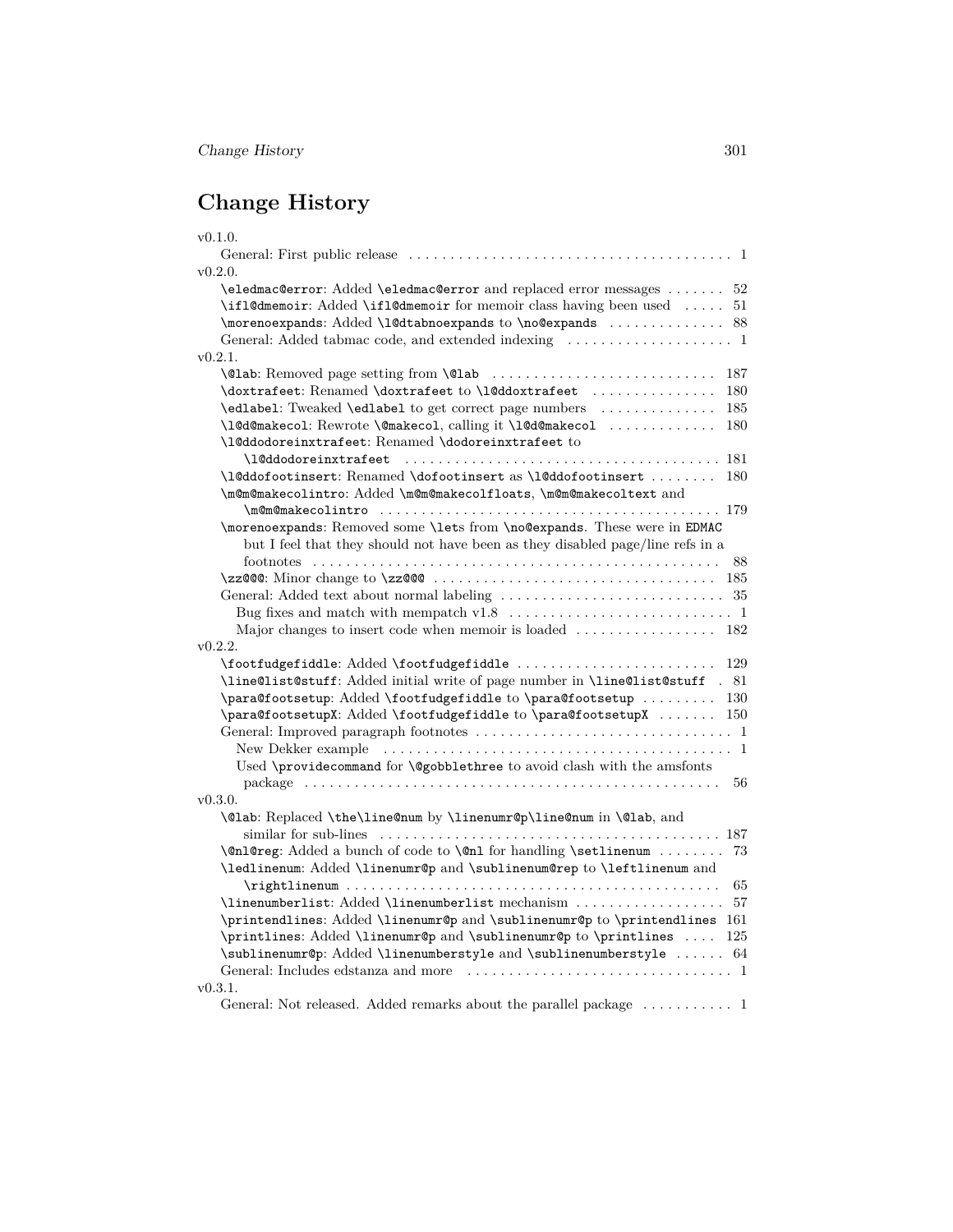# Change History

v0.1.0.

General: First public release . . . . . . . . . . . . . . . . . . . . . . . . . . . . . . . . . . . . . . . . 1

v0.2.0.

`\eledmac@error`: Added `\eledmac@error` and replaced error messages . . . . . . . 52

`\ifl@dmemoir`: Added `\ifl@dmemoir` for memoir class having been used . . . . . 51

`\morenoexpands`: Added `\l@dtabnoexpands` to `\no@expands` . . . . . . . . . . . . . . 88

General: Added tabmac code, and extended indexing . . . . . . . . . . . . . . . . . . . . 1

v0.2.1.

`\@lab`: Removed page setting from `\@lab` . . . . . . . . . . . . . . . . . . . . . . . . . . . 187

`\doxtrafeet`: Renamed `\doxtrafeet` to `\l@ddoxtrafeet` . . . . . . . . . . . . . . . 180

`\edlabel`: Tweaked `\edlabel` to get correct page numbers . . . . . . . . . . . . . . 185

`\l@d@makecol`: Rewrote `\@makecol`, calling it `\l@d@makecol` . . . . . . . . . . . . . 180

`\l@ddodoreinxtrafeet`: Renamed `\dodoreinxtrafeet` to `\l@ddodoreinxtrafeet` . . . . . . . . . . . . . . . . . . . . . . . . . . . . . . . . . . . . . . 181

`\l@ddofootinsert`: Renamed `\dofootinsert` as `\l@ddofootinsert` . . . . . . . . 180

`\m@m@makecolintro`: Added `\m@m@makecolfloats`, `\m@m@makecoltext` and `\m@m@makecolintro` . . . . . . . . . . . . . . . . . . . . . . . . . . . . . . . . . . . . . . . . . 179

`\morenoexpands`: Removed some `\let`s from `\no@expands`. These were in EDMAC but I feel that they should not have been as they disabled page/line refs in a footnotes . . . . . . . . . . . . . . . . . . . . . . . . . . . . . . . . . . . . . . . . . . . . . . . . . . 88

`\zz@@@`: Minor change to `\zz@@@` . . . . . . . . . . . . . . . . . . . . . . . . . . . . . . . . . . 185

General: Added text about normal labeling . . . . . . . . . . . . . . . . . . . . . . . . . . . 35

Bug fixes and match with mempatch v1.8 . . . . . . . . . . . . . . . . . . . . . . . . . . . 1

Major changes to insert code when memoir is loaded . . . . . . . . . . . . . . . . . 182

v0.2.2.

`\footfudgefiddle`: Added `\footfudgefiddle` . . . . . . . . . . . . . . . . . . . . . . . . . 129

`\line@list@stuff`: Added initial write of page number in `\line@list@stuff` . 81

`\para@footsetup`: Added `\footfudgefiddle` to `\para@footsetup` . . . . . . . . . 130

`\para@footsetupX`: Added `\footfudgefiddle` to `\para@footsetupX` . . . . . . . 150

General: Improved paragraph footnotes . . . . . . . . . . . . . . . . . . . . . . . . . . . . . . . 1

New Dekker example . . . . . . . . . . . . . . . . . . . . . . . . . . . . . . . . . . . . . . . . . . . 1

Used `\providecommand` for `\@gobblethree` to avoid clash with the amsfonts package . . . . . . . . . . . . . . . . . . . . . . . . . . . . . . . . . . . . . . . . . . . . . . . . . . 56

v0.3.0.

`\@lab`: Replaced `\the\line@num` by `\linenumr@p\line@num` in `\@lab`, and similar for sub-lines . . . . . . . . . . . . . . . . . . . . . . . . . . . . . . . . . . . . . . . . . 187

`\@nl@reg`: Added a bunch of code to `\@nl` for handling `\setlinenum` . . . . . . . . 73

`\ledlinenum`: Added `\linenumr@p` and `\sublinenum@rep` to `\leftlinenum` and `\rightlinenum` . . . . . . . . . . . . . . . . . . . . . . . . . . . . . . . . . . . . . . . . . . . . . 65

`\linenumberlist`: Added `\linenumberlist` mechanism . . . . . . . . . . . . . . . . . . 57

`\printendlines`: Added `\linenumr@p` and `\sublinenumr@p` to `\printendlines` 161

`\printlines`: Added `\linenumr@p` and `\sublinenumr@p` to `\printlines` . . . . 125

`\sublinenumr@p`: Added `\linenumberstyle` and `\sublinenumberstyle` . . . . . . 64

General: Includes edstanza and more . . . . . . . . . . . . . . . . . . . . . . . . . . . . . . . . 1

v0.3.1.

General: Not released. Added remarks about the parallel package . . . . . . . . . . . 1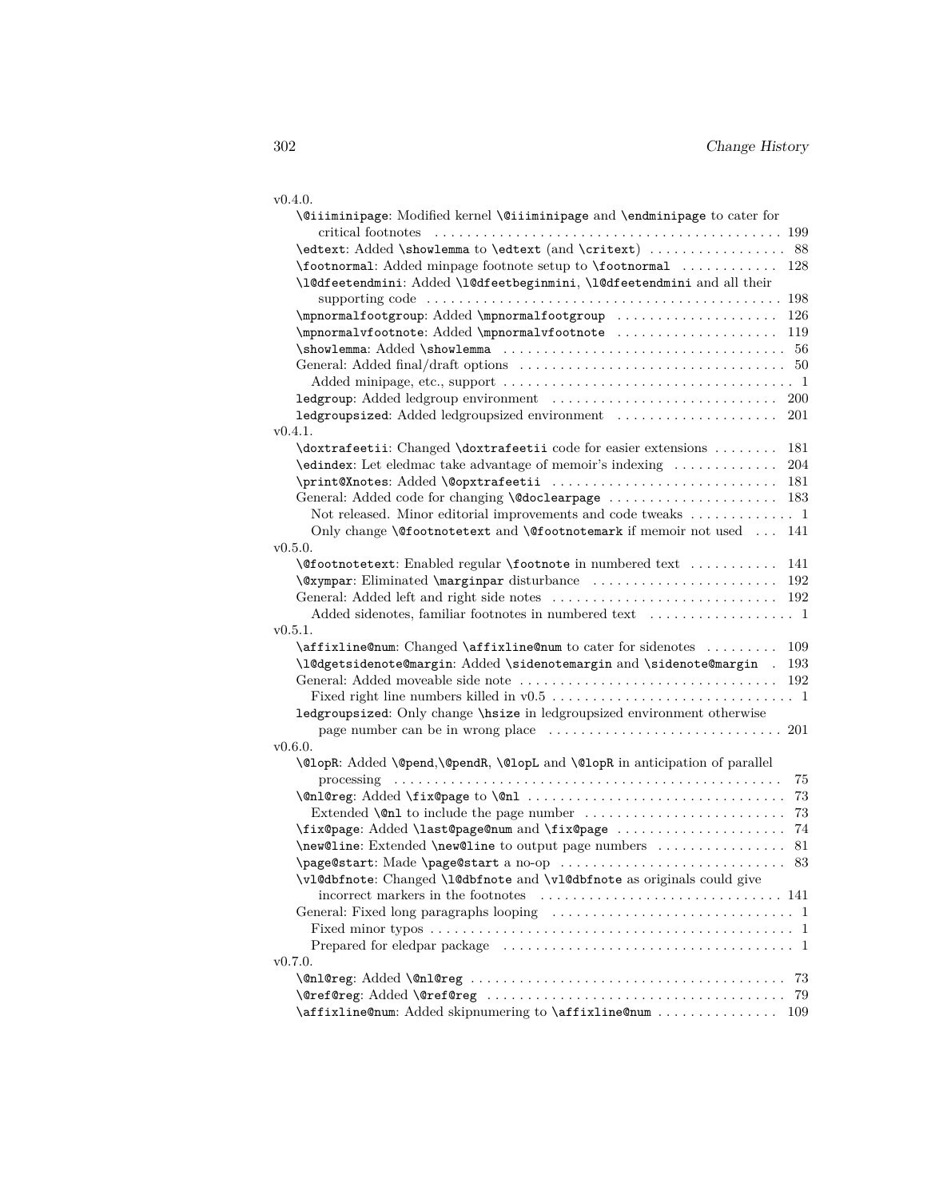v0.4.0.

- `\@iiiminipage`: Modified kernel `\@iiiminipage` and `\endminipage` to cater for critical footnotes . . . 199
- `\edtext`: Added `\showlemma` to `\edtext` (and `\critext`) . . . 88
- `\footnormal`: Added minpage footnote setup to `\footnormal` . . . 128
- `\l@dfeetendmini`: Added `\l@dfeetbeginmini`, `\l@dfeetendmini` and all their supporting code . . . 198
- `\mpnormalfootgroup`: Added `\mpnormalfootgroup` . . . 126
- `\mpnormalvfootnote`: Added `\mpnormalvfootnote` . . . 119
- `\showlemma`: Added `\showlemma` . . . 56
- General: Added final/draft options . . . 50
  - Added minipage, etc., support . . . 1
- `ledgroup`: Added ledgroup environment . . . 200
- `ledgroupsized`: Added ledgroupsized environment . . . 201

v0.4.1.

- `\doxtrafeetii`: Changed `\doxtrafeetii` code for easier extensions . . . 181
- `\edindex`: Let eledmac take advantage of memoir's indexing . . . 204
- `\print@Xnotes`: Added `\@opxtrafeetii` . . . 181
- General: Added code for changing `\@doclearpage` . . . 183
  - Not released. Minor editorial improvements and code tweaks . . . 1
  - Only change `\@footnotetext` and `\@footnotemark` if memoir not used . . . 141

v0.5.0.

- `\@footnotetext`: Enabled regular `\footnote` in numbered text . . . 141
- `\@xympar`: Eliminated `\marginpar` disturbance . . . 192
- General: Added left and right side notes . . . 192
  - Added sidenotes, familiar footnotes in numbered text . . . 1

v0.5.1.

- `\affixline@num`: Changed `\affixline@num` to cater for sidenotes . . . 109
- `\l@dgetsidenote@margin`: Added `\sidenotemargin` and `\sidenote@margin` . 193
- General: Added moveable side note . . . 192
  - Fixed right line numbers killed in v0.5 . . . 1
- `ledgroupsized`: Only change `\hsize` in ledgroupsized environment otherwise page number can be in wrong place . . . 201

v0.6.0.

- `\@lopR`: Added `\@pend`,`\@pendR`, `\@lopL` and `\@lopR` in anticipation of parallel processing . . . 75
- `\@nl@reg`: Added `\fix@page` to `\@nl` . . . 73
  - Extended `\@nl` to include the page number . . . 73
- `\fix@page`: Added `\last@page@num` and `\fix@page` . . . 74
- `\new@line`: Extended `\new@line` to output page numbers . . . 81
- `\page@start`: Made `\page@start` a no-op . . . 83
- `\vl@dbfnote`: Changed `\l@dbfnote` and `\vl@dbfnote` as originals could give incorrect markers in the footnotes . . . 141
- General: Fixed long paragraphs looping . . . 1
  - Fixed minor typos . . . 1
  - Prepared for eledpar package . . . 1

v0.7.0.

- `\@nl@reg`: Added `\@nl@reg` . . . 73
- `\@ref@reg`: Added `\@ref@reg` . . . 79
- `\affixline@num`: Added skipnumering to `\affixline@num` . . . 109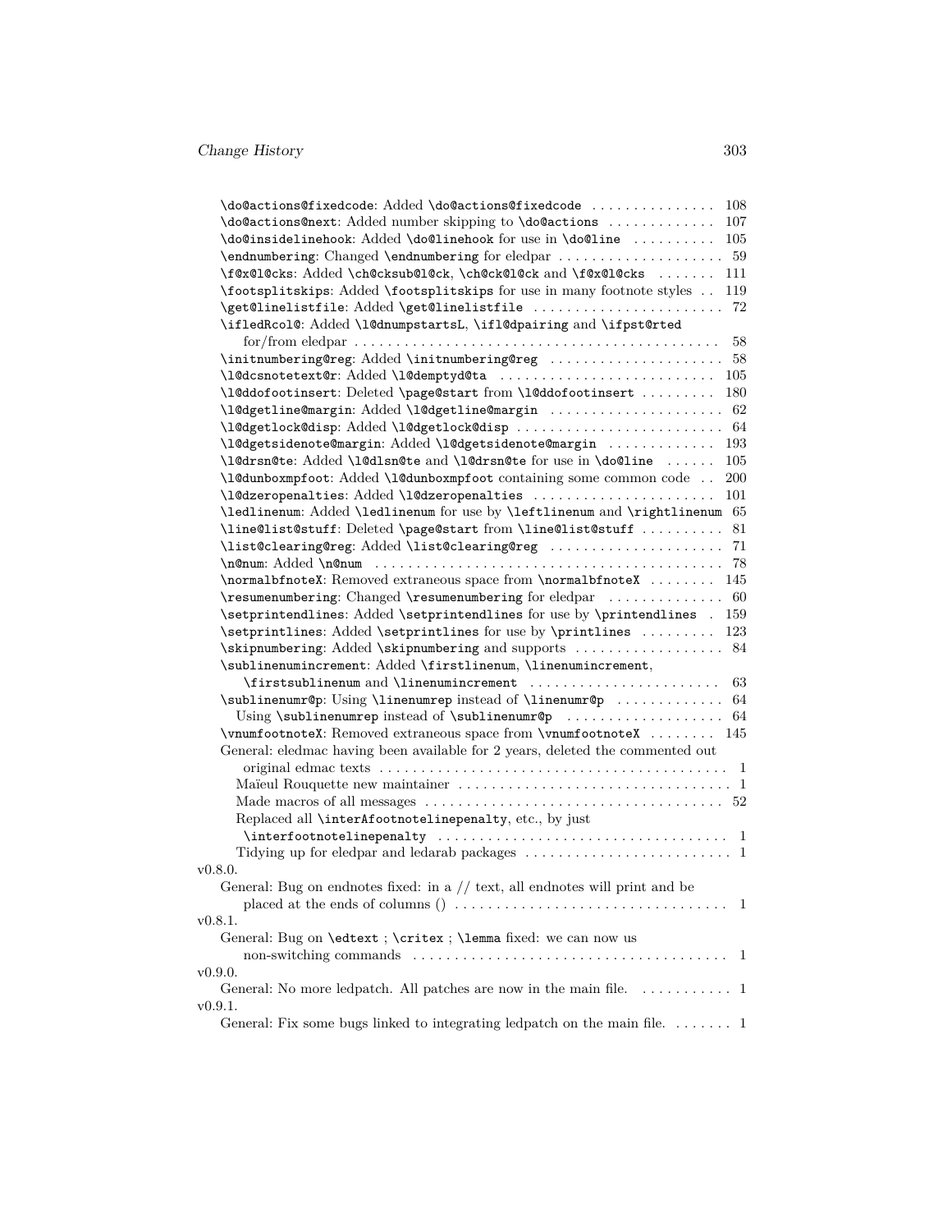\do@actions@fixedcode: Added \do@actions@fixedcode . . . . . . . . . . . . . . . 108
\do@actions@next: Added number skipping to \do@actions . . . . . . . . . . . . 107
\do@insidelinehook: Added \do@linehook for use in \do@line . . . . . . . . . . 105
\endnumbering: Changed \endnumbering for eledpar . . . . . . . . . . . . . . . . . . . 59
\f@x@l@cks: Added \ch@cksub@l@ck, \ch@ck@l@ck and \f@x@l@cks . . . . . . . 111
\footsplitskips: Added \footsplitskips for use in many footnote styles . . 119
\get@linelistfile: Added \get@linelistfile . . . . . . . . . . . . . . . . . . . . . . 72
\ifledRcol@: Added \l@dnumpstartsL, \ifl@dpairing and \ifpst@rted for/from eledpar . . . . . . . . . . . . . . . . . . . . . . . . . . . . . . . . . . . . . . . . . . . 58
\initnumbering@reg: Added \initnumbering@reg . . . . . . . . . . . . . . . . . . . . 58
\l@dcsnotetext@r: Added \l@demptyd@ta . . . . . . . . . . . . . . . . . . . . . . . . . 105
\l@ddofootinsert: Deleted \page@start from \l@ddofootinsert . . . . . . . . . 180
\l@dgetline@margin: Added \l@dgetline@margin . . . . . . . . . . . . . . . . . . . . 62
\l@dgetlock@disp: Added \l@dgetlock@disp . . . . . . . . . . . . . . . . . . . . . . . . 64
\l@dgetsidenote@margin: Added \l@dgetsidenote@margin . . . . . . . . . . . . . 193
\l@drsn@te: Added \l@dlsn@te and \l@drsn@te for use in \do@line . . . . . . 105
\l@dunboxmpfoot: Added \l@dunboxmpfoot containing some common code . . 200
\l@dzeropenalties: Added \l@dzeropenalties . . . . . . . . . . . . . . . . . . . . . . 101
\ledlinenum: Added \ledlinenum for use by \leftlinenum and \rightlinenum 65
\line@list@stuff: Deleted \page@start from \line@list@stuff . . . . . . . . . . 81
\list@clearing@reg: Added \list@clearing@reg . . . . . . . . . . . . . . . . . . . . 71
\n@num: Added \n@num . . . . . . . . . . . . . . . . . . . . . . . . . . . . . . . . . . . . . . . . . 78
\normalbfnoteX: Removed extraneous space from \normalbfnoteX . . . . . . . . 145
\resumenumbering: Changed \resumenumbering for eledpar . . . . . . . . . . . . . 60
\setprintendlines: Added \setprintendlines for use by \printendlines . 159
\setprintlines: Added \setprintlines for use by \printlines . . . . . . . . . 123
\skipnumbering: Added \skipnumbering and supports . . . . . . . . . . . . . . . . . 84
\sublinenumincrement: Added \firstlinenum, \linenumincrement, \firstsublinenum and \linenumincrement . . . . . . . . . . . . . . . . . . . . . . . 63
\sublinenumr@p: Using \linenumrep instead of \linenumr@p . . . . . . . . . . . . . 64
Using \sublinenumrep instead of \sublinenumr@p . . . . . . . . . . . . . . . . . . 64
\vnumfootnoteX: Removed extraneous space from \vnumfootnoteX . . . . . . . . 145
General: eledmac having been available for 2 years, deleted the commented out original edmac texts . . . . . . . . . . . . . . . . . . . . . . . . . . . . . . . . . . . . . . . . . 1
Maïeul Rouquette new maintainer . . . . . . . . . . . . . . . . . . . . . . . . . . . . . . . . . 1
Made macros of all messages . . . . . . . . . . . . . . . . . . . . . . . . . . . . . . . . . . . . 52
Replaced all \interAfootnotelinepenalty, etc., by just \interfootnotelinepenalty . . . . . . . . . . . . . . . . . . . . . . . . . . . . . . . . . . . 1
Tidying up for eledpar and ledarab packages . . . . . . . . . . . . . . . . . . . . . . . . . 1

v0.8.0.
General: Bug on endnotes fixed: in a // text, all endnotes will print and be placed at the ends of columns () . . . . . . . . . . . . . . . . . . . . . . . . . . . . . . . . 1

v0.8.1.
General: Bug on \edtext ; \critex ; \lemma fixed: we can now us non-switching commands . . . . . . . . . . . . . . . . . . . . . . . . . . . . . . . . . . . . . . 1

v0.9.0.
General: No more ledpatch. All patches are now in the main file. . . . . . . . . . . 1

v0.9.1.
General: Fix some bugs linked to integrating ledpatch on the main file. . . . . . . 1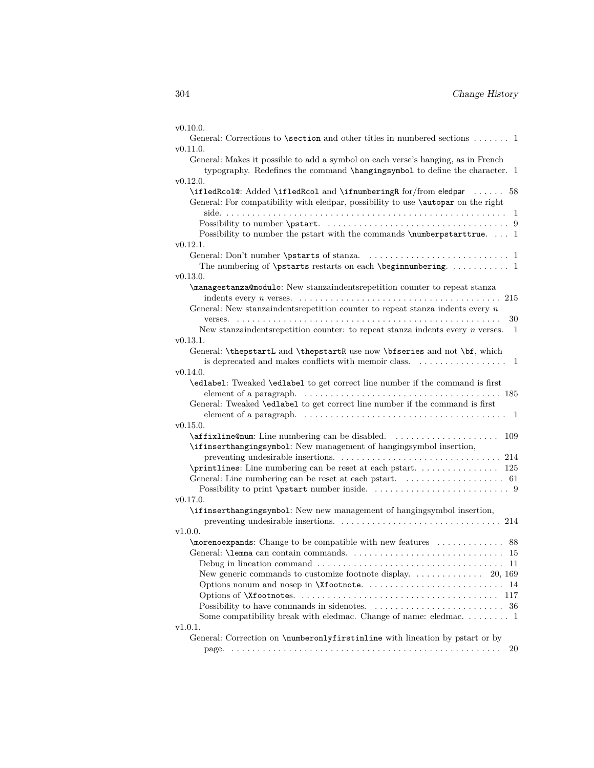v0.10.0.

General: Corrections to `\section` and other titles in numbered sections . . . . . . . 1

v0.11.0.

General: Makes it possible to add a symbol on each verse's hanging, as in French typography. Redefines the command `\hangingsymbol` to define the character. 1

v0.12.0.

`\ifledRcol@`: Added `\ifledRcol` and `\ifnumberingR` for/from eledpar . . . . . . 58

General: For compatibility with eledpar, possibility to use `\autopar` on the right side. . . . . . . . . . . . . . . . . . . . . . . . . . . . . . . . . . . . . . . . . . . . . . . . 1

Possibility to number `\pstart`. . . . . . . . . . . . . . . . . . . . . . . . . . . . . . . . . . 9

Possibility to number the pstart with the commands `\numberpstarttrue`. . . . 1

v0.12.1.

General: Don't number `\pstart`s of stanza. . . . . . . . . . . . . . . . . . . . . . . . . . . 1

The numbering of `\pstart`s restarts on each `\beginnumbering`. . . . . . . . . . . 1

v0.13.0.

`\managestanza@modulo`: New stanzaindentsrepetition counter to repeat stanza indents every $n$ verses. . . . . . . . . . . . . . . . . . . . . . . . . . . . . . . . . . . . . . . 215

General: New stanzaindentsrepetition counter to repeat stanza indents every $n$ verses. . . . . . . . . . . . . . . . . . . . . . . . . . . . . . . . . . . . . . . . . . . . . . . . . 30

New stanzaindentsrepetition counter: to repeat stanza indents every $n$ verses. 1

v0.13.1.

General: `\thepstartL` and `\thepstartR` use now `\bfseries` and not `\bf`, which is deprecated and makes conflicts with memoir class. . . . . . . . . . . . . . . . . . 1

v0.14.0.

`\edlabel`: Tweaked `\edlabel` to get correct line number if the command is first element of a paragraph. . . . . . . . . . . . . . . . . . . . . . . . . . . . . . . . . . . . . . 185

General: Tweaked `\edlabel` to get correct line number if the command is first element of a paragraph. . . . . . . . . . . . . . . . . . . . . . . . . . . . . . . . . . . . . . 1

v0.15.0.

`\affixline@num`: Line numbering can be disabled. . . . . . . . . . . . . . . . . . . . 109

`\ifinserthangingsymbol`: New management of hangingsymbol insertion, preventing undesirable insertions. . . . . . . . . . . . . . . . . . . . . . . . . . . . . . . . 214

`\printlines`: Line numbering can be reset at each pstart. . . . . . . . . . . . . . . . 125

General: Line numbering can be reset at each pstart. . . . . . . . . . . . . . . . . . . . 61

Possibility to print `\pstart` number inside. . . . . . . . . . . . . . . . . . . . . . . . . . 9

v0.17.0.

`\ifinserthangingsymbol`: New new management of hangingsymbol insertion, preventing undesirable insertions. . . . . . . . . . . . . . . . . . . . . . . . . . . . . . . . 214

v1.0.0.

`\morenoexpands`: Change to be compatible with new features . . . . . . . . . . . . . 88

General: `\lemma` can contain commands. . . . . . . . . . . . . . . . . . . . . . . . . . . . . 15

Debug in lineation command . . . . . . . . . . . . . . . . . . . . . . . . . . . . . . . . . . . . 11

New generic commands to customize footnote display. . . . . . . . . . . . . . 20, 169

Options nonum and nosep in `\Xfootnote`. . . . . . . . . . . . . . . . . . . . . . . . . . 14

Options of `\Xfootnote`s. . . . . . . . . . . . . . . . . . . . . . . . . . . . . . . . . . . . . . 117

Possibility to have commands in sidenotes. . . . . . . . . . . . . . . . . . . . . . . . . . 36

Some compatibility break with eledmac. Change of name: eledmac. . . . . . . . . 1

v1.0.1.

General: Correction on `\numberonlyfirstinline` with lineation by pstart or by page. . . . . . . . . . . . . . . . . . . . . . . . . . . . . . . . . . . . . . . . . . . . . . . . . . . . . 20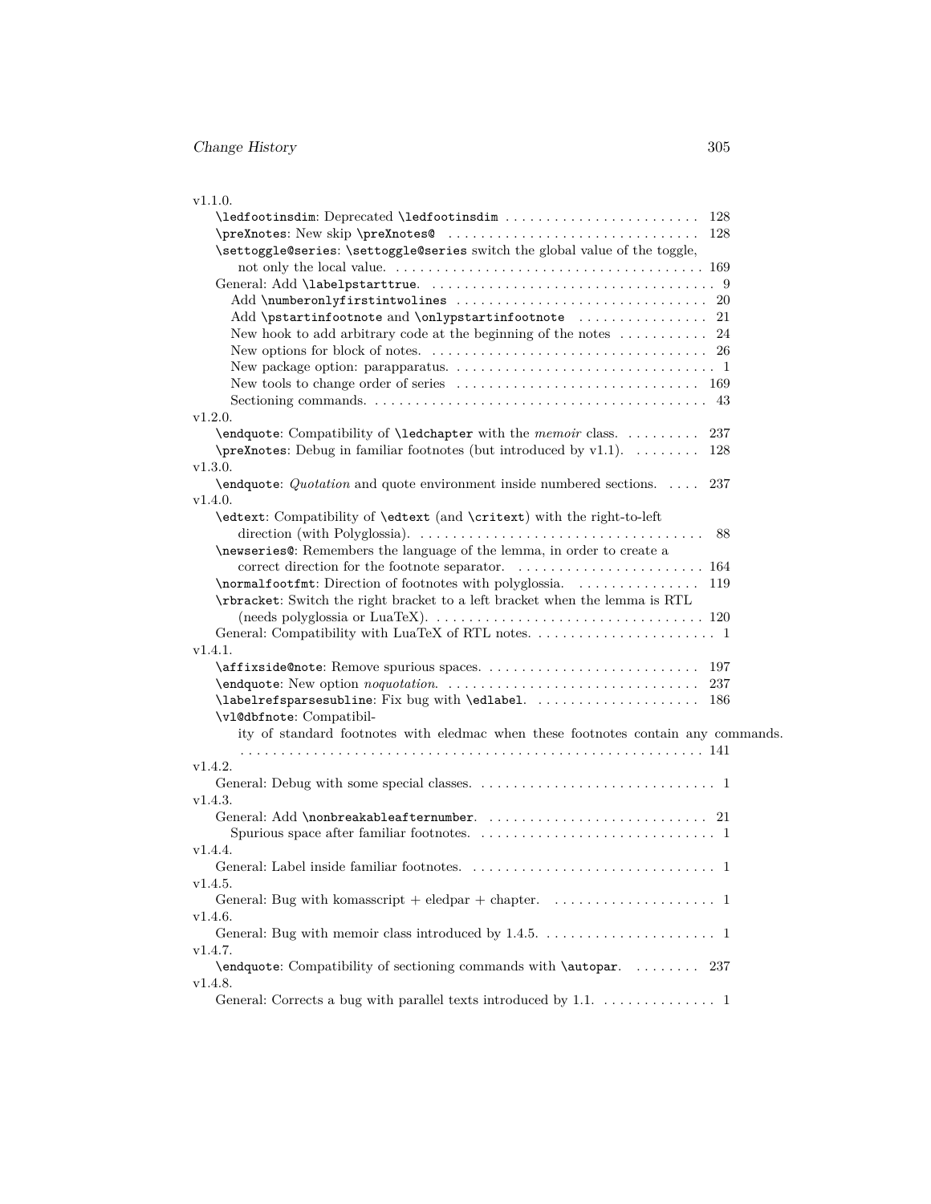v1.1.0.

\ledfootinsdim: Deprecated \ledfootinsdim . . . . . . . . . . . . . . . . . . . . . . . . 128
\preXnotes: New skip \preXnotes@ . . . . . . . . . . . . . . . . . . . . . . . . . . . . . . . 128
\settoggle@series: \settoggle@series switch the global value of the toggle, not only the local value. . . . . . . . . . . . . . . . . . . . . . . . . . . . . . . . . . . . . . . 169
General: Add \labelpstarttrue. . . . . . . . . . . . . . . . . . . . . . . . . . . . . . . . . . . . 9
  Add \numberonlyfirstintwolines . . . . . . . . . . . . . . . . . . . . . . . . . . . . . . . 20
  Add \pstartinfootnote and \onlypstartinfootnote . . . . . . . . . . . . . . . . 21
  New hook to add arbitrary code at the beginning of the notes . . . . . . . . . . . 24
  New options for block of notes. . . . . . . . . . . . . . . . . . . . . . . . . . . . . . . . . . 26
  New package option: parapparatus. . . . . . . . . . . . . . . . . . . . . . . . . . . . . . . . 1
  New tools to change order of series . . . . . . . . . . . . . . . . . . . . . . . . . . . . . . 169
  Sectioning commands. . . . . . . . . . . . . . . . . . . . . . . . . . . . . . . . . . . . . . . . . 43

v1.2.0.

\endquote: Compatibility of \ledchapter with the *memoir* class. . . . . . . . . . 237
\preXnotes: Debug in familiar footnotes (but introduced by v1.1). . . . . . . . . 128

v1.3.0.

\endquote: *Quotation* and quote environment inside numbered sections. . . . . 237

v1.4.0.

\edtext: Compatibility of \edtext (and \critext) with the right-to-left direction (with Polyglossia). . . . . . . . . . . . . . . . . . . . . . . . . . . . . . . . . . . . 88
\newseries@: Remembers the language of the lemma, in order to create a correct direction for the footnote separator. . . . . . . . . . . . . . . . . . . . . . . . 164
\normalfootfmt: Direction of footnotes with polyglossia. . . . . . . . . . . . . . . . 119
\rbracket: Switch the right bracket to a left bracket when the lemma is RTL (needs polyglossia or LuaTeX). . . . . . . . . . . . . . . . . . . . . . . . . . . . . . . . . . 120
General: Compatibility with LuaTeX of RTL notes. . . . . . . . . . . . . . . . . . . . . . . 1

v1.4.1.

\affixside@note: Remove spurious spaces. . . . . . . . . . . . . . . . . . . . . . . . . . . 197
\endquote: New option *noquotation*. . . . . . . . . . . . . . . . . . . . . . . . . . . . . . . . 237
\labelrefsparsesubline: Fix bug with \edlabel. . . . . . . . . . . . . . . . . . . . . 186
\vl@dbfnote: Compatibility of standard footnotes with eledmac when these footnotes contain any commands. . . . . . . . . . . . . . . . . . . . . . . . . . . . . . . . . . . . . . . . . . . . . . . . . . . . . . 141

v1.4.2.

General: Debug with some special classes. . . . . . . . . . . . . . . . . . . . . . . . . . . . . 1

v1.4.3.

General: Add \nonbreakableafternumber. . . . . . . . . . . . . . . . . . . . . . . . . . . 21
  Spurious space after familiar footnotes. . . . . . . . . . . . . . . . . . . . . . . . . . . . 1

v1.4.4.

General: Label inside familiar footnotes. . . . . . . . . . . . . . . . . . . . . . . . . . . . . . 1

v1.4.5.

General: Bug with komasscript + eledpar + chapter. . . . . . . . . . . . . . . . . . . . 1

v1.4.6.

General: Bug with memoir class introduced by 1.4.5. . . . . . . . . . . . . . . . . . . . 1

v1.4.7.

\endquote: Compatibility of sectioning commands with \autopar. . . . . . . . . 237

v1.4.8.

General: Corrects a bug with parallel texts introduced by 1.1. . . . . . . . . . . . . . 1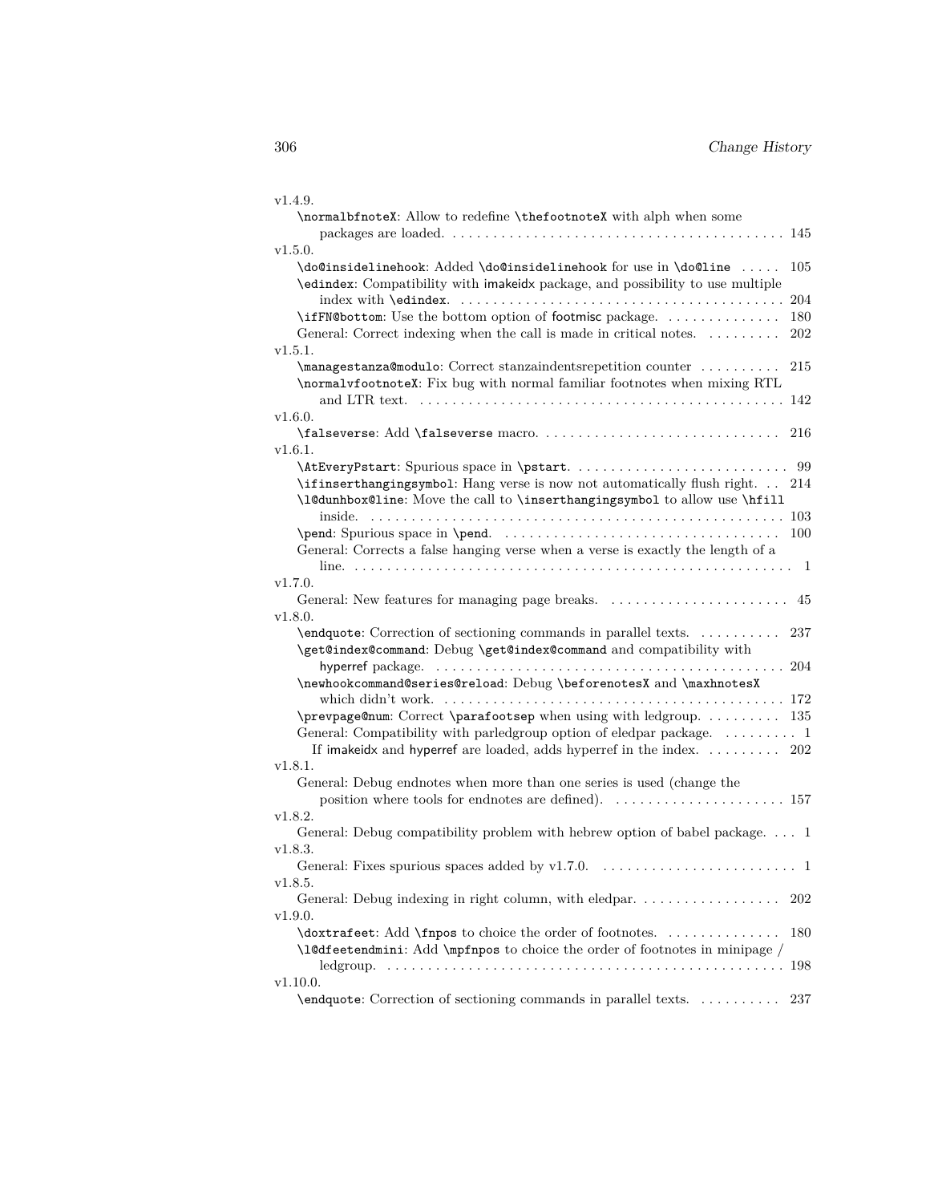v1.4.9.

`\normalbfnoteX`: Allow to redefine `\thefootnoteX` with alph when some packages are loaded. . . . . . . . . . 145

v1.5.0.

`\do@insidelinehook`: Added `\do@insidelinehook` for use in `\do@line` . . . . . 105

`\edindex`: Compatibility with imakeidx package, and possibility to use multiple index with `\edindex`. . . . . . . . . . 204

`\ifFN@bottom`: Use the bottom option of footmisc package. . . . . . . . . . 180

General: Correct indexing when the call is made in critical notes. . . . . . . . . 202

v1.5.1.

`\managestanza@modulo`: Correct stanzaindentsrepetition counter . . . . . . . . . 215

`\normalvfootnoteX`: Fix bug with normal familiar footnotes when mixing RTL and LTR text. . . . . . . . . . 142

v1.6.0.

`\falseverse`: Add `\falseverse` macro. . . . . . . . . . 216

v1.6.1.

`\AtEveryPstart`: Spurious space in `\pstart`. . . . . . . . . . 99

`\ifinserthangingsymbol`: Hang verse is now not automatically flush right. . . 214

`\l@dunhbox@line`: Move the call to `\inserthangingsymbol` to allow use `\hfill` inside. . . . . . . . . . 103

`\pend`: Spurious space in `\pend`. . . . . . . . . . 100

General: Corrects a false hanging verse when a verse is exactly the length of a line. . . . . . . . . . 1

v1.7.0.

General: New features for managing page breaks. . . . . . . . . . 45

v1.8.0.

`\endquote`: Correction of sectioning commands in parallel texts. . . . . . . . . . 237

`\get@index@command`: Debug `\get@index@command` and compatibility with hyperref package. . . . . . . . . . 204

`\newhookcommand@series@reload`: Debug `\beforenotesX` and `\maxhnotesX` which didn't work. . . . . . . . . . 172

`\prevpage@num`: Correct `\parafootsep` when using with ledgroup. . . . . . . . . 135

General: Compatibility with parledgroup option of eledpar package. . . . . . . . . 1

If imakeidx and hyperref are loaded, adds hyperref in the index. . . . . . . . . 202

v1.8.1.

General: Debug endnotes when more than one series is used (change the position where tools for endnotes are defined). . . . . . . . . . 157

v1.8.2.

General: Debug compatibility problem with hebrew option of babel package. . . . 1

v1.8.3.

General: Fixes spurious spaces added by v1.7.0. . . . . . . . . . 1

v1.8.5.

General: Debug indexing in right column, with eledpar. . . . . . . . . . 202

v1.9.0.

`\doxtrafeet`: Add `\fnpos` to choice the order of footnotes. . . . . . . . . . 180

`\l@dfeetendmini`: Add `\mpfnpos` to choice the order of footnotes in minipage / ledgroup. . . . . . . . . . 198

v1.10.0.

`\endquote`: Correction of sectioning commands in parallel texts. . . . . . . . . . 237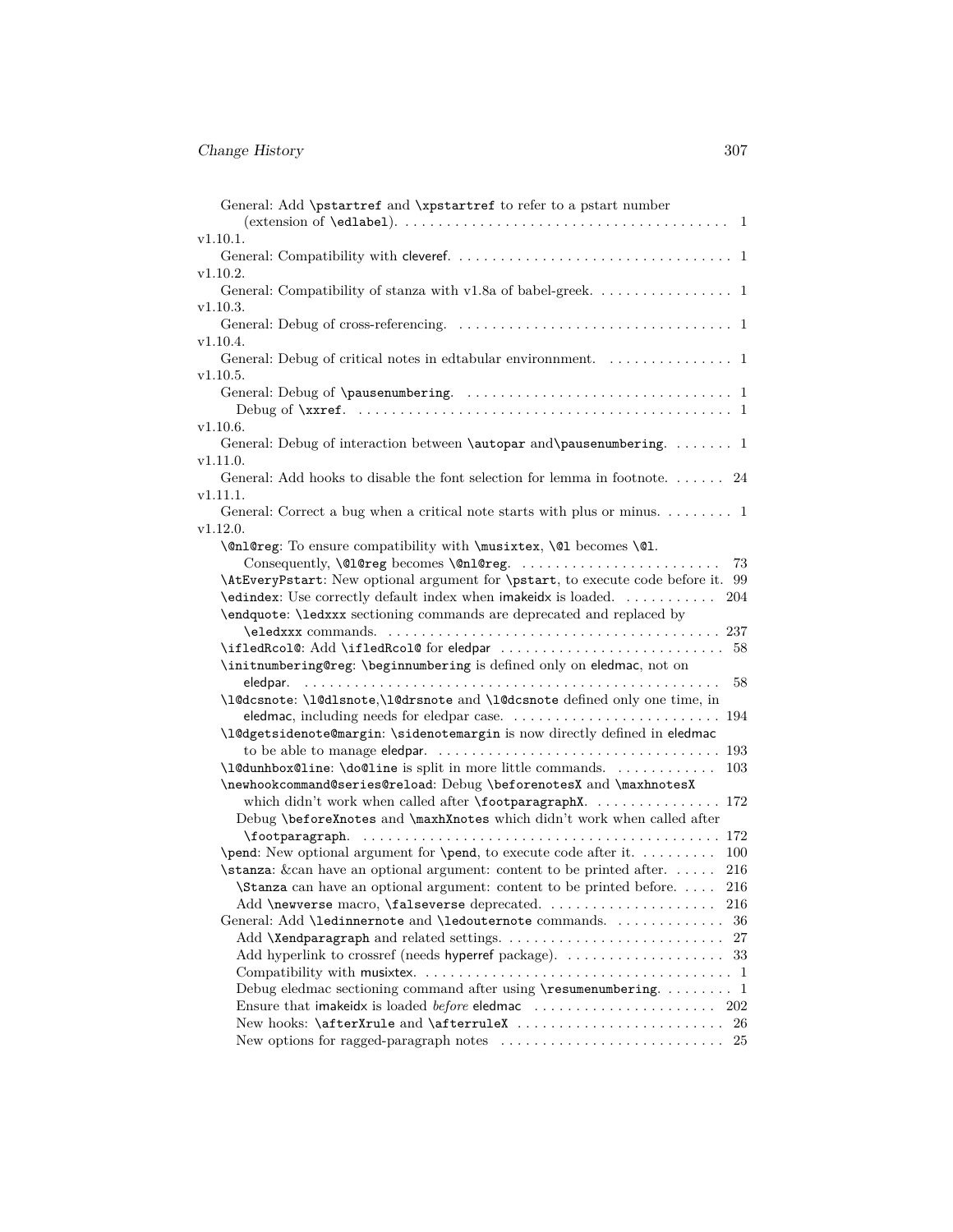General: Add `\pstartref` and `\xpstartref` to refer to a pstart number (extension of `\edlabel`). . . . . . . . . . . . . . . . . . . . . . . . . . . . . . . . . . . . . . . . 1

v1.10.1.

General: Compatibility with cleveref. . . . . . . . . . . . . . . . . . . . . . . . . . . . . . . . . . 1

v1.10.2.

General: Compatibility of stanza with v1.8a of babel-greek. . . . . . . . . . . . . . . . . 1

v1.10.3.

General: Debug of cross-referencing. . . . . . . . . . . . . . . . . . . . . . . . . . . . . . . . . . 1

v1.10.4.

General: Debug of critical notes in edtabular environnment. . . . . . . . . . . . . . . . 1

v1.10.5.

General: Debug of `\pausenumbering`. . . . . . . . . . . . . . . . . . . . . . . . . . . . . . . . . 1

Debug of `\xxref`. . . . . . . . . . . . . . . . . . . . . . . . . . . . . . . . . . . . . . . . . . . . . . 1

v1.10.6.

General: Debug of interaction between `\autopar` and`\pausenumbering`. . . . . . . . 1

v1.11.0.

General: Add hooks to disable the font selection for lemma in footnote. . . . . . . 24

v1.11.1.

General: Correct a bug when a critical note starts with plus or minus. . . . . . . . . 1

v1.12.0.

`\@nl@reg`: To ensure compatibility with `\musixtex`, `\@l` becomes `\@l`. Consequently, `\@l@reg` becomes `\@nl@reg`. . . . . . . . . . . . . . . . . . . . . . . . . 73

`\AtEveryPstart`: New optional argument for `\pstart`, to execute code before it. 99

`\edindex`: Use correctly default index when imakeidx is loaded. . . . . . . . . . . 204

`\endquote`: `\ledxxx` sectioning commands are deprecated and replaced by `\eledxxx` commands. . . . . . . . . . . . . . . . . . . . . . . . . . . . . . . . . . . . . . . . 237

`\ifledRcol@`: Add `\ifledRcol@` for eledpar . . . . . . . . . . . . . . . . . . . . . . . . . . . 58

`\initnumbering@reg`: `\beginnumbering` is defined only on eledmac, not on eledpar. . . . . . . . . . . . . . . . . . . . . . . . . . . . . . . . . . . . . . . . . . . . . . . . . . . 58

`\l@dcsnote`: `\l@dlsnote`,`\l@drsnote` and `\l@dcsnote` defined only one time, in eledmac, including needs for eledpar case. . . . . . . . . . . . . . . . . . . . . . . . . . 194

`\l@dgetsidenote@margin`: `\sidenotemargin` is now directly defined in eledmac to be able to manage eledpar. . . . . . . . . . . . . . . . . . . . . . . . . . . . . . . . . . . 193

`\l@dunhbox@line`: `\do@line` is split in more little commands. . . . . . . . . . . . 103

`\newhookcommand@series@reload`: Debug `\beforenotesX` and `\maxhnotesX` which didn't work when called after `\footparagraphX`. . . . . . . . . . . . . . . . 172

Debug `\beforeXnotes` and `\maxhXnotes` which didn't work when called after `\footparagraph`. . . . . . . . . . . . . . . . . . . . . . . . . . . . . . . . . . . . . . . . . . . 172

`\pend`: New optional argument for `\pend`, to execute code after it. . . . . . . . . 100

`\stanza`: &can have an optional argument: content to be printed after. . . . . . 216

`\Stanza` can have an optional argument: content to be printed before. . . . . 216

Add `\newverse` macro, `\falseverse` deprecated. . . . . . . . . . . . . . . . . . . . . 216

General: Add `\ledinnernote` and `\ledouternote` commands. . . . . . . . . . . . . . 36

Add `\Xendparagraph` and related settings. . . . . . . . . . . . . . . . . . . . . . . . . . . 27

Add hyperlink to crossref (needs hyperref package). . . . . . . . . . . . . . . . . . . . 33

Compatibility with musixtex. . . . . . . . . . . . . . . . . . . . . . . . . . . . . . . . . . . . . . 1

Debug eledmac sectioning command after using `\resumenumbering`. . . . . . . . . 1

Ensure that imakeidx is loaded *before* eledmac . . . . . . . . . . . . . . . . . . . . . . 202

New hooks: `\afterXrule` and `\afterruleX` . . . . . . . . . . . . . . . . . . . . . . . . . 26

New options for ragged-paragraph notes . . . . . . . . . . . . . . . . . . . . . . . . . . . 25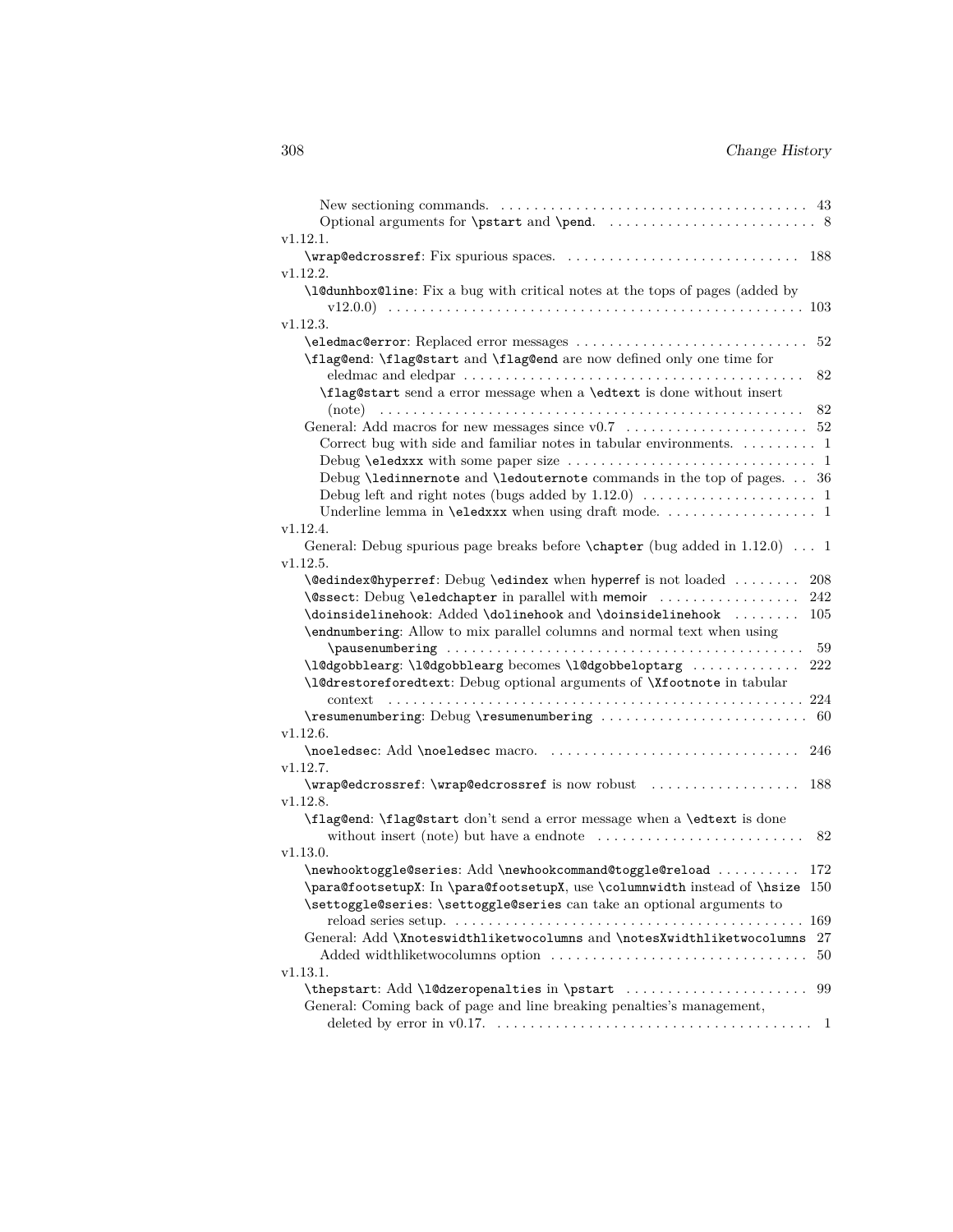New sectioning commands. . . . . . . . . . . . . . . . . . . . . . . . . . . . . . . . . . . . . . . . 43
Optional arguments for `\pstart` and `\pend`. . . . . . . . . . . . . . . . . . . . . . . . . . . 8

v1.12.1.

`\wrap@edcrossref`: Fix spurious spaces. . . . . . . . . . . . . . . . . . . . . . . . . . . . . 188

v1.12.2.

`\l@dunhbox@line`: Fix a bug with critical notes at the tops of pages (added by v12.0.0) . . . . . . . . . . . . . . . . . . . . . . . . . . . . . . . . . . . . . . . . . . . . . . . . . . 103

v1.12.3.

`\eledmac@error`: Replaced error messages . . . . . . . . . . . . . . . . . . . . . . . . . . . . 52
`\flag@end`: `\flag@start` and `\flag@end` are now defined only one time for eledmac and eledpar . . . . . . . . . . . . . . . . . . . . . . . . . . . . . . . . . . . . . . . . 82
`\flag@start` send a error message when a `\edtext` is done without insert (note) . . . . . . . . . . . . . . . . . . . . . . . . . . . . . . . . . . . . . . . . . . . . . . . . . 82
General: Add macros for new messages since v0.7 . . . . . . . . . . . . . . . . . . . . . . 52
Correct bug with side and familiar notes in tabular environments. . . . . . . . . . 1
Debug `\eledxxx` with some paper size . . . . . . . . . . . . . . . . . . . . . . . . . . . . . . . 1
Debug `\ledinnernote` and `\ledouternote` commands in the top of pages. . . 36
Debug left and right notes (bugs added by 1.12.0) . . . . . . . . . . . . . . . . . . . . . 1
Underline lemma in `\eledxxx` when using draft mode. . . . . . . . . . . . . . . . . . . 1

v1.12.4.

General: Debug spurious page breaks before `\chapter` (bug added in 1.12.0) . . . 1

v1.12.5.

`\@edindex@hyperref`: Debug `\edindex` when hyperref is not loaded . . . . . . . . 208
`\@ssect`: Debug `\eledchapter` in parallel with memoir . . . . . . . . . . . . . . . . . 242
`\doinsidelinehook`: Added `\dolinehook` and `\doinsidelinehook` . . . . . . . . 105
`\endnumbering`: Allow to mix parallel columns and normal text when using `\pausenumbering` . . . . . . . . . . . . . . . . . . . . . . . . . . . . . . . . . . . . . . . . . . 59
`\l@dgobblearg`: `\l@dgobblearg` becomes `\l@dgobbleoptarg` . . . . . . . . . . . . . 222
`\l@drestoreforedtext`: Debug optional arguments of `\Xfootnote` in tabular context . . . . . . . . . . . . . . . . . . . . . . . . . . . . . . . . . . . . . . . . . . . . . . . . . 224
`\resumenumbering`: Debug `\resumenumbering` . . . . . . . . . . . . . . . . . . . . . . . . . 60

v1.12.6.

`\noeledsec`: Add `\noeledsec` macro. . . . . . . . . . . . . . . . . . . . . . . . . . . . . . . 246

v1.12.7.

`\wrap@edcrossref`: `\wrap@edcrossref` is now robust . . . . . . . . . . . . . . . . . . 188

v1.12.8.

`\flag@end`: `\flag@start` don't send a error message when a `\edtext` is done without insert (note) but have a endnote . . . . . . . . . . . . . . . . . . . . . . . . . 82

v1.13.0.

`\newhooktoggle@series`: Add `\newhookcommand@toggle@reload` . . . . . . . . . . 172
`\para@footsetupX`: In `\para@footsetupX`, use `\columnwidth` instead of `\hsize` 150
`\settoggle@series`: `\settoggle@series` can take an optional arguments to reload series setup. . . . . . . . . . . . . . . . . . . . . . . . . . . . . . . . . . . . . . . . . . 169
General: Add `\Xnoteswidthliketwocolumns` and `\notesXwidthliketwocolumns` 27
Added widthliketwocolumns option . . . . . . . . . . . . . . . . . . . . . . . . . . . . . . . . 50

v1.13.1.

`\thepstart`: Add `\l@dzeropenalties` in `\pstart` . . . . . . . . . . . . . . . . . . . . . . 99
General: Coming back of page and line breaking penalties's management, deleted by error in v0.17. . . . . . . . . . . . . . . . . . . . . . . . . . . . . . . . . . . . . . . 1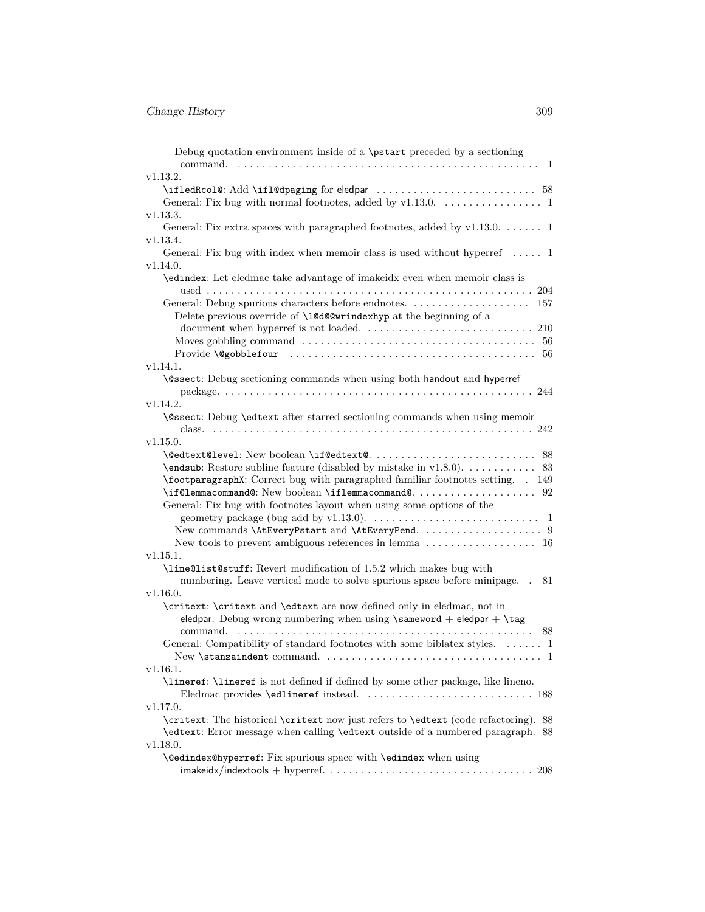Debug quotation environment inside of a `\pstart` preceded by a sectioning command. . . . . . . . . . . . . . . . . . . . . . . . . . . . . . . . . . . . . . . . . . . . . . . . . 1

v1.13.2.

`\ifledRcol@`: Add `\ifl@dpaging` for eledpar . . . . . . . . . . . . . . . . . . . . . . . . . . 58

General: Fix bug with normal footnotes, added by v1.13.0. . . . . . . . . . . . . . . . . 1

v1.13.3.

General: Fix extra spaces with paragraphed footnotes, added by v1.13.0. . . . . . . 1

v1.13.4.

General: Fix bug with index when memoir class is used without hyperref . . . . . 1

v1.14.0.

`\edindex`: Let eledmac take advantage of imakeidx even when memoir class is used . . . . . . . . . . . . . . . . . . . . . . . . . . . . . . . . . . . . . . . . . . . . . . . . . . . . 204

General: Debug spurious characters before endnotes. . . . . . . . . . . . . . . . . . . . 157

Delete previous override of `\l@d@@wrindexhyp` at the beginning of a document when hyperref is not loaded. . . . . . . . . . . . . . . . . . . . . . . . . . . . 210

Moves gobbling command . . . . . . . . . . . . . . . . . . . . . . . . . . . . . . . . . . . . . 56

Provide `\@gobblefour` . . . . . . . . . . . . . . . . . . . . . . . . . . . . . . . . . . . . . . . 56

v1.14.1.

`\@ssect`: Debug sectioning commands when using both handout and hyperref package. . . . . . . . . . . . . . . . . . . . . . . . . . . . . . . . . . . . . . . . . . . . . . . . . . . 244

v1.14.2.

`\@ssect`: Debug `\edtext` after starred sectioning commands when using memoir class. . . . . . . . . . . . . . . . . . . . . . . . . . . . . . . . . . . . . . . . . . . . . . . . . . . . . 242

v1.15.0.

`\@edtext@level`: New boolean `\if@edtext@`. . . . . . . . . . . . . . . . . . . . . . . . . . . 88

`\endsub`: Restore subline feature (disabled by mistake in v1.8.0). . . . . . . . . . . . 83

`\footparagraphX`: Correct bug with paragraphed familiar footnotes setting. . 149

`\if@lemmacommand@`: New boolean `\iflemmacommand@`. . . . . . . . . . . . . . . . . . . . 92

General: Fix bug with footnotes layout when using some options of the geometry package (bug add by v1.13.0). . . . . . . . . . . . . . . . . . . . . . . . . . . . 1

New commands `\AtEveryPstart` and `\AtEveryPend`. . . . . . . . . . . . . . . . . . . . 9

New tools to prevent ambiguous references in lemma . . . . . . . . . . . . . . . . . . 16

v1.15.1.

`\line@list@stuff`: Revert modification of 1.5.2 which makes bug with numbering. Leave vertical mode to solve spurious space before minipage. . 81

v1.16.0.

`\critext`: `\critext` and `\edtext` are now defined only in eledmac, not in eledpar. Debug wrong numbering when using `\sameword` + eledpar + `\tag` command. . . . . . . . . . . . . . . . . . . . . . . . . . . . . . . . . . . . . . . . . . . . . . . . . . 88

General: Compatibility of standard footnotes with some biblatex styles. . . . . . 1

New `\stanzaindent` command. . . . . . . . . . . . . . . . . . . . . . . . . . . . . . . . . . . . 1

v1.16.1.

`\lineref`: `\lineref` is not defined if defined by some other package, like lineno. Eledmac provides `\edlineref` instead. . . . . . . . . . . . . . . . . . . . . . . . . . . 188

v1.17.0.

`\critext`: The historical `\critext` now just refers to `\edtext` (code refactoring). 88

`\edtext`: Error message when calling `\edtext` outside of a numbered paragraph. 88

v1.18.0.

`\@edindex@hyperref`: Fix spurious space with `\edindex` when using imakeidx/indextools + hyperref. . . . . . . . . . . . . . . . . . . . . . . . . . . . . . . . . . 208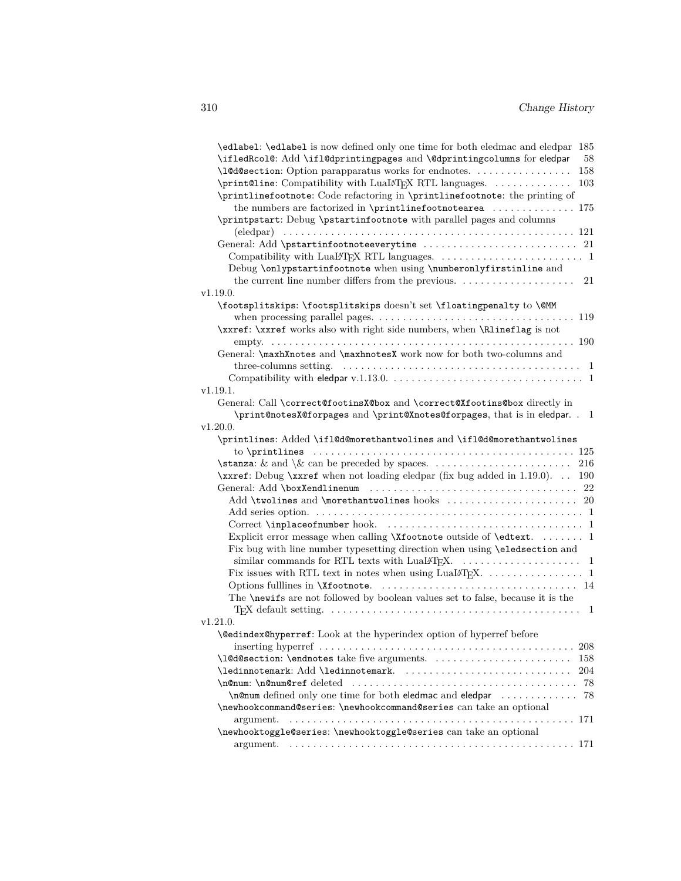\edlabel: \edlabel is now defined only one time for both eledmac and eledpar 185
\ifledRcol@: Add \ifl@dprintingpages and \@dprintingcolumns for eledpar 58
\l@d@section: Option parapparatus works for endnotes. . . . . . . . . . . . . . . . 158
\print@line: Compatibility with LuaLaTeX RTL languages. . . . . . . . . . . . . . 103
\printlinefootnote: Code refactoring in \printlinefootnote: the printing of the numbers are factorized in \printlinefootnotearea . . . . . . . . . . . . . . 175
\printpstart: Debug \pstartinfootnote with parallel pages and columns (eledpar) . . . . . . . . . . . . . . . . . . . . . . . . . . . . . . . . . . . . . . . . . 121
General: Add \pstartinfootnoteeverytime . . . . . . . . . . . . . . . . . . . . . . . . . . 21
  Compatibility with LuaLaTeX RTL languages. . . . . . . . . . . . . . . . . . . . . . . . 1
  Debug \onlypstartinfootnote when using \numberonlyfirstinline and the current line number differs from the previous. . . . . . . . . . . . . . . . . . . 21

v1.19.0.
  \footsplitskips: \footsplitskips doesn't set \floatingpenalty to \@MM when processing parallel pages. . . . . . . . . . . . . . . . . . . . . . . . . . . . . . . . 119
  \xxref: \xxref works also with right side numbers, when \Rlineflag is not empty. . . . . . . . . . . . . . . . . . . . . . . . . . . . . . . . . . . . . . . . . . . . . . . . . . . 190
  General: \maxhXnotes and \maxhnotesX work now for both two-columns and three-columns setting. . . . . . . . . . . . . . . . . . . . . . . . . . . . . . . . . . . . . . . . 1
    Compatibility with eledpar v.1.13.0. . . . . . . . . . . . . . . . . . . . . . . . . . . . . . . . 1

v1.19.1.
  General: Call \correct@footinsX@box and \correct@Xfootins@box directly in \print@notesX@forpages and \print@Xnotes@forpages, that is in eledpar. . 1

v1.20.0.
  \printlines: Added \ifl@d@morethantwolines and \ifl@d@morethantwolines to \printlines . . . . . . . . . . . . . . . . . . . . . . . . . . . . . . . . . . . . . . . . . . . . 125
  \stanza: & and \& can be preceded by spaces. . . . . . . . . . . . . . . . . . . . . . . . 216
  \xxref: Debug \xxref when not loading eledpar (fix bug added in 1.19.0). . . 190
  General: Add \boxXendlinenum . . . . . . . . . . . . . . . . . . . . . . . . . . . . . . . . . . . 22
    Add \twolines and \morethantwolines hooks . . . . . . . . . . . . . . . . . . . . . . 20
    Add series option. . . . . . . . . . . . . . . . . . . . . . . . . . . . . . . . . . . . . . . . . . . . . . 1
    Correct \inplaceofnumber hook. . . . . . . . . . . . . . . . . . . . . . . . . . . . . . . . . . 1
    Explicit error message when calling \Xfootnote outside of \edtext. . . . . . . . 1
    Fix bug with line number typesetting direction when using \eledsection and similar commands for RTL texts with LuaLaTeX. . . . . . . . . . . . . . . . . . . . 1
    Fix issues with RTL text in notes when using LuaLaTeX. . . . . . . . . . . . . . . . . 1
    Options fulllines in \Xfootnote. . . . . . . . . . . . . . . . . . . . . . . . . . . . . . . . . . . 14
    The \newifs are not followed by boolean values set to false, because it is the TeX default setting. . . . . . . . . . . . . . . . . . . . . . . . . . . . . . . . . . . . . . . . . . . 1

v1.21.0.
  \@edindex@hyperref: Look at the hyperindex option of hyperref before inserting hyperref . . . . . . . . . . . . . . . . . . . . . . . . . . . . . . . . . . . . . . . . . . . 208
  \l@d@section: \endnotes take five arguments. . . . . . . . . . . . . . . . . . . . . . . . . 158
  \ledinnotemark: Add \ledinnotemark. . . . . . . . . . . . . . . . . . . . . . . . . . . . . 204
  \n@num: \n@num@ref deleted . . . . . . . . . . . . . . . . . . . . . . . . . . . . . . . . . . . . . . 78
    \n@num defined only one time for both eledmac and eledpar . . . . . . . . . . . . 78
  \newhookcommand@series: \newhookcommand@series can take an optional argument. . . . . . . . . . . . . . . . . . . . . . . . . . . . . . . . . . . . . . . . . . . . . . . . . . . 171
  \newhooktoggle@series: \newhooktoggle@series can take an optional argument. . . . . . . . . . . . . . . . . . . . . . . . . . . . . . . . . . . . . . . . . . . . . . . . . . . 171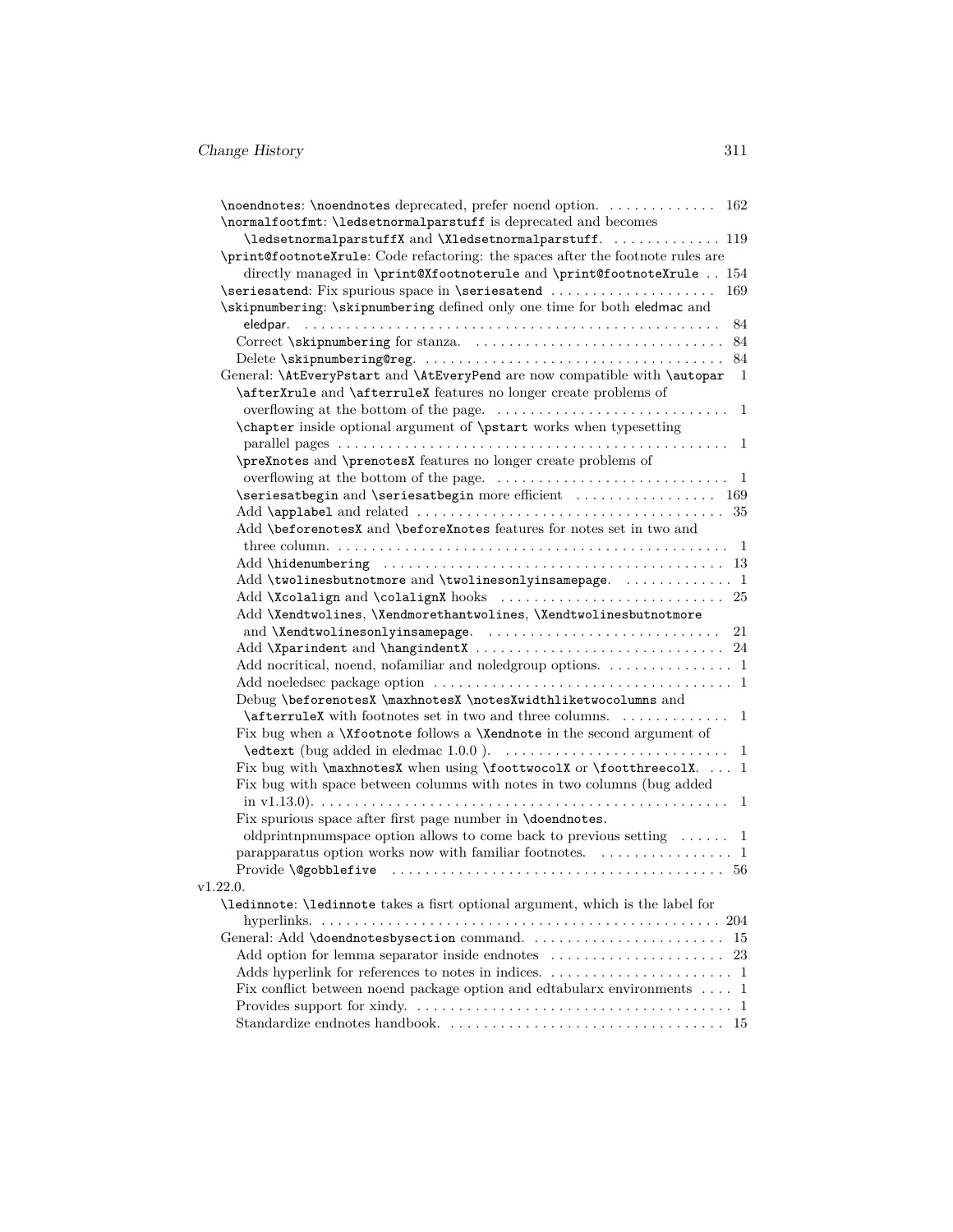\noendnotes: \noendnotes deprecated, prefer noend option. . . . . . . . . . . . . . 162

\normalfootfmt: \ledsetnormalparstuff is deprecated and becomes \ledsetnormalparstuffX and \Xledsetnormalparstuff. . . . . . . . . . . . . . 119

\print@footnoteXrule: Code refactoring: the spaces after the footnote rules are directly managed in \print@Xfootnoterule and \print@footnoteXrule . . 154

\seriesatend: Fix spurious space in \seriesatend . . . . . . . . . . . . . . . . . . . . 169

\skipnumbering: \skipnumbering defined only one time for both eledmac and eledpar. . . . . . . . . . . . . . . . . . . . . . . . . . . . . . . . . . . . . . . . . . . . 84

- Correct \skipnumbering for stanza. . . . . . . . . . . . . . . . . . . . . . . . . . . . . . 84
- Delete \skipnumbering@reg. . . . . . . . . . . . . . . . . . . . . . . . . . . . . . . . . . . . 84

General: \AtEveryPstart and \AtEveryPend are now compatible with \autopar 1

- \afterXrule and \afterruleX features no longer create problems of overflowing at the bottom of the page. . . . . . . . . . . . . . . . . . . . . . . . . . . . 1
- \chapter inside optional argument of \pstart works when typesetting parallel pages . . . . . . . . . . . . . . . . . . . . . . . . . . . . . . . . . . . . . . . . . . . . . 1
- \preXnotes and \prenotesX features no longer create problems of overflowing at the bottom of the page. . . . . . . . . . . . . . . . . . . . . . . . . . . . 1
- \seriesatbegin and \seriesatbegin more efficient . . . . . . . . . . . . . . . . . 169
- Add \applabel and related . . . . . . . . . . . . . . . . . . . . . . . . . . . . . . . . . . . . 35
- Add \beforenotesX and \beforeXnotes features for notes set in two and three column. . . . . . . . . . . . . . . . . . . . . . . . . . . . . . . . . . . . . . . . . . . . . . . 1
- Add \hidenumbering . . . . . . . . . . . . . . . . . . . . . . . . . . . . . . . . . . . . . . . 13
- Add \twolinesbutnotmore and \twolinesonlyinsamepage. . . . . . . . . . . . . 1
- Add \Xcolalign and \colalignX hooks . . . . . . . . . . . . . . . . . . . . . . . . . . 25
- Add \Xendtwolines, \Xendmorethantwolines, \Xendtwolinesbutnotmore and \Xendtwolinesonlyinsamepage. . . . . . . . . . . . . . . . . . . . . . . . . . . . 21
- Add \Xparindent and \hangindentX . . . . . . . . . . . . . . . . . . . . . . . . . . . . . 24
- Add nocritical, noend, nofamiliar and noledgroup options. . . . . . . . . . . . . . . 1
- Add noeledsec package option . . . . . . . . . . . . . . . . . . . . . . . . . . . . . . . . . . . 1
- Debug \beforenotesX \maxhnotesX \notesXwidthliketwocolumns and \afterruleX with footnotes set in two and three columns. . . . . . . . . . . . . 1
- Fix bug when a \Xfootnote follows a \Xendnote in the second argument of \edtext (bug added in eledmac 1.0.0 ). . . . . . . . . . . . . . . . . . . . . . . . . . . 1
- Fix bug with \maxhnotesX when using \foottwocolX or \footthreecolX. . . . 1
- Fix bug with space between columns with notes in two columns (bug added in v1.13.0). . . . . . . . . . . . . . . . . . . . . . . . . . . . . . . . . . . . . . . . . . . . . . . . 1
- Fix spurious space after first page number in \doendnotes. oldprintnpnumspace option allows to come back to previous setting . . . . . . 1
- parapparatus option works now with familiar footnotes. . . . . . . . . . . . . . . . 1
- Provide \@gobblefive . . . . . . . . . . . . . . . . . . . . . . . . . . . . . . . . . . . . . . . 56

v1.22.0.

\ledinnote: \ledinnote takes a fisrt optional argument, which is the label for hyperlinks. . . . . . . . . . . . . . . . . . . . . . . . . . . . . . . . . . . . . . . . . . . . . . . . . 204

General: Add \doendnotesbysection command. . . . . . . . . . . . . . . . . . . . . . . . 15

- Add option for lemma separator inside endnotes . . . . . . . . . . . . . . . . . . . . . 23
- Adds hyperlink for references to notes in indices. . . . . . . . . . . . . . . . . . . . . . 1
- Fix conflict between noend package option and edtabularx environments . . . . 1
- Provides support for xindy. . . . . . . . . . . . . . . . . . . . . . . . . . . . . . . . . . . . . . 1
- Standardize endnotes handbook. . . . . . . . . . . . . . . . . . . . . . . . . . . . . . . . . 15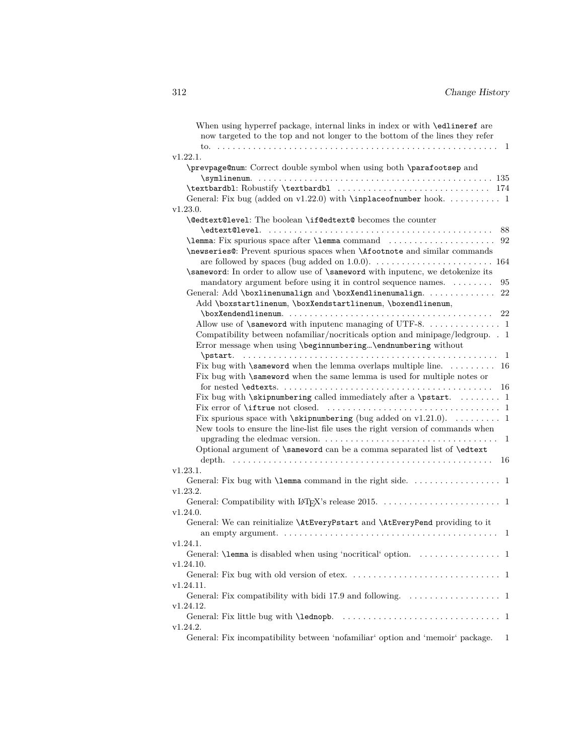When using hyperref package, internal links in index or with `\edlineref` are now targeted to the top and not longer to the bottom of the lines they refer to. . . . . . . . . . . . . . . . . . . . . . . . . . . . . . . . . . . . . . . . . . . . . . . . . . . . . . . 1

v1.22.1.

`\prevpage@num`: Correct double symbol when using both `\parafootsep` and `\symlinenum`. . . . . . . . . . . . . . . . . . . . . . . . . . . . . . . . . . . . . . . . . . . . . . . 135

`\textbardbl`: Robustify `\textbardbl` . . . . . . . . . . . . . . . . . . . . . . . . . . . . . . 174

General: Fix bug (added on v1.22.0) with `\inplaceofnumber` hook. . . . . . . . . . 1

v1.23.0.

`\@edtext@level`: The boolean `\if@edtext@` becomes the counter `\edtext@level`. . . . . . . . . . . . . . . . . . . . . . . . . . . . . . . . . . . . . . . . . . . . . 88

`\lemma`: Fix spurious space after `\lemma` command . . . . . . . . . . . . . . . . . . . . . 92

`\newseries@`: Prevent spurious spaces when `\Afootnote` and similar commands are followed by spaces (bug added on 1.0.0). . . . . . . . . . . . . . . . . . . . . . . . 164

`\sameword`: In order to allow use of `\sameword` with inputenc, we detokenize its mandatory argument before using it in control sequence names. . . . . . . . 95

General: Add `\boxlinenumalign` and `\boxXendlinenumalign`. . . . . . . . . . . . . 22

Add `\boxstartlinenum`, `\boxXendstartlinenum`, `\boxendlinenum`, `\boxXendendlinenum`. . . . . . . . . . . . . . . . . . . . . . . . . . . . . . . . . . . . . . . . . 22

Allow use of `\sameword` with inputenc managing of UTF-8. . . . . . . . . . . . . . . 1

Compatibility between nofamiliar/nocriticals option and minipage/ledgroup. . 1

Error message when using `\beginnumbering…\endnumbering` without `\pstart`. . . . . . . . . . . . . . . . . . . . . . . . . . . . . . . . . . . . . . . . . . . . . . . . . . . . 1

Fix bug with `\sameword` when the lemma overlaps multiple line. . . . . . . . . 16

Fix bug with `\sameword` when the same lemma is used for multiple notes or for nested `\edtext`s. . . . . . . . . . . . . . . . . . . . . . . . . . . . . . . . . . . . . . . . . . 16

Fix bug with `\skipnumbering` called immediately after a `\pstart`. . . . . . . . 1

Fix error of `\iftrue` not closed. . . . . . . . . . . . . . . . . . . . . . . . . . . . . . . . . . . 1

Fix spurious space with `\skipnumbering` (bug added on v1.21.0). . . . . . . . . 1

New tools to ensure the line-list file uses the right version of commands when upgrading the eledmac version. . . . . . . . . . . . . . . . . . . . . . . . . . . . . . . . . . . 1

Optional argument of `\sameword` can be a comma separated list of `\edtext` depth. . . . . . . . . . . . . . . . . . . . . . . . . . . . . . . . . . . . . . . . . . . . . . . . . . . . 16

v1.23.1.

General: Fix bug with `\lemma` command in the right side. . . . . . . . . . . . . . . . . 1

v1.23.2.

General: Compatibility with LaTeX's release 2015. . . . . . . . . . . . . . . . . . . . . . . 1

v1.24.0.

General: We can reinitialize `\AtEveryPstart` and `\AtEveryPend` providing to it an empty argument. . . . . . . . . . . . . . . . . . . . . . . . . . . . . . . . . . . . . . . . . . . 1

v1.24.1.

General: `\lemma` is disabled when using ‘nocritical‘ option. . . . . . . . . . . . . . . . 1

v1.24.10.

General: Fix bug with old version of etex. . . . . . . . . . . . . . . . . . . . . . . . . . . . . 1

v1.24.11.

General: Fix compatibility with bidi 17.9 and following. . . . . . . . . . . . . . . . . . . 1

v1.24.12.

General: Fix little bug with `\lednopb`. . . . . . . . . . . . . . . . . . . . . . . . . . . . . . . 1

v1.24.2.

General: Fix incompatibility between ‘nofamiliar‘ option and ‘memoir‘ package. 1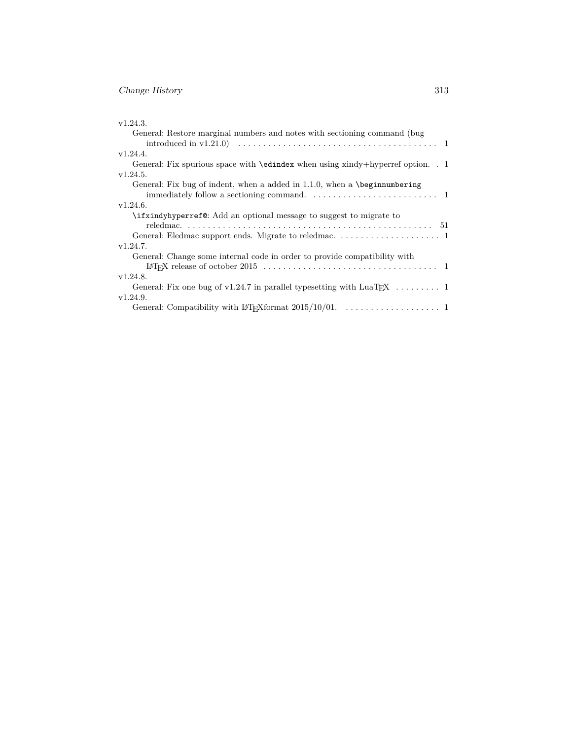v1.24.3.

General: Restore marginal numbers and notes with sectioning command (bug introduced in v1.21.0) . . . . . . . . . . . . . . . . . . . . . . . . . . . . . . . . . . . . . . . 1

v1.24.4.

General: Fix spurious space with `\edindex` when using xindy+hyperref option. . 1

v1.24.5.

General: Fix bug of indent, when a added in 1.1.0, when a `\beginnumbering` immediately follow a sectioning command. . . . . . . . . . . . . . . . . . . . . . . . . 1

v1.24.6.

`\ifxindyhyperref@`: Add an optional message to suggest to migrate to reledmac. . . . . . . . . . . . . . . . . . . . . . . . . . . . . . . . . . . . . . . . . . . . . . . . . 51

General: Eledmac support ends. Migrate to reledmac. . . . . . . . . . . . . . . . . . . . . 1

v1.24.7.

General: Change some internal code in order to provide compatibility with LaTeX release of october 2015 . . . . . . . . . . . . . . . . . . . . . . . . . . . . . . . . . . 1

v1.24.8.

General: Fix one bug of v1.24.7 in parallel typesetting with LuaTeX . . . . . . . . . 1

v1.24.9.

General: Compatibility with LaTeXformat 2015/10/01. . . . . . . . . . . . . . . . . . . . 1